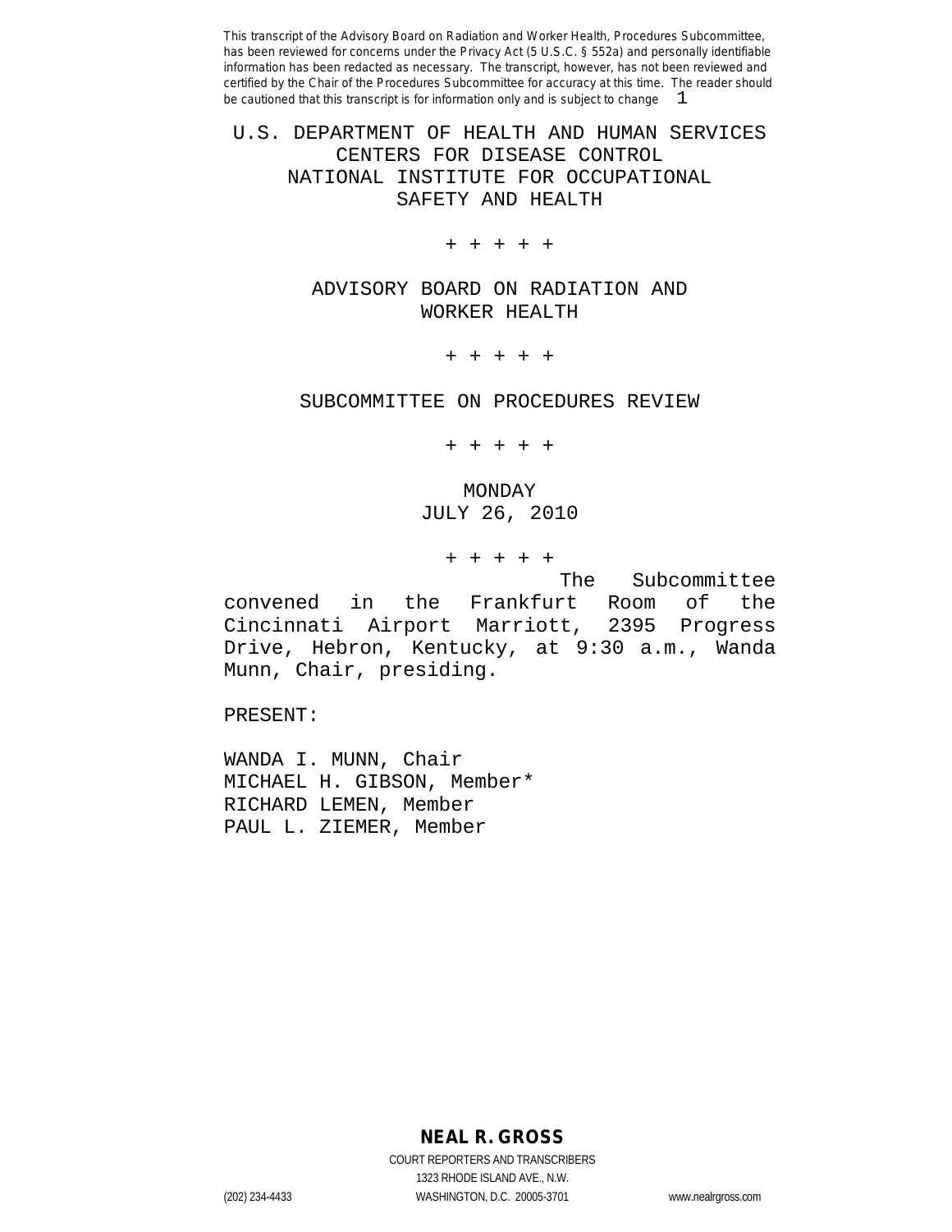This transcript of the Advisory Board on Radiation and Worker Health, Procedures Subcommittee, has been reviewed for concerns under the Privacy Act (5 U.S.C. § 552a) and personally identifiable information has been redacted as necessary. The transcript, however, has not been reviewed and certified by the Chair of the Procedures Subcommittee for accuracy at this time. The reader should be cautioned that this transcript is for information only and is subject to change

U.S. DEPARTMENT OF HEALTH AND HUMAN SERVICES
CENTERS FOR DISEASE CONTROL
NATIONAL INSTITUTE FOR OCCUPATIONAL
SAFETY AND HEALTH

\+ + + + +

ADVISORY BOARD ON RADIATION AND
WORKER HEALTH

\+ + + + +

SUBCOMMITTEE ON PROCEDURES REVIEW

\+ + + + +

MONDAY
JULY 26, 2010

\+ + + + +

The Subcommittee convened in the Frankfurt Room of the Cincinnati Airport Marriott, 2395 Progress Drive, Hebron, Kentucky, at 9:30 a.m., Wanda Munn, Chair, presiding.

PRESENT:

WANDA I. MUNN, Chair
MICHAEL H. GIBSON, Member*
RICHARD LEMEN, Member
PAUL L. ZIEMER, Member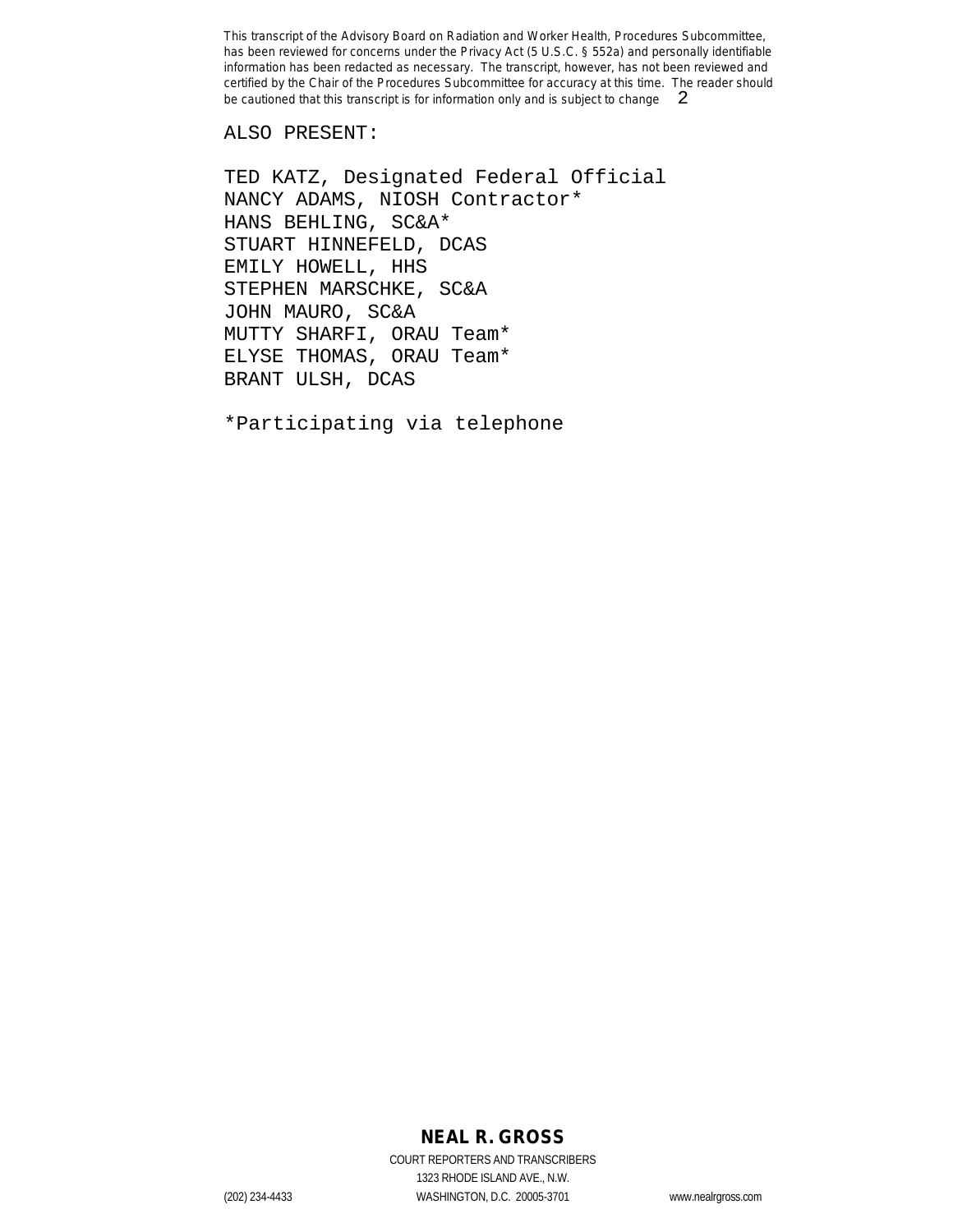ALSO PRESENT:

TED KATZ, Designated Federal Official
NANCY ADAMS, NIOSH Contractor*
HANS BEHLING, SC&A*
STUART HINNEFELD, DCAS
EMILY HOWELL, HHS
STEPHEN MARSCHKE, SC&A
JOHN MAURO, SC&A
MUTTY SHARFI, ORAU Team*
ELYSE THOMAS, ORAU Team*
BRANT ULSH, DCAS

*Participating via telephone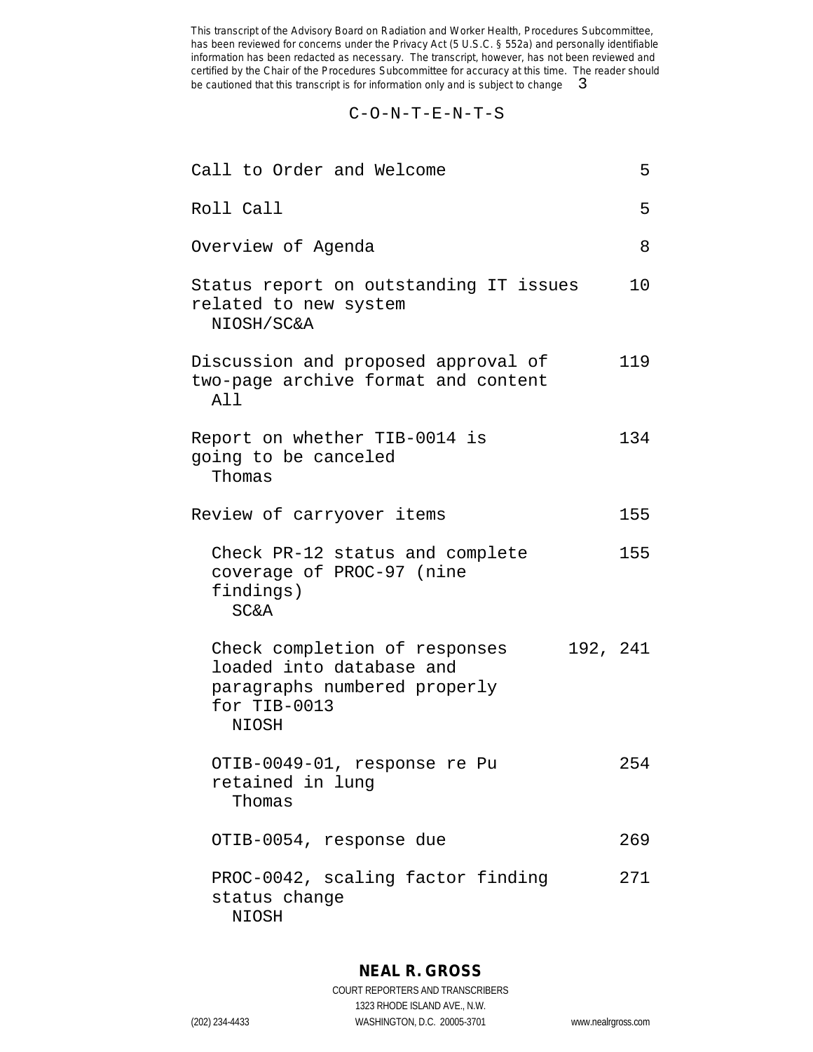C-O-N-T-E-N-T-S

| | |
|---|---|
| Call to Order and Welcome | 5 |
| Roll Call | 5 |
| Overview of Agenda | 8 |
| Status report on outstanding IT issues related to new system<br>NIOSH/SC&A | 10 |
| Discussion and proposed approval of two-page archive format and content<br>All | 119 |
| Report on whether TIB-0014 is going to be canceled<br>Thomas | 134 |
| Review of carryover items | 155 |
| Check PR-12 status and complete coverage of PROC-97 (nine findings)<br>SC&A | 155 |
| Check completion of responses loaded into database and paragraphs numbered properly for TIB-0013<br>NIOSH | 192, 241 |
| OTIB-0049-01, response re Pu retained in lung<br>Thomas | 254 |
| OTIB-0054, response due | 269 |
| PROC-0042, scaling factor finding status change<br>NIOSH | 271 |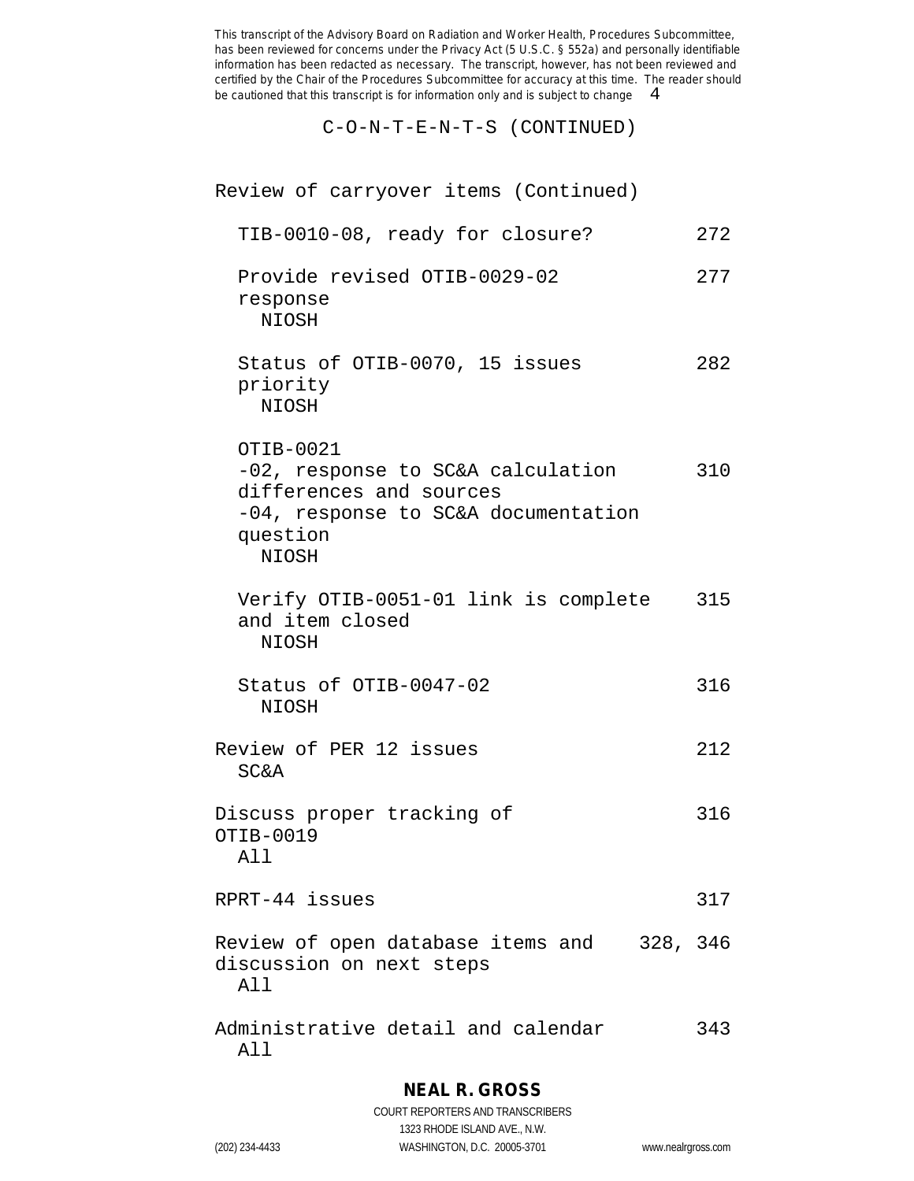C-O-N-T-E-N-T-S (CONTINUED)

Review of carryover items (Continued)

TIB-0010-08, ready for closure? 272

Provide revised OTIB-0029-02 response 277
NIOSH

Status of OTIB-0070, 15 issues priority 282
NIOSH

OTIB-0021
-02, response to SC&A calculation differences and sources 310
-04, response to SC&A documentation question
NIOSH

Verify OTIB-0051-01 link is complete and item closed 315
NIOSH

Status of OTIB-0047-02 316
NIOSH

Review of PER 12 issues 212
SC&A

Discuss proper tracking of OTIB-0019 316
All

RPRT-44 issues 317

Review of open database items and discussion on next steps 328, 346
All

Administrative detail and calendar 343
All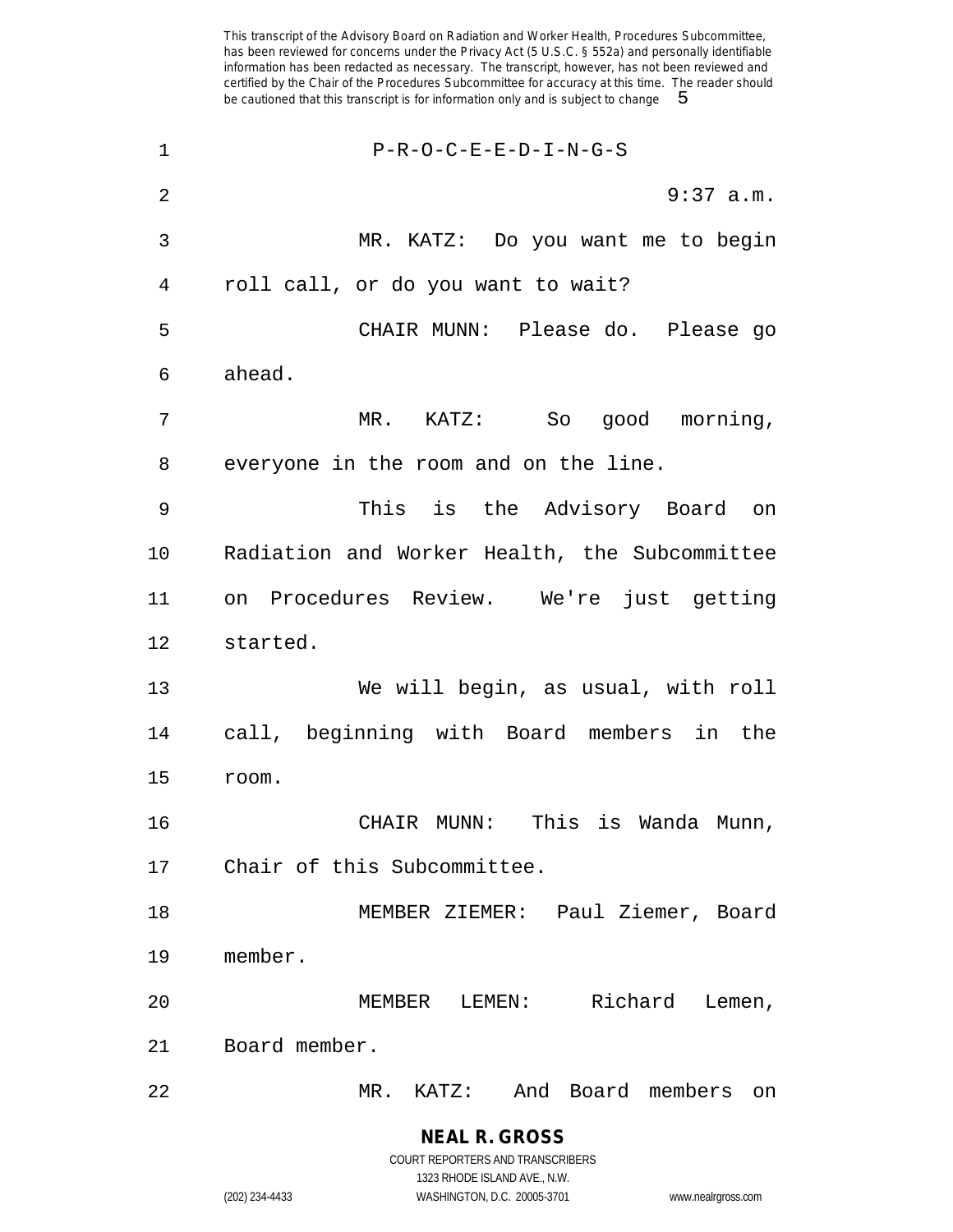P-R-O-C-E-E-D-I-N-G-S

9:37 a.m.

MR. KATZ: Do you want me to begin roll call, or do you want to wait?

CHAIR MUNN: Please do. Please go ahead.

MR. KATZ: So good morning, everyone in the room and on the line.

This is the Advisory Board on Radiation and Worker Health, the Subcommittee on Procedures Review. We're just getting started.

We will begin, as usual, with roll call, beginning with Board members in the room.

CHAIR MUNN: This is Wanda Munn, Chair of this Subcommittee.

MEMBER ZIEMER: Paul Ziemer, Board member.

MEMBER LEMEN: Richard Lemen, Board member.

MR. KATZ: And Board members on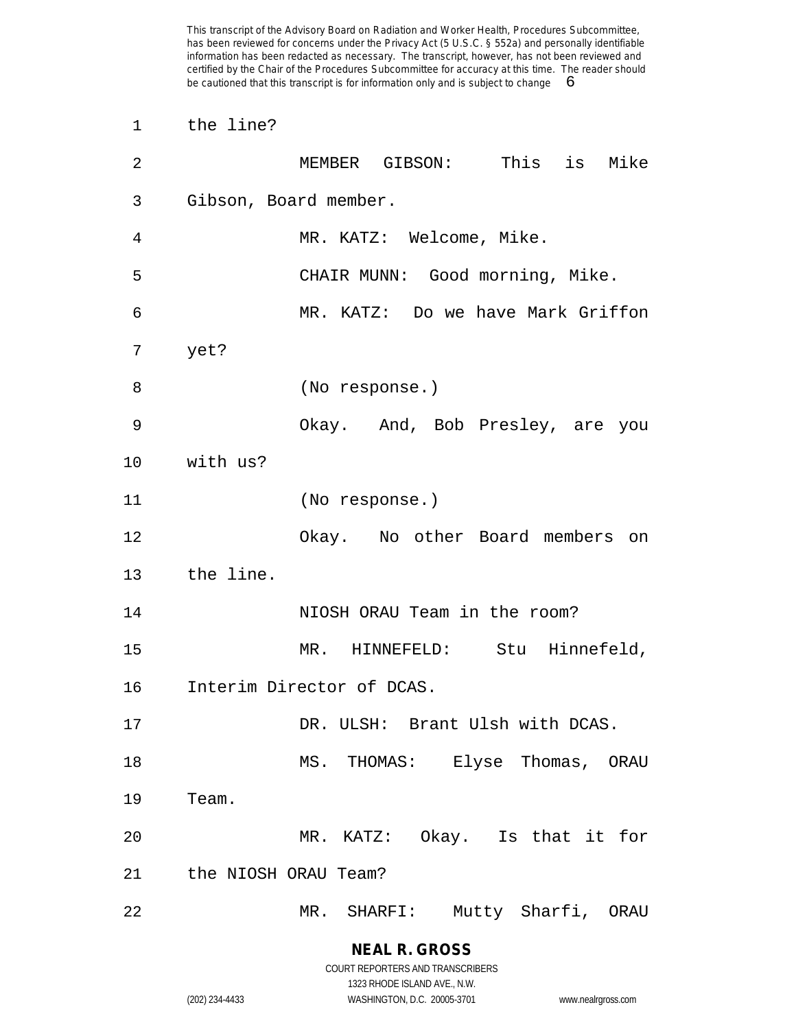the line?

MEMBER GIBSON: This is Mike Gibson, Board member.

MR. KATZ: Welcome, Mike.

CHAIR MUNN: Good morning, Mike.

MR. KATZ: Do we have Mark Griffon yet?

(No response.)

Okay. And, Bob Presley, are you with us?

(No response.)

Okay. No other Board members on the line.

NIOSH ORAU Team in the room?

MR. HINNEFELD: Stu Hinnefeld, Interim Director of DCAS.

DR. ULSH: Brant Ulsh with DCAS.

MS. THOMAS: Elyse Thomas, ORAU Team.

MR. KATZ: Okay. Is that it for the NIOSH ORAU Team?

MR. SHARFI: Mutty Sharfi, ORAU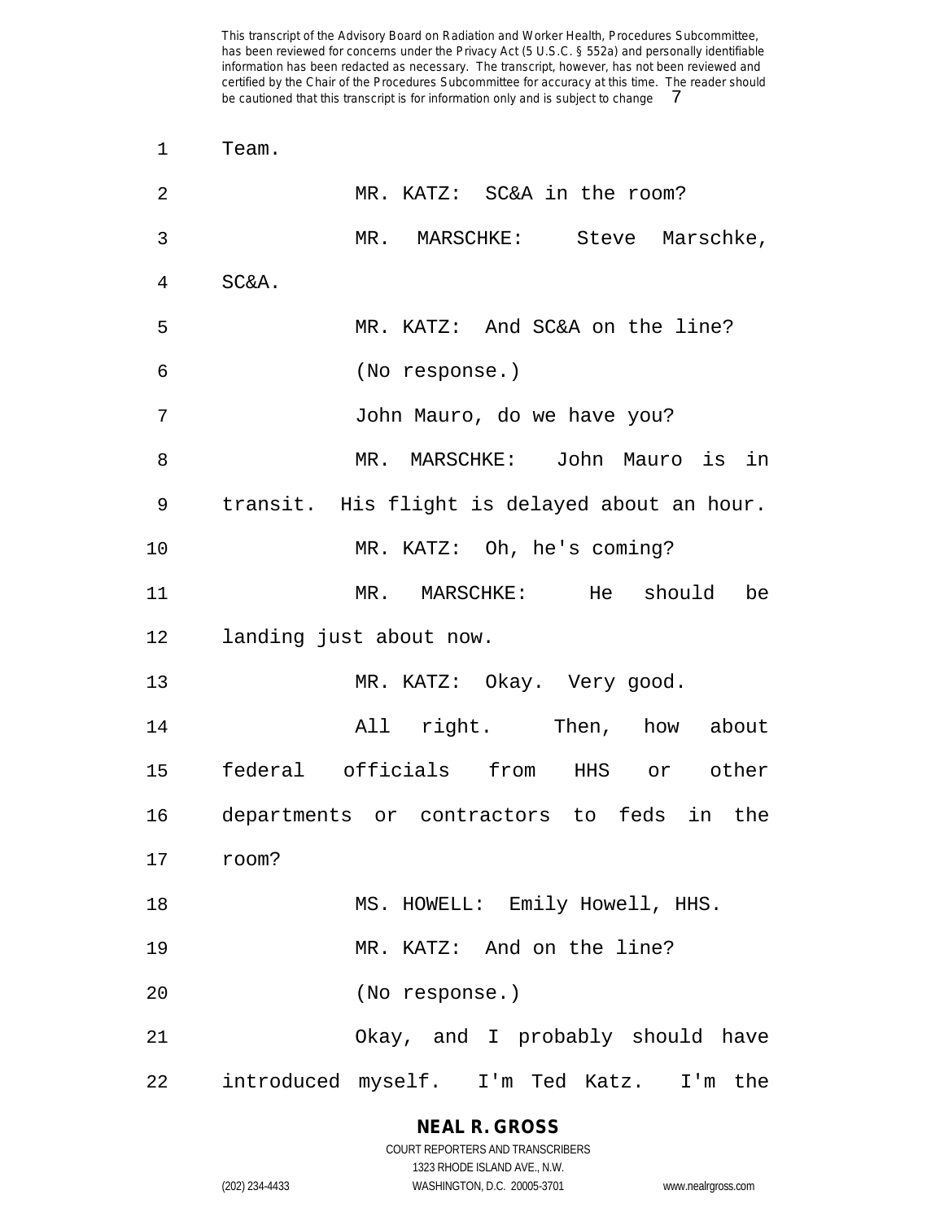Team.

MR. KATZ: SC&A in the room?

MR. MARSCHKE: Steve Marschke, SC&A.

MR. KATZ: And SC&A on the line?

(No response.)

John Mauro, do we have you?

MR. MARSCHKE: John Mauro is in transit. His flight is delayed about an hour.

MR. KATZ: Oh, he's coming?

MR. MARSCHKE: He should be landing just about now.

MR. KATZ: Okay. Very good.

All right. Then, how about federal officials from HHS or other departments or contractors to feds in the room?

MS. HOWELL: Emily Howell, HHS.

MR. KATZ: And on the line?

(No response.)

Okay, and I probably should have introduced myself. I'm Ted Katz. I'm the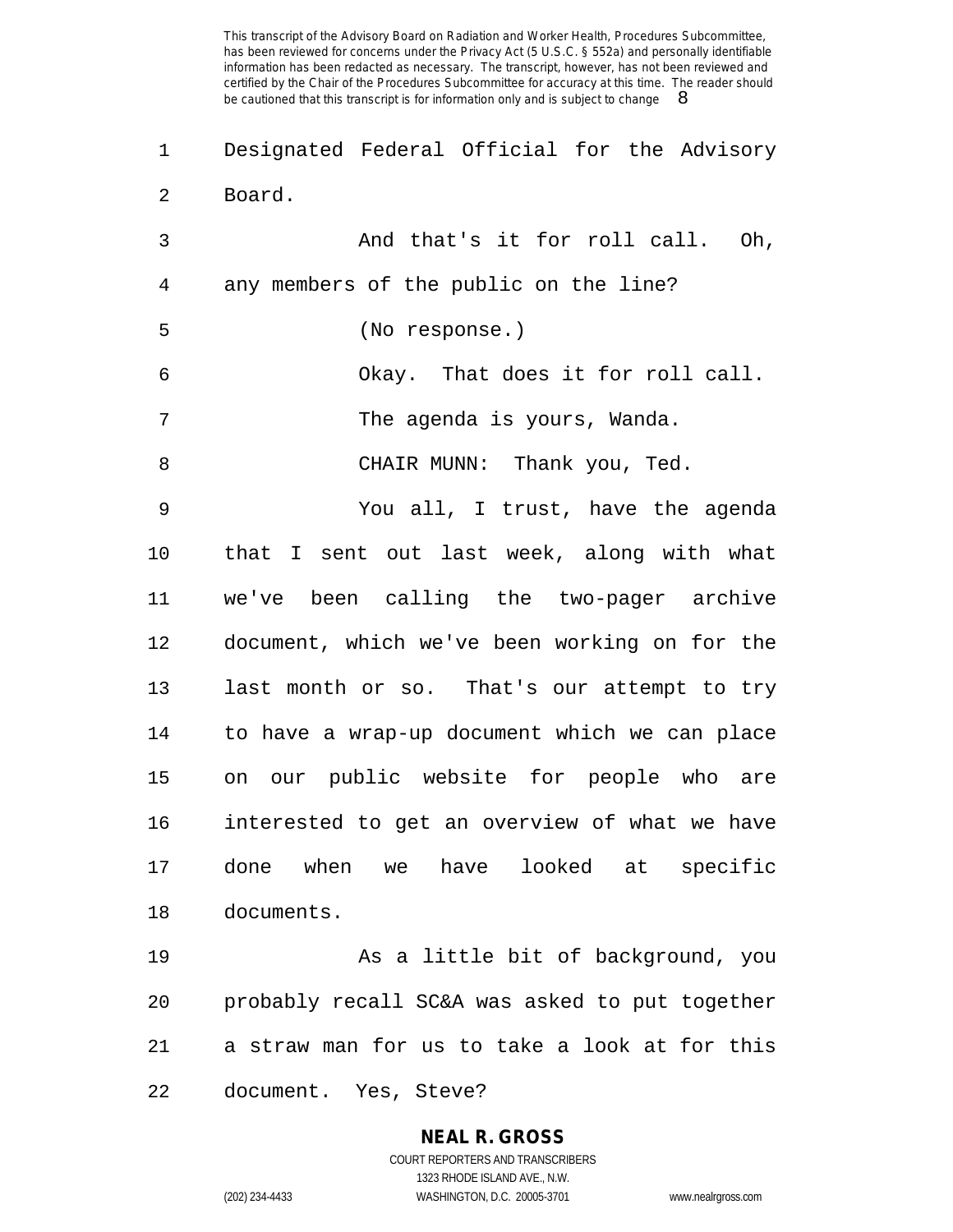Designated Federal Official for the Advisory Board.

And that's it for roll call. Oh, any members of the public on the line?

(No response.)

Okay. That does it for roll call.

The agenda is yours, Wanda.

CHAIR MUNN: Thank you, Ted.

You all, I trust, have the agenda that I sent out last week, along with what we've been calling the two-pager archive document, which we've been working on for the last month or so. That's our attempt to try to have a wrap-up document which we can place on our public website for people who are interested to get an overview of what we have done when we have looked at specific documents.

As a little bit of background, you probably recall SC&A was asked to put together a straw man for us to take a look at for this document. Yes, Steve?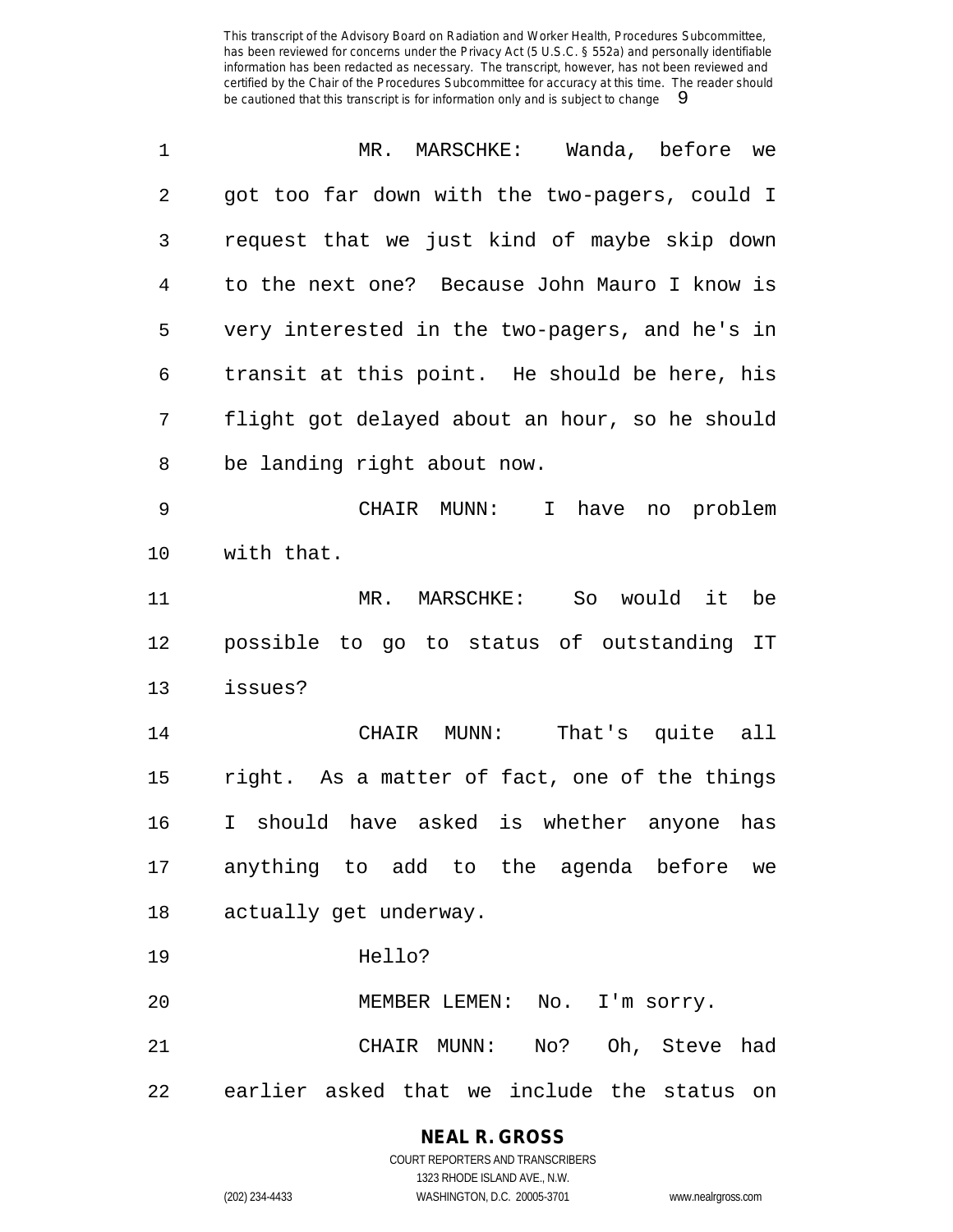MR. MARSCHKE: Wanda, before we got too far down with the two-pagers, could I request that we just kind of maybe skip down to the next one? Because John Mauro I know is very interested in the two-pagers, and he's in transit at this point. He should be here, his flight got delayed about an hour, so he should be landing right about now.

CHAIR MUNN: I have no problem with that.

MR. MARSCHKE: So would it be possible to go to status of outstanding IT issues?

CHAIR MUNN: That's quite all right. As a matter of fact, one of the things I should have asked is whether anyone has anything to add to the agenda before we actually get underway.

Hello?

MEMBER LEMEN: No. I'm sorry.

CHAIR MUNN: No? Oh, Steve had earlier asked that we include the status on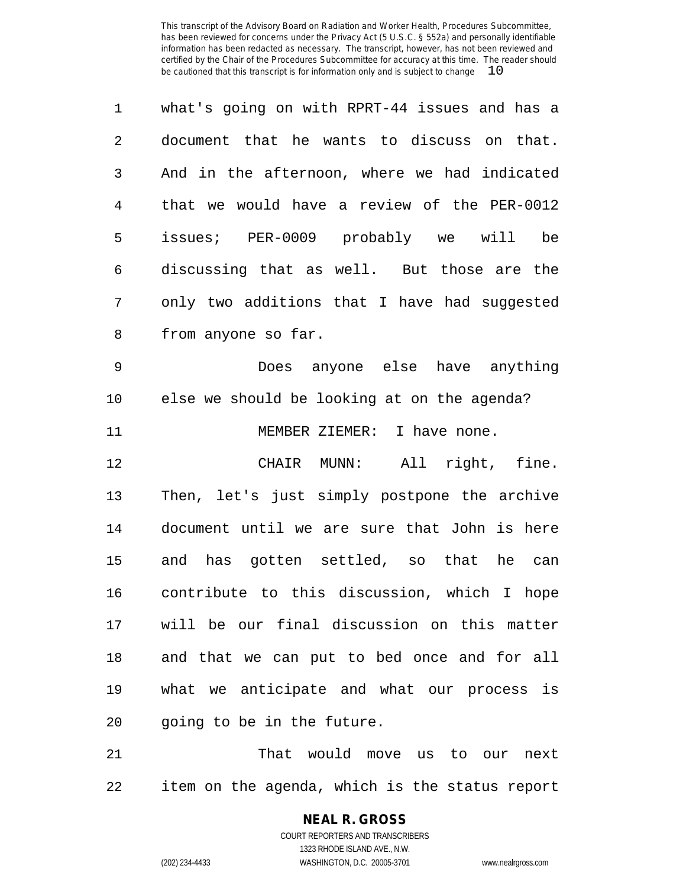what's going on with RPRT-44 issues and has a document that he wants to discuss on that. And in the afternoon, where we had indicated that we would have a review of the PER-0012 issues; PER-0009 probably we will be discussing that as well. But those are the only two additions that I have had suggested from anyone so far.

Does anyone else have anything else we should be looking at on the agenda?

MEMBER ZIEMER: I have none.

CHAIR MUNN: All right, fine. Then, let's just simply postpone the archive document until we are sure that John is here and has gotten settled, so that he can contribute to this discussion, which I hope will be our final discussion on this matter and that we can put to bed once and for all what we anticipate and what our process is going to be in the future.

That would move us to our next item on the agenda, which is the status report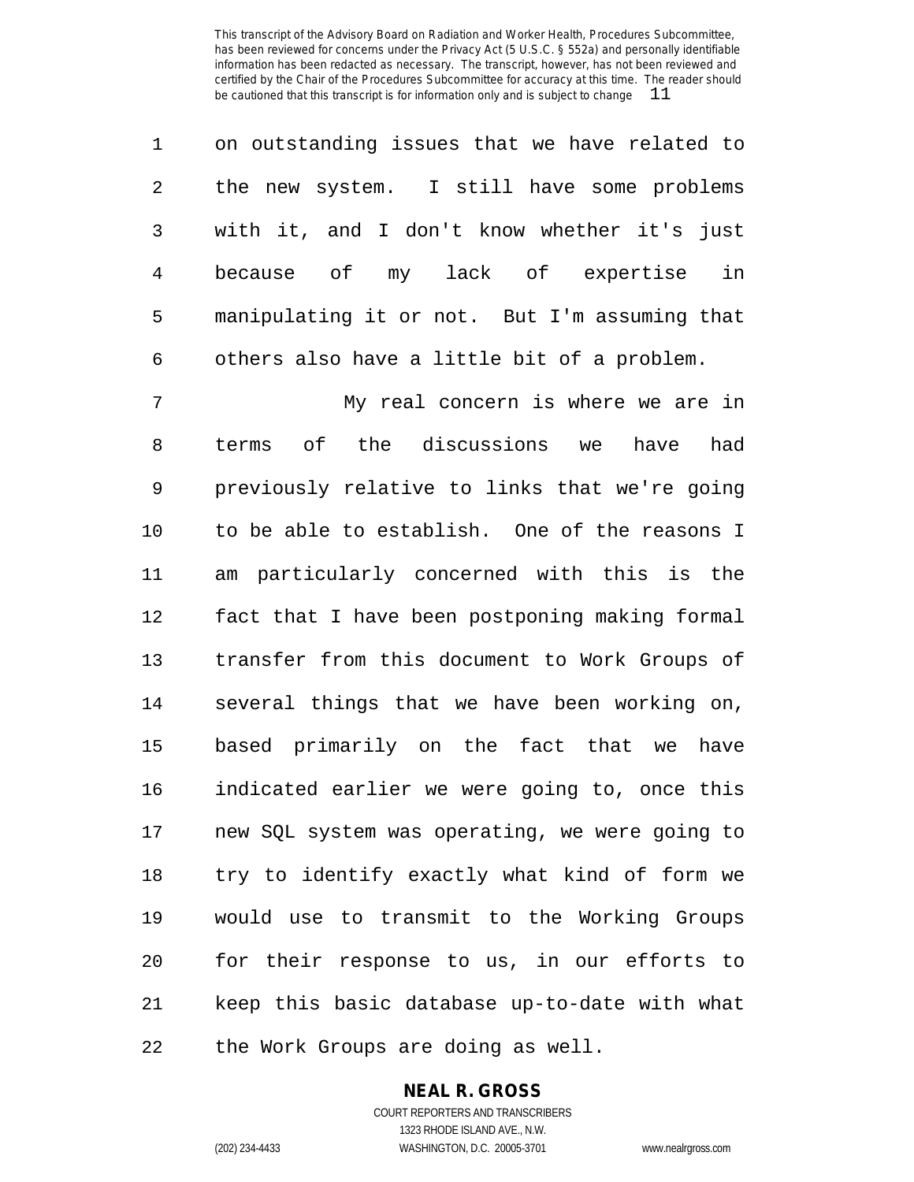on outstanding issues that we have related to the new system. I still have some problems with it, and I don't know whether it's just because of my lack of expertise in manipulating it or not. But I'm assuming that others also have a little bit of a problem.

My real concern is where we are in terms of the discussions we have had previously relative to links that we're going to be able to establish. One of the reasons I am particularly concerned with this is the fact that I have been postponing making formal transfer from this document to Work Groups of several things that we have been working on, based primarily on the fact that we have indicated earlier we were going to, once this new SQL system was operating, we were going to try to identify exactly what kind of form we would use to transmit to the Working Groups for their response to us, in our efforts to keep this basic database up-to-date with what the Work Groups are doing as well.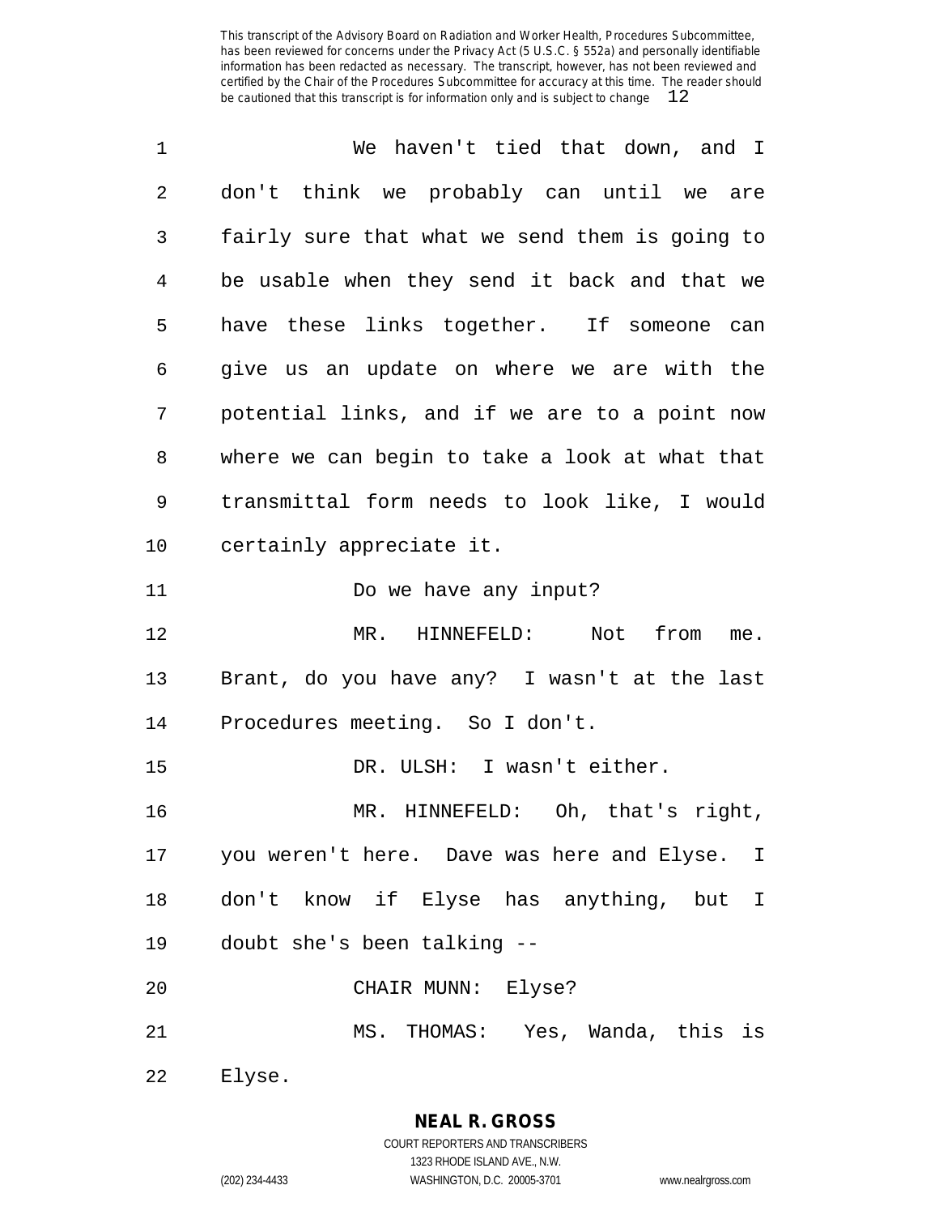We haven't tied that down, and I don't think we probably can until we are fairly sure that what we send them is going to be usable when they send it back and that we have these links together. If someone can give us an update on where we are with the potential links, and if we are to a point now where we can begin to take a look at what that transmittal form needs to look like, I would certainly appreciate it.

Do we have any input?

MR. HINNEFELD: Not from me. Brant, do you have any? I wasn't at the last Procedures meeting. So I don't.

DR. ULSH: I wasn't either.

MR. HINNEFELD: Oh, that's right, you weren't here. Dave was here and Elyse. I don't know if Elyse has anything, but I doubt she's been talking --

CHAIR MUNN: Elyse?

MS. THOMAS: Yes, Wanda, this is Elyse.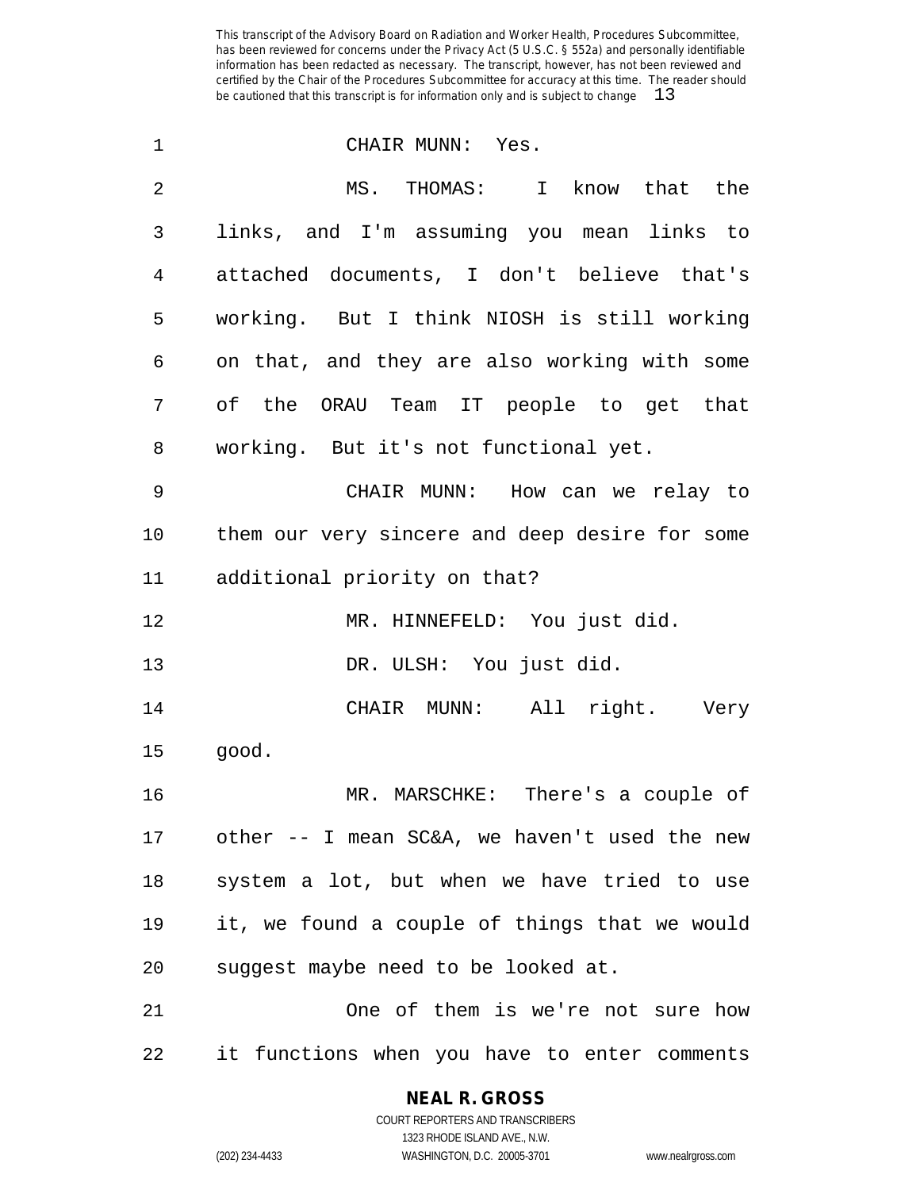CHAIR MUNN: Yes.

MS. THOMAS: I know that the links, and I'm assuming you mean links to attached documents, I don't believe that's working. But I think NIOSH is still working on that, and they are also working with some of the ORAU Team IT people to get that working. But it's not functional yet.

CHAIR MUNN: How can we relay to them our very sincere and deep desire for some additional priority on that?

MR. HINNEFELD: You just did.

DR. ULSH: You just did.

CHAIR MUNN: All right. Very good.

MR. MARSCHKE: There's a couple of other -- I mean SC&A, we haven't used the new system a lot, but when we have tried to use it, we found a couple of things that we would suggest maybe need to be looked at.

One of them is we're not sure how it functions when you have to enter comments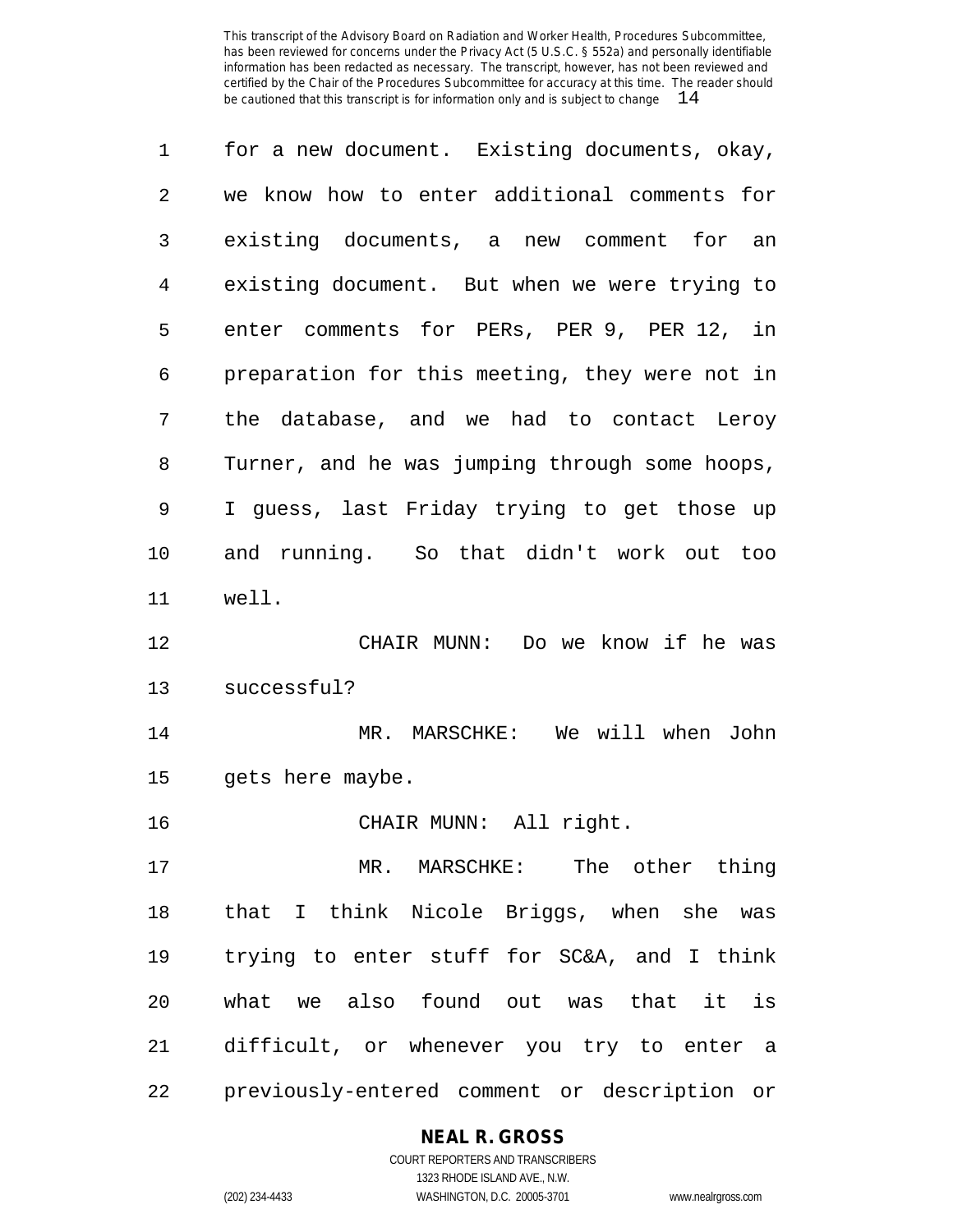for a new document. Existing documents, okay, we know how to enter additional comments for existing documents, a new comment for an existing document. But when we were trying to enter comments for PERs, PER 9, PER 12, in preparation for this meeting, they were not in the database, and we had to contact Leroy Turner, and he was jumping through some hoops, I guess, last Friday trying to get those up and running. So that didn't work out too well.

CHAIR MUNN: Do we know if he was successful?

MR. MARSCHKE: We will when John gets here maybe.

CHAIR MUNN: All right.

MR. MARSCHKE: The other thing that I think Nicole Briggs, when she was trying to enter stuff for SC&A, and I think what we also found out was that it is difficult, or whenever you try to enter a previously-entered comment or description or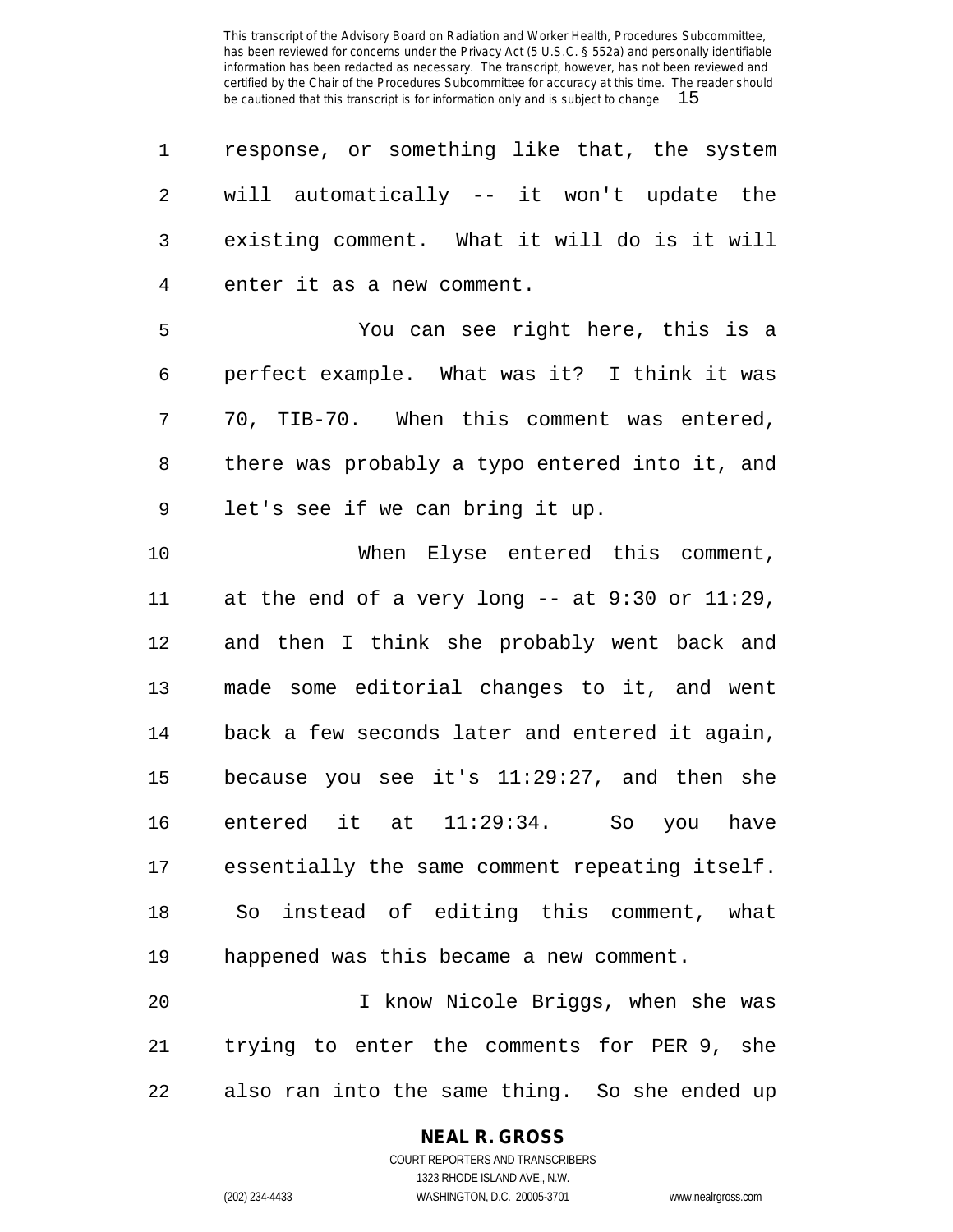response, or something like that, the system will automatically -- it won't update the existing comment. What it will do is it will enter it as a new comment.

You can see right here, this is a perfect example. What was it? I think it was 70, TIB-70. When this comment was entered, there was probably a typo entered into it, and let's see if we can bring it up.

When Elyse entered this comment, at the end of a very long -- at 9:30 or 11:29, and then I think she probably went back and made some editorial changes to it, and went back a few seconds later and entered it again, because you see it's 11:29:27, and then she entered it at 11:29:34. So you have essentially the same comment repeating itself. So instead of editing this comment, what happened was this became a new comment.

I know Nicole Briggs, when she was trying to enter the comments for PER 9, she also ran into the same thing. So she ended up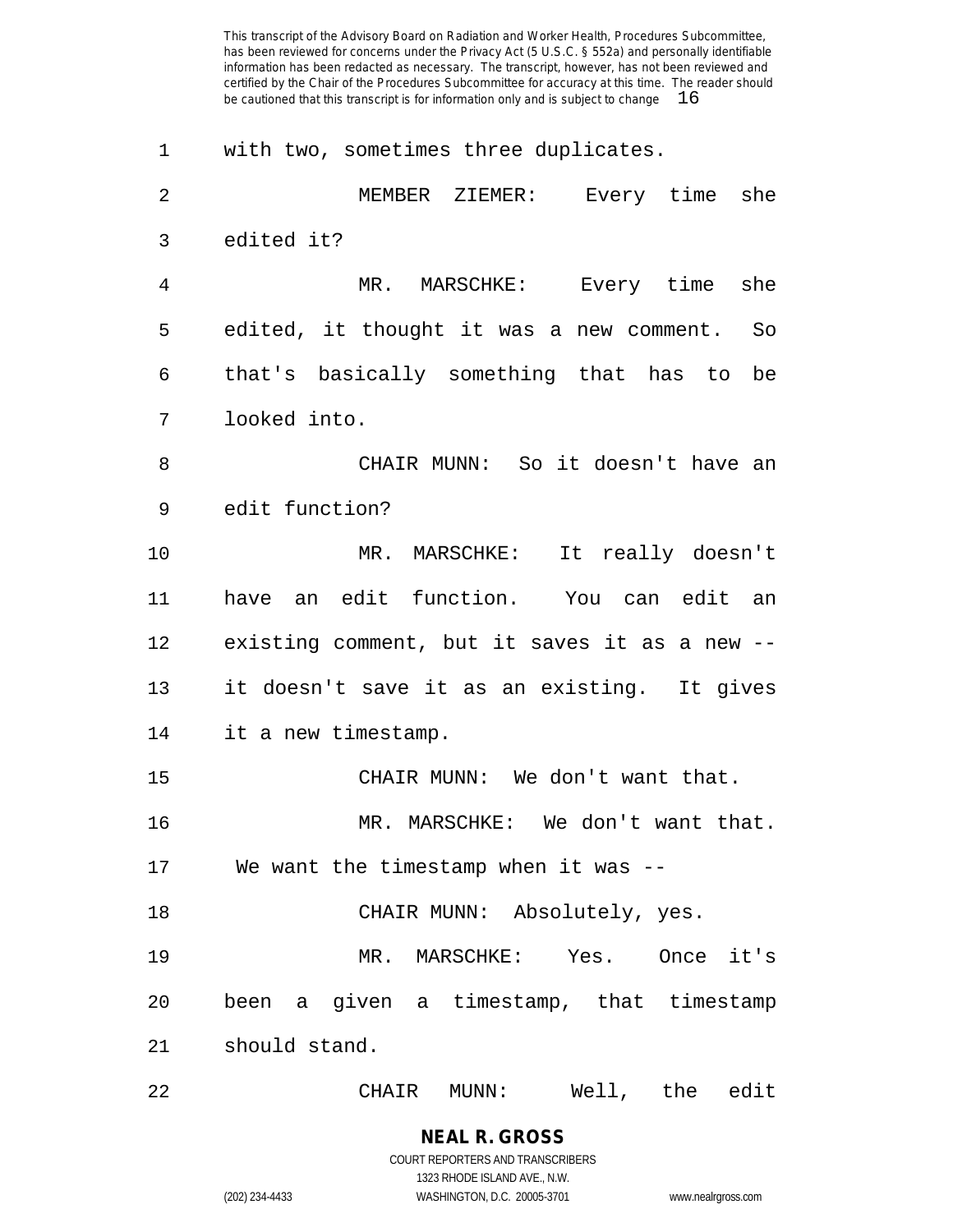with two, sometimes three duplicates.

MEMBER ZIEMER: Every time she edited it?

MR. MARSCHKE: Every time she edited, it thought it was a new comment. So that's basically something that has to be looked into.

CHAIR MUNN: So it doesn't have an edit function?

MR. MARSCHKE: It really doesn't have an edit function. You can edit an existing comment, but it saves it as a new -- it doesn't save it as an existing. It gives it a new timestamp.

CHAIR MUNN: We don't want that.

MR. MARSCHKE: We don't want that. We want the timestamp when it was --

CHAIR MUNN: Absolutely, yes.

MR. MARSCHKE: Yes. Once it's been a given a timestamp, that timestamp should stand.

CHAIR MUNN: Well, the edit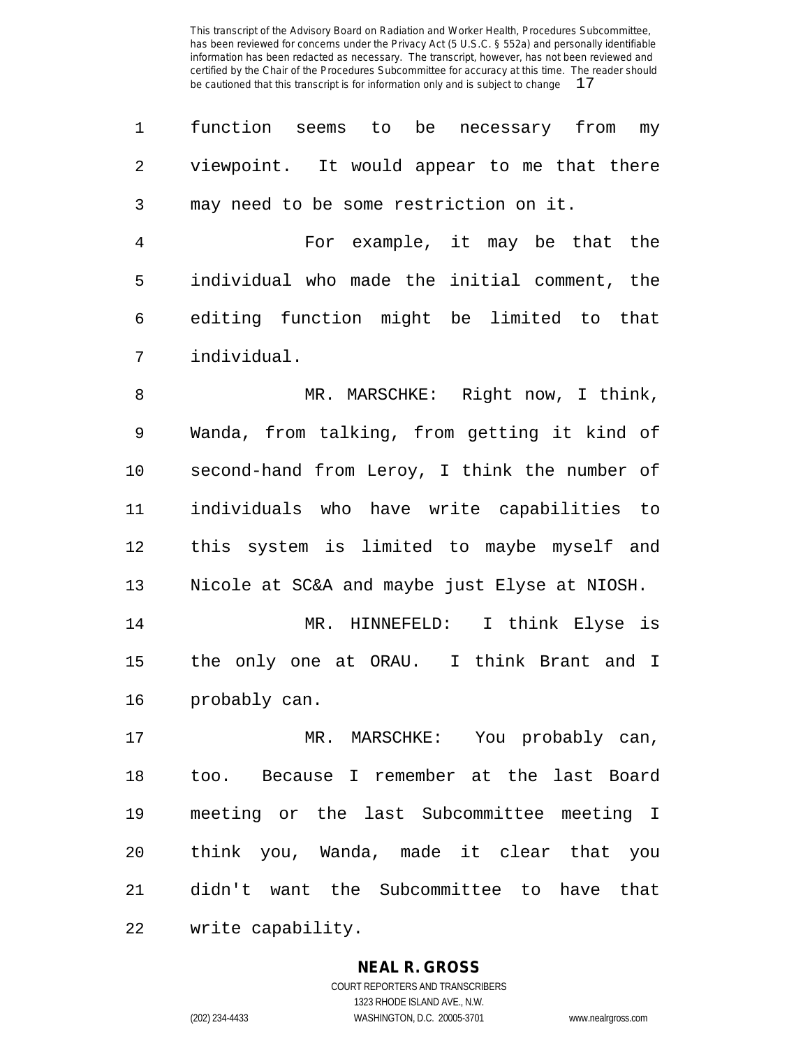function seems to be necessary from my viewpoint. It would appear to me that there may need to be some restriction on it.

For example, it may be that the individual who made the initial comment, the editing function might be limited to that individual.

MR. MARSCHKE: Right now, I think, Wanda, from talking, from getting it kind of second-hand from Leroy, I think the number of individuals who have write capabilities to this system is limited to maybe myself and Nicole at SC&A and maybe just Elyse at NIOSH.

MR. HINNEFELD: I think Elyse is the only one at ORAU. I think Brant and I probably can.

MR. MARSCHKE: You probably can, too. Because I remember at the last Board meeting or the last Subcommittee meeting I think you, Wanda, made it clear that you didn't want the Subcommittee to have that write capability.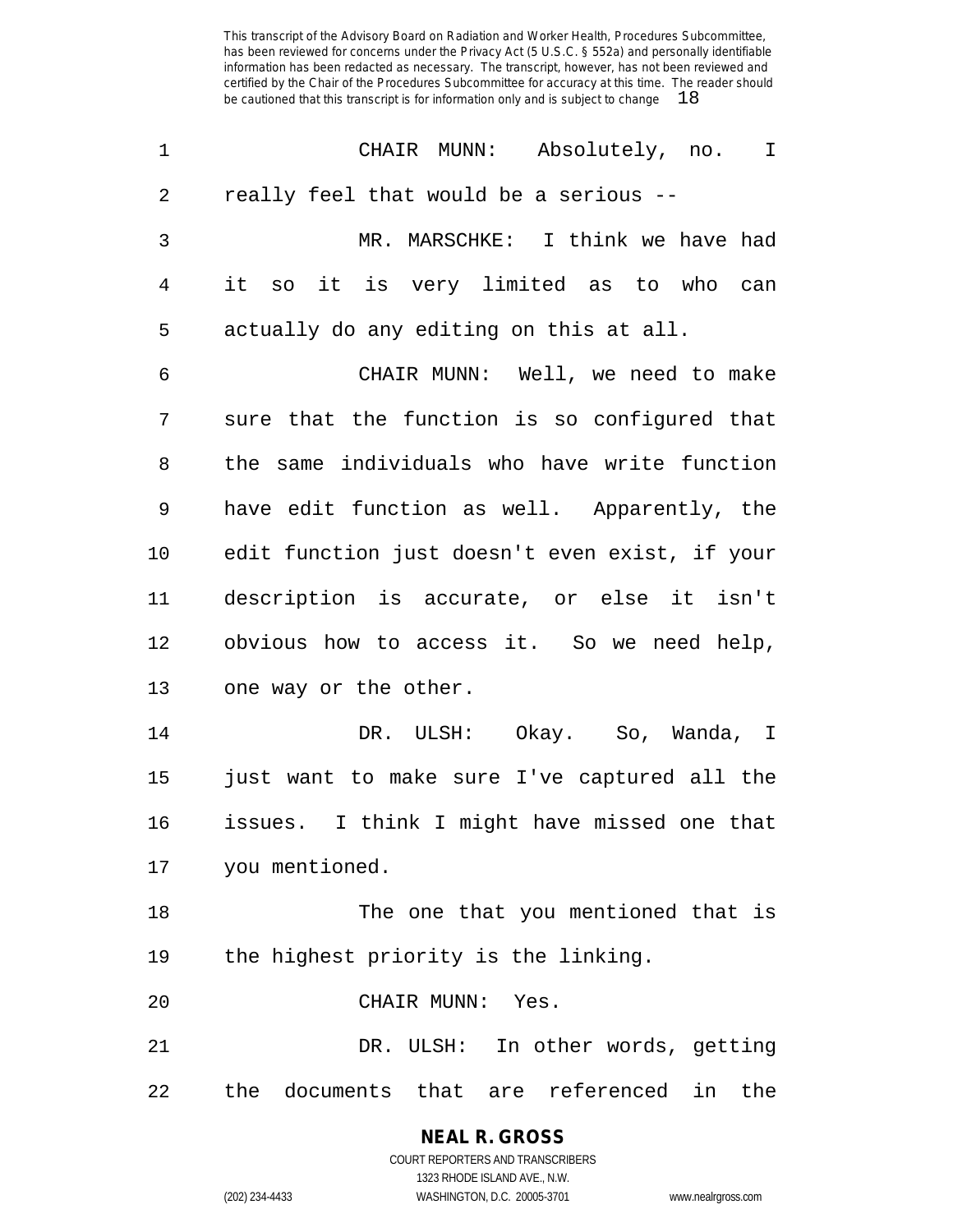CHAIR MUNN: Absolutely, no. I really feel that would be a serious --

MR. MARSCHKE: I think we have had it so it is very limited as to who can actually do any editing on this at all.

CHAIR MUNN: Well, we need to make sure that the function is so configured that the same individuals who have write function have edit function as well. Apparently, the edit function just doesn't even exist, if your description is accurate, or else it isn't obvious how to access it. So we need help, one way or the other.

DR. ULSH: Okay. So, Wanda, I just want to make sure I've captured all the issues. I think I might have missed one that you mentioned.

The one that you mentioned that is the highest priority is the linking.

CHAIR MUNN: Yes.

DR. ULSH: In other words, getting the documents that are referenced in the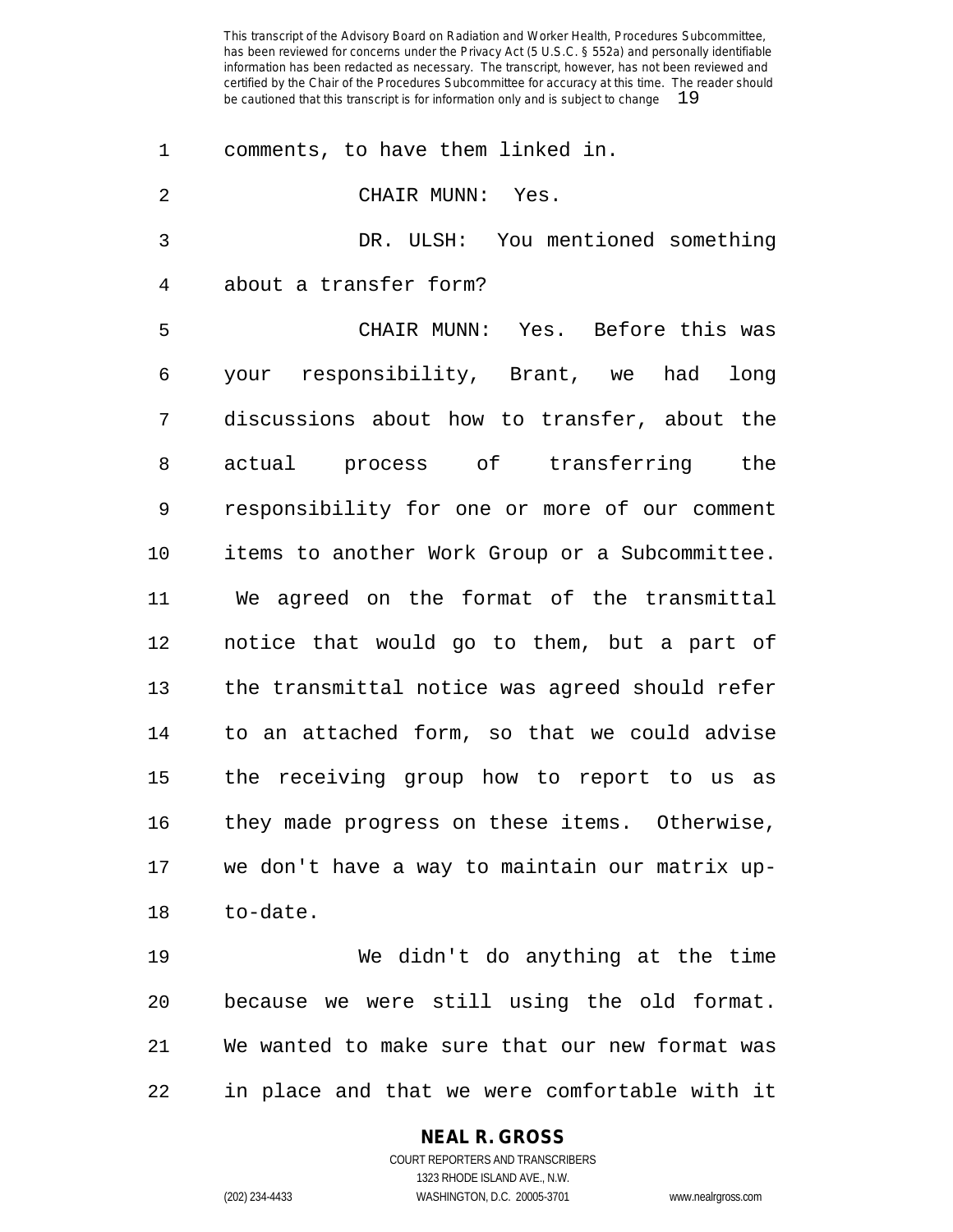comments, to have them linked in.

CHAIR MUNN: Yes.

DR. ULSH: You mentioned something about a transfer form?

CHAIR MUNN: Yes. Before this was your responsibility, Brant, we had long discussions about how to transfer, about the actual process of transferring the responsibility for one or more of our comment items to another Work Group or a Subcommittee. We agreed on the format of the transmittal notice that would go to them, but a part of the transmittal notice was agreed should refer to an attached form, so that we could advise the receiving group how to report to us as they made progress on these items. Otherwise, we don't have a way to maintain our matrix up-to-date.

We didn't do anything at the time because we were still using the old format. We wanted to make sure that our new format was in place and that we were comfortable with it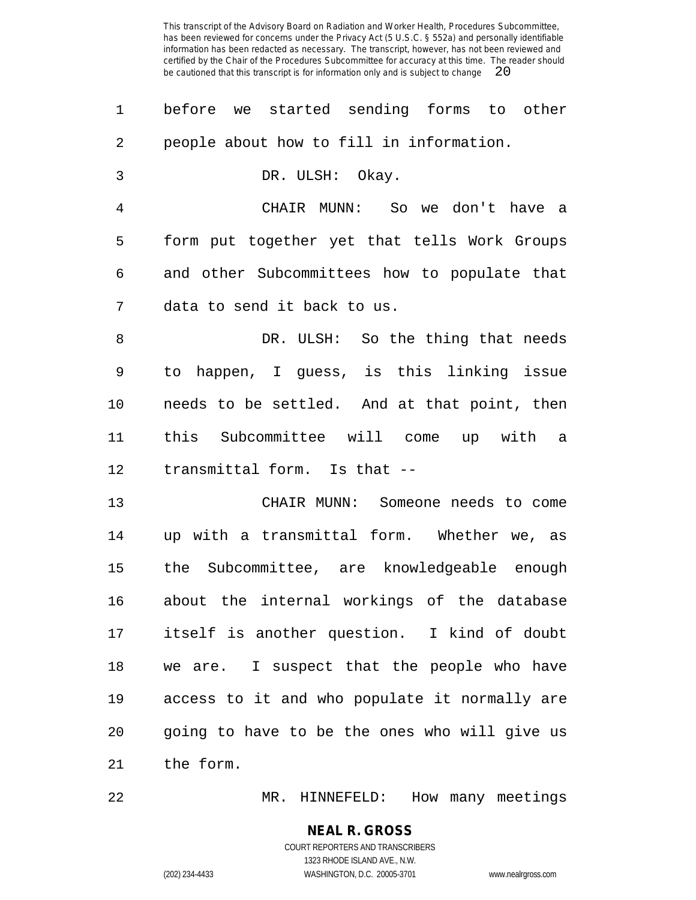before we started sending forms to other people about how to fill in information.

DR. ULSH: Okay.

CHAIR MUNN: So we don't have a form put together yet that tells Work Groups and other Subcommittees how to populate that data to send it back to us.

DR. ULSH: So the thing that needs to happen, I guess, is this linking issue needs to be settled. And at that point, then this Subcommittee will come up with a transmittal form. Is that --

CHAIR MUNN: Someone needs to come up with a transmittal form. Whether we, as the Subcommittee, are knowledgeable enough about the internal workings of the database itself is another question. I kind of doubt we are. I suspect that the people who have access to it and who populate it normally are going to have to be the ones who will give us the form.

MR. HINNEFELD: How many meetings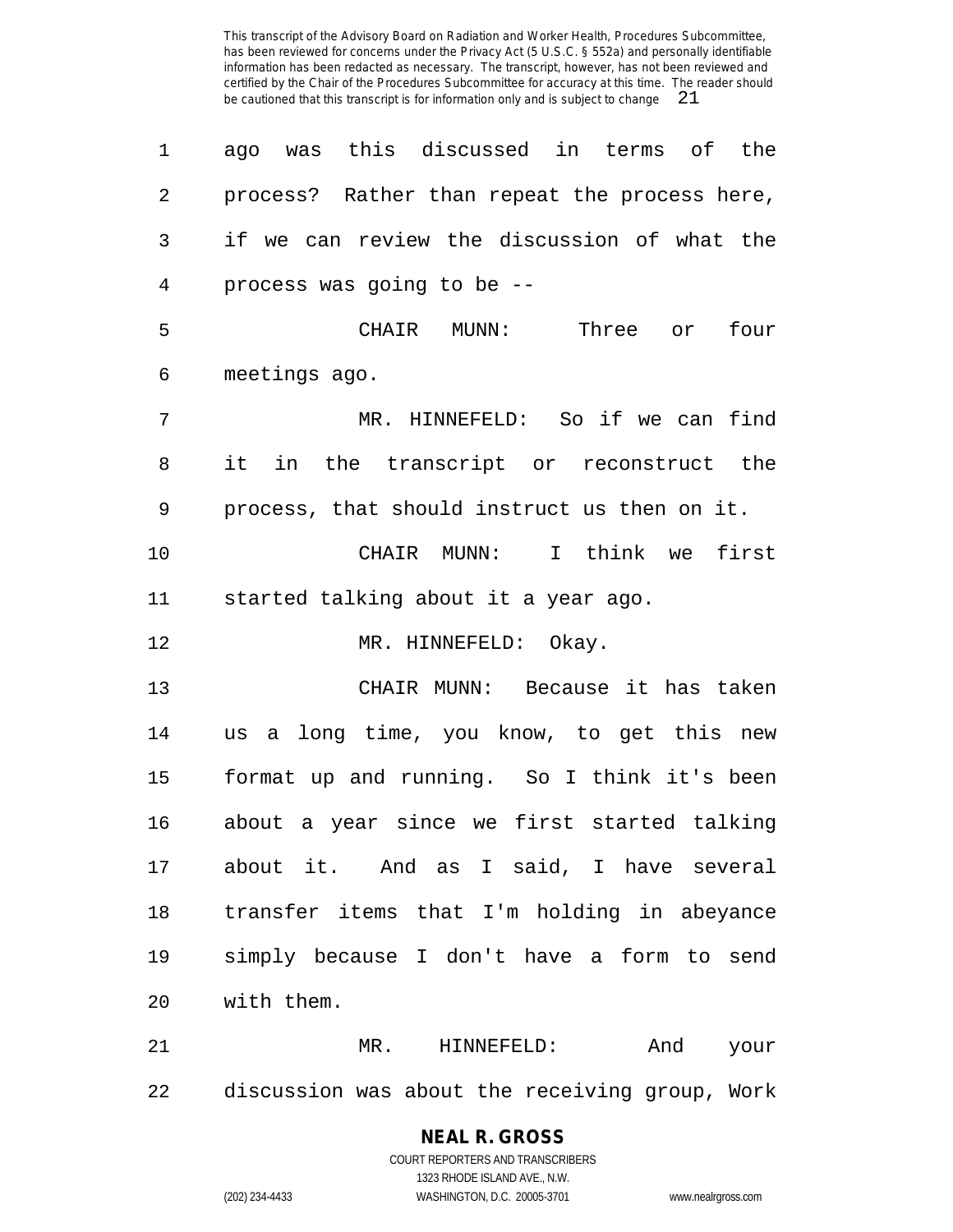ago was this discussed in terms of the process? Rather than repeat the process here, if we can review the discussion of what the process was going to be --

CHAIR MUNN: Three or four meetings ago.

MR. HINNEFELD: So if we can find it in the transcript or reconstruct the process, that should instruct us then on it.

CHAIR MUNN: I think we first started talking about it a year ago.

MR. HINNEFELD: Okay.

CHAIR MUNN: Because it has taken us a long time, you know, to get this new format up and running. So I think it's been about a year since we first started talking about it. And as I said, I have several transfer items that I'm holding in abeyance simply because I don't have a form to send with them.

MR. HINNEFELD: And your discussion was about the receiving group, Work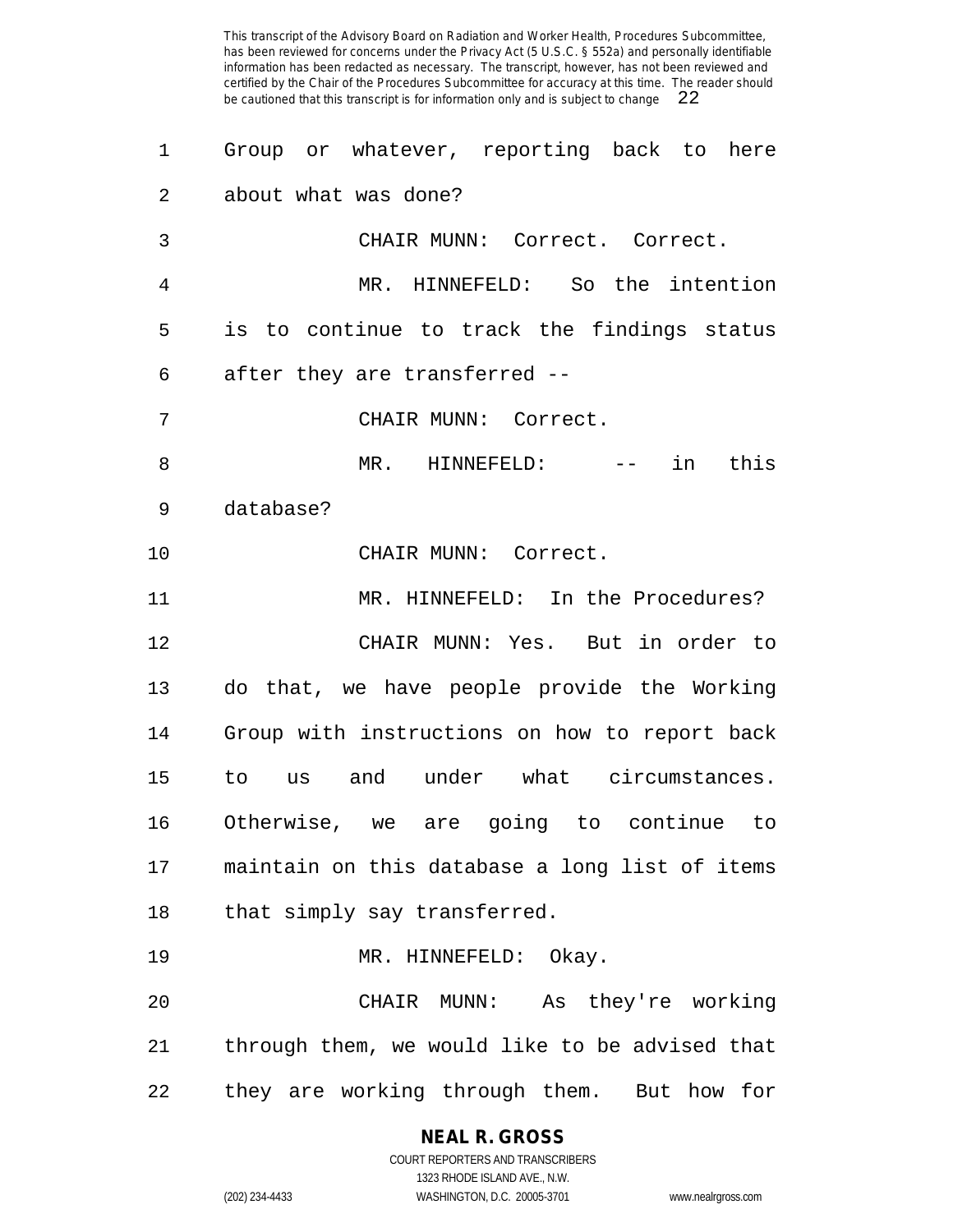Group or whatever, reporting back to here about what was done?

CHAIR MUNN: Correct. Correct.

MR. HINNEFELD: So the intention is to continue to track the findings status after they are transferred --

CHAIR MUNN: Correct.

MR. HINNEFELD: -- in this database?

CHAIR MUNN: Correct.

MR. HINNEFELD: In the Procedures?

CHAIR MUNN: Yes. But in order to do that, we have people provide the Working Group with instructions on how to report back to us and under what circumstances. Otherwise, we are going to continue to maintain on this database a long list of items that simply say transferred.

MR. HINNEFELD: Okay.

CHAIR MUNN: As they're working through them, we would like to be advised that they are working through them. But how for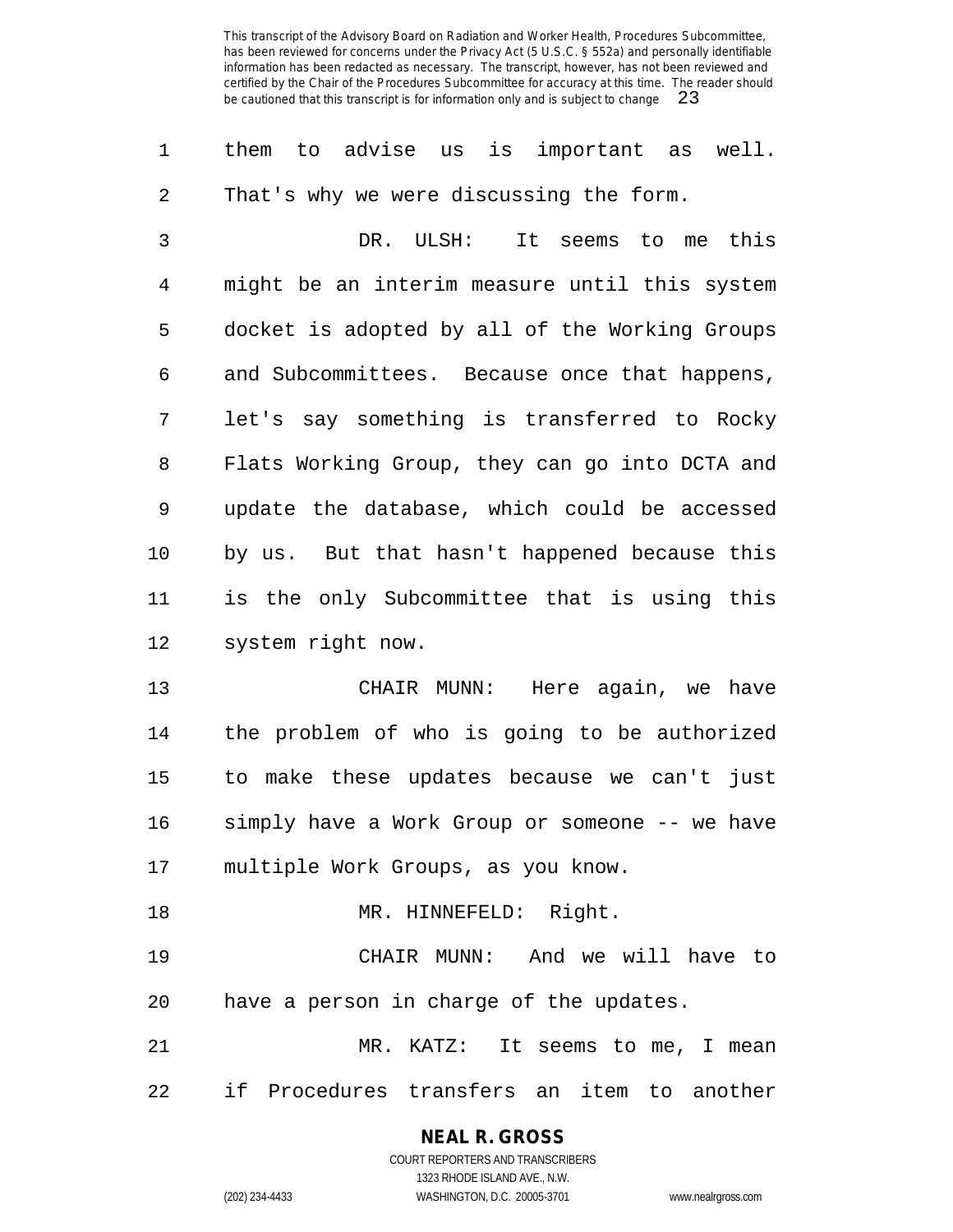them to advise us is important as well. That's why we were discussing the form.

DR. ULSH: It seems to me this might be an interim measure until this system docket is adopted by all of the Working Groups and Subcommittees. Because once that happens, let's say something is transferred to Rocky Flats Working Group, they can go into DCTA and update the database, which could be accessed by us. But that hasn't happened because this is the only Subcommittee that is using this system right now.

CHAIR MUNN: Here again, we have the problem of who is going to be authorized to make these updates because we can't just simply have a Work Group or someone -- we have multiple Work Groups, as you know.

MR. HINNEFELD: Right.

CHAIR MUNN: And we will have to have a person in charge of the updates.

MR. KATZ: It seems to me, I mean if Procedures transfers an item to another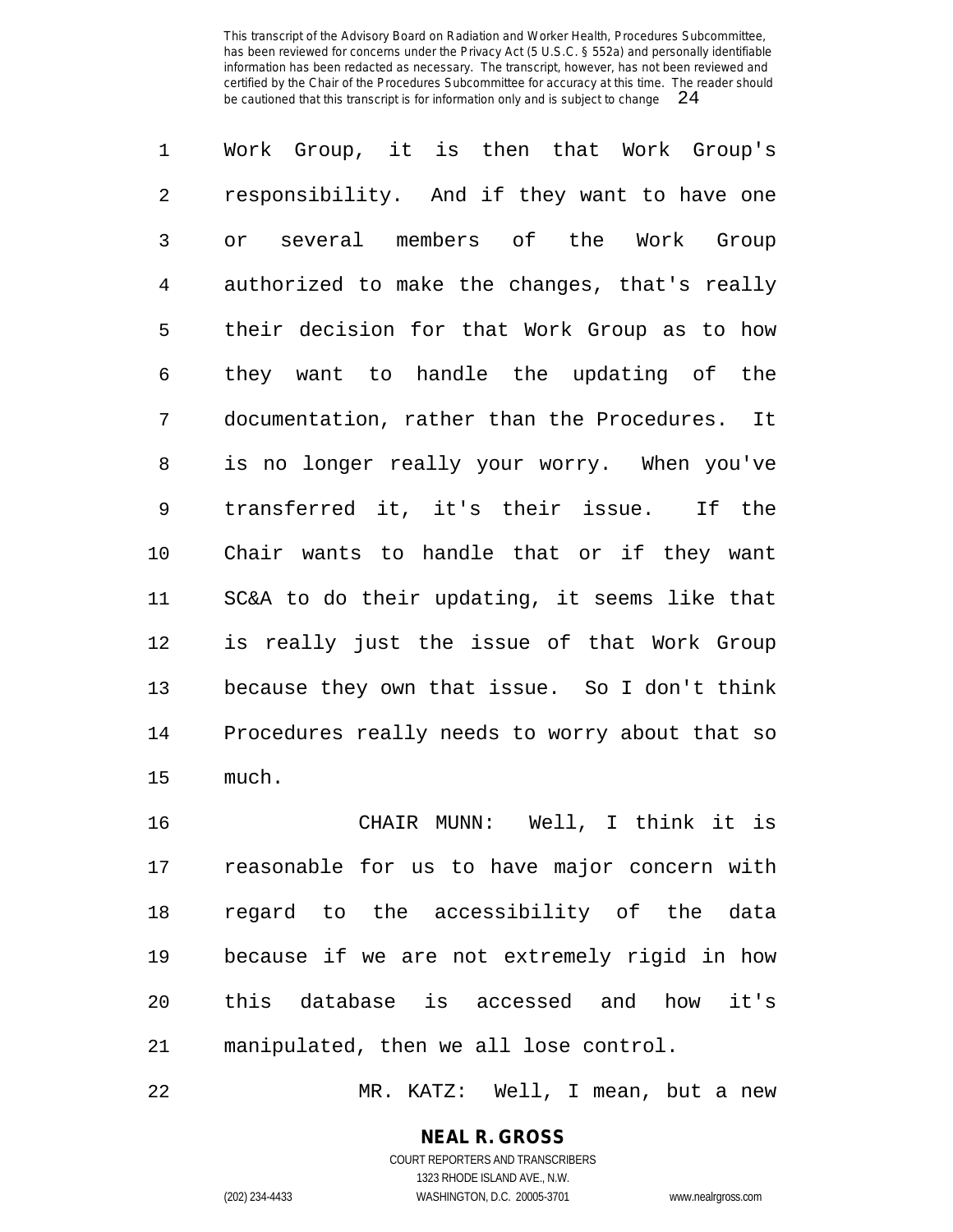Work Group, it is then that Work Group's responsibility. And if they want to have one or several members of the Work Group authorized to make the changes, that's really their decision for that Work Group as to how they want to handle the updating of the documentation, rather than the Procedures. It is no longer really your worry. When you've transferred it, it's their issue. If the Chair wants to handle that or if they want SC&A to do their updating, it seems like that is really just the issue of that Work Group because they own that issue. So I don't think Procedures really needs to worry about that so much.

CHAIR MUNN: Well, I think it is reasonable for us to have major concern with regard to the accessibility of the data because if we are not extremely rigid in how this database is accessed and how it's manipulated, then we all lose control.

MR. KATZ: Well, I mean, but a new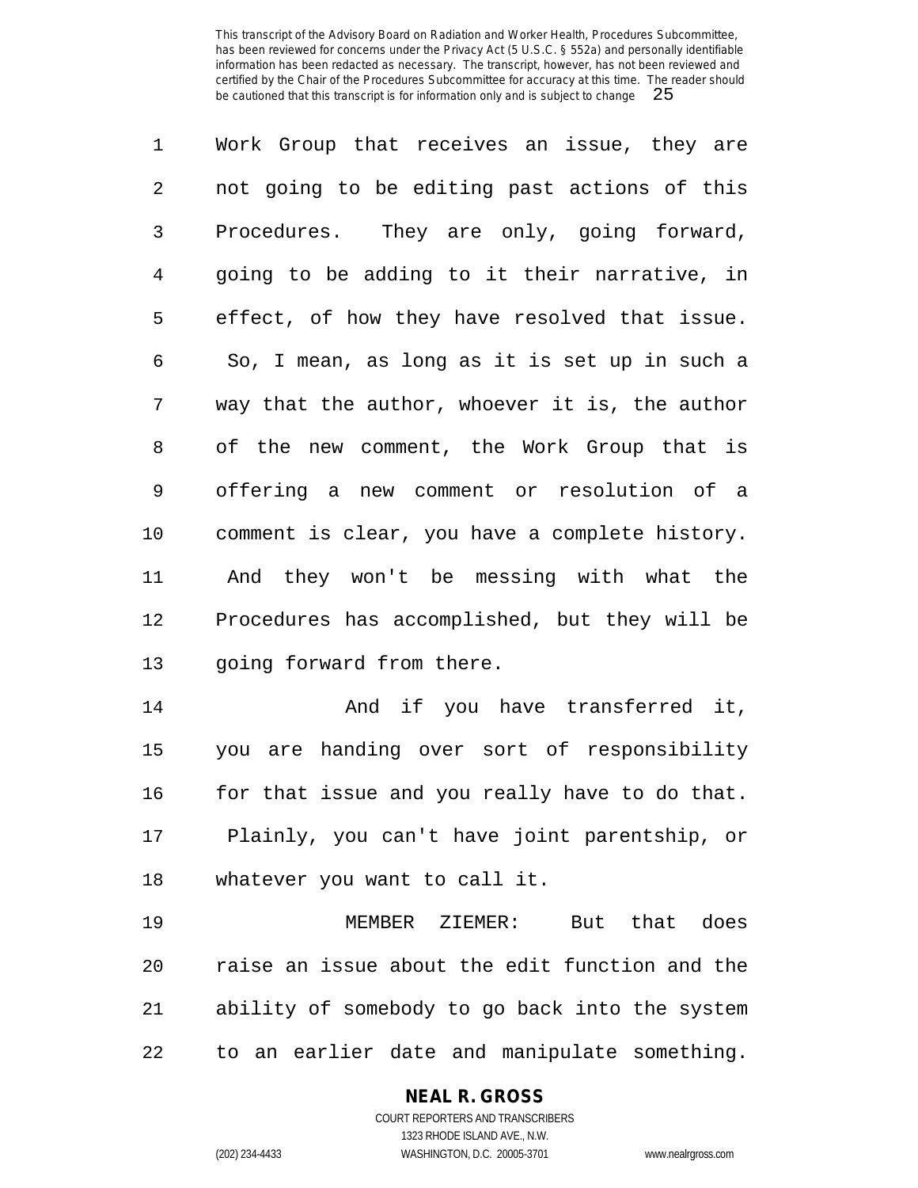Work Group that receives an issue, they are not going to be editing past actions of this Procedures. They are only, going forward, going to be adding to it their narrative, in effect, of how they have resolved that issue. So, I mean, as long as it is set up in such a way that the author, whoever it is, the author of the new comment, the Work Group that is offering a new comment or resolution of a comment is clear, you have a complete history. And they won't be messing with what the Procedures has accomplished, but they will be going forward from there.

And if you have transferred it, you are handing over sort of responsibility for that issue and you really have to do that. Plainly, you can't have joint parentship, or whatever you want to call it.

MEMBER ZIEMER: But that does raise an issue about the edit function and the ability of somebody to go back into the system to an earlier date and manipulate something.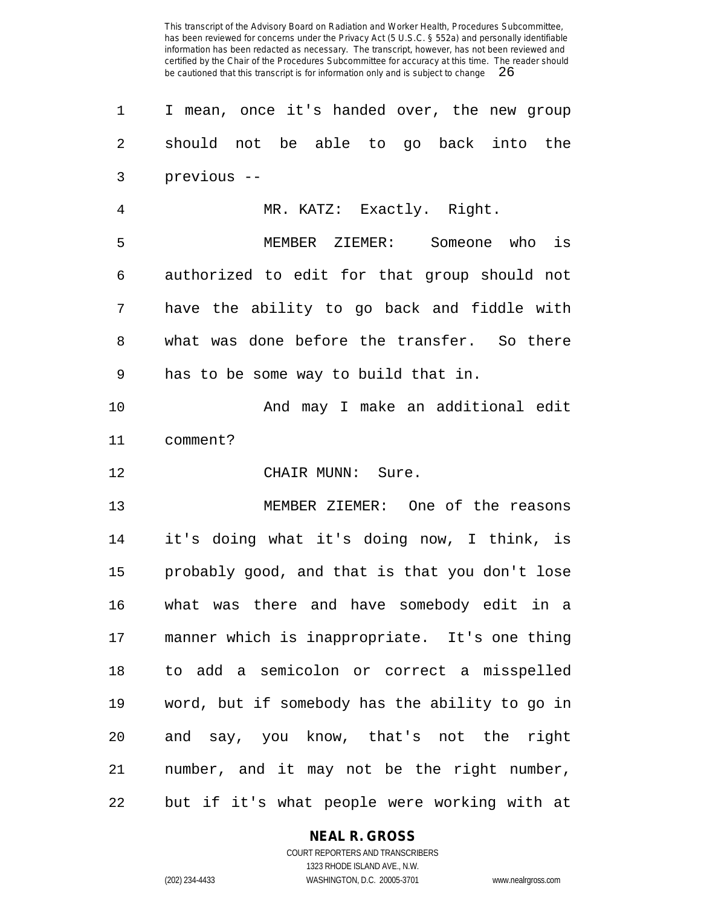I mean, once it's handed over, the new group should not be able to go back into the previous --

MR. KATZ: Exactly. Right.

MEMBER ZIEMER: Someone who is authorized to edit for that group should not have the ability to go back and fiddle with what was done before the transfer. So there has to be some way to build that in.

And may I make an additional edit comment?

CHAIR MUNN: Sure.

MEMBER ZIEMER: One of the reasons it's doing what it's doing now, I think, is probably good, and that is that you don't lose what was there and have somebody edit in a manner which is inappropriate. It's one thing to add a semicolon or correct a misspelled word, but if somebody has the ability to go in and say, you know, that's not the right number, and it may not be the right number, but if it's what people were working with at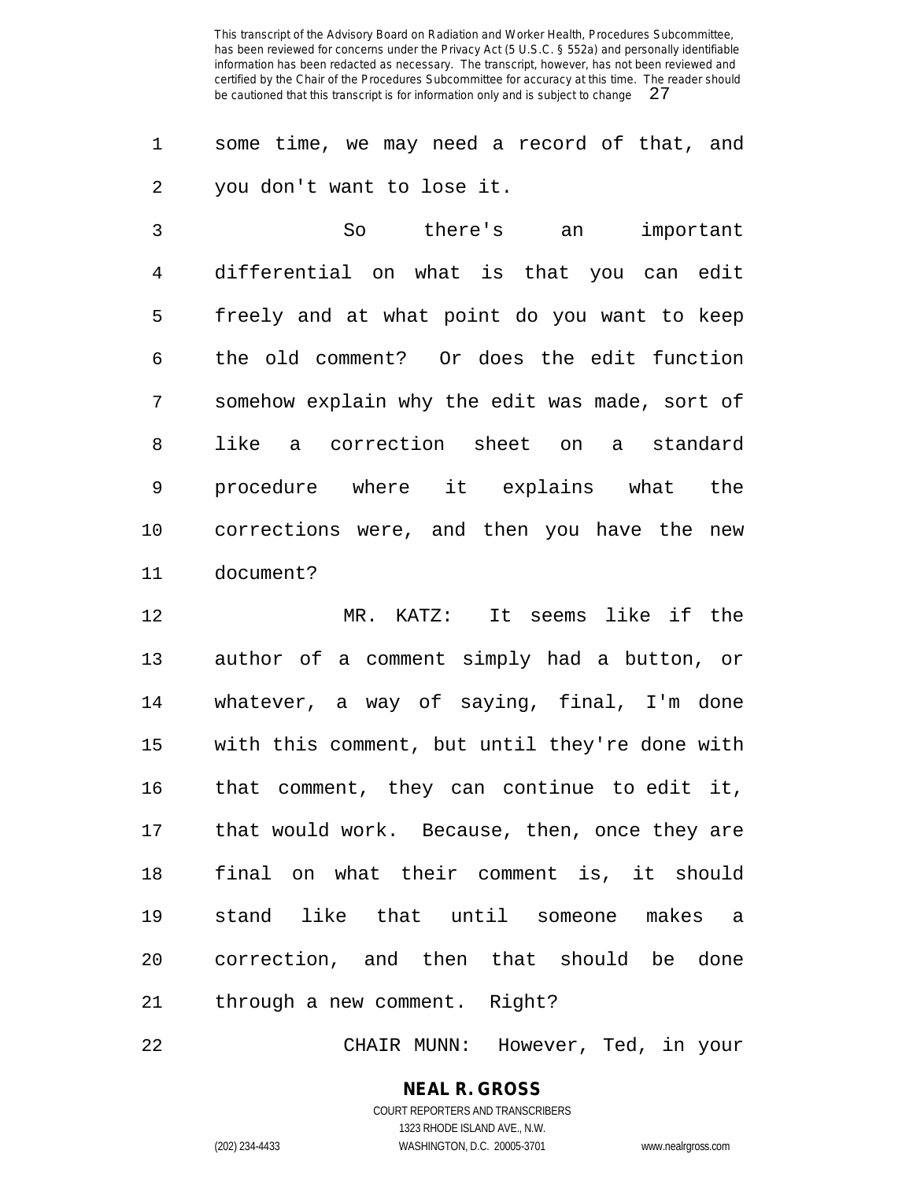some time, we may need a record of that, and you don't want to lose it.

So there's an important differential on what is that you can edit freely and at what point do you want to keep the old comment? Or does the edit function somehow explain why the edit was made, sort of like a correction sheet on a standard procedure where it explains what the corrections were, and then you have the new document?

MR. KATZ: It seems like if the author of a comment simply had a button, or whatever, a way of saying, final, I'm done with this comment, but until they're done with that comment, they can continue to edit it, that would work. Because, then, once they are final on what their comment is, it should stand like that until someone makes a correction, and then that should be done through a new comment. Right?

CHAIR MUNN: However, Ted, in your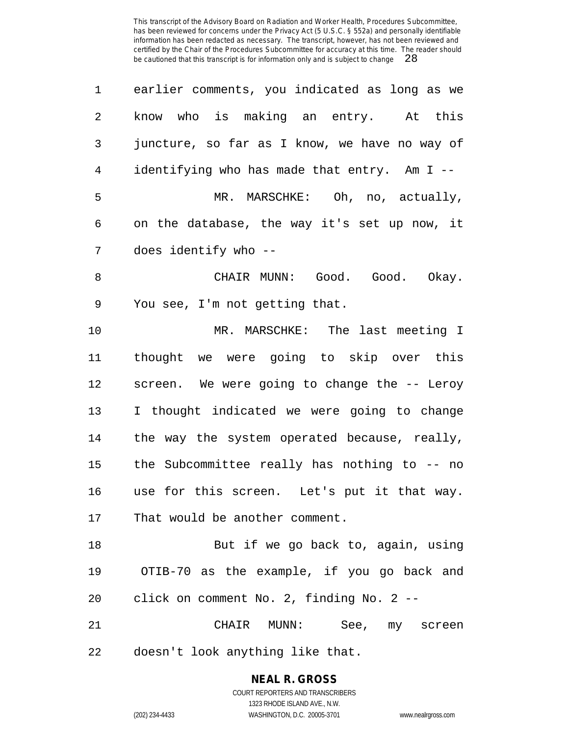earlier comments, you indicated as long as we know who is making an entry. At this juncture, so far as I know, we have no way of identifying who has made that entry. Am I --

MR. MARSCHKE: Oh, no, actually, on the database, the way it's set up now, it does identify who --

CHAIR MUNN: Good. Good. Okay. You see, I'm not getting that.

MR. MARSCHKE: The last meeting I thought we were going to skip over this screen. We were going to change the -- Leroy I thought indicated we were going to change the way the system operated because, really, the Subcommittee really has nothing to -- no use for this screen. Let's put it that way. That would be another comment.

But if we go back to, again, using OTIB-70 as the example, if you go back and click on comment No. 2, finding No. 2 --

CHAIR MUNN: See, my screen doesn't look anything like that.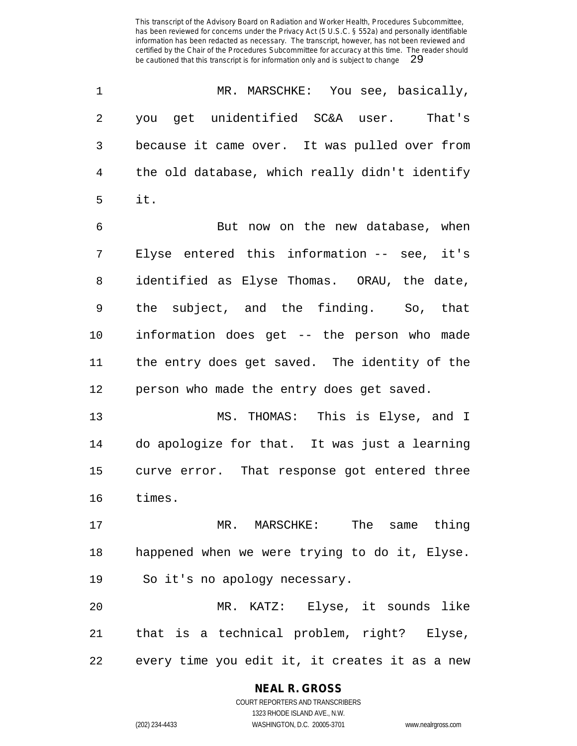MR. MARSCHKE: You see, basically, you get unidentified SC&A user. That's because it came over. It was pulled over from the old database, which really didn't identify it.

But now on the new database, when Elyse entered this information -- see, it's identified as Elyse Thomas. ORAU, the date, the subject, and the finding. So, that information does get -- the person who made the entry does get saved. The identity of the person who made the entry does get saved.

MS. THOMAS: This is Elyse, and I do apologize for that. It was just a learning curve error. That response got entered three times.

MR. MARSCHKE: The same thing happened when we were trying to do it, Elyse. So it's no apology necessary.

MR. KATZ: Elyse, it sounds like that is a technical problem, right? Elyse, every time you edit it, it creates it as a new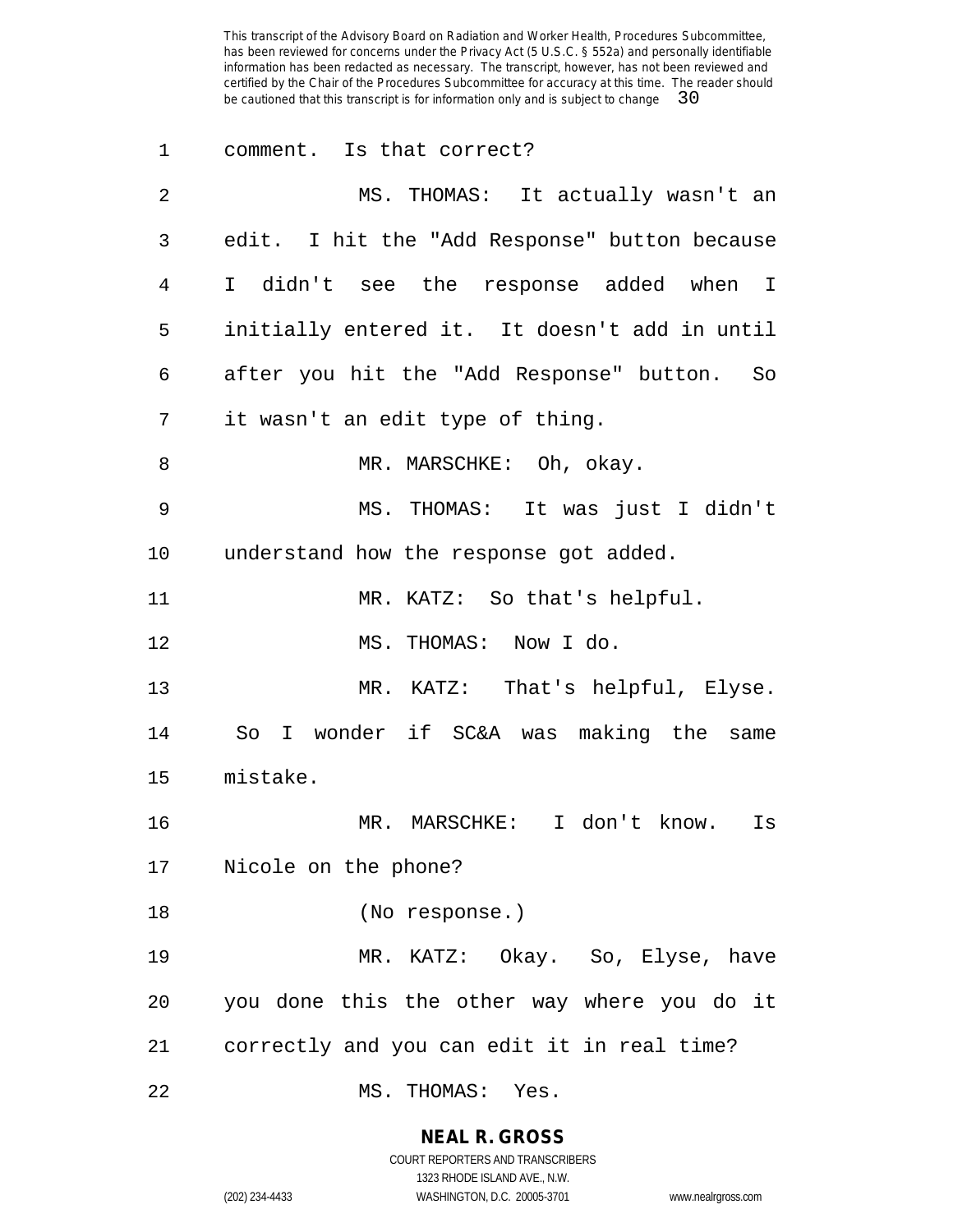comment. Is that correct?

MS. THOMAS: It actually wasn't an edit. I hit the "Add Response" button because I didn't see the response added when I initially entered it. It doesn't add in until after you hit the "Add Response" button. So it wasn't an edit type of thing.

MR. MARSCHKE: Oh, okay.

MS. THOMAS: It was just I didn't understand how the response got added.

MR. KATZ: So that's helpful.

MS. THOMAS: Now I do.

MR. KATZ: That's helpful, Elyse. So I wonder if SC&A was making the same mistake.

MR. MARSCHKE: I don't know. Is Nicole on the phone?

(No response.)

MR. KATZ: Okay. So, Elyse, have you done this the other way where you do it correctly and you can edit it in real time?

MS. THOMAS: Yes.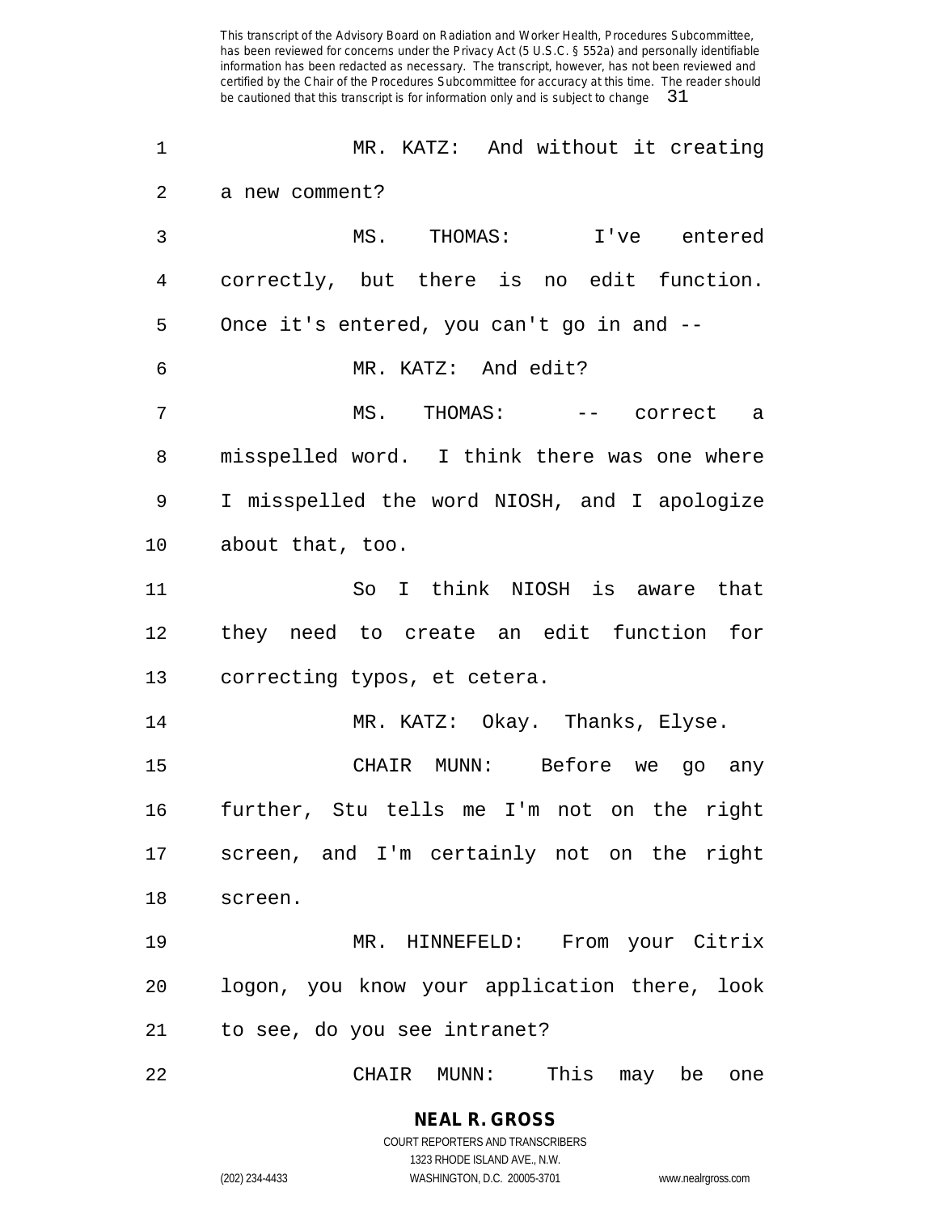MR. KATZ: And without it creating a new comment?

MS. THOMAS: I've entered correctly, but there is no edit function. Once it's entered, you can't go in and --

MR. KATZ: And edit?

MS. THOMAS: -- correct a misspelled word. I think there was one where I misspelled the word NIOSH, and I apologize about that, too.

So I think NIOSH is aware that they need to create an edit function for correcting typos, et cetera.

MR. KATZ: Okay. Thanks, Elyse.

CHAIR MUNN: Before we go any further, Stu tells me I'm not on the right screen, and I'm certainly not on the right screen.

MR. HINNEFELD: From your Citrix logon, you know your application there, look to see, do you see intranet?

CHAIR MUNN: This may be one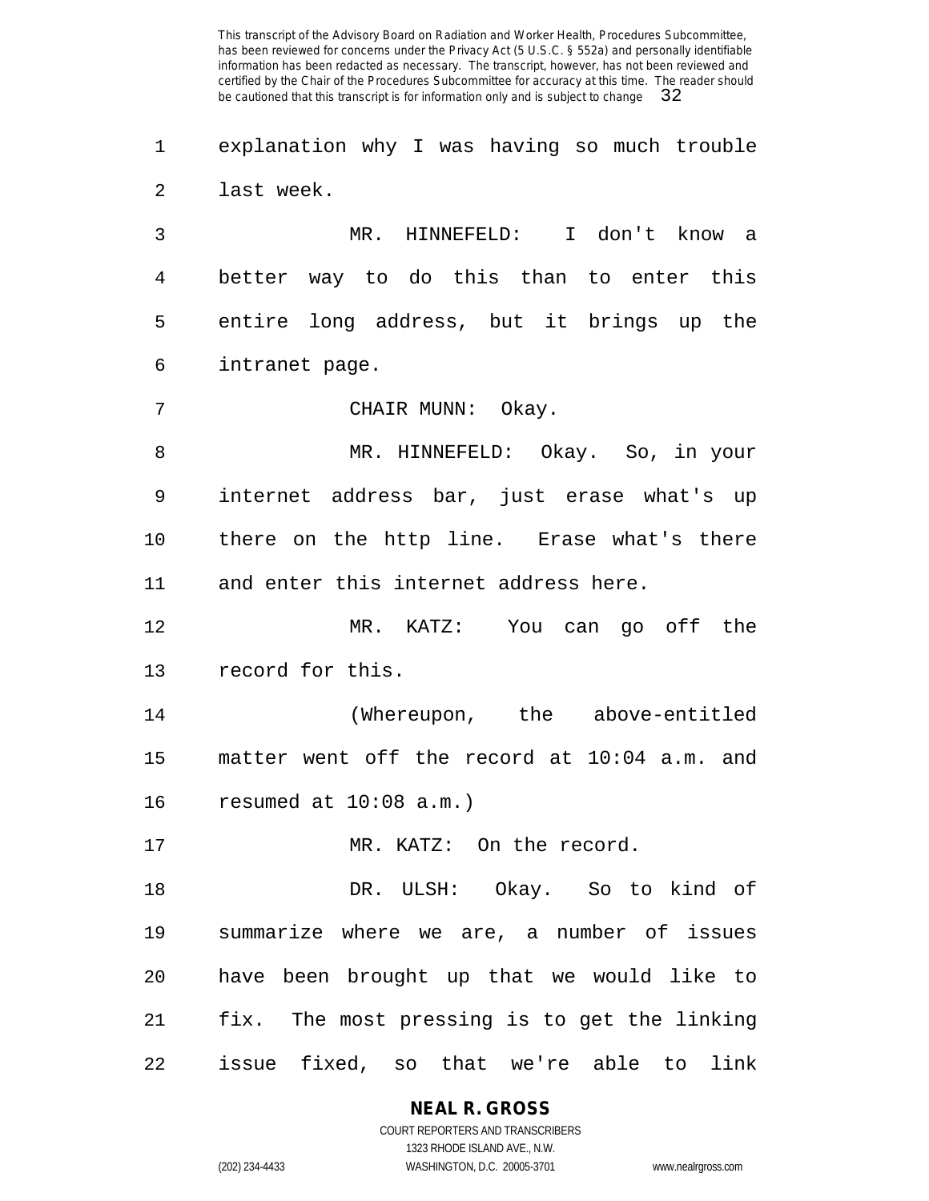explanation why I was having so much trouble last week.

MR. HINNEFELD: I don't know a better way to do this than to enter this entire long address, but it brings up the intranet page.

CHAIR MUNN: Okay.

MR. HINNEFELD: Okay. So, in your internet address bar, just erase what's up there on the http line. Erase what's there and enter this internet address here.

MR. KATZ: You can go off the record for this.

(Whereupon, the above-entitled matter went off the record at 10:04 a.m. and resumed at 10:08 a.m.)

MR. KATZ: On the record.

DR. ULSH: Okay. So to kind of summarize where we are, a number of issues have been brought up that we would like to fix. The most pressing is to get the linking issue fixed, so that we're able to link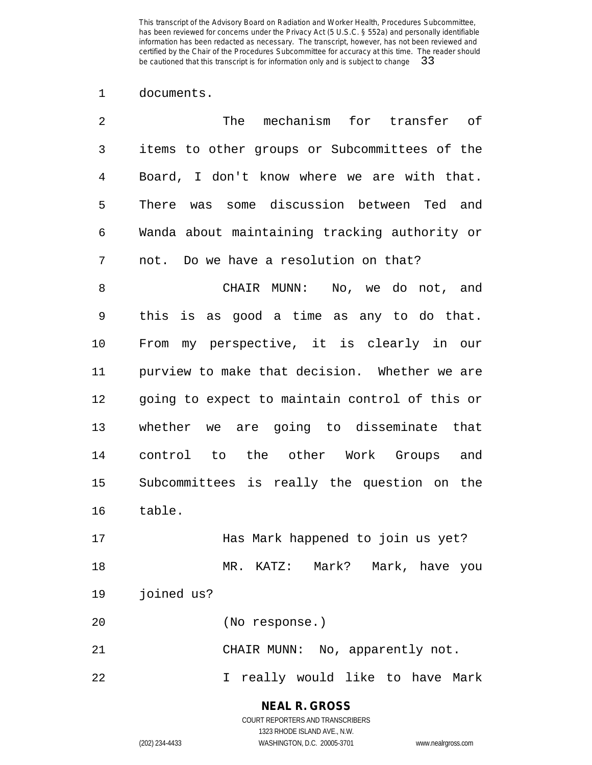documents.

The mechanism for transfer of items to other groups or Subcommittees of the Board, I don't know where we are with that. There was some discussion between Ted and Wanda about maintaining tracking authority or not. Do we have a resolution on that?

CHAIR MUNN: No, we do not, and this is as good a time as any to do that. From my perspective, it is clearly in our purview to make that decision. Whether we are going to expect to maintain control of this or whether we are going to disseminate that control to the other Work Groups and Subcommittees is really the question on the table.

Has Mark happened to join us yet?

MR. KATZ: Mark? Mark, have you joined us?

(No response.)

CHAIR MUNN: No, apparently not.

I really would like to have Mark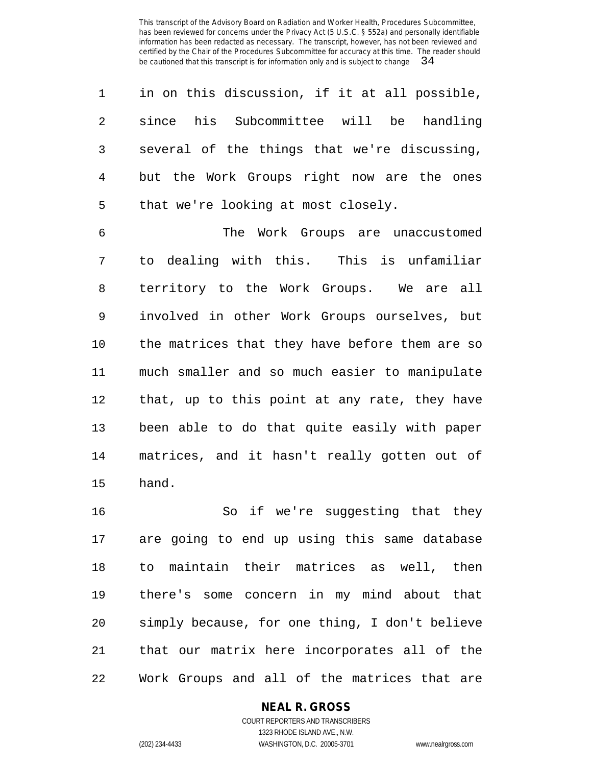in on this discussion, if it at all possible, since his Subcommittee will be handling several of the things that we're discussing, but the Work Groups right now are the ones that we're looking at most closely.

The Work Groups are unaccustomed to dealing with this. This is unfamiliar territory to the Work Groups. We are all involved in other Work Groups ourselves, but the matrices that they have before them are so much smaller and so much easier to manipulate that, up to this point at any rate, they have been able to do that quite easily with paper matrices, and it hasn't really gotten out of hand.

So if we're suggesting that they are going to end up using this same database to maintain their matrices as well, then there's some concern in my mind about that simply because, for one thing, I don't believe that our matrix here incorporates all of the Work Groups and all of the matrices that are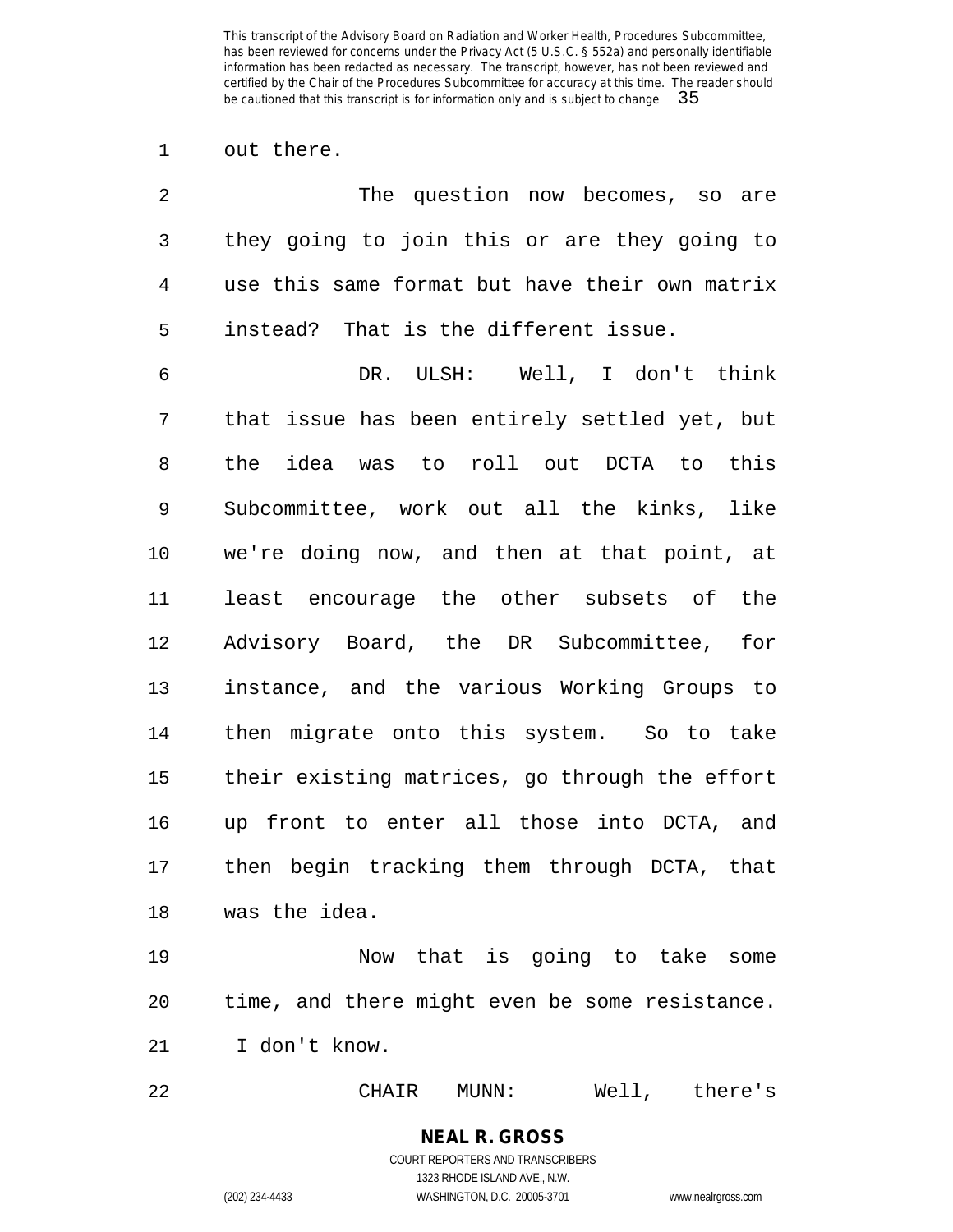out there.

The question now becomes, so are they going to join this or are they going to use this same format but have their own matrix instead? That is the different issue.

DR. ULSH: Well, I don't think that issue has been entirely settled yet, but the idea was to roll out DCTA to this Subcommittee, work out all the kinks, like we're doing now, and then at that point, at least encourage the other subsets of the Advisory Board, the DR Subcommittee, for instance, and the various Working Groups to then migrate onto this system. So to take their existing matrices, go through the effort up front to enter all those into DCTA, and then begin tracking them through DCTA, that was the idea.

Now that is going to take some time, and there might even be some resistance. I don't know.

CHAIR MUNN: Well, there's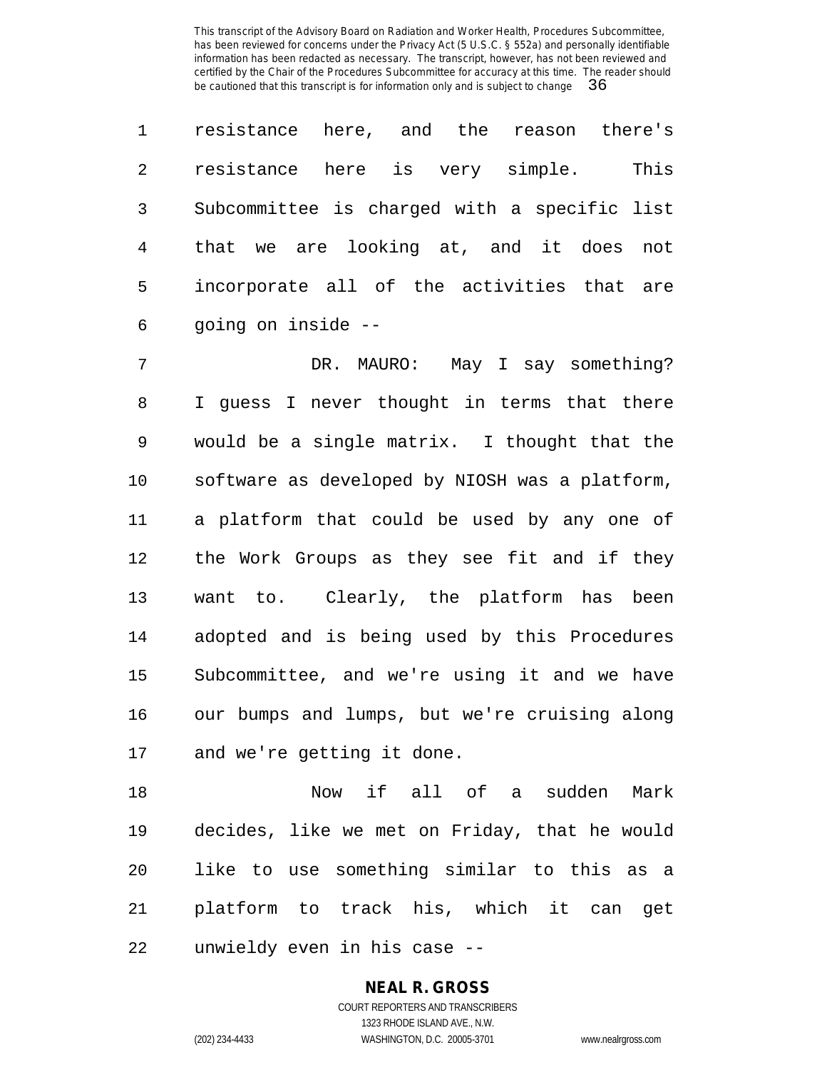resistance here, and the reason there's resistance here is very simple. This Subcommittee is charged with a specific list that we are looking at, and it does not incorporate all of the activities that are going on inside --

DR. MAURO: May I say something? I guess I never thought in terms that there would be a single matrix. I thought that the software as developed by NIOSH was a platform, a platform that could be used by any one of the Work Groups as they see fit and if they want to. Clearly, the platform has been adopted and is being used by this Procedures Subcommittee, and we're using it and we have our bumps and lumps, but we're cruising along and we're getting it done.

Now if all of a sudden Mark decides, like we met on Friday, that he would like to use something similar to this as a platform to track his, which it can get unwieldy even in his case --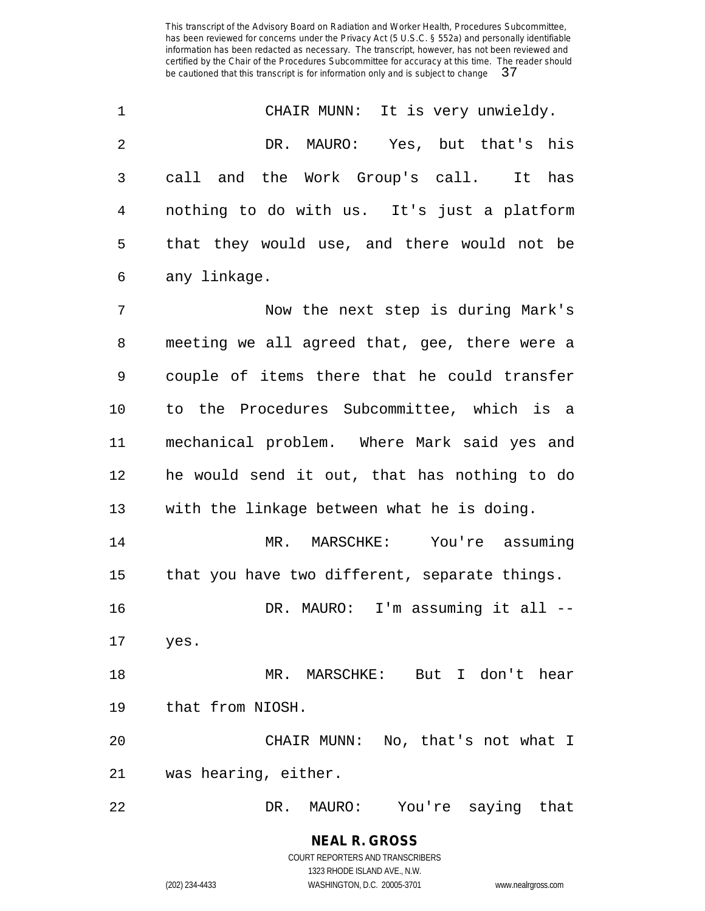CHAIR MUNN: It is very unwieldy.

DR. MAURO: Yes, but that's his call and the Work Group's call. It has nothing to do with us. It's just a platform that they would use, and there would not be any linkage.

Now the next step is during Mark's meeting we all agreed that, gee, there were a couple of items there that he could transfer to the Procedures Subcommittee, which is a mechanical problem. Where Mark said yes and he would send it out, that has nothing to do with the linkage between what he is doing.

MR. MARSCHKE: You're assuming that you have two different, separate things.

DR. MAURO: I'm assuming it all -- yes.

MR. MARSCHKE: But I don't hear that from NIOSH.

CHAIR MUNN: No, that's not what I was hearing, either.

DR. MAURO: You're saying that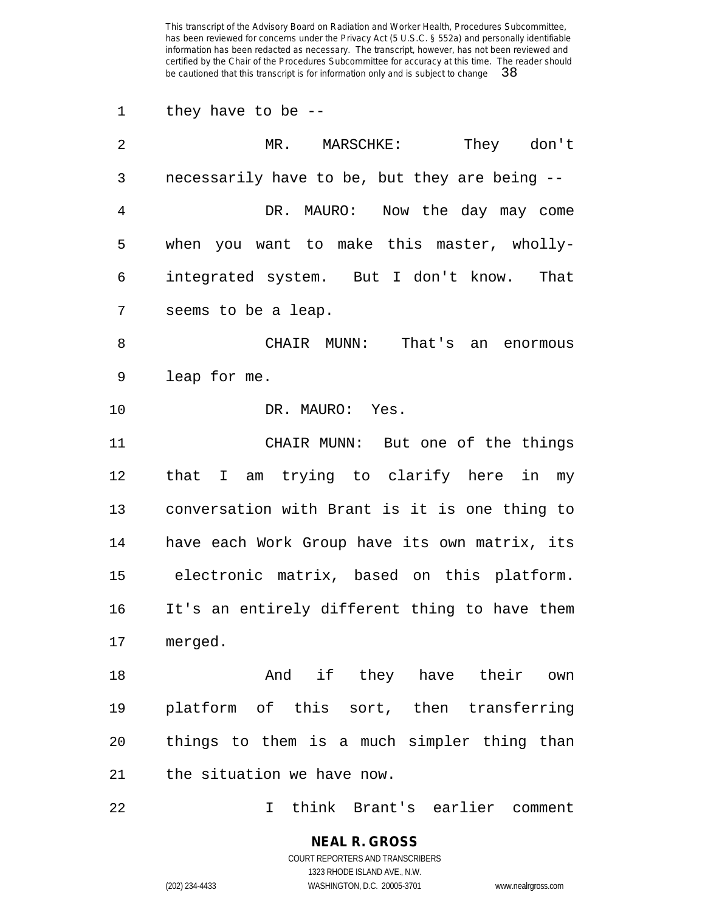they have to be --

MR. MARSCHKE: They don't necessarily have to be, but they are being --

DR. MAURO: Now the day may come when you want to make this master, wholly-integrated system. But I don't know. That seems to be a leap.

CHAIR MUNN: That's an enormous leap for me.

DR. MAURO: Yes.

CHAIR MUNN: But one of the things that I am trying to clarify here in my conversation with Brant is it is one thing to have each Work Group have its own matrix, its electronic matrix, based on this platform. It's an entirely different thing to have them merged.

And if they have their own platform of this sort, then transferring things to them is a much simpler thing than the situation we have now.

I think Brant's earlier comment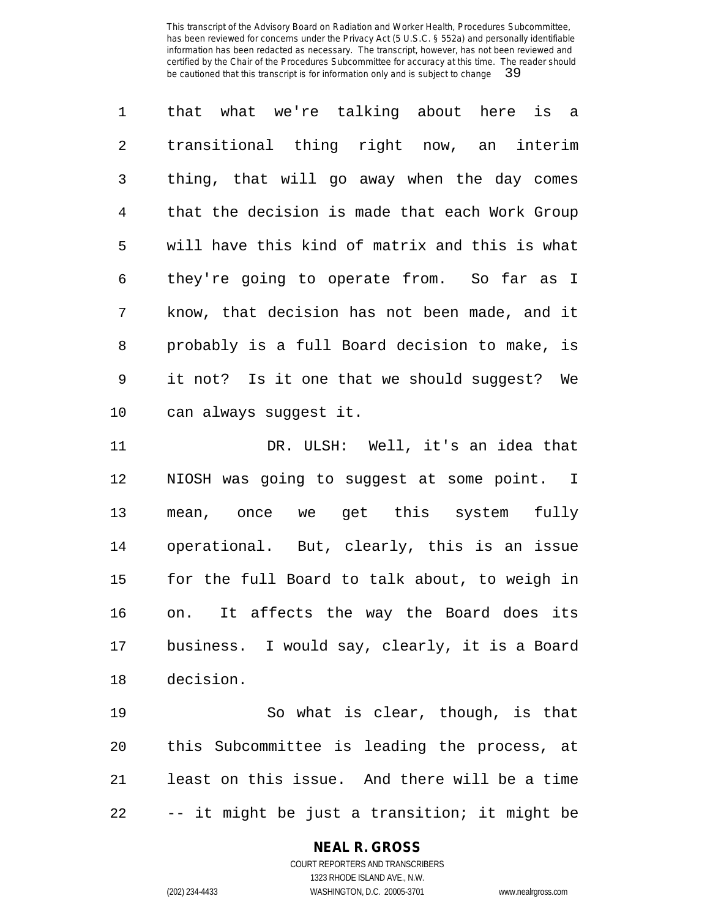that what we're talking about here is a transitional thing right now, an interim thing, that will go away when the day comes that the decision is made that each Work Group will have this kind of matrix and this is what they're going to operate from. So far as I know, that decision has not been made, and it probably is a full Board decision to make, is it not? Is it one that we should suggest? We can always suggest it.

DR. ULSH: Well, it's an idea that NIOSH was going to suggest at some point. I mean, once we get this system fully operational. But, clearly, this is an issue for the full Board to talk about, to weigh in on. It affects the way the Board does its business. I would say, clearly, it is a Board decision.

So what is clear, though, is that this Subcommittee is leading the process, at least on this issue. And there will be a time -- it might be just a transition; it might be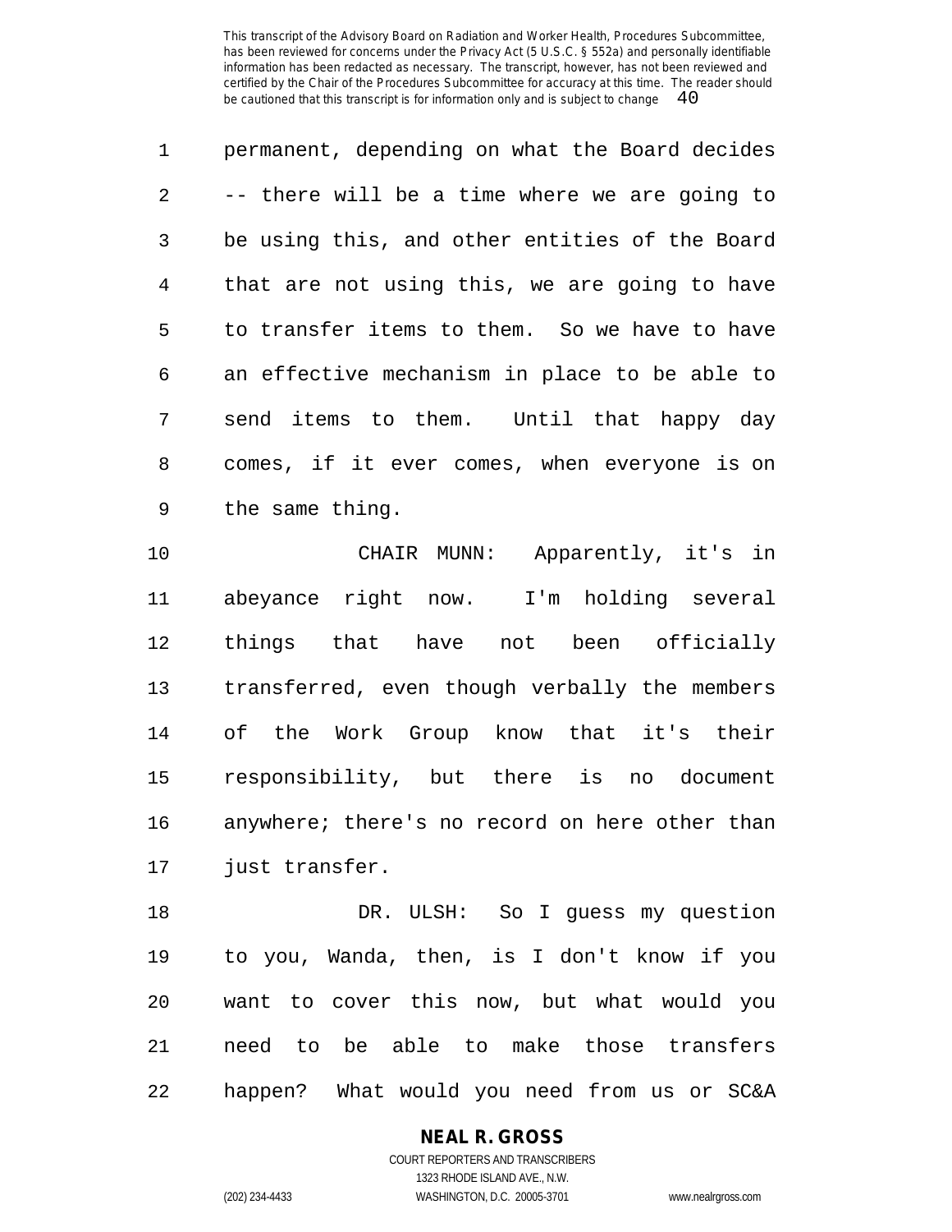permanent, depending on what the Board decides -- there will be a time where we are going to be using this, and other entities of the Board that are not using this, we are going to have to transfer items to them. So we have to have an effective mechanism in place to be able to send items to them. Until that happy day comes, if it ever comes, when everyone is on the same thing.

CHAIR MUNN: Apparently, it's in abeyance right now. I'm holding several things that have not been officially transferred, even though verbally the members of the Work Group know that it's their responsibility, but there is no document anywhere; there's no record on here other than just transfer.

DR. ULSH: So I guess my question to you, Wanda, then, is I don't know if you want to cover this now, but what would you need to be able to make those transfers happen? What would you need from us or SC&A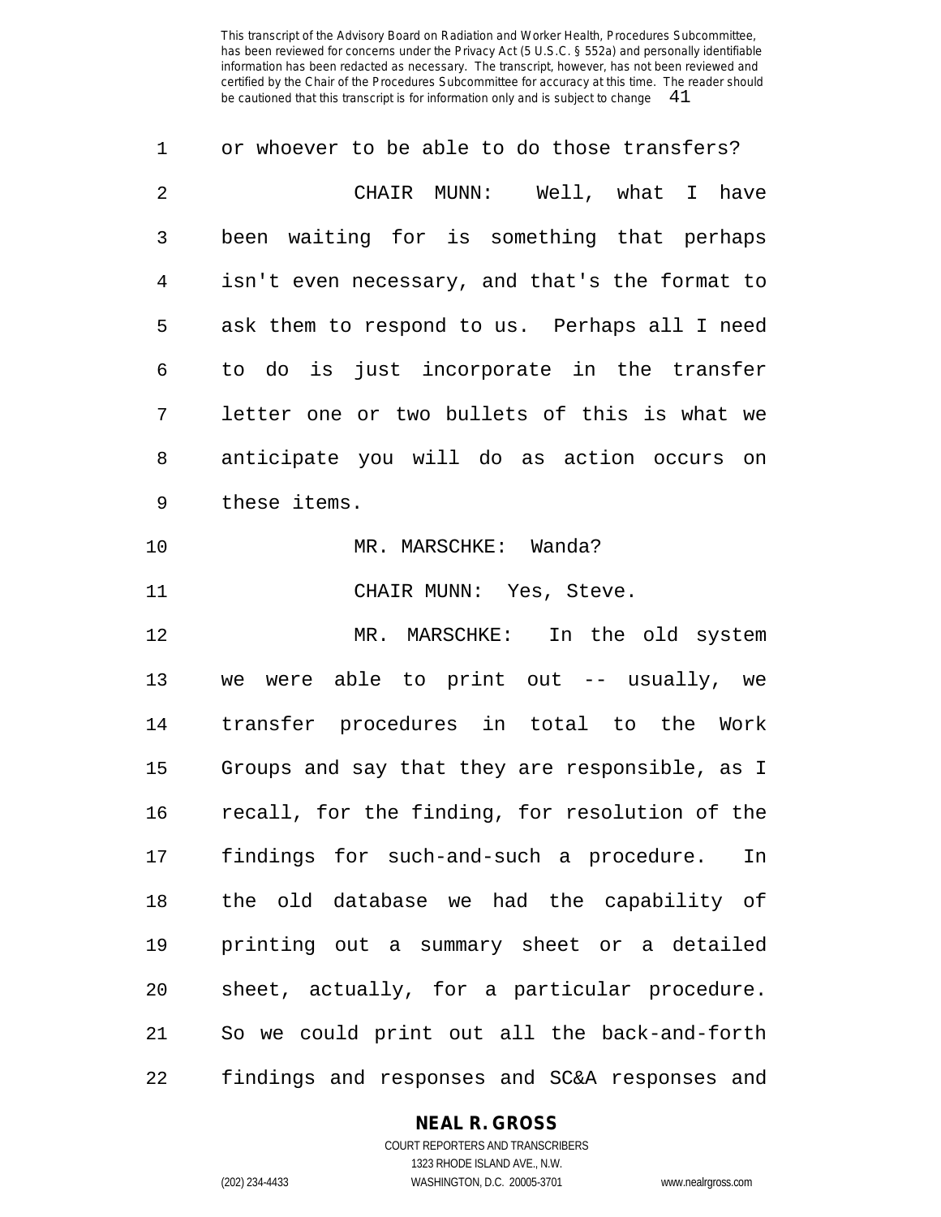or whoever to be able to do those transfers?

CHAIR MUNN: Well, what I have been waiting for is something that perhaps isn't even necessary, and that's the format to ask them to respond to us. Perhaps all I need to do is just incorporate in the transfer letter one or two bullets of this is what we anticipate you will do as action occurs on these items.

MR. MARSCHKE: Wanda?

CHAIR MUNN: Yes, Steve.

MR. MARSCHKE: In the old system we were able to print out -- usually, we transfer procedures in total to the Work Groups and say that they are responsible, as I recall, for the finding, for resolution of the findings for such-and-such a procedure. In the old database we had the capability of printing out a summary sheet or a detailed sheet, actually, for a particular procedure. So we could print out all the back-and-forth findings and responses and SC&A responses and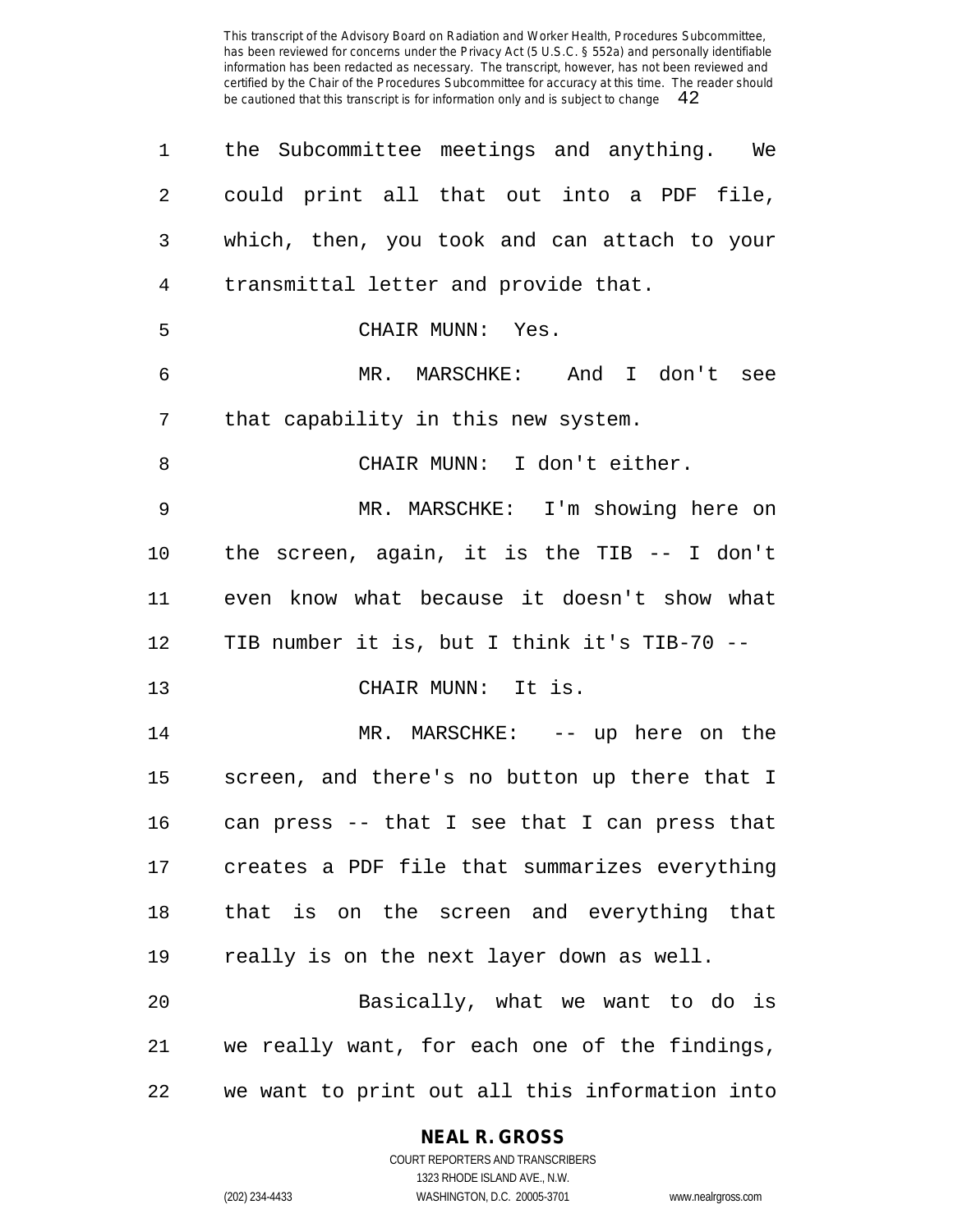the Subcommittee meetings and anything. We could print all that out into a PDF file, which, then, you took and can attach to your transmittal letter and provide that.

CHAIR MUNN: Yes.

MR. MARSCHKE: And I don't see that capability in this new system.

CHAIR MUNN: I don't either.

MR. MARSCHKE: I'm showing here on the screen, again, it is the TIB -- I don't even know what because it doesn't show what TIB number it is, but I think it's TIB-70 --

CHAIR MUNN: It is.

MR. MARSCHKE: -- up here on the screen, and there's no button up there that I can press -- that I see that I can press that creates a PDF file that summarizes everything that is on the screen and everything that really is on the next layer down as well.

Basically, what we want to do is we really want, for each one of the findings, we want to print out all this information into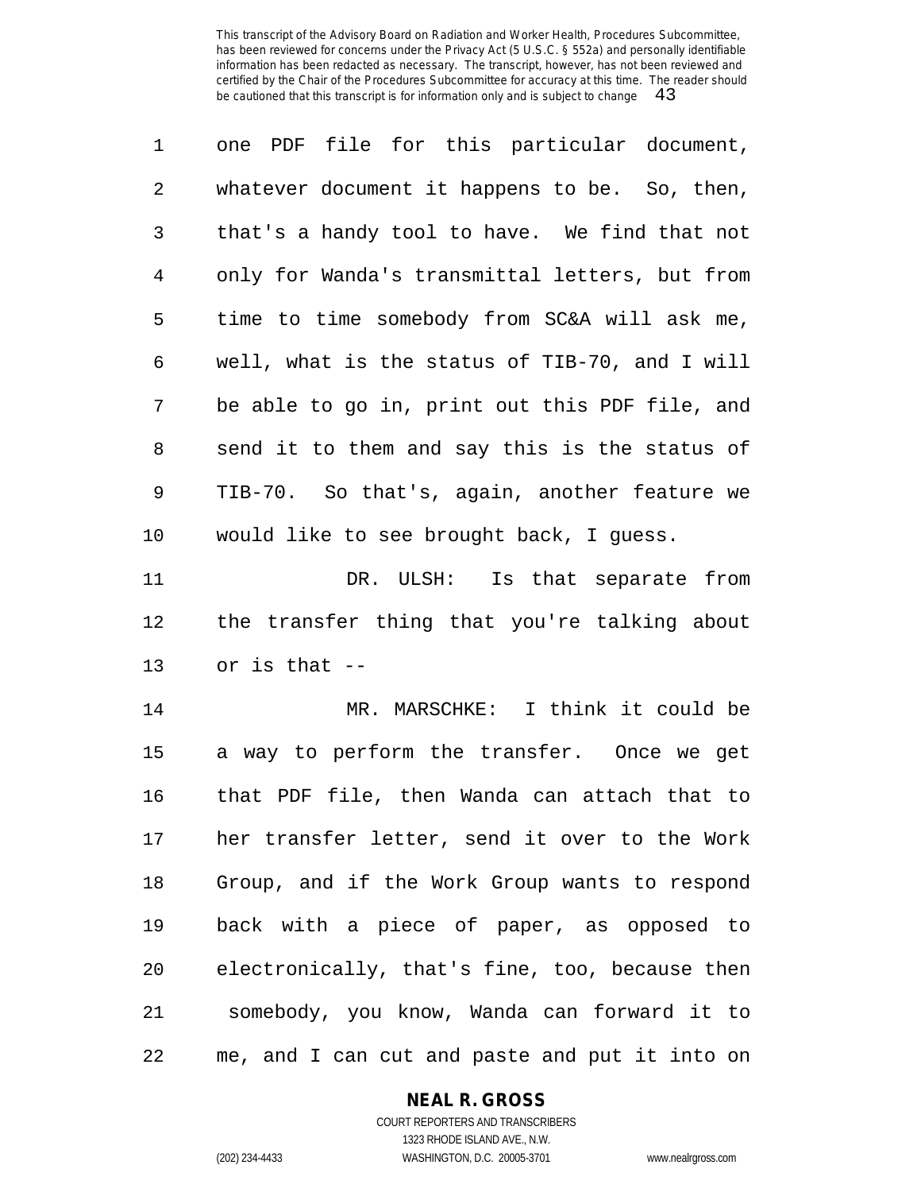one PDF file for this particular document, whatever document it happens to be. So, then, that's a handy tool to have. We find that not only for Wanda's transmittal letters, but from time to time somebody from SC&A will ask me, well, what is the status of TIB-70, and I will be able to go in, print out this PDF file, and send it to them and say this is the status of TIB-70. So that's, again, another feature we would like to see brought back, I guess.

DR. ULSH: Is that separate from the transfer thing that you're talking about or is that --

MR. MARSCHKE: I think it could be a way to perform the transfer. Once we get that PDF file, then Wanda can attach that to her transfer letter, send it over to the Work Group, and if the Work Group wants to respond back with a piece of paper, as opposed to electronically, that's fine, too, because then somebody, you know, Wanda can forward it to me, and I can cut and paste and put it into on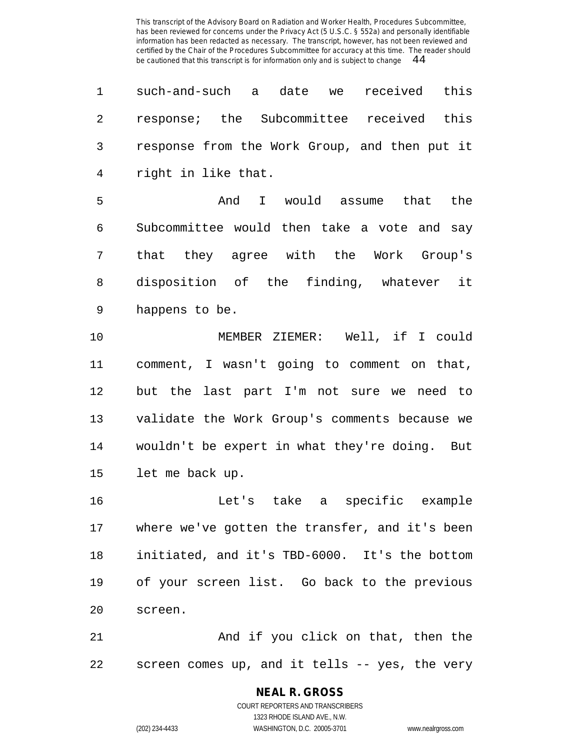such-and-such a date we received this response; the Subcommittee received this response from the Work Group, and then put it right in like that.

And I would assume that the Subcommittee would then take a vote and say that they agree with the Work Group's disposition of the finding, whatever it happens to be.

MEMBER ZIEMER: Well, if I could comment, I wasn't going to comment on that, but the last part I'm not sure we need to validate the Work Group's comments because we wouldn't be expert in what they're doing. But let me back up.

Let's take a specific example where we've gotten the transfer, and it's been initiated, and it's TBD-6000. It's the bottom of your screen list. Go back to the previous screen.

And if you click on that, then the screen comes up, and it tells -- yes, the very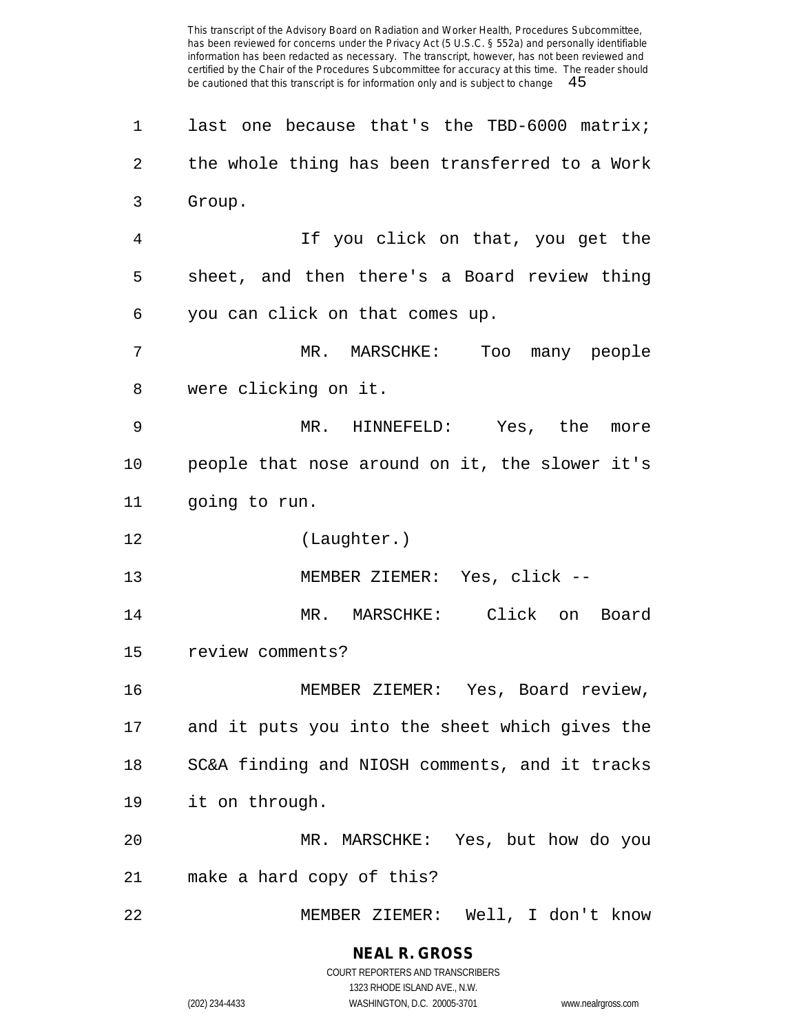last one because that's the TBD-6000 matrix; the whole thing has been transferred to a Work Group.

If you click on that, you get the sheet, and then there's a Board review thing you can click on that comes up.

MR. MARSCHKE: Too many people were clicking on it.

MR. HINNEFELD: Yes, the more people that nose around on it, the slower it's going to run.

(Laughter.)

MEMBER ZIEMER: Yes, click --

MR. MARSCHKE: Click on Board review comments?

MEMBER ZIEMER: Yes, Board review, and it puts you into the sheet which gives the SC&A finding and NIOSH comments, and it tracks it on through.

MR. MARSCHKE: Yes, but how do you make a hard copy of this?

MEMBER ZIEMER: Well, I don't know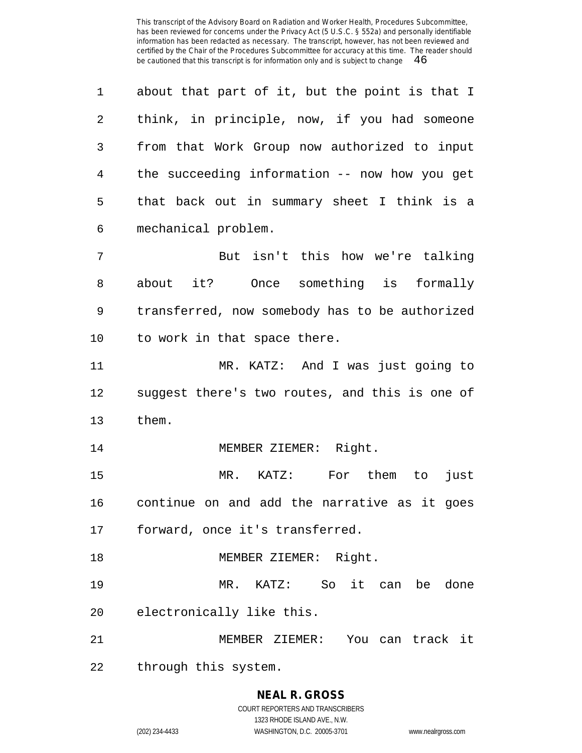about that part of it, but the point is that I think, in principle, now, if you had someone from that Work Group now authorized to input the succeeding information -- now how you get that back out in summary sheet I think is a mechanical problem.

But isn't this how we're talking about it? Once something is formally transferred, now somebody has to be authorized to work in that space there.

MR. KATZ: And I was just going to suggest there's two routes, and this is one of them.

MEMBER ZIEMER: Right.

MR. KATZ: For them to just continue on and add the narrative as it goes forward, once it's transferred.

MEMBER ZIEMER: Right.

MR. KATZ: So it can be done electronically like this.

MEMBER ZIEMER: You can track it through this system.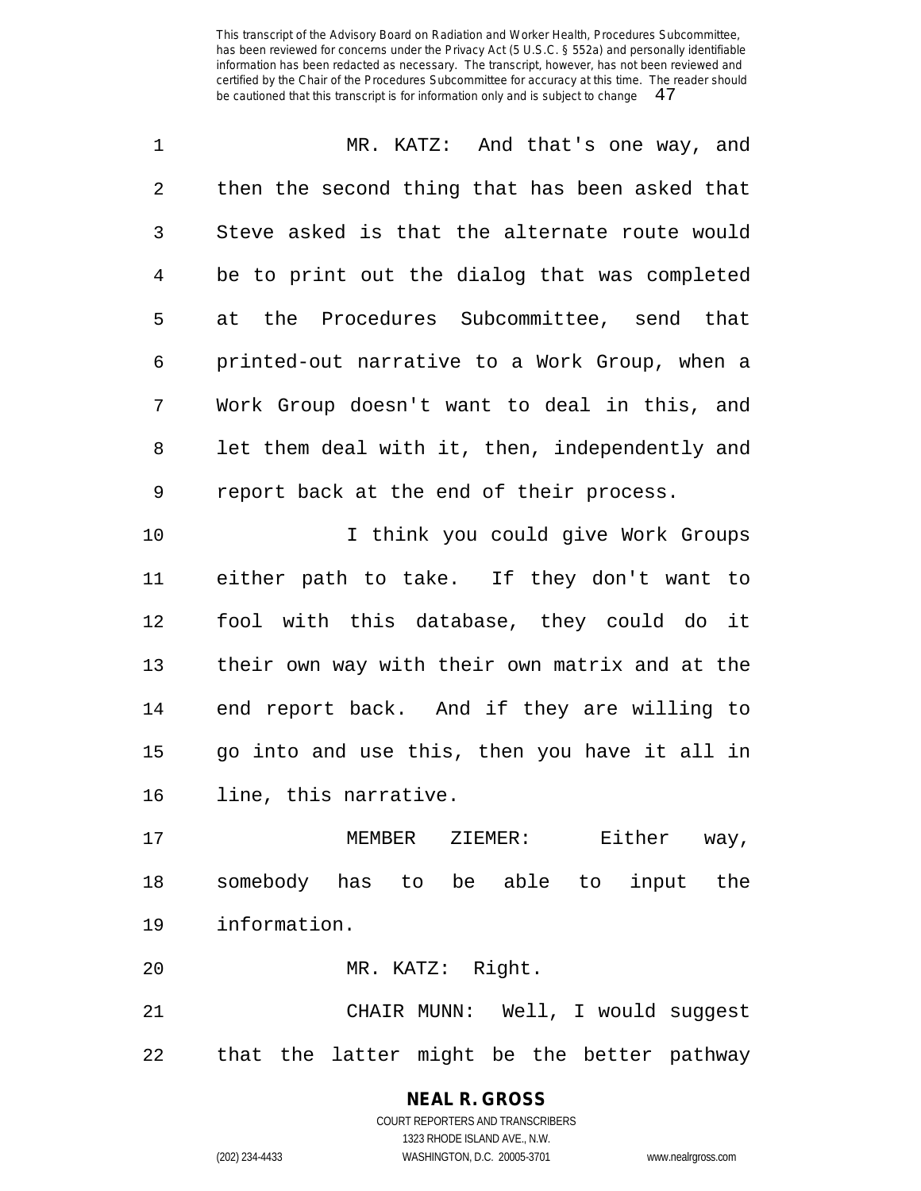MR. KATZ: And that's one way, and then the second thing that has been asked that Steve asked is that the alternate route would be to print out the dialog that was completed at the Procedures Subcommittee, send that printed-out narrative to a Work Group, when a Work Group doesn't want to deal in this, and let them deal with it, then, independently and report back at the end of their process.

I think you could give Work Groups either path to take. If they don't want to fool with this database, they could do it their own way with their own matrix and at the end report back. And if they are willing to go into and use this, then you have it all in line, this narrative.

MEMBER ZIEMER: Either way, somebody has to be able to input the information.

MR. KATZ: Right.

CHAIR MUNN: Well, I would suggest that the latter might be the better pathway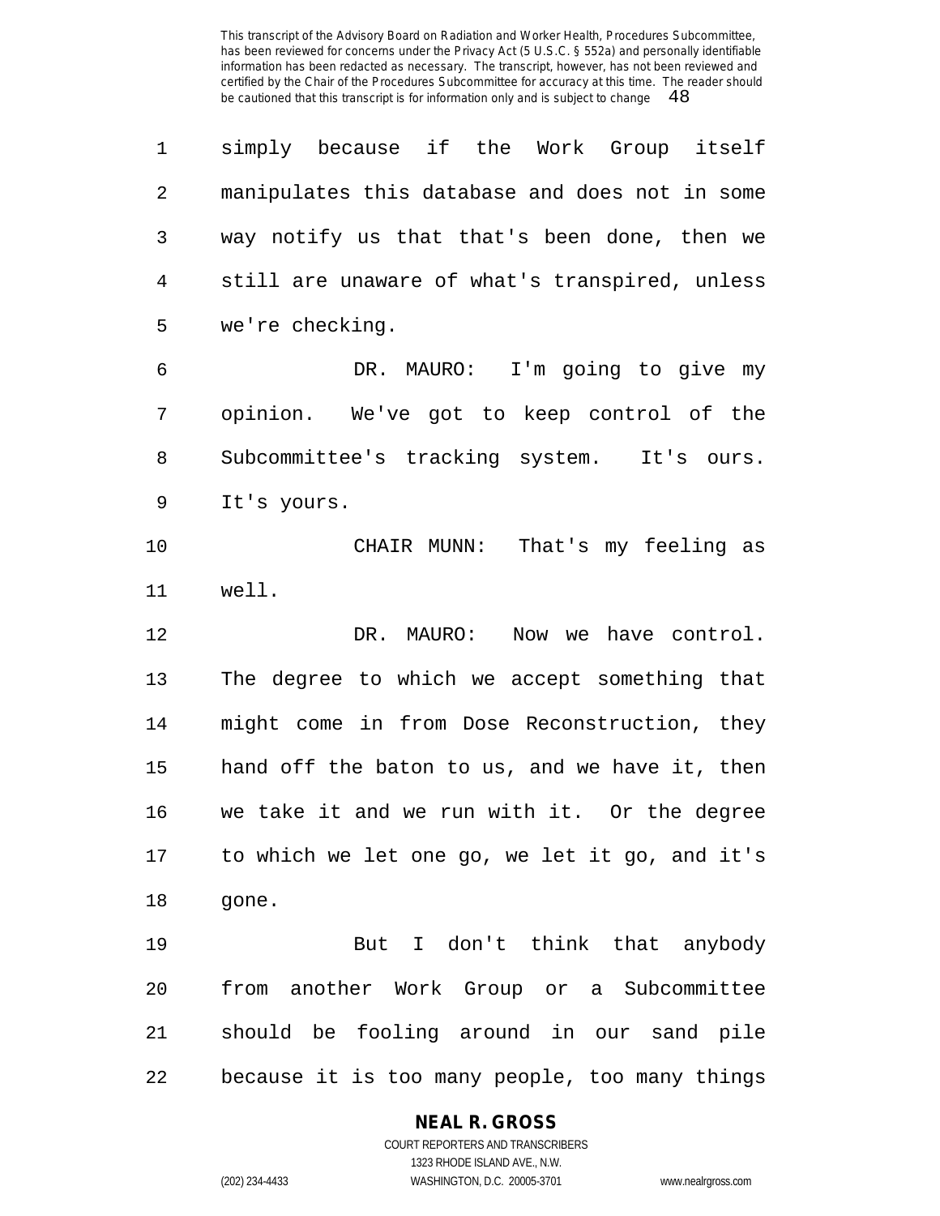simply because if the Work Group itself manipulates this database and does not in some way notify us that that's been done, then we still are unaware of what's transpired, unless we're checking.

DR. MAURO: I'm going to give my opinion. We've got to keep control of the Subcommittee's tracking system. It's ours. It's yours.

CHAIR MUNN: That's my feeling as well.

DR. MAURO: Now we have control. The degree to which we accept something that might come in from Dose Reconstruction, they hand off the baton to us, and we have it, then we take it and we run with it. Or the degree to which we let one go, we let it go, and it's gone.

But I don't think that anybody from another Work Group or a Subcommittee should be fooling around in our sand pile because it is too many people, too many things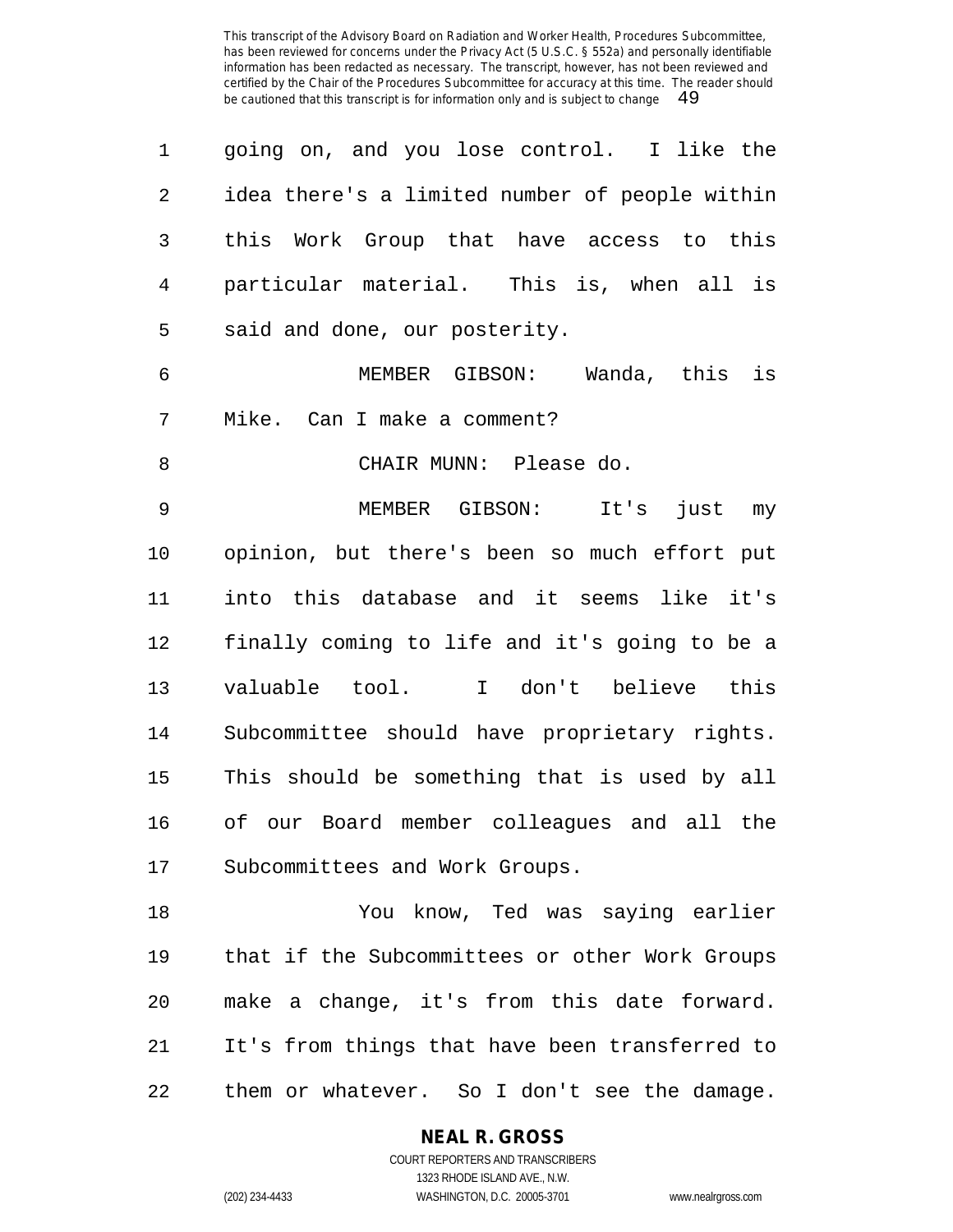going on, and you lose control. I like the idea there's a limited number of people within this Work Group that have access to this particular material. This is, when all is said and done, our posterity.

MEMBER GIBSON: Wanda, this is Mike. Can I make a comment?

CHAIR MUNN: Please do.

MEMBER GIBSON: It's just my opinion, but there's been so much effort put into this database and it seems like it's finally coming to life and it's going to be a valuable tool. I don't believe this Subcommittee should have proprietary rights. This should be something that is used by all of our Board member colleagues and all the Subcommittees and Work Groups.

You know, Ted was saying earlier that if the Subcommittees or other Work Groups make a change, it's from this date forward. It's from things that have been transferred to them or whatever. So I don't see the damage.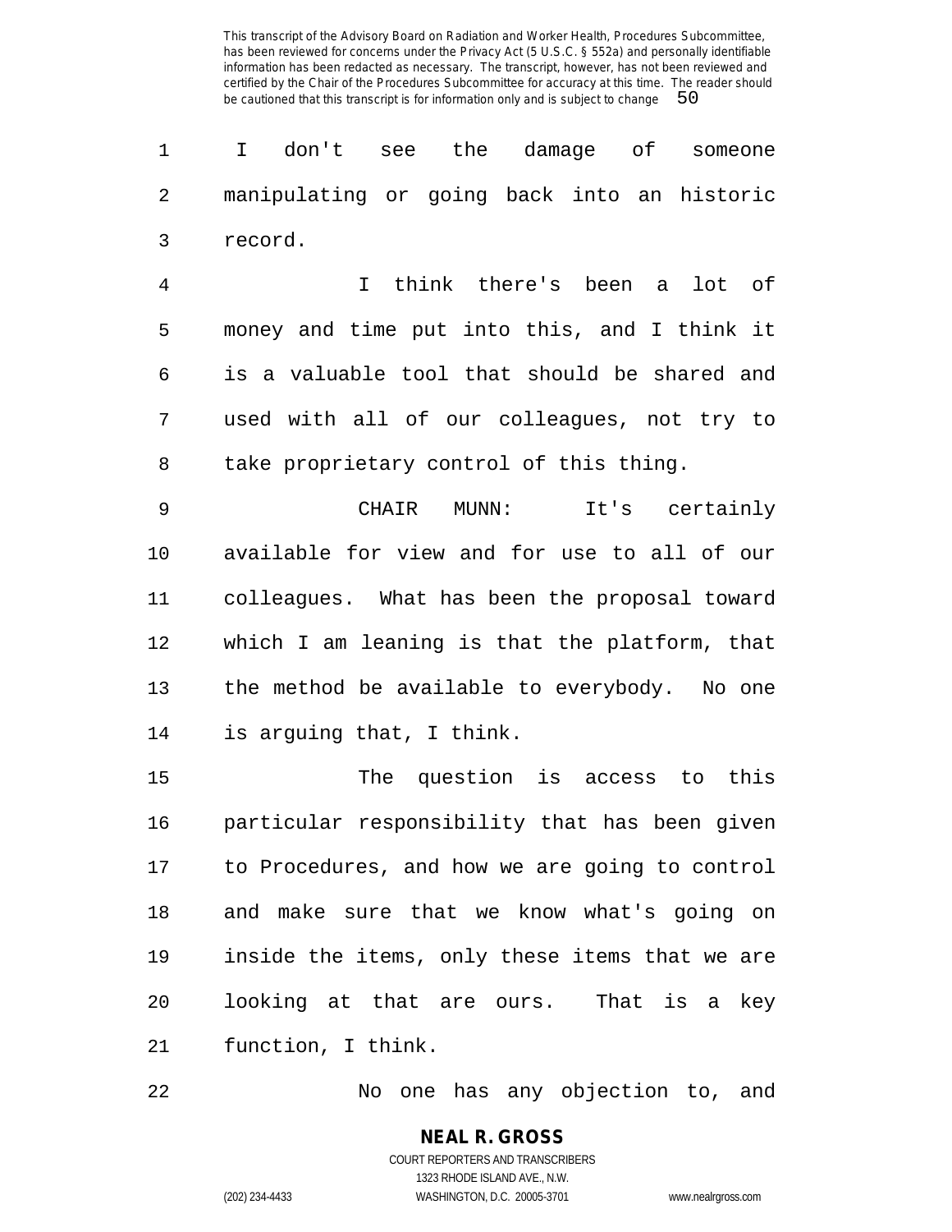I don't see the damage of someone manipulating or going back into an historic record.

I think there's been a lot of money and time put into this, and I think it is a valuable tool that should be shared and used with all of our colleagues, not try to take proprietary control of this thing.

CHAIR MUNN: It's certainly available for view and for use to all of our colleagues. What has been the proposal toward which I am leaning is that the platform, that the method be available to everybody. No one is arguing that, I think.

The question is access to this particular responsibility that has been given to Procedures, and how we are going to control and make sure that we know what's going on inside the items, only these items that we are looking at that are ours. That is a key function, I think.

No one has any objection to, and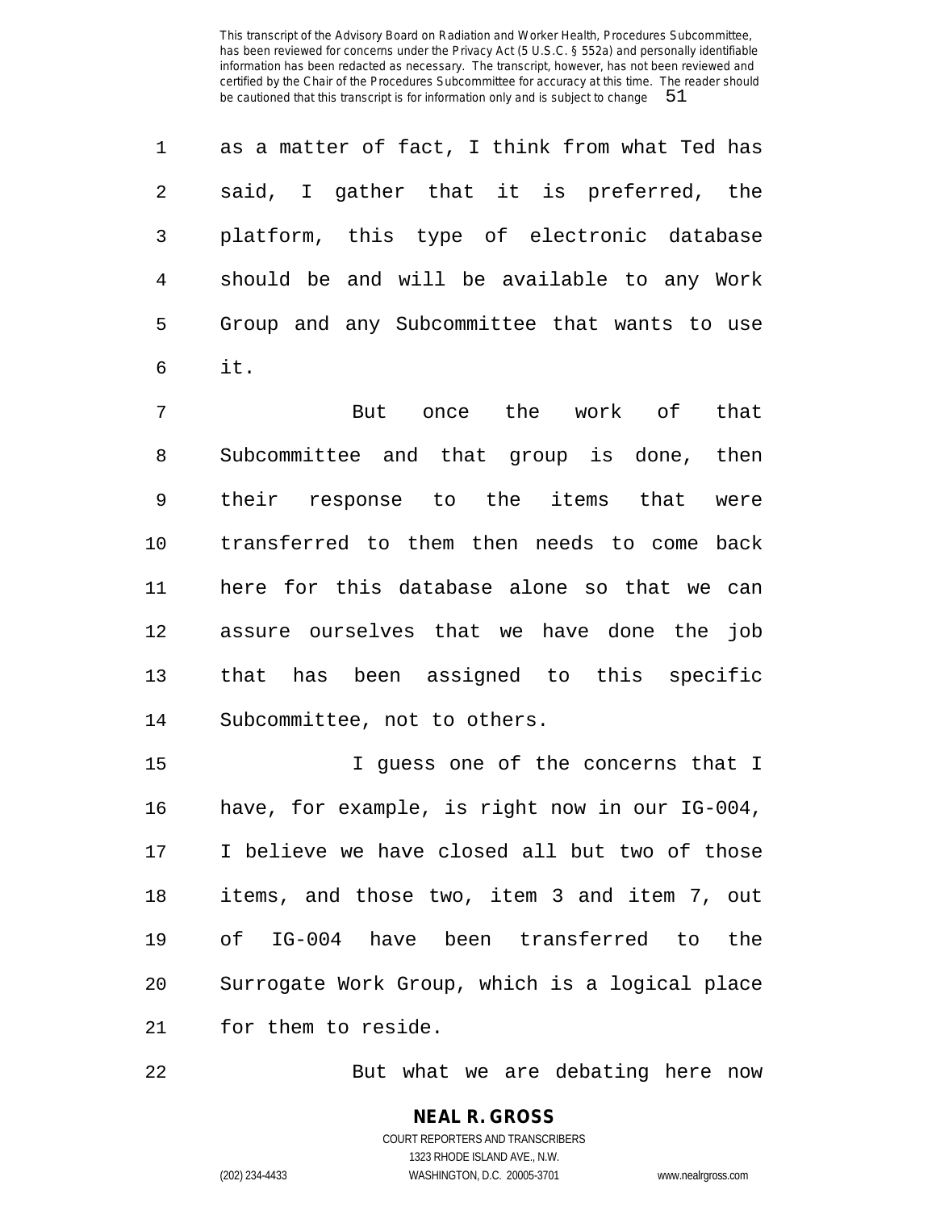as a matter of fact, I think from what Ted has said, I gather that it is preferred, the platform, this type of electronic database should be and will be available to any Work Group and any Subcommittee that wants to use it.

But once the work of that Subcommittee and that group is done, then their response to the items that were transferred to them then needs to come back here for this database alone so that we can assure ourselves that we have done the job that has been assigned to this specific Subcommittee, not to others.

I guess one of the concerns that I have, for example, is right now in our IG-004, I believe we have closed all but two of those items, and those two, item 3 and item 7, out of IG-004 have been transferred to the Surrogate Work Group, which is a logical place for them to reside.

But what we are debating here now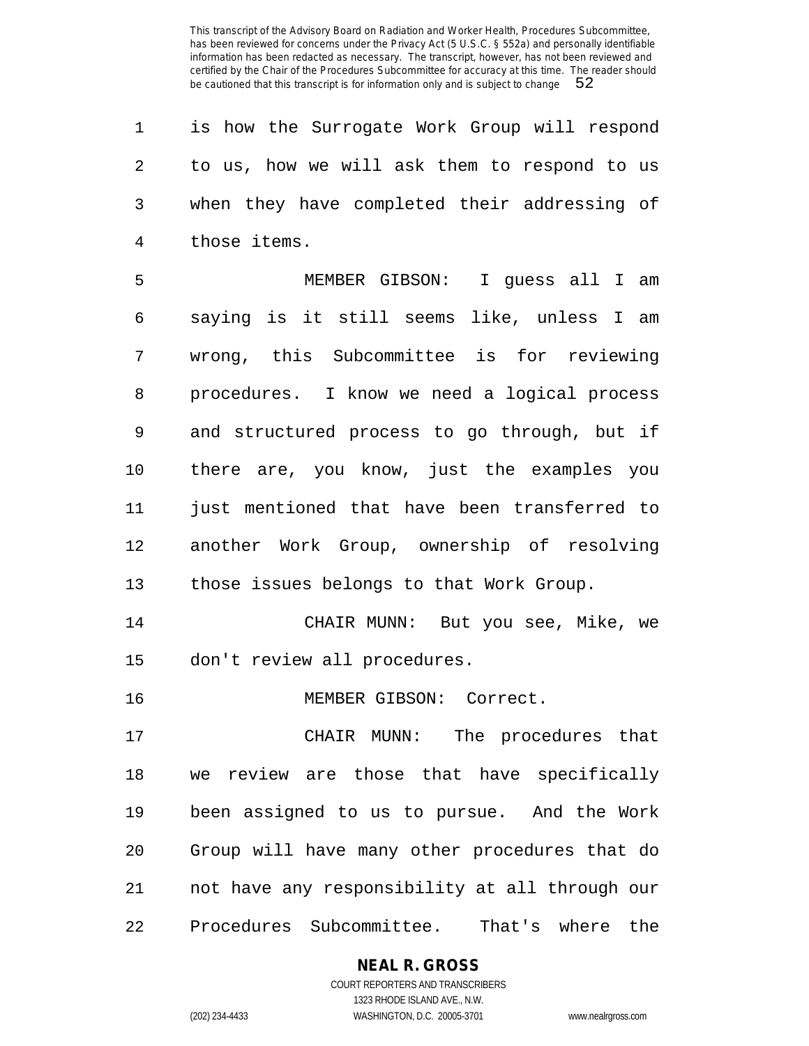is how the Surrogate Work Group will respond to us, how we will ask them to respond to us when they have completed their addressing of those items.

MEMBER GIBSON: I guess all I am saying is it still seems like, unless I am wrong, this Subcommittee is for reviewing procedures. I know we need a logical process and structured process to go through, but if there are, you know, just the examples you just mentioned that have been transferred to another Work Group, ownership of resolving those issues belongs to that Work Group.

CHAIR MUNN: But you see, Mike, we don't review all procedures.

MEMBER GIBSON: Correct.

CHAIR MUNN: The procedures that we review are those that have specifically been assigned to us to pursue. And the Work Group will have many other procedures that do not have any responsibility at all through our Procedures Subcommittee. That's where the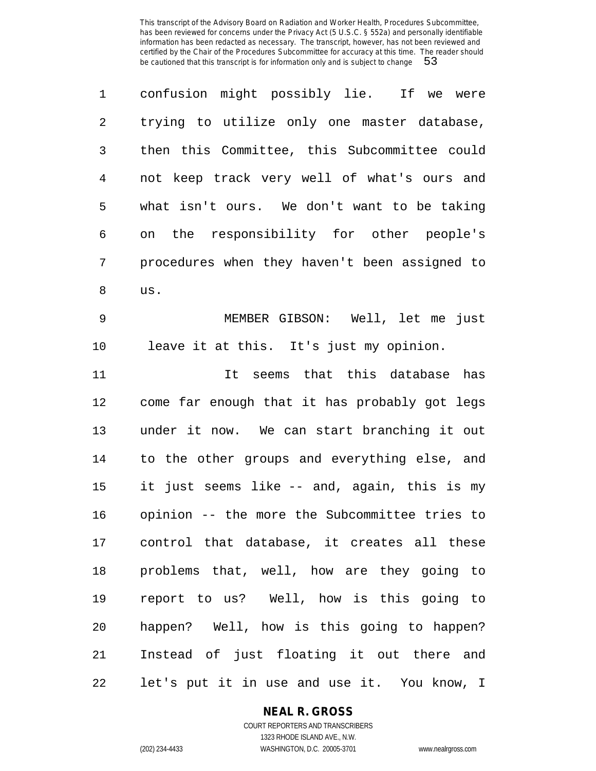confusion might possibly lie. If we were trying to utilize only one master database, then this Committee, this Subcommittee could not keep track very well of what's ours and what isn't ours. We don't want to be taking on the responsibility for other people's procedures when they haven't been assigned to us.

MEMBER GIBSON: Well, let me just leave it at this. It's just my opinion.

It seems that this database has come far enough that it has probably got legs under it now. We can start branching it out to the other groups and everything else, and it just seems like -- and, again, this is my opinion -- the more the Subcommittee tries to control that database, it creates all these problems that, well, how are they going to report to us? Well, how is this going to happen? Well, how is this going to happen? Instead of just floating it out there and let's put it in use and use it. You know, I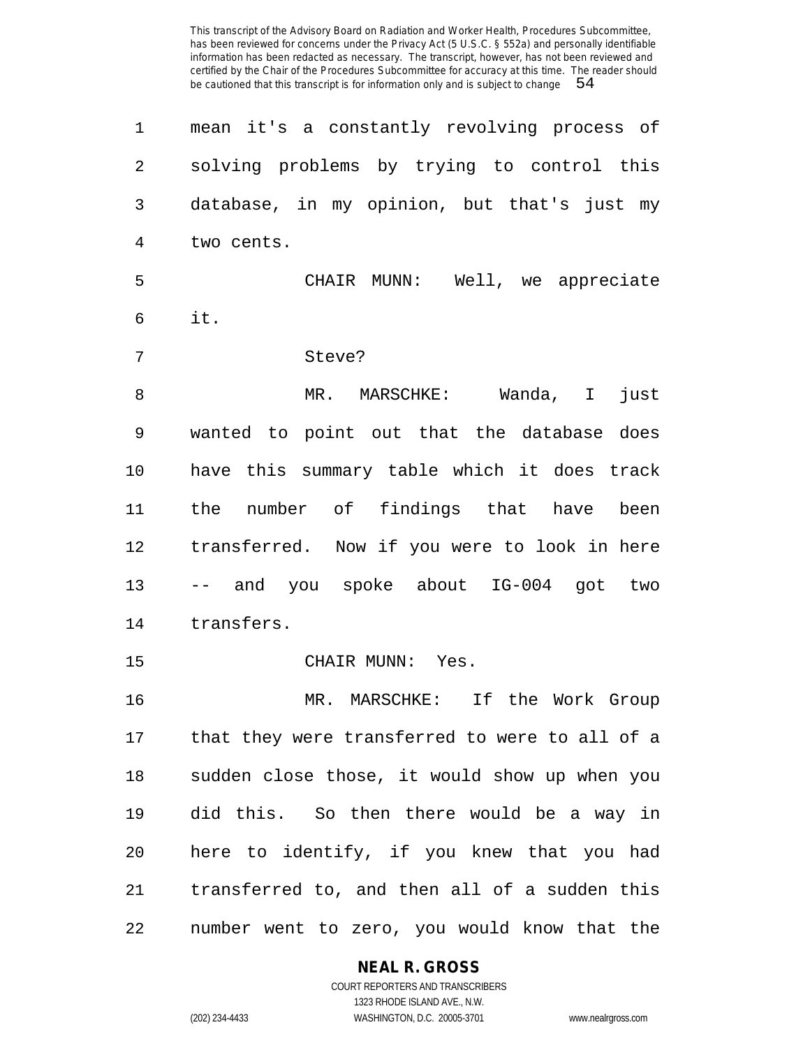mean it's a constantly revolving process of solving problems by trying to control this database, in my opinion, but that's just my two cents.

CHAIR MUNN: Well, we appreciate it.

Steve?

MR. MARSCHKE: Wanda, I just wanted to point out that the database does have this summary table which it does track the number of findings that have been transferred. Now if you were to look in here -- and you spoke about IG-004 got two transfers.

CHAIR MUNN: Yes.

MR. MARSCHKE: If the Work Group that they were transferred to were to all of a sudden close those, it would show up when you did this. So then there would be a way in here to identify, if you knew that you had transferred to, and then all of a sudden this number went to zero, you would know that the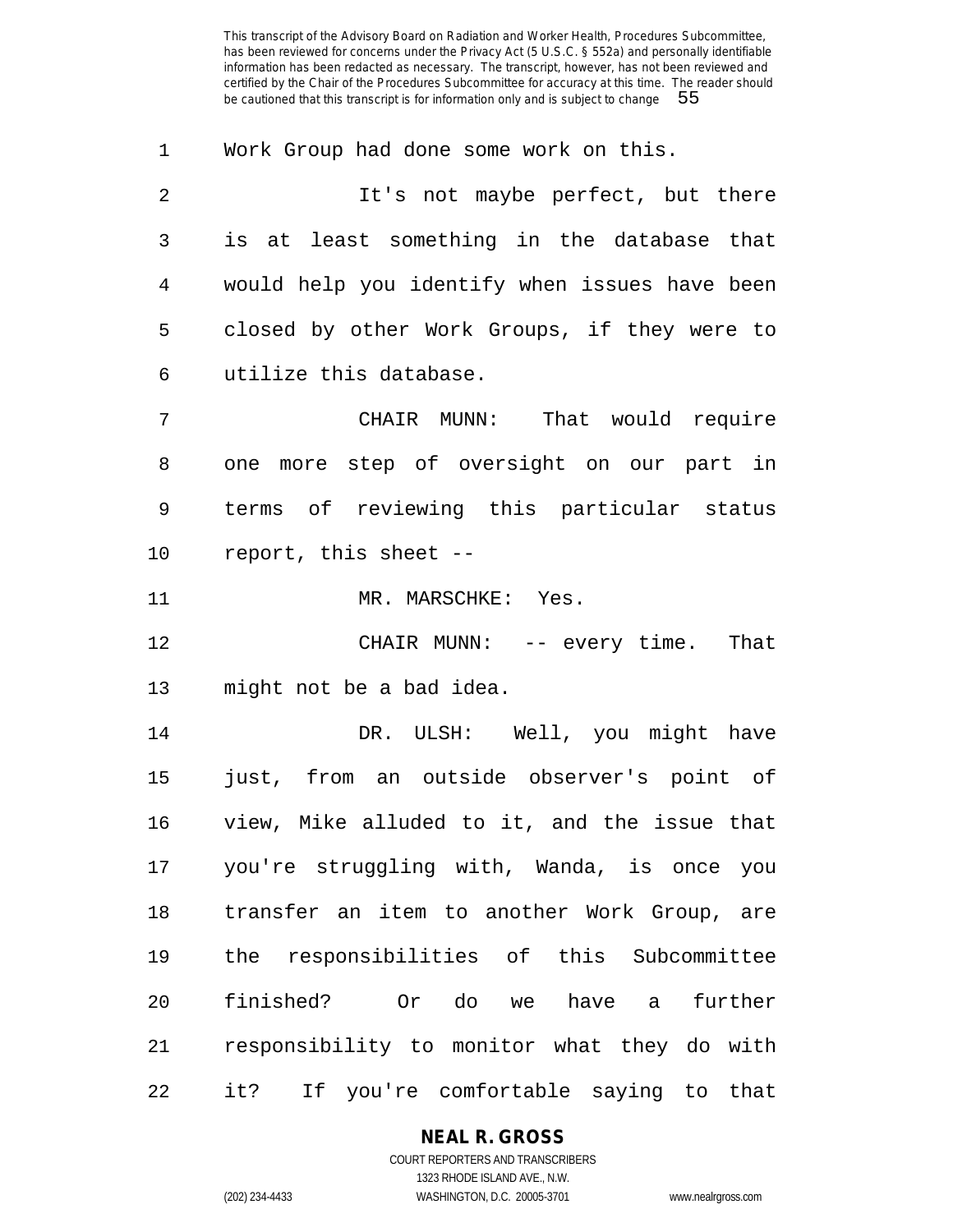Work Group had done some work on this.

It's not maybe perfect, but there is at least something in the database that would help you identify when issues have been closed by other Work Groups, if they were to utilize this database.

CHAIR MUNN: That would require one more step of oversight on our part in terms of reviewing this particular status report, this sheet --

MR. MARSCHKE: Yes.

CHAIR MUNN: -- every time. That might not be a bad idea.

DR. ULSH: Well, you might have just, from an outside observer's point of view, Mike alluded to it, and the issue that you're struggling with, Wanda, is once you transfer an item to another Work Group, are the responsibilities of this Subcommittee finished? Or do we have a further responsibility to monitor what they do with it? If you're comfortable saying to that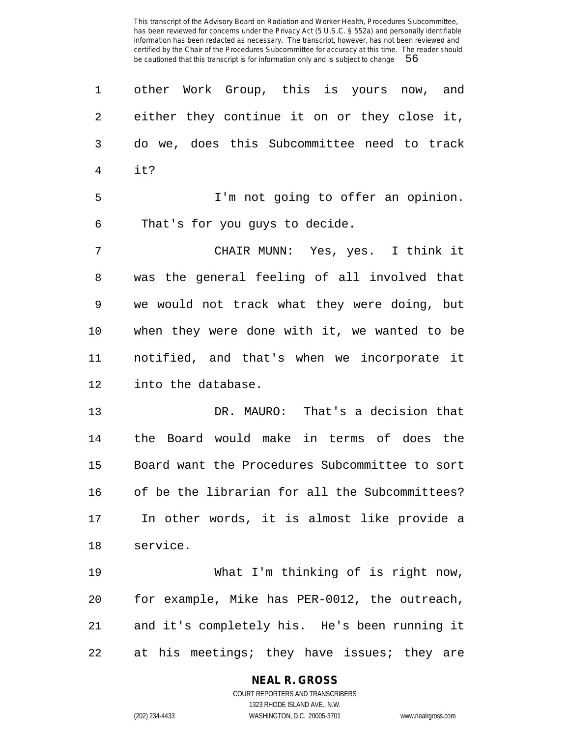other Work Group, this is yours now, and either they continue it on or they close it, do we, does this Subcommittee need to track it?

I'm not going to offer an opinion. That's for you guys to decide.

CHAIR MUNN: Yes, yes. I think it was the general feeling of all involved that we would not track what they were doing, but when they were done with it, we wanted to be notified, and that's when we incorporate it into the database.

DR. MAURO: That's a decision that the Board would make in terms of does the Board want the Procedures Subcommittee to sort of be the librarian for all the Subcommittees? In other words, it is almost like provide a service.

What I'm thinking of is right now, for example, Mike has PER-0012, the outreach, and it's completely his. He's been running it at his meetings; they have issues; they are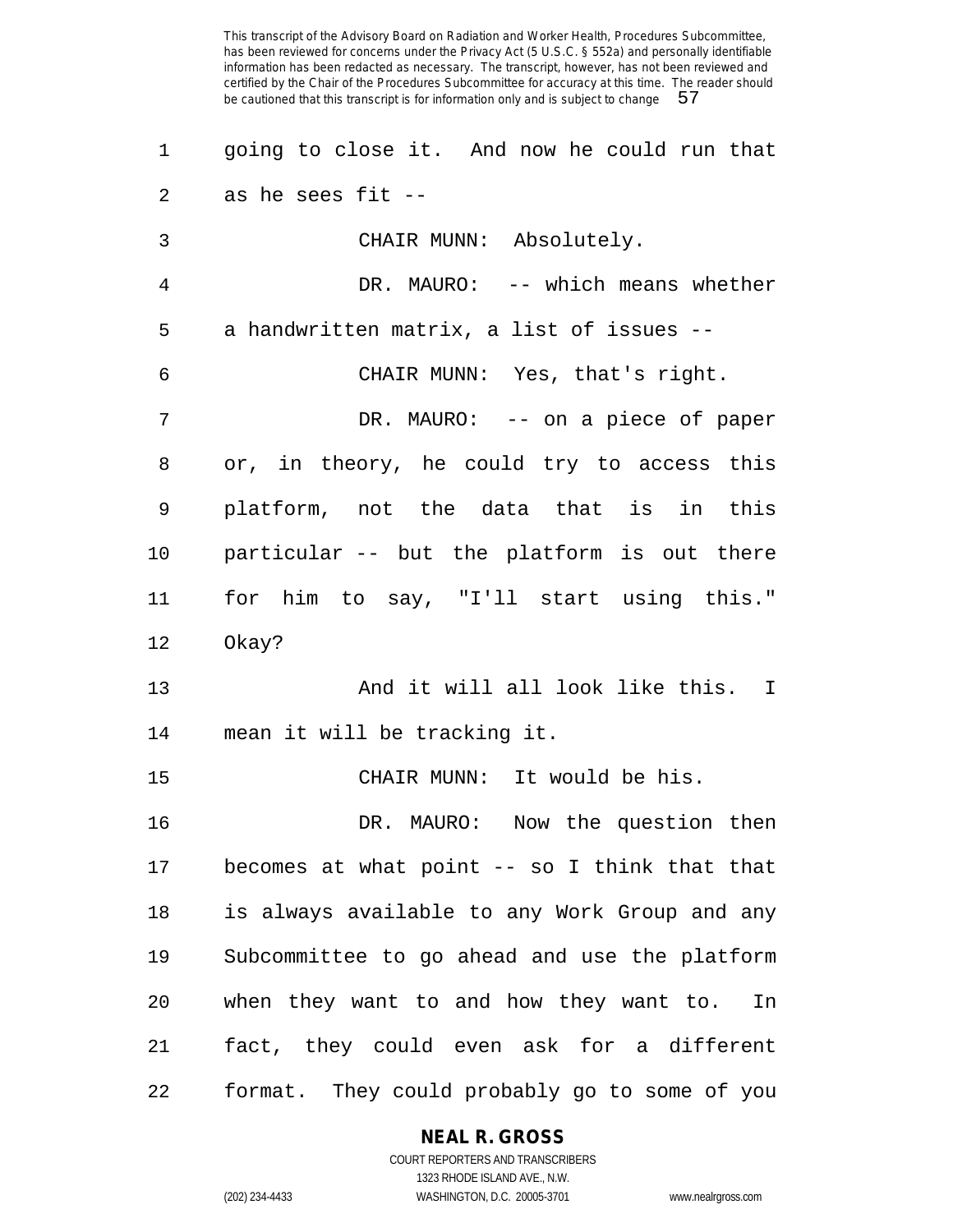going to close it. And now he could run that as he sees fit --

CHAIR MUNN: Absolutely.

DR. MAURO: -- which means whether a handwritten matrix, a list of issues --

CHAIR MUNN: Yes, that's right.

DR. MAURO: -- on a piece of paper or, in theory, he could try to access this platform, not the data that is in this particular -- but the platform is out there for him to say, "I'll start using this." Okay?

And it will all look like this. I mean it will be tracking it.

CHAIR MUNN: It would be his.

DR. MAURO: Now the question then becomes at what point -- so I think that that is always available to any Work Group and any Subcommittee to go ahead and use the platform when they want to and how they want to. In fact, they could even ask for a different format. They could probably go to some of you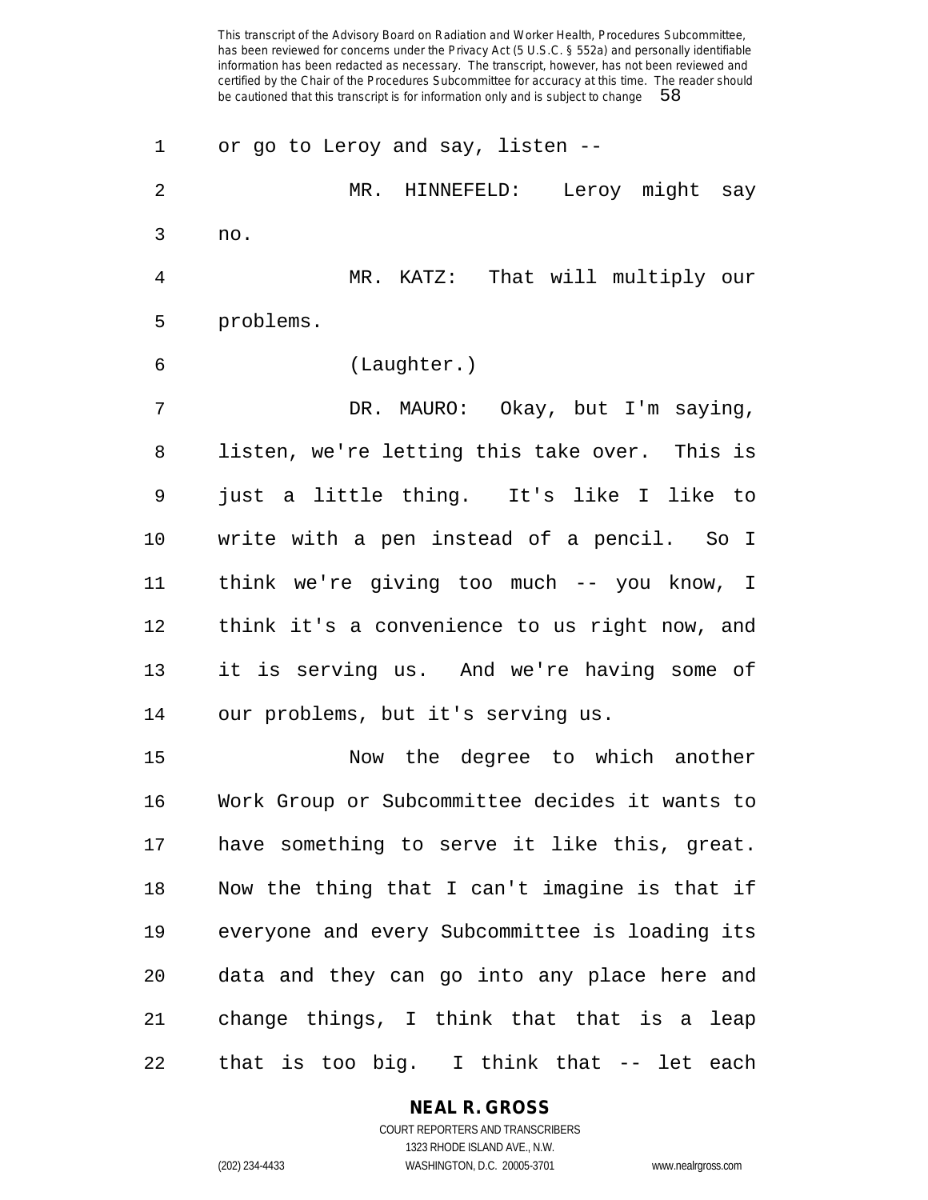or go to Leroy and say, listen --

MR. HINNEFELD: Leroy might say no.

MR. KATZ: That will multiply our problems.

(Laughter.)

DR. MAURO: Okay, but I'm saying, listen, we're letting this take over. This is just a little thing. It's like I like to write with a pen instead of a pencil. So I think we're giving too much -- you know, I think it's a convenience to us right now, and it is serving us. And we're having some of our problems, but it's serving us.

Now the degree to which another Work Group or Subcommittee decides it wants to have something to serve it like this, great. Now the thing that I can't imagine is that if everyone and every Subcommittee is loading its data and they can go into any place here and change things, I think that that is a leap that is too big. I think that -- let each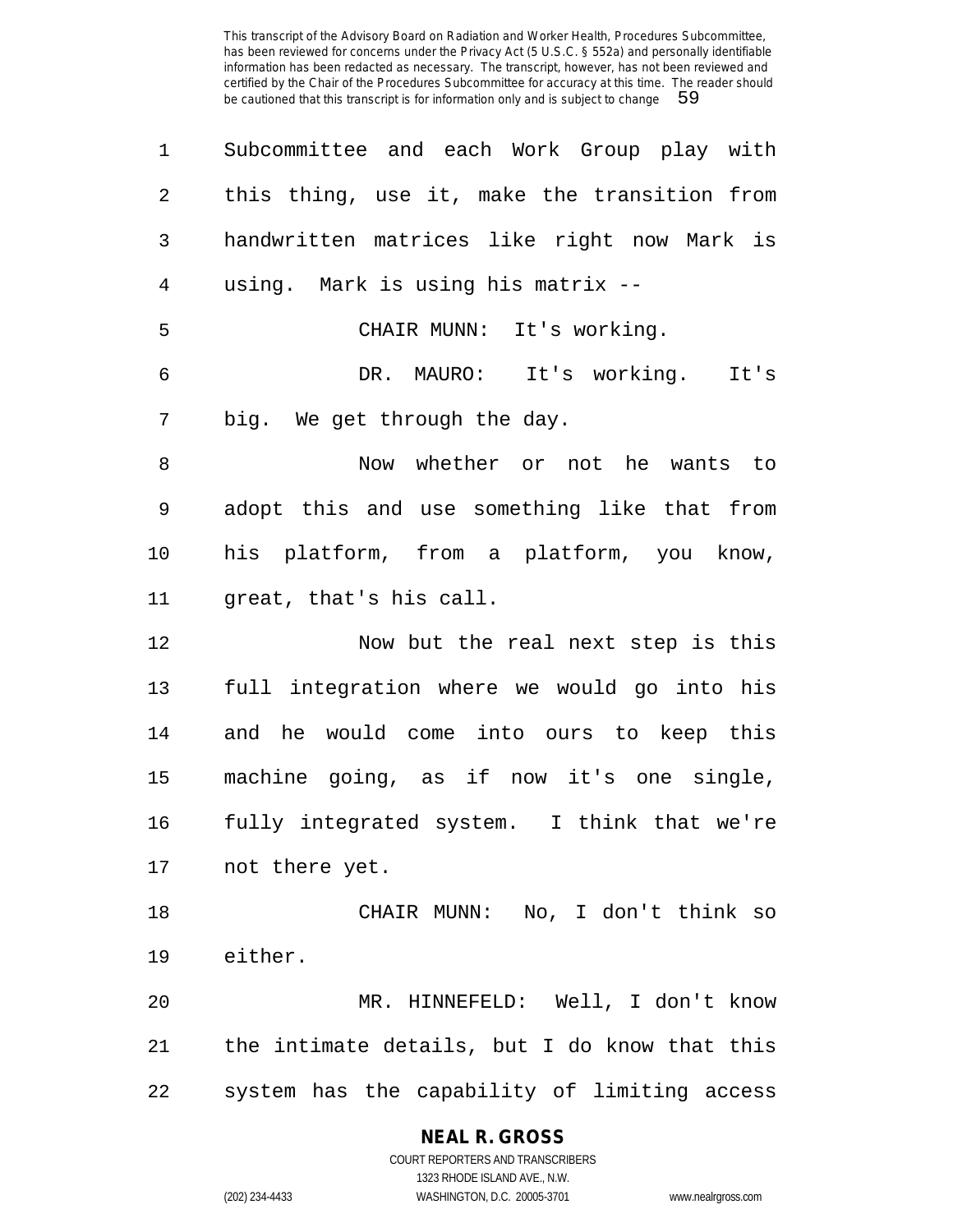Subcommittee and each Work Group play with this thing, use it, make the transition from handwritten matrices like right now Mark is using. Mark is using his matrix --

CHAIR MUNN: It's working.

DR. MAURO: It's working. It's big. We get through the day.

Now whether or not he wants to adopt this and use something like that from his platform, from a platform, you know, great, that's his call.

Now but the real next step is this full integration where we would go into his and he would come into ours to keep this machine going, as if now it's one single, fully integrated system. I think that we're not there yet.

CHAIR MUNN: No, I don't think so either.

MR. HINNEFELD: Well, I don't know the intimate details, but I do know that this system has the capability of limiting access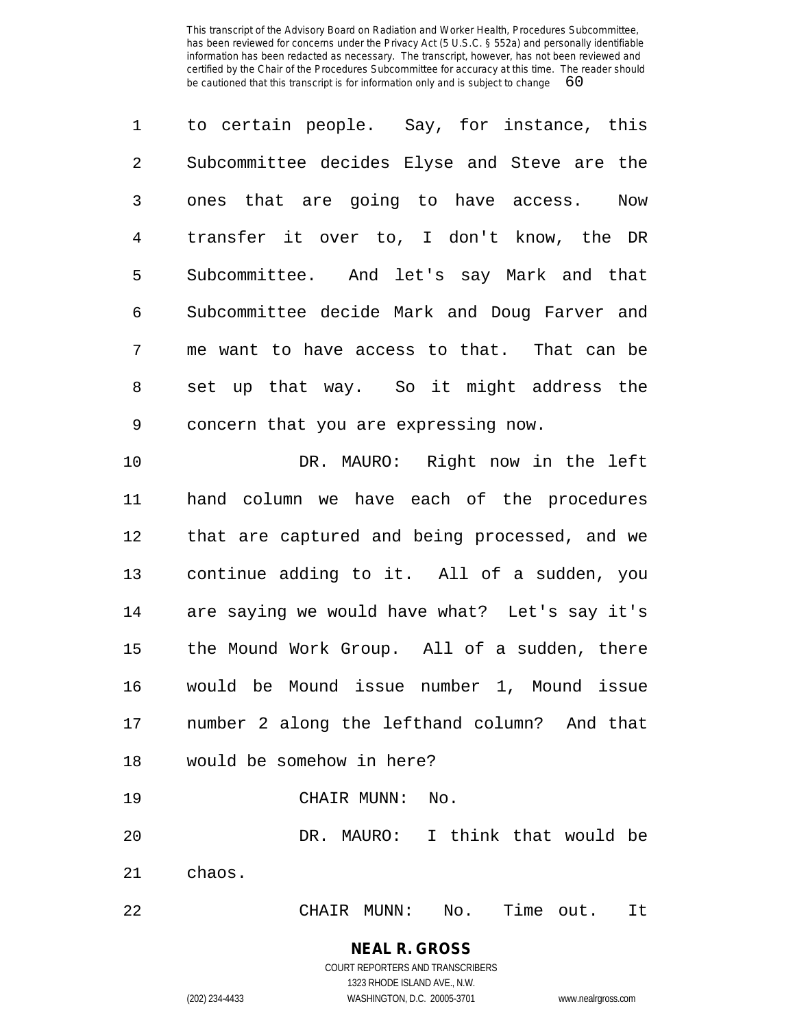to certain people. Say, for instance, this Subcommittee decides Elyse and Steve are the ones that are going to have access. Now transfer it over to, I don't know, the DR Subcommittee. And let's say Mark and that Subcommittee decide Mark and Doug Farver and me want to have access to that. That can be set up that way. So it might address the concern that you are expressing now.

DR. MAURO: Right now in the left hand column we have each of the procedures that are captured and being processed, and we continue adding to it. All of a sudden, you are saying we would have what? Let's say it's the Mound Work Group. All of a sudden, there would be Mound issue number 1, Mound issue number 2 along the lefthand column? And that would be somehow in here?

CHAIR MUNN: No.

DR. MAURO: I think that would be chaos.

CHAIR MUNN: No. Time out. It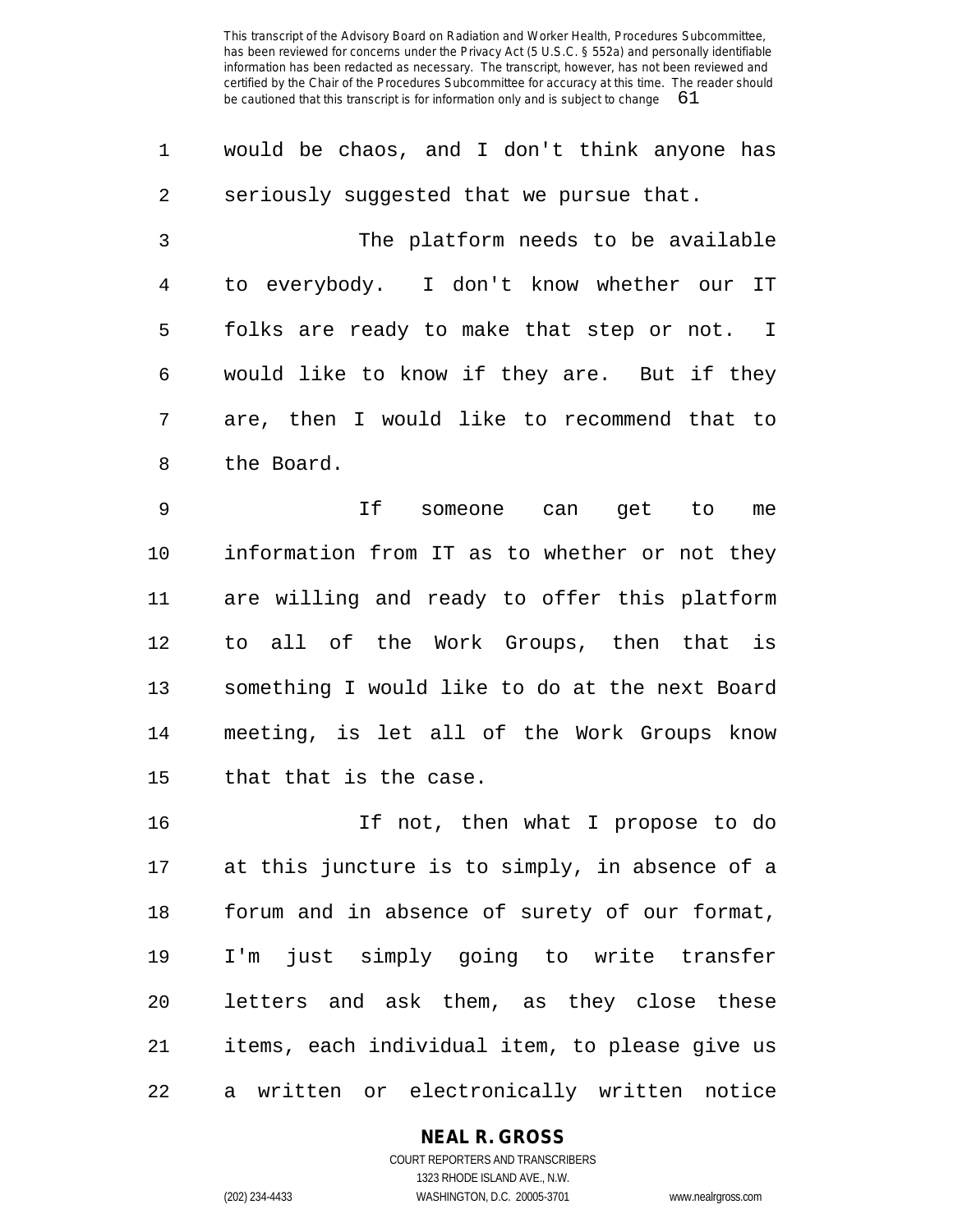would be chaos, and I don't think anyone has seriously suggested that we pursue that.

The platform needs to be available to everybody. I don't know whether our IT folks are ready to make that step or not. I would like to know if they are. But if they are, then I would like to recommend that to the Board.

If someone can get to me information from IT as to whether or not they are willing and ready to offer this platform to all of the Work Groups, then that is something I would like to do at the next Board meeting, is let all of the Work Groups know that that is the case.

If not, then what I propose to do at this juncture is to simply, in absence of a forum and in absence of surety of our format, I'm just simply going to write transfer letters and ask them, as they close these items, each individual item, to please give us a written or electronically written notice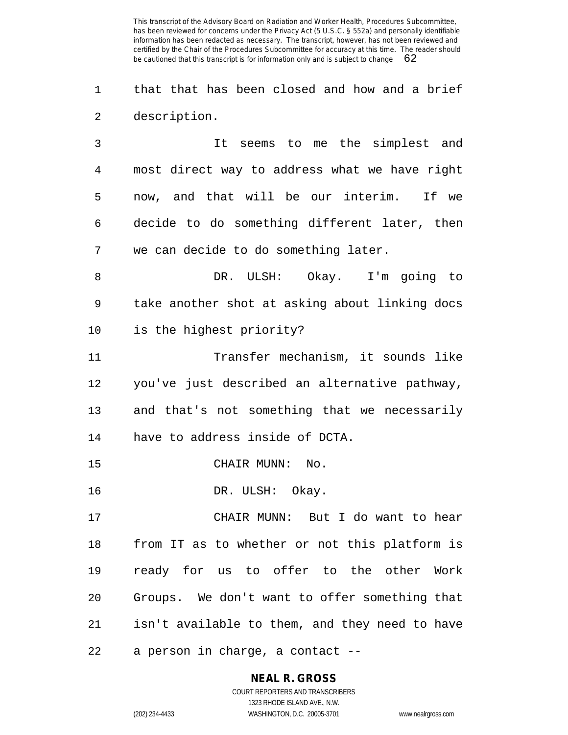that that has been closed and how and a brief description.

It seems to me the simplest and most direct way to address what we have right now, and that will be our interim. If we decide to do something different later, then we can decide to do something later.

DR. ULSH: Okay. I'm going to take another shot at asking about linking docs is the highest priority?

Transfer mechanism, it sounds like you've just described an alternative pathway, and that's not something that we necessarily have to address inside of DCTA.

CHAIR MUNN: No.

DR. ULSH: Okay.

CHAIR MUNN: But I do want to hear from IT as to whether or not this platform is ready for us to offer to the other Work Groups. We don't want to offer something that isn't available to them, and they need to have a person in charge, a contact --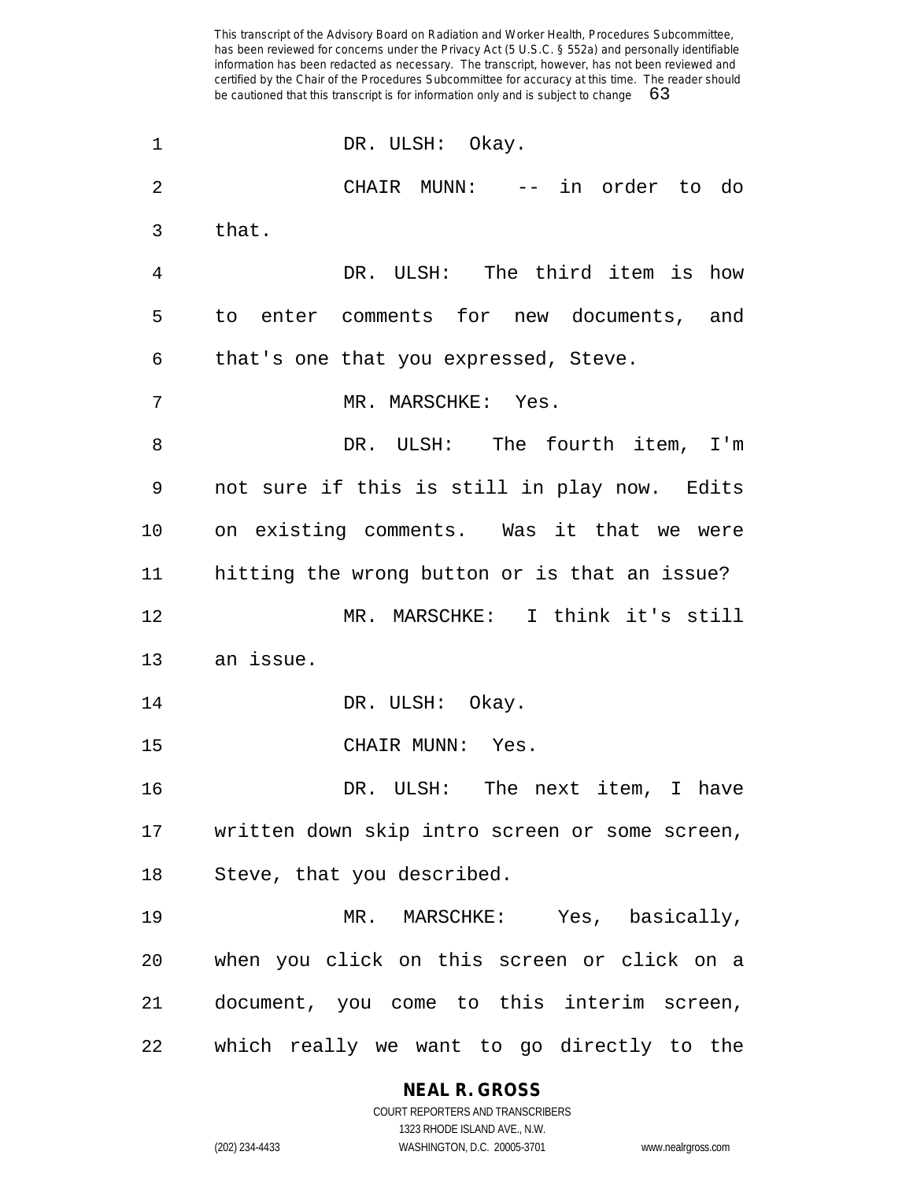DR. ULSH: Okay.

CHAIR MUNN: -- in order to do that.

DR. ULSH: The third item is how to enter comments for new documents, and that's one that you expressed, Steve.

MR. MARSCHKE: Yes.

DR. ULSH: The fourth item, I'm not sure if this is still in play now. Edits on existing comments. Was it that we were hitting the wrong button or is that an issue?

MR. MARSCHKE: I think it's still an issue.

DR. ULSH: Okay.

CHAIR MUNN: Yes.

DR. ULSH: The next item, I have written down skip intro screen or some screen, Steve, that you described.

MR. MARSCHKE: Yes, basically, when you click on this screen or click on a document, you come to this interim screen, which really we want to go directly to the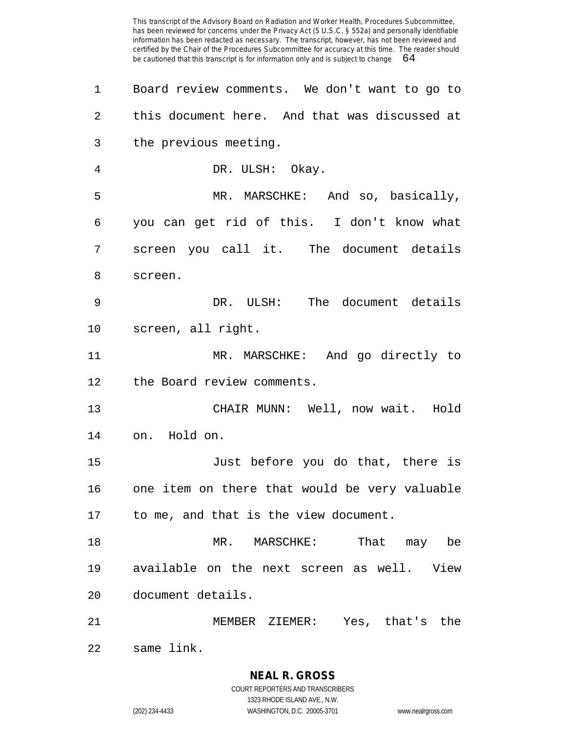Board review comments. We don't want to go to this document here. And that was discussed at the previous meeting.

DR. ULSH: Okay.

MR. MARSCHKE: And so, basically, you can get rid of this. I don't know what screen you call it. The document details screen.

DR. ULSH: The document details screen, all right.

MR. MARSCHKE: And go directly to the Board review comments.

CHAIR MUNN: Well, now wait. Hold on. Hold on.

Just before you do that, there is one item on there that would be very valuable to me, and that is the view document.

MR. MARSCHKE: That may be available on the next screen as well. View document details.

MEMBER ZIEMER: Yes, that's the same link.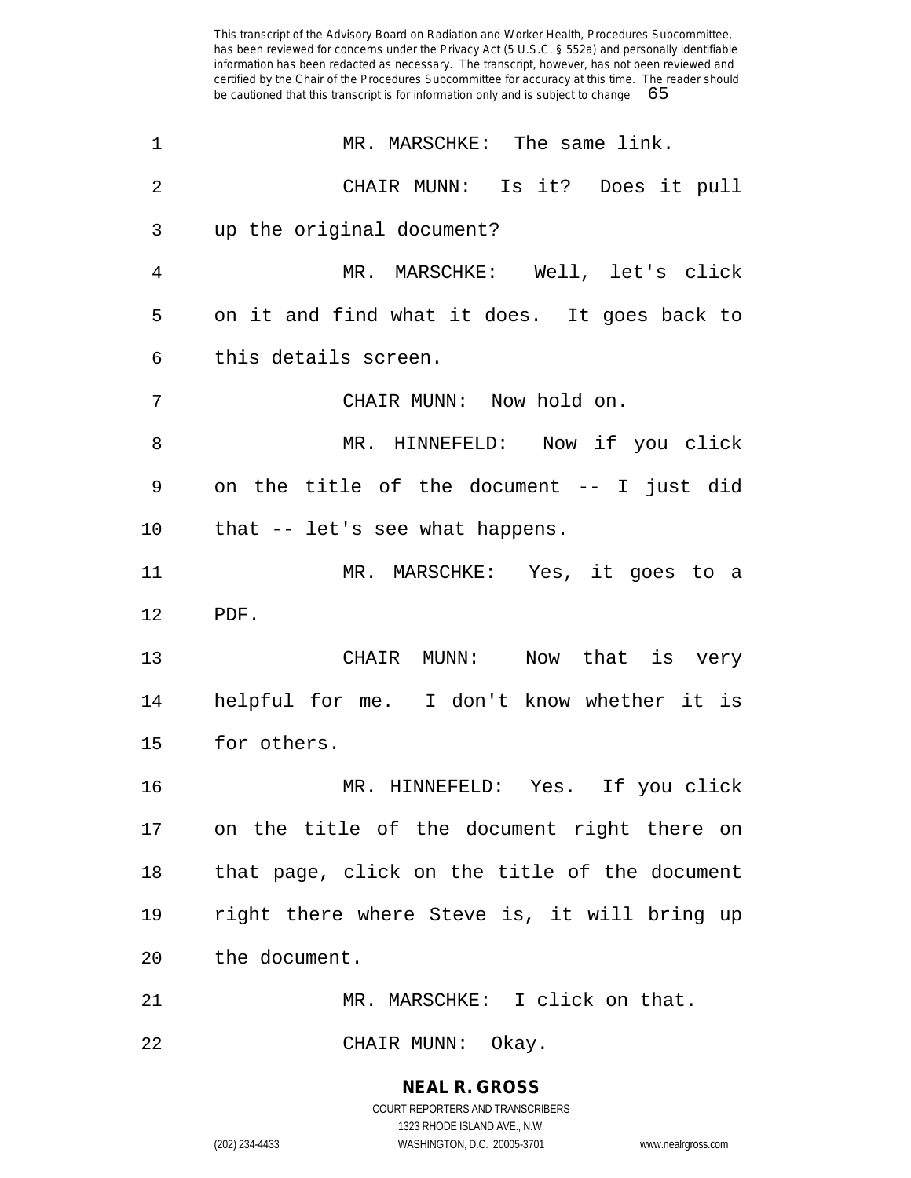MR. MARSCHKE: The same link.

CHAIR MUNN: Is it? Does it pull up the original document?

MR. MARSCHKE: Well, let's click on it and find what it does. It goes back to this details screen.

CHAIR MUNN: Now hold on.

MR. HINNEFELD: Now if you click on the title of the document -- I just did that -- let's see what happens.

MR. MARSCHKE: Yes, it goes to a PDF.

CHAIR MUNN: Now that is very helpful for me. I don't know whether it is for others.

MR. HINNEFELD: Yes. If you click on the title of the document right there on that page, click on the title of the document right there where Steve is, it will bring up the document.

MR. MARSCHKE: I click on that.

CHAIR MUNN: Okay.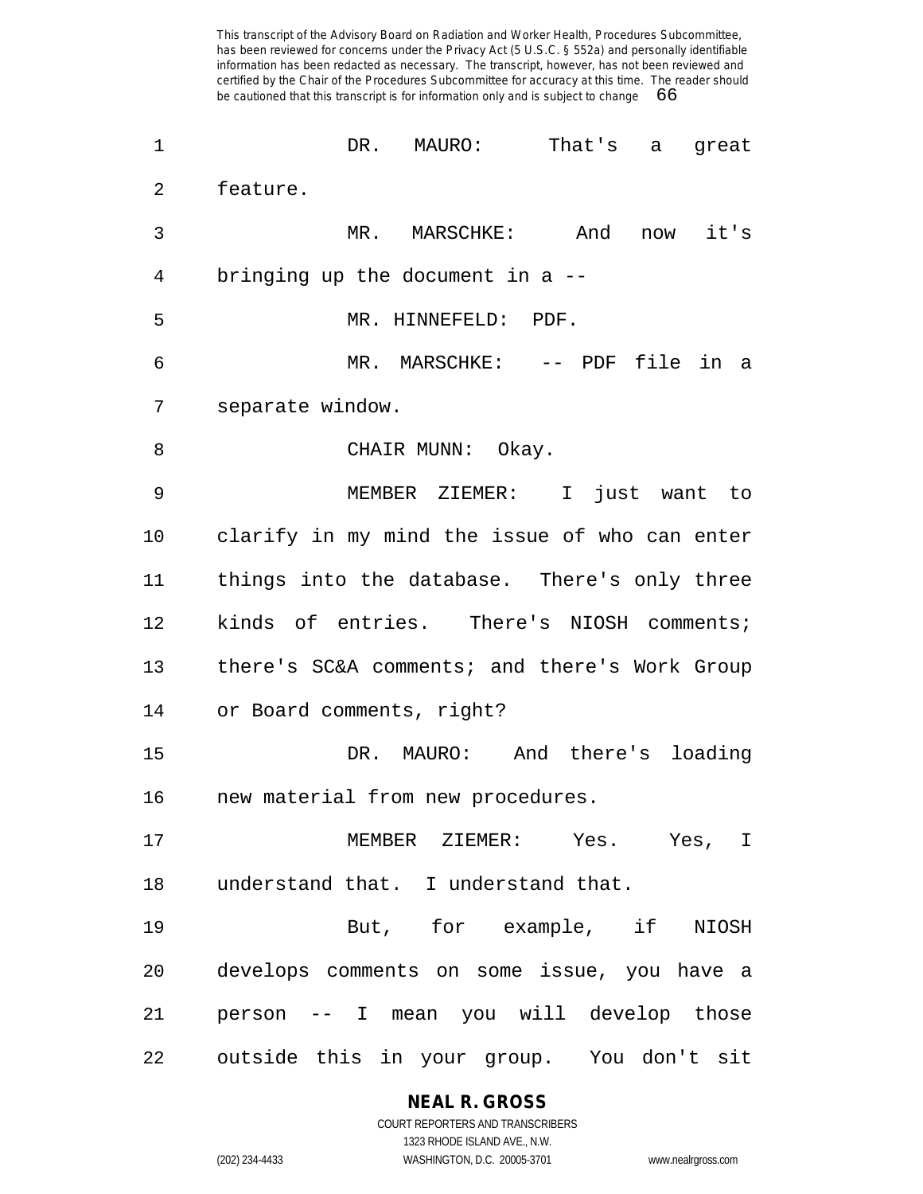DR. MAURO: That's a great feature.

MR. MARSCHKE: And now it's bringing up the document in a --

MR. HINNEFELD: PDF.

MR. MARSCHKE: -- PDF file in a separate window.

CHAIR MUNN: Okay.

MEMBER ZIEMER: I just want to clarify in my mind the issue of who can enter things into the database. There's only three kinds of entries. There's NIOSH comments; there's SC&A comments; and there's Work Group or Board comments, right?

DR. MAURO: And there's loading new material from new procedures.

MEMBER ZIEMER: Yes. Yes, I understand that. I understand that.

But, for example, if NIOSH develops comments on some issue, you have a person -- I mean you will develop those outside this in your group. You don't sit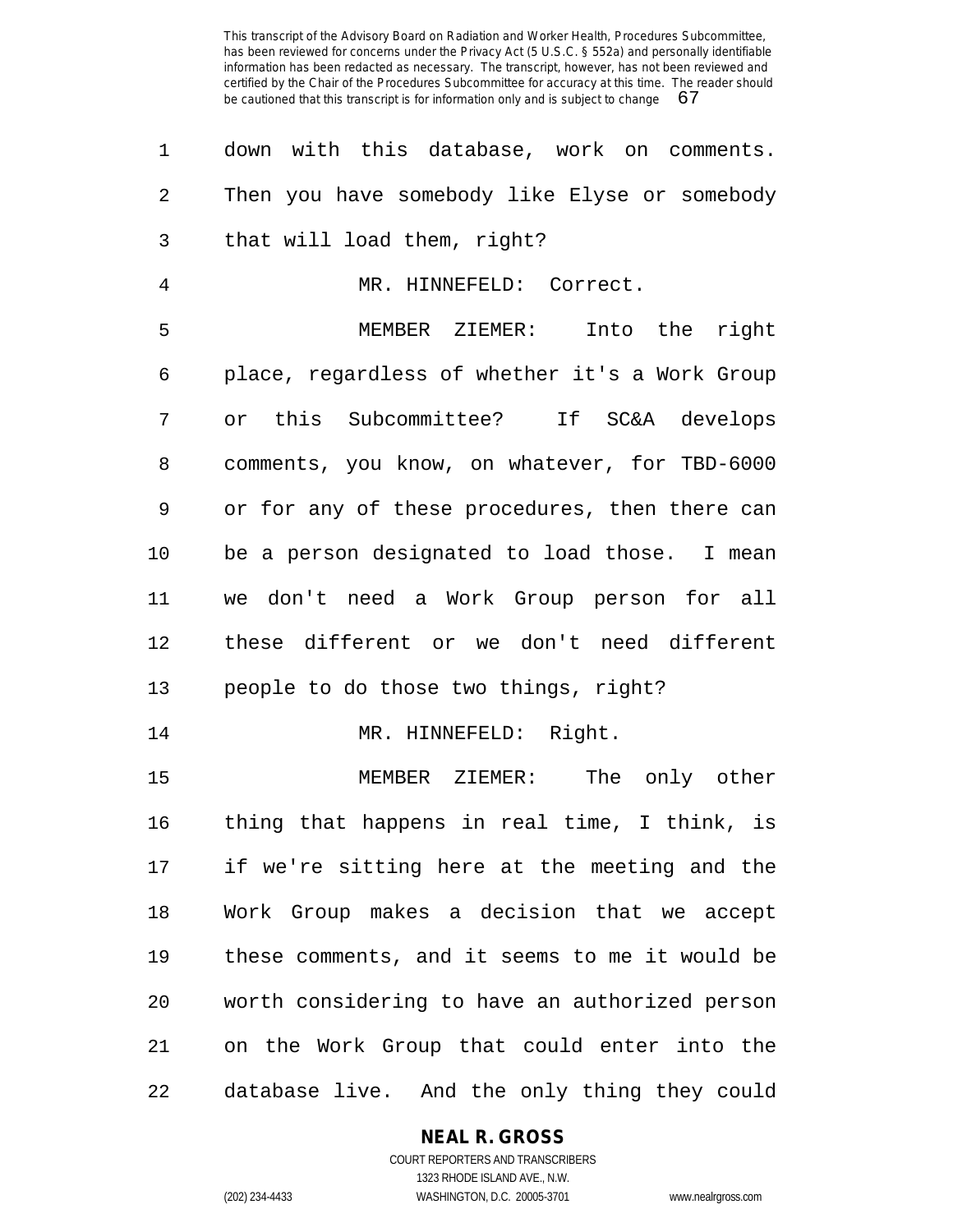down with this database, work on comments. Then you have somebody like Elyse or somebody that will load them, right?

MR. HINNEFELD: Correct.

MEMBER ZIEMER: Into the right place, regardless of whether it's a Work Group or this Subcommittee? If SC&A develops comments, you know, on whatever, for TBD-6000 or for any of these procedures, then there can be a person designated to load those. I mean we don't need a Work Group person for all these different or we don't need different people to do those two things, right?

MR. HINNEFELD: Right.

MEMBER ZIEMER: The only other thing that happens in real time, I think, is if we're sitting here at the meeting and the Work Group makes a decision that we accept these comments, and it seems to me it would be worth considering to have an authorized person on the Work Group that could enter into the database live. And the only thing they could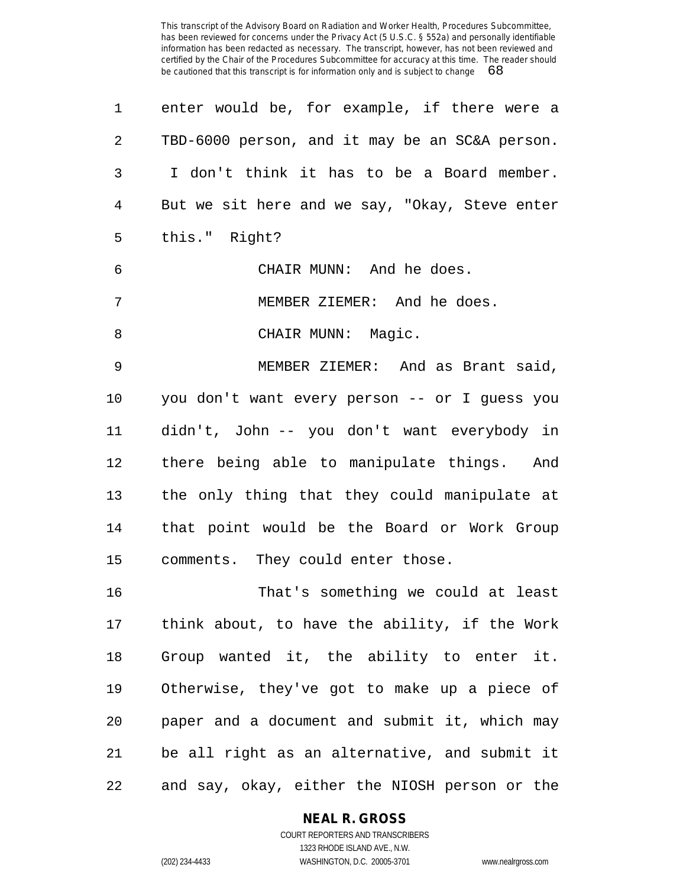enter would be, for example, if there were a TBD-6000 person, and it may be an SC&A person. I don't think it has to be a Board member. But we sit here and we say, "Okay, Steve enter this." Right?

CHAIR MUNN: And he does.

MEMBER ZIEMER: And he does.

CHAIR MUNN: Magic.

MEMBER ZIEMER: And as Brant said, you don't want every person -- or I guess you didn't, John -- you don't want everybody in there being able to manipulate things. And the only thing that they could manipulate at that point would be the Board or Work Group comments. They could enter those.

That's something we could at least think about, to have the ability, if the Work Group wanted it, the ability to enter it. Otherwise, they've got to make up a piece of paper and a document and submit it, which may be all right as an alternative, and submit it and say, okay, either the NIOSH person or the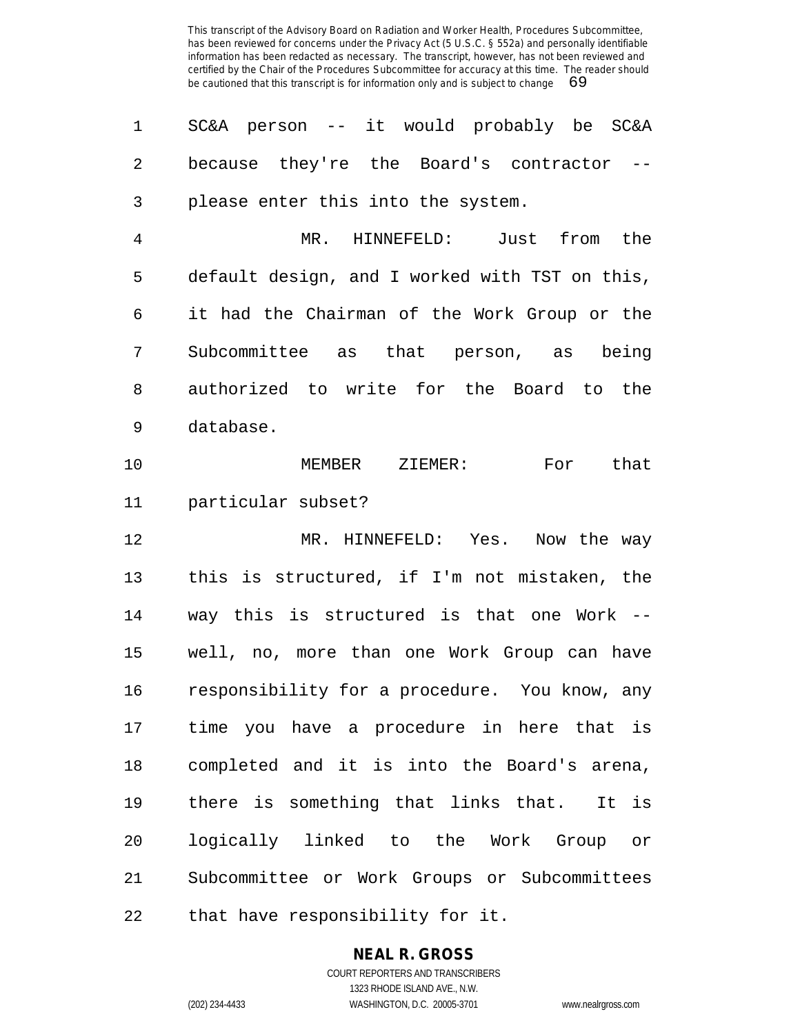SC&A person -- it would probably be SC&A because they're the Board's contractor -- please enter this into the system.

MR. HINNEFELD: Just from the default design, and I worked with TST on this, it had the Chairman of the Work Group or the Subcommittee as that person, as being authorized to write for the Board to the database.

MEMBER ZIEMER: For that particular subset?

MR. HINNEFELD: Yes. Now the way this is structured, if I'm not mistaken, the way this is structured is that one Work -- well, no, more than one Work Group can have responsibility for a procedure. You know, any time you have a procedure in here that is completed and it is into the Board's arena, there is something that links that. It is logically linked to the Work Group or Subcommittee or Work Groups or Subcommittees that have responsibility for it.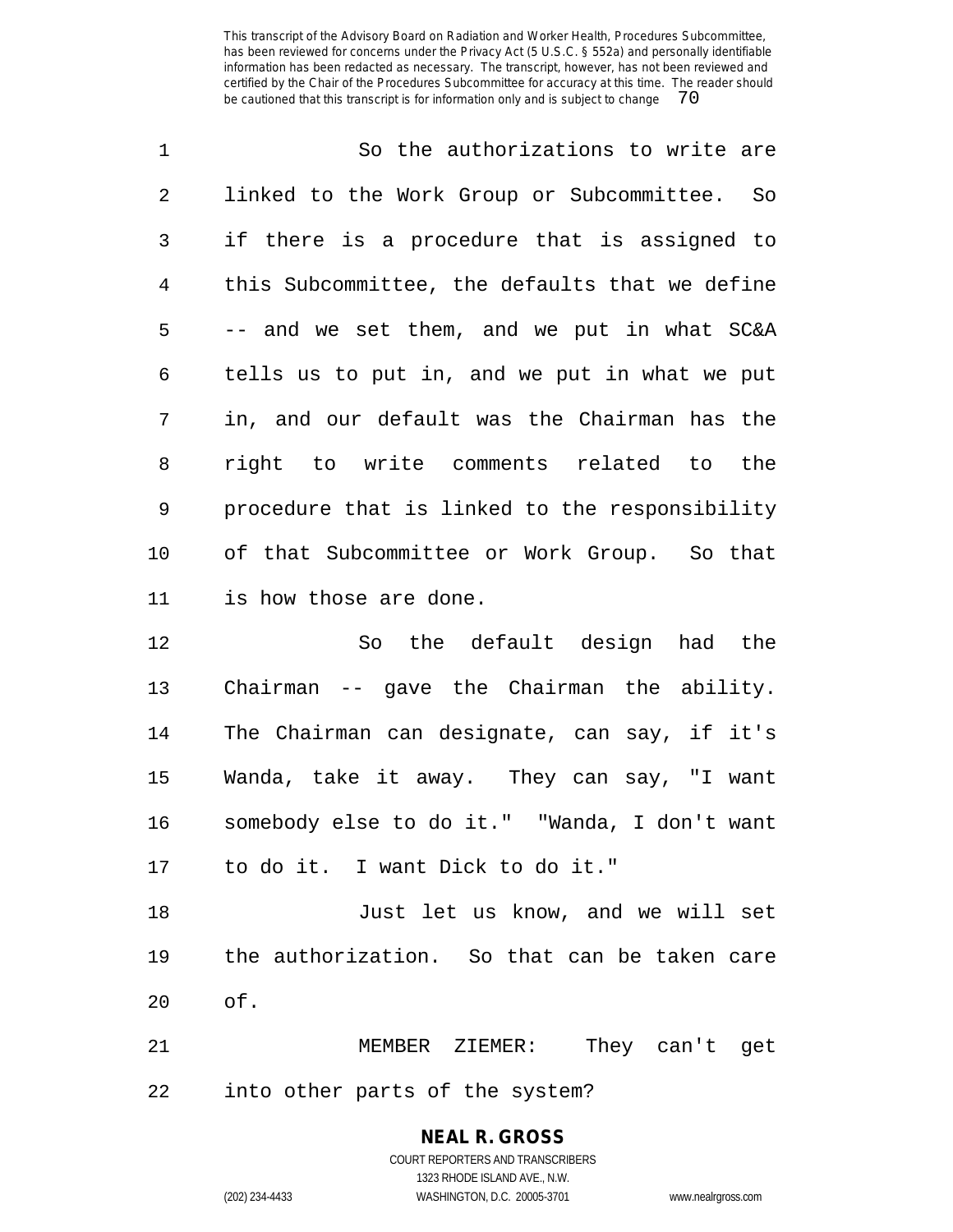So the authorizations to write are linked to the Work Group or Subcommittee. So if there is a procedure that is assigned to this Subcommittee, the defaults that we define -- and we set them, and we put in what SC&A tells us to put in, and we put in what we put in, and our default was the Chairman has the right to write comments related to the procedure that is linked to the responsibility of that Subcommittee or Work Group. So that is how those are done.

So the default design had the Chairman -- gave the Chairman the ability. The Chairman can designate, can say, if it's Wanda, take it away. They can say, "I want somebody else to do it." "Wanda, I don't want to do it. I want Dick to do it."

Just let us know, and we will set the authorization. So that can be taken care of.

MEMBER ZIEMER: They can't get into other parts of the system?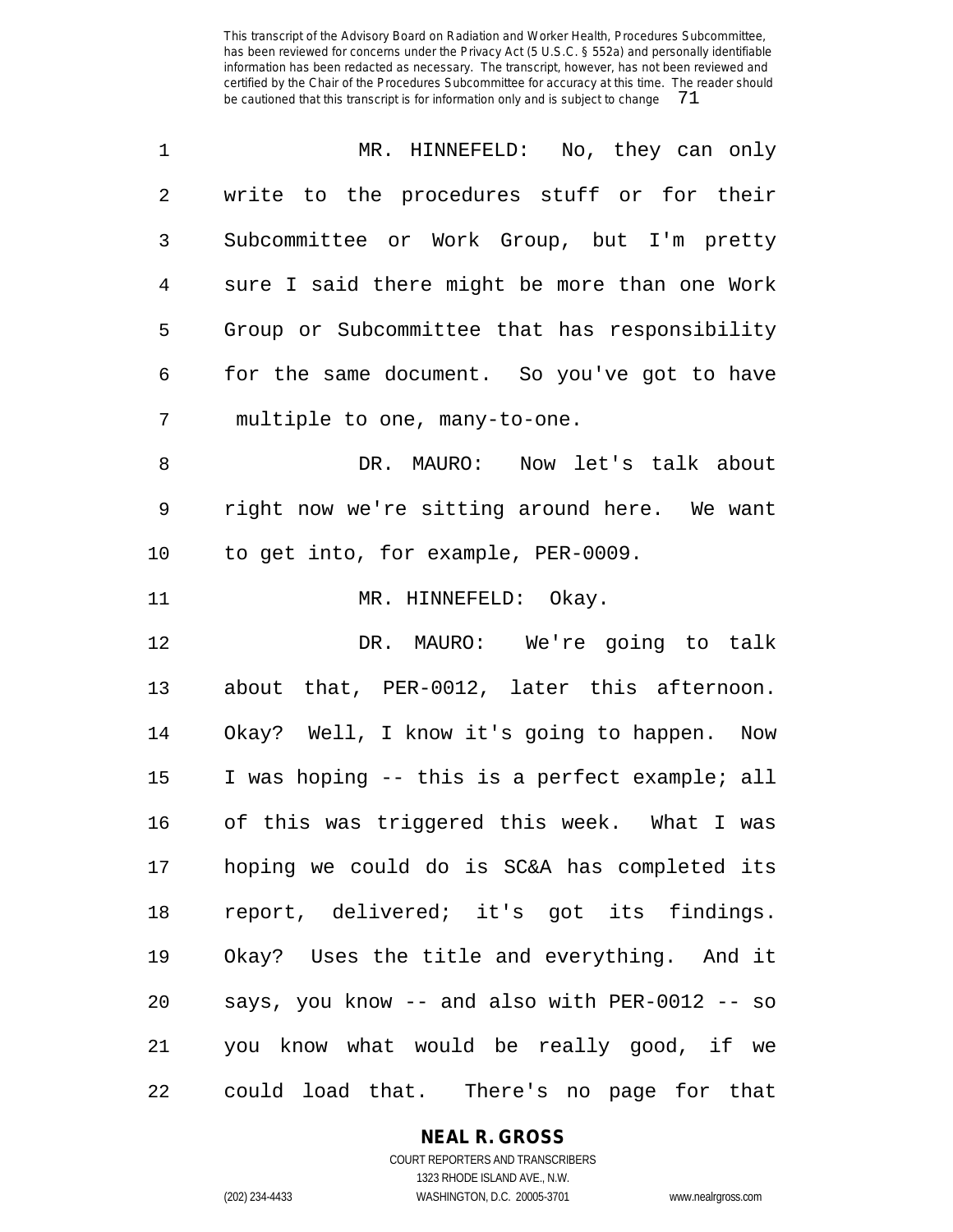MR. HINNEFELD: No, they can only write to the procedures stuff or for their Subcommittee or Work Group, but I'm pretty sure I said there might be more than one Work Group or Subcommittee that has responsibility for the same document. So you've got to have multiple to one, many-to-one.

DR. MAURO: Now let's talk about right now we're sitting around here. We want to get into, for example, PER-0009.

MR. HINNEFELD: Okay.

DR. MAURO: We're going to talk about that, PER-0012, later this afternoon. Okay? Well, I know it's going to happen. Now I was hoping -- this is a perfect example; all of this was triggered this week. What I was hoping we could do is SC&A has completed its report, delivered; it's got its findings. Okay? Uses the title and everything. And it says, you know -- and also with PER-0012 -- so you know what would be really good, if we could load that. There's no page for that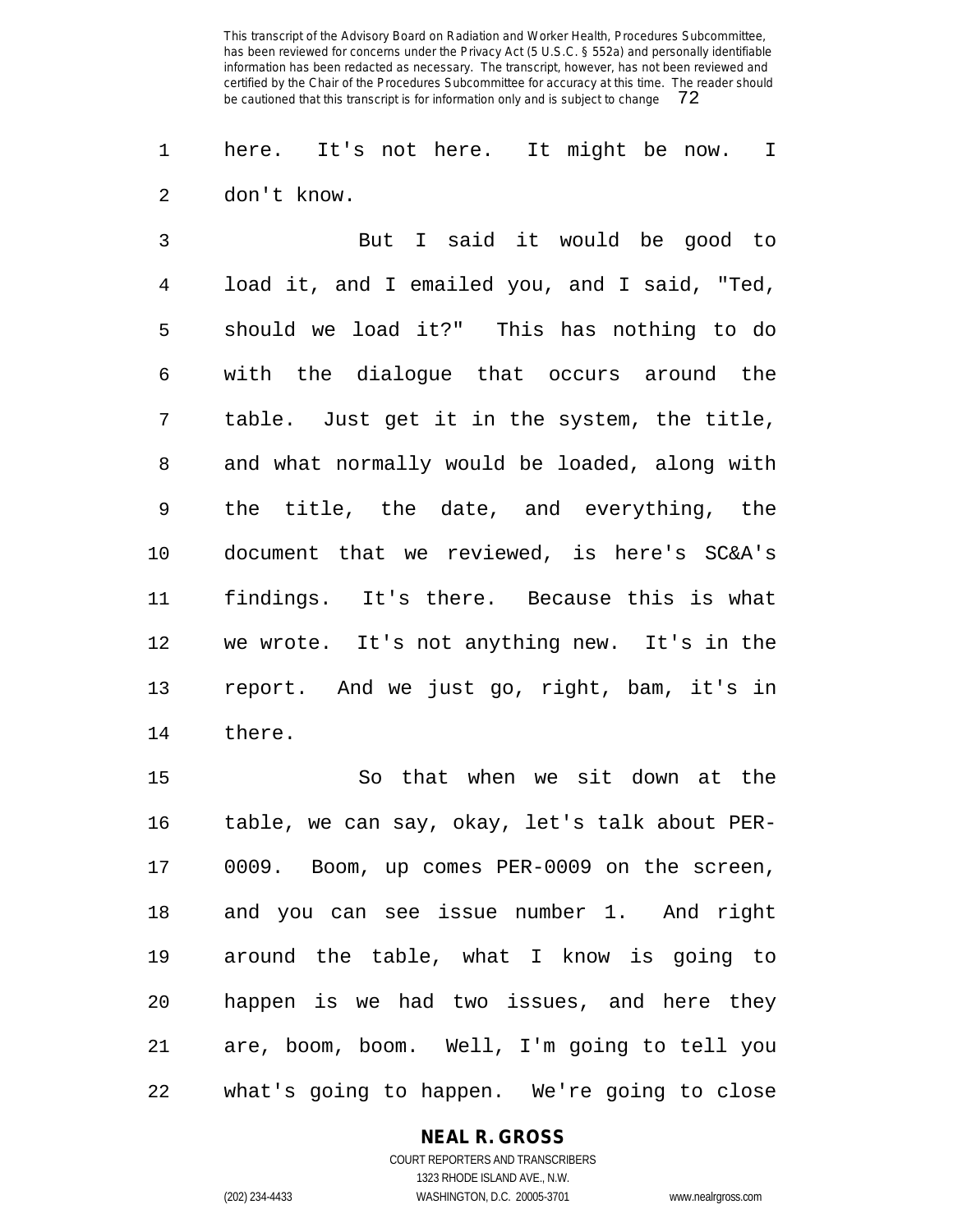here. It's not here. It might be now. I don't know.

But I said it would be good to load it, and I emailed you, and I said, "Ted, should we load it?" This has nothing to do with the dialogue that occurs around the table. Just get it in the system, the title, and what normally would be loaded, along with the title, the date, and everything, the document that we reviewed, is here's SC&A's findings. It's there. Because this is what we wrote. It's not anything new. It's in the report. And we just go, right, bam, it's in there.

So that when we sit down at the table, we can say, okay, let's talk about PER-0009. Boom, up comes PER-0009 on the screen, and you can see issue number 1. And right around the table, what I know is going to happen is we had two issues, and here they are, boom, boom. Well, I'm going to tell you what's going to happen. We're going to close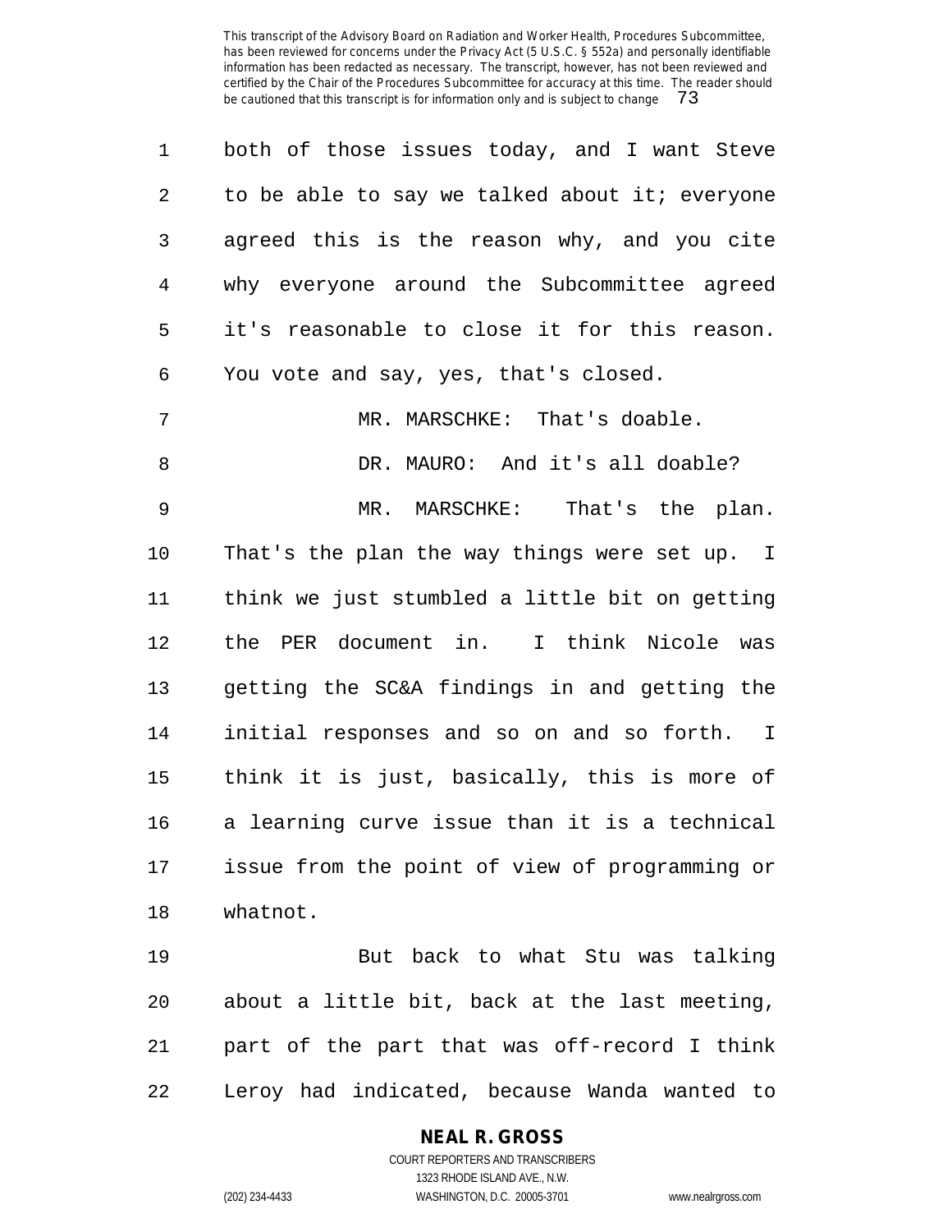both of those issues today, and I want Steve to be able to say we talked about it; everyone agreed this is the reason why, and you cite why everyone around the Subcommittee agreed it's reasonable to close it for this reason. You vote and say, yes, that's closed.

MR. MARSCHKE: That's doable.

DR. MAURO: And it's all doable?

MR. MARSCHKE: That's the plan. That's the plan the way things were set up. I think we just stumbled a little bit on getting the PER document in. I think Nicole was getting the SC&A findings in and getting the initial responses and so on and so forth. I think it is just, basically, this is more of a learning curve issue than it is a technical issue from the point of view of programming or whatnot.

But back to what Stu was talking about a little bit, back at the last meeting, part of the part that was off-record I think Leroy had indicated, because Wanda wanted to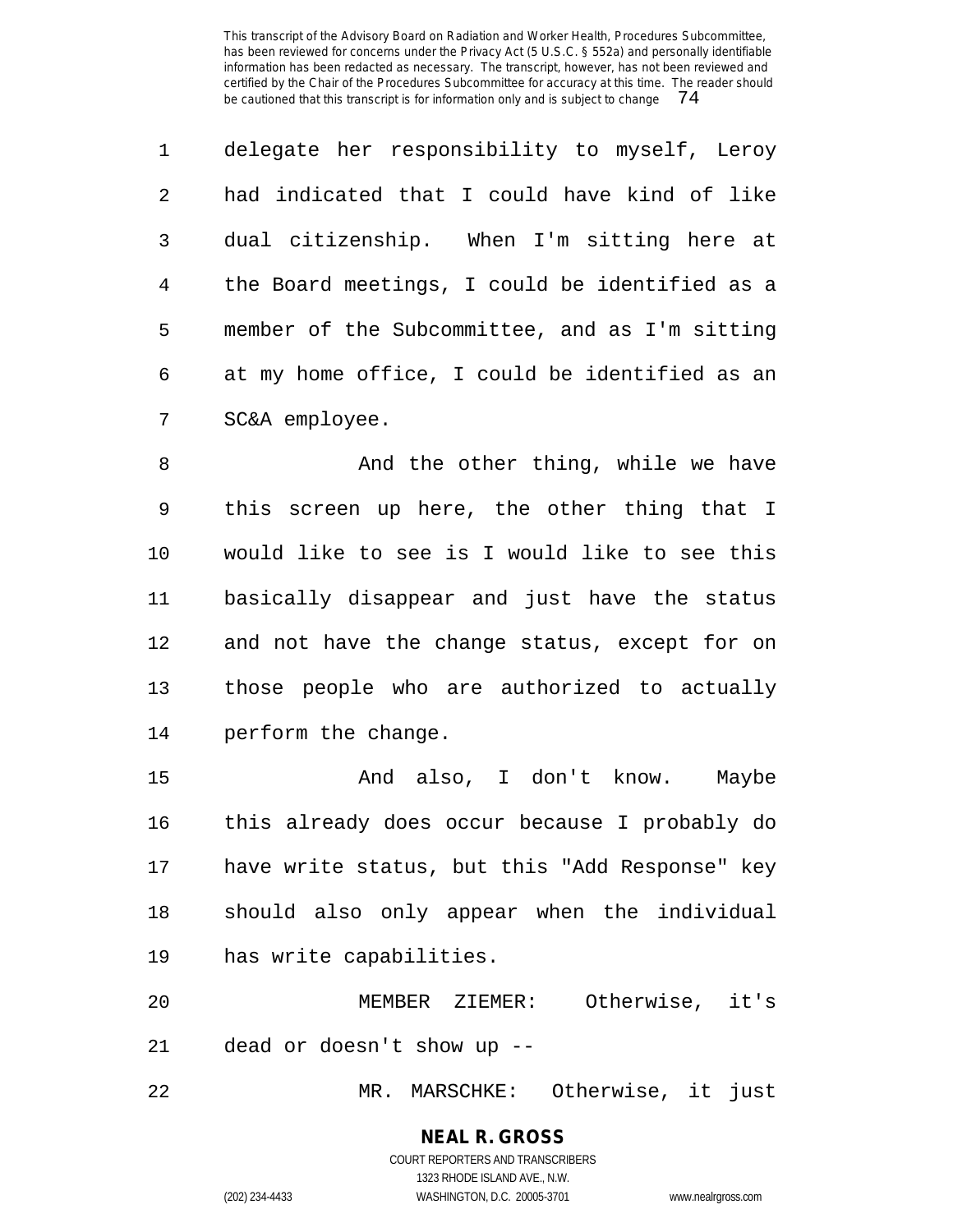delegate her responsibility to myself, Leroy had indicated that I could have kind of like dual citizenship. When I'm sitting here at the Board meetings, I could be identified as a member of the Subcommittee, and as I'm sitting at my home office, I could be identified as an SC&A employee.

And the other thing, while we have this screen up here, the other thing that I would like to see is I would like to see this basically disappear and just have the status and not have the change status, except for on those people who are authorized to actually perform the change.

And also, I don't know. Maybe this already does occur because I probably do have write status, but this "Add Response" key should also only appear when the individual has write capabilities.

MEMBER ZIEMER: Otherwise, it's dead or doesn't show up --

MR. MARSCHKE: Otherwise, it just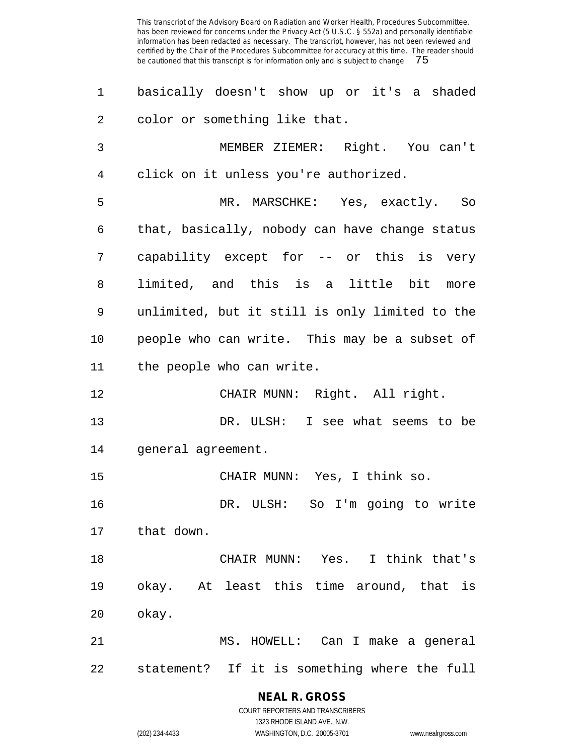basically doesn't show up or it's a shaded color or something like that.

MEMBER ZIEMER: Right. You can't click on it unless you're authorized.

MR. MARSCHKE: Yes, exactly. So that, basically, nobody can have change status capability except for -- or this is very limited, and this is a little bit more unlimited, but it still is only limited to the people who can write. This may be a subset of the people who can write.

CHAIR MUNN: Right. All right.

DR. ULSH: I see what seems to be general agreement.

CHAIR MUNN: Yes, I think so.

DR. ULSH: So I'm going to write that down.

CHAIR MUNN: Yes. I think that's okay. At least this time around, that is okay.

MS. HOWELL: Can I make a general statement? If it is something where the full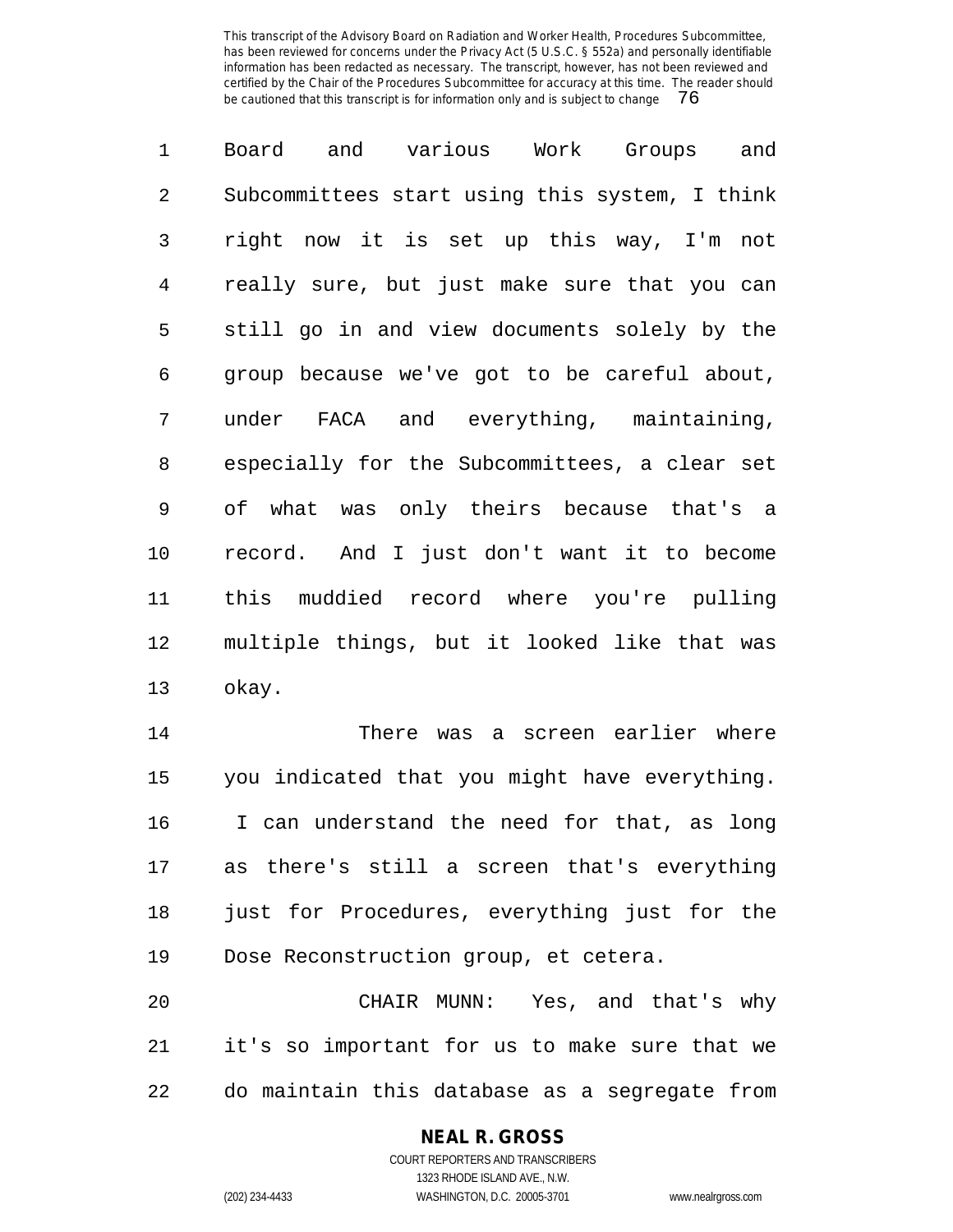Board and various Work Groups and Subcommittees start using this system, I think right now it is set up this way, I'm not really sure, but just make sure that you can still go in and view documents solely by the group because we've got to be careful about, under FACA and everything, maintaining, especially for the Subcommittees, a clear set of what was only theirs because that's a record. And I just don't want it to become this muddied record where you're pulling multiple things, but it looked like that was okay.

There was a screen earlier where you indicated that you might have everything. I can understand the need for that, as long as there's still a screen that's everything just for Procedures, everything just for the Dose Reconstruction group, et cetera.

CHAIR MUNN: Yes, and that's why it's so important for us to make sure that we do maintain this database as a segregate from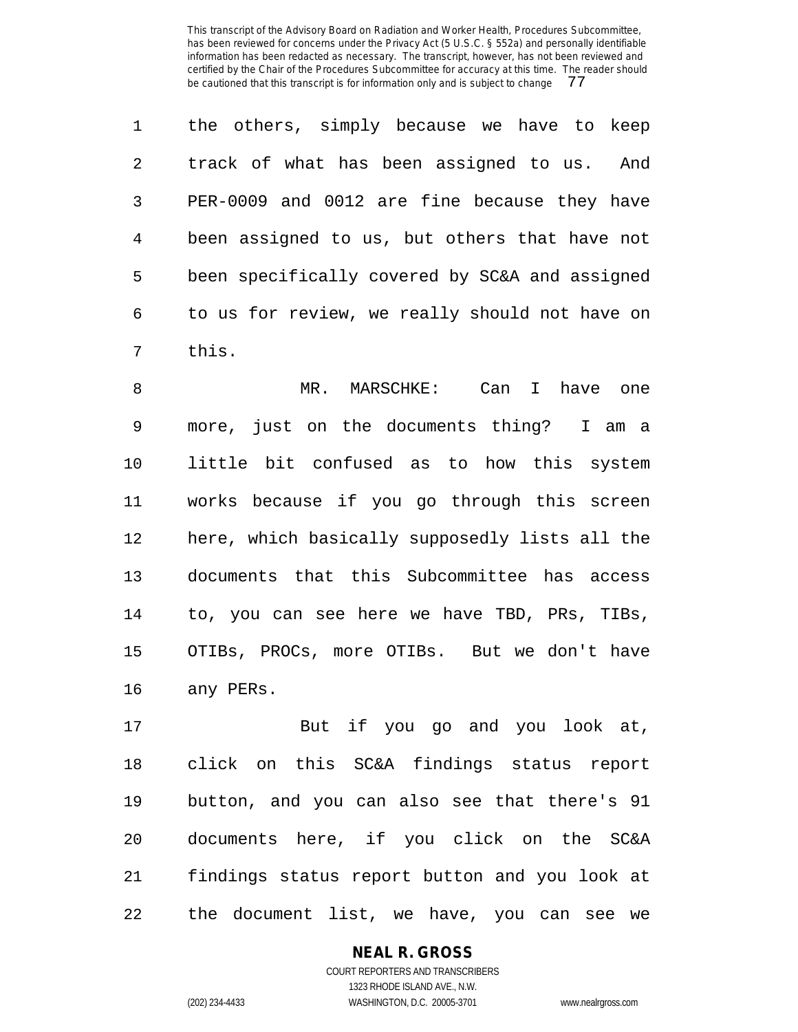the others, simply because we have to keep track of what has been assigned to us. And PER-0009 and 0012 are fine because they have been assigned to us, but others that have not been specifically covered by SC&A and assigned to us for review, we really should not have on this.

MR. MARSCHKE: Can I have one more, just on the documents thing? I am a little bit confused as to how this system works because if you go through this screen here, which basically supposedly lists all the documents that this Subcommittee has access to, you can see here we have TBD, PRs, TIBs, OTIBs, PROCs, more OTIBs. But we don't have any PERs.

But if you go and you look at, click on this SC&A findings status report button, and you can also see that there's 91 documents here, if you click on the SC&A findings status report button and you look at the document list, we have, you can see we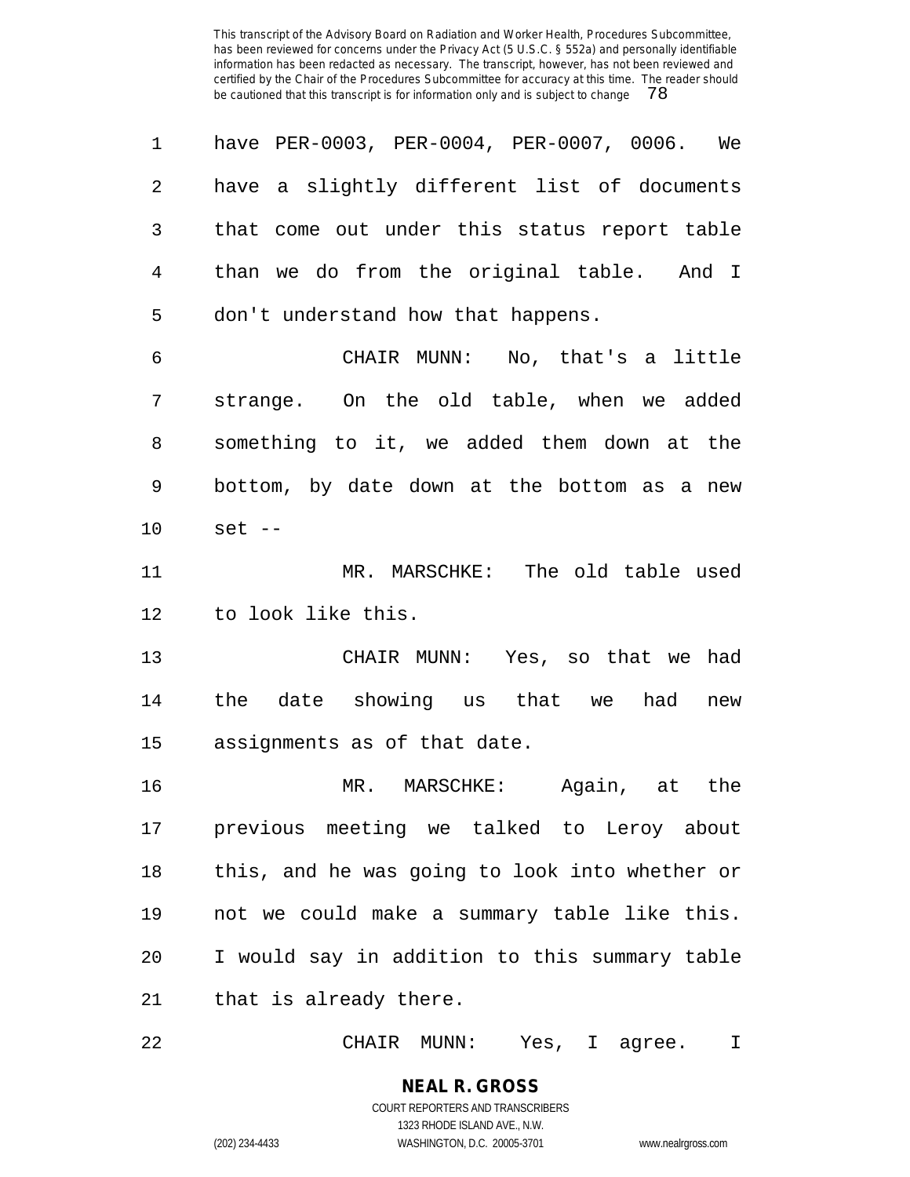have PER-0003, PER-0004, PER-0007, 0006. We have a slightly different list of documents that come out under this status report table than we do from the original table. And I don't understand how that happens.

CHAIR MUNN: No, that's a little strange. On the old table, when we added something to it, we added them down at the bottom, by date down at the bottom as a new set --

MR. MARSCHKE: The old table used to look like this.

CHAIR MUNN: Yes, so that we had the date showing us that we had new assignments as of that date.

MR. MARSCHKE: Again, at the previous meeting we talked to Leroy about this, and he was going to look into whether or not we could make a summary table like this. I would say in addition to this summary table that is already there.

CHAIR MUNN: Yes, I agree. I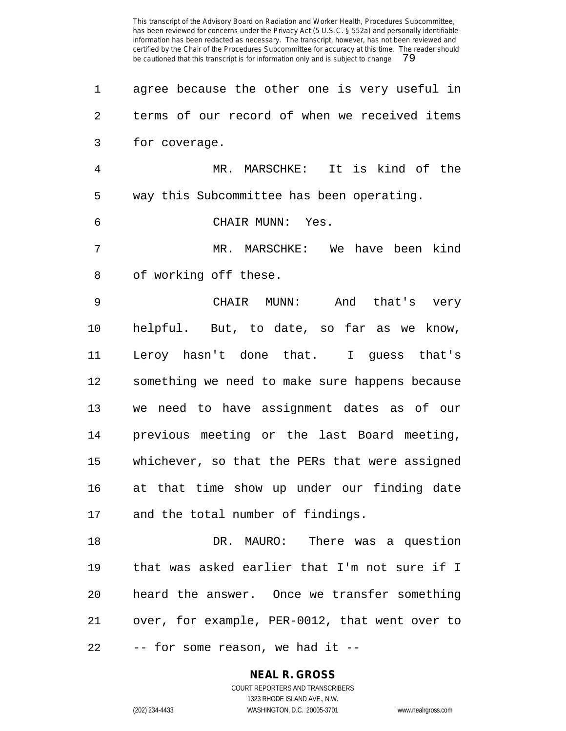agree because the other one is very useful in terms of our record of when we received items for coverage.

MR. MARSCHKE: It is kind of the way this Subcommittee has been operating.

CHAIR MUNN: Yes.

MR. MARSCHKE: We have been kind of working off these.

CHAIR MUNN: And that's very helpful. But, to date, so far as we know, Leroy hasn't done that. I guess that's something we need to make sure happens because we need to have assignment dates as of our previous meeting or the last Board meeting, whichever, so that the PERs that were assigned at that time show up under our finding date and the total number of findings.

DR. MAURO: There was a question that was asked earlier that I'm not sure if I heard the answer. Once we transfer something over, for example, PER-0012, that went over to -- for some reason, we had it --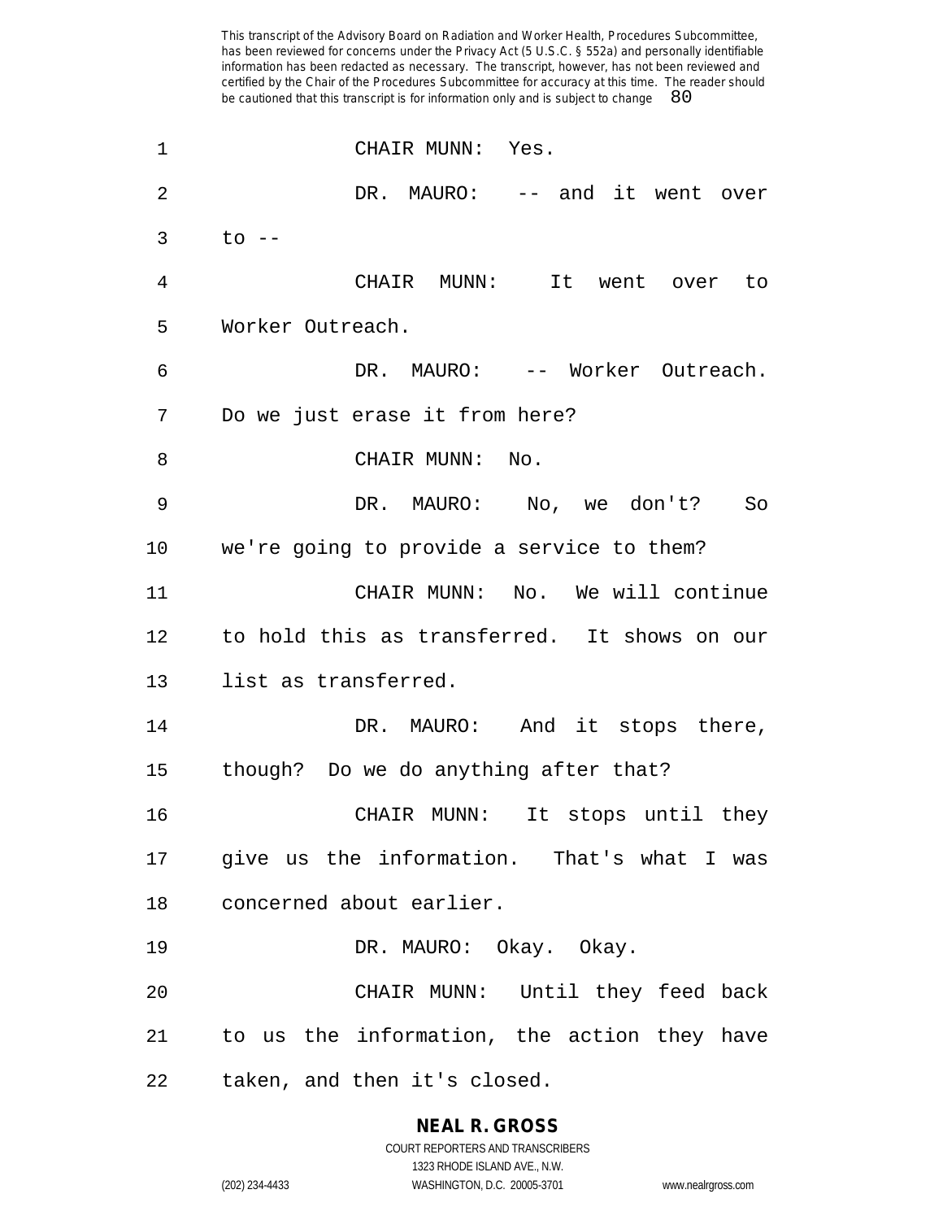CHAIR MUNN: Yes.

DR. MAURO: -- and it went over to --

CHAIR MUNN: It went over to Worker Outreach.

DR. MAURO: -- Worker Outreach. Do we just erase it from here?

CHAIR MUNN: No.

DR. MAURO: No, we don't? So we're going to provide a service to them?

CHAIR MUNN: No. We will continue to hold this as transferred. It shows on our list as transferred.

DR. MAURO: And it stops there, though? Do we do anything after that?

CHAIR MUNN: It stops until they give us the information. That's what I was concerned about earlier.

DR. MAURO: Okay. Okay.

CHAIR MUNN: Until they feed back to us the information, the action they have taken, and then it's closed.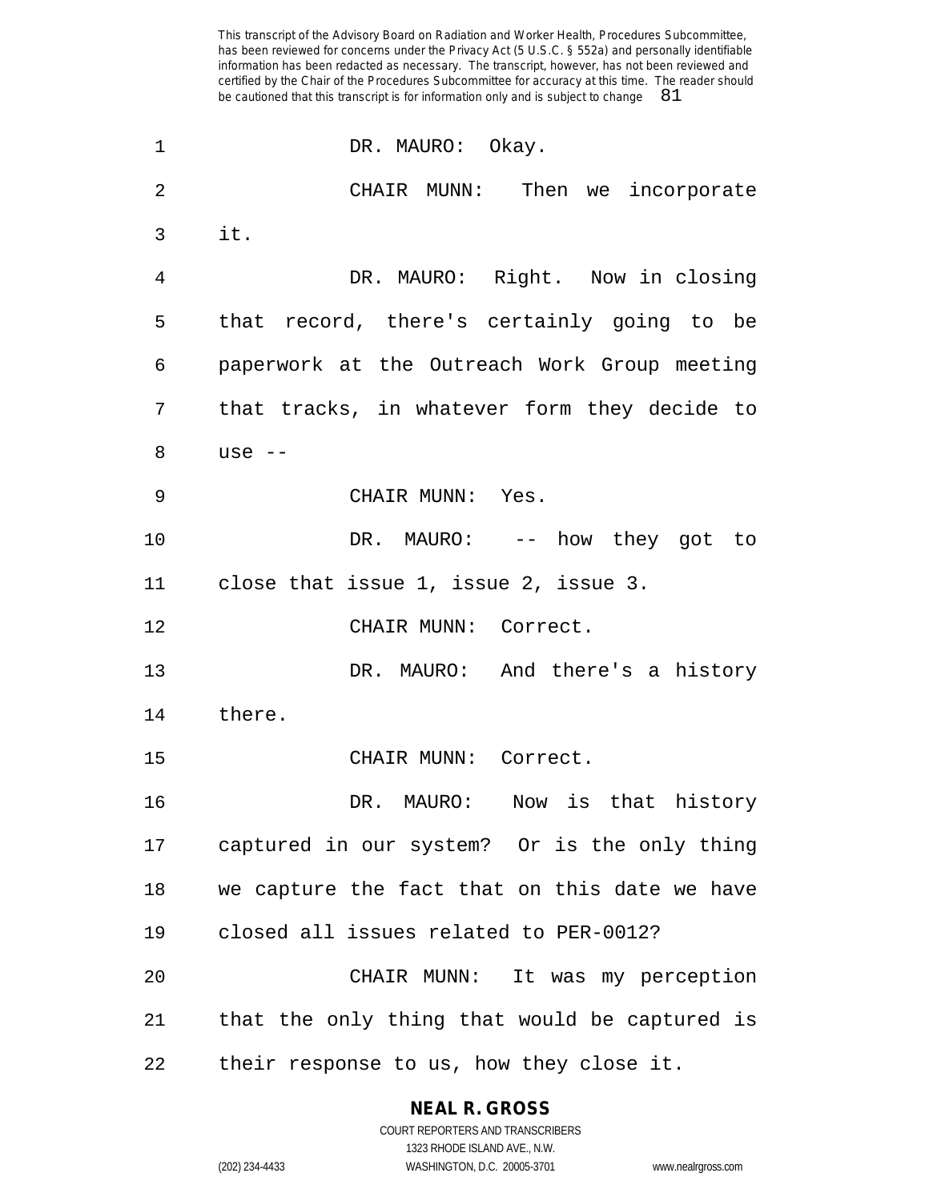DR. MAURO: Okay.

CHAIR MUNN: Then we incorporate it.

DR. MAURO: Right. Now in closing that record, there's certainly going to be paperwork at the Outreach Work Group meeting that tracks, in whatever form they decide to use --

CHAIR MUNN: Yes.

DR. MAURO: -- how they got to close that issue 1, issue 2, issue 3.

CHAIR MUNN: Correct.

DR. MAURO: And there's a history there.

CHAIR MUNN: Correct.

DR. MAURO: Now is that history captured in our system? Or is the only thing we capture the fact that on this date we have closed all issues related to PER-0012?

CHAIR MUNN: It was my perception that the only thing that would be captured is their response to us, how they close it.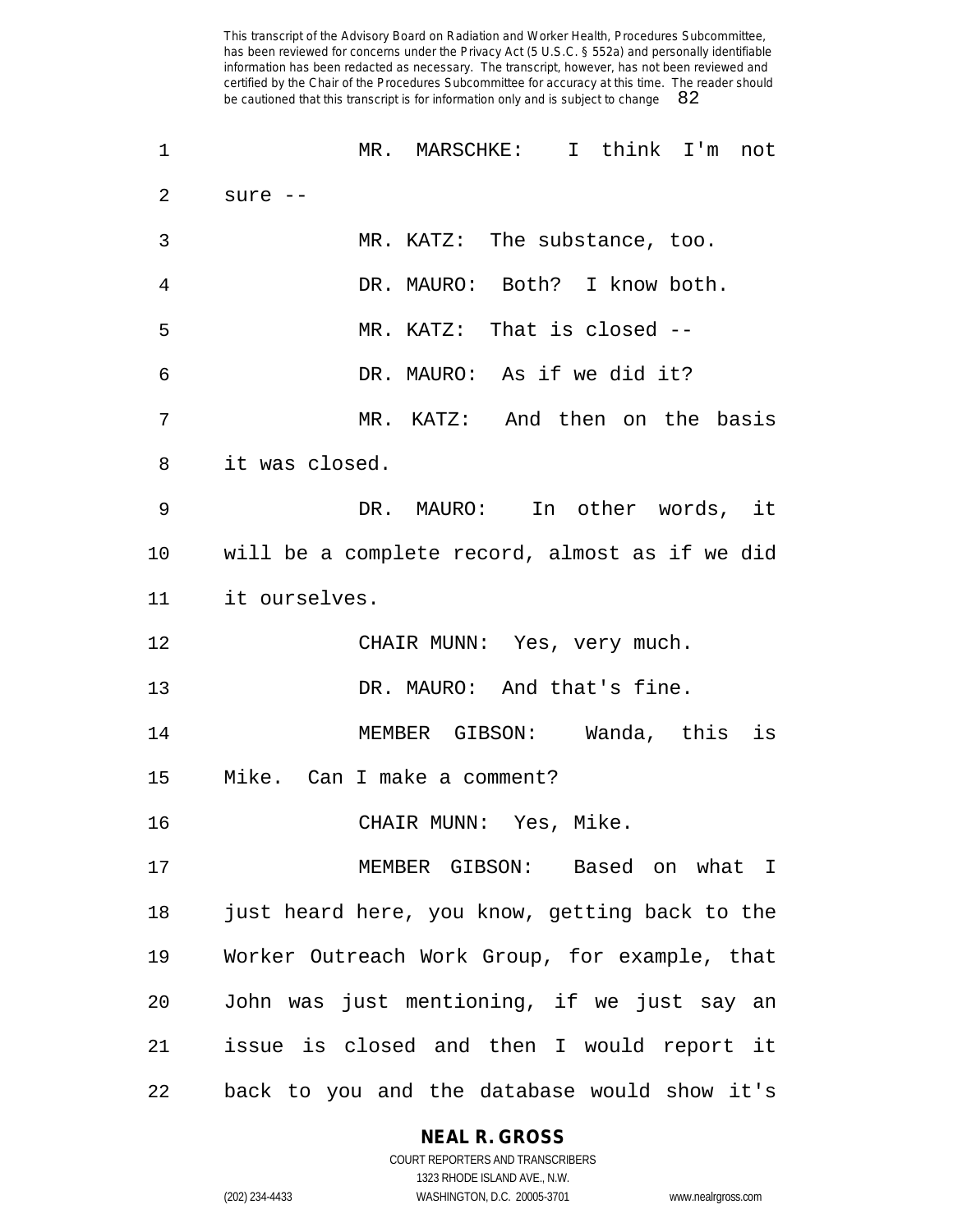MR. MARSCHKE: I think I'm not sure --

MR. KATZ: The substance, too.

DR. MAURO: Both? I know both.

MR. KATZ: That is closed --

DR. MAURO: As if we did it?

MR. KATZ: And then on the basis it was closed.

DR. MAURO: In other words, it will be a complete record, almost as if we did it ourselves.

CHAIR MUNN: Yes, very much.

DR. MAURO: And that's fine.

MEMBER GIBSON: Wanda, this is Mike. Can I make a comment?

CHAIR MUNN: Yes, Mike.

MEMBER GIBSON: Based on what I just heard here, you know, getting back to the Worker Outreach Work Group, for example, that John was just mentioning, if we just say an issue is closed and then I would report it back to you and the database would show it's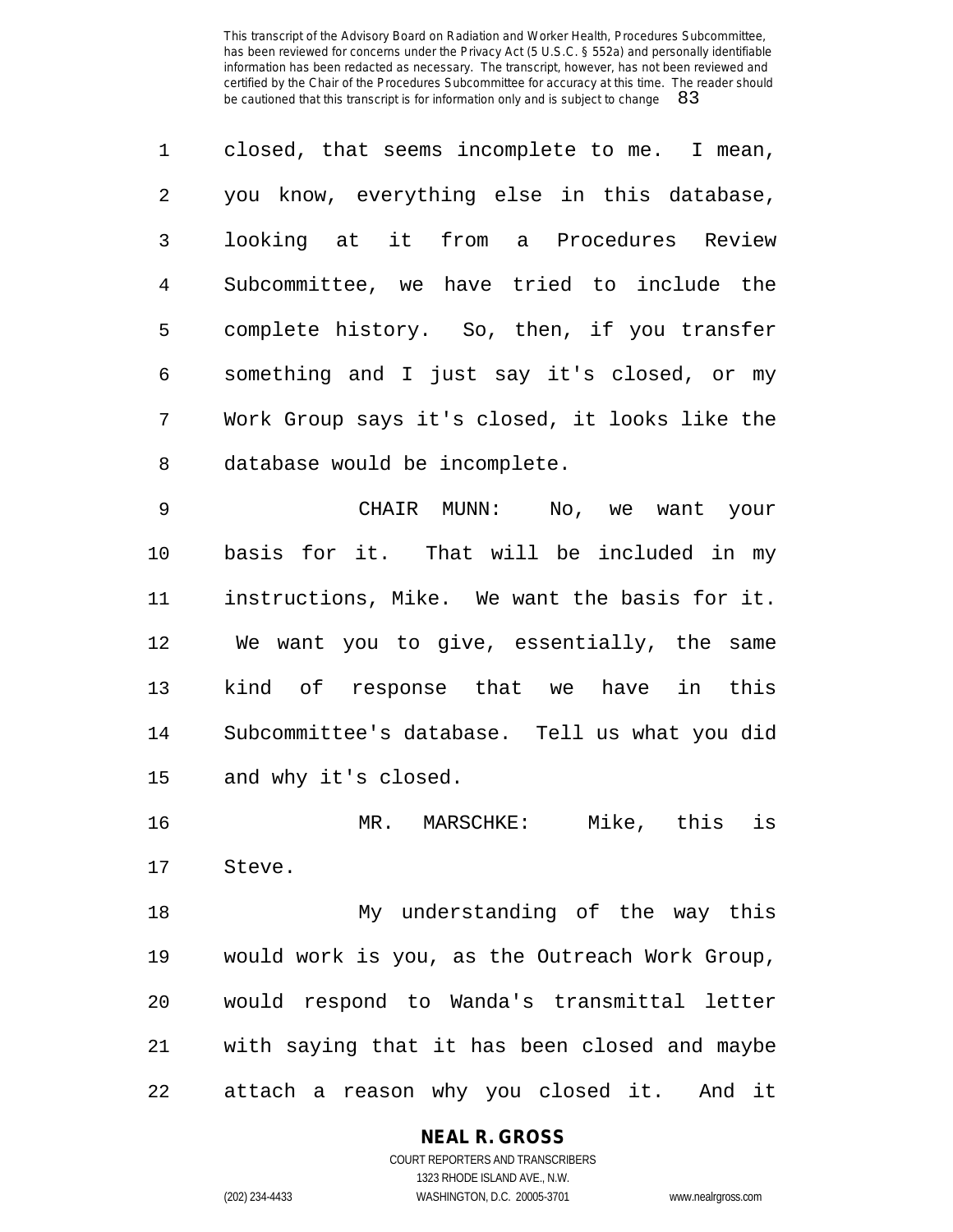closed, that seems incomplete to me. I mean, you know, everything else in this database, looking at it from a Procedures Review Subcommittee, we have tried to include the complete history. So, then, if you transfer something and I just say it's closed, or my Work Group says it's closed, it looks like the database would be incomplete.

CHAIR MUNN: No, we want your basis for it. That will be included in my instructions, Mike. We want the basis for it. We want you to give, essentially, the same kind of response that we have in this Subcommittee's database. Tell us what you did and why it's closed.

MR. MARSCHKE: Mike, this is Steve.

My understanding of the way this would work is you, as the Outreach Work Group, would respond to Wanda's transmittal letter with saying that it has been closed and maybe attach a reason why you closed it. And it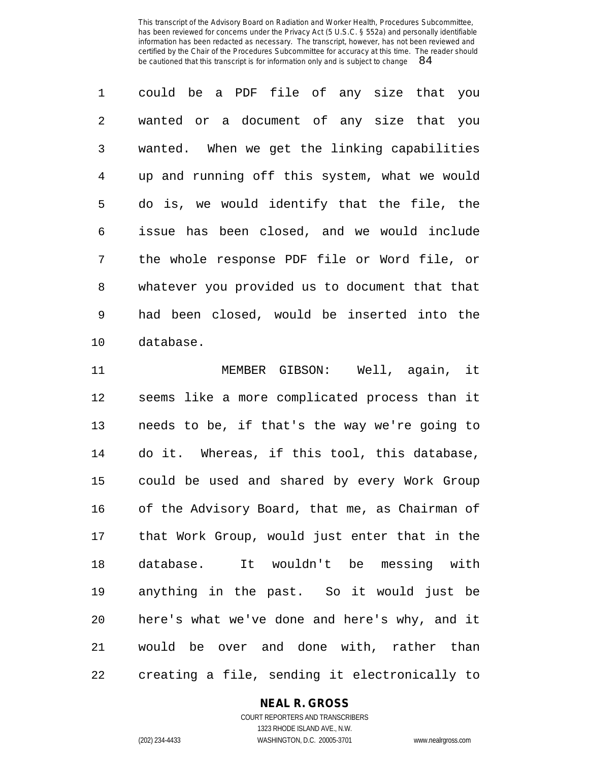could be a PDF file of any size that you wanted or a document of any size that you wanted. When we get the linking capabilities up and running off this system, what we would do is, we would identify that the file, the issue has been closed, and we would include the whole response PDF file or Word file, or whatever you provided us to document that that had been closed, would be inserted into the database.

MEMBER GIBSON: Well, again, it seems like a more complicated process than it needs to be, if that's the way we're going to do it. Whereas, if this tool, this database, could be used and shared by every Work Group of the Advisory Board, that me, as Chairman of that Work Group, would just enter that in the database. It wouldn't be messing with anything in the past. So it would just be here's what we've done and here's why, and it would be over and done with, rather than creating a file, sending it electronically to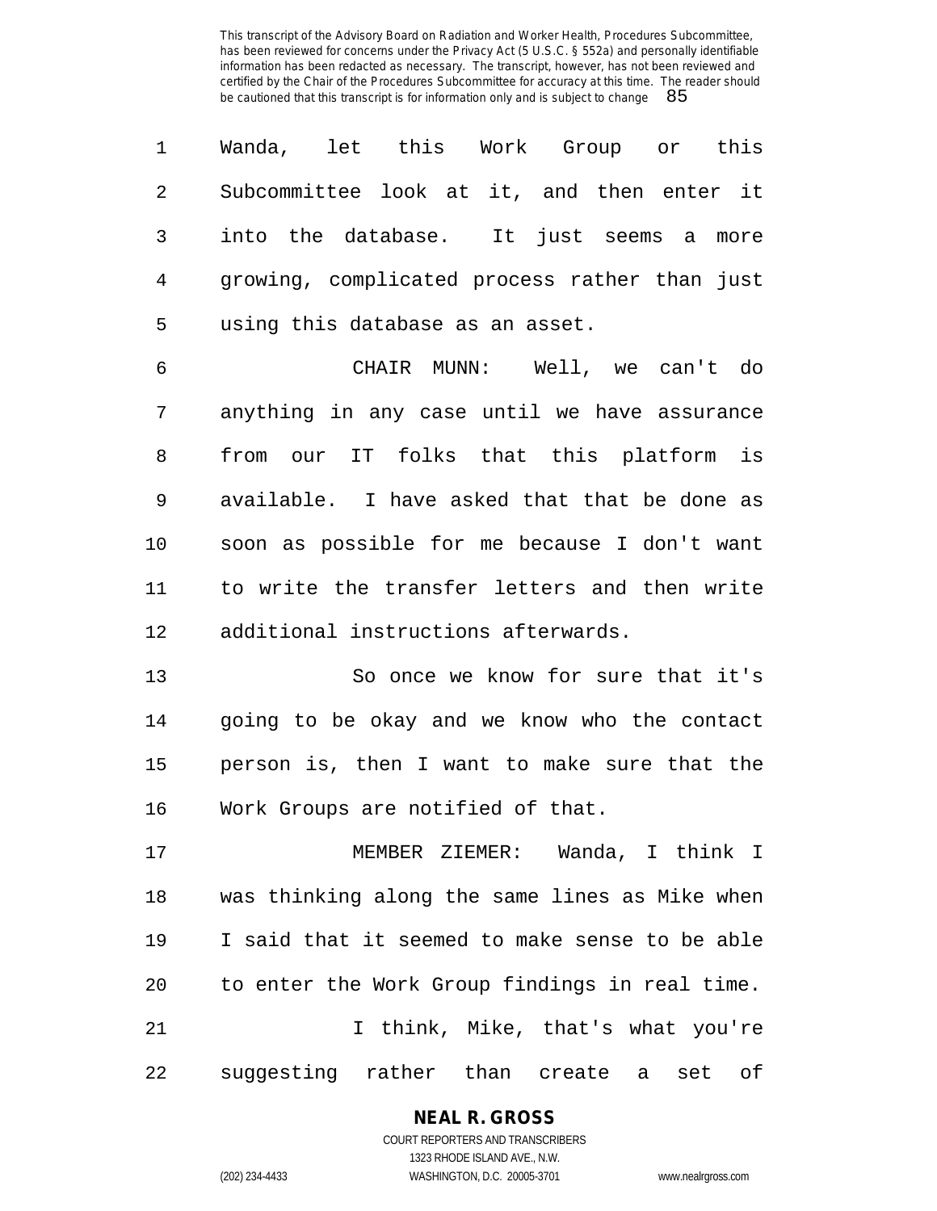Wanda, let this Work Group or this Subcommittee look at it, and then enter it into the database. It just seems a more growing, complicated process rather than just using this database as an asset.

CHAIR MUNN: Well, we can't do anything in any case until we have assurance from our IT folks that this platform is available. I have asked that that be done as soon as possible for me because I don't want to write the transfer letters and then write additional instructions afterwards.

So once we know for sure that it's going to be okay and we know who the contact person is, then I want to make sure that the Work Groups are notified of that.

MEMBER ZIEMER: Wanda, I think I was thinking along the same lines as Mike when I said that it seemed to make sense to be able to enter the Work Group findings in real time.

I think, Mike, that's what you're suggesting rather than create a set of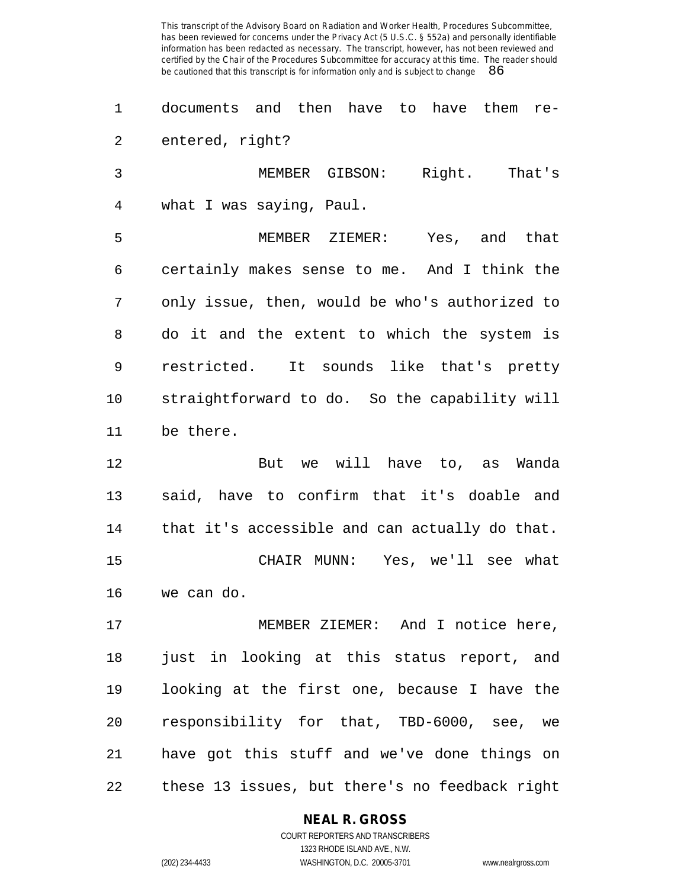documents and then have to have them re-entered, right?

MEMBER GIBSON: Right. That's what I was saying, Paul.

MEMBER ZIEMER: Yes, and that certainly makes sense to me. And I think the only issue, then, would be who's authorized to do it and the extent to which the system is restricted. It sounds like that's pretty straightforward to do. So the capability will be there.

But we will have to, as Wanda said, have to confirm that it's doable and that it's accessible and can actually do that.

CHAIR MUNN: Yes, we'll see what we can do.

MEMBER ZIEMER: And I notice here, just in looking at this status report, and looking at the first one, because I have the responsibility for that, TBD-6000, see, we have got this stuff and we've done things on these 13 issues, but there's no feedback right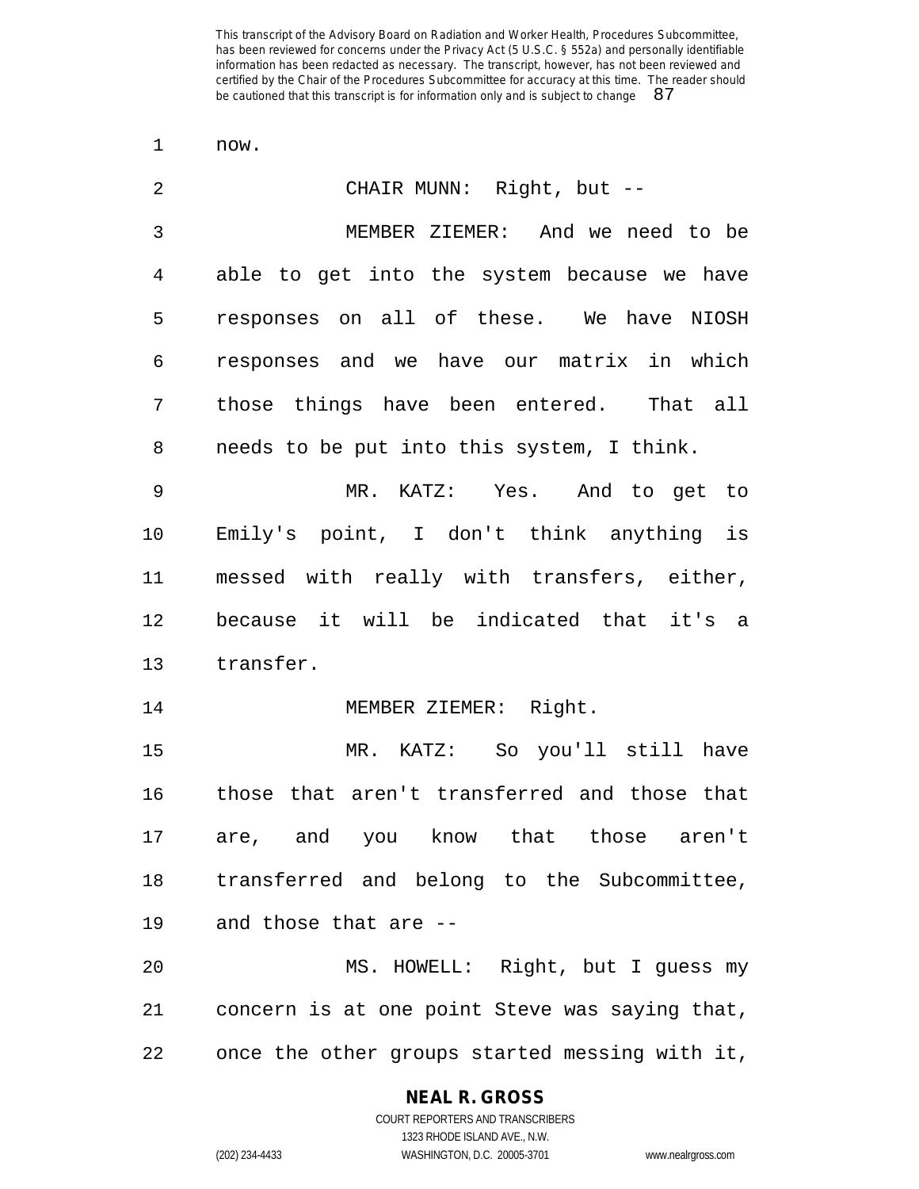now.

CHAIR MUNN: Right, but --

MEMBER ZIEMER: And we need to be able to get into the system because we have responses on all of these. We have NIOSH responses and we have our matrix in which those things have been entered. That all needs to be put into this system, I think.

MR. KATZ: Yes. And to get to Emily's point, I don't think anything is messed with really with transfers, either, because it will be indicated that it's a transfer.

MEMBER ZIEMER: Right.

MR. KATZ: So you'll still have those that aren't transferred and those that are, and you know that those aren't transferred and belong to the Subcommittee, and those that are --

MS. HOWELL: Right, but I guess my concern is at one point Steve was saying that, once the other groups started messing with it,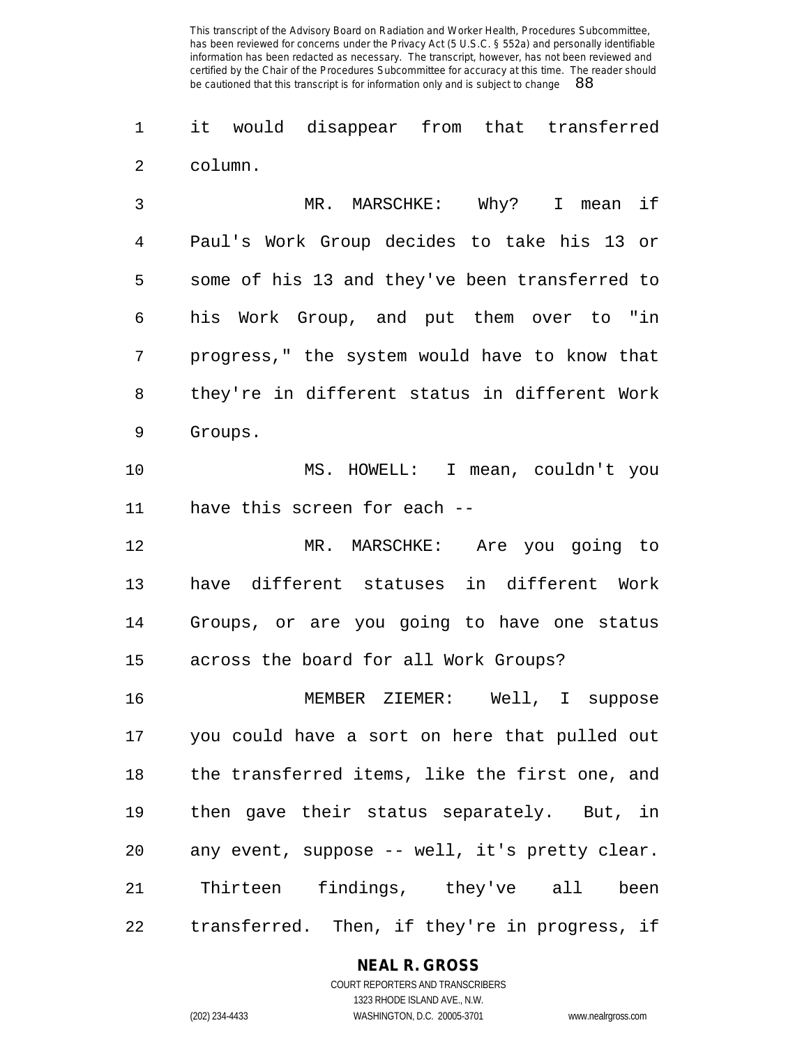it would disappear from that transferred column.

MR. MARSCHKE: Why? I mean if Paul's Work Group decides to take his 13 or some of his 13 and they've been transferred to his Work Group, and put them over to "in progress," the system would have to know that they're in different status in different Work Groups.

MS. HOWELL: I mean, couldn't you have this screen for each --

MR. MARSCHKE: Are you going to have different statuses in different Work Groups, or are you going to have one status across the board for all Work Groups?

MEMBER ZIEMER: Well, I suppose you could have a sort on here that pulled out the transferred items, like the first one, and then gave their status separately. But, in any event, suppose -- well, it's pretty clear. Thirteen findings, they've all been transferred. Then, if they're in progress, if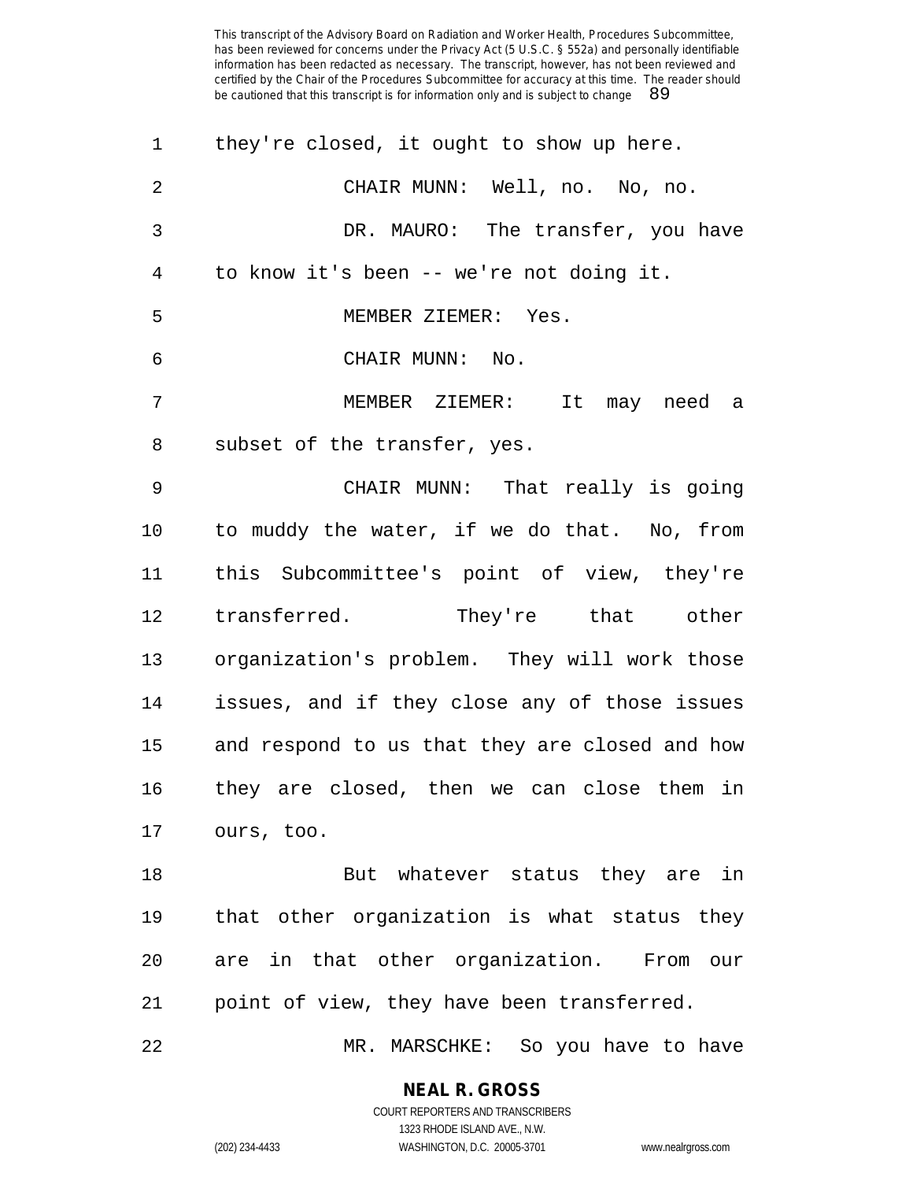they're closed, it ought to show up here.

CHAIR MUNN: Well, no. No, no.

DR. MAURO: The transfer, you have to know it's been -- we're not doing it.

MEMBER ZIEMER: Yes.

CHAIR MUNN: No.

MEMBER ZIEMER: It may need a subset of the transfer, yes.

CHAIR MUNN: That really is going to muddy the water, if we do that. No, from this Subcommittee's point of view, they're transferred. They're that other organization's problem. They will work those issues, and if they close any of those issues and respond to us that they are closed and how they are closed, then we can close them in ours, too.

But whatever status they are in that other organization is what status they are in that other organization. From our point of view, they have been transferred.

MR. MARSCHKE: So you have to have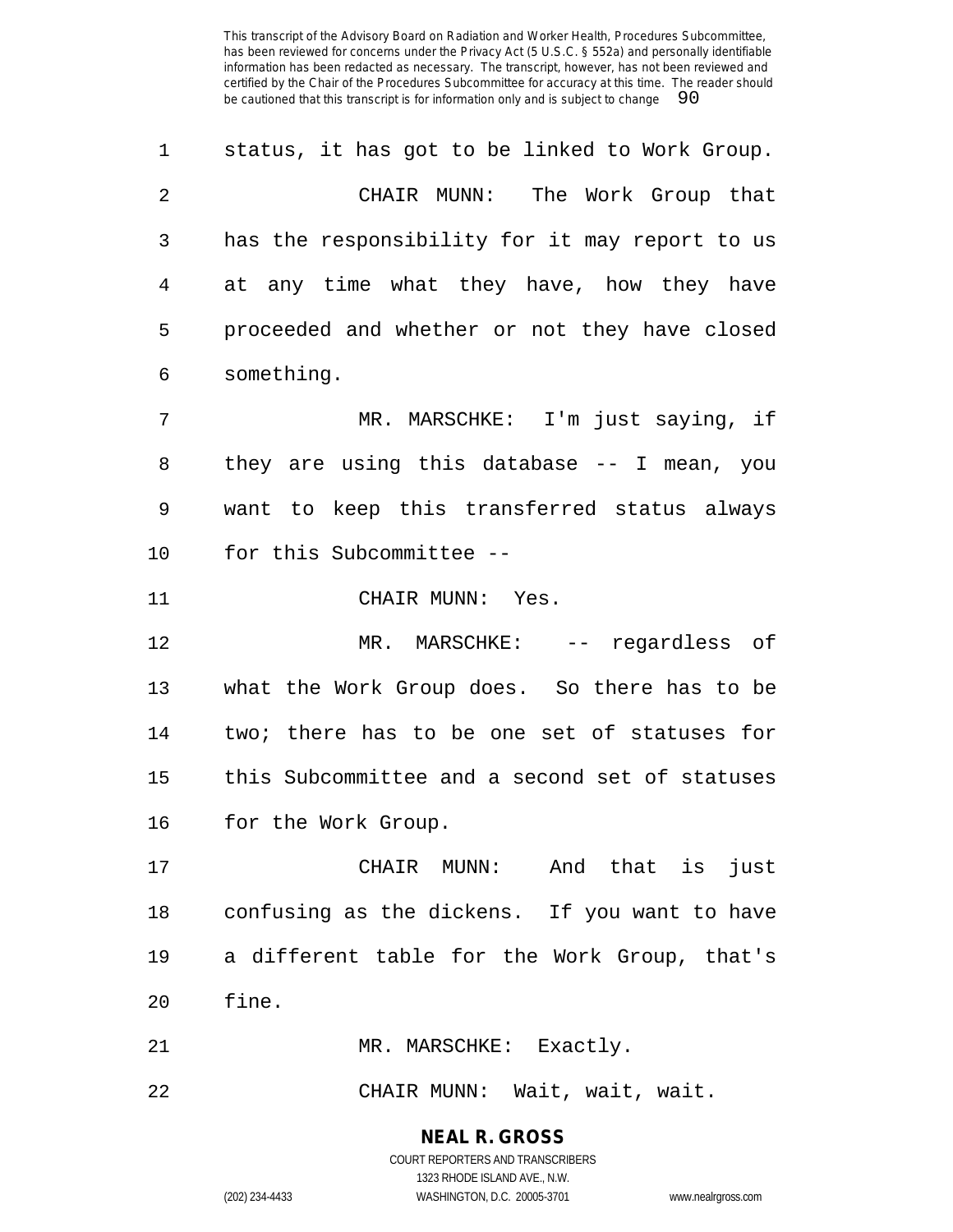status, it has got to be linked to Work Group.

CHAIR MUNN: The Work Group that has the responsibility for it may report to us at any time what they have, how they have proceeded and whether or not they have closed something.

MR. MARSCHKE: I'm just saying, if they are using this database -- I mean, you want to keep this transferred status always for this Subcommittee --

CHAIR MUNN: Yes.

MR. MARSCHKE: -- regardless of what the Work Group does. So there has to be two; there has to be one set of statuses for this Subcommittee and a second set of statuses for the Work Group.

CHAIR MUNN: And that is just confusing as the dickens. If you want to have a different table for the Work Group, that's fine.

MR. MARSCHKE: Exactly.

CHAIR MUNN: Wait, wait, wait.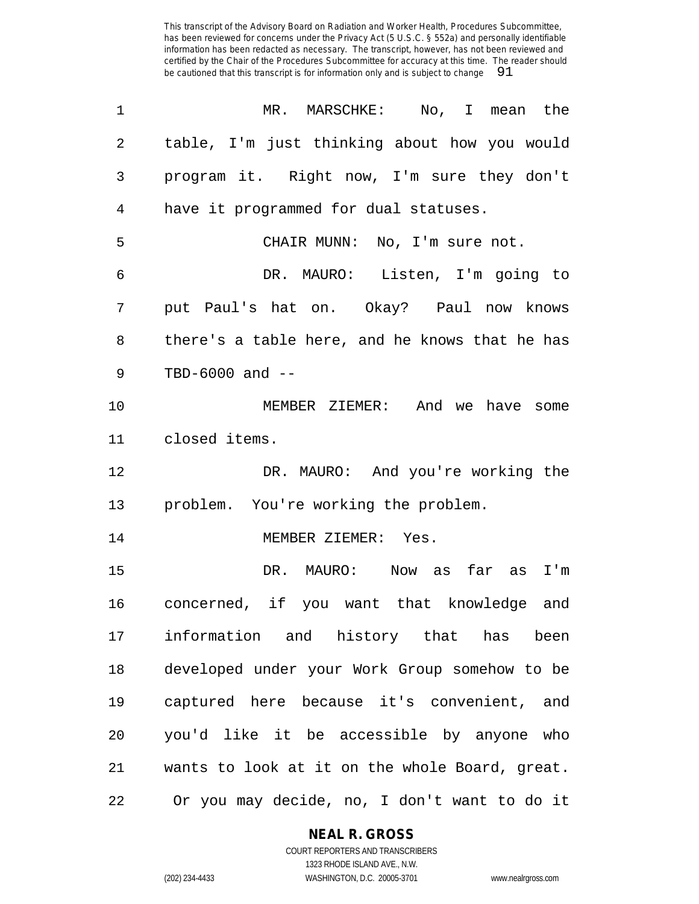MR. MARSCHKE: No, I mean the table, I'm just thinking about how you would program it. Right now, I'm sure they don't have it programmed for dual statuses.

CHAIR MUNN: No, I'm sure not.

DR. MAURO: Listen, I'm going to put Paul's hat on. Okay? Paul now knows there's a table here, and he knows that he has TBD-6000 and --

MEMBER ZIEMER: And we have some closed items.

DR. MAURO: And you're working the problem. You're working the problem.

MEMBER ZIEMER: Yes.

DR. MAURO: Now as far as I'm concerned, if you want that knowledge and information and history that has been developed under your Work Group somehow to be captured here because it's convenient, and you'd like it be accessible by anyone who wants to look at it on the whole Board, great. Or you may decide, no, I don't want to do it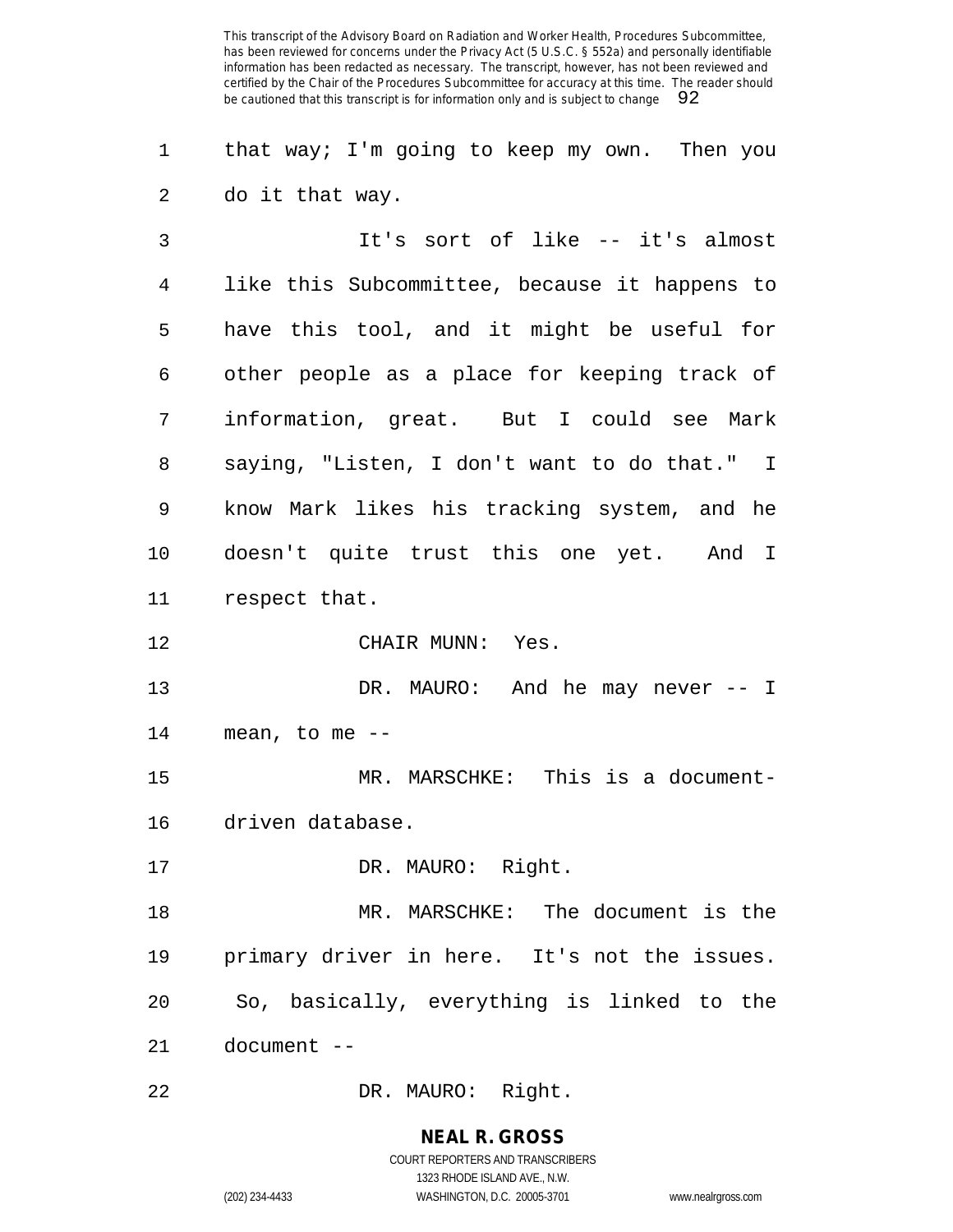that way; I'm going to keep my own. Then you do it that way.

It's sort of like -- it's almost like this Subcommittee, because it happens to have this tool, and it might be useful for other people as a place for keeping track of information, great. But I could see Mark saying, "Listen, I don't want to do that." I know Mark likes his tracking system, and he doesn't quite trust this one yet. And I respect that.

CHAIR MUNN: Yes.

DR. MAURO: And he may never -- I mean, to me --

MR. MARSCHKE: This is a document-driven database.

DR. MAURO: Right.

MR. MARSCHKE: The document is the primary driver in here. It's not the issues. So, basically, everything is linked to the document --

DR. MAURO: Right.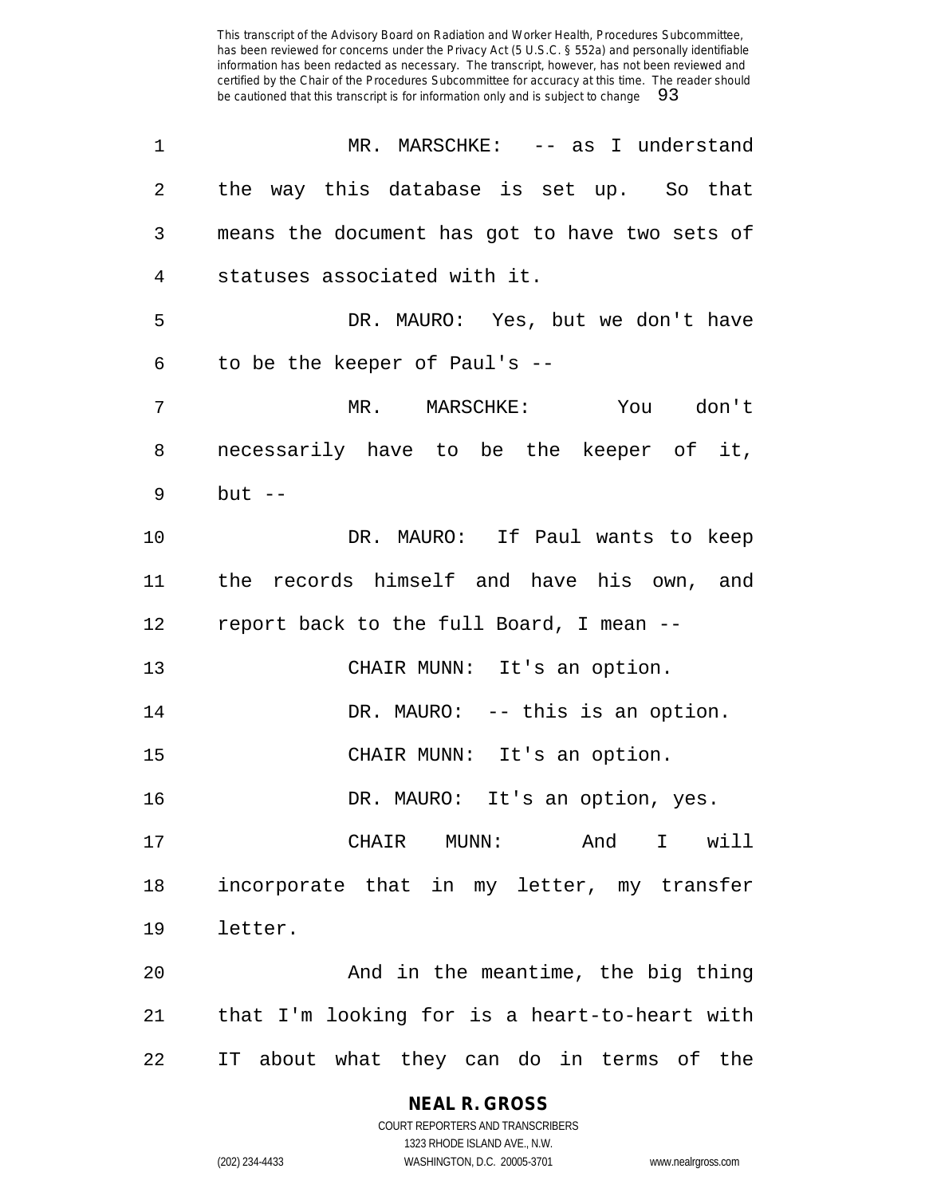MR. MARSCHKE: -- as I understand the way this database is set up. So that means the document has got to have two sets of statuses associated with it.

DR. MAURO: Yes, but we don't have to be the keeper of Paul's --

MR. MARSCHKE: You don't necessarily have to be the keeper of it, but --

DR. MAURO: If Paul wants to keep the records himself and have his own, and report back to the full Board, I mean --

CHAIR MUNN: It's an option.

DR. MAURO: -- this is an option.

CHAIR MUNN: It's an option.

DR. MAURO: It's an option, yes.

CHAIR MUNN: And I will incorporate that in my letter, my transfer letter.

And in the meantime, the big thing that I'm looking for is a heart-to-heart with IT about what they can do in terms of the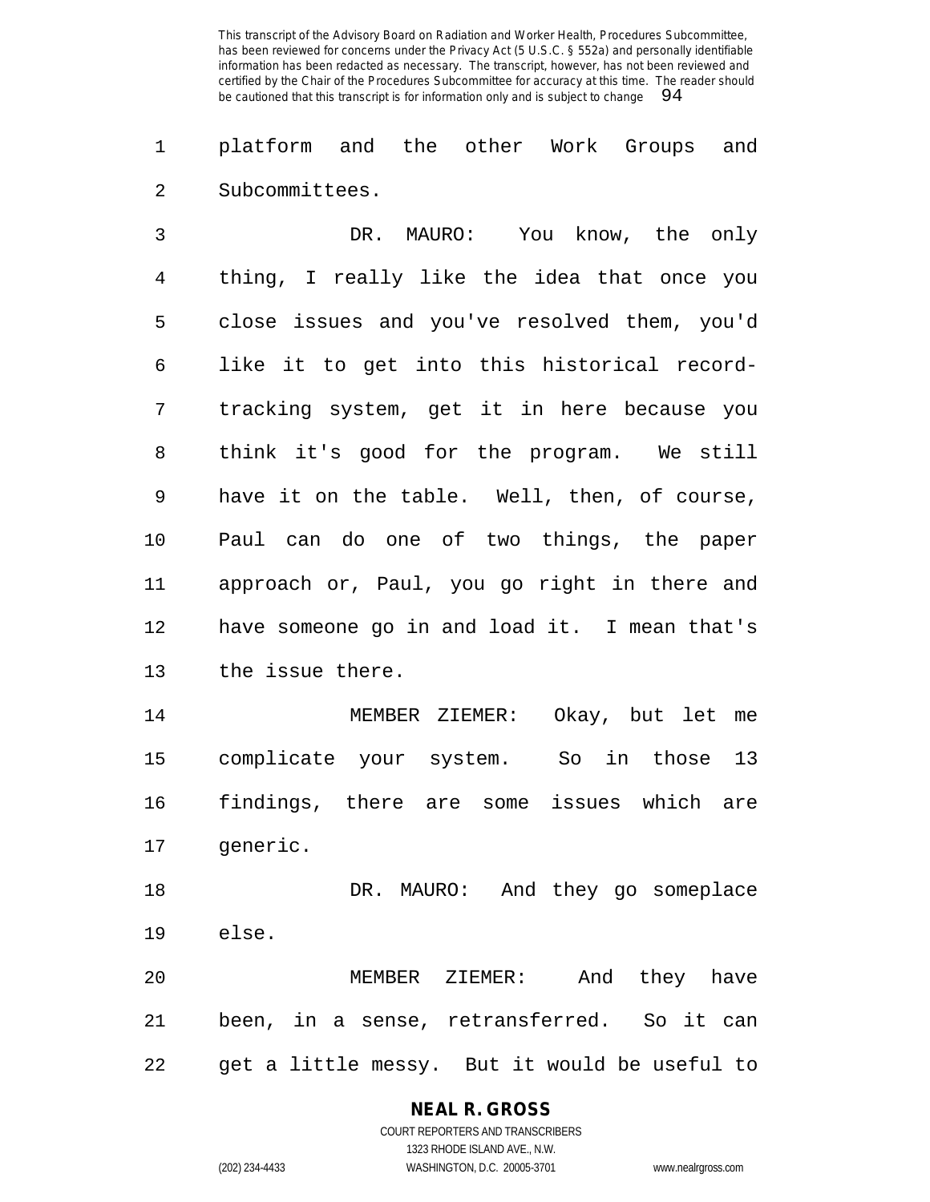platform and the other Work Groups and Subcommittees.

DR. MAURO: You know, the only thing, I really like the idea that once you close issues and you've resolved them, you'd like it to get into this historical record-tracking system, get it in here because you think it's good for the program. We still have it on the table. Well, then, of course, Paul can do one of two things, the paper approach or, Paul, you go right in there and have someone go in and load it. I mean that's the issue there.

MEMBER ZIEMER: Okay, but let me complicate your system. So in those 13 findings, there are some issues which are generic.

DR. MAURO: And they go someplace else.

MEMBER ZIEMER: And they have been, in a sense, retransferred. So it can get a little messy. But it would be useful to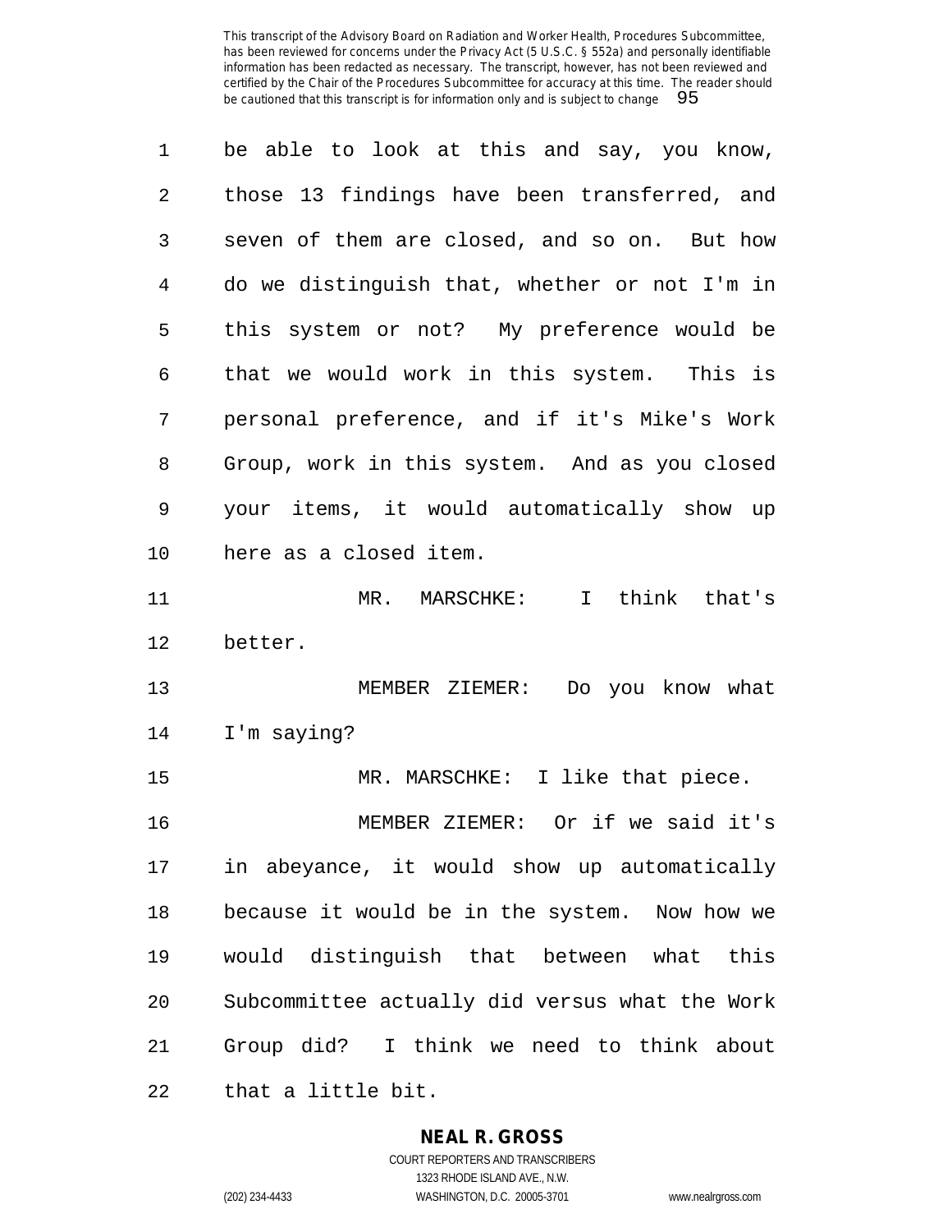be able to look at this and say, you know, those 13 findings have been transferred, and seven of them are closed, and so on. But how do we distinguish that, whether or not I'm in this system or not? My preference would be that we would work in this system. This is personal preference, and if it's Mike's Work Group, work in this system. And as you closed your items, it would automatically show up here as a closed item.

MR. MARSCHKE: I think that's better.

MEMBER ZIEMER: Do you know what I'm saying?

MR. MARSCHKE: I like that piece.

MEMBER ZIEMER: Or if we said it's in abeyance, it would show up automatically because it would be in the system. Now how we would distinguish that between what this Subcommittee actually did versus what the Work Group did? I think we need to think about that a little bit.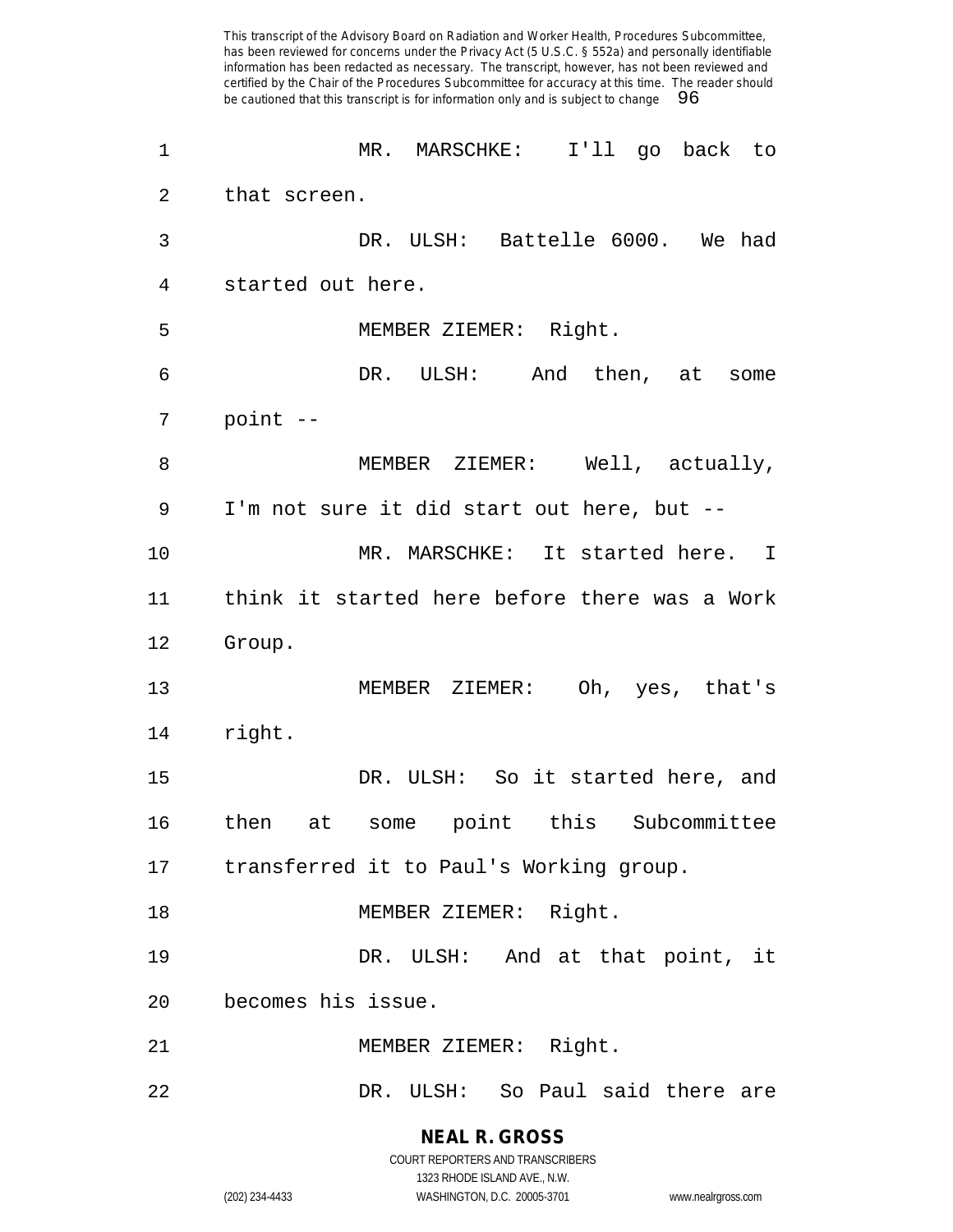MR. MARSCHKE: I'll go back to that screen.

DR. ULSH: Battelle 6000. We had started out here.

MEMBER ZIEMER: Right.

DR. ULSH: And then, at some point --

MEMBER ZIEMER: Well, actually, I'm not sure it did start out here, but --

MR. MARSCHKE: It started here. I think it started here before there was a Work Group.

MEMBER ZIEMER: Oh, yes, that's right.

DR. ULSH: So it started here, and then at some point this Subcommittee transferred it to Paul's Working group.

MEMBER ZIEMER: Right.

DR. ULSH: And at that point, it becomes his issue.

MEMBER ZIEMER: Right.

DR. ULSH: So Paul said there are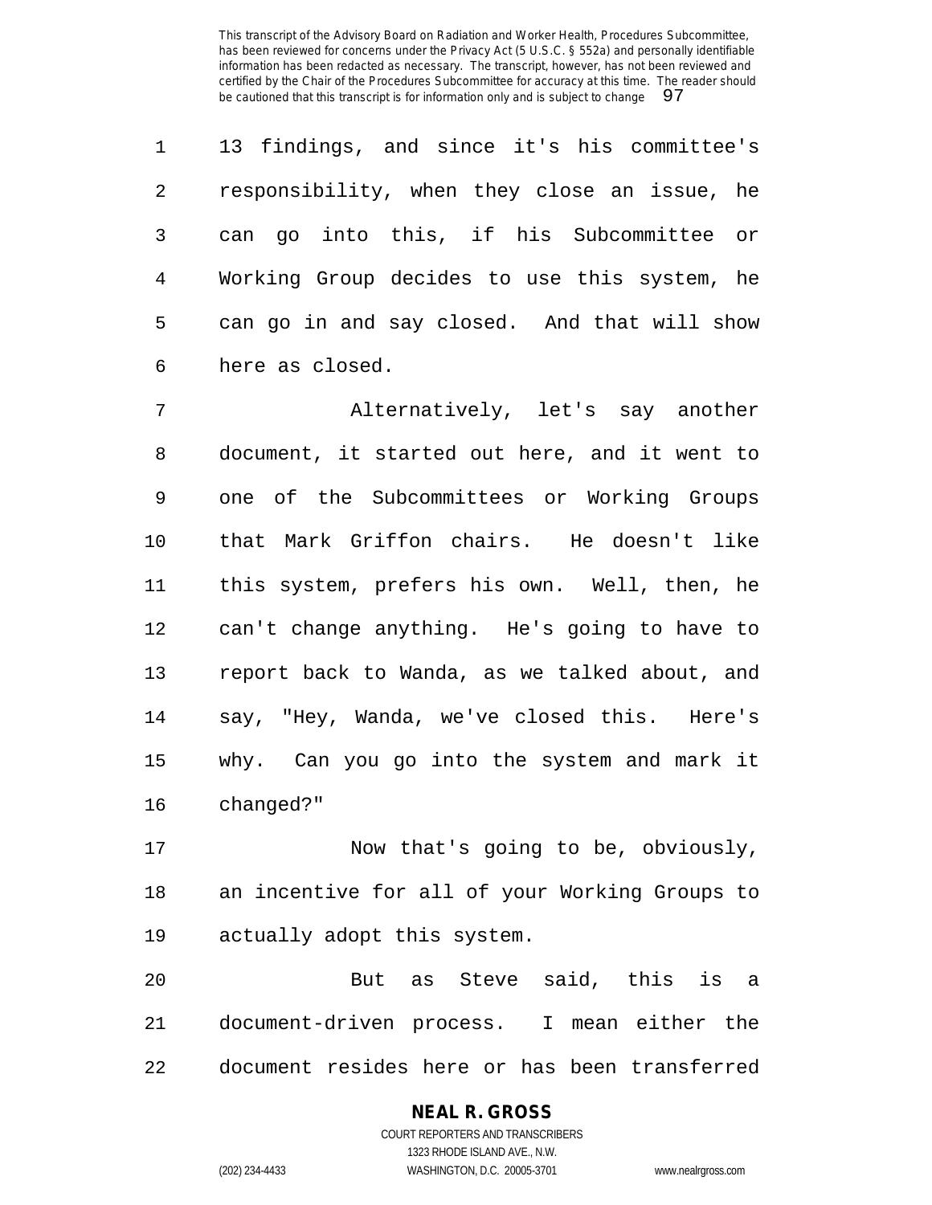13 findings, and since it's his committee's responsibility, when they close an issue, he can go into this, if his Subcommittee or Working Group decides to use this system, he can go in and say closed. And that will show here as closed.

Alternatively, let's say another document, it started out here, and it went to one of the Subcommittees or Working Groups that Mark Griffon chairs. He doesn't like this system, prefers his own. Well, then, he can't change anything. He's going to have to report back to Wanda, as we talked about, and say, "Hey, Wanda, we've closed this. Here's why. Can you go into the system and mark it changed?"

Now that's going to be, obviously, an incentive for all of your Working Groups to actually adopt this system.

But as Steve said, this is a document-driven process. I mean either the document resides here or has been transferred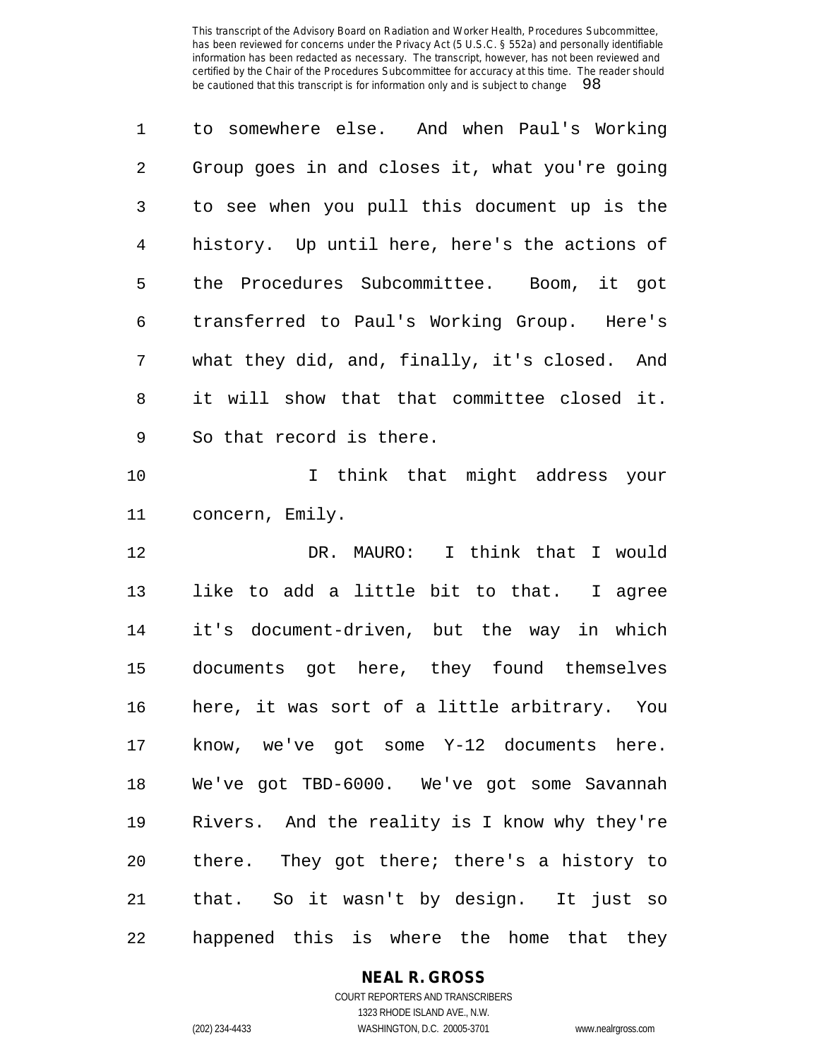to somewhere else. And when Paul's Working Group goes in and closes it, what you're going to see when you pull this document up is the history. Up until here, here's the actions of the Procedures Subcommittee. Boom, it got transferred to Paul's Working Group. Here's what they did, and, finally, it's closed. And it will show that that committee closed it. So that record is there.

I think that might address your concern, Emily.

DR. MAURO: I think that I would like to add a little bit to that. I agree it's document-driven, but the way in which documents got here, they found themselves here, it was sort of a little arbitrary. You know, we've got some Y-12 documents here. We've got TBD-6000. We've got some Savannah Rivers. And the reality is I know why they're there. They got there; there's a history to that. So it wasn't by design. It just so happened this is where the home that they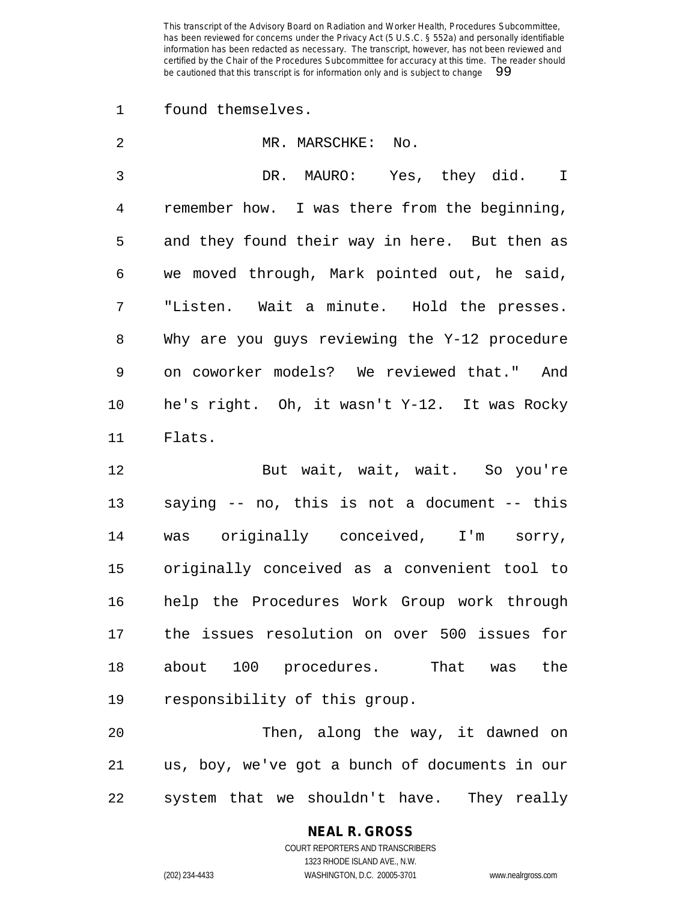found themselves.

MR. MARSCHKE: No.

DR. MAURO: Yes, they did. I remember how. I was there from the beginning, and they found their way in here. But then as we moved through, Mark pointed out, he said, "Listen. Wait a minute. Hold the presses. Why are you guys reviewing the Y-12 procedure on coworker models? We reviewed that." And he's right. Oh, it wasn't Y-12. It was Rocky Flats.

But wait, wait, wait. So you're saying -- no, this is not a document -- this was originally conceived, I'm sorry, originally conceived as a convenient tool to help the Procedures Work Group work through the issues resolution on over 500 issues for about 100 procedures. That was the responsibility of this group.

Then, along the way, it dawned on us, boy, we've got a bunch of documents in our system that we shouldn't have. They really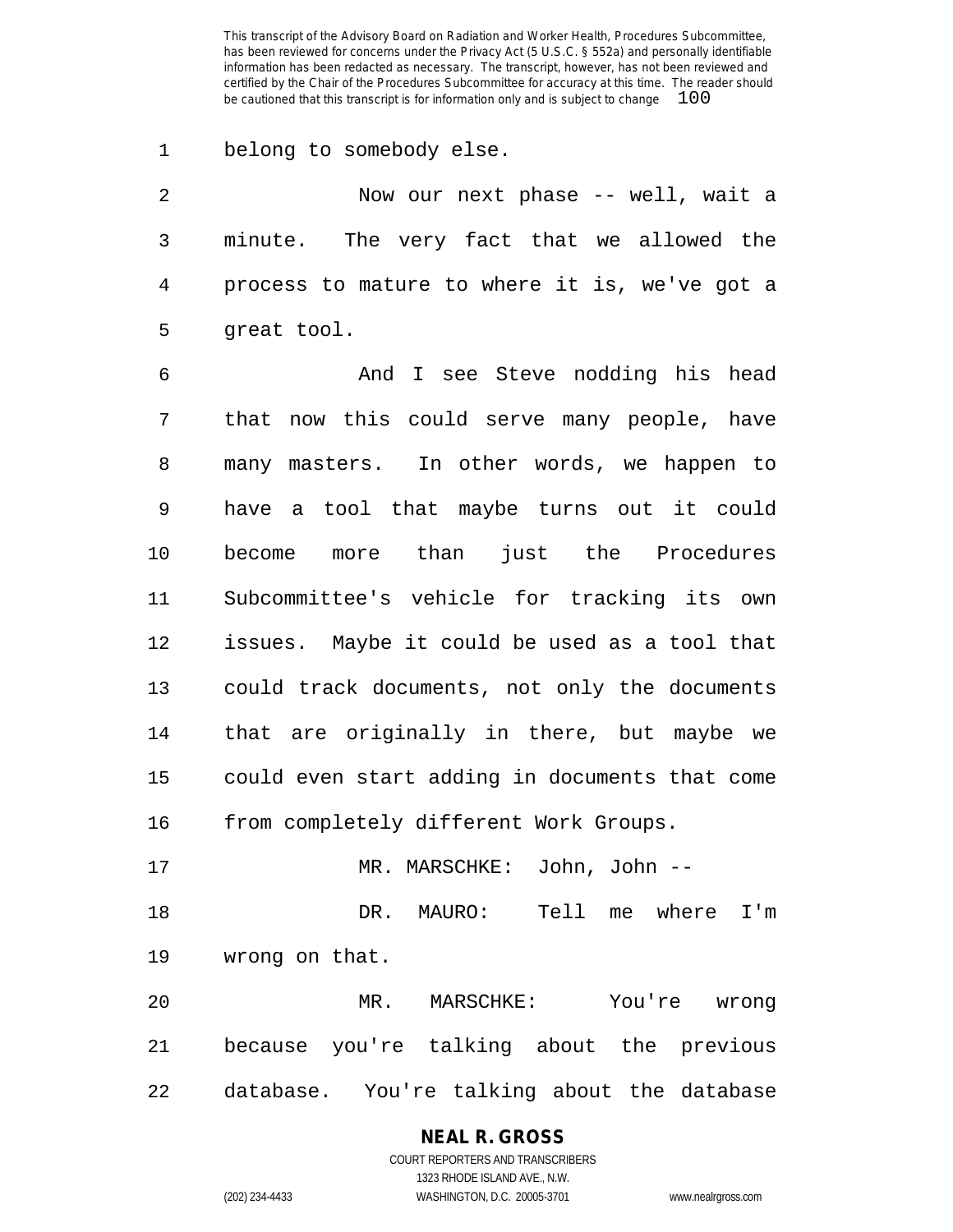belong to somebody else.

Now our next phase -- well, wait a minute. The very fact that we allowed the process to mature to where it is, we've got a great tool.

And I see Steve nodding his head that now this could serve many people, have many masters. In other words, we happen to have a tool that maybe turns out it could become more than just the Procedures Subcommittee's vehicle for tracking its own issues. Maybe it could be used as a tool that could track documents, not only the documents that are originally in there, but maybe we could even start adding in documents that come from completely different Work Groups.

MR. MARSCHKE: John, John --

DR. MAURO: Tell me where I'm wrong on that.

MR. MARSCHKE: You're wrong because you're talking about the previous database. You're talking about the database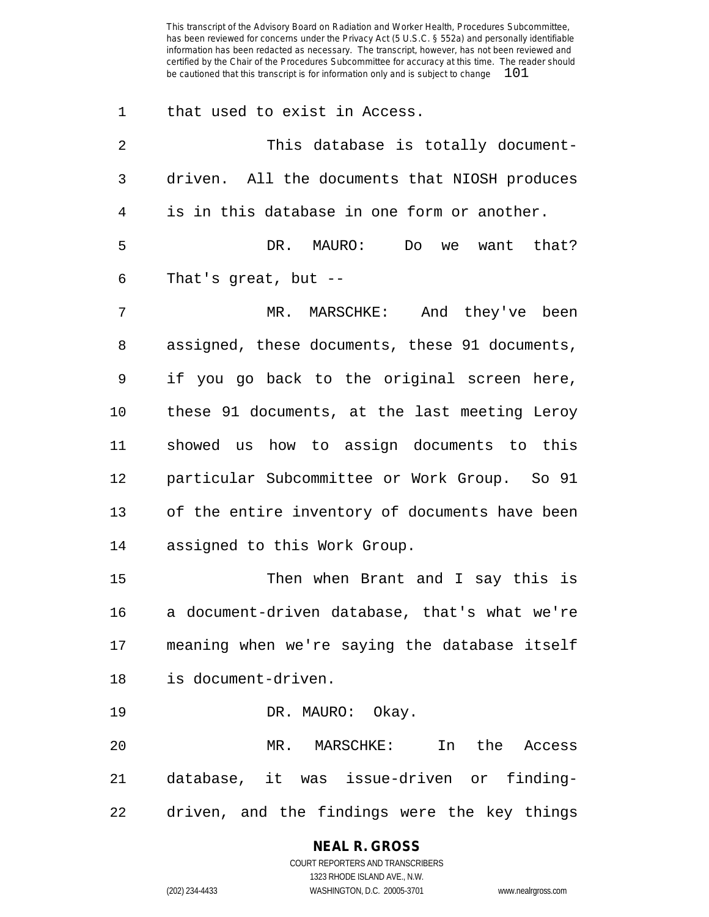that used to exist in Access.

This database is totally document-driven. All the documents that NIOSH produces is in this database in one form or another.

DR. MAURO: Do we want that? That's great, but --

MR. MARSCHKE: And they've been assigned, these documents, these 91 documents, if you go back to the original screen here, these 91 documents, at the last meeting Leroy showed us how to assign documents to this particular Subcommittee or Work Group. So 91 of the entire inventory of documents have been assigned to this Work Group.

Then when Brant and I say this is a document-driven database, that's what we're meaning when we're saying the database itself is document-driven.

DR. MAURO: Okay.

MR. MARSCHKE: In the Access database, it was issue-driven or finding-driven, and the findings were the key things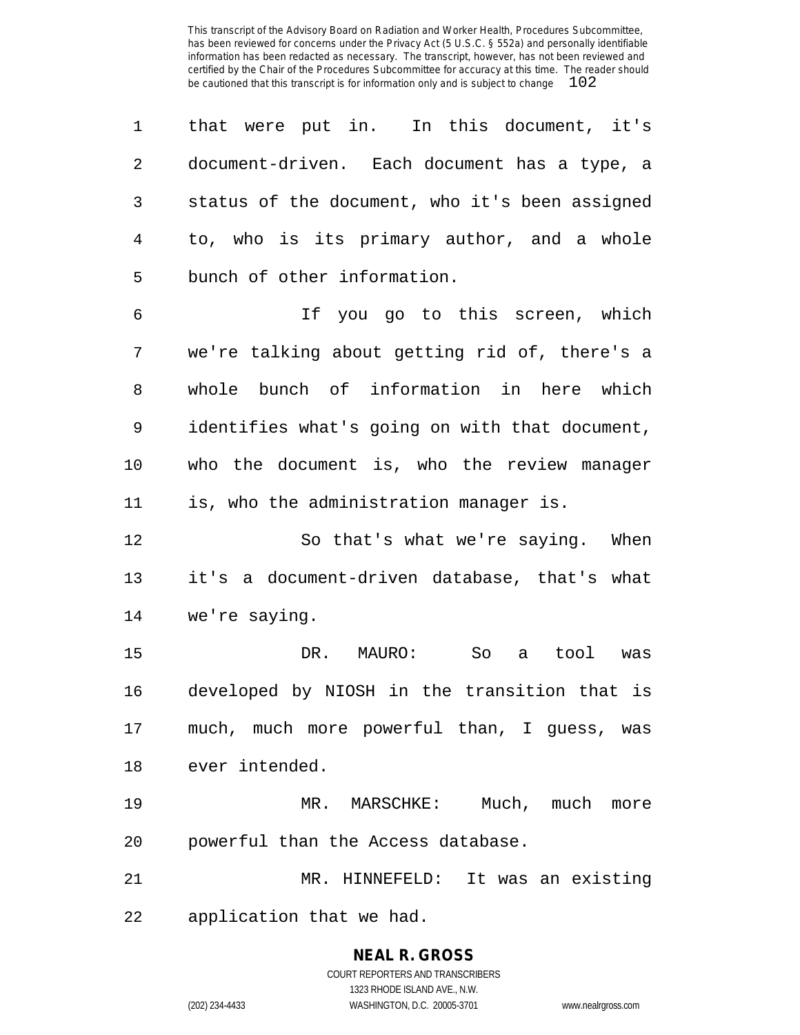that were put in. In this document, it's document-driven. Each document has a type, a status of the document, who it's been assigned to, who is its primary author, and a whole bunch of other information.

If you go to this screen, which we're talking about getting rid of, there's a whole bunch of information in here which identifies what's going on with that document, who the document is, who the review manager is, who the administration manager is.

So that's what we're saying. When it's a document-driven database, that's what we're saying.

DR. MAURO: So a tool was developed by NIOSH in the transition that is much, much more powerful than, I guess, was ever intended.

MR. MARSCHKE: Much, much more powerful than the Access database.

MR. HINNEFELD: It was an existing application that we had.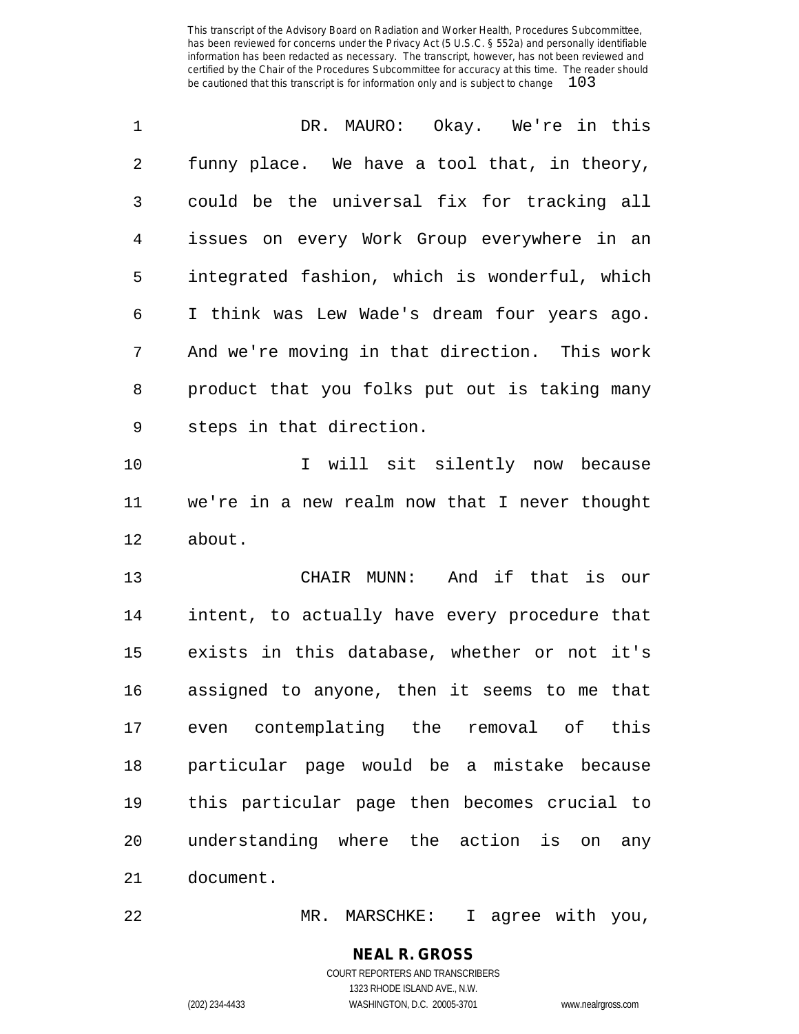DR. MAURO: Okay. We're in this funny place. We have a tool that, in theory, could be the universal fix for tracking all issues on every Work Group everywhere in an integrated fashion, which is wonderful, which I think was Lew Wade's dream four years ago. And we're moving in that direction. This work product that you folks put out is taking many steps in that direction.

I will sit silently now because we're in a new realm now that I never thought about.

CHAIR MUNN: And if that is our intent, to actually have every procedure that exists in this database, whether or not it's assigned to anyone, then it seems to me that even contemplating the removal of this particular page would be a mistake because this particular page then becomes crucial to understanding where the action is on any document.

MR. MARSCHKE: I agree with you,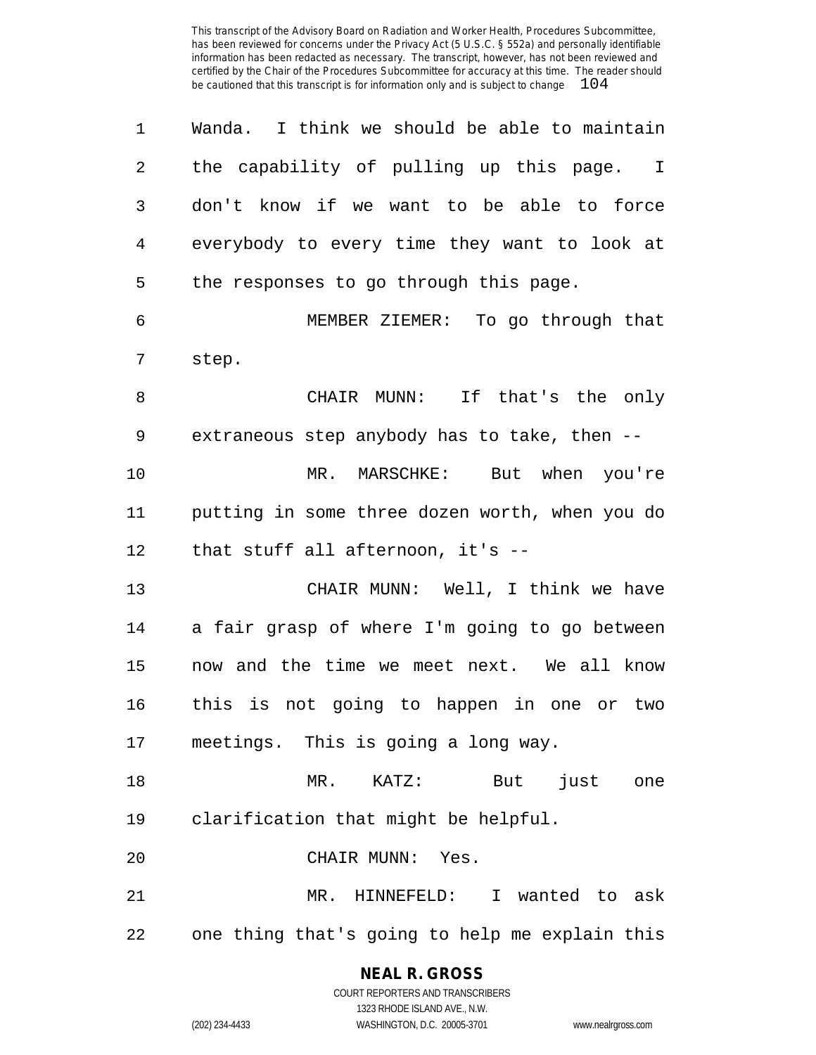Wanda. I think we should be able to maintain the capability of pulling up this page. I don't know if we want to be able to force everybody to every time they want to look at the responses to go through this page.

MEMBER ZIEMER: To go through that step.

CHAIR MUNN: If that's the only extraneous step anybody has to take, then --

MR. MARSCHKE: But when you're putting in some three dozen worth, when you do that stuff all afternoon, it's --

CHAIR MUNN: Well, I think we have a fair grasp of where I'm going to go between now and the time we meet next. We all know this is not going to happen in one or two meetings. This is going a long way.

MR. KATZ: But just one clarification that might be helpful.

CHAIR MUNN: Yes.

MR. HINNEFELD: I wanted to ask one thing that's going to help me explain this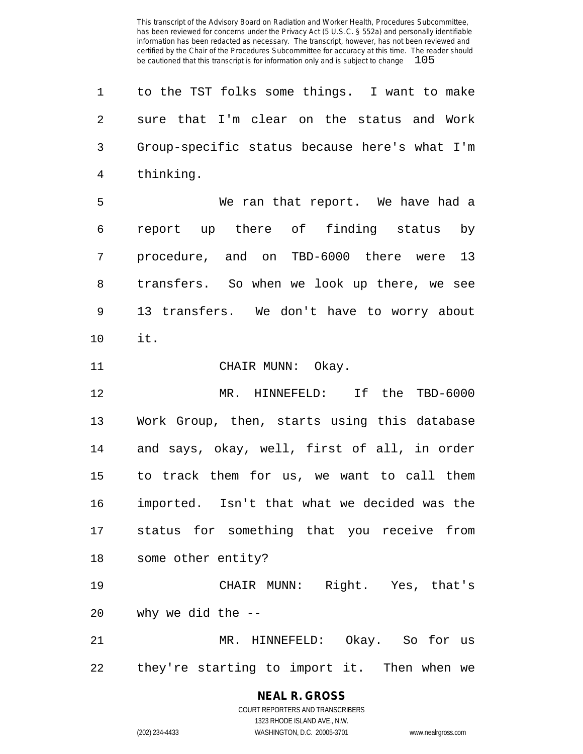to the TST folks some things. I want to make sure that I'm clear on the status and Work Group-specific status because here's what I'm thinking.

We ran that report. We have had a report up there of finding status by procedure, and on TBD-6000 there were 13 transfers. So when we look up there, we see 13 transfers. We don't have to worry about it.

CHAIR MUNN: Okay.

MR. HINNEFELD: If the TBD-6000 Work Group, then, starts using this database and says, okay, well, first of all, in order to track them for us, we want to call them imported. Isn't that what we decided was the status for something that you receive from some other entity?

CHAIR MUNN: Right. Yes, that's why we did the --

MR. HINNEFELD: Okay. So for us they're starting to import it. Then when we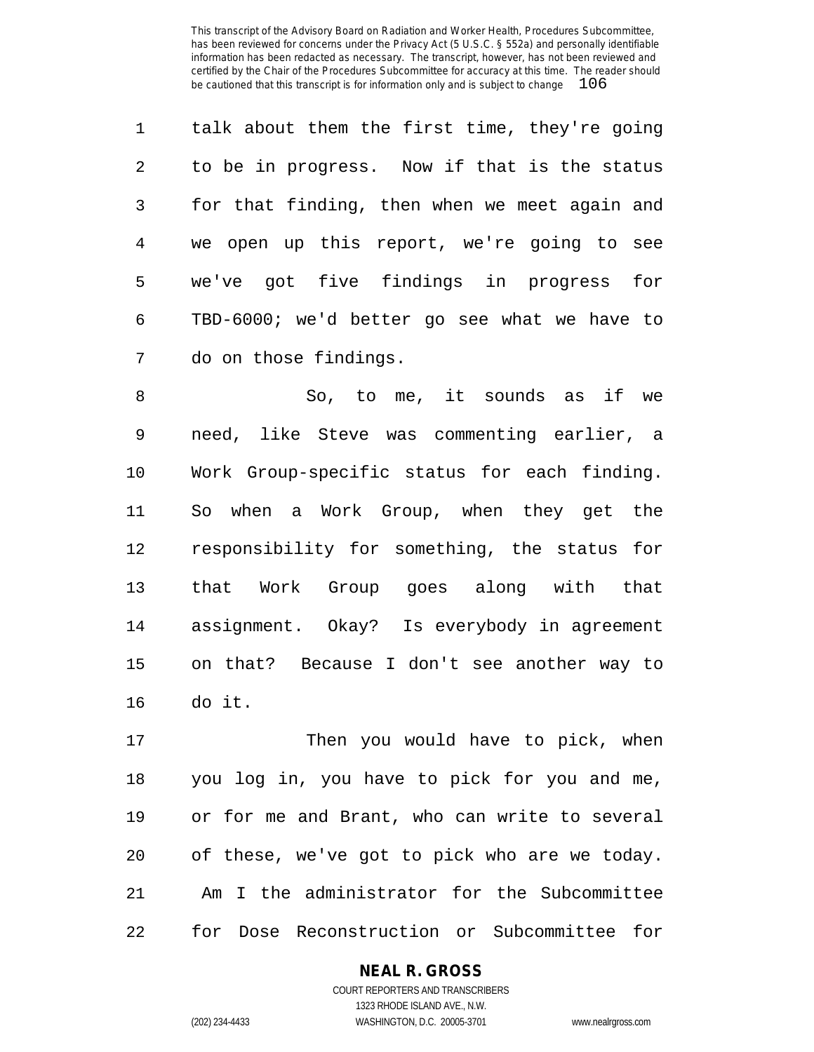talk about them the first time, they're going to be in progress. Now if that is the status for that finding, then when we meet again and we open up this report, we're going to see we've got five findings in progress for TBD-6000; we'd better go see what we have to do on those findings.

So, to me, it sounds as if we need, like Steve was commenting earlier, a Work Group-specific status for each finding. So when a Work Group, when they get the responsibility for something, the status for that Work Group goes along with that assignment. Okay? Is everybody in agreement on that? Because I don't see another way to do it.

Then you would have to pick, when you log in, you have to pick for you and me, or for me and Brant, who can write to several of these, we've got to pick who are we today. Am I the administrator for the Subcommittee for Dose Reconstruction or Subcommittee for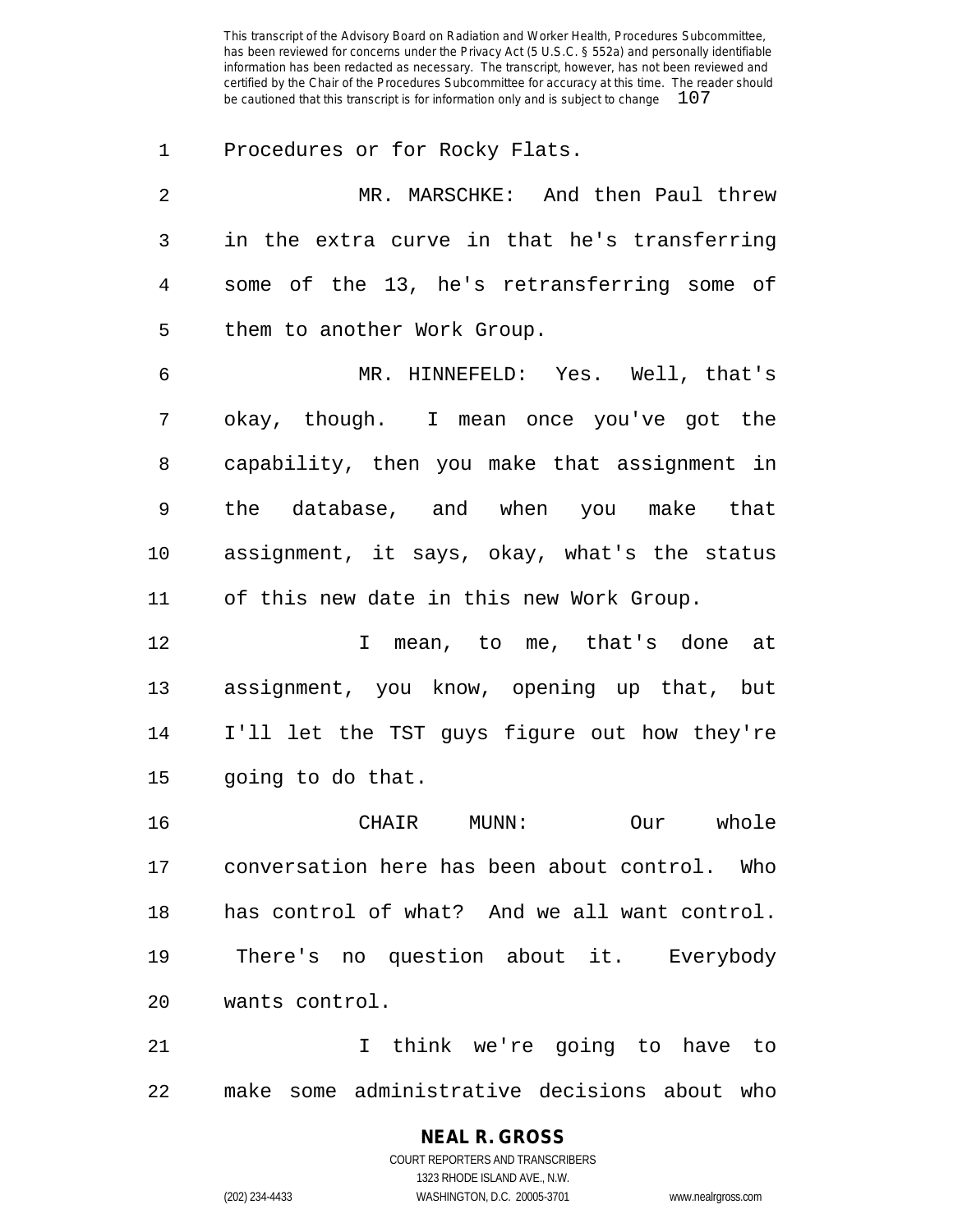Procedures or for Rocky Flats.

MR. MARSCHKE: And then Paul threw in the extra curve in that he's transferring some of the 13, he's retransferring some of them to another Work Group.

MR. HINNEFELD: Yes. Well, that's okay, though. I mean once you've got the capability, then you make that assignment in the database, and when you make that assignment, it says, okay, what's the status of this new date in this new Work Group.

I mean, to me, that's done at assignment, you know, opening up that, but I'll let the TST guys figure out how they're going to do that.

CHAIR MUNN: Our whole conversation here has been about control. Who has control of what? And we all want control. There's no question about it. Everybody wants control.

I think we're going to have to make some administrative decisions about who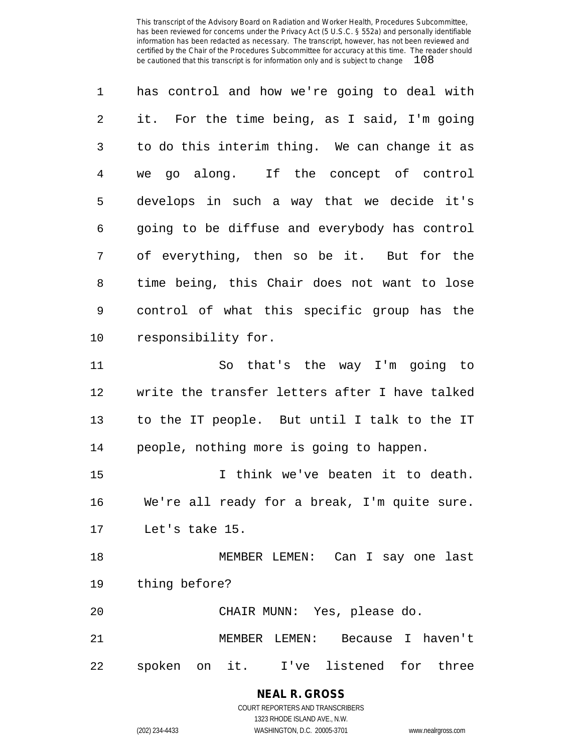has control and how we're going to deal with it. For the time being, as I said, I'm going to do this interim thing. We can change it as we go along. If the concept of control develops in such a way that we decide it's going to be diffuse and everybody has control of everything, then so be it. But for the time being, this Chair does not want to lose control of what this specific group has the responsibility for.

So that's the way I'm going to write the transfer letters after I have talked to the IT people. But until I talk to the IT people, nothing more is going to happen.

I think we've beaten it to death. We're all ready for a break, I'm quite sure. Let's take 15.

MEMBER LEMEN: Can I say one last thing before?

CHAIR MUNN: Yes, please do.

MEMBER LEMEN: Because I haven't spoken on it. I've listened for three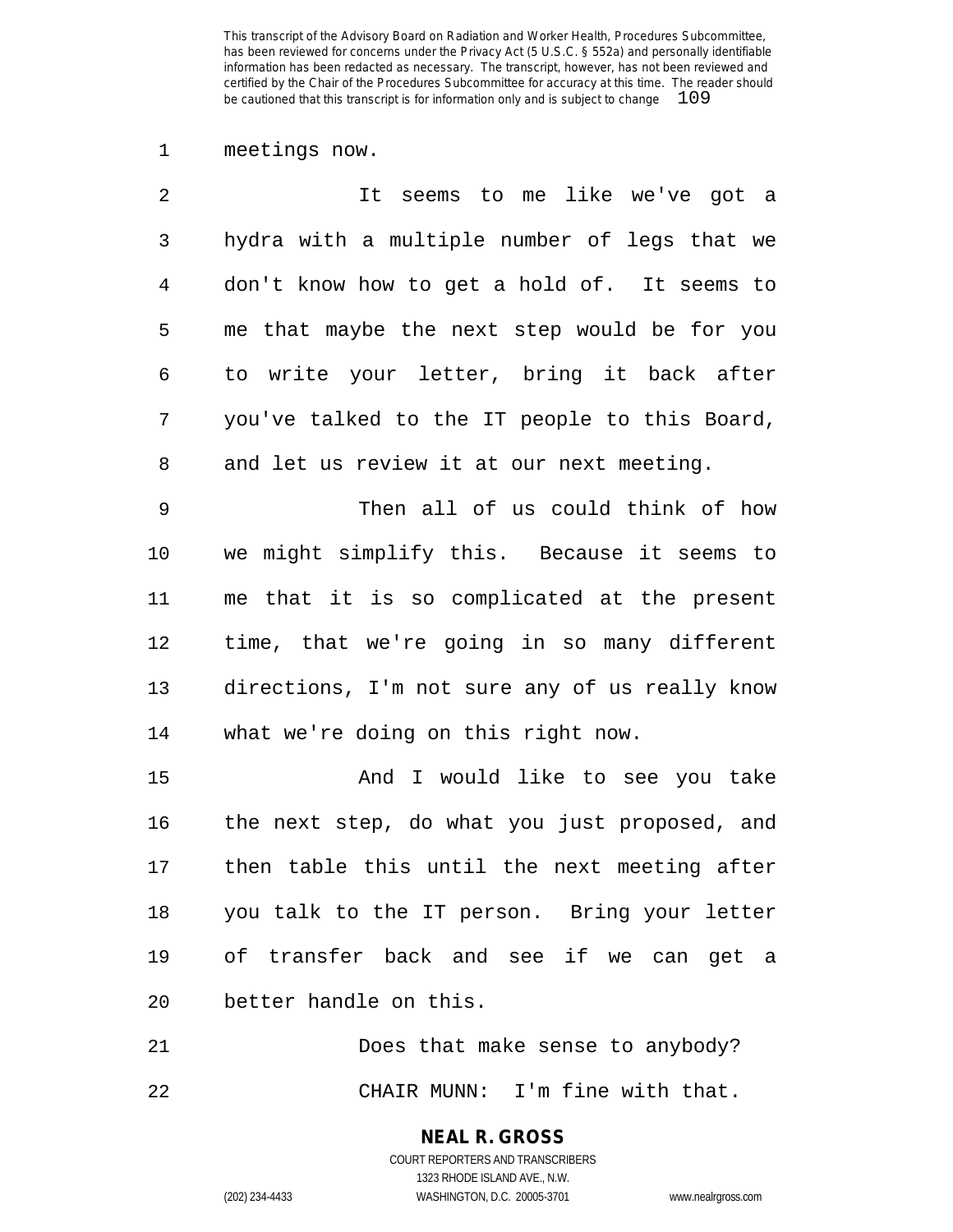meetings now.

It seems to me like we've got a hydra with a multiple number of legs that we don't know how to get a hold of. It seems to me that maybe the next step would be for you to write your letter, bring it back after you've talked to the IT people to this Board, and let us review it at our next meeting.

Then all of us could think of how we might simplify this. Because it seems to me that it is so complicated at the present time, that we're going in so many different directions, I'm not sure any of us really know what we're doing on this right now.

And I would like to see you take the next step, do what you just proposed, and then table this until the next meeting after you talk to the IT person. Bring your letter of transfer back and see if we can get a better handle on this.

Does that make sense to anybody?

CHAIR MUNN: I'm fine with that.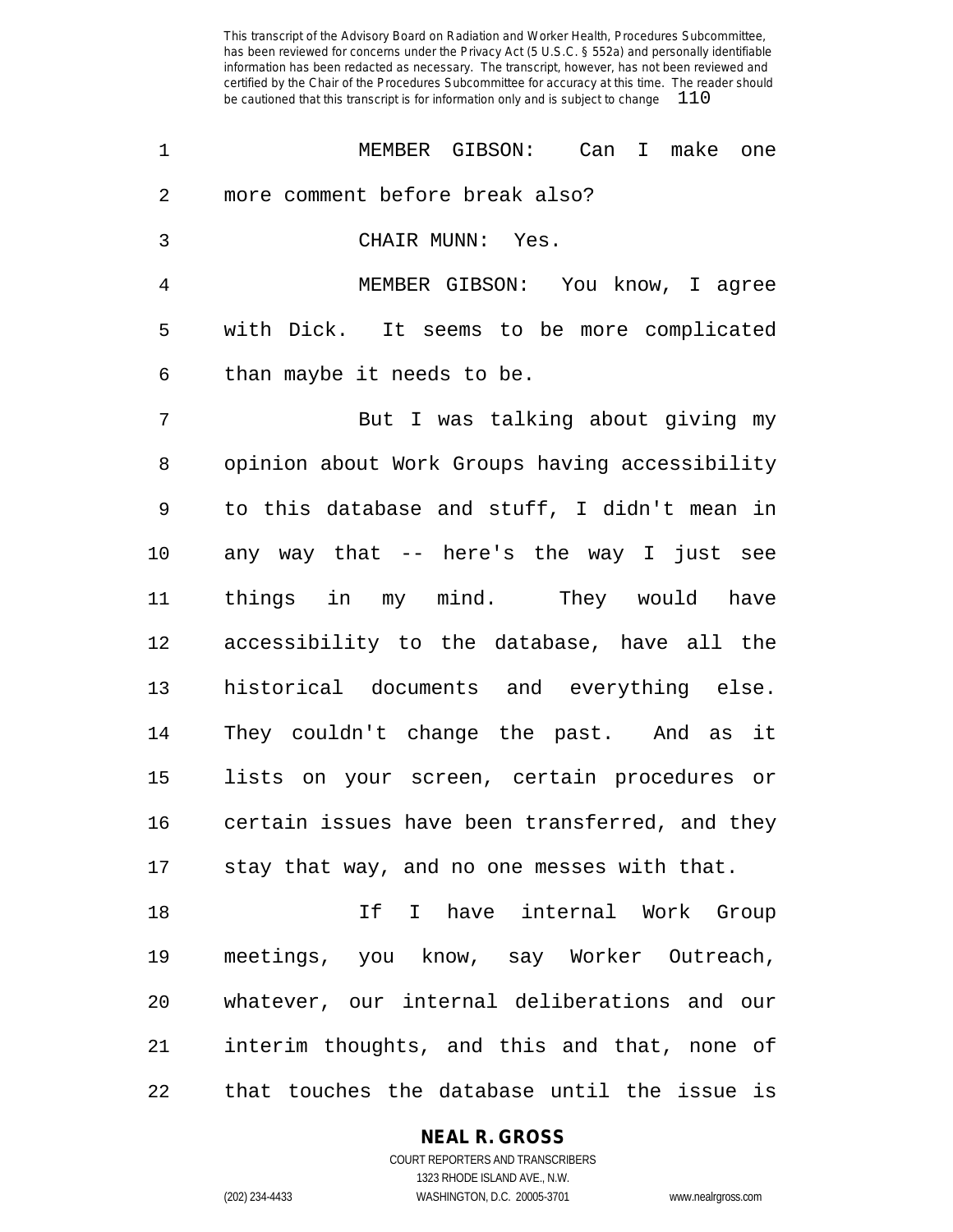MEMBER GIBSON: Can I make one more comment before break also?

CHAIR MUNN: Yes.

MEMBER GIBSON: You know, I agree with Dick. It seems to be more complicated than maybe it needs to be.

But I was talking about giving my opinion about Work Groups having accessibility to this database and stuff, I didn't mean in any way that -- here's the way I just see things in my mind. They would have accessibility to the database, have all the historical documents and everything else. They couldn't change the past. And as it lists on your screen, certain procedures or certain issues have been transferred, and they stay that way, and no one messes with that.

If I have internal Work Group meetings, you know, say Worker Outreach, whatever, our internal deliberations and our interim thoughts, and this and that, none of that touches the database until the issue is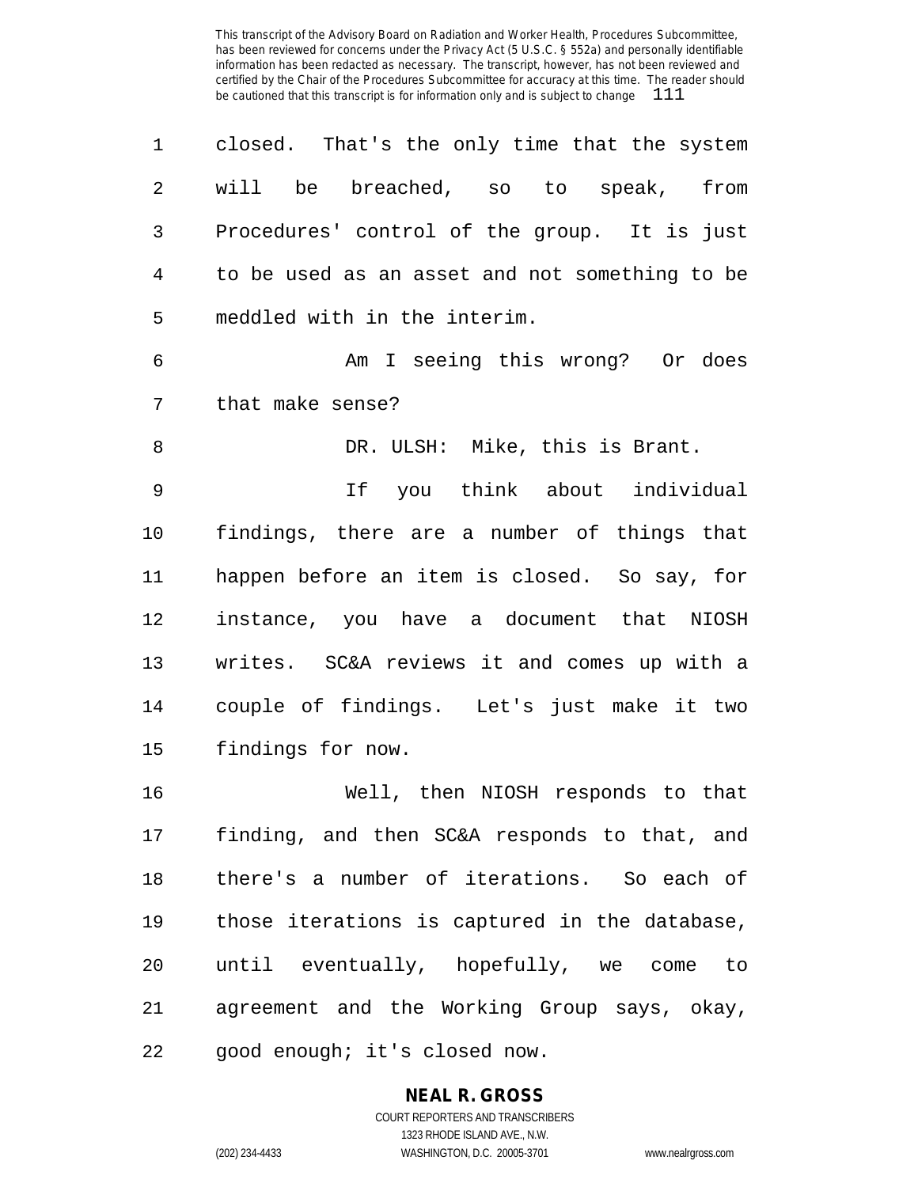closed. That's the only time that the system will be breached, so to speak, from Procedures' control of the group. It is just to be used as an asset and not something to be meddled with in the interim.

Am I seeing this wrong? Or does that make sense?

DR. ULSH: Mike, this is Brant.

If you think about individual findings, there are a number of things that happen before an item is closed. So say, for instance, you have a document that NIOSH writes. SC&A reviews it and comes up with a couple of findings. Let's just make it two findings for now.

Well, then NIOSH responds to that finding, and then SC&A responds to that, and there's a number of iterations. So each of those iterations is captured in the database, until eventually, hopefully, we come to agreement and the Working Group says, okay, good enough; it's closed now.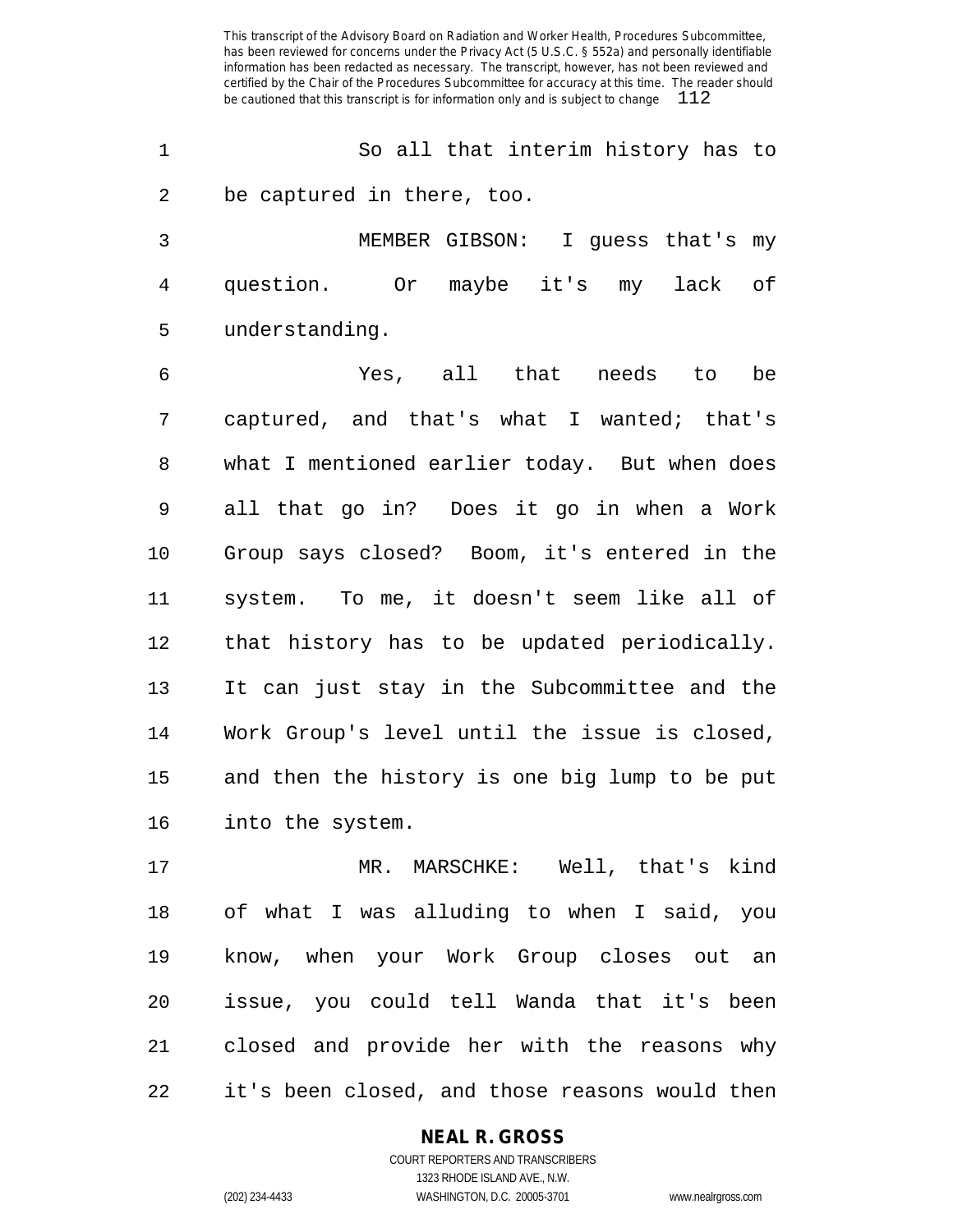So all that interim history has to be captured in there, too.

MEMBER GIBSON: I guess that's my question. Or maybe it's my lack of understanding.

Yes, all that needs to be captured, and that's what I wanted; that's what I mentioned earlier today. But when does all that go in? Does it go in when a Work Group says closed? Boom, it's entered in the system. To me, it doesn't seem like all of that history has to be updated periodically. It can just stay in the Subcommittee and the Work Group's level until the issue is closed, and then the history is one big lump to be put into the system.

MR. MARSCHKE: Well, that's kind of what I was alluding to when I said, you know, when your Work Group closes out an issue, you could tell Wanda that it's been closed and provide her with the reasons why it's been closed, and those reasons would then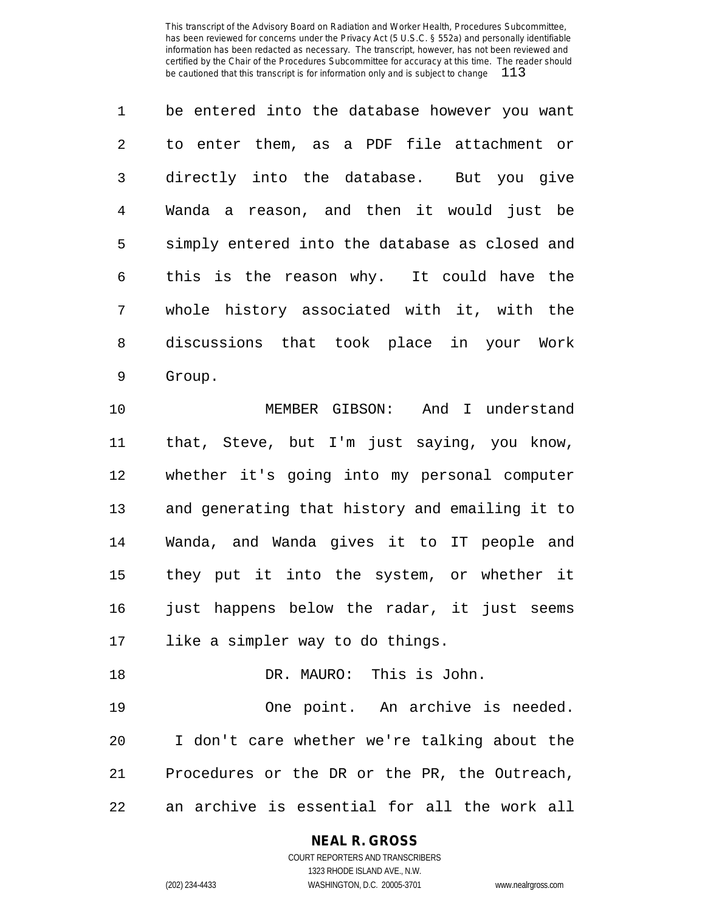be entered into the database however you want to enter them, as a PDF file attachment or directly into the database. But you give Wanda a reason, and then it would just be simply entered into the database as closed and this is the reason why. It could have the whole history associated with it, with the discussions that took place in your Work Group.

MEMBER GIBSON: And I understand that, Steve, but I'm just saying, you know, whether it's going into my personal computer and generating that history and emailing it to Wanda, and Wanda gives it to IT people and they put it into the system, or whether it just happens below the radar, it just seems like a simpler way to do things.

DR. MAURO: This is John.

One point. An archive is needed. I don't care whether we're talking about the Procedures or the DR or the PR, the Outreach, an archive is essential for all the work all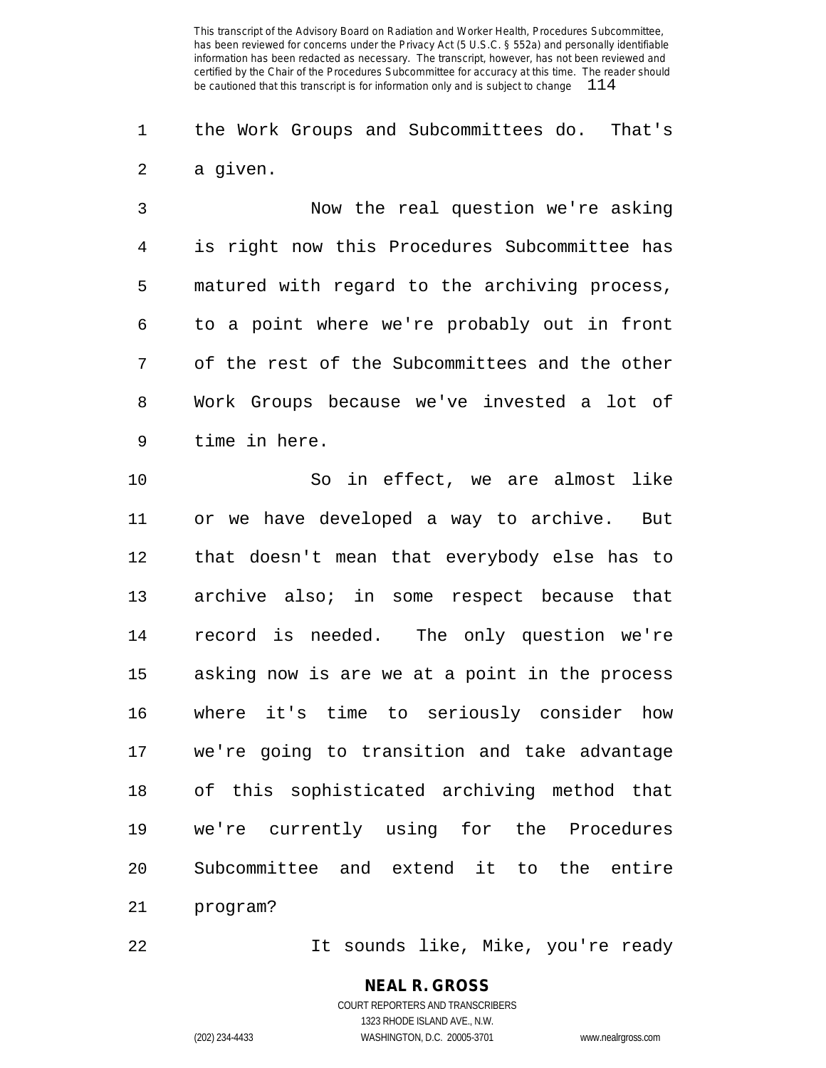the Work Groups and Subcommittees do. That's a given.

Now the real question we're asking is right now this Procedures Subcommittee has matured with regard to the archiving process, to a point where we're probably out in front of the rest of the Subcommittees and the other Work Groups because we've invested a lot of time in here.

So in effect, we are almost like or we have developed a way to archive. But that doesn't mean that everybody else has to archive also; in some respect because that record is needed. The only question we're asking now is are we at a point in the process where it's time to seriously consider how we're going to transition and take advantage of this sophisticated archiving method that we're currently using for the Procedures Subcommittee and extend it to the entire program?

It sounds like, Mike, you're ready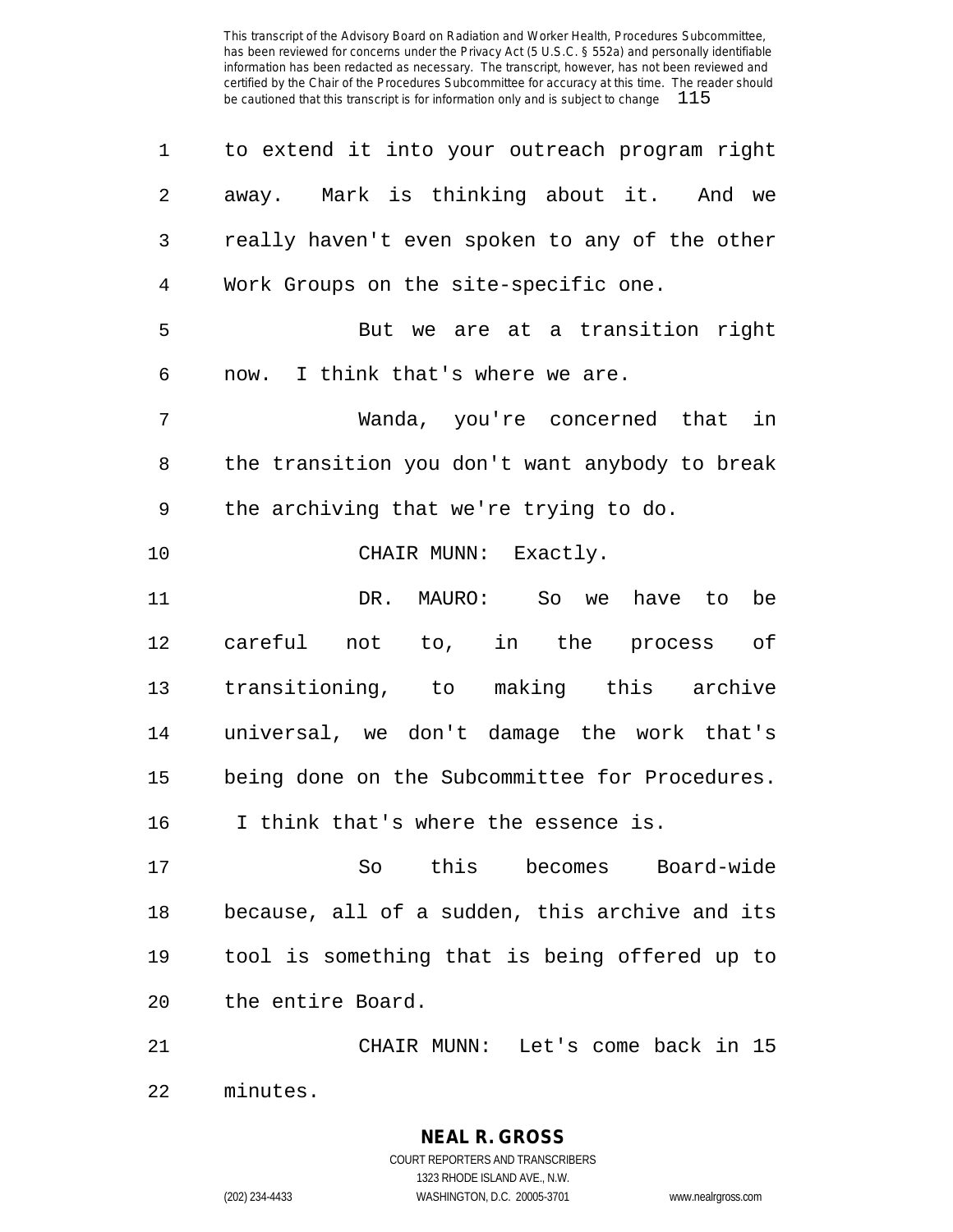to extend it into your outreach program right away. Mark is thinking about it. And we really haven't even spoken to any of the other Work Groups on the site-specific one.

But we are at a transition right now. I think that's where we are.

Wanda, you're concerned that in the transition you don't want anybody to break the archiving that we're trying to do.

CHAIR MUNN: Exactly.

DR. MAURO: So we have to be careful not to, in the process of transitioning, to making this archive universal, we don't damage the work that's being done on the Subcommittee for Procedures. I think that's where the essence is.

So this becomes Board-wide because, all of a sudden, this archive and its tool is something that is being offered up to the entire Board.

CHAIR MUNN: Let's come back in 15 minutes.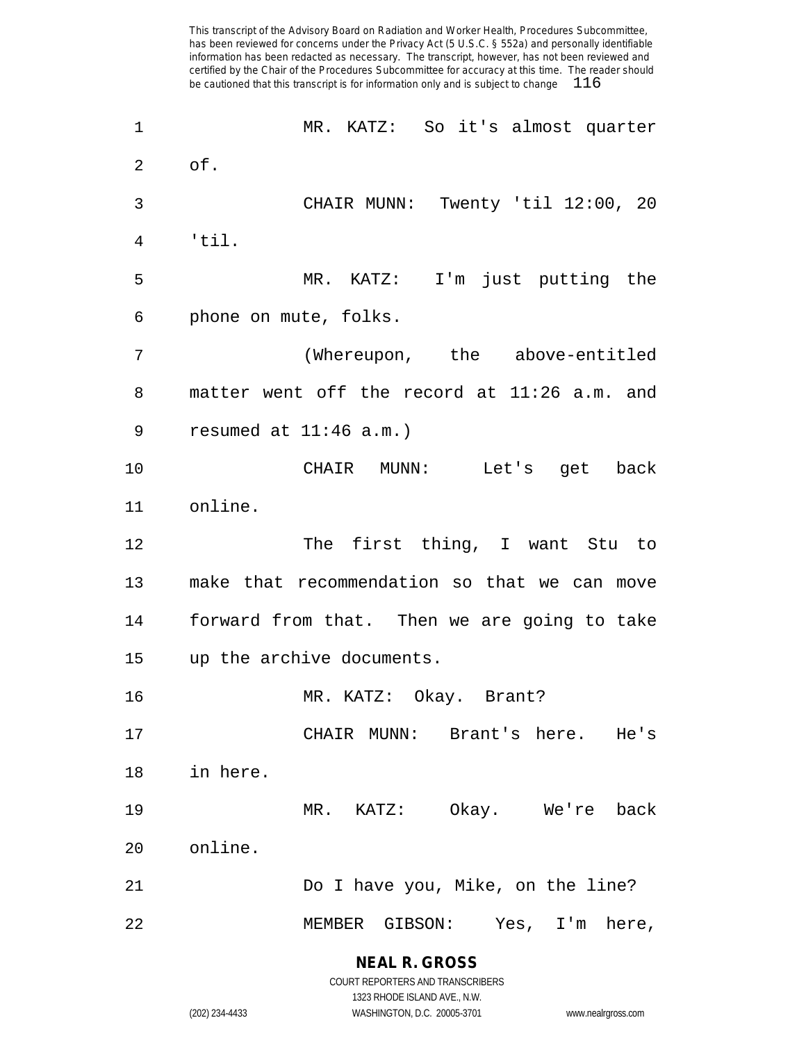MR. KATZ: So it's almost quarter of.

CHAIR MUNN: Twenty 'til 12:00, 20 'til.

MR. KATZ: I'm just putting the phone on mute, folks.

(Whereupon, the above-entitled matter went off the record at 11:26 a.m. and resumed at 11:46 a.m.)

CHAIR MUNN: Let's get back online.

The first thing, I want Stu to make that recommendation so that we can move forward from that. Then we are going to take up the archive documents.

MR. KATZ: Okay. Brant?

CHAIR MUNN: Brant's here. He's in here.

MR. KATZ: Okay. We're back online.

Do I have you, Mike, on the line?

MEMBER GIBSON: Yes, I'm here,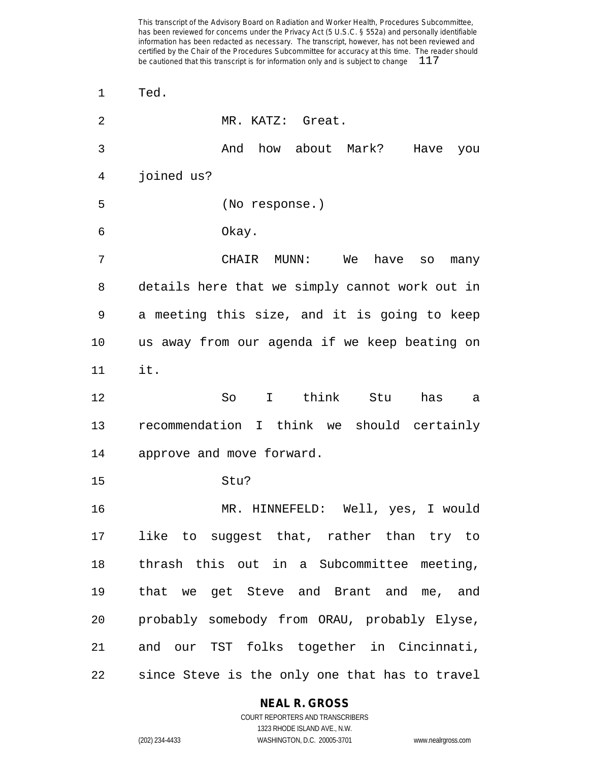Ted.

MR. KATZ: Great.

And how about Mark? Have you joined us?

(No response.)

Okay.

CHAIR MUNN: We have so many details here that we simply cannot work out in a meeting this size, and it is going to keep us away from our agenda if we keep beating on it.

So I think Stu has a recommendation I think we should certainly approve and move forward.

Stu?

MR. HINNEFELD: Well, yes, I would like to suggest that, rather than try to thrash this out in a Subcommittee meeting, that we get Steve and Brant and me, and probably somebody from ORAU, probably Elyse, and our TST folks together in Cincinnati, since Steve is the only one that has to travel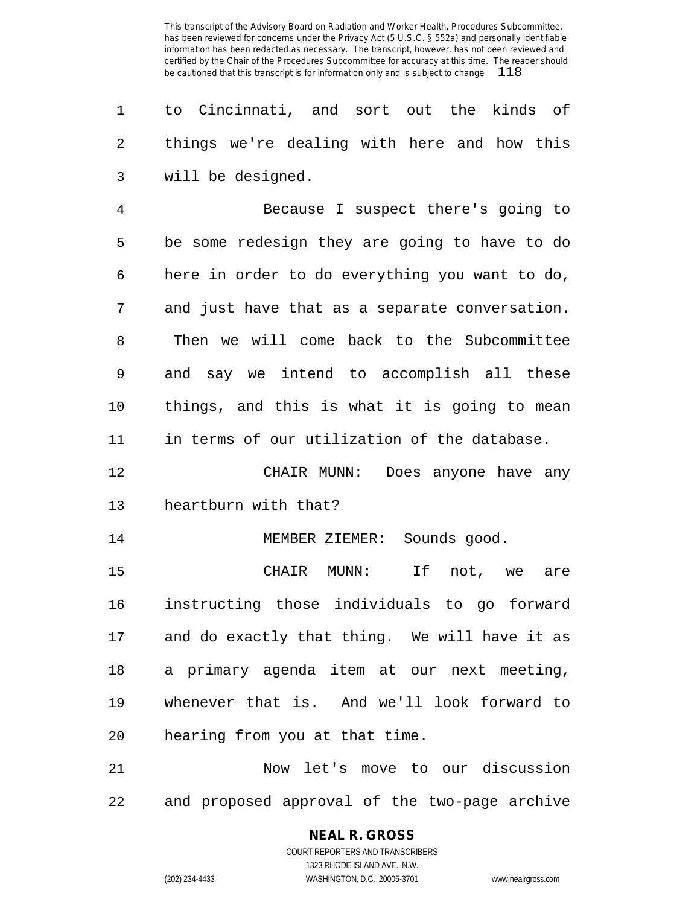to Cincinnati, and sort out the kinds of things we're dealing with here and how this will be designed.

Because I suspect there's going to be some redesign they are going to have to do here in order to do everything you want to do, and just have that as a separate conversation. Then we will come back to the Subcommittee and say we intend to accomplish all these things, and this is what it is going to mean in terms of our utilization of the database.

CHAIR MUNN: Does anyone have any heartburn with that?

MEMBER ZIEMER: Sounds good.

CHAIR MUNN: If not, we are instructing those individuals to go forward and do exactly that thing. We will have it as a primary agenda item at our next meeting, whenever that is. And we'll look forward to hearing from you at that time.

Now let's move to our discussion and proposed approval of the two-page archive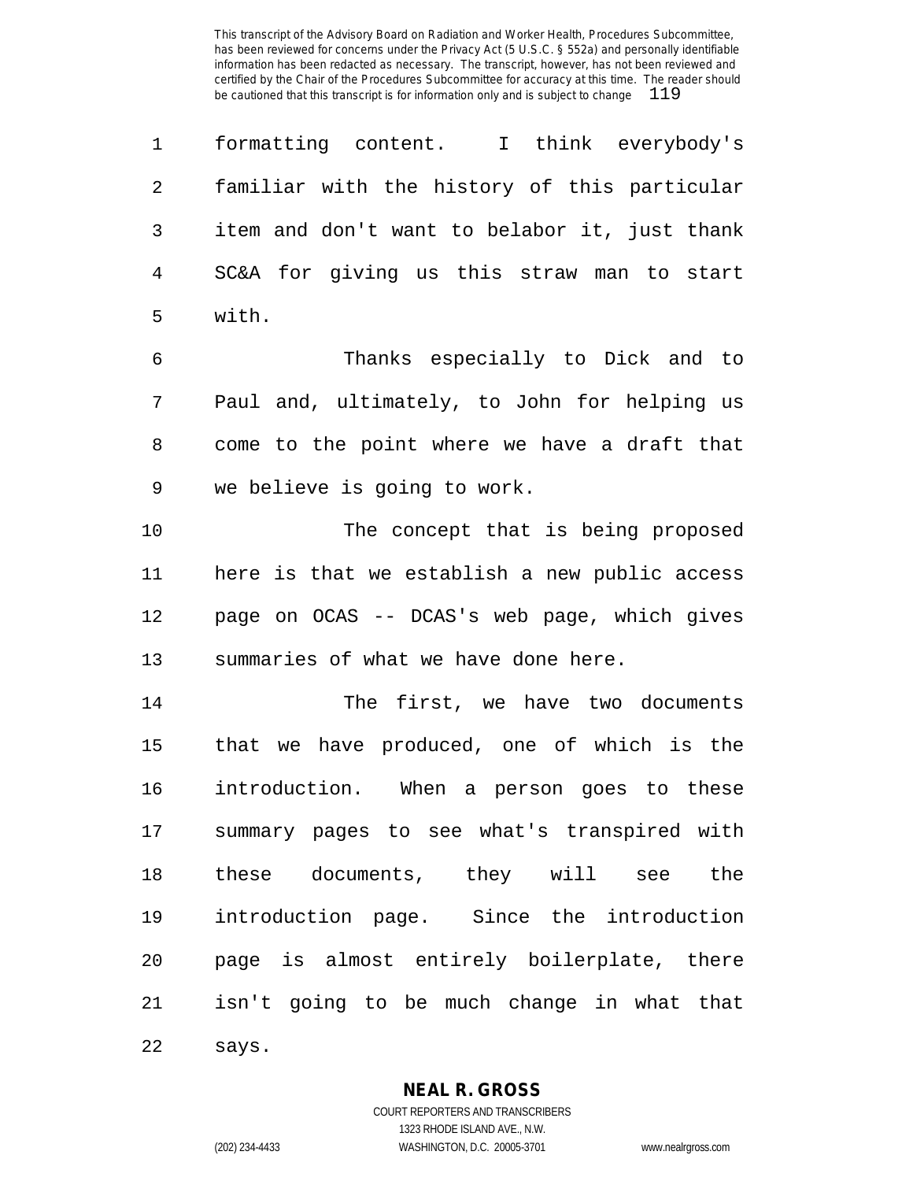formatting content. I think everybody's familiar with the history of this particular item and don't want to belabor it, just thank SC&A for giving us this straw man to start with.

Thanks especially to Dick and to Paul and, ultimately, to John for helping us come to the point where we have a draft that we believe is going to work.

The concept that is being proposed here is that we establish a new public access page on OCAS -- DCAS's web page, which gives summaries of what we have done here.

The first, we have two documents that we have produced, one of which is the introduction. When a person goes to these summary pages to see what's transpired with these documents, they will see the introduction page. Since the introduction page is almost entirely boilerplate, there isn't going to be much change in what that says.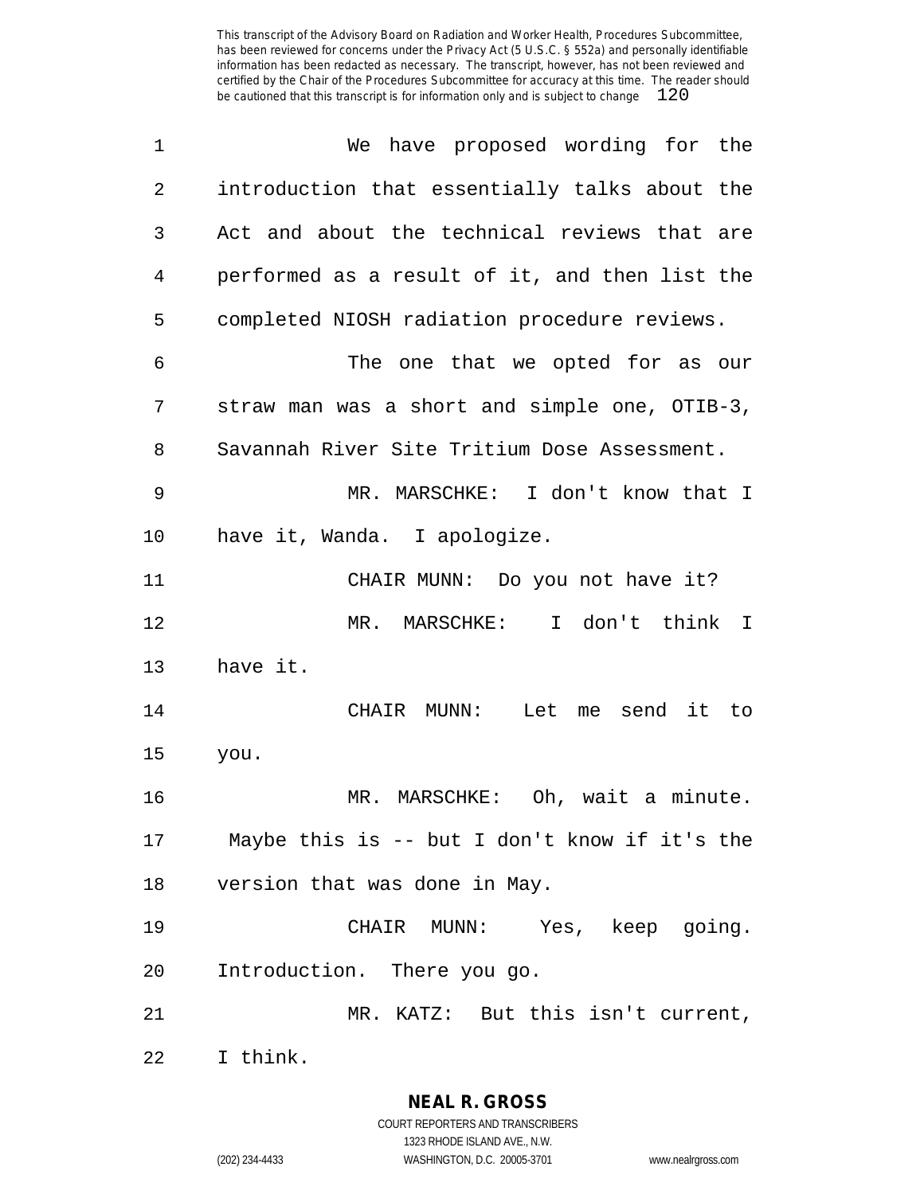We have proposed wording for the introduction that essentially talks about the Act and about the technical reviews that are performed as a result of it, and then list the completed NIOSH radiation procedure reviews.

The one that we opted for as our straw man was a short and simple one, OTIB-3, Savannah River Site Tritium Dose Assessment.

MR. MARSCHKE: I don't know that I have it, Wanda. I apologize.

CHAIR MUNN: Do you not have it?

MR. MARSCHKE: I don't think I have it.

CHAIR MUNN: Let me send it to you.

MR. MARSCHKE: Oh, wait a minute. Maybe this is -- but I don't know if it's the version that was done in May.

CHAIR MUNN: Yes, keep going. Introduction. There you go.

MR. KATZ: But this isn't current, I think.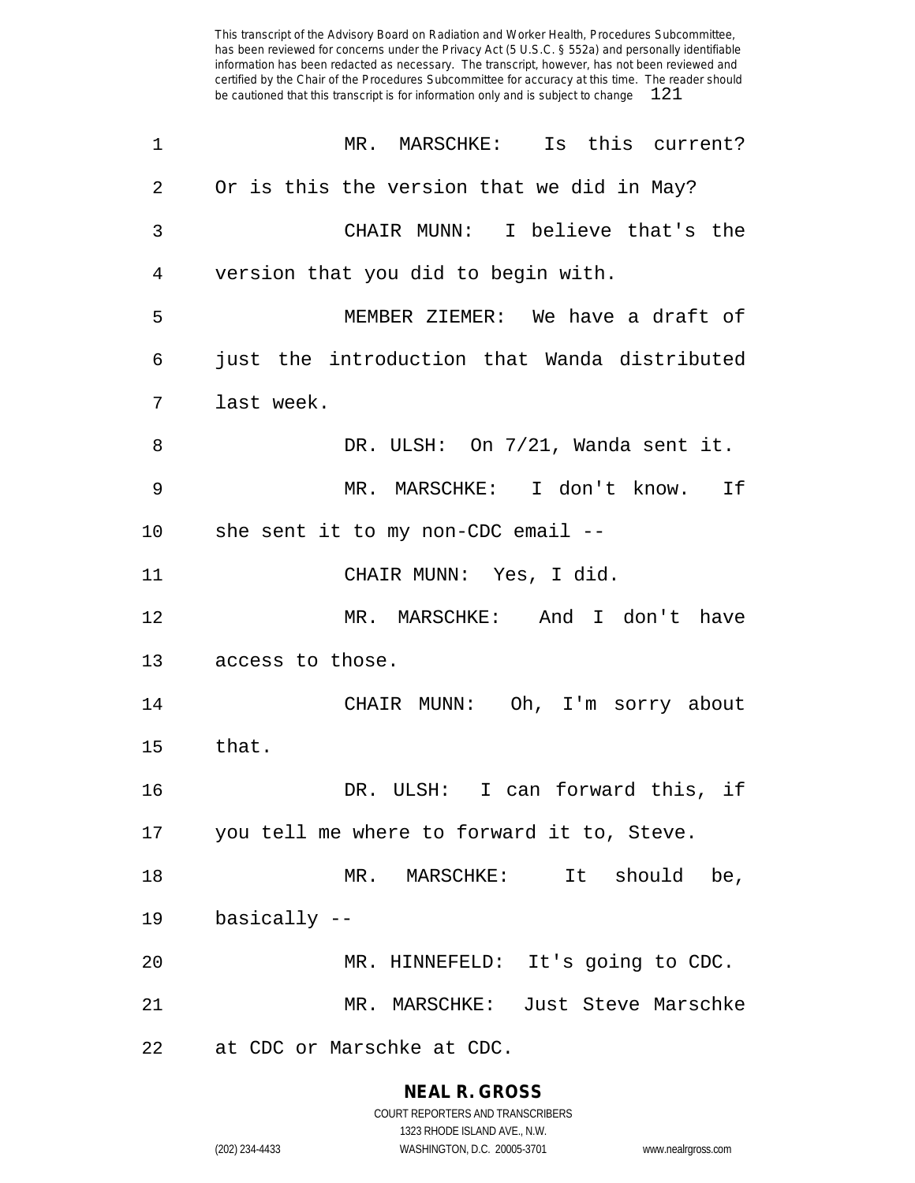MR. MARSCHKE: Is this current? Or is this the version that we did in May?

CHAIR MUNN: I believe that's the version that you did to begin with.

MEMBER ZIEMER: We have a draft of just the introduction that Wanda distributed last week.

DR. ULSH: On 7/21, Wanda sent it.

MR. MARSCHKE: I don't know. If she sent it to my non-CDC email --

CHAIR MUNN: Yes, I did.

MR. MARSCHKE: And I don't have access to those.

CHAIR MUNN: Oh, I'm sorry about that.

DR. ULSH: I can forward this, if you tell me where to forward it to, Steve.

MR. MARSCHKE: It should be, basically --

MR. HINNEFELD: It's going to CDC.

MR. MARSCHKE: Just Steve Marschke at CDC or Marschke at CDC.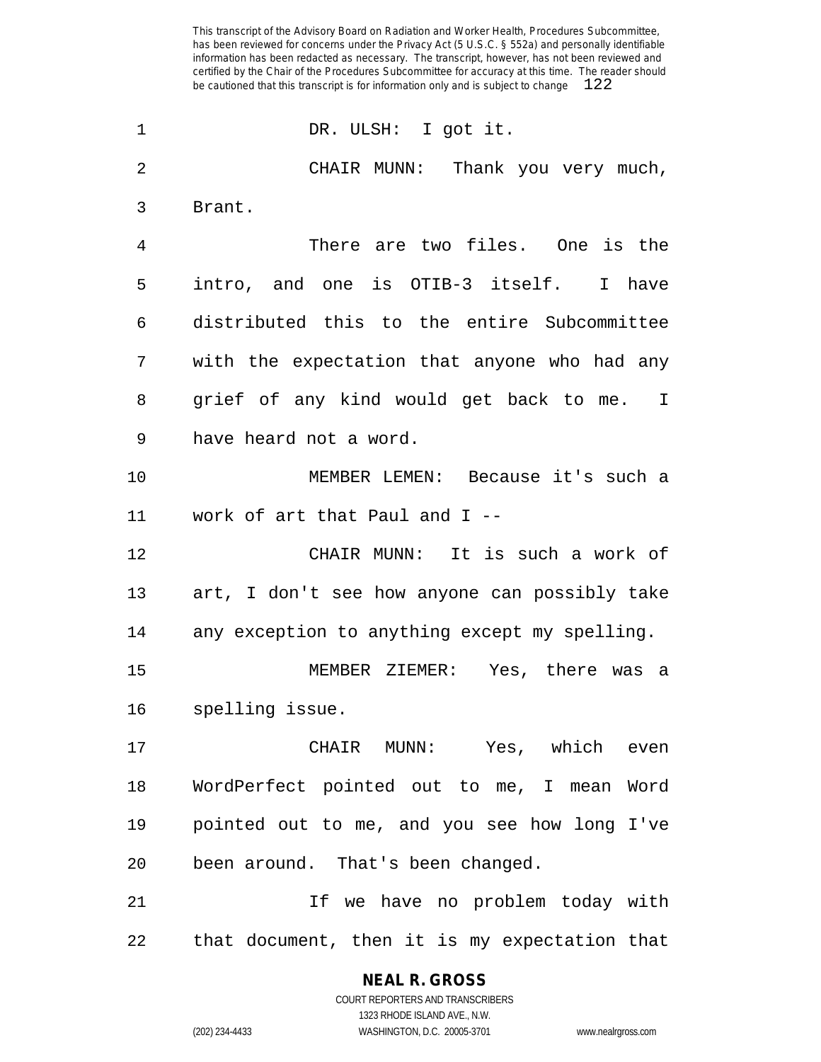DR. ULSH: I got it.

CHAIR MUNN: Thank you very much, Brant.

There are two files. One is the intro, and one is OTIB-3 itself. I have distributed this to the entire Subcommittee with the expectation that anyone who had any grief of any kind would get back to me. I have heard not a word.

MEMBER LEMEN: Because it's such a work of art that Paul and I --

CHAIR MUNN: It is such a work of art, I don't see how anyone can possibly take any exception to anything except my spelling.

MEMBER ZIEMER: Yes, there was a spelling issue.

CHAIR MUNN: Yes, which even WordPerfect pointed out to me, I mean Word pointed out to me, and you see how long I've been around. That's been changed.

If we have no problem today with that document, then it is my expectation that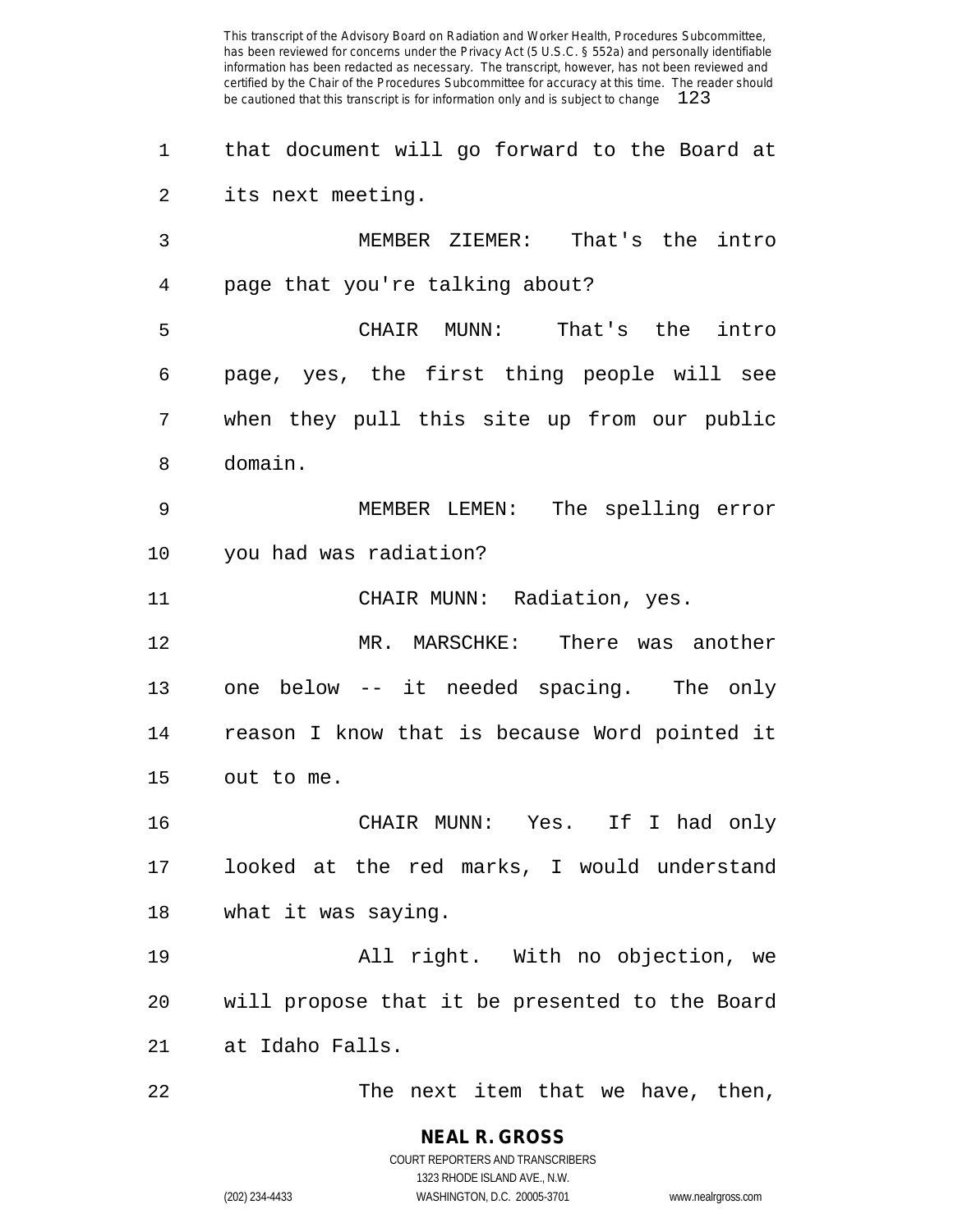that document will go forward to the Board at its next meeting.

MEMBER ZIEMER: That's the intro page that you're talking about?

CHAIR MUNN: That's the intro page, yes, the first thing people will see when they pull this site up from our public domain.

MEMBER LEMEN: The spelling error you had was radiation?

CHAIR MUNN: Radiation, yes.

MR. MARSCHKE: There was another one below -- it needed spacing. The only reason I know that is because Word pointed it out to me.

CHAIR MUNN: Yes. If I had only looked at the red marks, I would understand what it was saying.

All right. With no objection, we will propose that it be presented to the Board at Idaho Falls.

The next item that we have, then,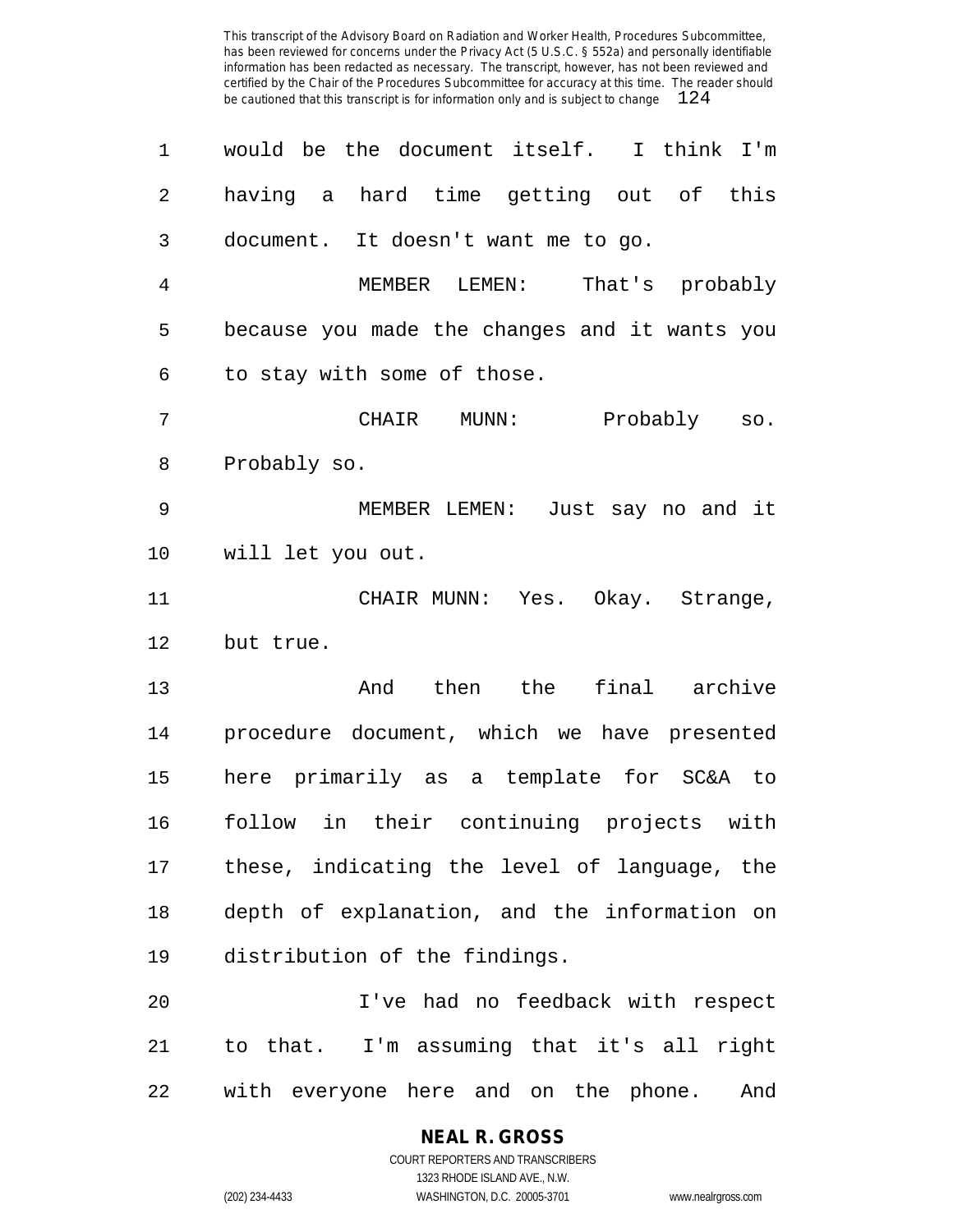would be the document itself. I think I'm having a hard time getting out of this document. It doesn't want me to go.

MEMBER LEMEN: That's probably because you made the changes and it wants you to stay with some of those.

CHAIR MUNN: Probably so. Probably so.

MEMBER LEMEN: Just say no and it will let you out.

CHAIR MUNN: Yes. Okay. Strange, but true.

And then the final archive procedure document, which we have presented here primarily as a template for SC&A to follow in their continuing projects with these, indicating the level of language, the depth of explanation, and the information on distribution of the findings.

I've had no feedback with respect to that. I'm assuming that it's all right with everyone here and on the phone. And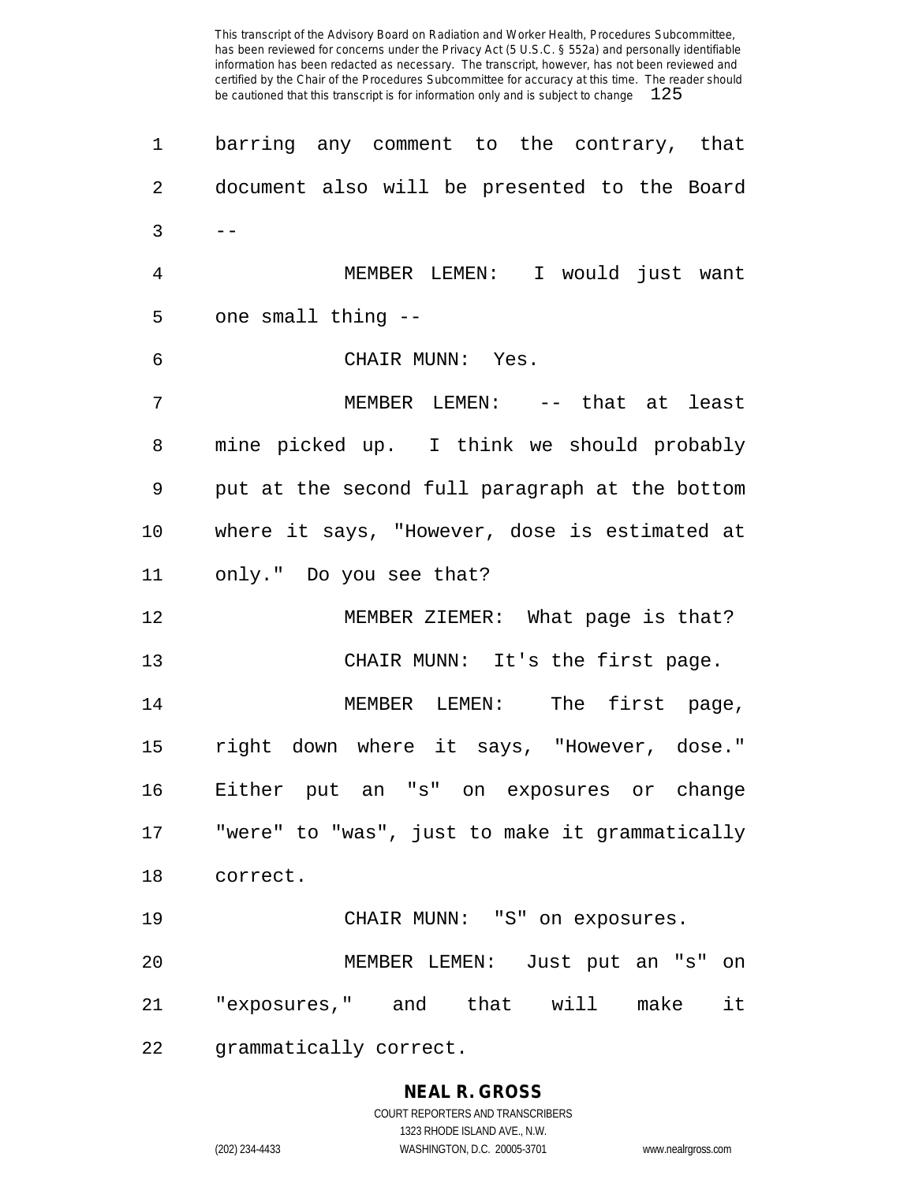barring any comment to the contrary, that document also will be presented to the Board --

MEMBER LEMEN: I would just want one small thing --

CHAIR MUNN: Yes.

MEMBER LEMEN: -- that at least mine picked up. I think we should probably put at the second full paragraph at the bottom where it says, "However, dose is estimated at only." Do you see that?

MEMBER ZIEMER: What page is that?

CHAIR MUNN: It's the first page.

MEMBER LEMEN: The first page, right down where it says, "However, dose." Either put an "s" on exposures or change "were" to "was", just to make it grammatically correct.

CHAIR MUNN: "S" on exposures.

MEMBER LEMEN: Just put an "s" on "exposures," and that will make it grammatically correct.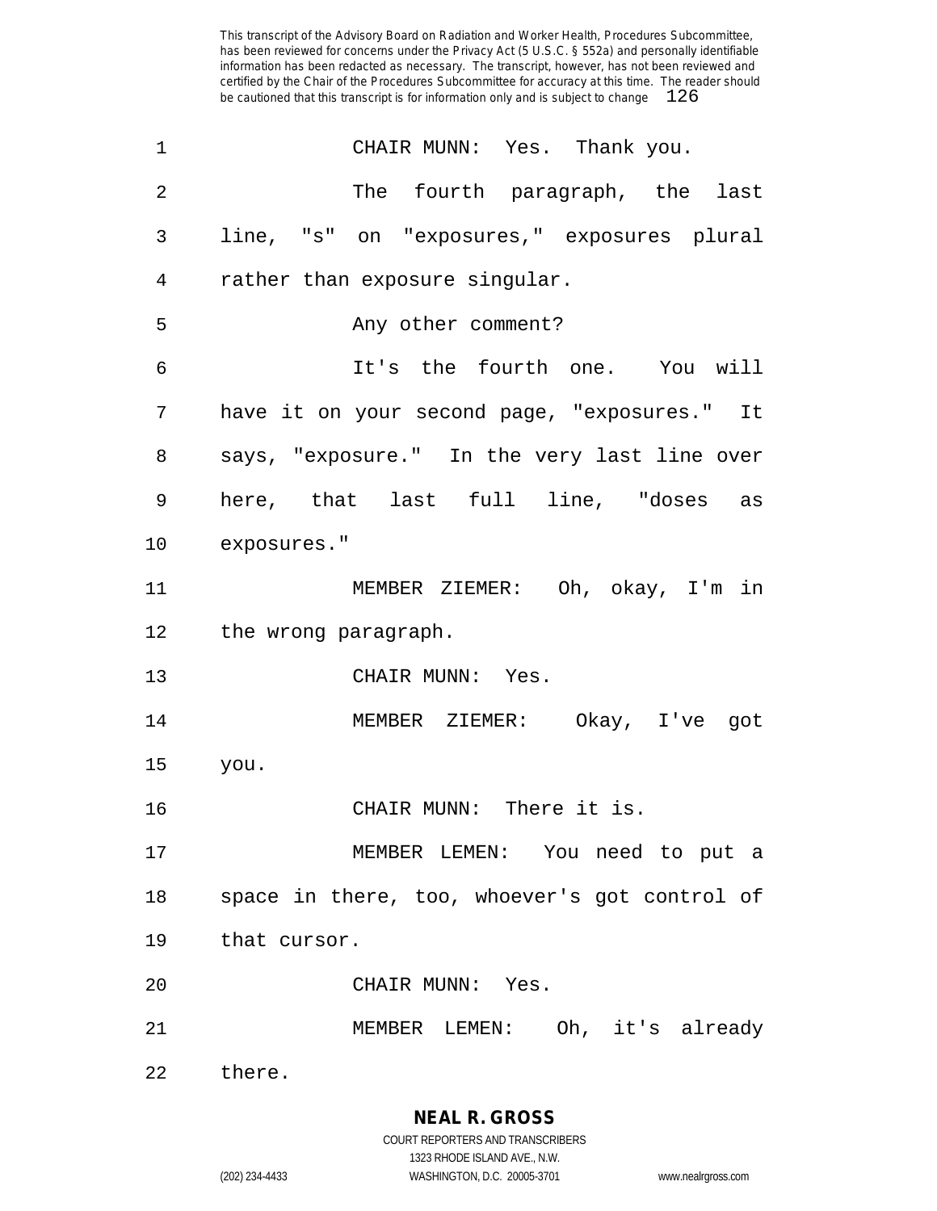CHAIR MUNN: Yes. Thank you.

The fourth paragraph, the last line, "s" on "exposures," exposures plural rather than exposure singular.

Any other comment?

It's the fourth one. You will have it on your second page, "exposures." It says, "exposure." In the very last line over here, that last full line, "doses as exposures."

MEMBER ZIEMER: Oh, okay, I'm in the wrong paragraph.

CHAIR MUNN: Yes.

MEMBER ZIEMER: Okay, I've got you.

CHAIR MUNN: There it is.

MEMBER LEMEN: You need to put a space in there, too, whoever's got control of that cursor.

CHAIR MUNN: Yes.

MEMBER LEMEN: Oh, it's already there.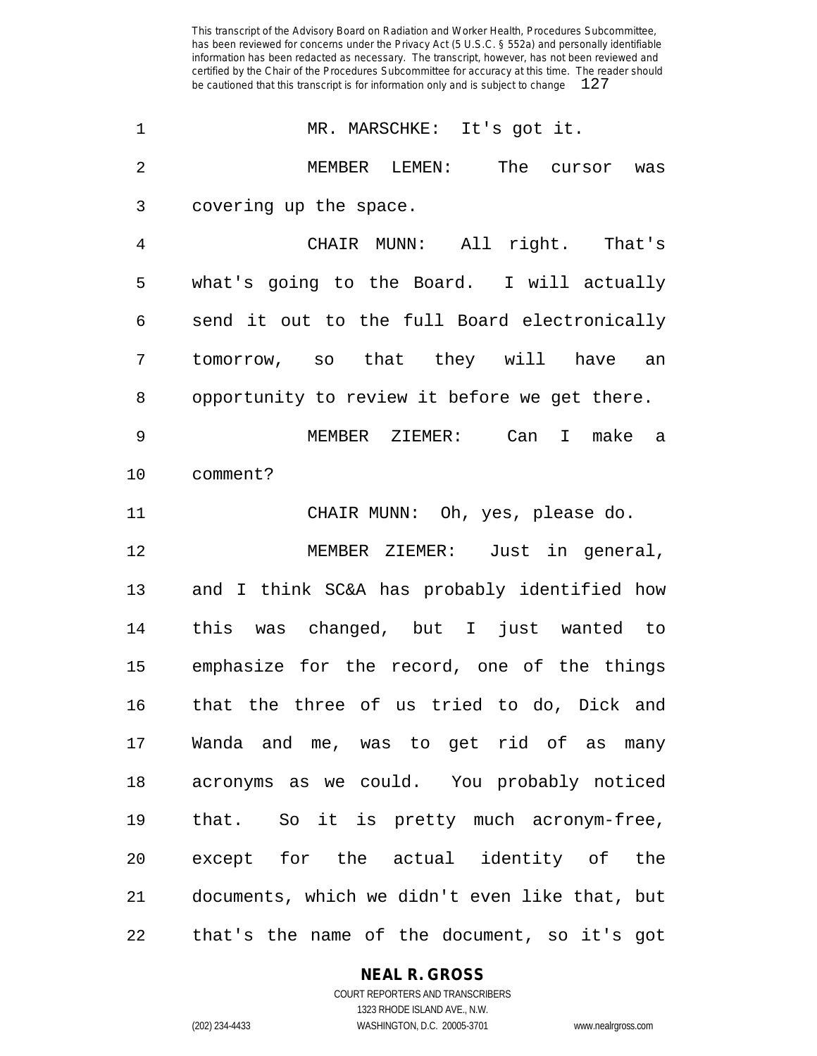MR. MARSCHKE: It's got it.

MEMBER LEMEN: The cursor was covering up the space.

CHAIR MUNN: All right. That's what's going to the Board. I will actually send it out to the full Board electronically tomorrow, so that they will have an opportunity to review it before we get there.

MEMBER ZIEMER: Can I make a comment?

CHAIR MUNN: Oh, yes, please do.

MEMBER ZIEMER: Just in general, and I think SC&A has probably identified how this was changed, but I just wanted to emphasize for the record, one of the things that the three of us tried to do, Dick and Wanda and me, was to get rid of as many acronyms as we could. You probably noticed that. So it is pretty much acronym-free, except for the actual identity of the documents, which we didn't even like that, but that's the name of the document, so it's got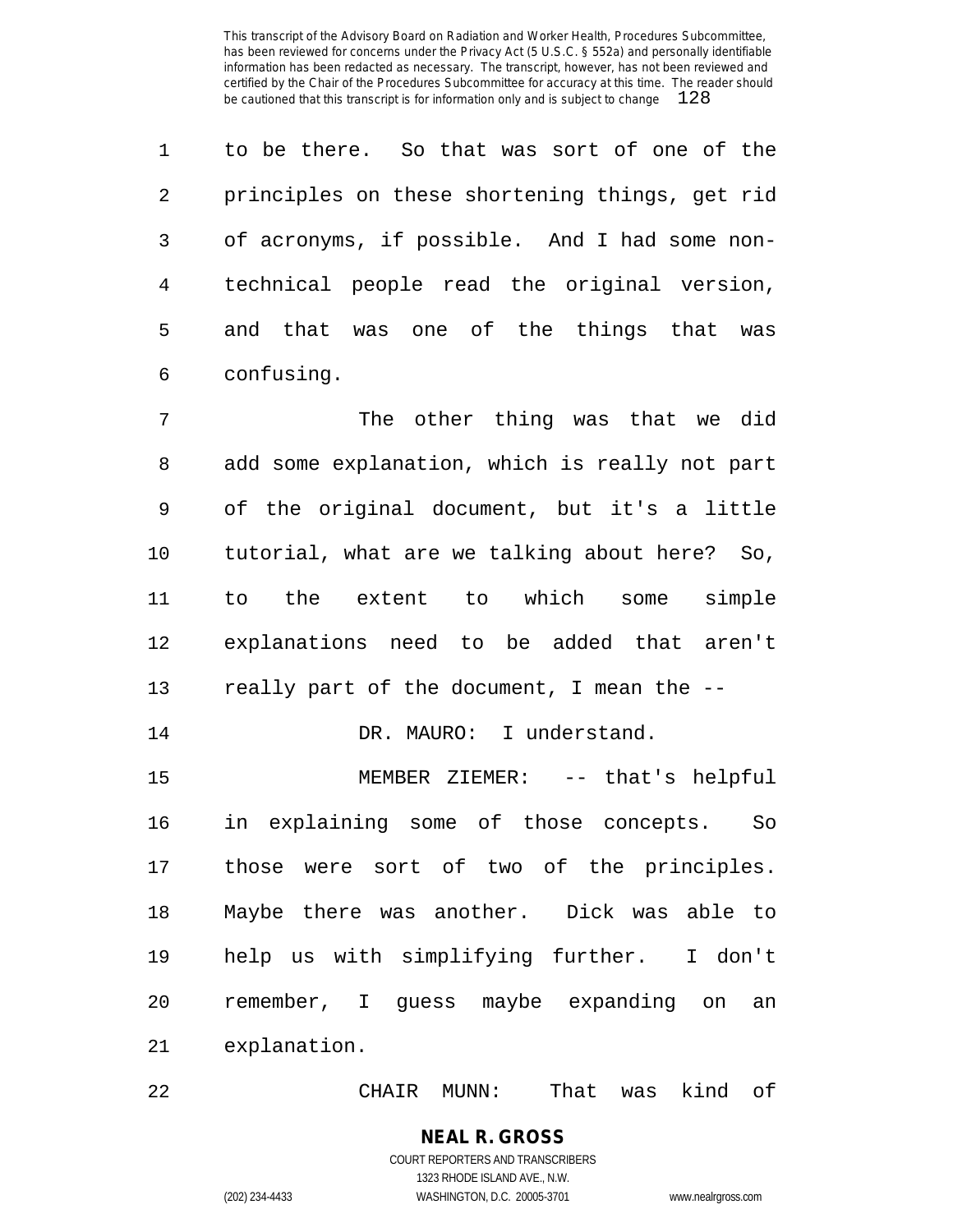to be there. So that was sort of one of the principles on these shortening things, get rid of acronyms, if possible. And I had some non-technical people read the original version, and that was one of the things that was confusing.

The other thing was that we did add some explanation, which is really not part of the original document, but it's a little tutorial, what are we talking about here? So, to the extent to which some simple explanations need to be added that aren't really part of the document, I mean the --

DR. MAURO: I understand.

MEMBER ZIEMER: -- that's helpful in explaining some of those concepts. So those were sort of two of the principles. Maybe there was another. Dick was able to help us with simplifying further. I don't remember, I guess maybe expanding on an explanation.

CHAIR MUNN: That was kind of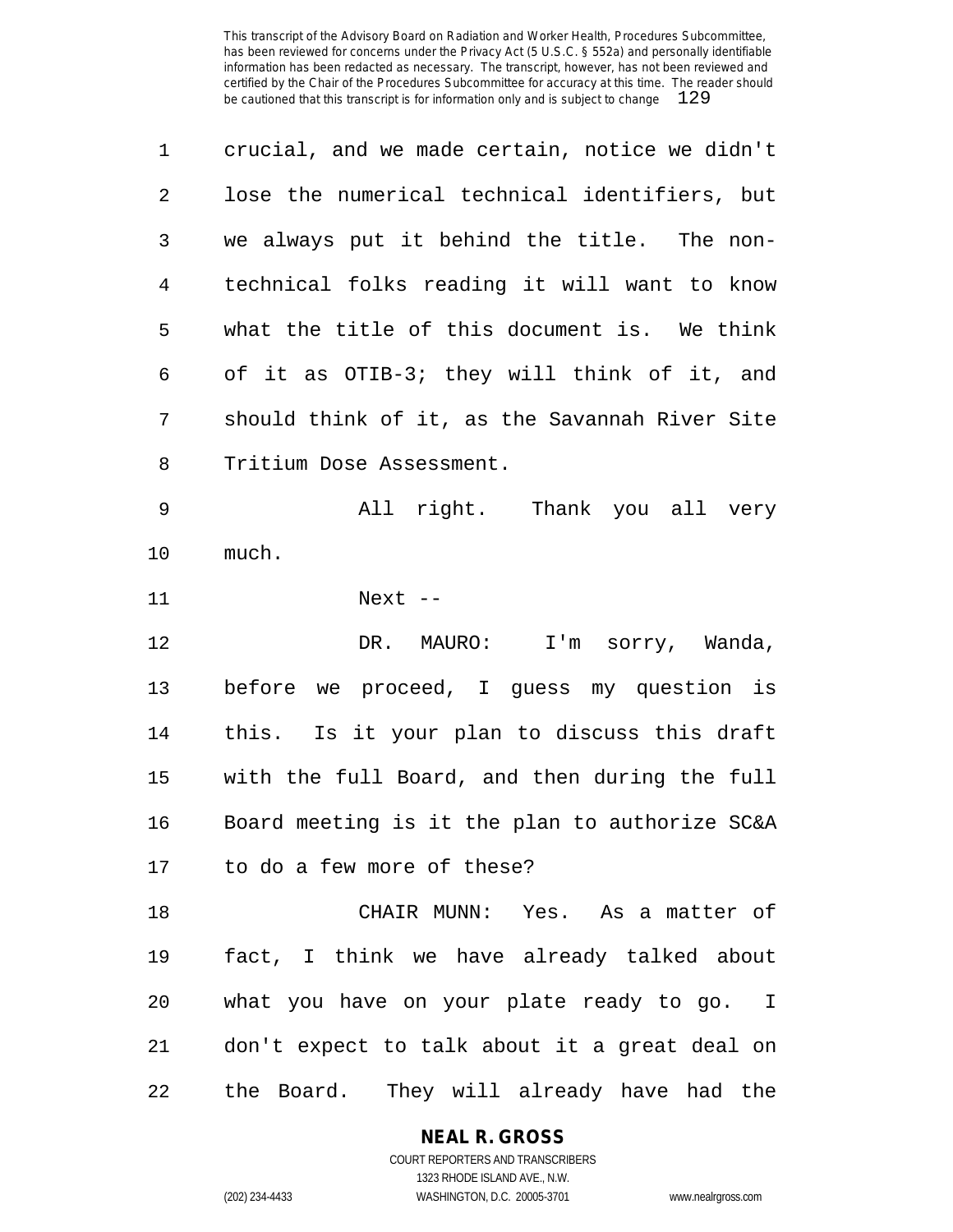crucial, and we made certain, notice we didn't lose the numerical technical identifiers, but we always put it behind the title. The non-technical folks reading it will want to know what the title of this document is. We think of it as OTIB-3; they will think of it, and should think of it, as the Savannah River Site Tritium Dose Assessment.

All right. Thank you all very much.

Next --

DR. MAURO: I'm sorry, Wanda, before we proceed, I guess my question is this. Is it your plan to discuss this draft with the full Board, and then during the full Board meeting is it the plan to authorize SC&A to do a few more of these?

CHAIR MUNN: Yes. As a matter of fact, I think we have already talked about what you have on your plate ready to go. I don't expect to talk about it a great deal on the Board. They will already have had the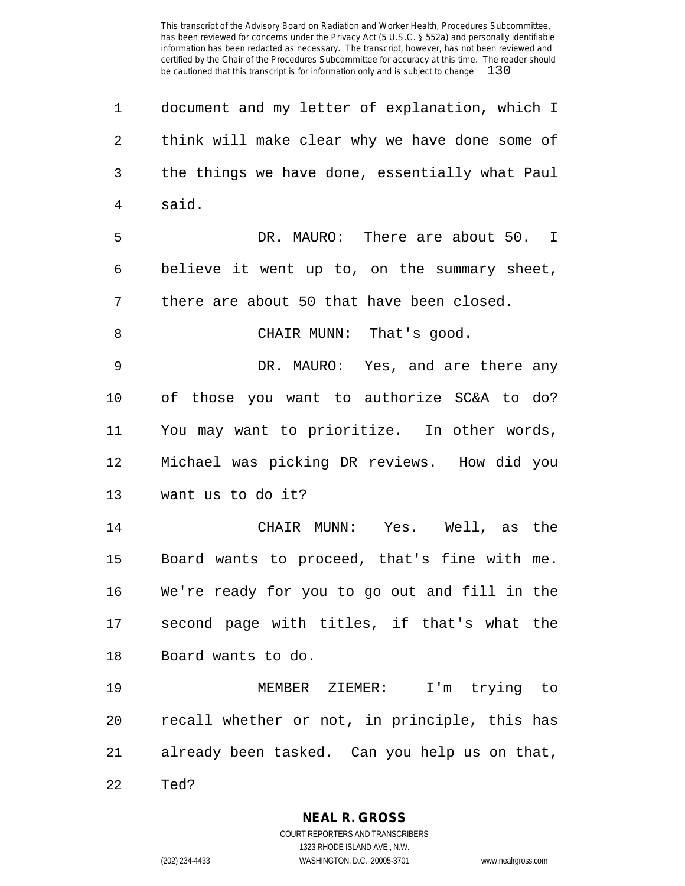document and my letter of explanation, which I think will make clear why we have done some of the things we have done, essentially what Paul said.

DR. MAURO: There are about 50. I believe it went up to, on the summary sheet, there are about 50 that have been closed.

CHAIR MUNN: That's good.

DR. MAURO: Yes, and are there any of those you want to authorize SC&A to do? You may want to prioritize. In other words, Michael was picking DR reviews. How did you want us to do it?

CHAIR MUNN: Yes. Well, as the Board wants to proceed, that's fine with me. We're ready for you to go out and fill in the second page with titles, if that's what the Board wants to do.

MEMBER ZIEMER: I'm trying to recall whether or not, in principle, this has already been tasked. Can you help us on that, Ted?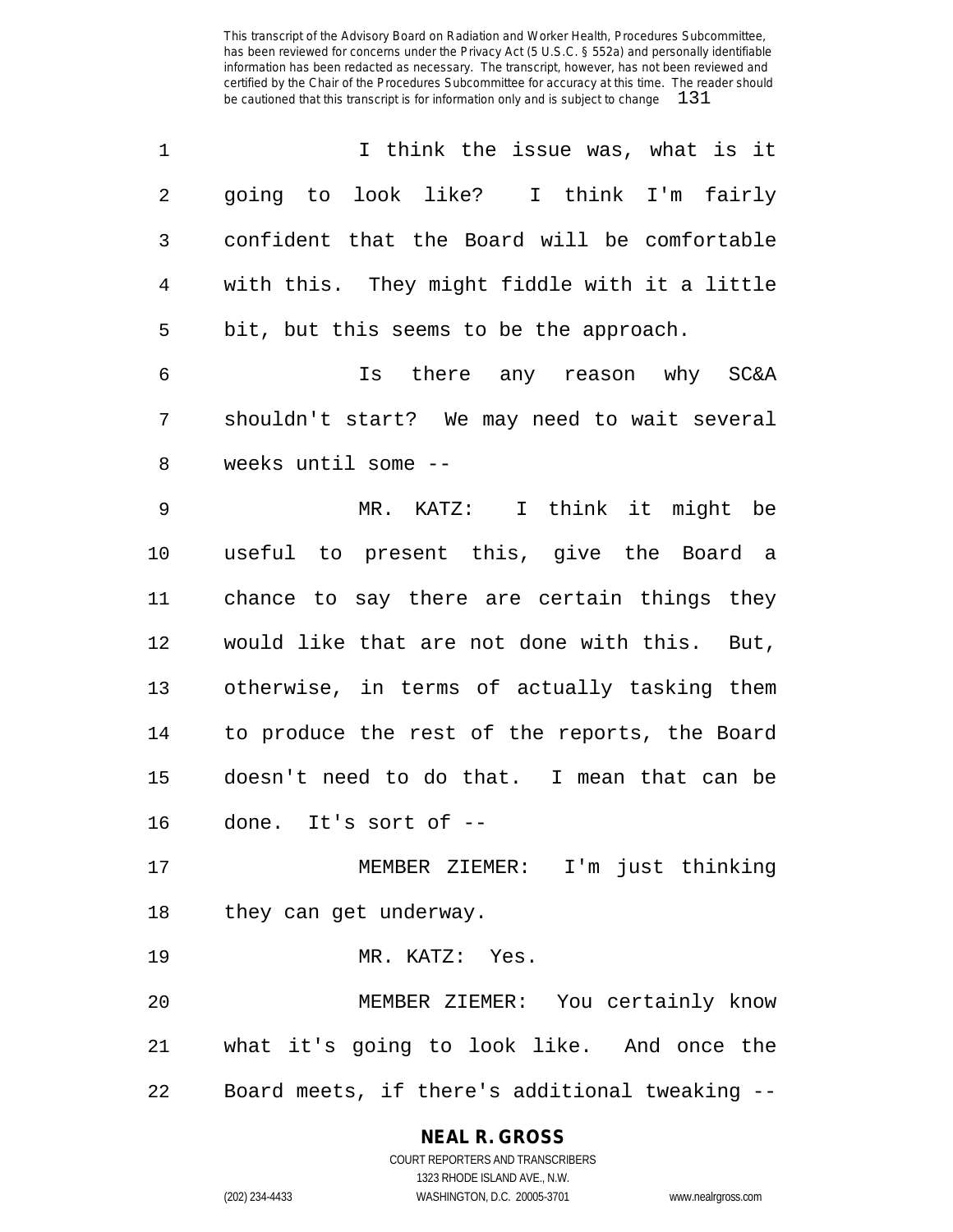I think the issue was, what is it going to look like? I think I'm fairly confident that the Board will be comfortable with this. They might fiddle with it a little bit, but this seems to be the approach.

Is there any reason why SC&A shouldn't start? We may need to wait several weeks until some --

MR. KATZ: I think it might be useful to present this, give the Board a chance to say there are certain things they would like that are not done with this. But, otherwise, in terms of actually tasking them to produce the rest of the reports, the Board doesn't need to do that. I mean that can be done. It's sort of --

MEMBER ZIEMER: I'm just thinking they can get underway.

MR. KATZ: Yes.

MEMBER ZIEMER: You certainly know what it's going to look like. And once the Board meets, if there's additional tweaking --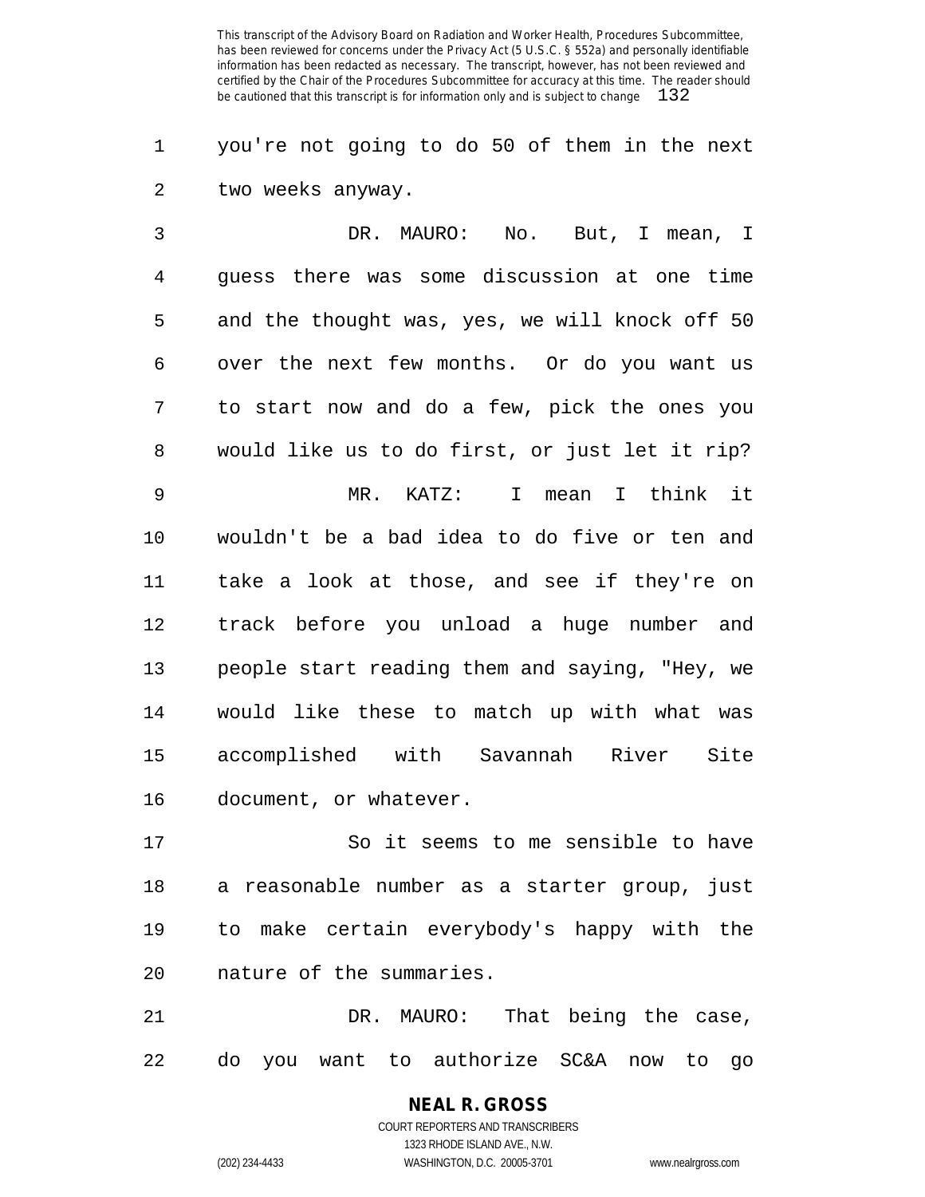you're not going to do 50 of them in the next two weeks anyway.

DR. MAURO: No. But, I mean, I guess there was some discussion at one time and the thought was, yes, we will knock off 50 over the next few months. Or do you want us to start now and do a few, pick the ones you would like us to do first, or just let it rip?

MR. KATZ: I mean I think it wouldn't be a bad idea to do five or ten and take a look at those, and see if they're on track before you unload a huge number and people start reading them and saying, "Hey, we would like these to match up with what was accomplished with Savannah River Site document, or whatever.

So it seems to me sensible to have a reasonable number as a starter group, just to make certain everybody's happy with the nature of the summaries.

DR. MAURO: That being the case, do you want to authorize SC&A now to go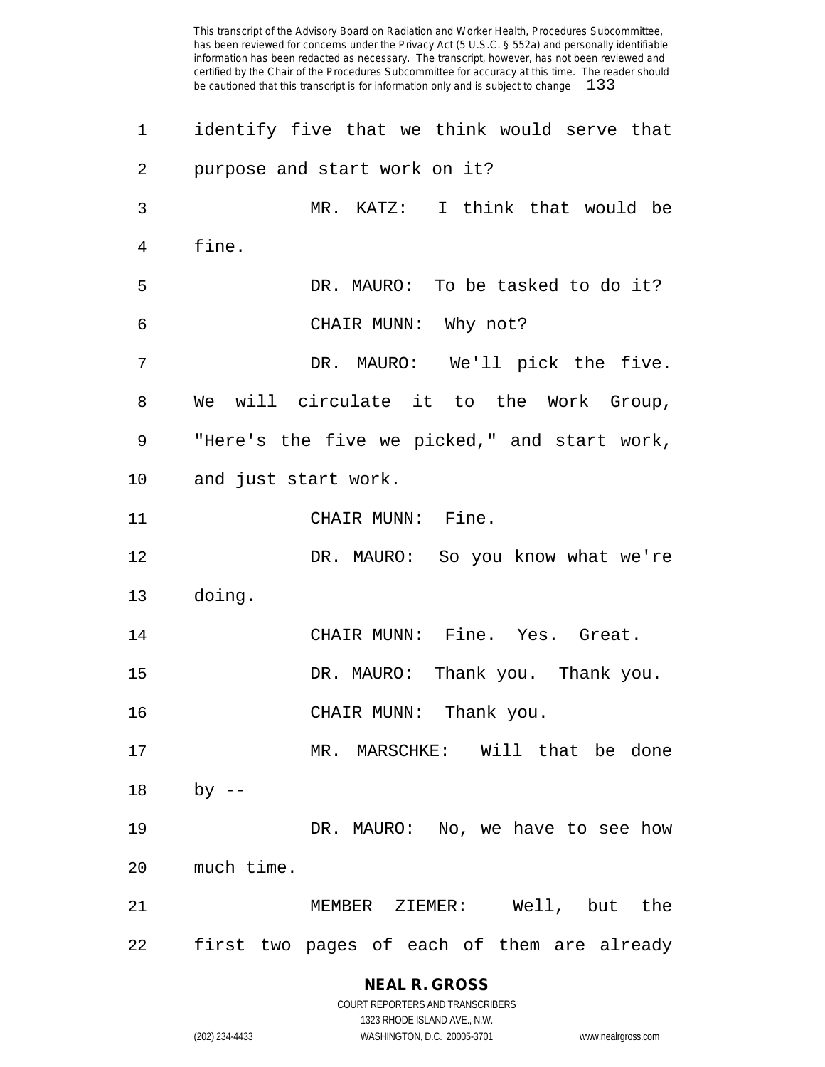identify five that we think would serve that purpose and start work on it?

MR. KATZ: I think that would be fine.

DR. MAURO: To be tasked to do it?

CHAIR MUNN: Why not?

DR. MAURO: We'll pick the five. We will circulate it to the Work Group, "Here's the five we picked," and start work, and just start work.

CHAIR MUNN: Fine.

DR. MAURO: So you know what we're doing.

CHAIR MUNN: Fine. Yes. Great.

DR. MAURO: Thank you. Thank you.

CHAIR MUNN: Thank you.

MR. MARSCHKE: Will that be done by --

DR. MAURO: No, we have to see how much time.

MEMBER ZIEMER: Well, but the first two pages of each of them are already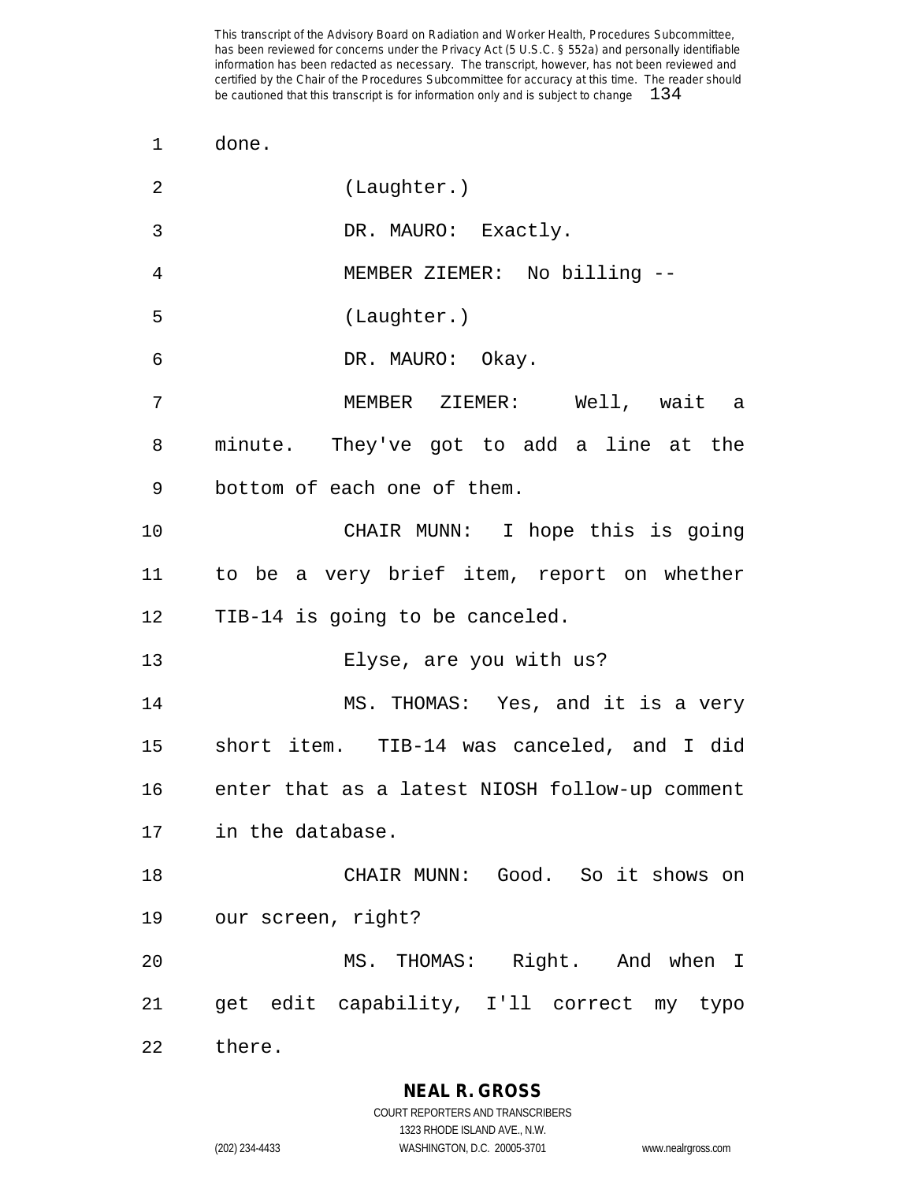done.

(Laughter.)

DR. MAURO: Exactly.

MEMBER ZIEMER: No billing --

(Laughter.)

DR. MAURO: Okay.

MEMBER ZIEMER: Well, wait a minute. They've got to add a line at the bottom of each one of them.

CHAIR MUNN: I hope this is going to be a very brief item, report on whether TIB-14 is going to be canceled.

Elyse, are you with us?

MS. THOMAS: Yes, and it is a very short item. TIB-14 was canceled, and I did enter that as a latest NIOSH follow-up comment in the database.

CHAIR MUNN: Good. So it shows on our screen, right?

MS. THOMAS: Right. And when I get edit capability, I'll correct my typo there.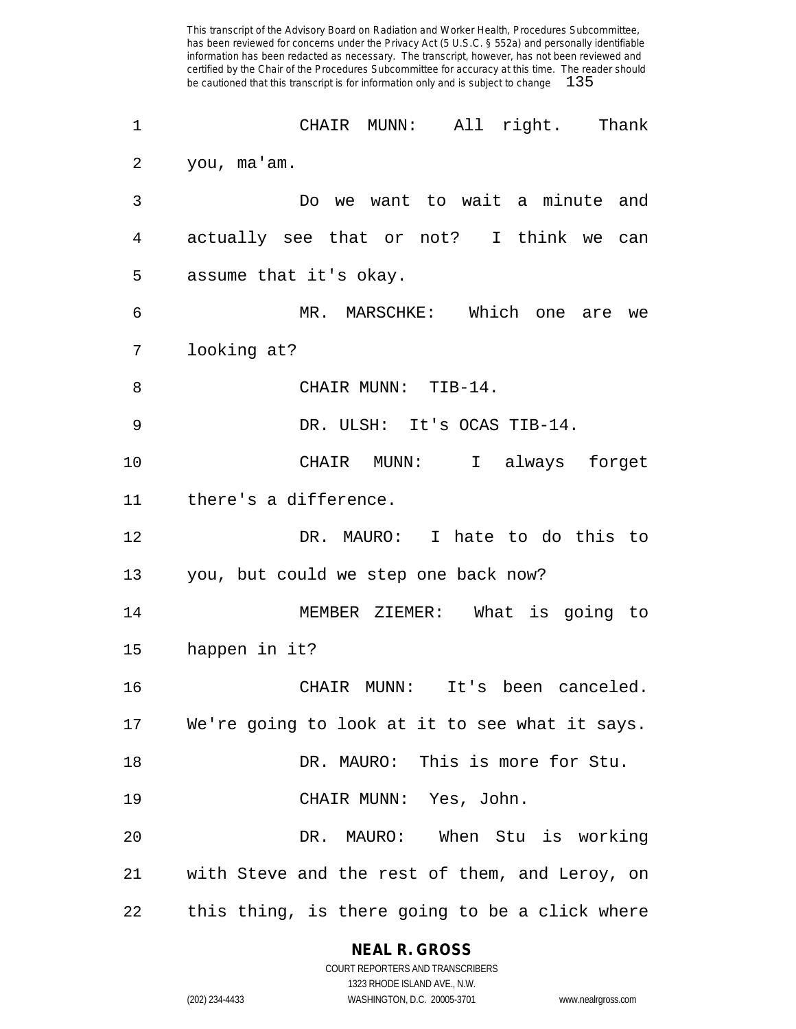CHAIR MUNN: All right. Thank you, ma'am.

Do we want to wait a minute and actually see that or not? I think we can assume that it's okay.

MR. MARSCHKE: Which one are we looking at?

CHAIR MUNN: TIB-14.

DR. ULSH: It's OCAS TIB-14.

CHAIR MUNN: I always forget there's a difference.

DR. MAURO: I hate to do this to you, but could we step one back now?

MEMBER ZIEMER: What is going to happen in it?

CHAIR MUNN: It's been canceled. We're going to look at it to see what it says.

DR. MAURO: This is more for Stu.

CHAIR MUNN: Yes, John.

DR. MAURO: When Stu is working with Steve and the rest of them, and Leroy, on this thing, is there going to be a click where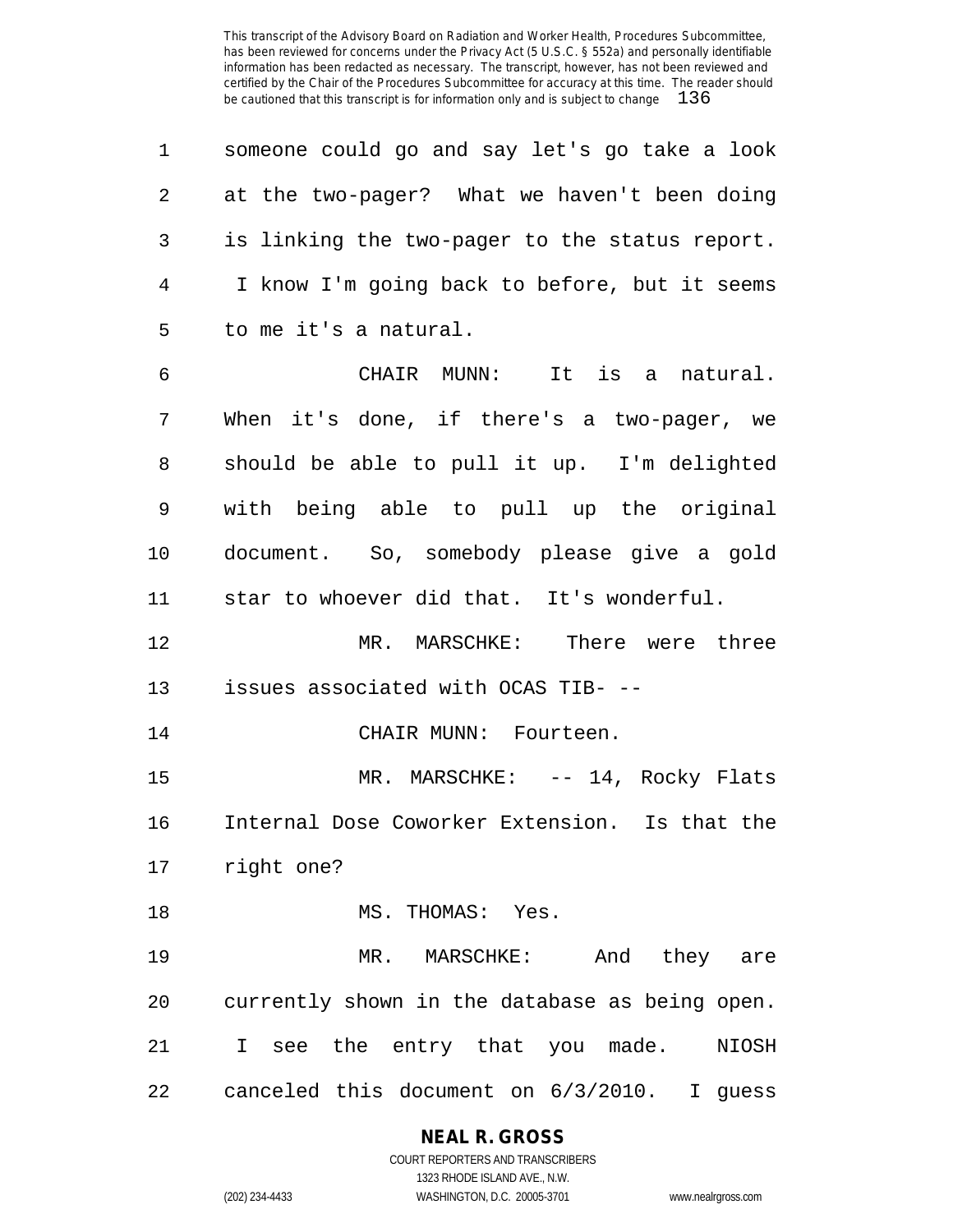someone could go and say let's go take a look at the two-pager? What we haven't been doing is linking the two-pager to the status report. I know I'm going back to before, but it seems to me it's a natural.

CHAIR MUNN: It is a natural. When it's done, if there's a two-pager, we should be able to pull it up. I'm delighted with being able to pull up the original document. So, somebody please give a gold star to whoever did that. It's wonderful.

MR. MARSCHKE: There were three issues associated with OCAS TIB- --

CHAIR MUNN: Fourteen.

MR. MARSCHKE: -- 14, Rocky Flats Internal Dose Coworker Extension. Is that the right one?

MS. THOMAS: Yes.

MR. MARSCHKE: And they are currently shown in the database as being open. I see the entry that you made. NIOSH canceled this document on 6/3/2010. I guess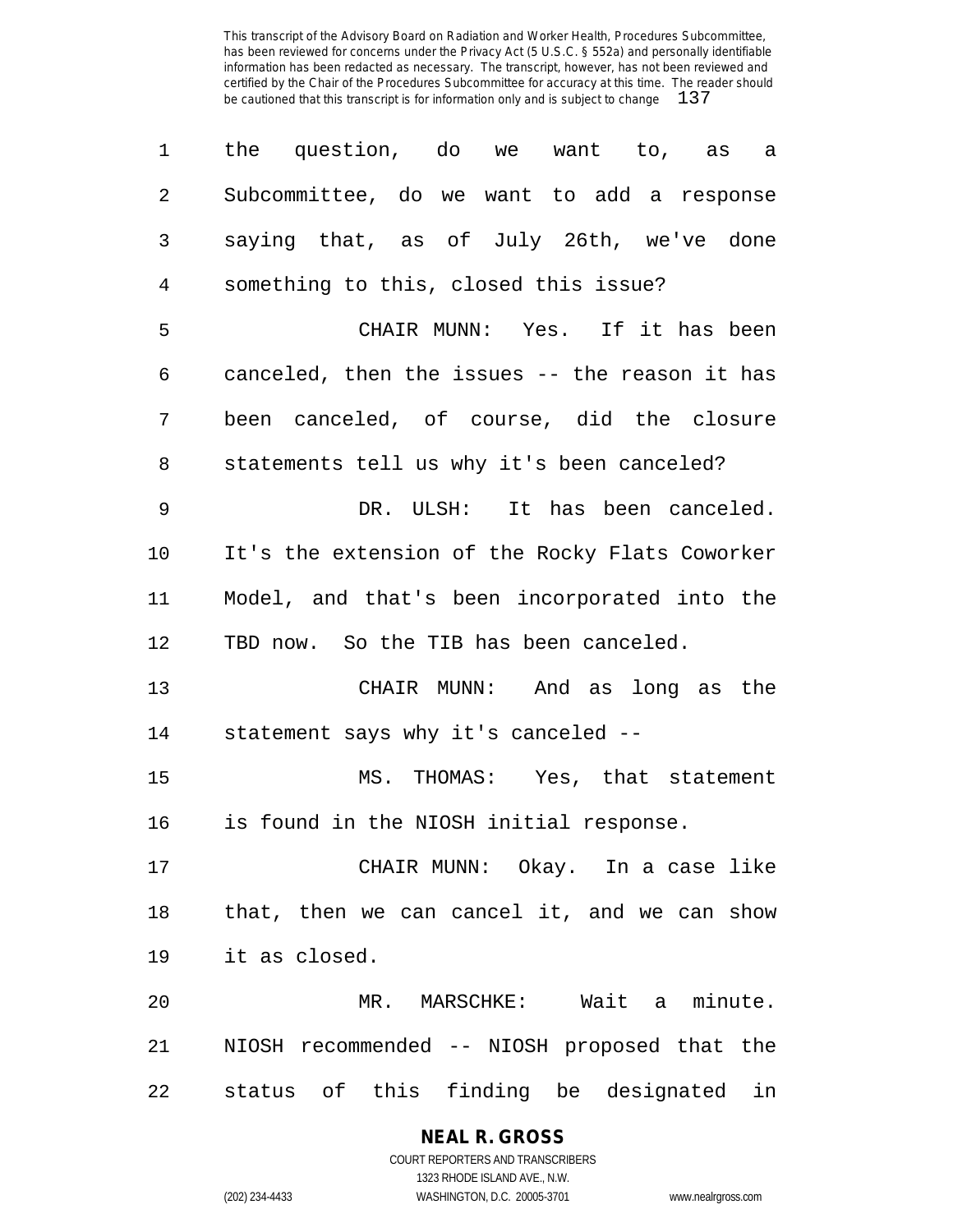the question, do we want to, as a Subcommittee, do we want to add a response saying that, as of July 26th, we've done something to this, closed this issue?

CHAIR MUNN: Yes. If it has been canceled, then the issues -- the reason it has been canceled, of course, did the closure statements tell us why it's been canceled?

DR. ULSH: It has been canceled. It's the extension of the Rocky Flats Coworker Model, and that's been incorporated into the TBD now. So the TIB has been canceled.

CHAIR MUNN: And as long as the statement says why it's canceled --

MS. THOMAS: Yes, that statement is found in the NIOSH initial response.

CHAIR MUNN: Okay. In a case like that, then we can cancel it, and we can show it as closed.

MR. MARSCHKE: Wait a minute. NIOSH recommended -- NIOSH proposed that the status of this finding be designated in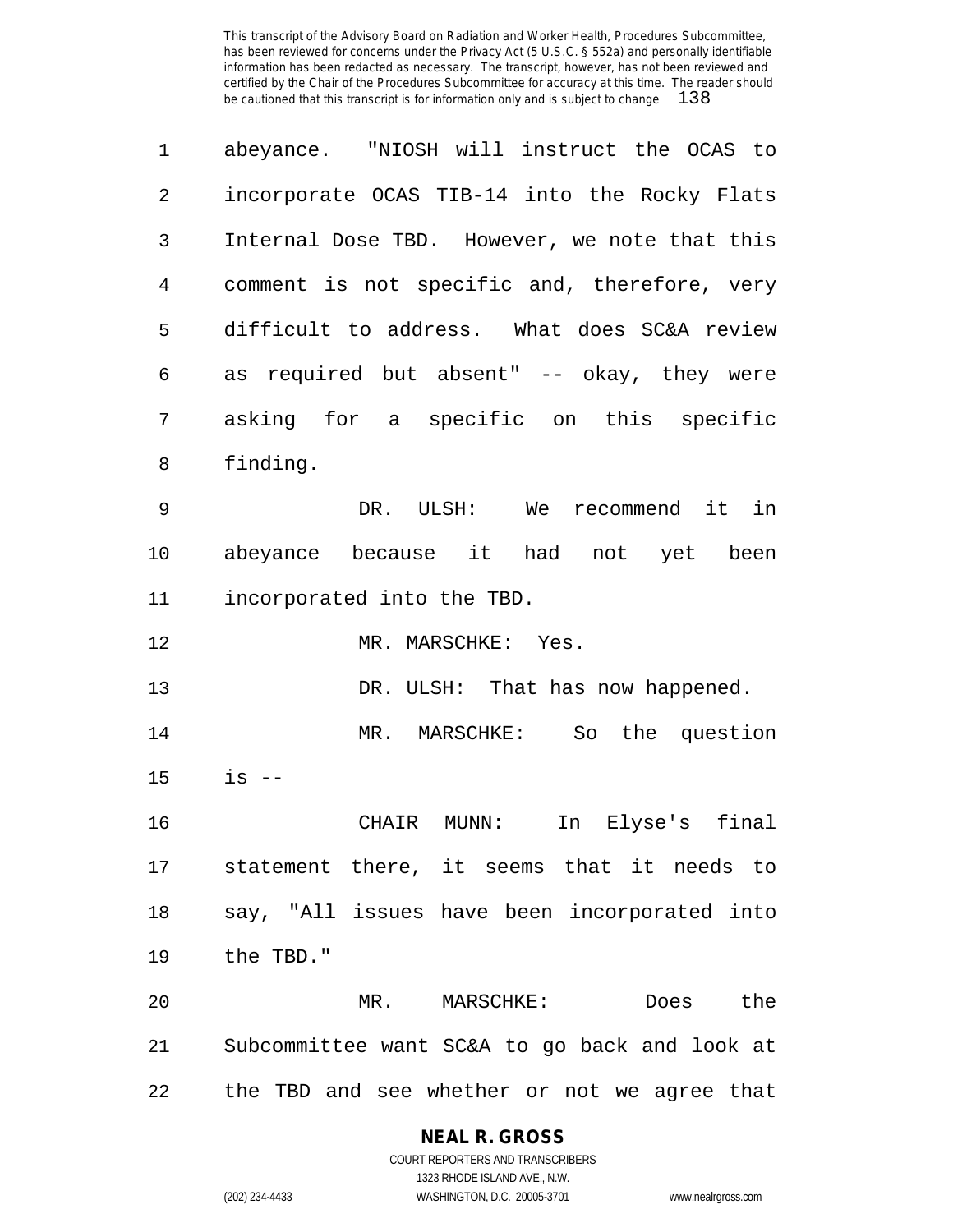abeyance. "NIOSH will instruct the OCAS to incorporate OCAS TIB-14 into the Rocky Flats Internal Dose TBD. However, we note that this comment is not specific and, therefore, very difficult to address. What does SC&A review as required but absent" -- okay, they were asking for a specific on this specific finding.

DR. ULSH: We recommend it in abeyance because it had not yet been incorporated into the TBD.

MR. MARSCHKE: Yes.

DR. ULSH: That has now happened.

MR. MARSCHKE: So the question is --

CHAIR MUNN: In Elyse's final statement there, it seems that it needs to say, "All issues have been incorporated into the TBD."

MR. MARSCHKE: Does the Subcommittee want SC&A to go back and look at the TBD and see whether or not we agree that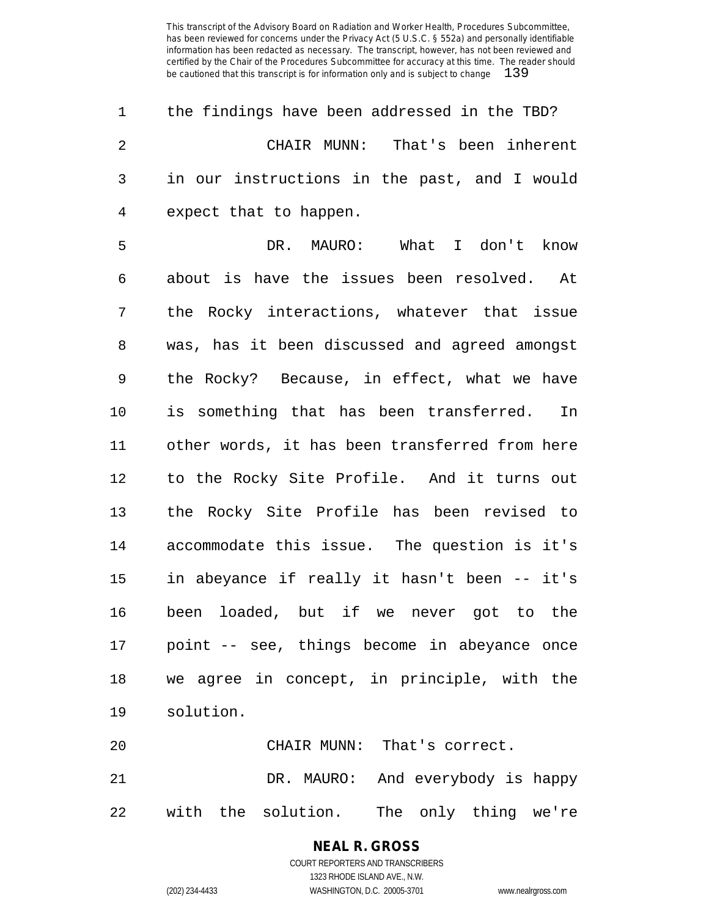the findings have been addressed in the TBD?

CHAIR MUNN: That's been inherent in our instructions in the past, and I would expect that to happen.

DR. MAURO: What I don't know about is have the issues been resolved. At the Rocky interactions, whatever that issue was, has it been discussed and agreed amongst the Rocky? Because, in effect, what we have is something that has been transferred. In other words, it has been transferred from here to the Rocky Site Profile. And it turns out the Rocky Site Profile has been revised to accommodate this issue. The question is it's in abeyance if really it hasn't been -- it's been loaded, but if we never got to the point -- see, things become in abeyance once we agree in concept, in principle, with the solution.

CHAIR MUNN: That's correct.

DR. MAURO: And everybody is happy with the solution. The only thing we're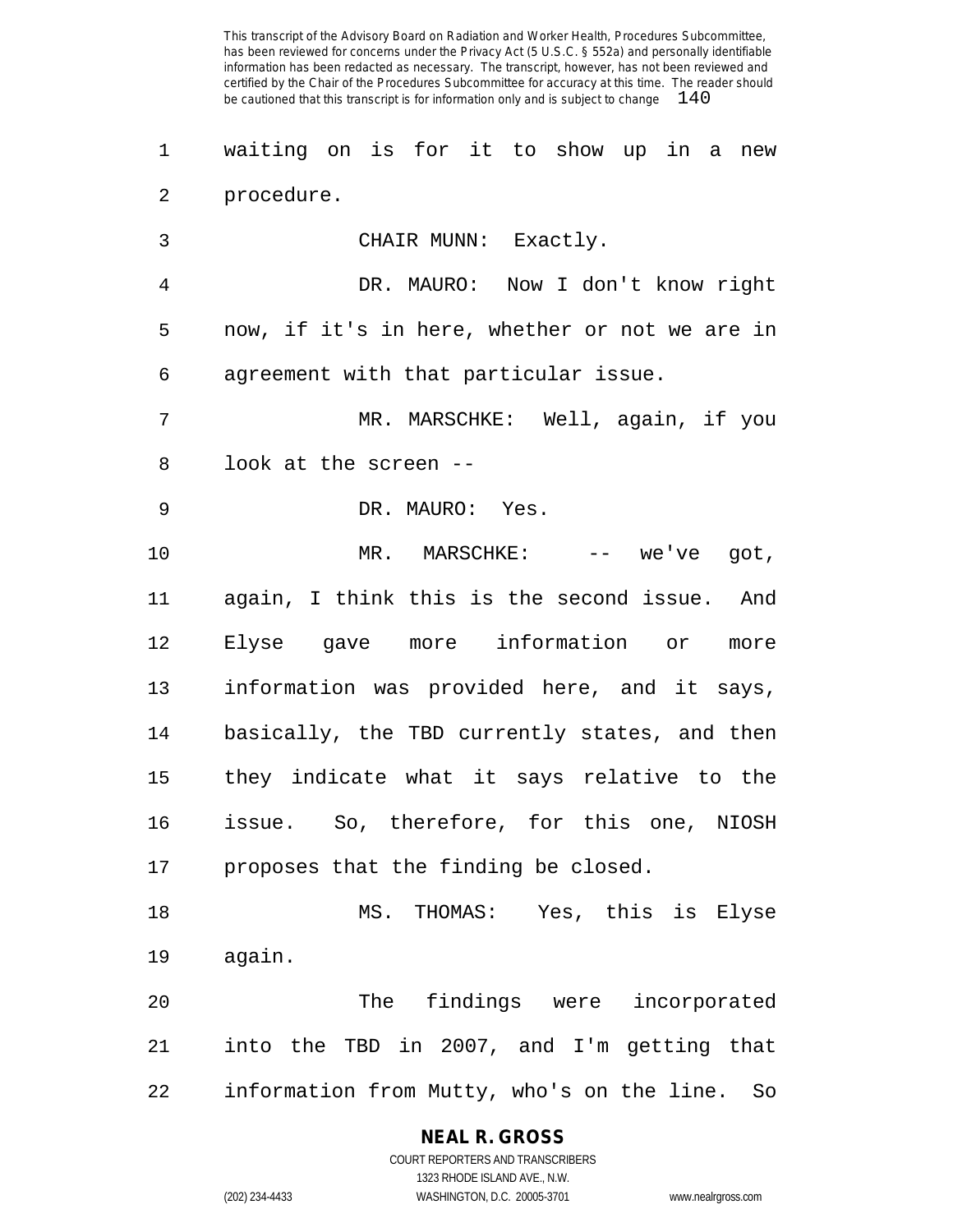waiting on is for it to show up in a new procedure.

CHAIR MUNN: Exactly.

DR. MAURO: Now I don't know right now, if it's in here, whether or not we are in agreement with that particular issue.

MR. MARSCHKE: Well, again, if you look at the screen --

DR. MAURO: Yes.

MR. MARSCHKE: -- we've got, again, I think this is the second issue. And Elyse gave more information or more information was provided here, and it says, basically, the TBD currently states, and then they indicate what it says relative to the issue. So, therefore, for this one, NIOSH proposes that the finding be closed.

MS. THOMAS: Yes, this is Elyse again.

The findings were incorporated into the TBD in 2007, and I'm getting that information from Mutty, who's on the line. So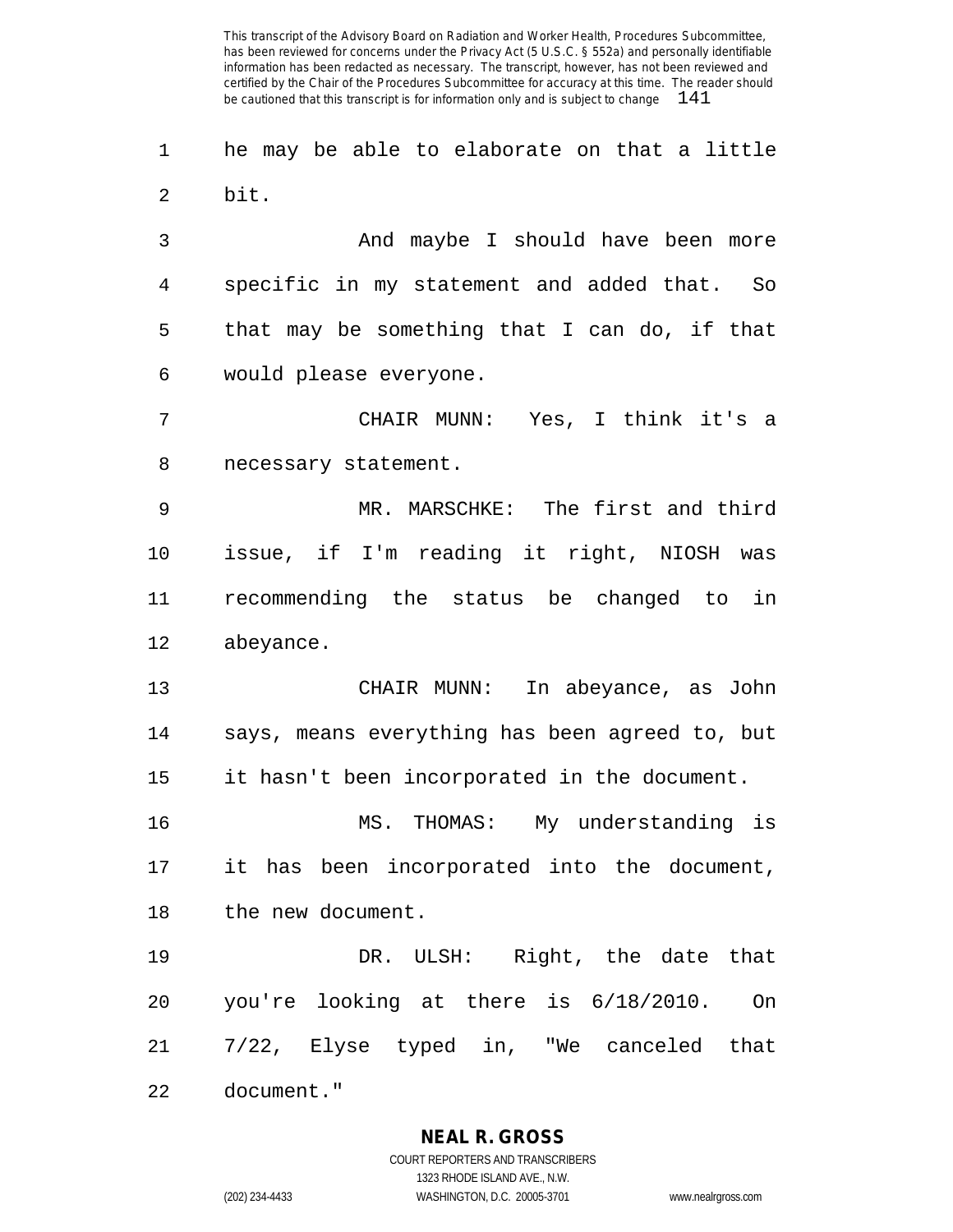he may be able to elaborate on that a little bit.

And maybe I should have been more specific in my statement and added that. So that may be something that I can do, if that would please everyone.

CHAIR MUNN: Yes, I think it's a necessary statement.

MR. MARSCHKE: The first and third issue, if I'm reading it right, NIOSH was recommending the status be changed to in abeyance.

CHAIR MUNN: In abeyance, as John says, means everything has been agreed to, but it hasn't been incorporated in the document.

MS. THOMAS: My understanding is it has been incorporated into the document, the new document.

DR. ULSH: Right, the date that you're looking at there is 6/18/2010. On 7/22, Elyse typed in, "We canceled that document."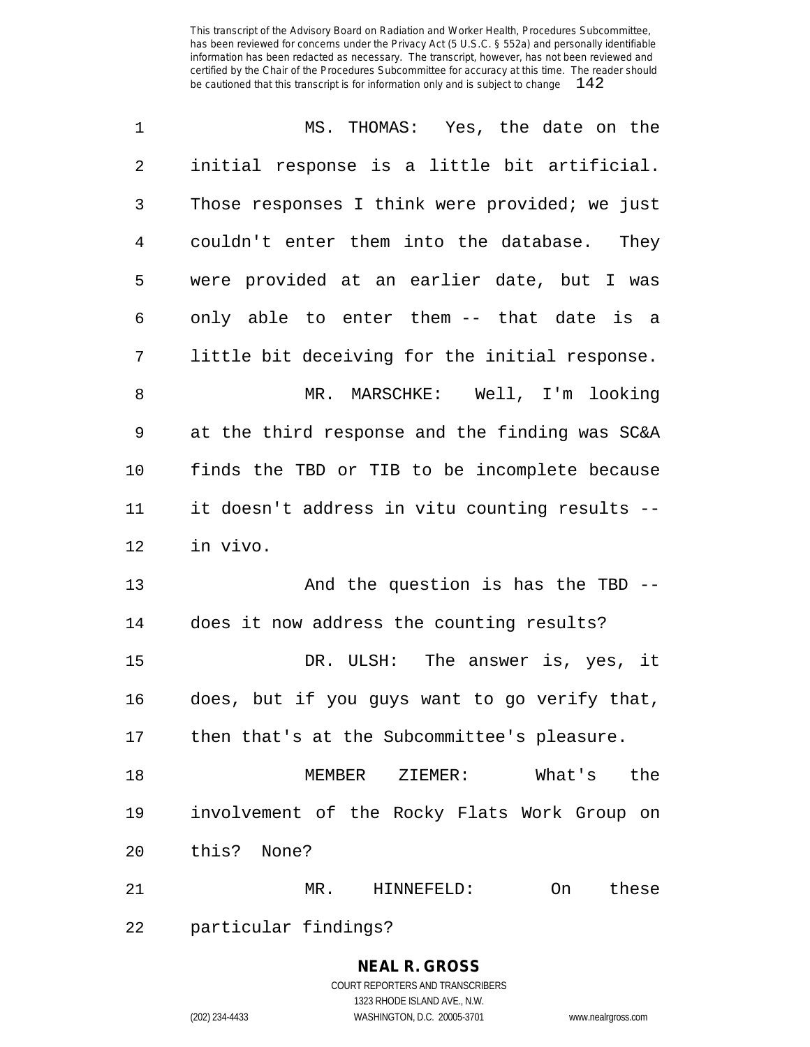MS. THOMAS: Yes, the date on the initial response is a little bit artificial. Those responses I think were provided; we just couldn't enter them into the database. They were provided at an earlier date, but I was only able to enter them -- that date is a little bit deceiving for the initial response.

MR. MARSCHKE: Well, I'm looking at the third response and the finding was SC&A finds the TBD or TIB to be incomplete because it doesn't address in vitu counting results -- in vivo.

And the question is has the TBD -- does it now address the counting results?

DR. ULSH: The answer is, yes, it does, but if you guys want to go verify that, then that's at the Subcommittee's pleasure.

MEMBER ZIEMER: What's the involvement of the Rocky Flats Work Group on this? None?

MR. HINNEFELD: On these particular findings?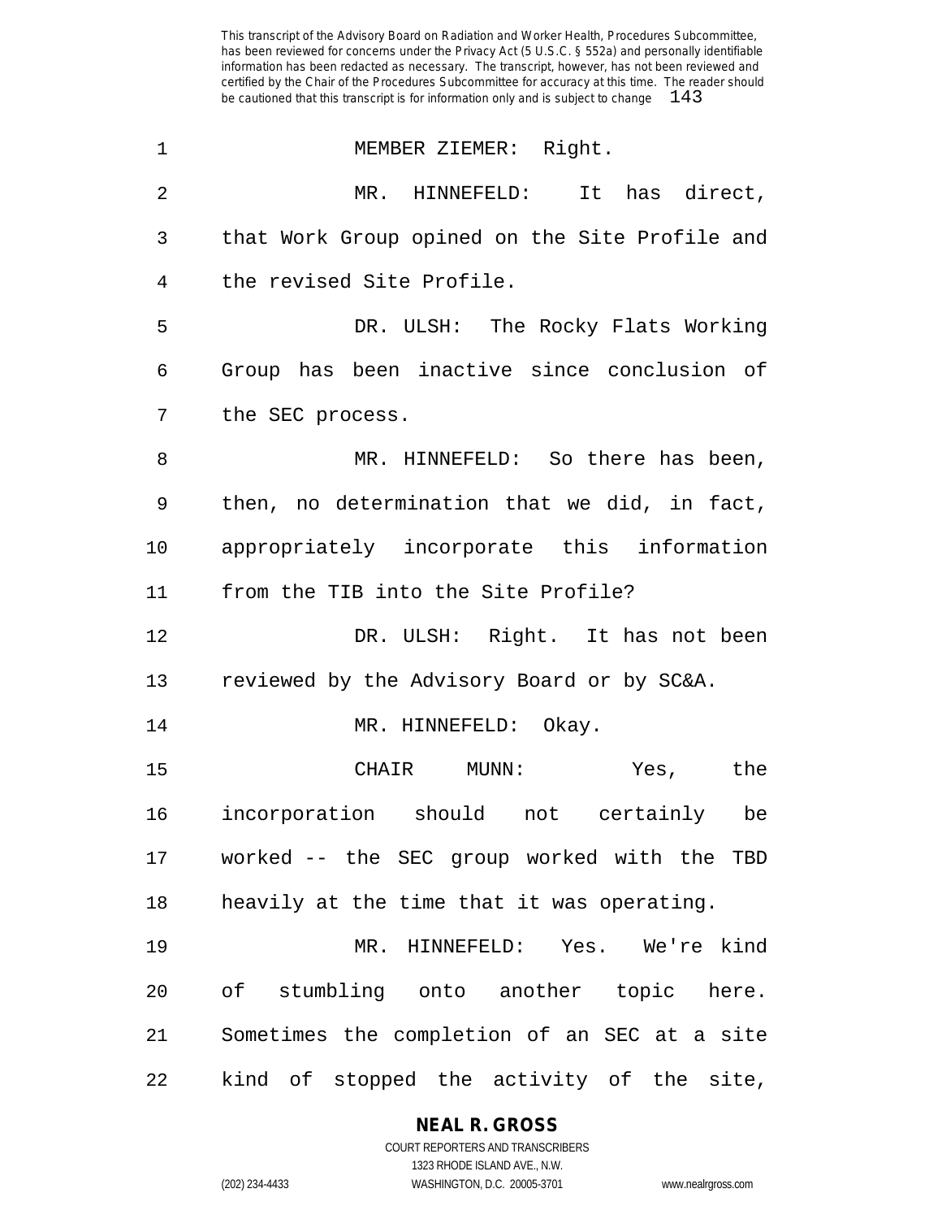MEMBER ZIEMER: Right.

MR. HINNEFELD: It has direct, that Work Group opined on the Site Profile and the revised Site Profile.

DR. ULSH: The Rocky Flats Working Group has been inactive since conclusion of the SEC process.

MR. HINNEFELD: So there has been, then, no determination that we did, in fact, appropriately incorporate this information from the TIB into the Site Profile?

DR. ULSH: Right. It has not been reviewed by the Advisory Board or by SC&A.

MR. HINNEFELD: Okay.

CHAIR MUNN: Yes, the incorporation should not certainly be worked -- the SEC group worked with the TBD heavily at the time that it was operating.

MR. HINNEFELD: Yes. We're kind of stumbling onto another topic here. Sometimes the completion of an SEC at a site kind of stopped the activity of the site,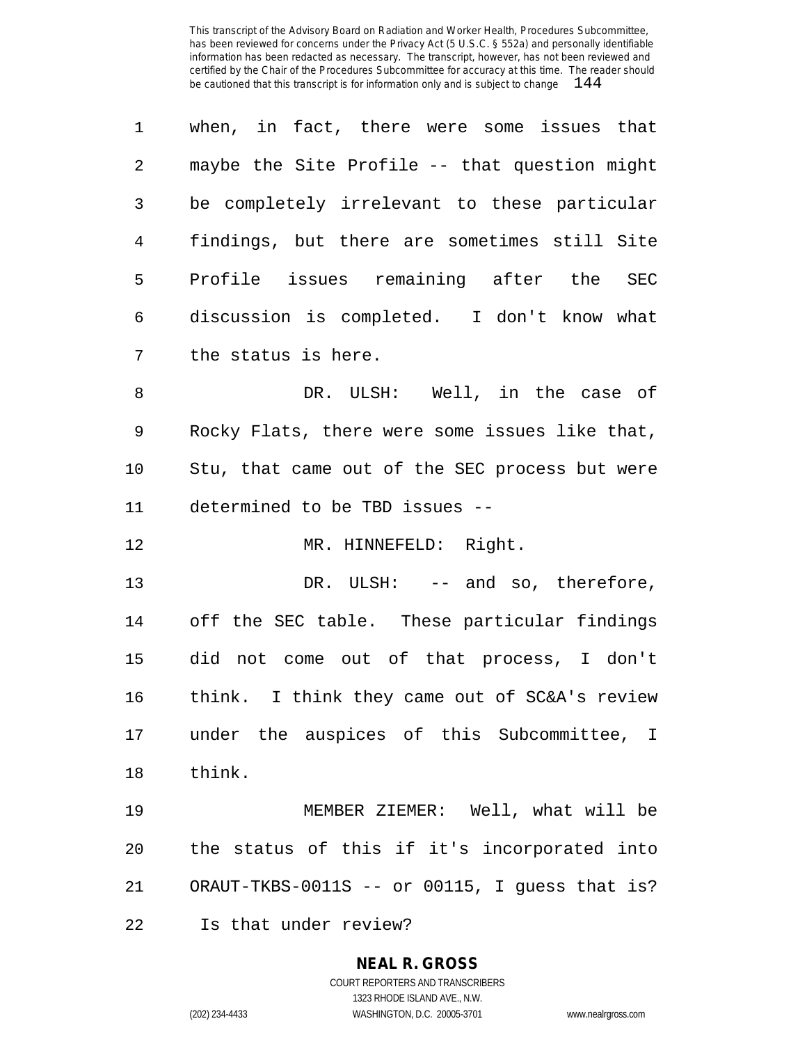when, in fact, there were some issues that maybe the Site Profile -- that question might be completely irrelevant to these particular findings, but there are sometimes still Site Profile issues remaining after the SEC discussion is completed. I don't know what the status is here.

DR. ULSH: Well, in the case of Rocky Flats, there were some issues like that, Stu, that came out of the SEC process but were determined to be TBD issues --

MR. HINNEFELD: Right.

DR. ULSH: -- and so, therefore, off the SEC table. These particular findings did not come out of that process, I don't think. I think they came out of SC&A's review under the auspices of this Subcommittee, I think.

MEMBER ZIEMER: Well, what will be the status of this if it's incorporated into ORAUT-TKBS-0011S -- or 00115, I guess that is? Is that under review?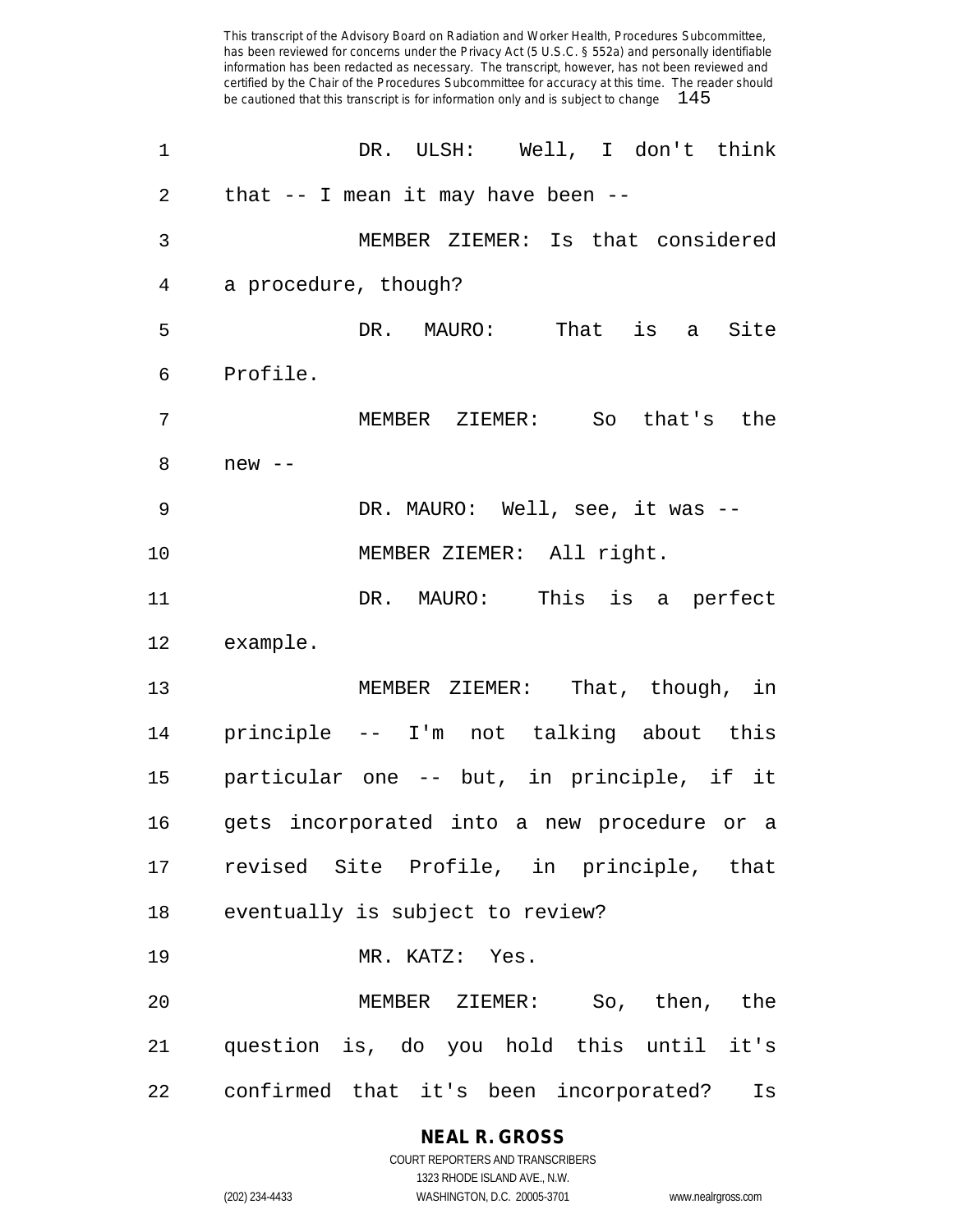DR. ULSH: Well, I don't think that -- I mean it may have been --

MEMBER ZIEMER: Is that considered a procedure, though?

DR. MAURO: That is a Site Profile.

MEMBER ZIEMER: So that's the new --

DR. MAURO: Well, see, it was --

MEMBER ZIEMER: All right.

DR. MAURO: This is a perfect example.

MEMBER ZIEMER: That, though, in principle -- I'm not talking about this particular one -- but, in principle, if it gets incorporated into a new procedure or a revised Site Profile, in principle, that eventually is subject to review?

MR. KATZ: Yes.

MEMBER ZIEMER: So, then, the question is, do you hold this until it's confirmed that it's been incorporated? Is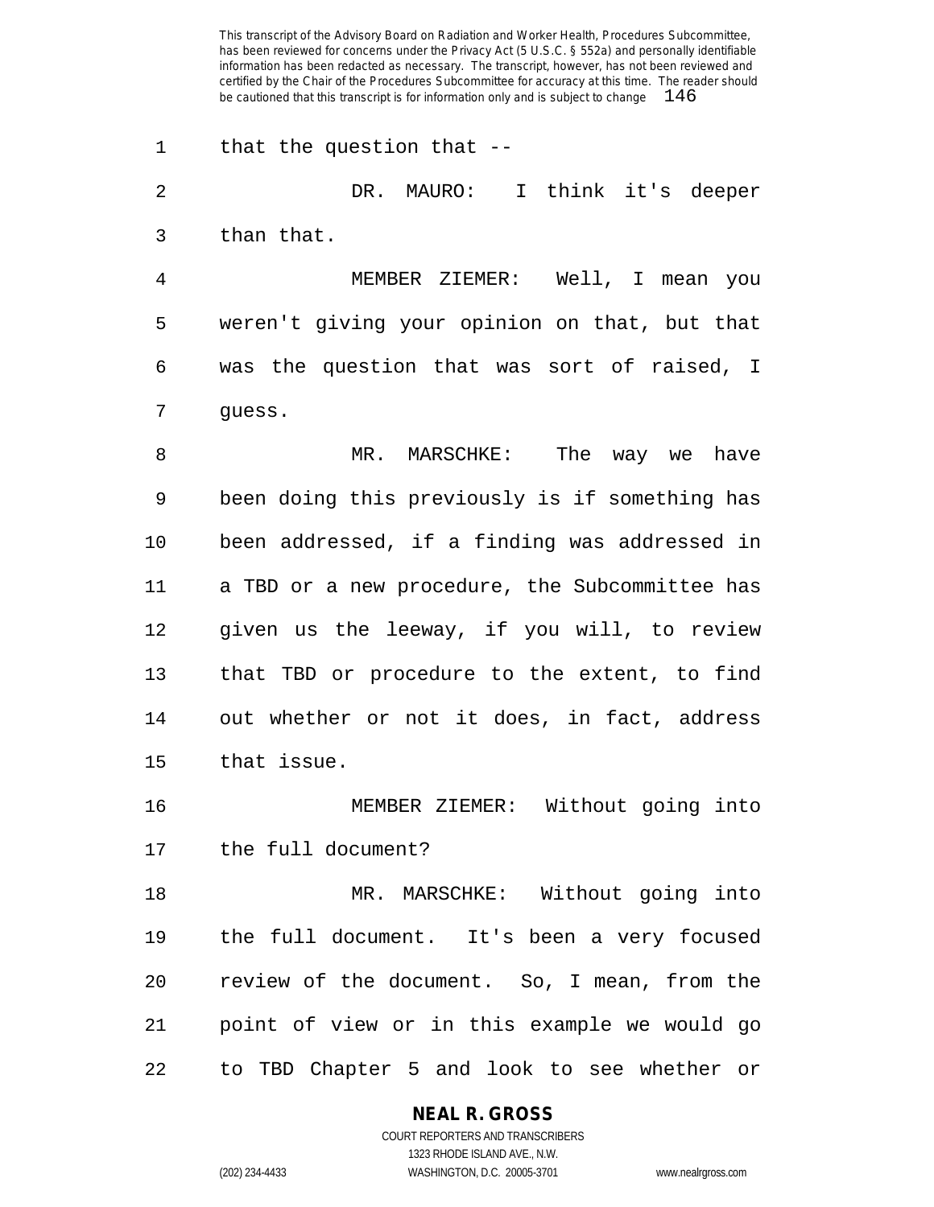that the question that --

DR. MAURO: I think it's deeper than that.

MEMBER ZIEMER: Well, I mean you weren't giving your opinion on that, but that was the question that was sort of raised, I guess.

MR. MARSCHKE: The way we have been doing this previously is if something has been addressed, if a finding was addressed in a TBD or a new procedure, the Subcommittee has given us the leeway, if you will, to review that TBD or procedure to the extent, to find out whether or not it does, in fact, address that issue.

MEMBER ZIEMER: Without going into the full document?

MR. MARSCHKE: Without going into the full document. It's been a very focused review of the document. So, I mean, from the point of view or in this example we would go to TBD Chapter 5 and look to see whether or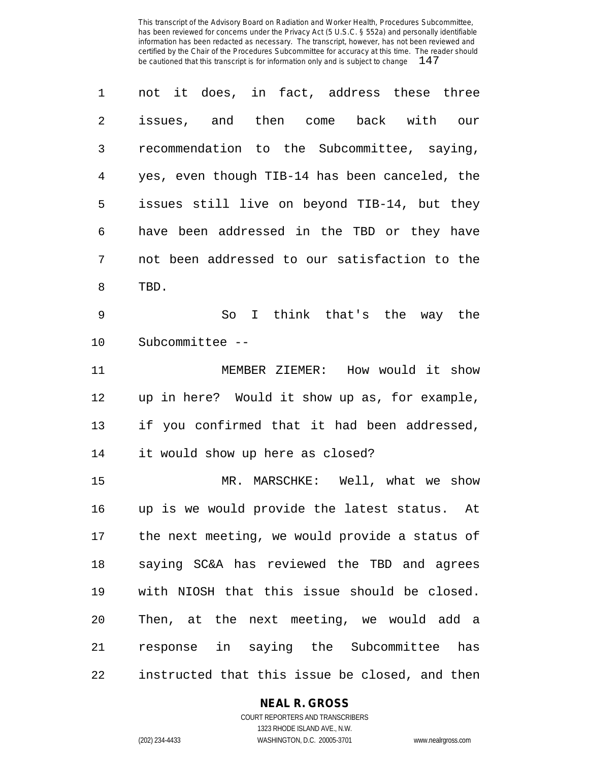not it does, in fact, address these three issues, and then come back with our recommendation to the Subcommittee, saying, yes, even though TIB-14 has been canceled, the issues still live on beyond TIB-14, but they have been addressed in the TBD or they have not been addressed to our satisfaction to the TBD.

So I think that's the way the Subcommittee --

MEMBER ZIEMER: How would it show up in here? Would it show up as, for example, if you confirmed that it had been addressed, it would show up here as closed?

MR. MARSCHKE: Well, what we show up is we would provide the latest status. At the next meeting, we would provide a status of saying SC&A has reviewed the TBD and agrees with NIOSH that this issue should be closed. Then, at the next meeting, we would add a response in saying the Subcommittee has instructed that this issue be closed, and then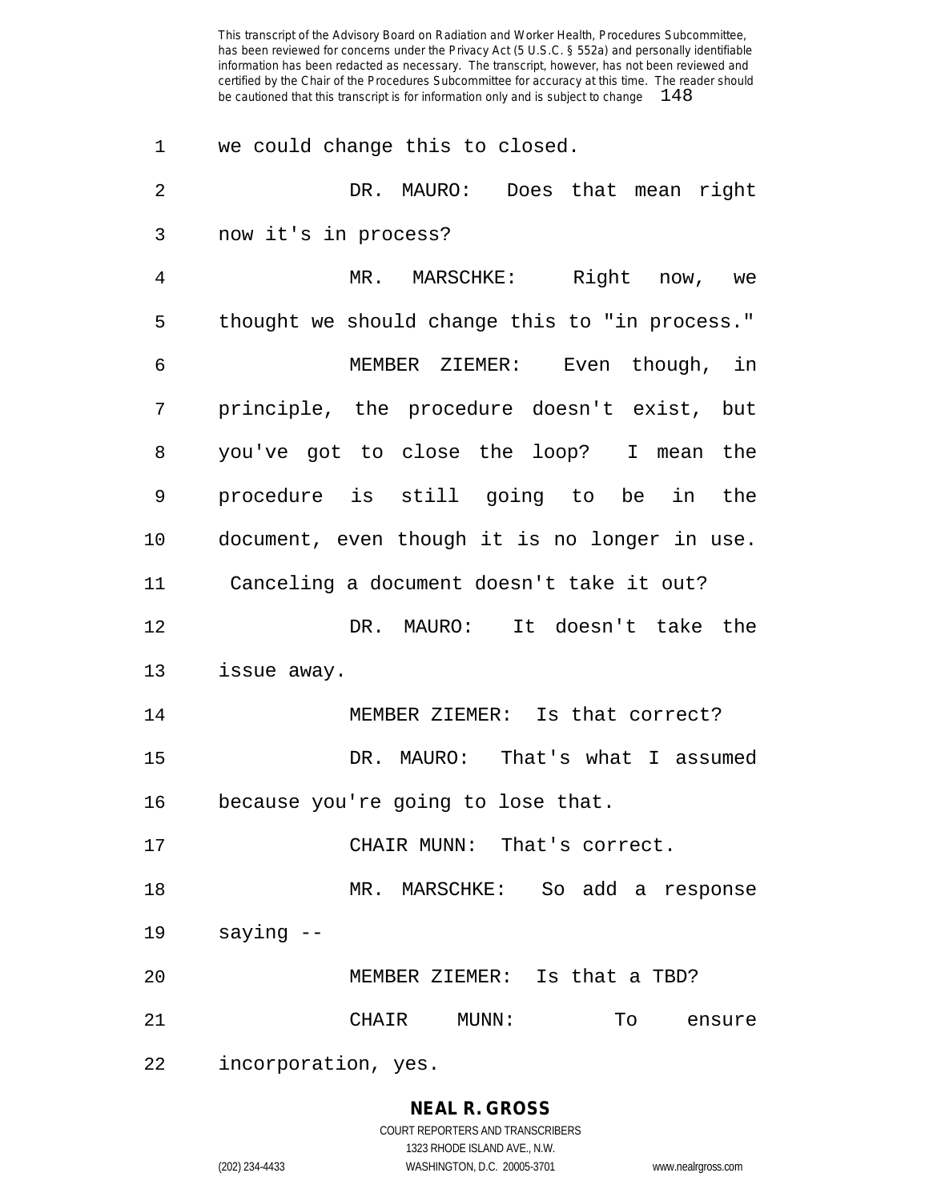we could change this to closed.

DR. MAURO: Does that mean right now it's in process?

MR. MARSCHKE: Right now, we thought we should change this to "in process."

MEMBER ZIEMER: Even though, in principle, the procedure doesn't exist, but you've got to close the loop? I mean the procedure is still going to be in the document, even though it is no longer in use. Canceling a document doesn't take it out?

DR. MAURO: It doesn't take the issue away.

MEMBER ZIEMER: Is that correct?

DR. MAURO: That's what I assumed because you're going to lose that.

CHAIR MUNN: That's correct.

MR. MARSCHKE: So add a response saying --

MEMBER ZIEMER: Is that a TBD?

CHAIR MUNN: To ensure incorporation, yes.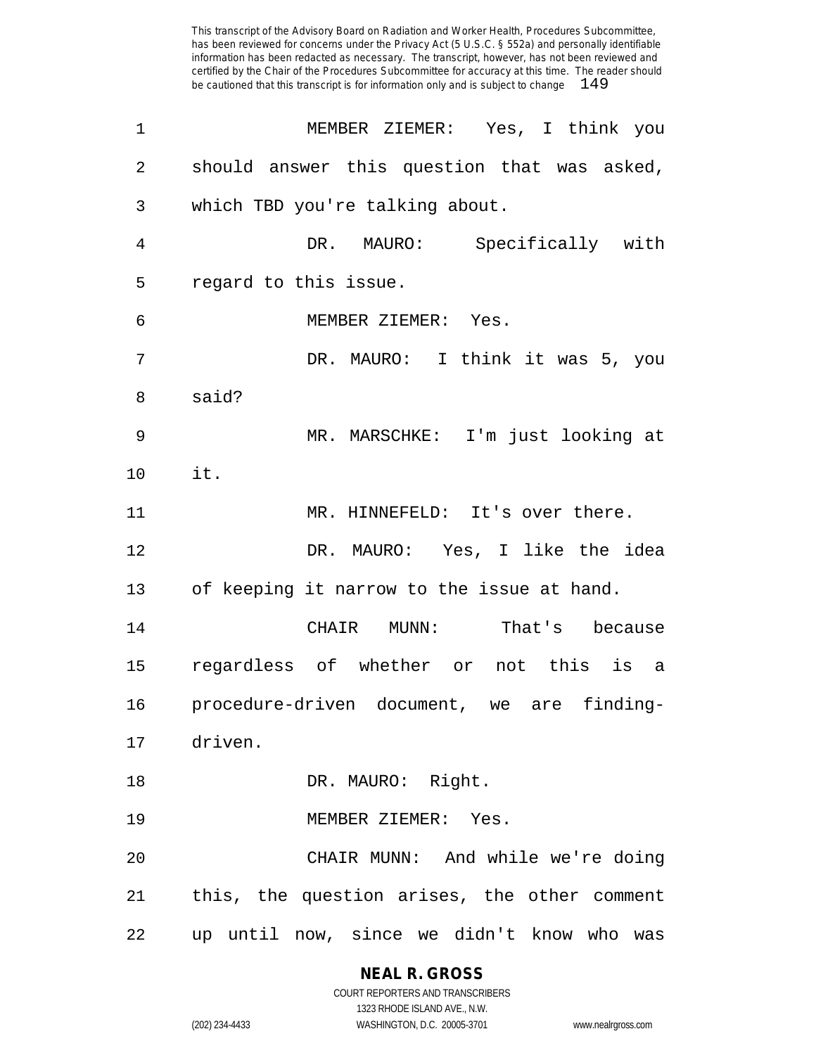MEMBER ZIEMER: Yes, I think you should answer this question that was asked, which TBD you're talking about.

DR. MAURO: Specifically with regard to this issue.

MEMBER ZIEMER: Yes.

DR. MAURO: I think it was 5, you said?

MR. MARSCHKE: I'm just looking at it.

MR. HINNEFELD: It's over there.

DR. MAURO: Yes, I like the idea of keeping it narrow to the issue at hand.

CHAIR MUNN: That's because regardless of whether or not this is a procedure-driven document, we are finding-driven.

DR. MAURO: Right.

MEMBER ZIEMER: Yes.

CHAIR MUNN: And while we're doing this, the question arises, the other comment up until now, since we didn't know who was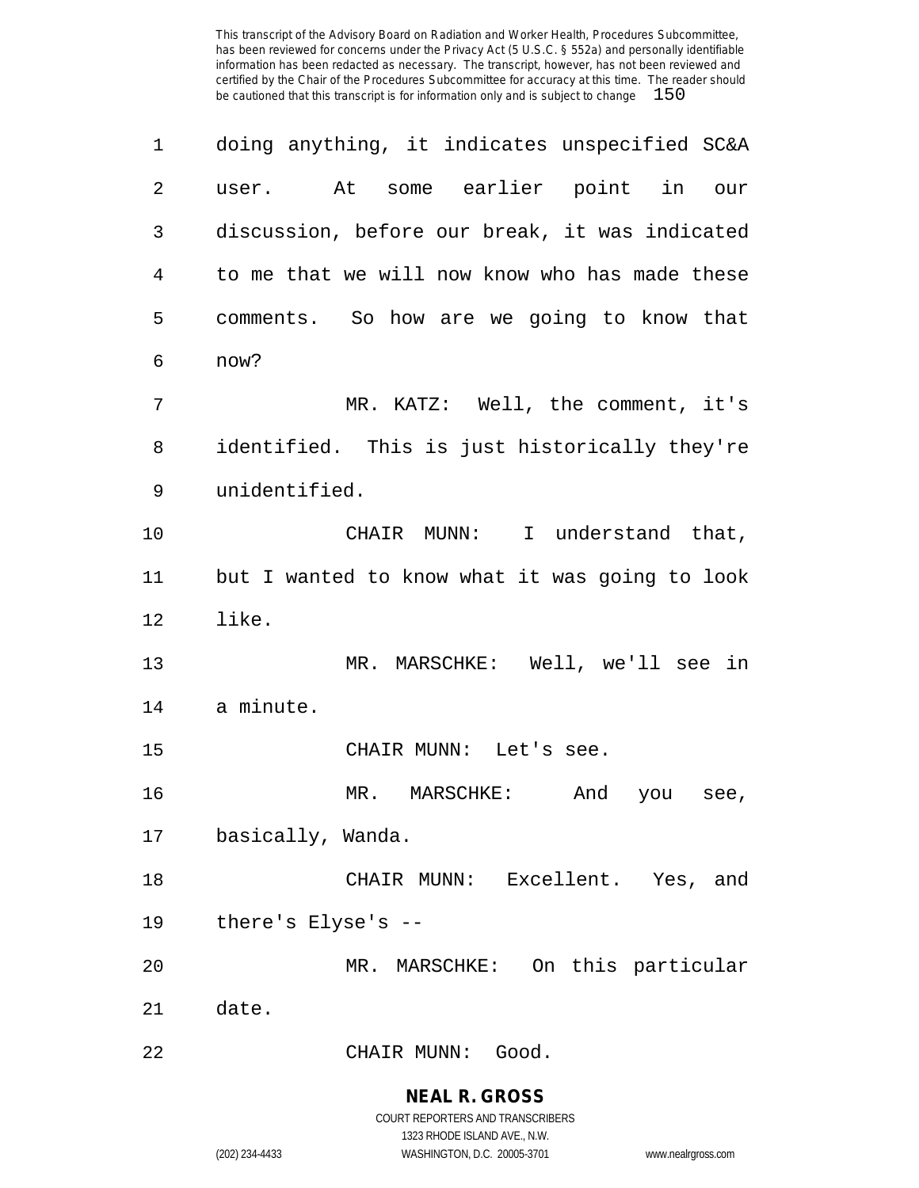doing anything, it indicates unspecified SC&A user. At some earlier point in our discussion, before our break, it was indicated to me that we will now know who has made these comments. So how are we going to know that now?

MR. KATZ: Well, the comment, it's identified. This is just historically they're unidentified.

CHAIR MUNN: I understand that, but I wanted to know what it was going to look like.

MR. MARSCHKE: Well, we'll see in a minute.

CHAIR MUNN: Let's see.

MR. MARSCHKE: And you see, basically, Wanda.

CHAIR MUNN: Excellent. Yes, and there's Elyse's --

MR. MARSCHKE: On this particular date.

CHAIR MUNN: Good.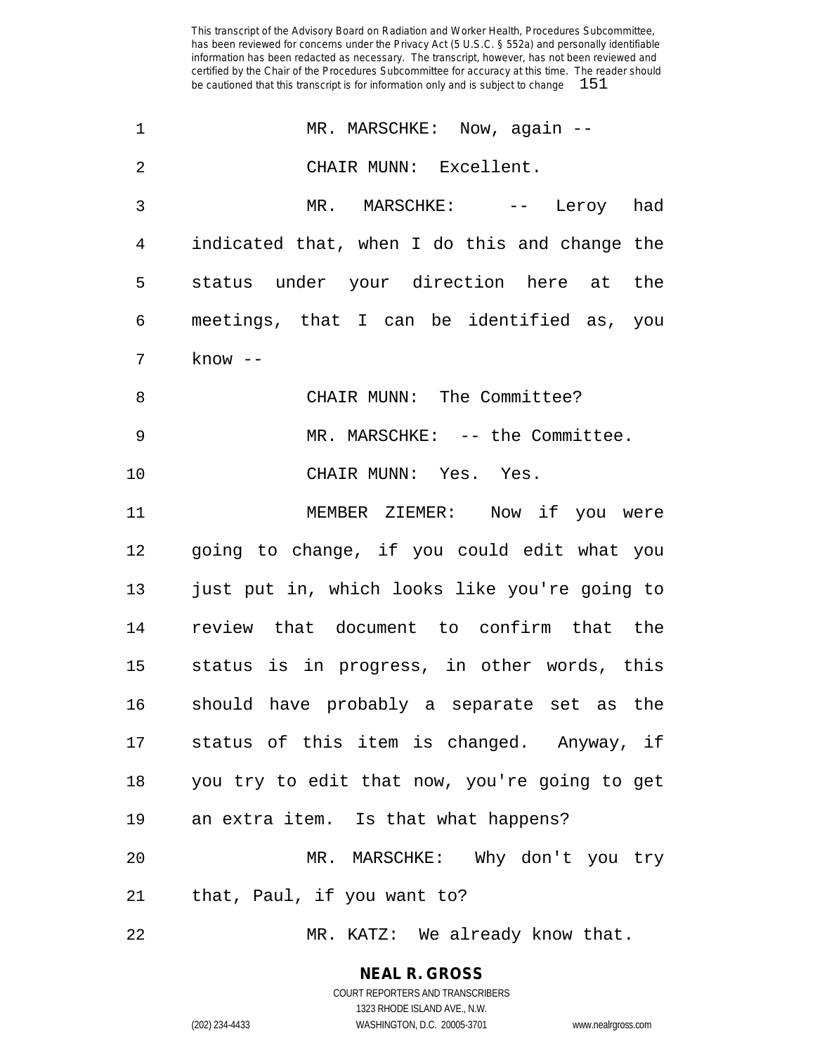MR. MARSCHKE: Now, again --

CHAIR MUNN: Excellent.

MR. MARSCHKE: -- Leroy had indicated that, when I do this and change the status under your direction here at the meetings, that I can be identified as, you know --

CHAIR MUNN: The Committee?

MR. MARSCHKE: -- the Committee.

CHAIR MUNN: Yes. Yes.

MEMBER ZIEMER: Now if you were going to change, if you could edit what you just put in, which looks like you're going to review that document to confirm that the status is in progress, in other words, this should have probably a separate set as the status of this item is changed. Anyway, if you try to edit that now, you're going to get an extra item. Is that what happens?

MR. MARSCHKE: Why don't you try that, Paul, if you want to?

MR. KATZ: We already know that.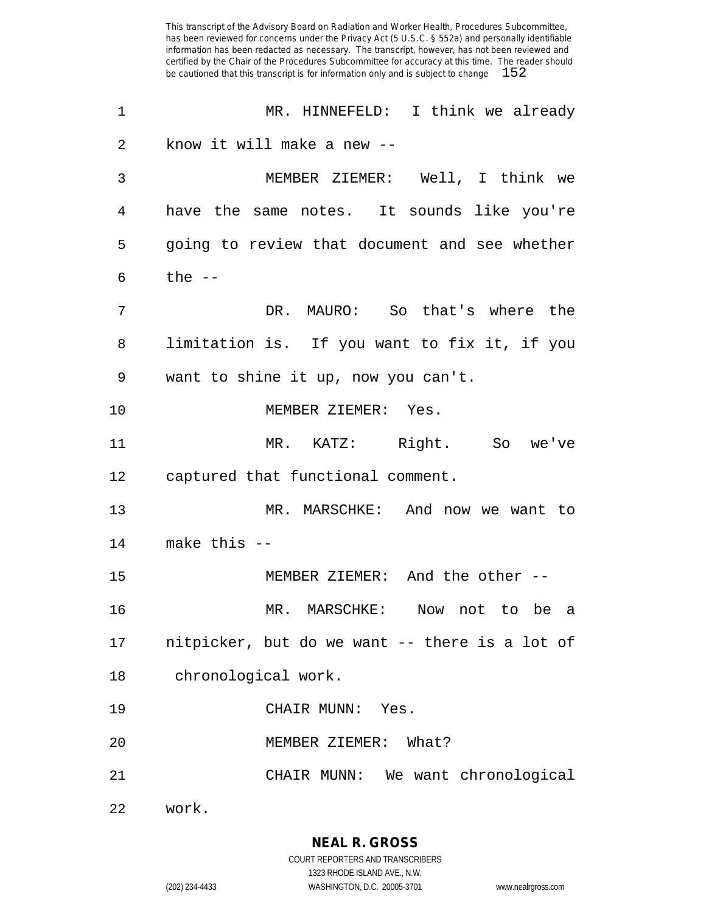MR. HINNEFELD: I think we already know it will make a new --

MEMBER ZIEMER: Well, I think we have the same notes. It sounds like you're going to review that document and see whether the --

DR. MAURO: So that's where the limitation is. If you want to fix it, if you want to shine it up, now you can't.

MEMBER ZIEMER: Yes.

MR. KATZ: Right. So we've captured that functional comment.

MR. MARSCHKE: And now we want to make this --

MEMBER ZIEMER: And the other --

MR. MARSCHKE: Now not to be a nitpicker, but do we want -- there is a lot of chronological work.

CHAIR MUNN: Yes.

MEMBER ZIEMER: What?

CHAIR MUNN: We want chronological work.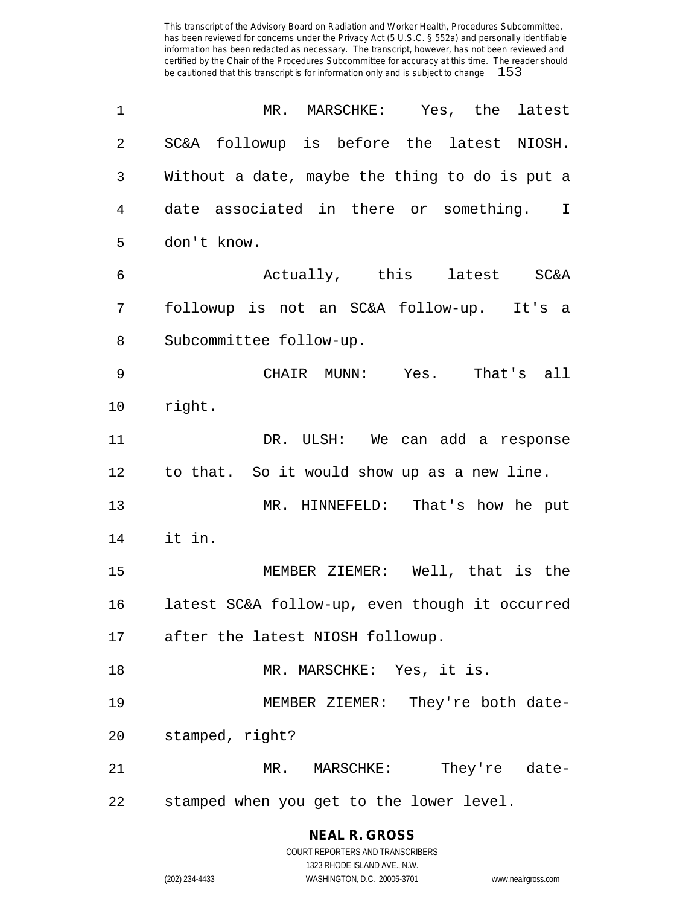MR. MARSCHKE: Yes, the latest SC&A followup is before the latest NIOSH. Without a date, maybe the thing to do is put a date associated in there or something. I don't know.

Actually, this latest SC&A followup is not an SC&A follow-up. It's a Subcommittee follow-up.

CHAIR MUNN: Yes. That's all right.

DR. ULSH: We can add a response to that. So it would show up as a new line.

MR. HINNEFELD: That's how he put it in.

MEMBER ZIEMER: Well, that is the latest SC&A follow-up, even though it occurred after the latest NIOSH followup.

MR. MARSCHKE: Yes, it is.

MEMBER ZIEMER: They're both date-stamped, right?

MR. MARSCHKE: They're date-stamped when you get to the lower level.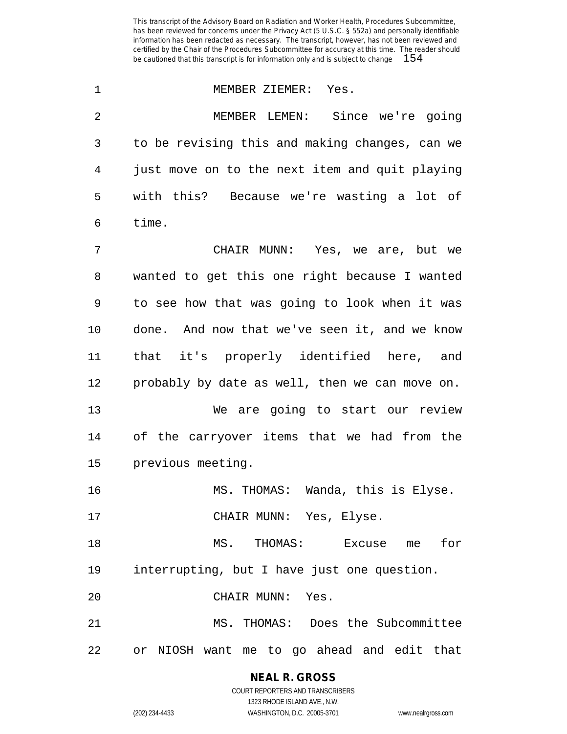MEMBER ZIEMER: Yes.

MEMBER LEMEN: Since we're going to be revising this and making changes, can we just move on to the next item and quit playing with this? Because we're wasting a lot of time.

CHAIR MUNN: Yes, we are, but we wanted to get this one right because I wanted to see how that was going to look when it was done. And now that we've seen it, and we know that it's properly identified here, and probably by date as well, then we can move on.

We are going to start our review of the carryover items that we had from the previous meeting.

MS. THOMAS: Wanda, this is Elyse.

CHAIR MUNN: Yes, Elyse.

MS. THOMAS: Excuse me for interrupting, but I have just one question.

CHAIR MUNN: Yes.

MS. THOMAS: Does the Subcommittee or NIOSH want me to go ahead and edit that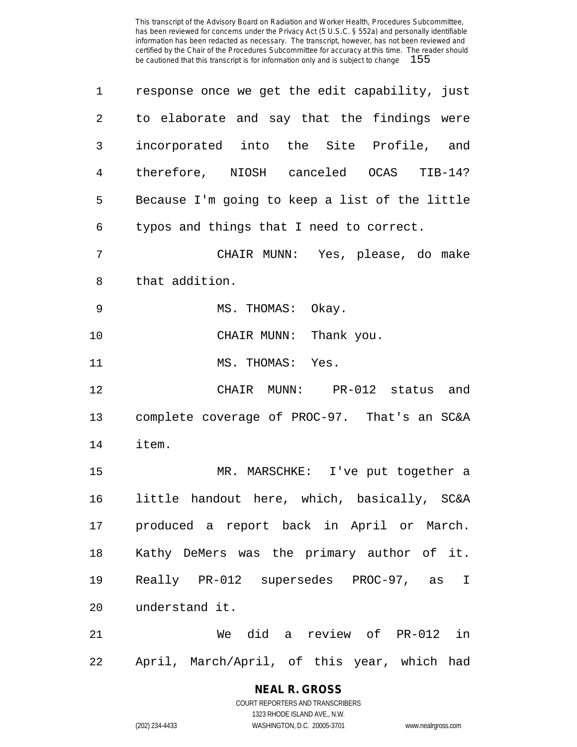response once we get the edit capability, just to elaborate and say that the findings were incorporated into the Site Profile, and therefore, NIOSH canceled OCAS TIB-14? Because I'm going to keep a list of the little typos and things that I need to correct.

CHAIR MUNN: Yes, please, do make that addition.

MS. THOMAS: Okay.

CHAIR MUNN: Thank you.

MS. THOMAS: Yes.

CHAIR MUNN: PR-012 status and complete coverage of PROC-97. That's an SC&A item.

MR. MARSCHKE: I've put together a little handout here, which, basically, SC&A produced a report back in April or March. Kathy DeMers was the primary author of it. Really PR-012 supersedes PROC-97, as I understand it.

We did a review of PR-012 in April, March/April, of this year, which had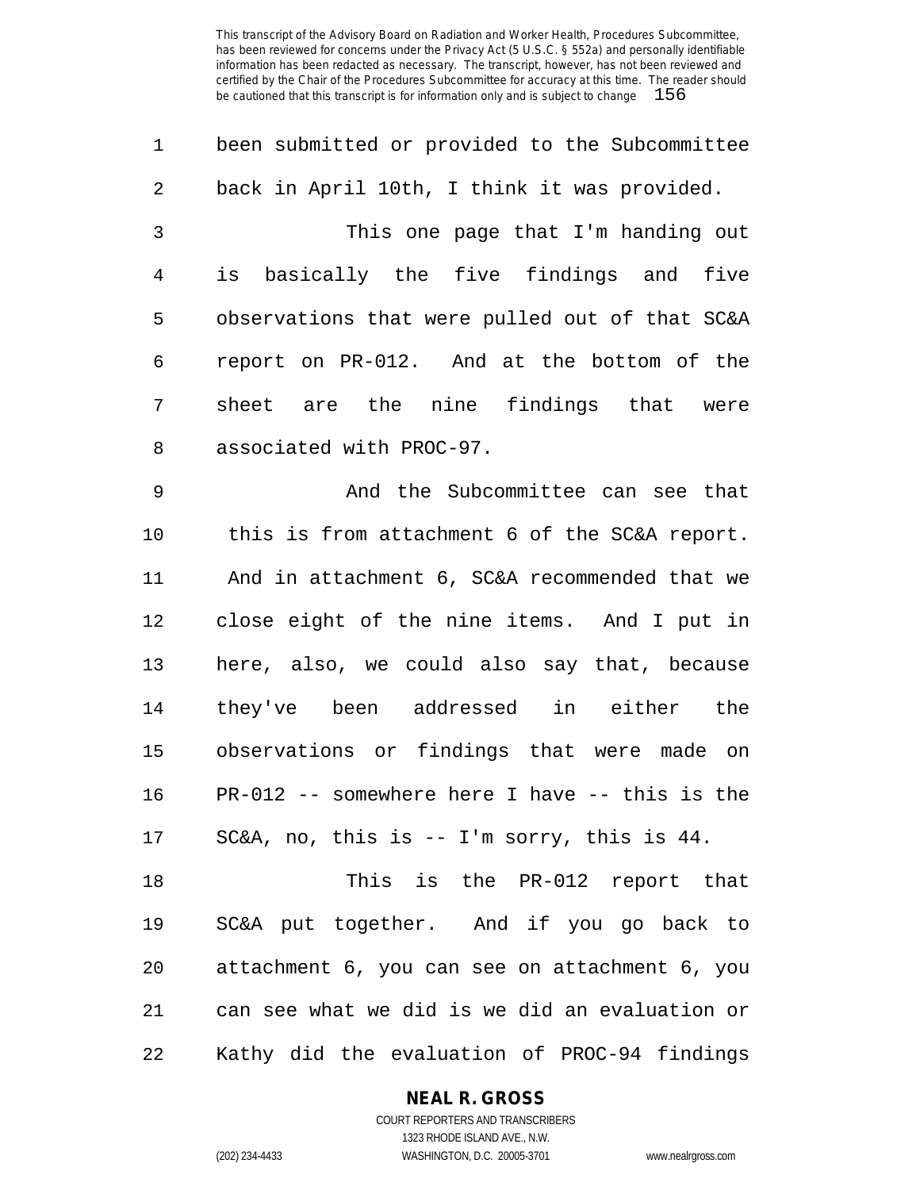been submitted or provided to the Subcommittee back in April 10th, I think it was provided.

This one page that I'm handing out is basically the five findings and five observations that were pulled out of that SC&A report on PR-012. And at the bottom of the sheet are the nine findings that were associated with PROC-97.

And the Subcommittee can see that this is from attachment 6 of the SC&A report. And in attachment 6, SC&A recommended that we close eight of the nine items. And I put in here, also, we could also say that, because they've been addressed in either the observations or findings that were made on PR-012 -- somewhere here I have -- this is the SC&A, no, this is -- I'm sorry, this is 44.

This is the PR-012 report that SC&A put together. And if you go back to attachment 6, you can see on attachment 6, you can see what we did is we did an evaluation or Kathy did the evaluation of PROC-94 findings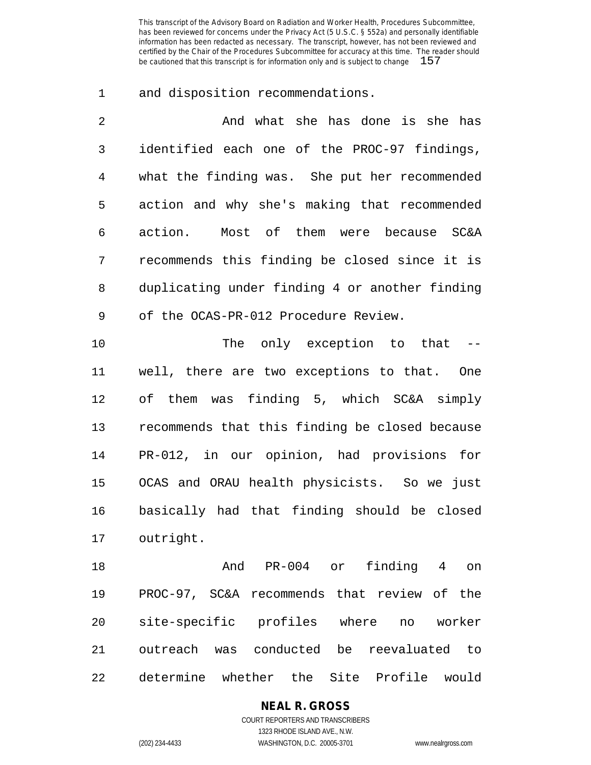and disposition recommendations.

And what she has done is she has identified each one of the PROC-97 findings, what the finding was. She put her recommended action and why she's making that recommended action. Most of them were because SC&A recommends this finding be closed since it is duplicating under finding 4 or another finding of the OCAS-PR-012 Procedure Review.

The only exception to that -- well, there are two exceptions to that. One of them was finding 5, which SC&A simply recommends that this finding be closed because PR-012, in our opinion, had provisions for OCAS and ORAU health physicists. So we just basically had that finding should be closed outright.

And PR-004 or finding 4 on PROC-97, SC&A recommends that review of the site-specific profiles where no worker outreach was conducted be reevaluated to determine whether the Site Profile would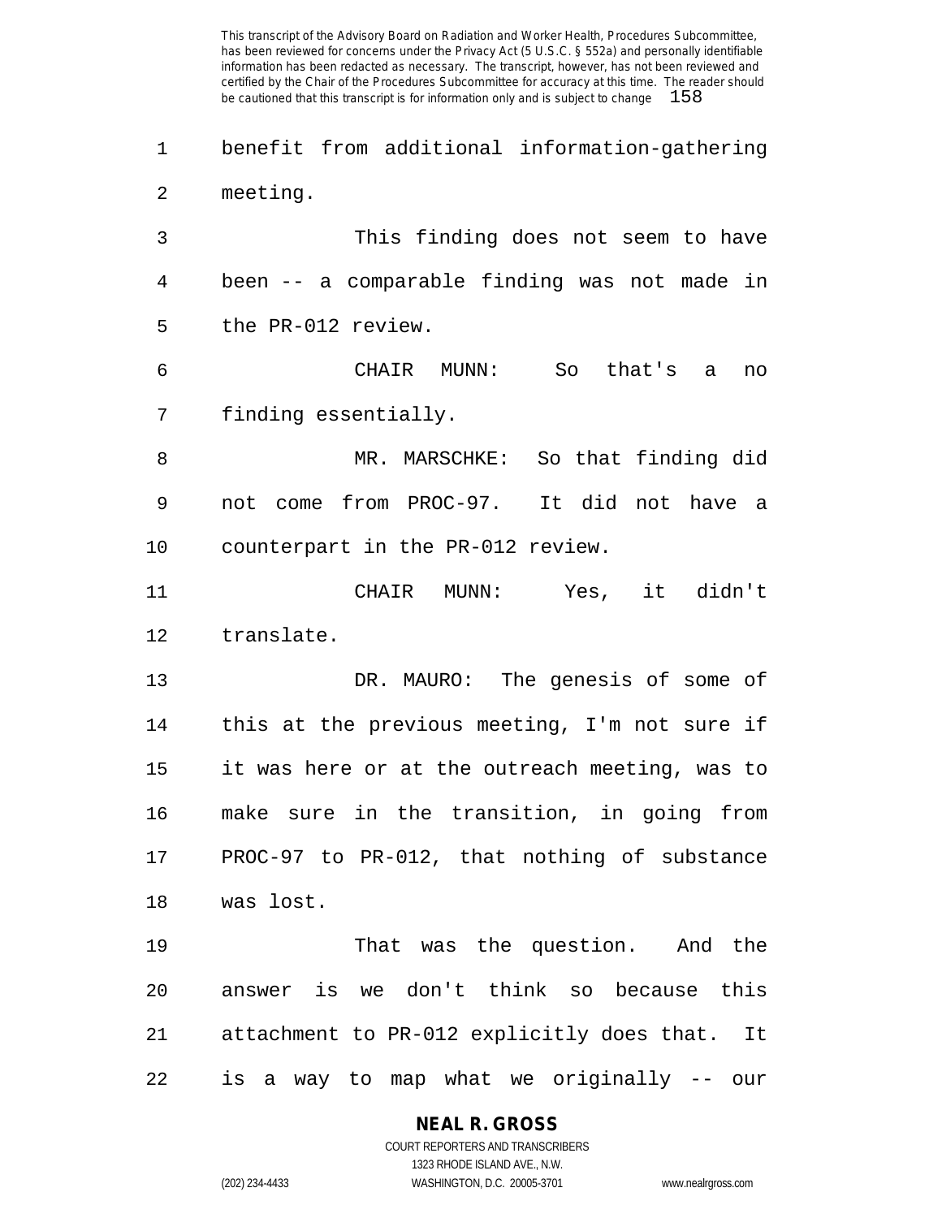benefit from additional information-gathering meeting.

This finding does not seem to have been -- a comparable finding was not made in the PR-012 review.

CHAIR MUNN: So that's a no finding essentially.

MR. MARSCHKE: So that finding did not come from PROC-97. It did not have a counterpart in the PR-012 review.

CHAIR MUNN: Yes, it didn't translate.

DR. MAURO: The genesis of some of this at the previous meeting, I'm not sure if it was here or at the outreach meeting, was to make sure in the transition, in going from PROC-97 to PR-012, that nothing of substance was lost.

That was the question. And the answer is we don't think so because this attachment to PR-012 explicitly does that. It is a way to map what we originally -- our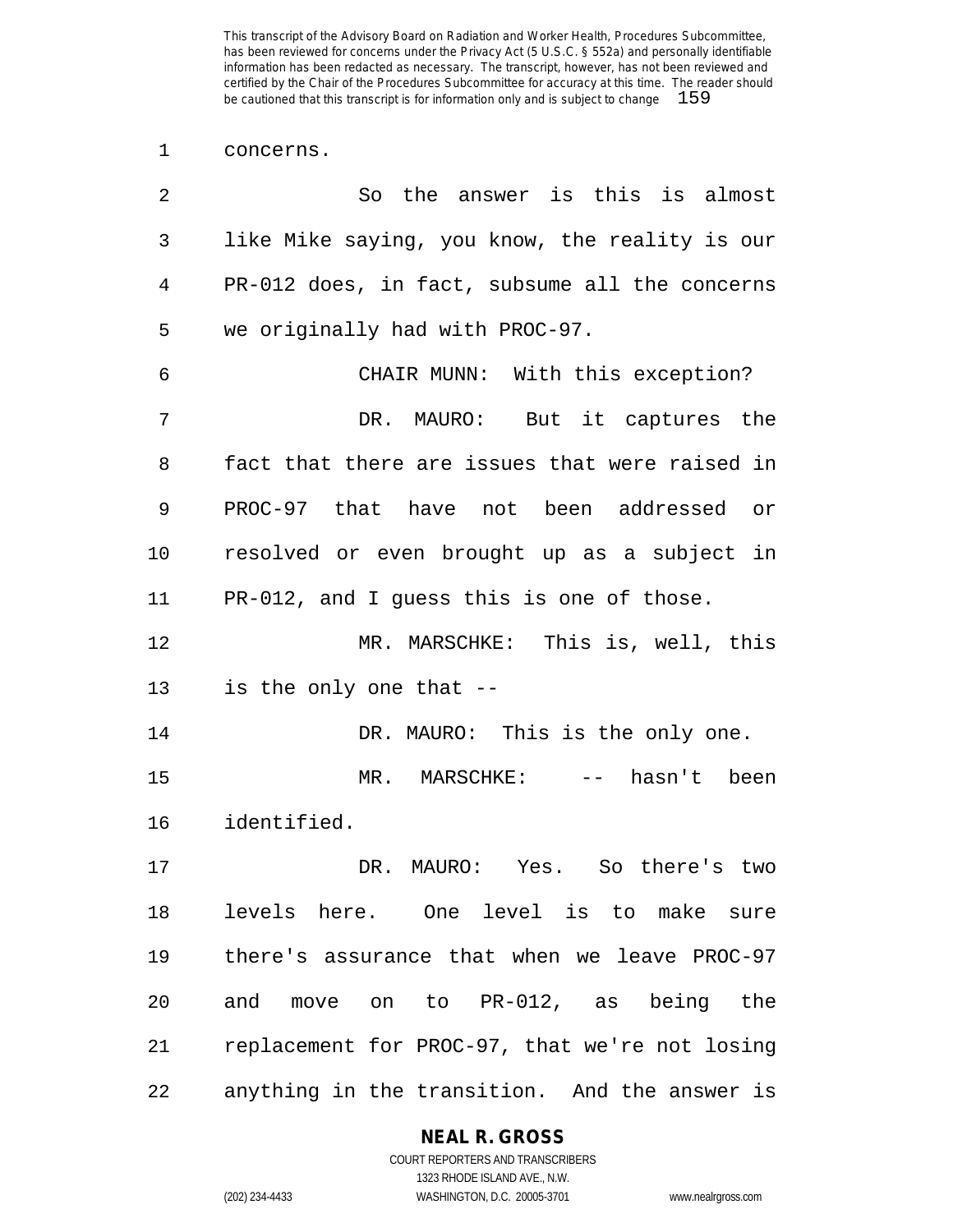concerns.

So the answer is this is almost like Mike saying, you know, the reality is our PR-012 does, in fact, subsume all the concerns we originally had with PROC-97.

CHAIR MUNN: With this exception?

DR. MAURO: But it captures the fact that there are issues that were raised in PROC-97 that have not been addressed or resolved or even brought up as a subject in PR-012, and I guess this is one of those.

MR. MARSCHKE: This is, well, this is the only one that --

DR. MAURO: This is the only one.

MR. MARSCHKE: -- hasn't been identified.

DR. MAURO: Yes. So there's two levels here. One level is to make sure there's assurance that when we leave PROC-97 and move on to PR-012, as being the replacement for PROC-97, that we're not losing anything in the transition. And the answer is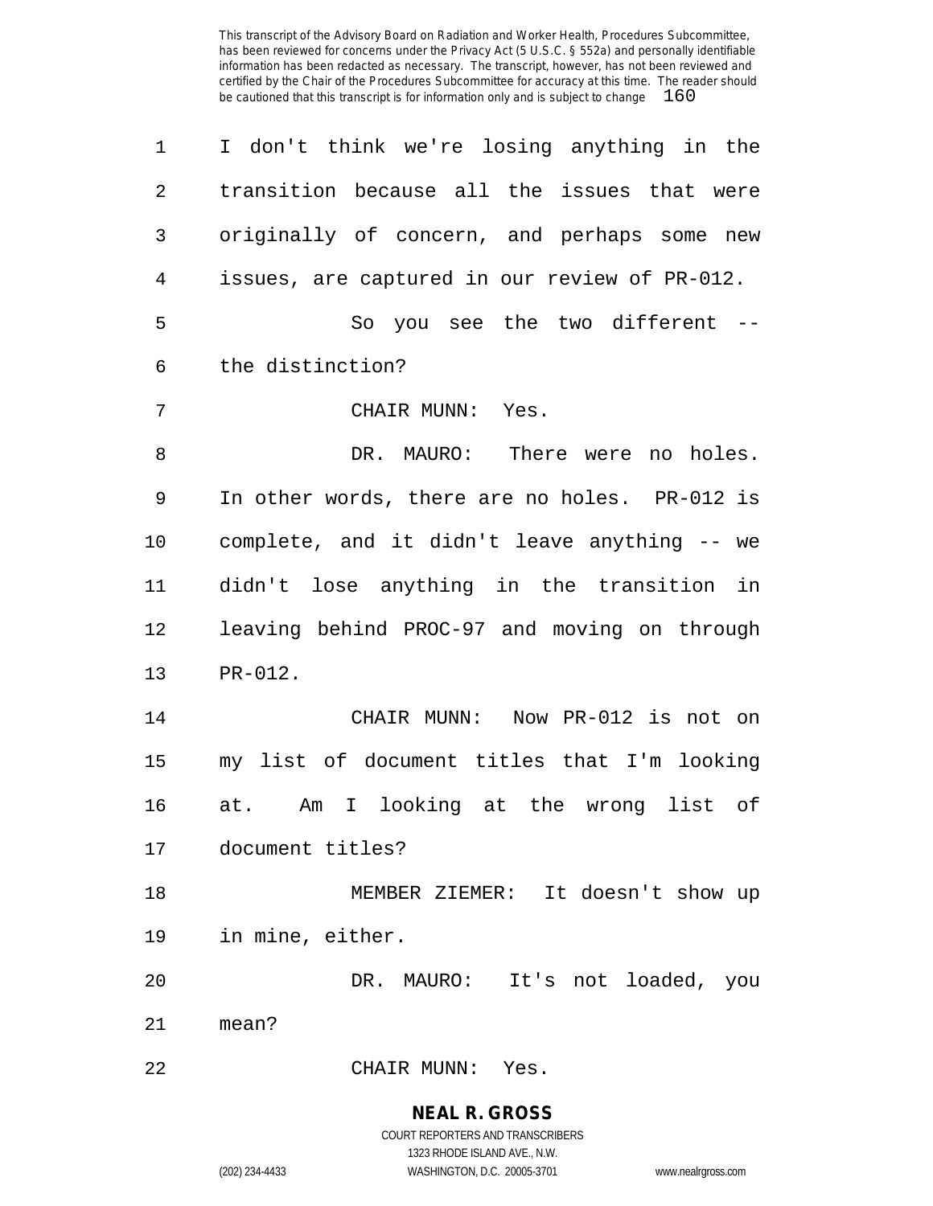I don't think we're losing anything in the transition because all the issues that were originally of concern, and perhaps some new issues, are captured in our review of PR-012.

So you see the two different -- the distinction?

CHAIR MUNN: Yes.

DR. MAURO: There were no holes. In other words, there are no holes. PR-012 is complete, and it didn't leave anything -- we didn't lose anything in the transition in leaving behind PROC-97 and moving on through PR-012.

CHAIR MUNN: Now PR-012 is not on my list of document titles that I'm looking at. Am I looking at the wrong list of document titles?

MEMBER ZIEMER: It doesn't show up in mine, either.

DR. MAURO: It's not loaded, you mean?

CHAIR MUNN: Yes.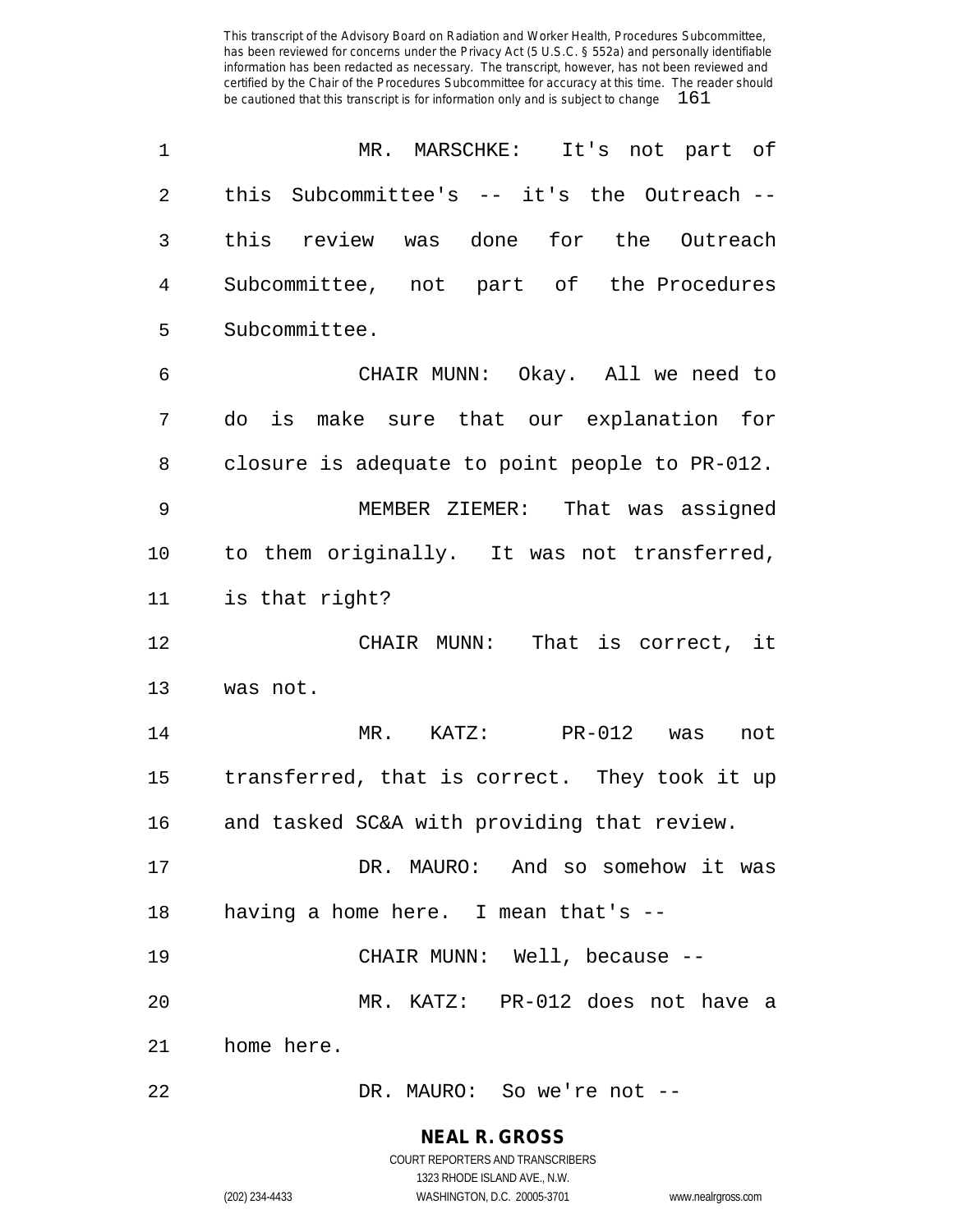MR. MARSCHKE: It's not part of this Subcommittee's -- it's the Outreach -- this review was done for the Outreach Subcommittee, not part of the Procedures Subcommittee.

CHAIR MUNN: Okay. All we need to do is make sure that our explanation for closure is adequate to point people to PR-012.

MEMBER ZIEMER: That was assigned to them originally. It was not transferred, is that right?

CHAIR MUNN: That is correct, it was not.

MR. KATZ: PR-012 was not transferred, that is correct. They took it up and tasked SC&A with providing that review.

DR. MAURO: And so somehow it was having a home here. I mean that's --

CHAIR MUNN: Well, because --

MR. KATZ: PR-012 does not have a home here.

DR. MAURO: So we're not --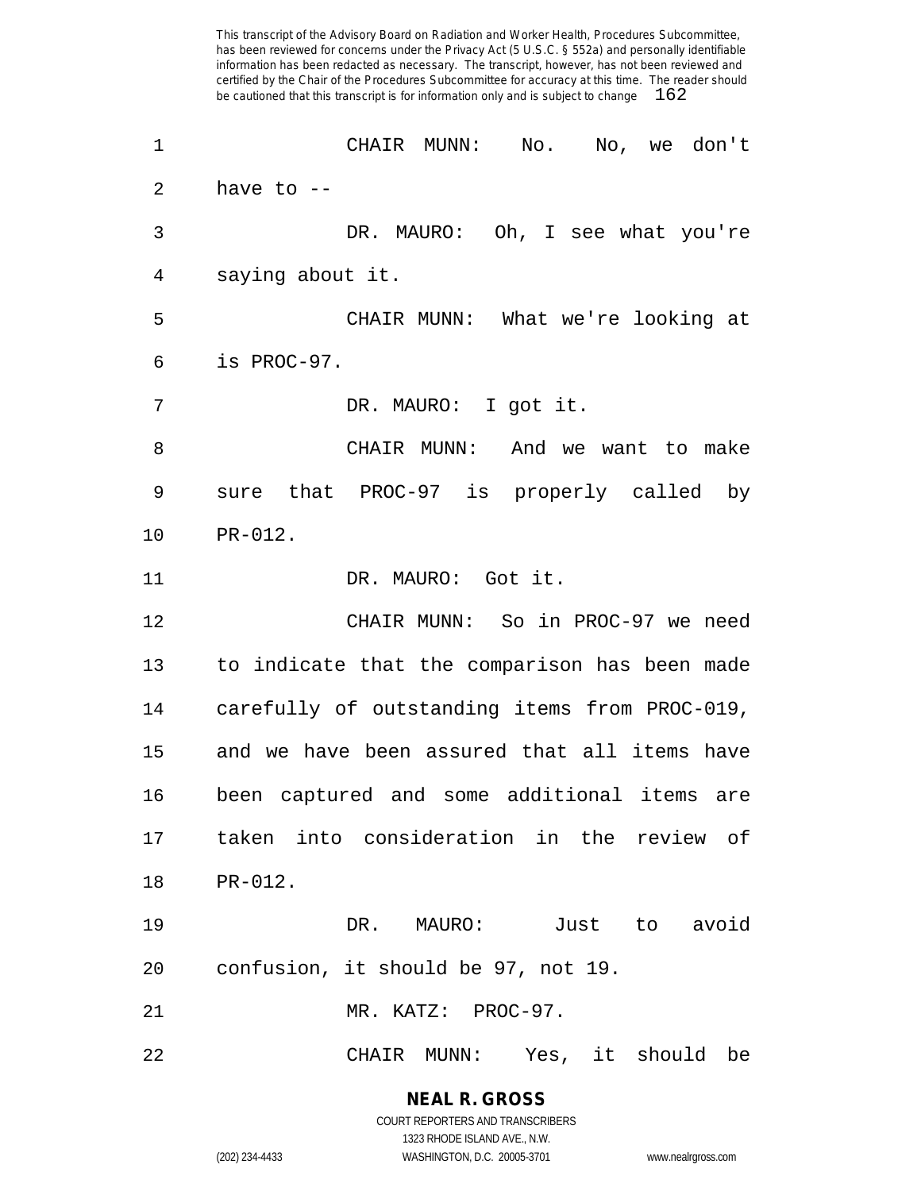CHAIR MUNN: No. No, we don't have to --

DR. MAURO: Oh, I see what you're saying about it.

CHAIR MUNN: What we're looking at is PROC-97.

DR. MAURO: I got it.

CHAIR MUNN: And we want to make sure that PROC-97 is properly called by PR-012.

DR. MAURO: Got it.

CHAIR MUNN: So in PROC-97 we need to indicate that the comparison has been made carefully of outstanding items from PROC-019, and we have been assured that all items have been captured and some additional items are taken into consideration in the review of PR-012.

DR. MAURO: Just to avoid confusion, it should be 97, not 19.

MR. KATZ: PROC-97.

CHAIR MUNN: Yes, it should be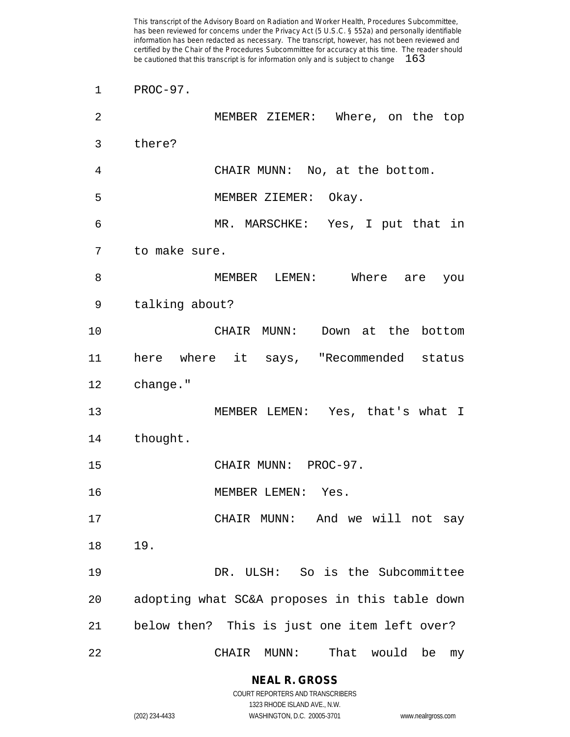PROC-97.

MEMBER ZIEMER: Where, on the top there?

CHAIR MUNN: No, at the bottom.

MEMBER ZIEMER: Okay.

MR. MARSCHKE: Yes, I put that in to make sure.

MEMBER LEMEN: Where are you talking about?

CHAIR MUNN: Down at the bottom here where it says, "Recommended status change."

MEMBER LEMEN: Yes, that's what I thought.

CHAIR MUNN: PROC-97.

MEMBER LEMEN: Yes.

CHAIR MUNN: And we will not say 19.

DR. ULSH: So is the Subcommittee adopting what SC&A proposes in this table down below then? This is just one item left over?

CHAIR MUNN: That would be my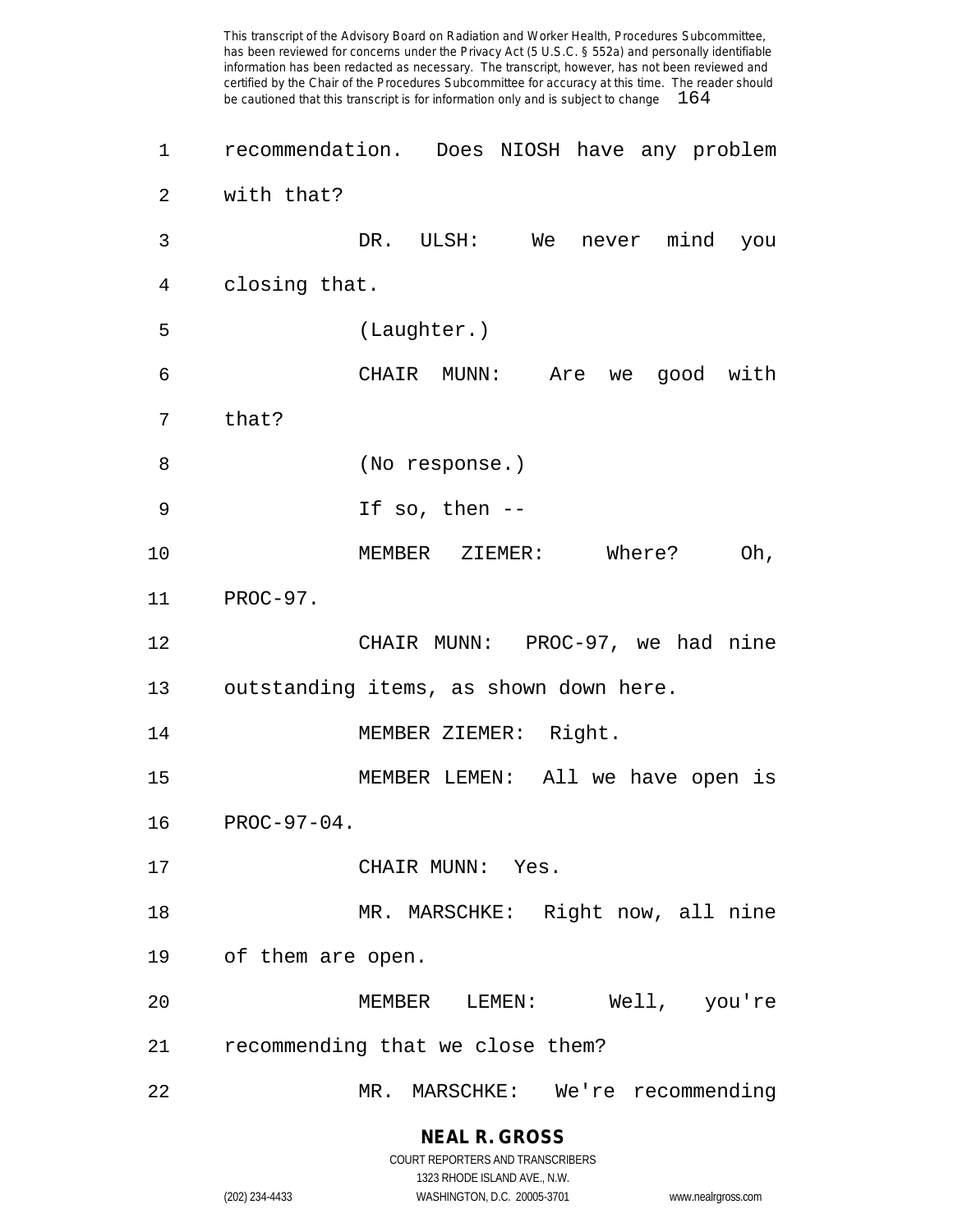recommendation. Does NIOSH have any problem with that?

DR. ULSH: We never mind you closing that.

(Laughter.)

CHAIR MUNN: Are we good with that?

(No response.)

If so, then --

MEMBER ZIEMER: Where? Oh, PROC-97.

CHAIR MUNN: PROC-97, we had nine outstanding items, as shown down here.

MEMBER ZIEMER: Right.

MEMBER LEMEN: All we have open is PROC-97-04.

CHAIR MUNN: Yes.

MR. MARSCHKE: Right now, all nine of them are open.

MEMBER LEMEN: Well, you're recommending that we close them?

MR. MARSCHKE: We're recommending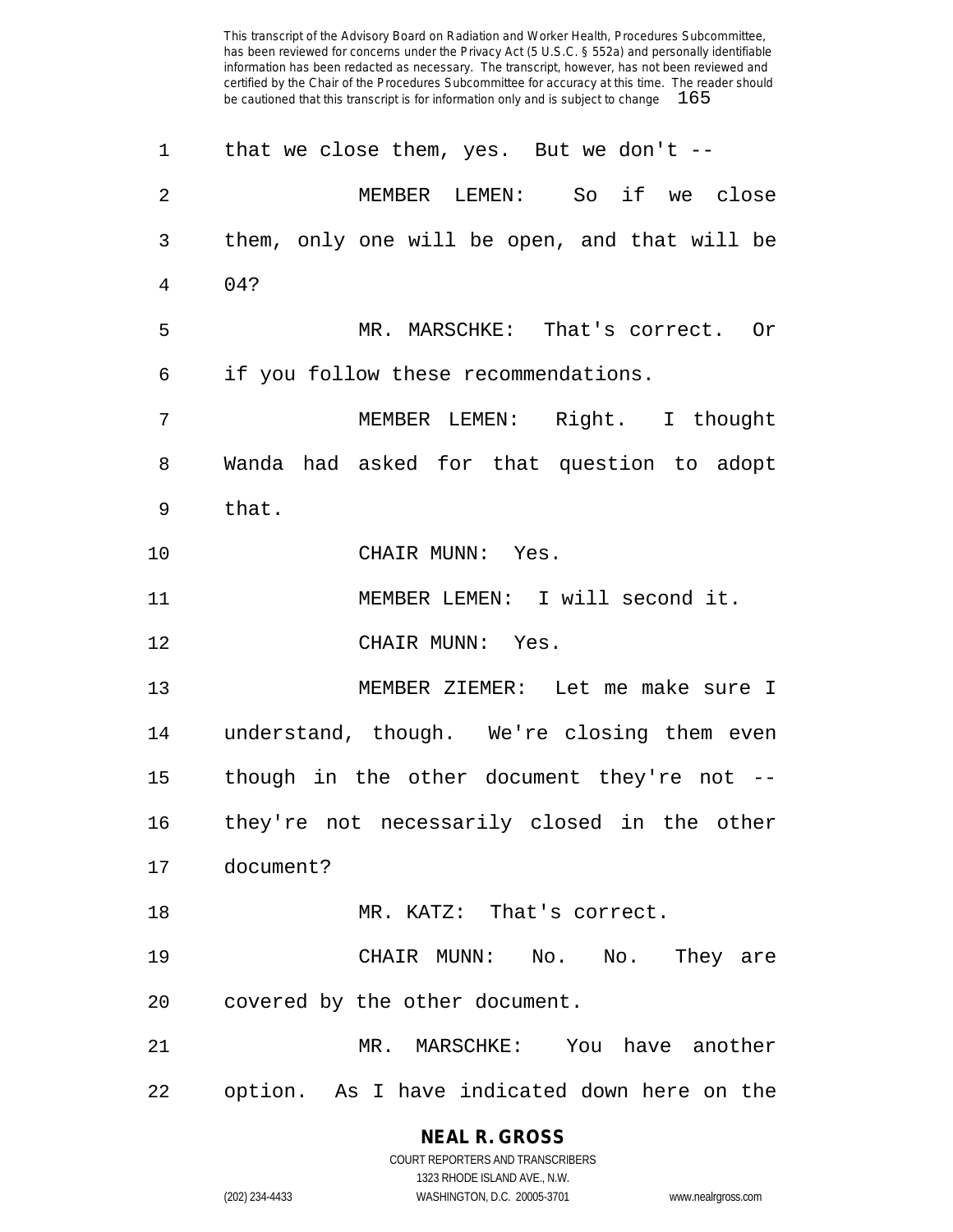that we close them, yes. But we don't --

MEMBER LEMEN: So if we close them, only one will be open, and that will be 04?

MR. MARSCHKE: That's correct. Or if you follow these recommendations.

MEMBER LEMEN: Right. I thought Wanda had asked for that question to adopt that.

CHAIR MUNN: Yes.

MEMBER LEMEN: I will second it.

CHAIR MUNN: Yes.

MEMBER ZIEMER: Let me make sure I understand, though. We're closing them even though in the other document they're not -- they're not necessarily closed in the other document?

MR. KATZ: That's correct.

CHAIR MUNN: No. No. They are covered by the other document.

MR. MARSCHKE: You have another option. As I have indicated down here on the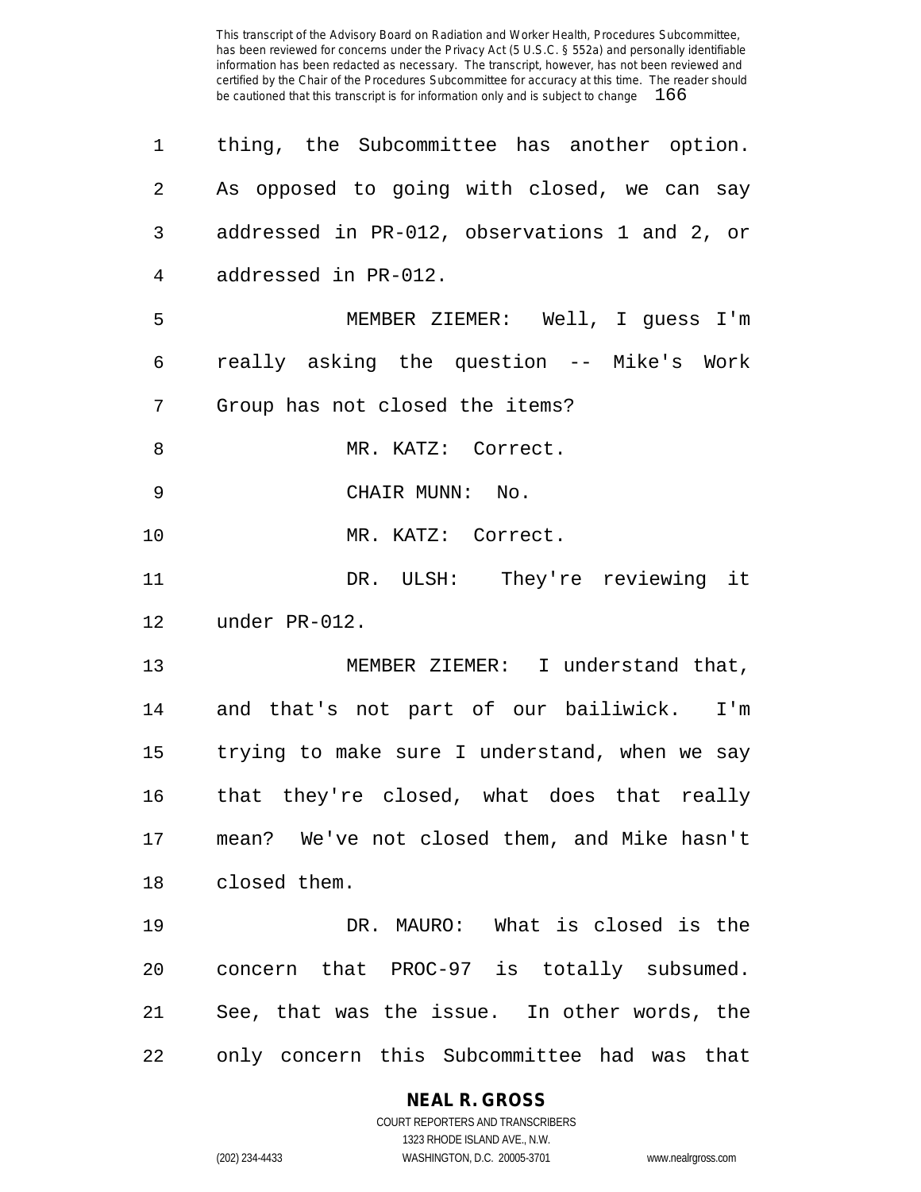thing, the Subcommittee has another option. As opposed to going with closed, we can say addressed in PR-012, observations 1 and 2, or addressed in PR-012.

MEMBER ZIEMER: Well, I guess I'm really asking the question -- Mike's Work Group has not closed the items?

MR. KATZ: Correct.

CHAIR MUNN: No.

MR. KATZ: Correct.

DR. ULSH: They're reviewing it under PR-012.

MEMBER ZIEMER: I understand that, and that's not part of our bailiwick. I'm trying to make sure I understand, when we say that they're closed, what does that really mean? We've not closed them, and Mike hasn't closed them.

DR. MAURO: What is closed is the concern that PROC-97 is totally subsumed. See, that was the issue. In other words, the only concern this Subcommittee had was that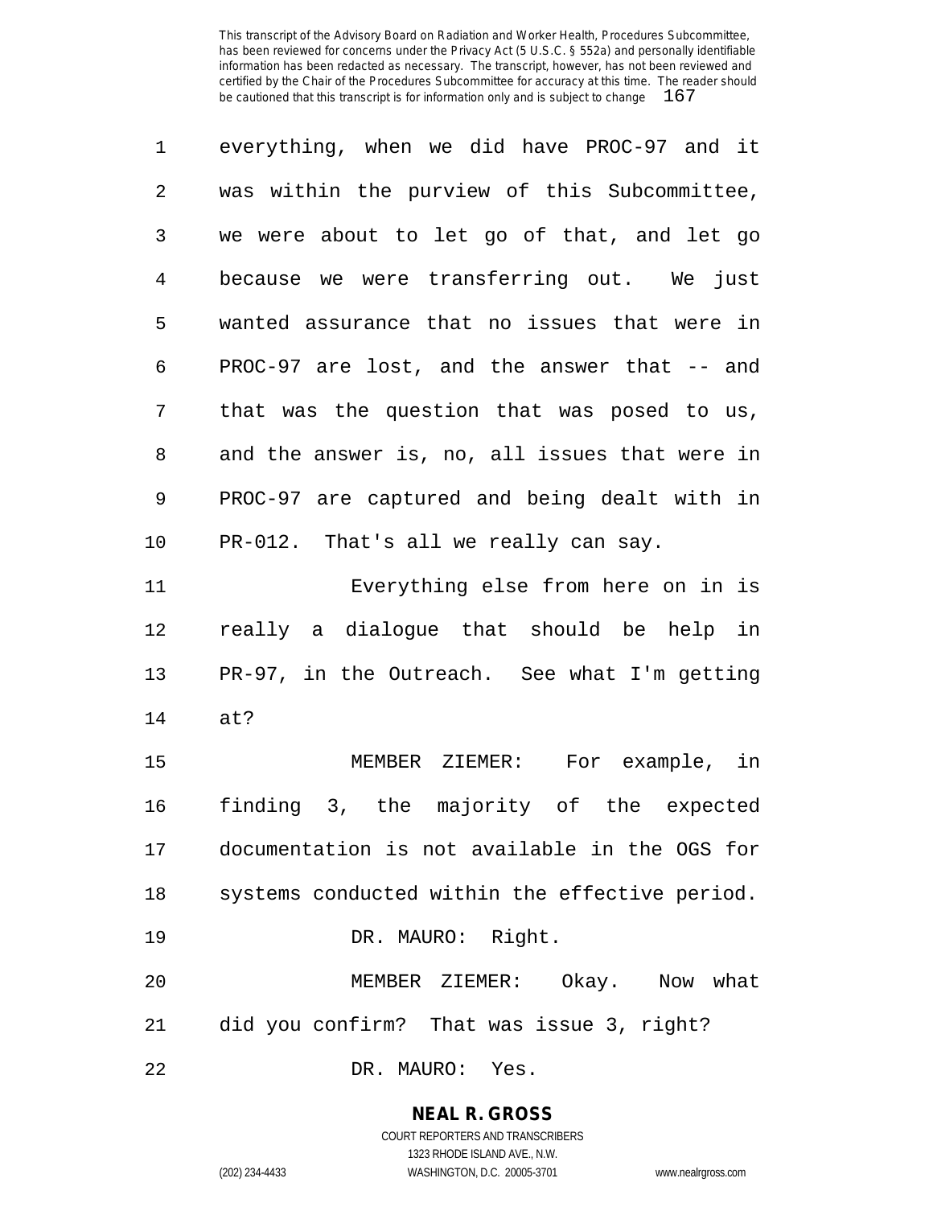everything, when we did have PROC-97 and it was within the purview of this Subcommittee, we were about to let go of that, and let go because we were transferring out. We just wanted assurance that no issues that were in PROC-97 are lost, and the answer that -- and that was the question that was posed to us, and the answer is, no, all issues that were in PROC-97 are captured and being dealt with in PR-012. That's all we really can say.

Everything else from here on in is really a dialogue that should be help in PR-97, in the Outreach. See what I'm getting at?

MEMBER ZIEMER: For example, in finding 3, the majority of the expected documentation is not available in the OGS for systems conducted within the effective period.

DR. MAURO: Right.

MEMBER ZIEMER: Okay. Now what did you confirm? That was issue 3, right?

DR. MAURO: Yes.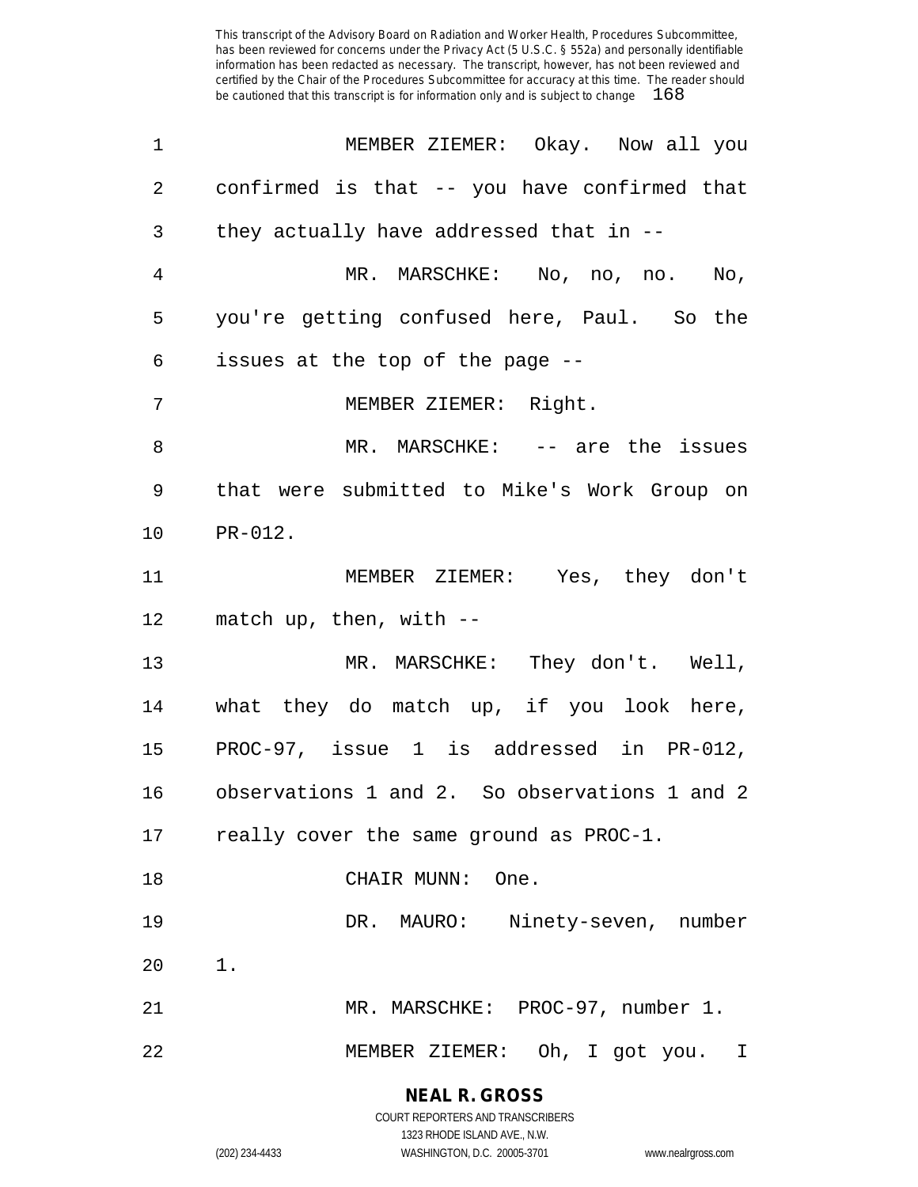MEMBER ZIEMER: Okay. Now all you confirmed is that -- you have confirmed that they actually have addressed that in --

MR. MARSCHKE: No, no, no. No, you're getting confused here, Paul. So the issues at the top of the page --

MEMBER ZIEMER: Right.

MR. MARSCHKE: -- are the issues that were submitted to Mike's Work Group on PR-012.

MEMBER ZIEMER: Yes, they don't match up, then, with --

MR. MARSCHKE: They don't. Well, what they do match up, if you look here, PROC-97, issue 1 is addressed in PR-012, observations 1 and 2. So observations 1 and 2 really cover the same ground as PROC-1.

CHAIR MUNN: One.

DR. MAURO: Ninety-seven, number 1.

MR. MARSCHKE: PROC-97, number 1.

MEMBER ZIEMER: Oh, I got you. I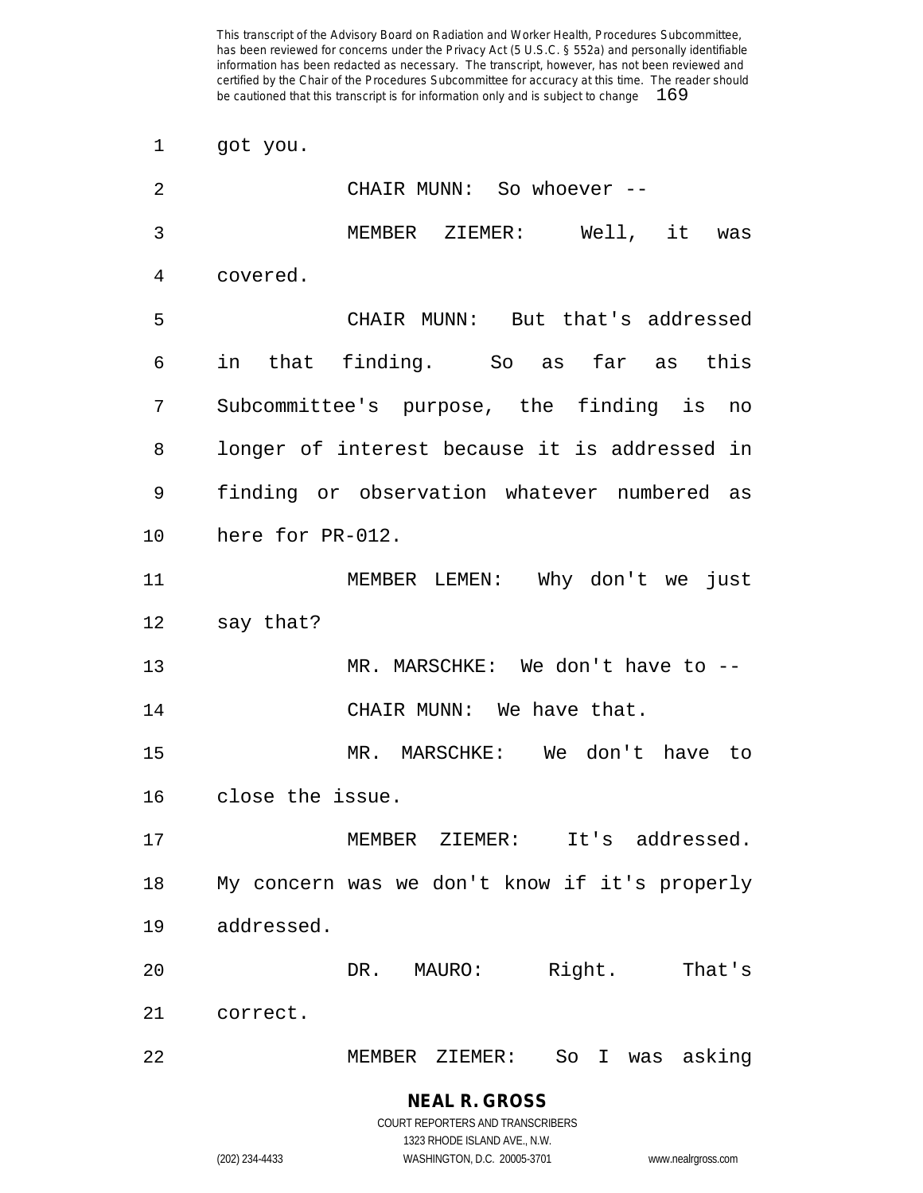got you.

CHAIR MUNN: So whoever --

MEMBER ZIEMER: Well, it was covered.

CHAIR MUNN: But that's addressed in that finding. So as far as this Subcommittee's purpose, the finding is no longer of interest because it is addressed in finding or observation whatever numbered as here for PR-012.

MEMBER LEMEN: Why don't we just say that?

MR. MARSCHKE: We don't have to --

CHAIR MUNN: We have that.

MR. MARSCHKE: We don't have to close the issue.

MEMBER ZIEMER: It's addressed. My concern was we don't know if it's properly addressed.

DR. MAURO: Right. That's correct.

MEMBER ZIEMER: So I was asking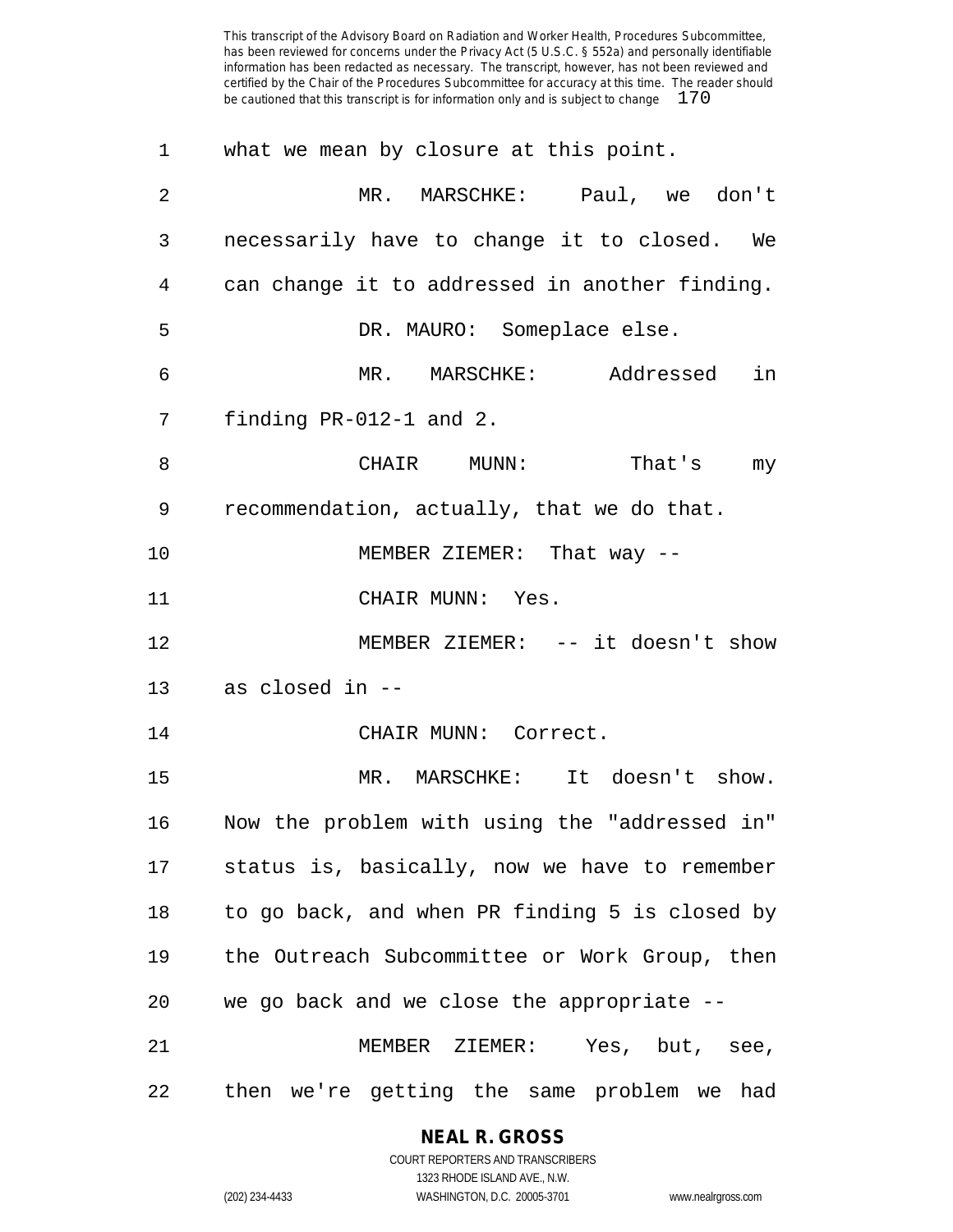what we mean by closure at this point.

MR. MARSCHKE: Paul, we don't necessarily have to change it to closed. We can change it to addressed in another finding.

DR. MAURO: Someplace else.

MR. MARSCHKE: Addressed in finding PR-012-1 and 2.

CHAIR MUNN: That's my recommendation, actually, that we do that.

MEMBER ZIEMER: That way --

CHAIR MUNN: Yes.

MEMBER ZIEMER: -- it doesn't show as closed in --

CHAIR MUNN: Correct.

MR. MARSCHKE: It doesn't show. Now the problem with using the "addressed in" status is, basically, now we have to remember to go back, and when PR finding 5 is closed by the Outreach Subcommittee or Work Group, then we go back and we close the appropriate --

MEMBER ZIEMER: Yes, but, see, then we're getting the same problem we had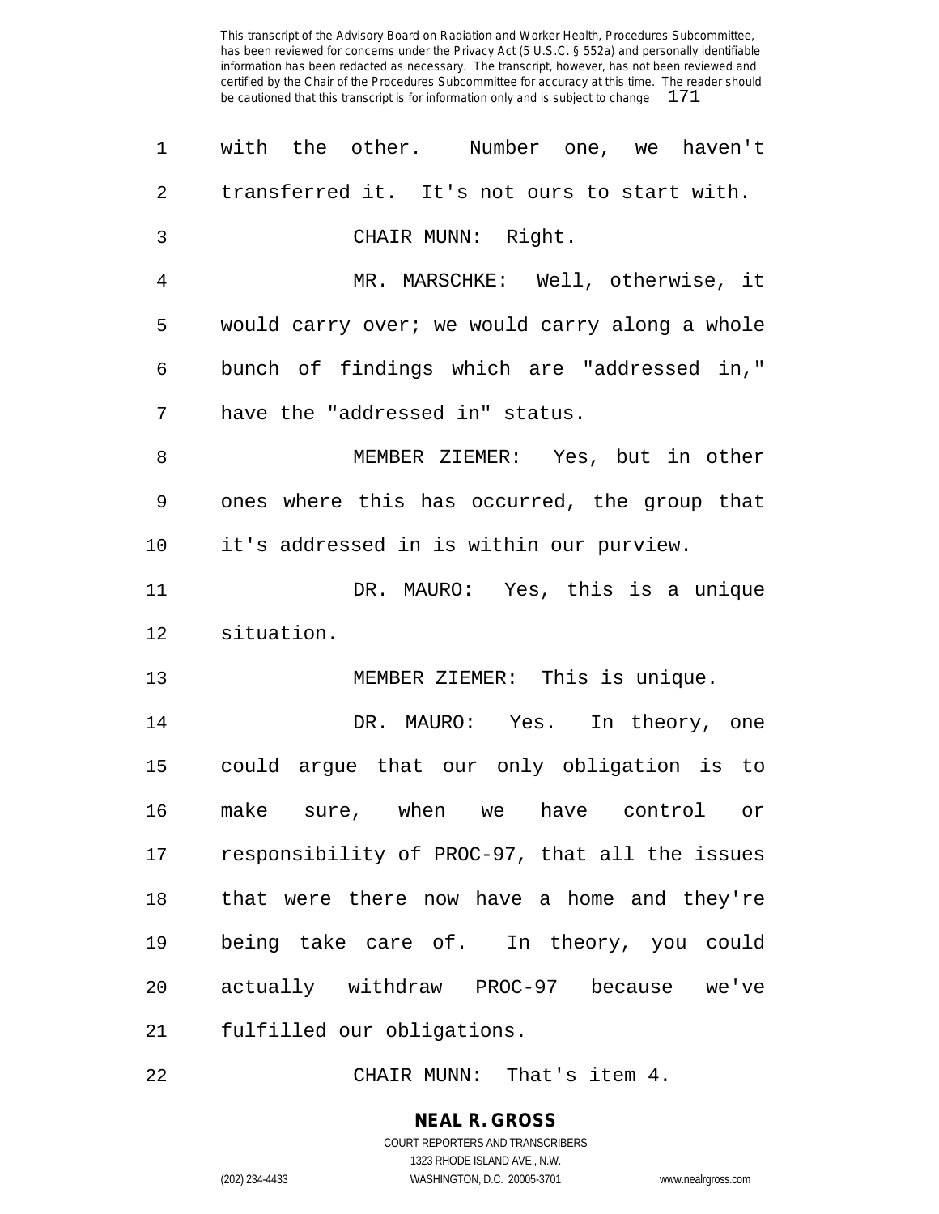with the other. Number one, we haven't transferred it. It's not ours to start with.

CHAIR MUNN: Right.

MR. MARSCHKE: Well, otherwise, it would carry over; we would carry along a whole bunch of findings which are "addressed in," have the "addressed in" status.

MEMBER ZIEMER: Yes, but in other ones where this has occurred, the group that it's addressed in is within our purview.

DR. MAURO: Yes, this is a unique situation.

MEMBER ZIEMER: This is unique.

DR. MAURO: Yes. In theory, one could argue that our only obligation is to make sure, when we have control or responsibility of PROC-97, that all the issues that were there now have a home and they're being take care of. In theory, you could actually withdraw PROC-97 because we've fulfilled our obligations.

CHAIR MUNN: That's item 4.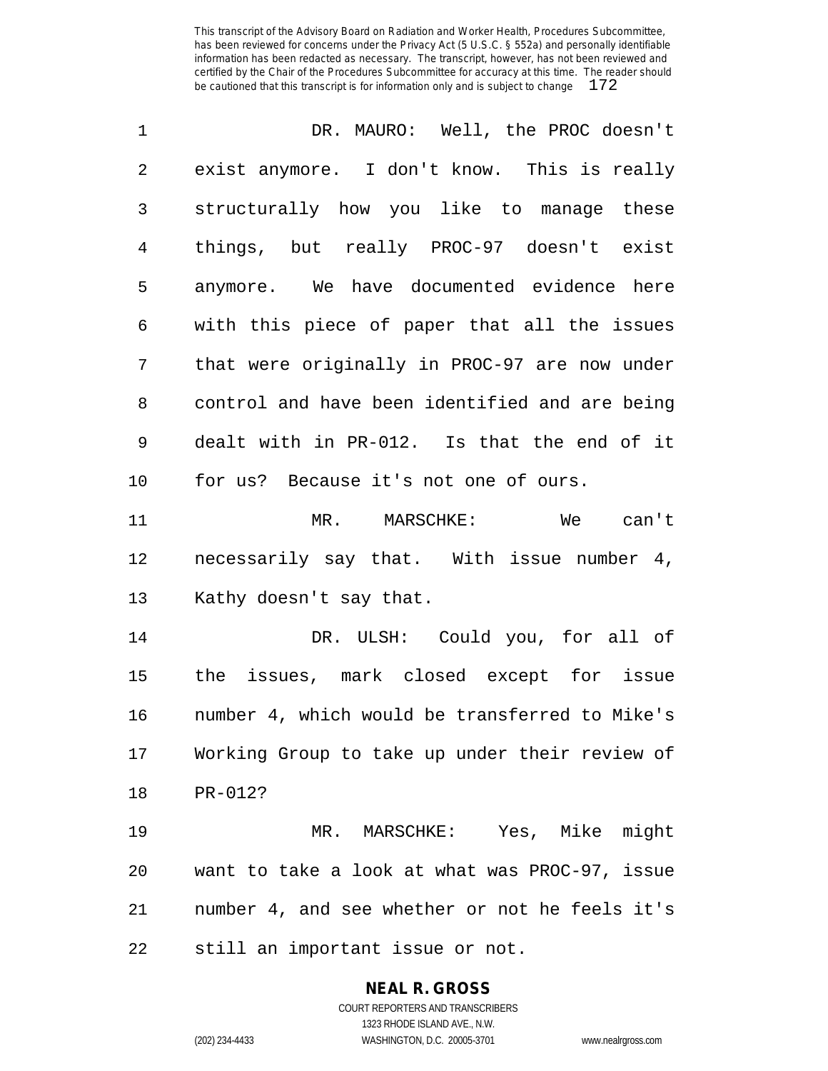DR. MAURO: Well, the PROC doesn't exist anymore. I don't know. This is really structurally how you like to manage these things, but really PROC-97 doesn't exist anymore. We have documented evidence here with this piece of paper that all the issues that were originally in PROC-97 are now under control and have been identified and are being dealt with in PR-012. Is that the end of it for us? Because it's not one of ours.

MR. MARSCHKE: We can't necessarily say that. With issue number 4, Kathy doesn't say that.

DR. ULSH: Could you, for all of the issues, mark closed except for issue number 4, which would be transferred to Mike's Working Group to take up under their review of PR-012?

MR. MARSCHKE: Yes, Mike might want to take a look at what was PROC-97, issue number 4, and see whether or not he feels it's still an important issue or not.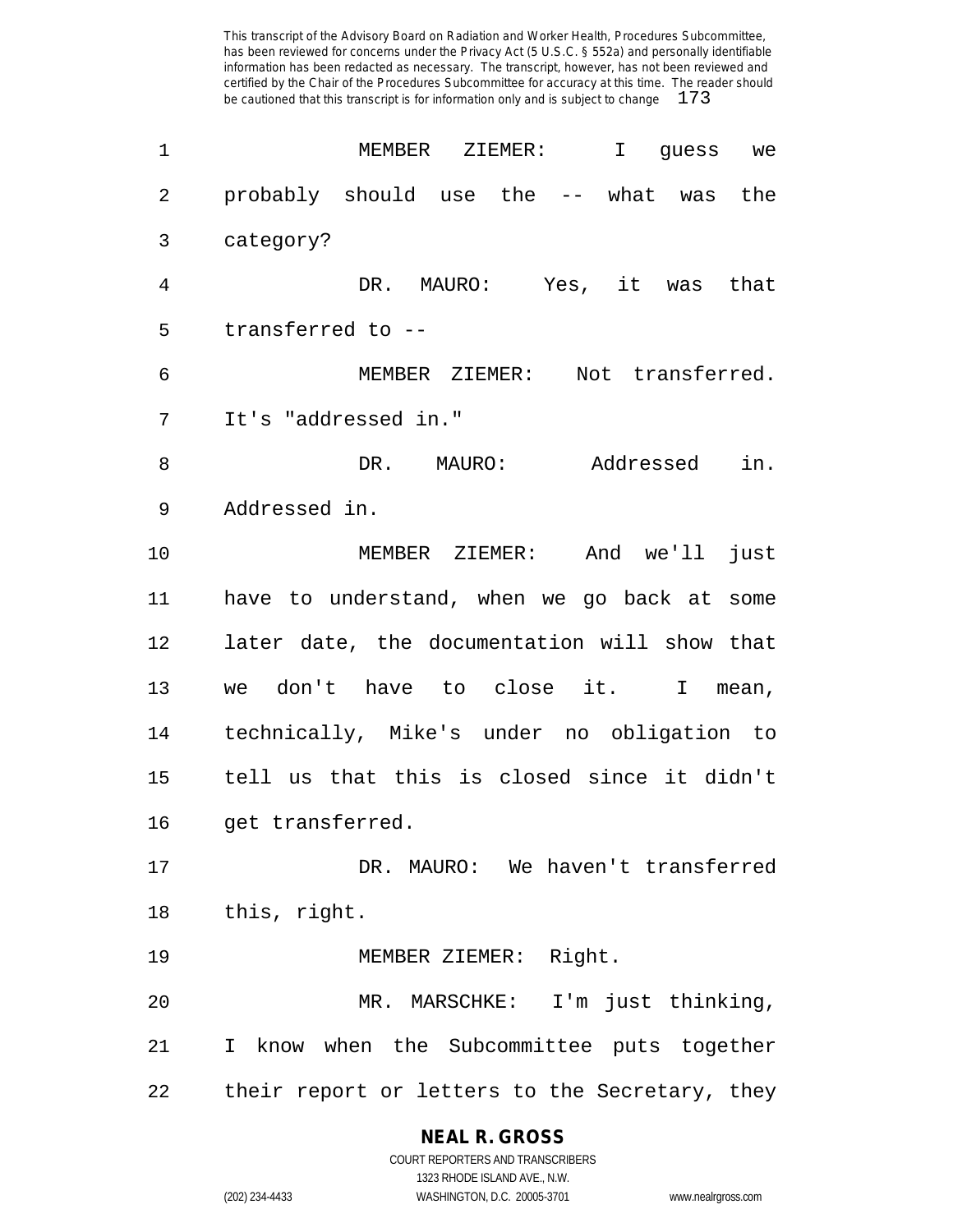MEMBER ZIEMER: I guess we probably should use the -- what was the category?

DR. MAURO: Yes, it was that transferred to --

MEMBER ZIEMER: Not transferred. It's "addressed in."

DR. MAURO: Addressed in. Addressed in.

MEMBER ZIEMER: And we'll just have to understand, when we go back at some later date, the documentation will show that we don't have to close it. I mean, technically, Mike's under no obligation to tell us that this is closed since it didn't get transferred.

DR. MAURO: We haven't transferred this, right.

MEMBER ZIEMER: Right.

MR. MARSCHKE: I'm just thinking, I know when the Subcommittee puts together their report or letters to the Secretary, they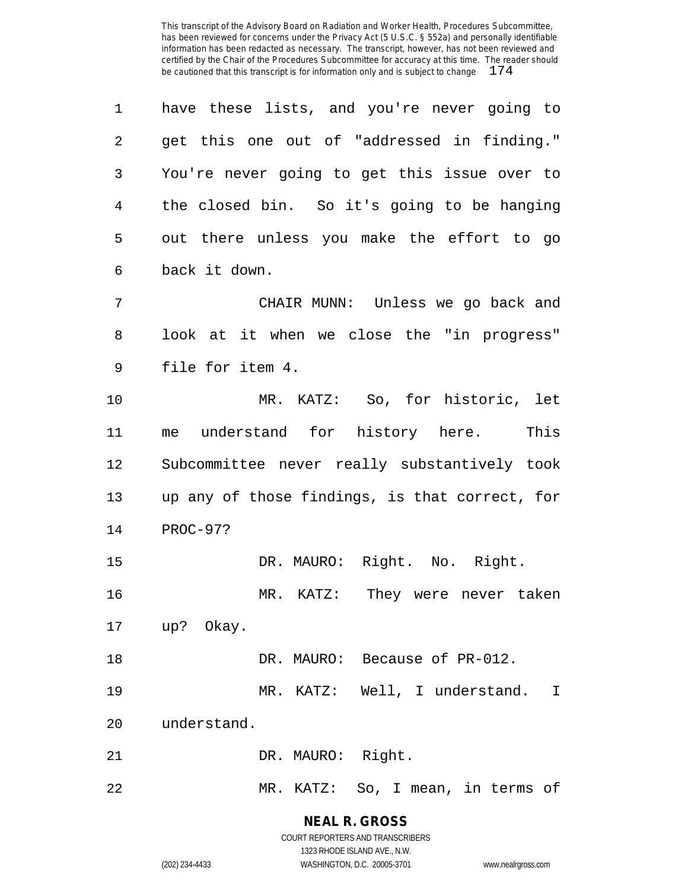have these lists, and you're never going to get this one out of "addressed in finding." You're never going to get this issue over to the closed bin. So it's going to be hanging out there unless you make the effort to go back it down.

CHAIR MUNN: Unless we go back and look at it when we close the "in progress" file for item 4.

MR. KATZ: So, for historic, let me understand for history here. This Subcommittee never really substantively took up any of those findings, is that correct, for PROC-97?

DR. MAURO: Right. No. Right.

MR. KATZ: They were never taken up? Okay.

DR. MAURO: Because of PR-012.

MR. KATZ: Well, I understand. I understand.

DR. MAURO: Right.

MR. KATZ: So, I mean, in terms of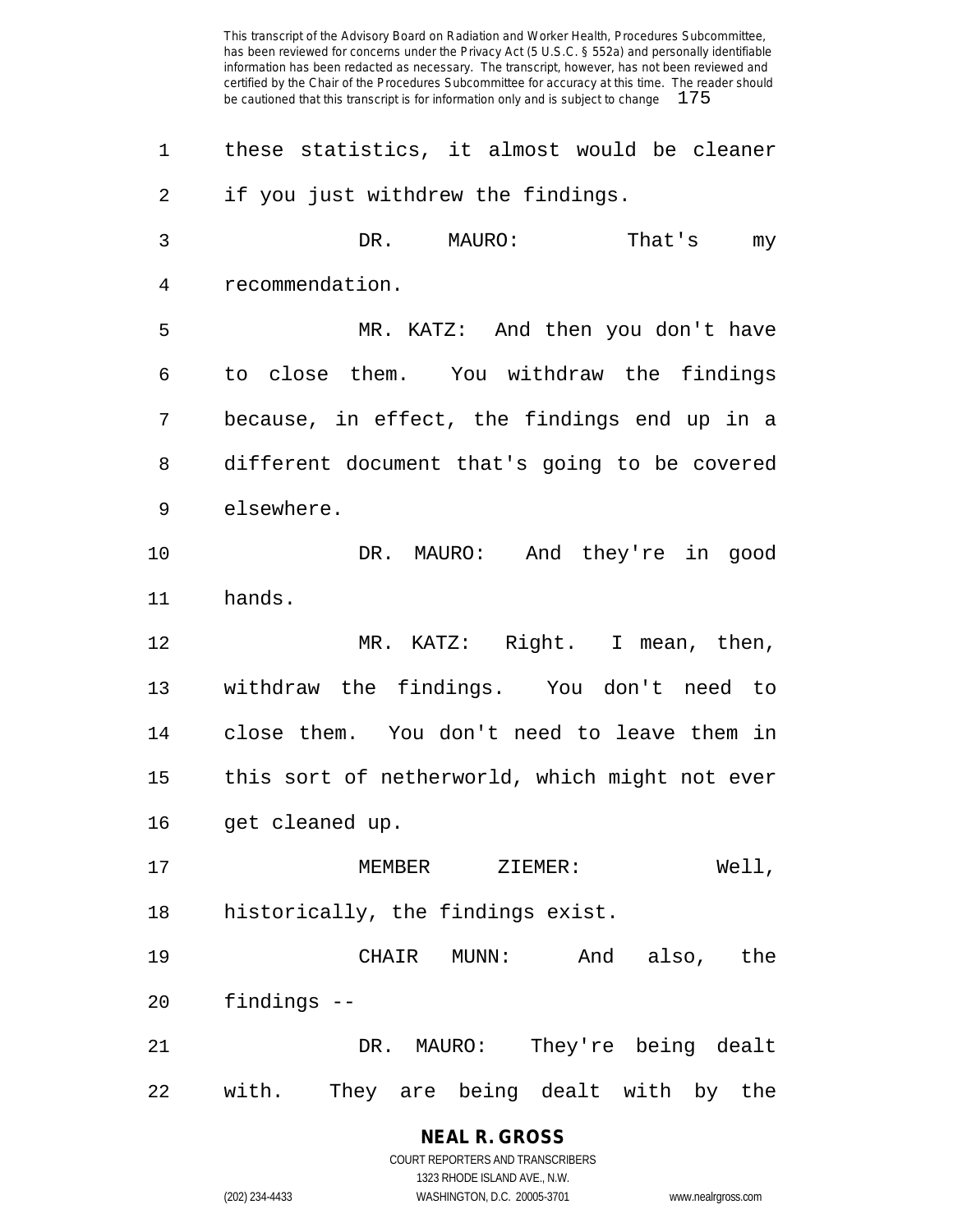these statistics, it almost would be cleaner if you just withdrew the findings.

DR. MAURO: That's my recommendation.

MR. KATZ: And then you don't have to close them. You withdraw the findings because, in effect, the findings end up in a different document that's going to be covered elsewhere.

DR. MAURO: And they're in good hands.

MR. KATZ: Right. I mean, then, withdraw the findings. You don't need to close them. You don't need to leave them in this sort of netherworld, which might not ever get cleaned up.

MEMBER ZIEMER: Well, historically, the findings exist.

CHAIR MUNN: And also, the findings --

DR. MAURO: They're being dealt with. They are being dealt with by the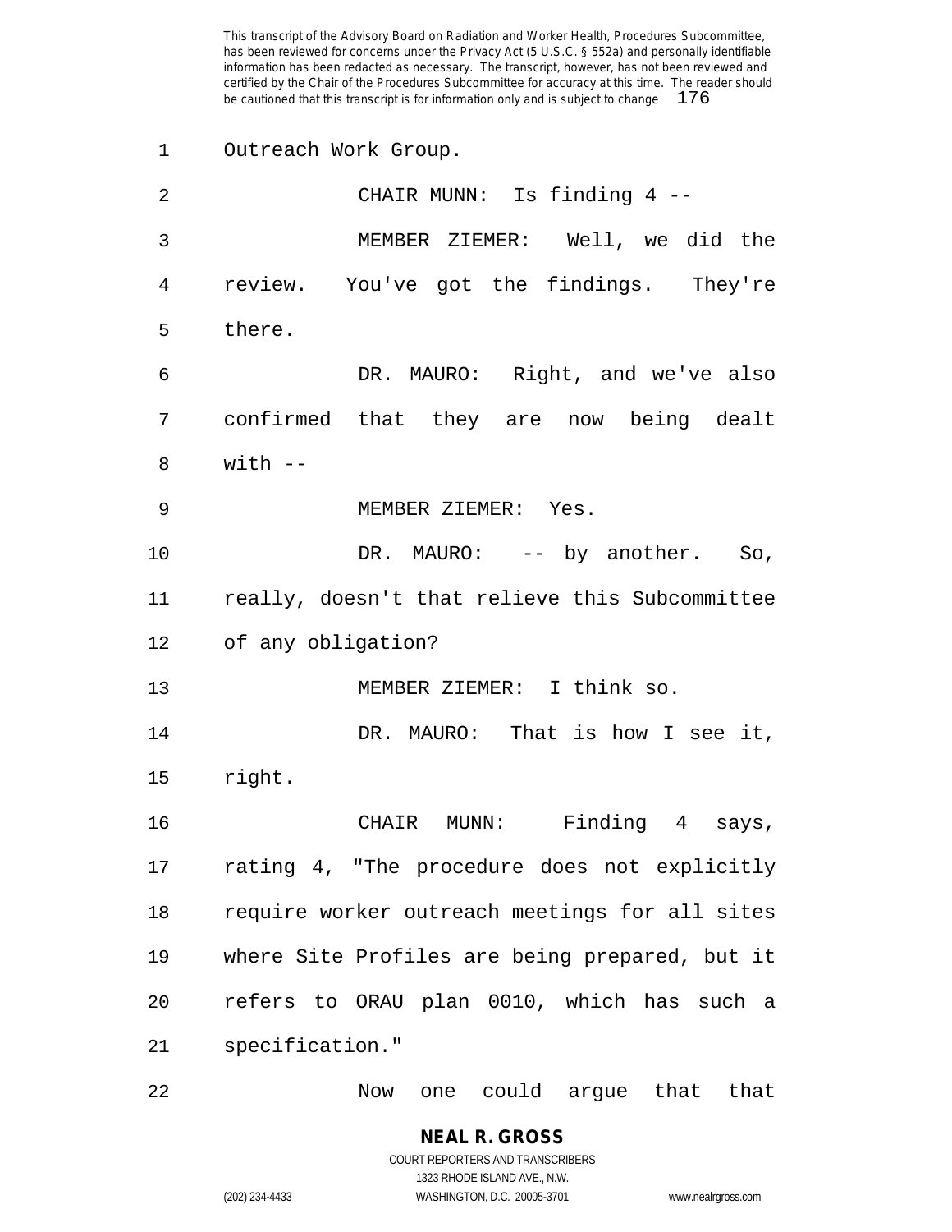Outreach Work Group.

CHAIR MUNN: Is finding 4 --

MEMBER ZIEMER: Well, we did the review. You've got the findings. They're there.

DR. MAURO: Right, and we've also confirmed that they are now being dealt with --

MEMBER ZIEMER: Yes.

DR. MAURO: -- by another. So, really, doesn't that relieve this Subcommittee of any obligation?

MEMBER ZIEMER: I think so.

DR. MAURO: That is how I see it, right.

CHAIR MUNN: Finding 4 says, rating 4, "The procedure does not explicitly require worker outreach meetings for all sites where Site Profiles are being prepared, but it refers to ORAU plan 0010, which has such a specification."

Now one could argue that that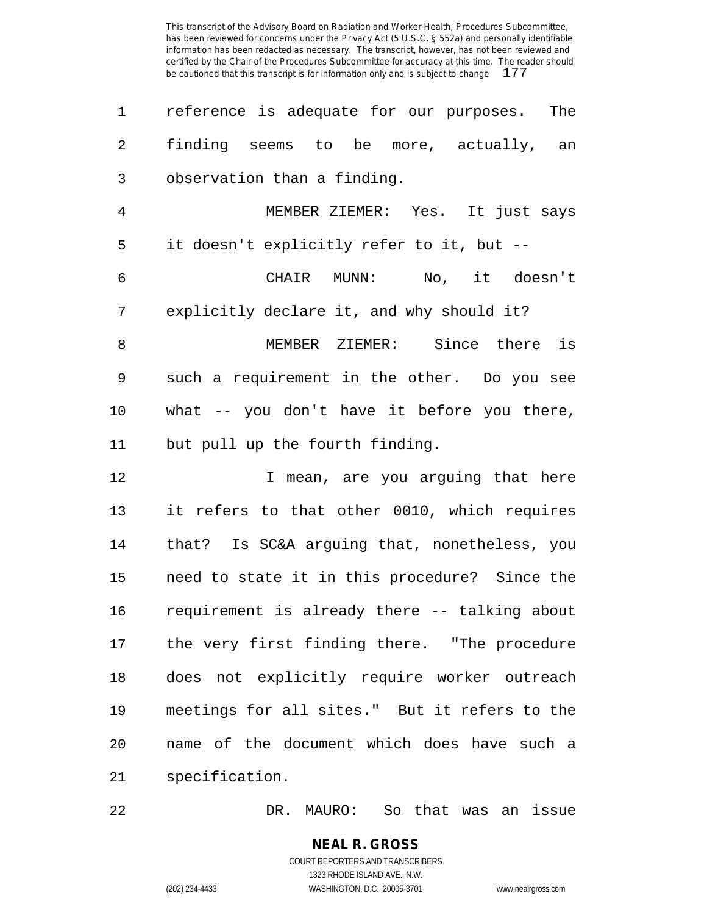reference is adequate for our purposes. The finding seems to be more, actually, an observation than a finding.

MEMBER ZIEMER: Yes. It just says it doesn't explicitly refer to it, but --

CHAIR MUNN: No, it doesn't explicitly declare it, and why should it?

MEMBER ZIEMER: Since there is such a requirement in the other. Do you see what -- you don't have it before you there, but pull up the fourth finding.

I mean, are you arguing that here it refers to that other 0010, which requires that? Is SC&A arguing that, nonetheless, you need to state it in this procedure? Since the requirement is already there -- talking about the very first finding there. "The procedure does not explicitly require worker outreach meetings for all sites." But it refers to the name of the document which does have such a specification.

DR. MAURO: So that was an issue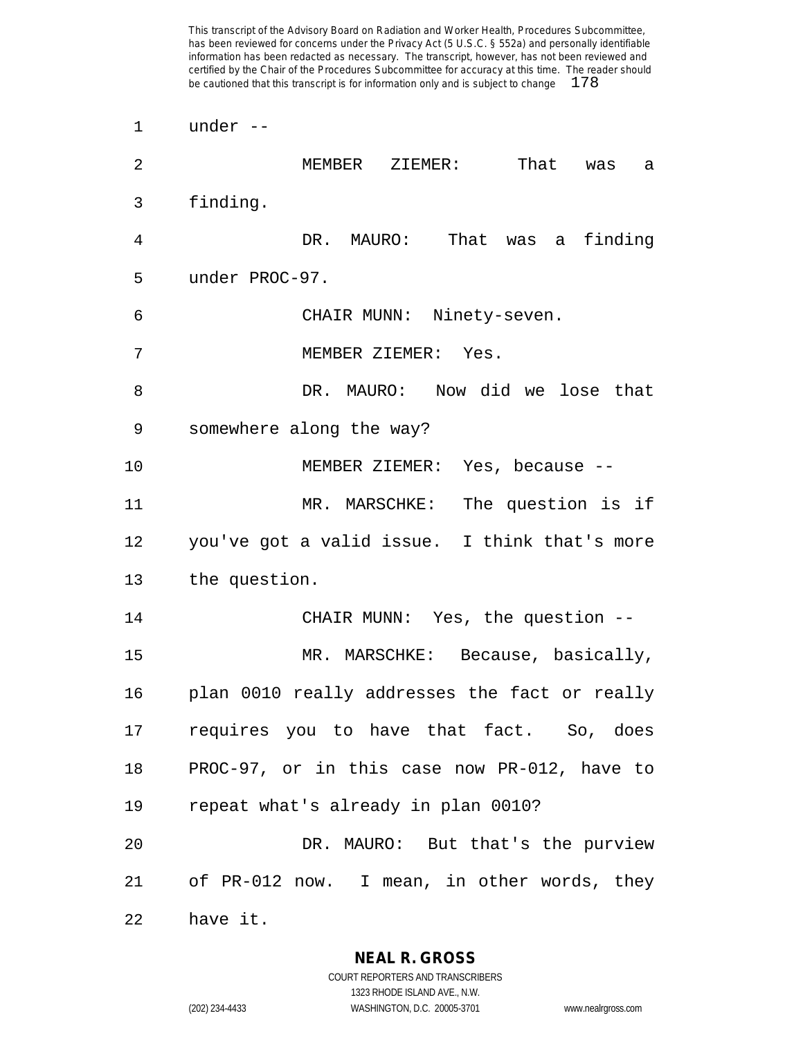under --

MEMBER ZIEMER: That was a finding.

DR. MAURO: That was a finding under PROC-97.

CHAIR MUNN: Ninety-seven.

MEMBER ZIEMER: Yes.

DR. MAURO: Now did we lose that somewhere along the way?

MEMBER ZIEMER: Yes, because --

MR. MARSCHKE: The question is if you've got a valid issue. I think that's more the question.

CHAIR MUNN: Yes, the question --

MR. MARSCHKE: Because, basically, plan 0010 really addresses the fact or really requires you to have that fact. So, does PROC-97, or in this case now PR-012, have to repeat what's already in plan 0010?

DR. MAURO: But that's the purview of PR-012 now. I mean, in other words, they have it.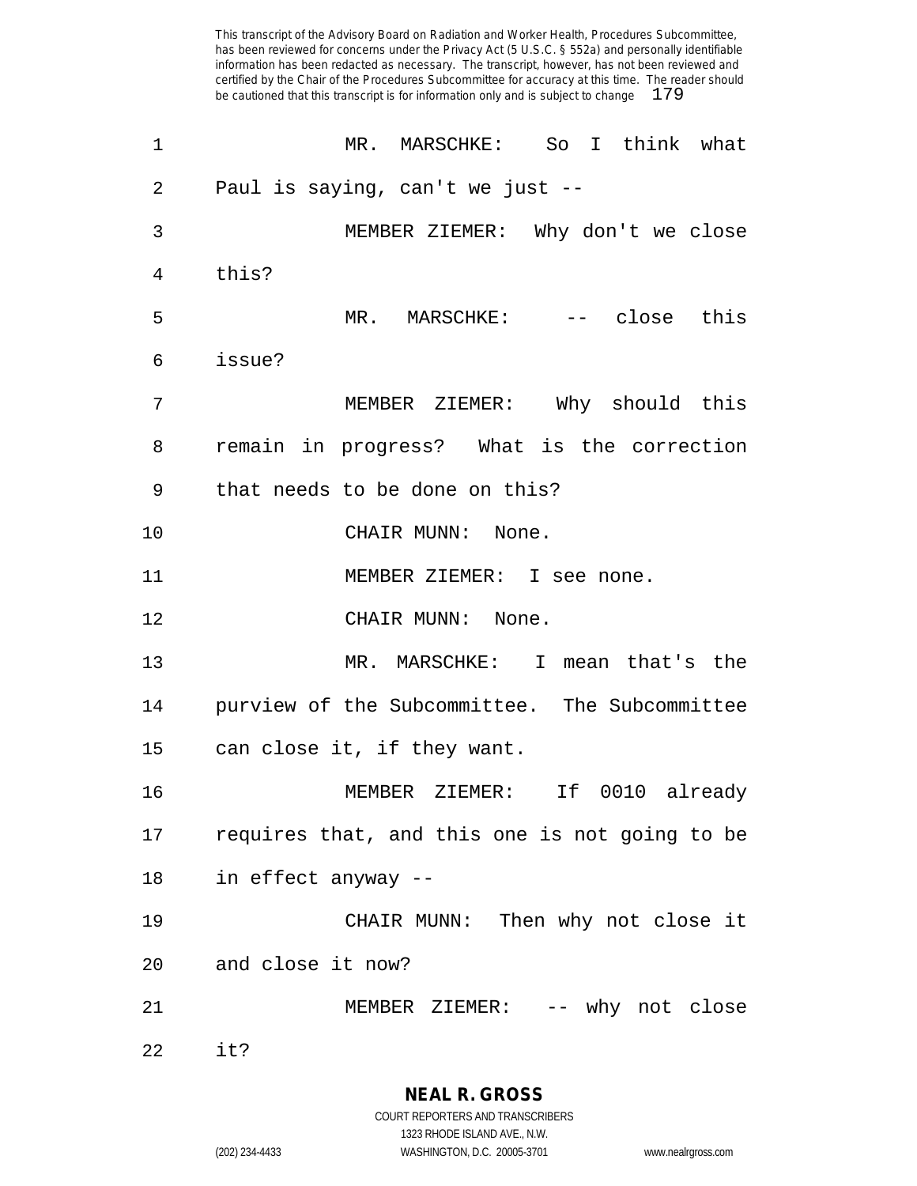MR. MARSCHKE: So I think what Paul is saying, can't we just --

MEMBER ZIEMER: Why don't we close this?

MR. MARSCHKE: -- close this issue?

MEMBER ZIEMER: Why should this remain in progress? What is the correction that needs to be done on this?

CHAIR MUNN: None.

MEMBER ZIEMER: I see none.

CHAIR MUNN: None.

MR. MARSCHKE: I mean that's the purview of the Subcommittee. The Subcommittee can close it, if they want.

MEMBER ZIEMER: If 0010 already requires that, and this one is not going to be in effect anyway --

CHAIR MUNN: Then why not close it and close it now?

MEMBER ZIEMER: -- why not close it?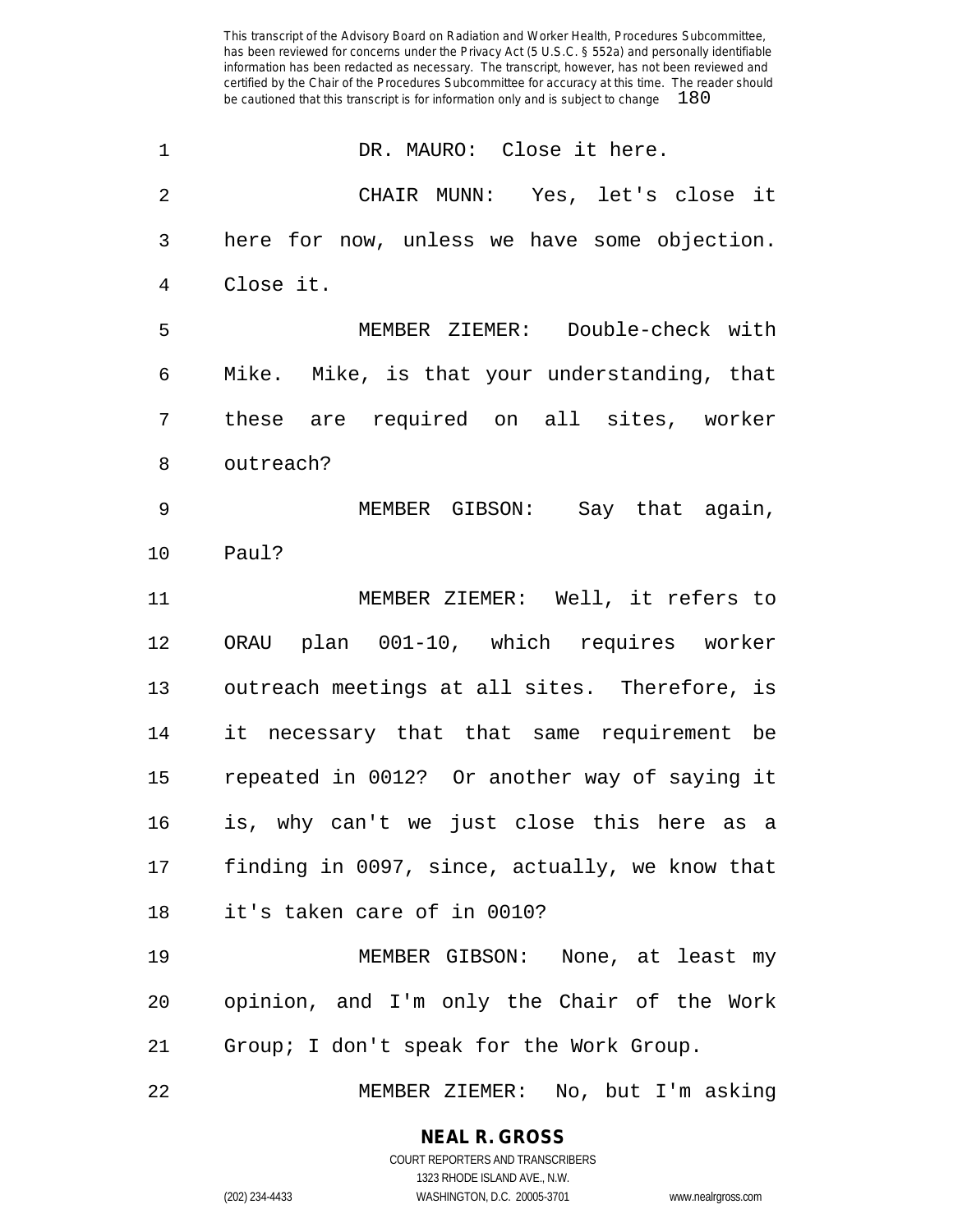DR. MAURO: Close it here.

CHAIR MUNN: Yes, let's close it here for now, unless we have some objection. Close it.

MEMBER ZIEMER: Double-check with Mike. Mike, is that your understanding, that these are required on all sites, worker outreach?

MEMBER GIBSON: Say that again, Paul?

MEMBER ZIEMER: Well, it refers to ORAU plan 001-10, which requires worker outreach meetings at all sites. Therefore, is it necessary that that same requirement be repeated in 0012? Or another way of saying it is, why can't we just close this here as a finding in 0097, since, actually, we know that it's taken care of in 0010?

MEMBER GIBSON: None, at least my opinion, and I'm only the Chair of the Work Group; I don't speak for the Work Group.

MEMBER ZIEMER: No, but I'm asking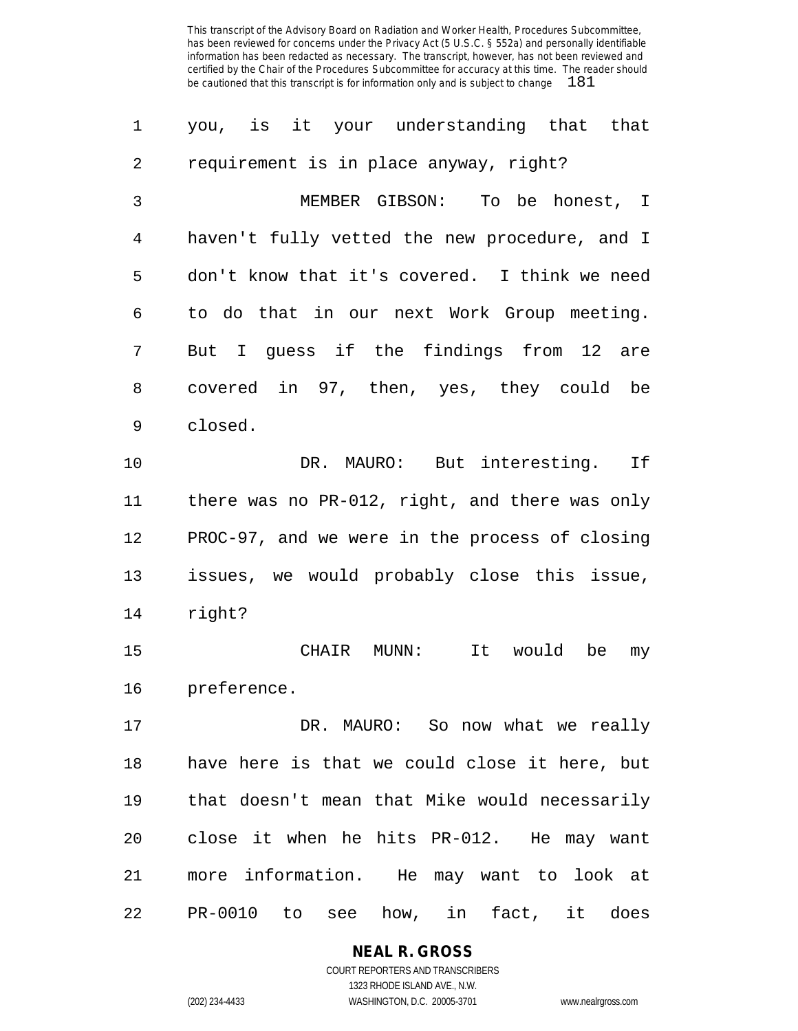you, is it your understanding that that requirement is in place anyway, right?

MEMBER GIBSON: To be honest, I haven't fully vetted the new procedure, and I don't know that it's covered. I think we need to do that in our next Work Group meeting. But I guess if the findings from 12 are covered in 97, then, yes, they could be closed.

DR. MAURO: But interesting. If there was no PR-012, right, and there was only PROC-97, and we were in the process of closing issues, we would probably close this issue, right?

CHAIR MUNN: It would be my preference.

DR. MAURO: So now what we really have here is that we could close it here, but that doesn't mean that Mike would necessarily close it when he hits PR-012. He may want more information. He may want to look at PR-0010 to see how, in fact, it does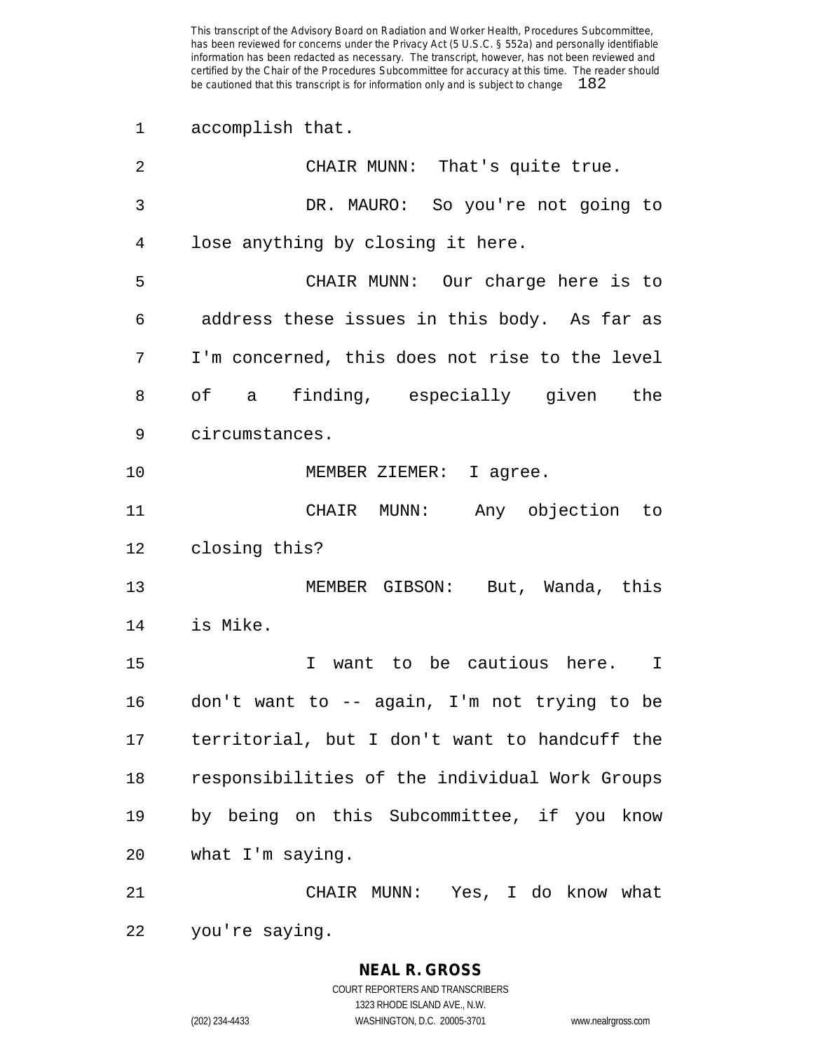accomplish that.

CHAIR MUNN: That's quite true.

DR. MAURO: So you're not going to lose anything by closing it here.

CHAIR MUNN: Our charge here is to address these issues in this body. As far as I'm concerned, this does not rise to the level of a finding, especially given the circumstances.

MEMBER ZIEMER: I agree.

CHAIR MUNN: Any objection to closing this?

MEMBER GIBSON: But, Wanda, this is Mike.

I want to be cautious here. I don't want to -- again, I'm not trying to be territorial, but I don't want to handcuff the responsibilities of the individual Work Groups by being on this Subcommittee, if you know what I'm saying.

CHAIR MUNN: Yes, I do know what you're saying.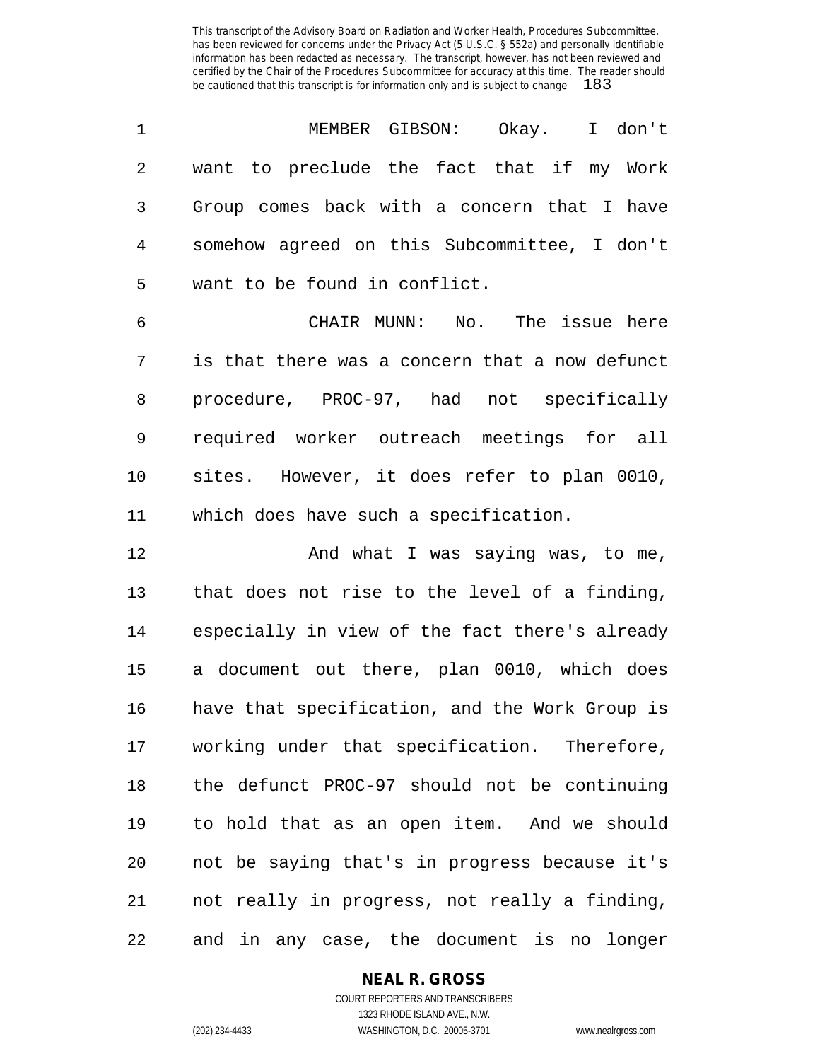MEMBER GIBSON: Okay. I don't want to preclude the fact that if my Work Group comes back with a concern that I have somehow agreed on this Subcommittee, I don't want to be found in conflict.

CHAIR MUNN: No. The issue here is that there was a concern that a now defunct procedure, PROC-97, had not specifically required worker outreach meetings for all sites. However, it does refer to plan 0010, which does have such a specification.

And what I was saying was, to me, that does not rise to the level of a finding, especially in view of the fact there's already a document out there, plan 0010, which does have that specification, and the Work Group is working under that specification. Therefore, the defunct PROC-97 should not be continuing to hold that as an open item. And we should not be saying that's in progress because it's not really in progress, not really a finding, and in any case, the document is no longer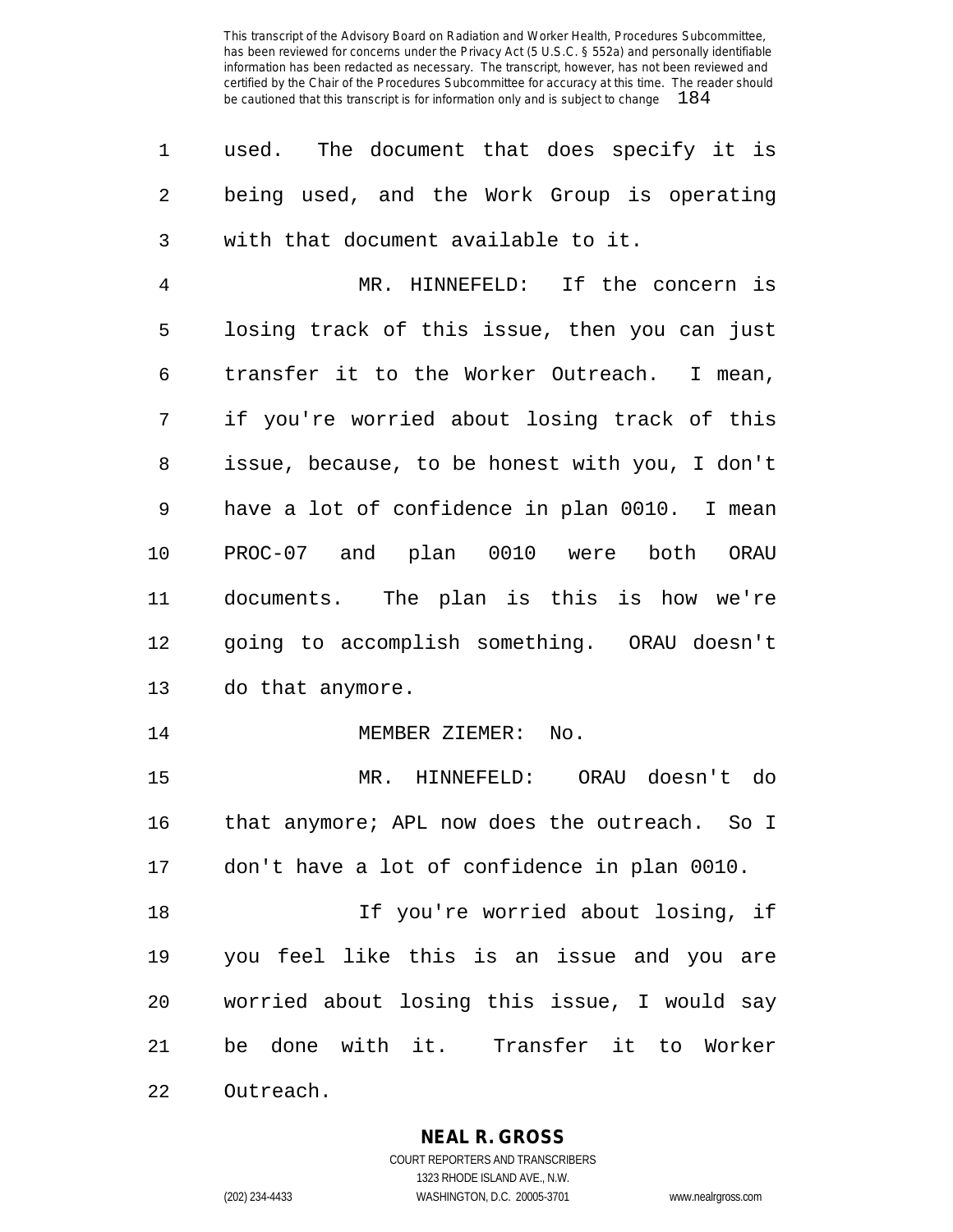used. The document that does specify it is being used, and the Work Group is operating with that document available to it.

MR. HINNEFELD: If the concern is losing track of this issue, then you can just transfer it to the Worker Outreach. I mean, if you're worried about losing track of this issue, because, to be honest with you, I don't have a lot of confidence in plan 0010. I mean PROC-07 and plan 0010 were both ORAU documents. The plan is this is how we're going to accomplish something. ORAU doesn't do that anymore.

MEMBER ZIEMER: No.

MR. HINNEFELD: ORAU doesn't do that anymore; APL now does the outreach. So I don't have a lot of confidence in plan 0010.

If you're worried about losing, if you feel like this is an issue and you are worried about losing this issue, I would say be done with it. Transfer it to Worker Outreach.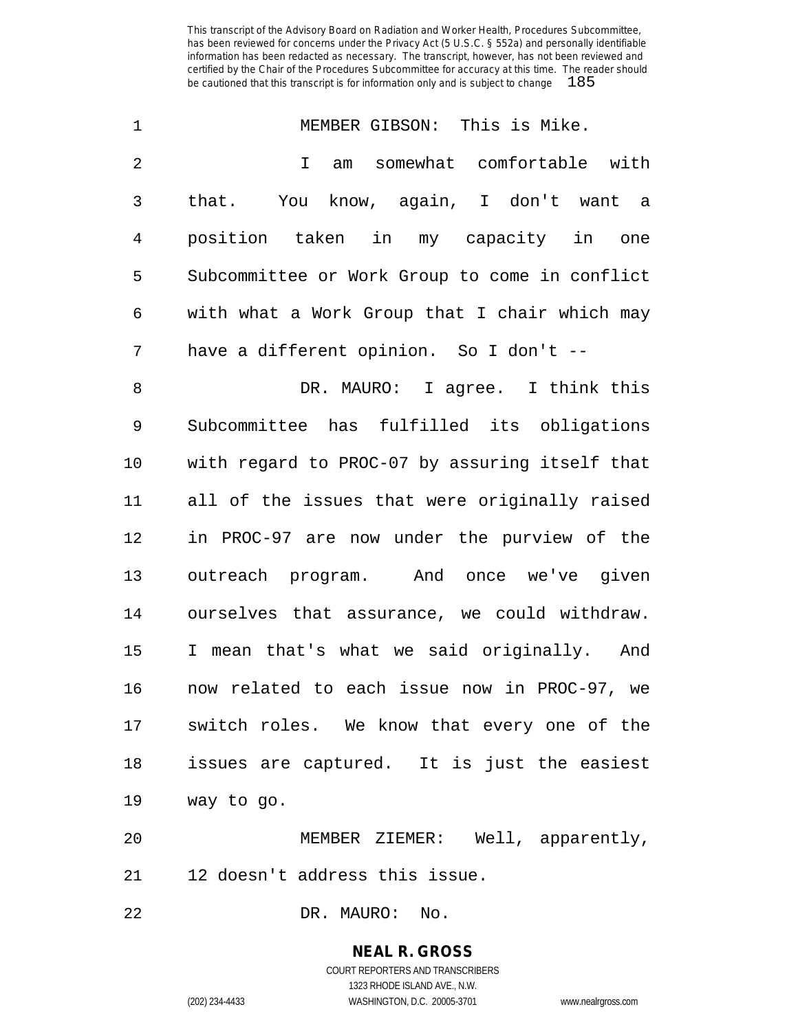MEMBER GIBSON: This is Mike.

I am somewhat comfortable with that. You know, again, I don't want a position taken in my capacity in one Subcommittee or Work Group to come in conflict with what a Work Group that I chair which may have a different opinion. So I don't --

DR. MAURO: I agree. I think this Subcommittee has fulfilled its obligations with regard to PROC-07 by assuring itself that all of the issues that were originally raised in PROC-97 are now under the purview of the outreach program. And once we've given ourselves that assurance, we could withdraw. I mean that's what we said originally. And now related to each issue now in PROC-97, we switch roles. We know that every one of the issues are captured. It is just the easiest way to go.

MEMBER ZIEMER: Well, apparently, 12 doesn't address this issue.

DR. MAURO: No.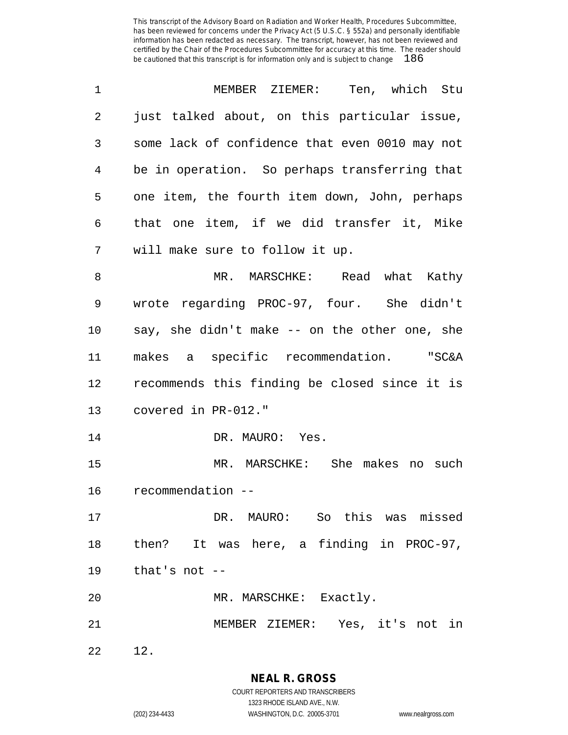MEMBER ZIEMER: Ten, which Stu just talked about, on this particular issue, some lack of confidence that even 0010 may not be in operation. So perhaps transferring that one item, the fourth item down, John, perhaps that one item, if we did transfer it, Mike will make sure to follow it up.

MR. MARSCHKE: Read what Kathy wrote regarding PROC-97, four. She didn't say, she didn't make -- on the other one, she makes a specific recommendation. "SC&A recommends this finding be closed since it is covered in PR-012."

DR. MAURO: Yes.

MR. MARSCHKE: She makes no such recommendation --

DR. MAURO: So this was missed then? It was here, a finding in PROC-97, that's not --

MR. MARSCHKE: Exactly.

MEMBER ZIEMER: Yes, it's not in 12.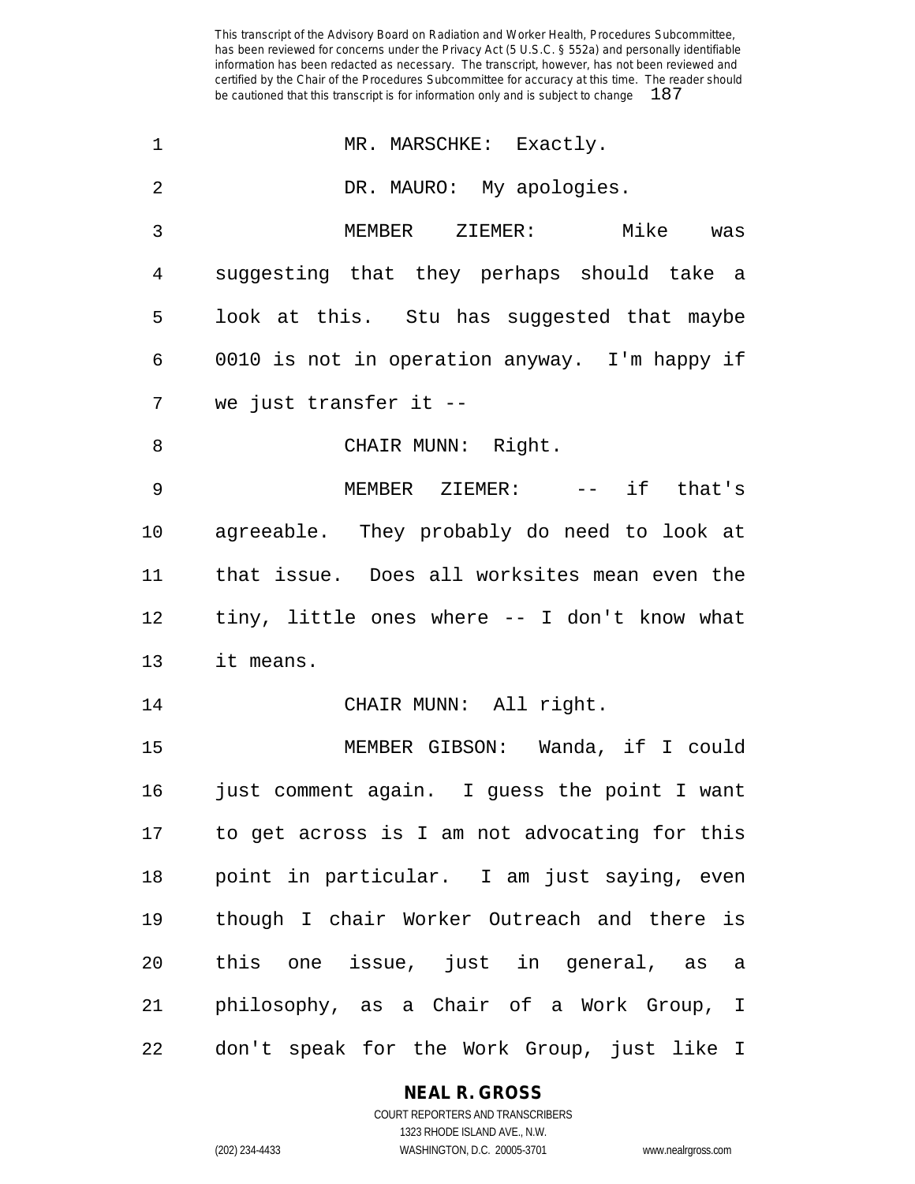MR. MARSCHKE: Exactly.

DR. MAURO: My apologies.

MEMBER ZIEMER: Mike was suggesting that they perhaps should take a look at this. Stu has suggested that maybe 0010 is not in operation anyway. I'm happy if we just transfer it --

CHAIR MUNN: Right.

MEMBER ZIEMER: -- if that's agreeable. They probably do need to look at that issue. Does all worksites mean even the tiny, little ones where -- I don't know what it means.

CHAIR MUNN: All right.

MEMBER GIBSON: Wanda, if I could just comment again. I guess the point I want to get across is I am not advocating for this point in particular. I am just saying, even though I chair Worker Outreach and there is this one issue, just in general, as a philosophy, as a Chair of a Work Group, I don't speak for the Work Group, just like I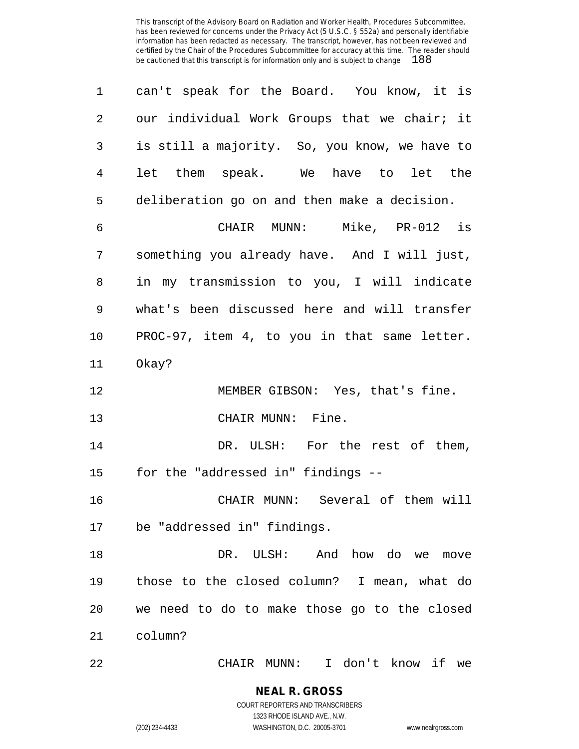can't speak for the Board. You know, it is our individual Work Groups that we chair; it is still a majority. So, you know, we have to let them speak. We have to let the deliberation go on and then make a decision.

CHAIR MUNN: Mike, PR-012 is something you already have. And I will just, in my transmission to you, I will indicate what's been discussed here and will transfer PROC-97, item 4, to you in that same letter. Okay?

MEMBER GIBSON: Yes, that's fine.

CHAIR MUNN: Fine.

DR. ULSH: For the rest of them, for the "addressed in" findings --

CHAIR MUNN: Several of them will be "addressed in" findings.

DR. ULSH: And how do we move those to the closed column? I mean, what do we need to do to make those go to the closed column?

CHAIR MUNN: I don't know if we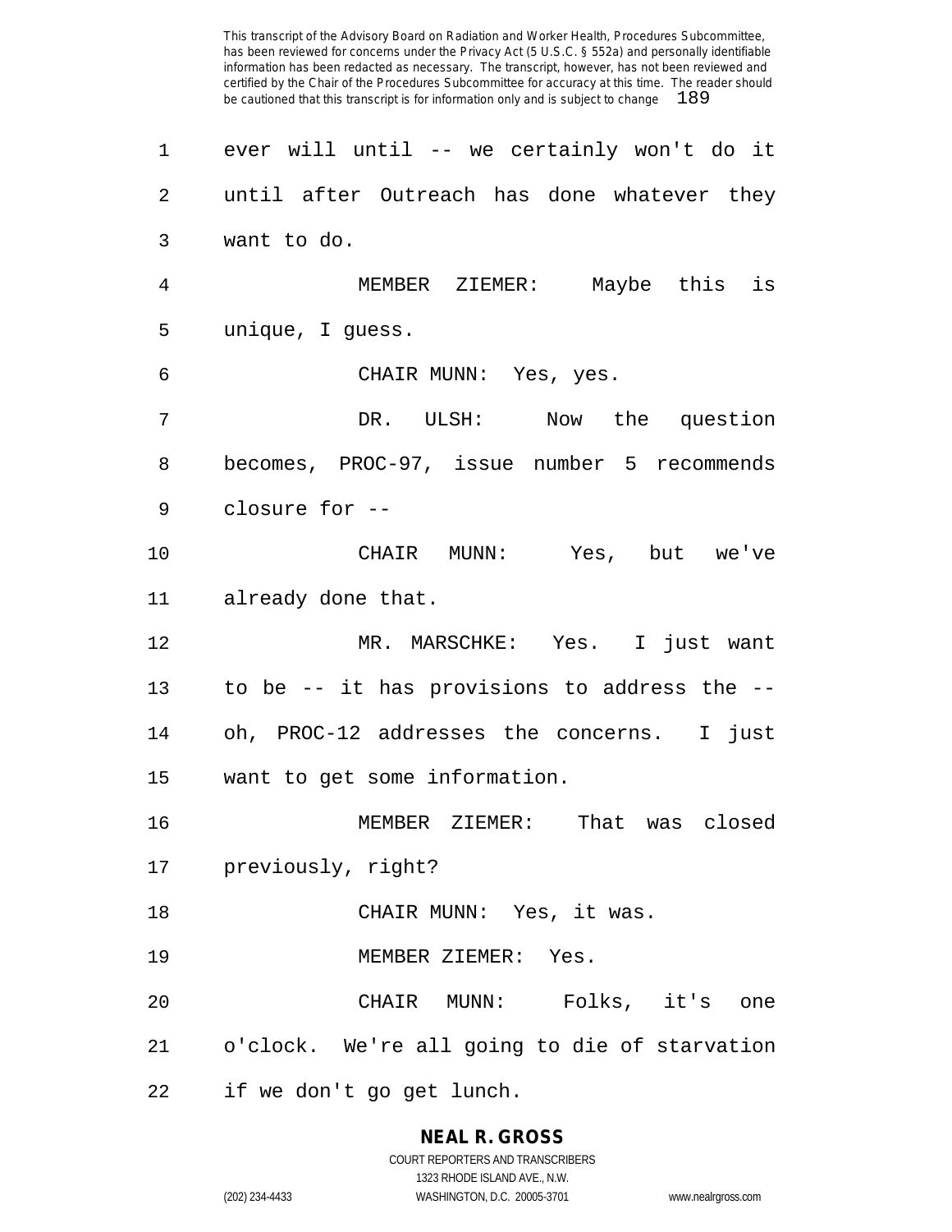ever will until -- we certainly won't do it until after Outreach has done whatever they want to do.

MEMBER ZIEMER: Maybe this is unique, I guess.

CHAIR MUNN: Yes, yes.

DR. ULSH: Now the question becomes, PROC-97, issue number 5 recommends closure for --

CHAIR MUNN: Yes, but we've already done that.

MR. MARSCHKE: Yes. I just want to be -- it has provisions to address the -- oh, PROC-12 addresses the concerns. I just want to get some information.

MEMBER ZIEMER: That was closed previously, right?

CHAIR MUNN: Yes, it was.

MEMBER ZIEMER: Yes.

CHAIR MUNN: Folks, it's one o'clock. We're all going to die of starvation if we don't go get lunch.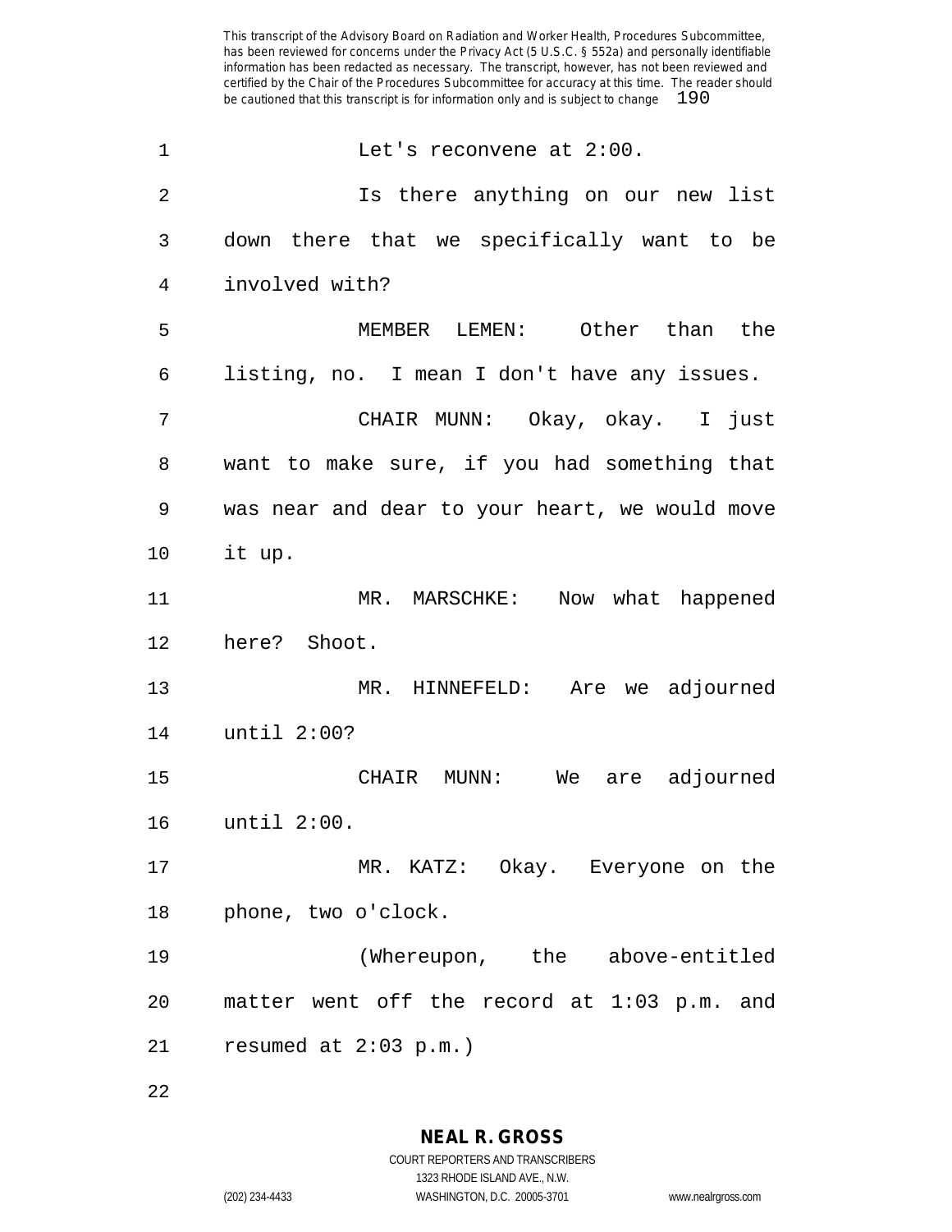Let's reconvene at 2:00.

Is there anything on our new list down there that we specifically want to be involved with?

MEMBER LEMEN: Other than the listing, no. I mean I don't have any issues.

CHAIR MUNN: Okay, okay. I just want to make sure, if you had something that was near and dear to your heart, we would move it up.

MR. MARSCHKE: Now what happened here? Shoot.

MR. HINNEFELD: Are we adjourned until 2:00?

CHAIR MUNN: We are adjourned until 2:00.

MR. KATZ: Okay. Everyone on the phone, two o'clock.

(Whereupon, the above-entitled matter went off the record at 1:03 p.m. and resumed at 2:03 p.m.)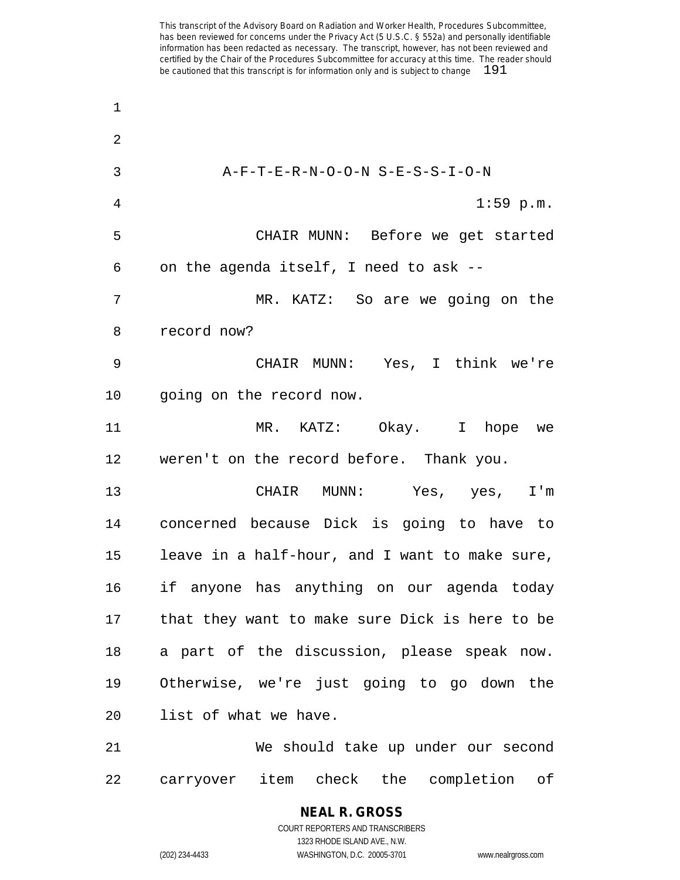A-F-T-E-R-N-O-O-N S-E-S-S-I-O-N

1:59 p.m.

CHAIR MUNN: Before we get started on the agenda itself, I need to ask --

MR. KATZ: So are we going on the record now?

CHAIR MUNN: Yes, I think we're going on the record now.

MR. KATZ: Okay. I hope we weren't on the record before. Thank you.

CHAIR MUNN: Yes, yes, I'm concerned because Dick is going to have to leave in a half-hour, and I want to make sure, if anyone has anything on our agenda today that they want to make sure Dick is here to be a part of the discussion, please speak now. Otherwise, we're just going to go down the list of what we have.

We should take up under our second carryover item check the completion of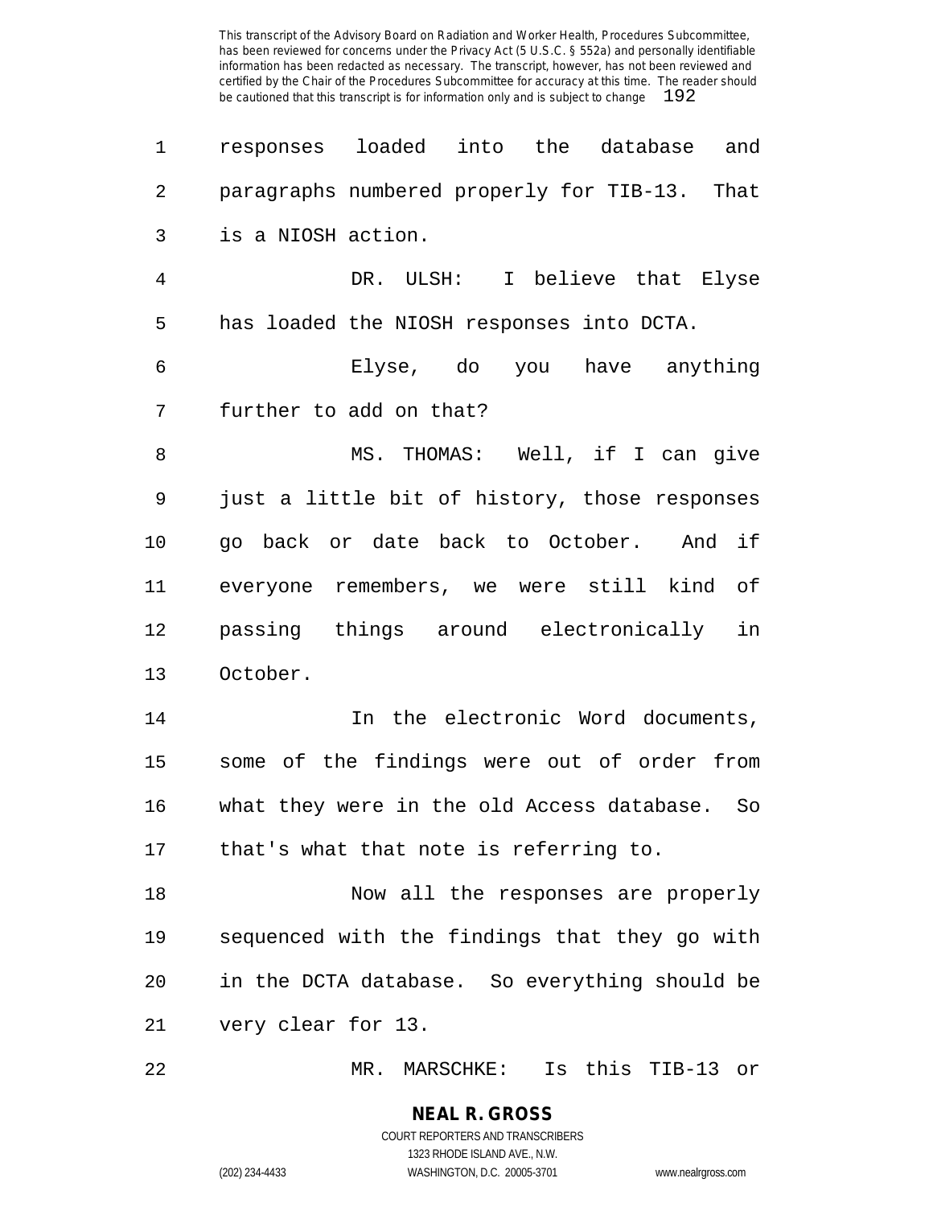responses loaded into the database and paragraphs numbered properly for TIB-13. That is a NIOSH action.

DR. ULSH: I believe that Elyse has loaded the NIOSH responses into DCTA.

Elyse, do you have anything further to add on that?

MS. THOMAS: Well, if I can give just a little bit of history, those responses go back or date back to October. And if everyone remembers, we were still kind of passing things around electronically in October.

In the electronic Word documents, some of the findings were out of order from what they were in the old Access database. So that's what that note is referring to.

Now all the responses are properly sequenced with the findings that they go with in the DCTA database. So everything should be very clear for 13.

MR. MARSCHKE: Is this TIB-13 or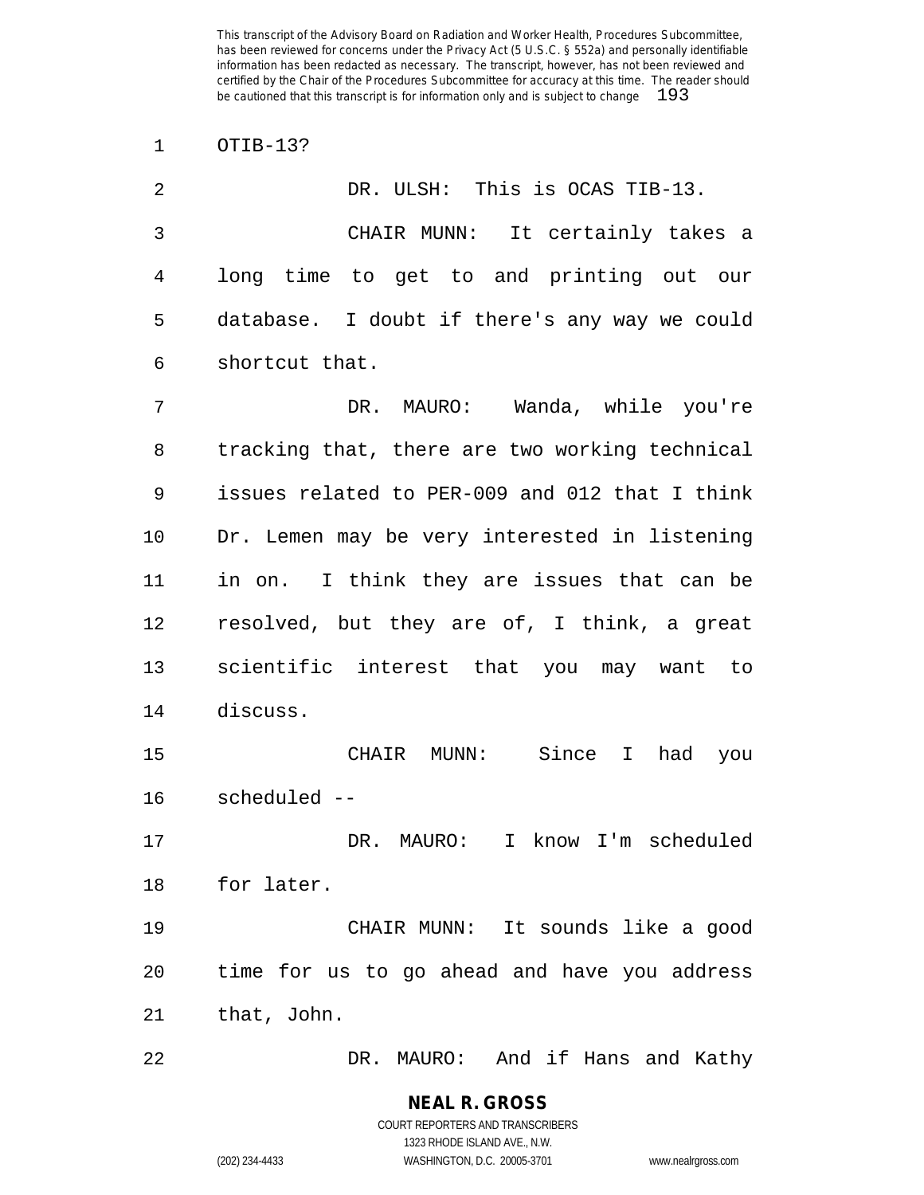OTIB-13?

DR. ULSH: This is OCAS TIB-13.

CHAIR MUNN: It certainly takes a long time to get to and printing out our database. I doubt if there's any way we could shortcut that.

DR. MAURO: Wanda, while you're tracking that, there are two working technical issues related to PER-009 and 012 that I think Dr. Lemen may be very interested in listening in on. I think they are issues that can be resolved, but they are of, I think, a great scientific interest that you may want to discuss.

CHAIR MUNN: Since I had you scheduled --

DR. MAURO: I know I'm scheduled for later.

CHAIR MUNN: It sounds like a good time for us to go ahead and have you address that, John.

DR. MAURO: And if Hans and Kathy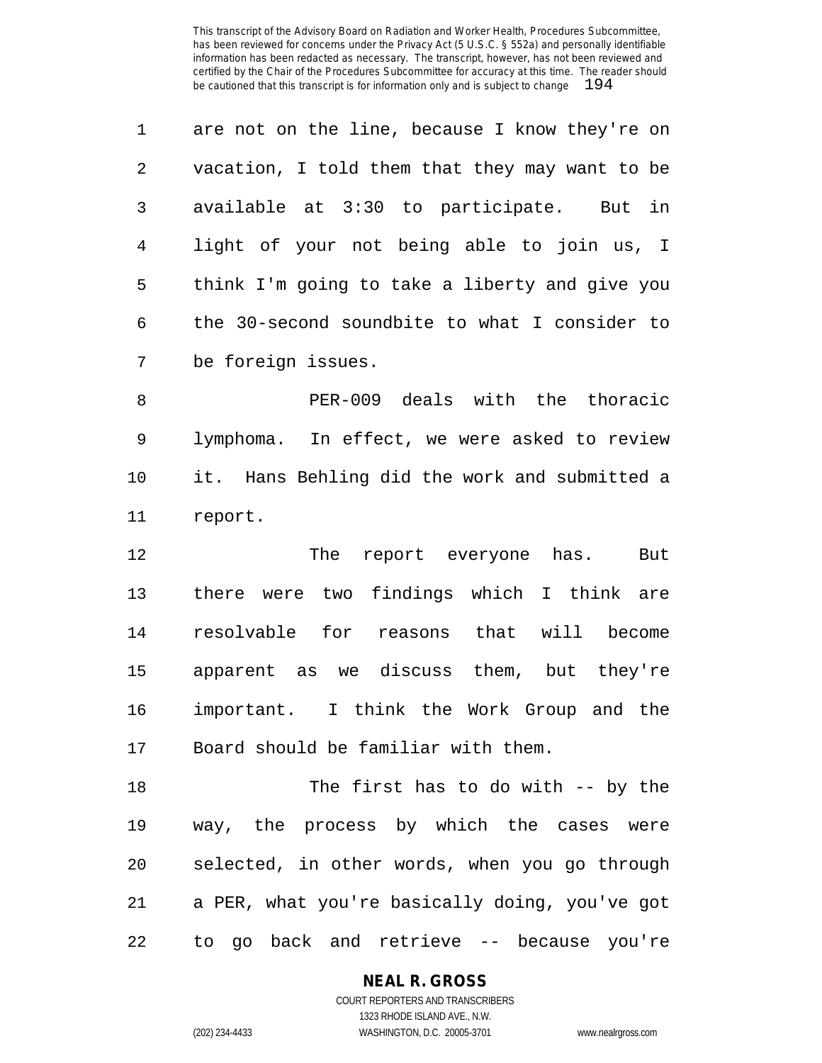are not on the line, because I know they're on vacation, I told them that they may want to be available at 3:30 to participate. But in light of your not being able to join us, I think I'm going to take a liberty and give you the 30-second soundbite to what I consider to be foreign issues.

PER-009 deals with the thoracic lymphoma. In effect, we were asked to review it. Hans Behling did the work and submitted a report.

The report everyone has. But there were two findings which I think are resolvable for reasons that will become apparent as we discuss them, but they're important. I think the Work Group and the Board should be familiar with them.

The first has to do with -- by the way, the process by which the cases were selected, in other words, when you go through a PER, what you're basically doing, you've got to go back and retrieve -- because you're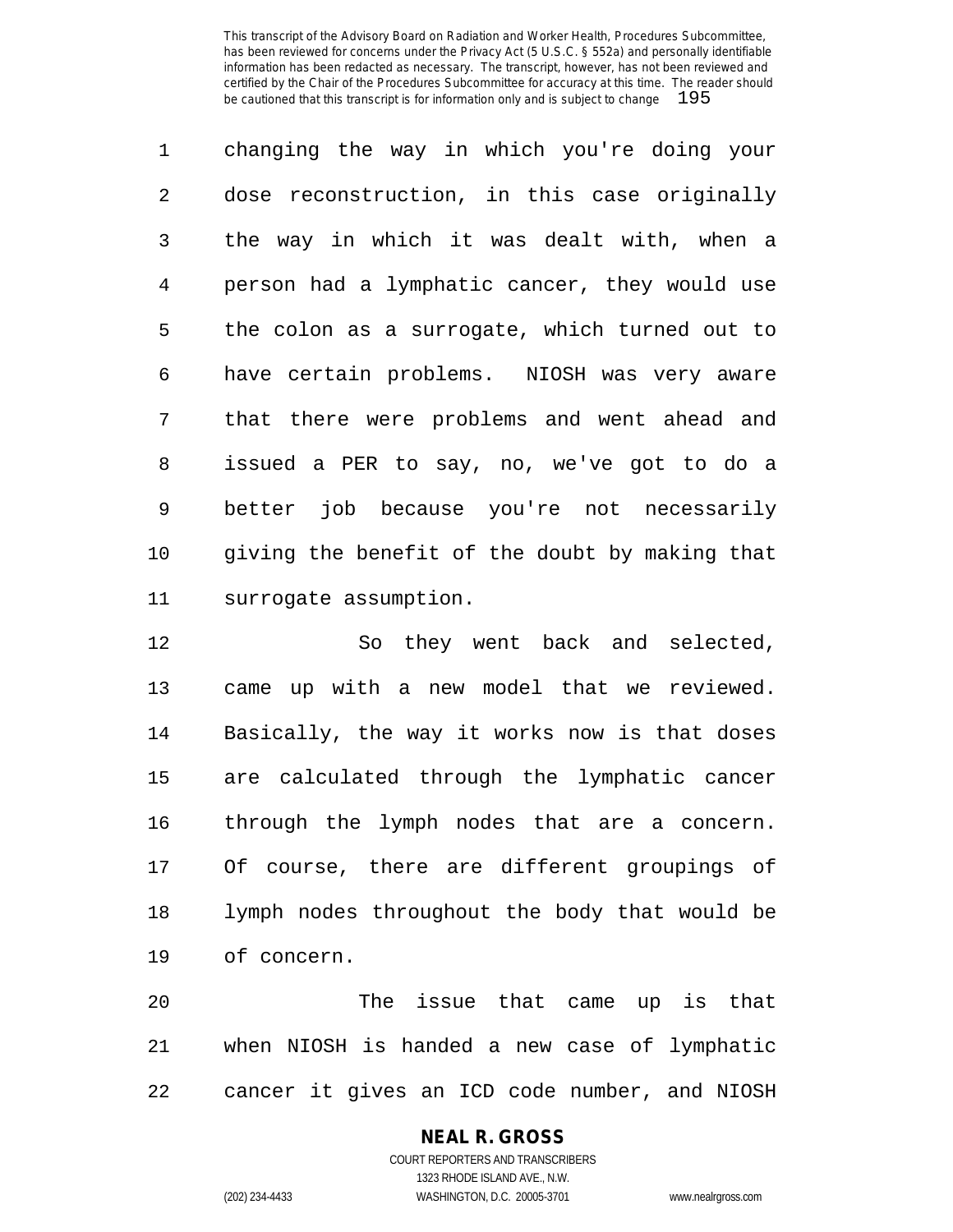changing the way in which you're doing your dose reconstruction, in this case originally the way in which it was dealt with, when a person had a lymphatic cancer, they would use the colon as a surrogate, which turned out to have certain problems. NIOSH was very aware that there were problems and went ahead and issued a PER to say, no, we've got to do a better job because you're not necessarily giving the benefit of the doubt by making that surrogate assumption.

So they went back and selected, came up with a new model that we reviewed. Basically, the way it works now is that doses are calculated through the lymphatic cancer through the lymph nodes that are a concern. Of course, there are different groupings of lymph nodes throughout the body that would be of concern.

The issue that came up is that when NIOSH is handed a new case of lymphatic cancer it gives an ICD code number, and NIOSH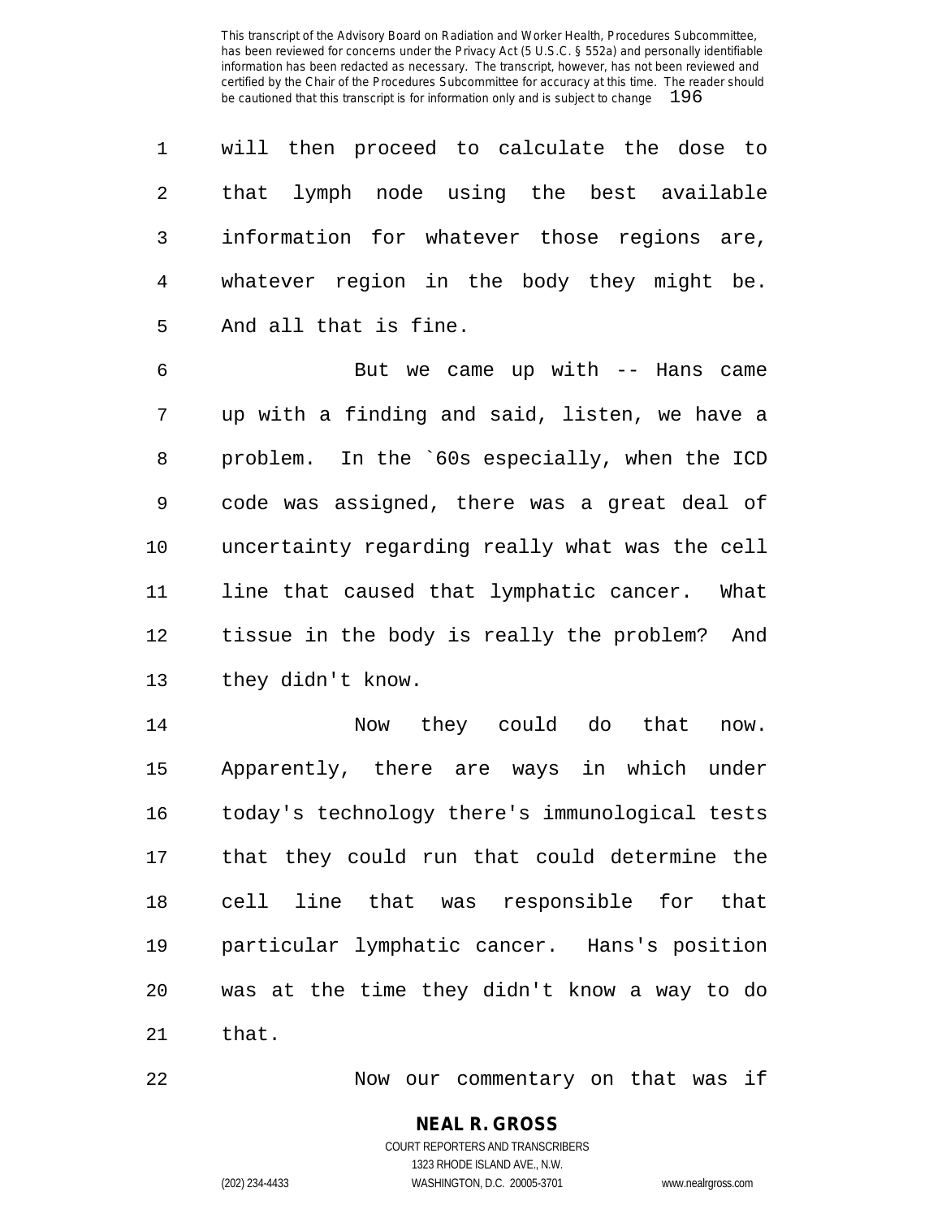will then proceed to calculate the dose to that lymph node using the best available information for whatever those regions are, whatever region in the body they might be. And all that is fine.

But we came up with -- Hans came up with a finding and said, listen, we have a problem. In the `60s especially, when the ICD code was assigned, there was a great deal of uncertainty regarding really what was the cell line that caused that lymphatic cancer. What tissue in the body is really the problem? And they didn't know.

Now they could do that now. Apparently, there are ways in which under today's technology there's immunological tests that they could run that could determine the cell line that was responsible for that particular lymphatic cancer. Hans's position was at the time they didn't know a way to do that.

Now our commentary on that was if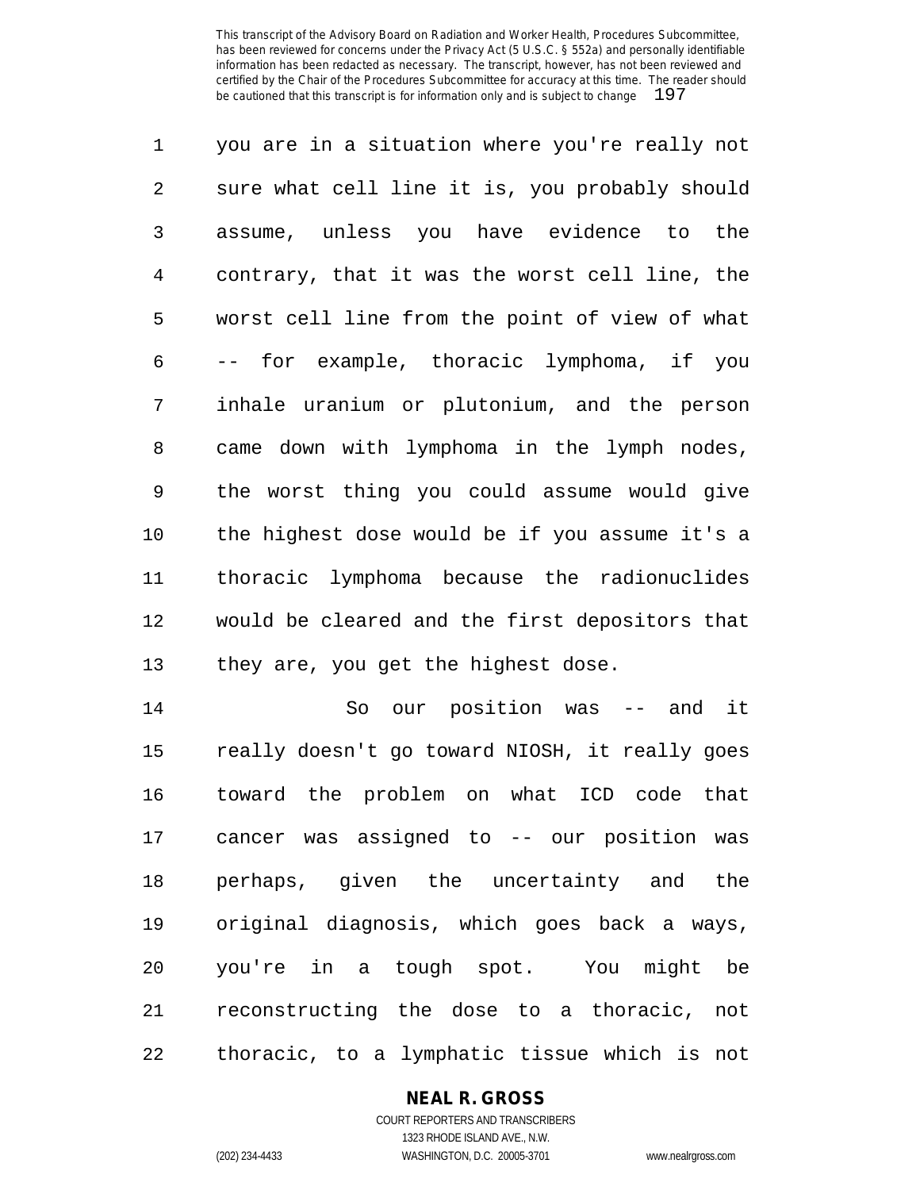you are in a situation where you're really not sure what cell line it is, you probably should assume, unless you have evidence to the contrary, that it was the worst cell line, the worst cell line from the point of view of what -- for example, thoracic lymphoma, if you inhale uranium or plutonium, and the person came down with lymphoma in the lymph nodes, the worst thing you could assume would give the highest dose would be if you assume it's a thoracic lymphoma because the radionuclides would be cleared and the first depositors that they are, you get the highest dose.

So our position was -- and it really doesn't go toward NIOSH, it really goes toward the problem on what ICD code that cancer was assigned to -- our position was perhaps, given the uncertainty and the original diagnosis, which goes back a ways, you're in a tough spot. You might be reconstructing the dose to a thoracic, not thoracic, to a lymphatic tissue which is not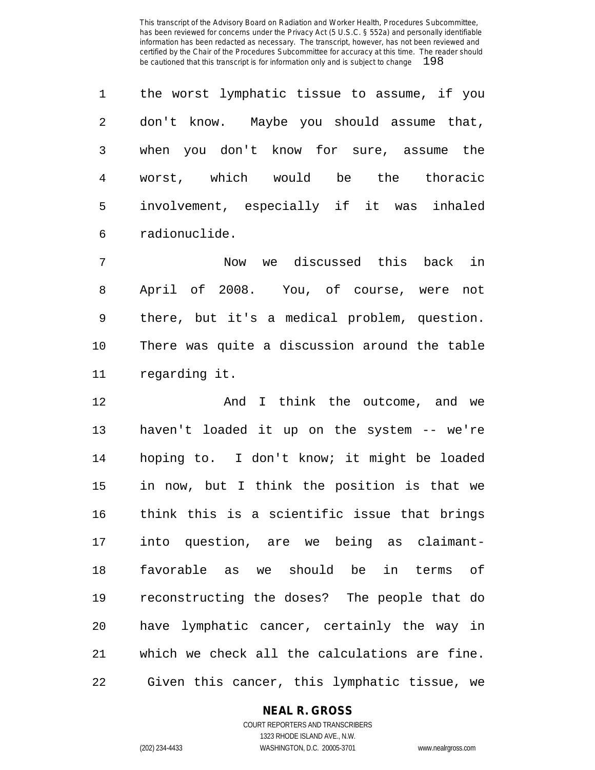the worst lymphatic tissue to assume, if you don't know. Maybe you should assume that, when you don't know for sure, assume the worst, which would be the thoracic involvement, especially if it was inhaled radionuclide.

Now we discussed this back in April of 2008. You, of course, were not there, but it's a medical problem, question. There was quite a discussion around the table regarding it.

And I think the outcome, and we haven't loaded it up on the system -- we're hoping to. I don't know; it might be loaded in now, but I think the position is that we think this is a scientific issue that brings into question, are we being as claimant-favorable as we should be in terms of reconstructing the doses? The people that do have lymphatic cancer, certainly the way in which we check all the calculations are fine. Given this cancer, this lymphatic tissue, we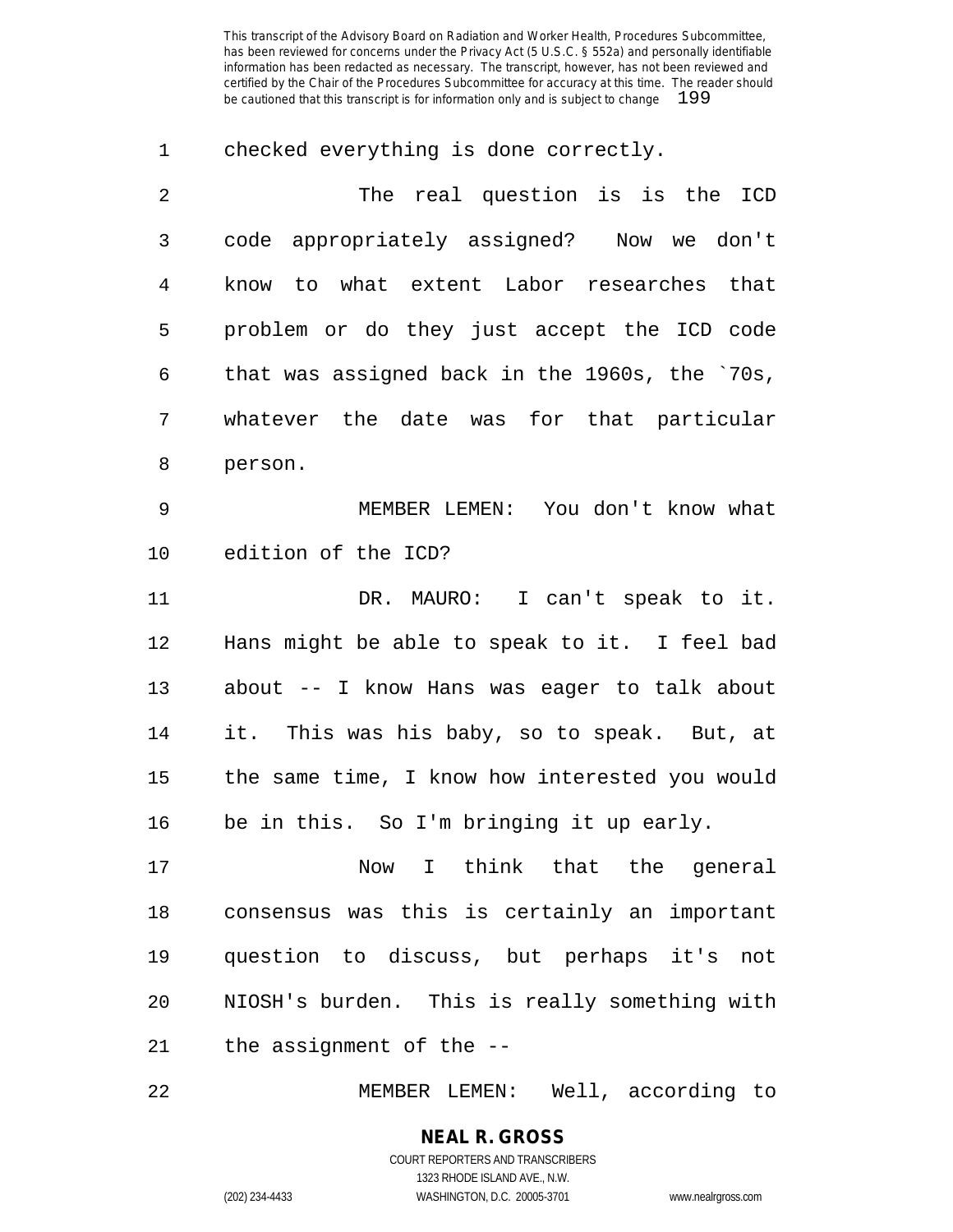checked everything is done correctly.

The real question is is the ICD code appropriately assigned? Now we don't know to what extent Labor researches that problem or do they just accept the ICD code that was assigned back in the 1960s, the `70s, whatever the date was for that particular person.

MEMBER LEMEN: You don't know what edition of the ICD?

DR. MAURO: I can't speak to it. Hans might be able to speak to it. I feel bad about -- I know Hans was eager to talk about it. This was his baby, so to speak. But, at the same time, I know how interested you would be in this. So I'm bringing it up early.

Now I think that the general consensus was this is certainly an important question to discuss, but perhaps it's not NIOSH's burden. This is really something with the assignment of the --

MEMBER LEMEN: Well, according to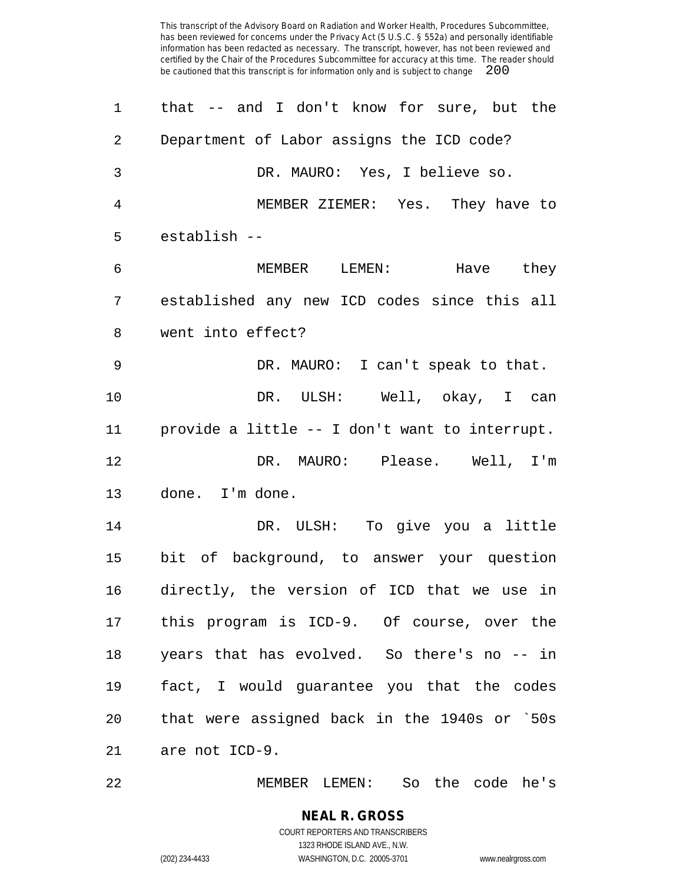that -- and I don't know for sure, but the Department of Labor assigns the ICD code?

DR. MAURO: Yes, I believe so.

MEMBER ZIEMER: Yes. They have to establish --

MEMBER LEMEN: Have they established any new ICD codes since this all went into effect?

DR. MAURO: I can't speak to that.

DR. ULSH: Well, okay, I can provide a little -- I don't want to interrupt.

DR. MAURO: Please. Well, I'm done. I'm done.

DR. ULSH: To give you a little bit of background, to answer your question directly, the version of ICD that we use in this program is ICD-9. Of course, over the years that has evolved. So there's no -- in fact, I would guarantee you that the codes that were assigned back in the 1940s or `50s are not ICD-9.

MEMBER LEMEN: So the code he's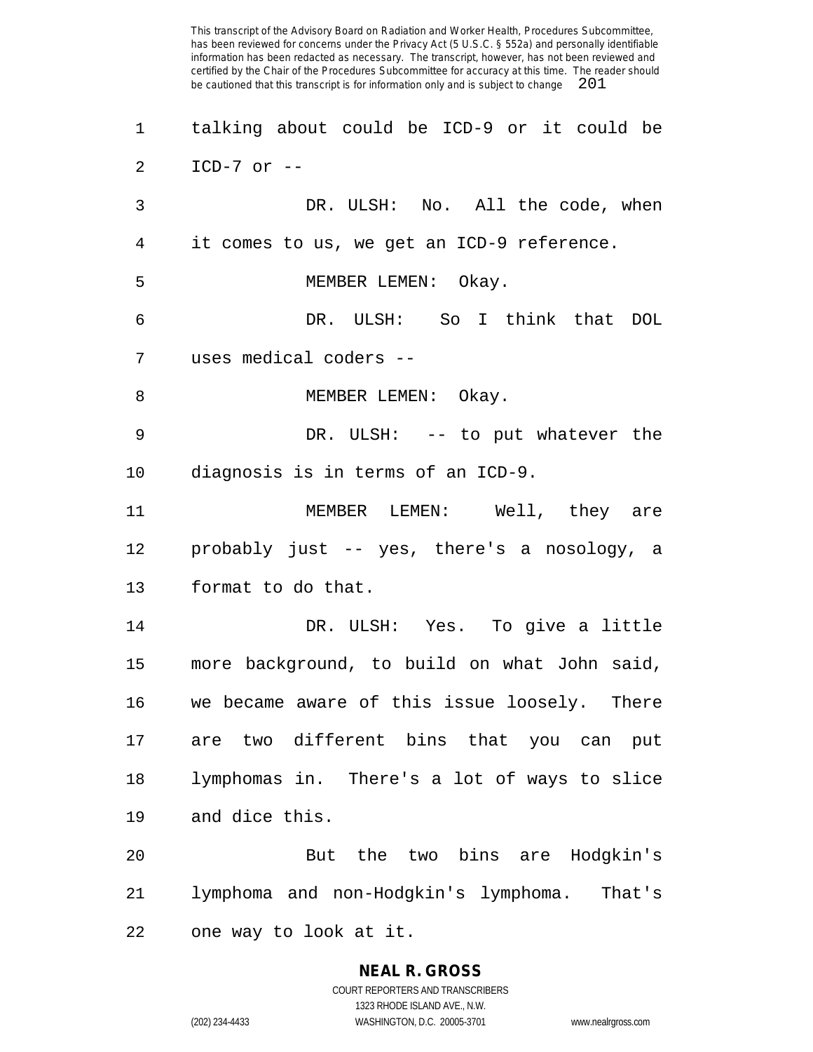talking about could be ICD-9 or it could be ICD-7 or --

DR. ULSH: No. All the code, when it comes to us, we get an ICD-9 reference.

MEMBER LEMEN: Okay.

DR. ULSH: So I think that DOL uses medical coders --

MEMBER LEMEN: Okay.

DR. ULSH: -- to put whatever the diagnosis is in terms of an ICD-9.

MEMBER LEMEN: Well, they are probably just -- yes, there's a nosology, a format to do that.

DR. ULSH: Yes. To give a little more background, to build on what John said, we became aware of this issue loosely. There are two different bins that you can put lymphomas in. There's a lot of ways to slice and dice this.

But the two bins are Hodgkin's lymphoma and non-Hodgkin's lymphoma. That's one way to look at it.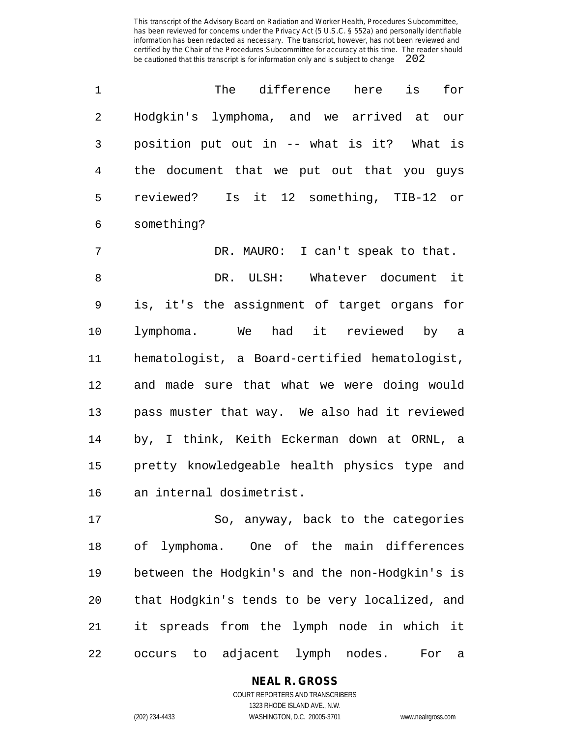The difference here is for Hodgkin's lymphoma, and we arrived at our position put out in -- what is it? What is the document that we put out that you guys reviewed? Is it 12 something, TIB-12 or something?

DR. MAURO: I can't speak to that.

DR. ULSH: Whatever document it is, it's the assignment of target organs for lymphoma. We had it reviewed by a hematologist, a Board-certified hematologist, and made sure that what we were doing would pass muster that way. We also had it reviewed by, I think, Keith Eckerman down at ORNL, a pretty knowledgeable health physics type and an internal dosimetrist.

So, anyway, back to the categories of lymphoma. One of the main differences between the Hodgkin's and the non-Hodgkin's is that Hodgkin's tends to be very localized, and it spreads from the lymph node in which it occurs to adjacent lymph nodes. For a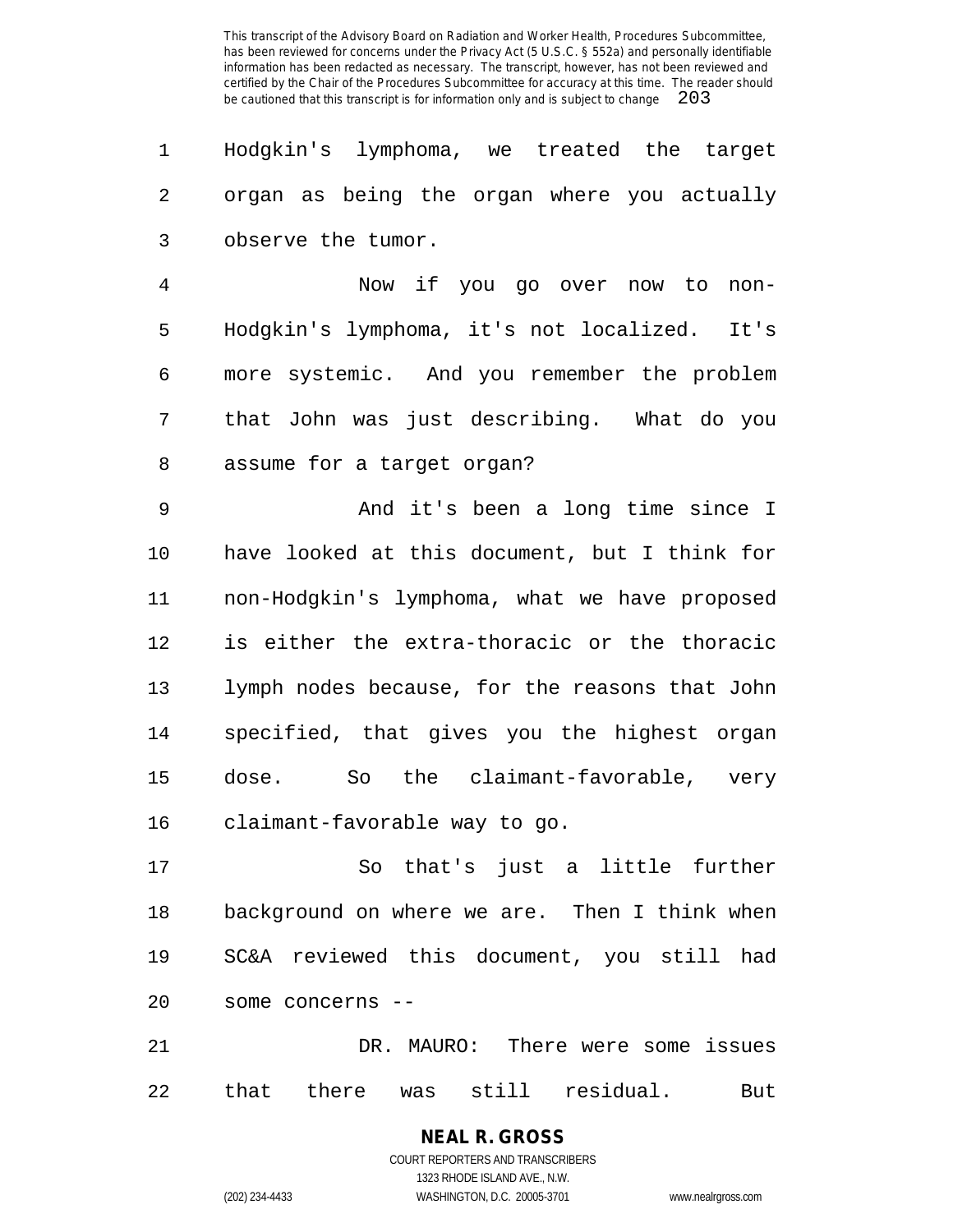Hodgkin's lymphoma, we treated the target organ as being the organ where you actually observe the tumor.

Now if you go over now to non-Hodgkin's lymphoma, it's not localized. It's more systemic. And you remember the problem that John was just describing. What do you assume for a target organ?

And it's been a long time since I have looked at this document, but I think for non-Hodgkin's lymphoma, what we have proposed is either the extra-thoracic or the thoracic lymph nodes because, for the reasons that John specified, that gives you the highest organ dose. So the claimant-favorable, very claimant-favorable way to go.

So that's just a little further background on where we are. Then I think when SC&A reviewed this document, you still had some concerns --

DR. MAURO: There were some issues that there was still residual. But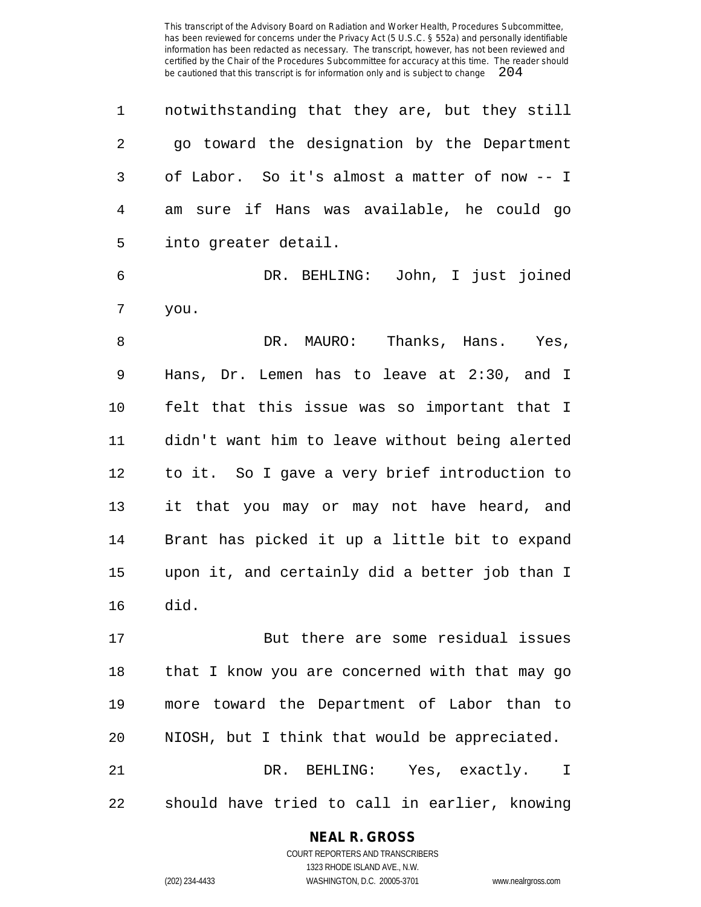notwithstanding that they are, but they still go toward the designation by the Department of Labor. So it's almost a matter of now -- I am sure if Hans was available, he could go into greater detail.

DR. BEHLING: John, I just joined you.

DR. MAURO: Thanks, Hans. Yes, Hans, Dr. Lemen has to leave at 2:30, and I felt that this issue was so important that I didn't want him to leave without being alerted to it. So I gave a very brief introduction to it that you may or may not have heard, and Brant has picked it up a little bit to expand upon it, and certainly did a better job than I did.

But there are some residual issues that I know you are concerned with that may go more toward the Department of Labor than to NIOSH, but I think that would be appreciated.

DR. BEHLING: Yes, exactly. I should have tried to call in earlier, knowing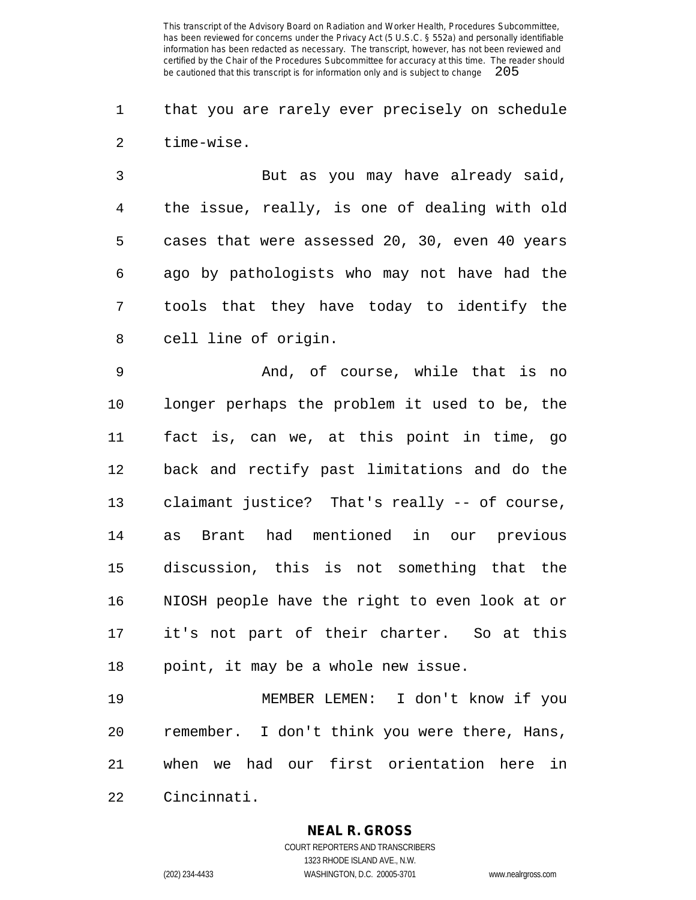that you are rarely ever precisely on schedule time-wise.

But as you may have already said, the issue, really, is one of dealing with old cases that were assessed 20, 30, even 40 years ago by pathologists who may not have had the tools that they have today to identify the cell line of origin.

And, of course, while that is no longer perhaps the problem it used to be, the fact is, can we, at this point in time, go back and rectify past limitations and do the claimant justice? That's really -- of course, as Brant had mentioned in our previous discussion, this is not something that the NIOSH people have the right to even look at or it's not part of their charter. So at this point, it may be a whole new issue.

MEMBER LEMEN: I don't know if you remember. I don't think you were there, Hans, when we had our first orientation here in Cincinnati.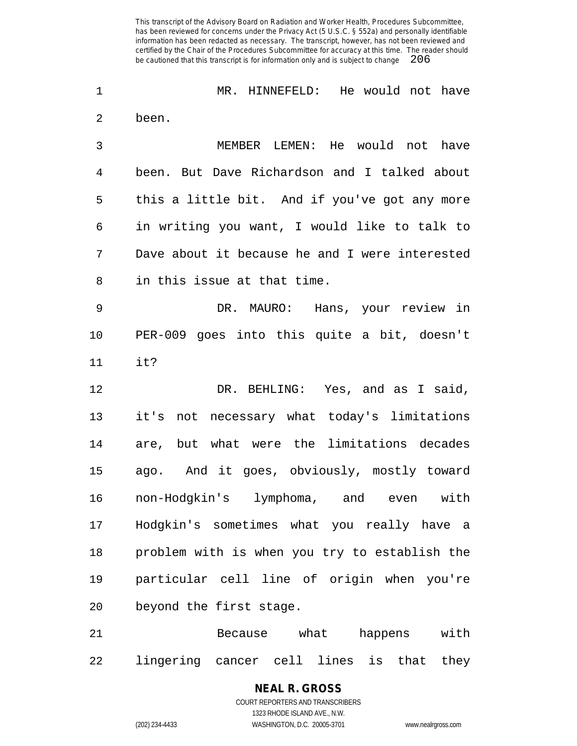MR. HINNEFELD: He would not have been.

MEMBER LEMEN: He would not have been. But Dave Richardson and I talked about this a little bit. And if you've got any more in writing you want, I would like to talk to Dave about it because he and I were interested in this issue at that time.

DR. MAURO: Hans, your review in PER-009 goes into this quite a bit, doesn't it?

DR. BEHLING: Yes, and as I said, it's not necessary what today's limitations are, but what were the limitations decades ago. And it goes, obviously, mostly toward non-Hodgkin's lymphoma, and even with Hodgkin's sometimes what you really have a problem with is when you try to establish the particular cell line of origin when you're beyond the first stage.

Because what happens with lingering cancer cell lines is that they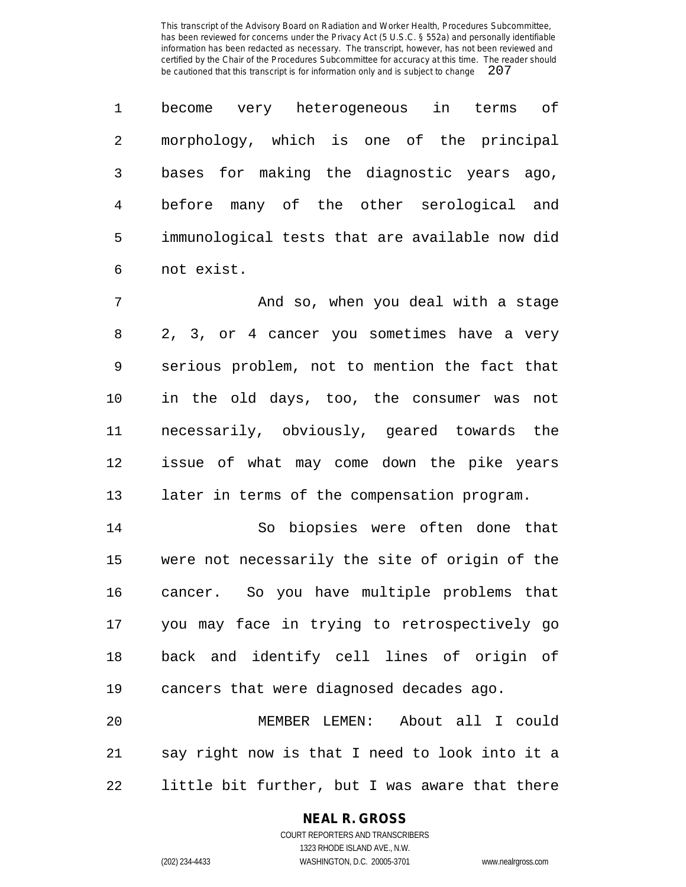become very heterogeneous in terms of morphology, which is one of the principal bases for making the diagnostic years ago, before many of the other serological and immunological tests that are available now did not exist.

And so, when you deal with a stage 2, 3, or 4 cancer you sometimes have a very serious problem, not to mention the fact that in the old days, too, the consumer was not necessarily, obviously, geared towards the issue of what may come down the pike years later in terms of the compensation program.

So biopsies were often done that were not necessarily the site of origin of the cancer. So you have multiple problems that you may face in trying to retrospectively go back and identify cell lines of origin of cancers that were diagnosed decades ago.

MEMBER LEMEN: About all I could say right now is that I need to look into it a little bit further, but I was aware that there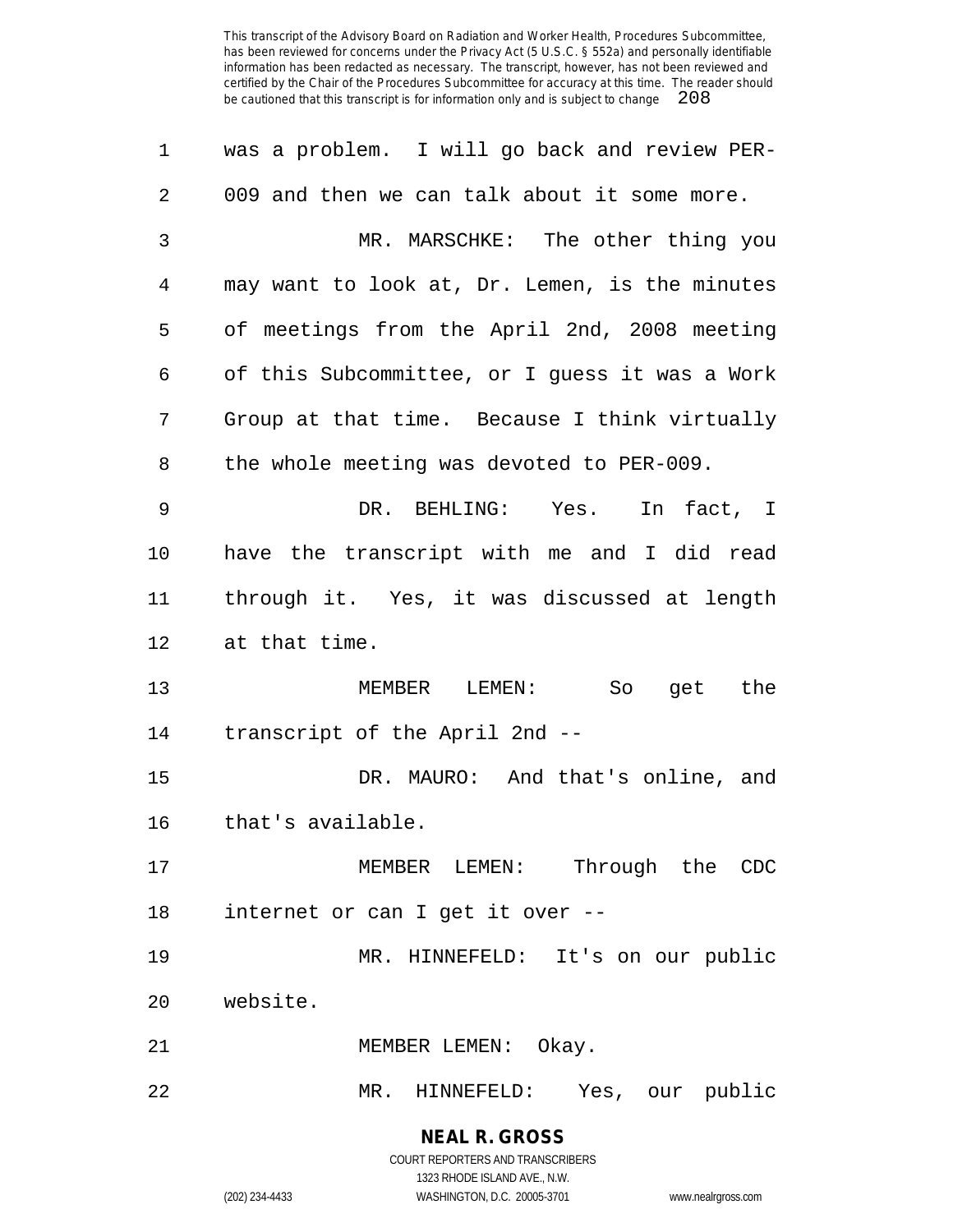was a problem. I will go back and review PER-009 and then we can talk about it some more.

MR. MARSCHKE: The other thing you may want to look at, Dr. Lemen, is the minutes of meetings from the April 2nd, 2008 meeting of this Subcommittee, or I guess it was a Work Group at that time. Because I think virtually the whole meeting was devoted to PER-009.

DR. BEHLING: Yes. In fact, I have the transcript with me and I did read through it. Yes, it was discussed at length at that time.

MEMBER LEMEN: So get the transcript of the April 2nd --

DR. MAURO: And that's online, and that's available.

MEMBER LEMEN: Through the CDC internet or can I get it over --

MR. HINNEFELD: It's on our public website.

MEMBER LEMEN: Okay.

MR. HINNEFELD: Yes, our public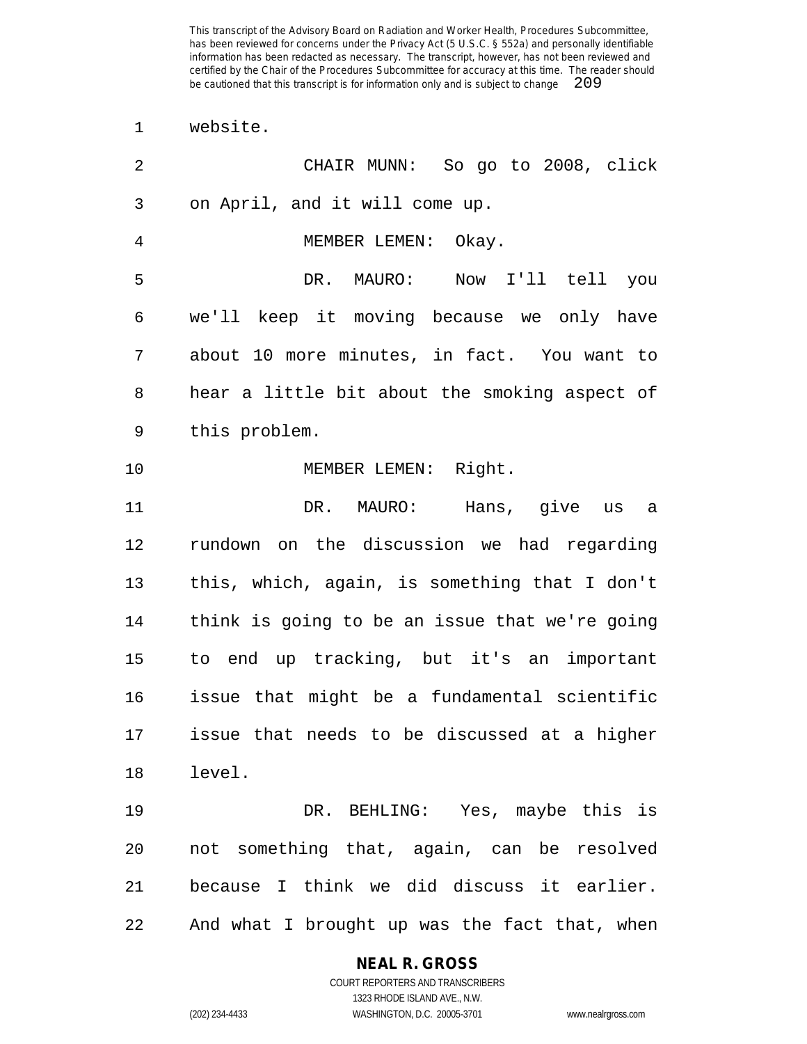website.

CHAIR MUNN: So go to 2008, click on April, and it will come up.

MEMBER LEMEN: Okay.

DR. MAURO: Now I'll tell you we'll keep it moving because we only have about 10 more minutes, in fact. You want to hear a little bit about the smoking aspect of this problem.

MEMBER LEMEN: Right.

DR. MAURO: Hans, give us a rundown on the discussion we had regarding this, which, again, is something that I don't think is going to be an issue that we're going to end up tracking, but it's an important issue that might be a fundamental scientific issue that needs to be discussed at a higher level.

DR. BEHLING: Yes, maybe this is not something that, again, can be resolved because I think we did discuss it earlier. And what I brought up was the fact that, when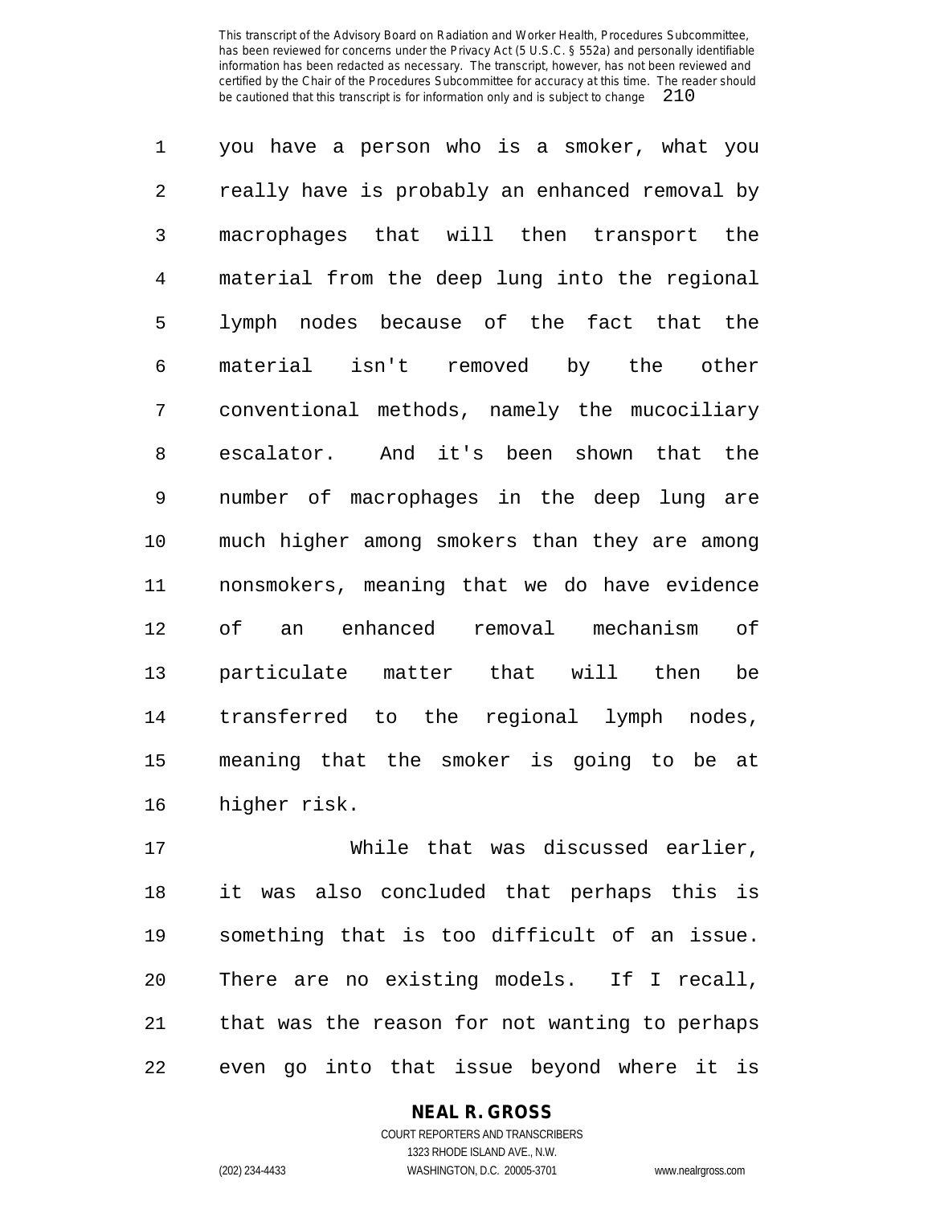you have a person who is a smoker, what you really have is probably an enhanced removal by macrophages that will then transport the material from the deep lung into the regional lymph nodes because of the fact that the material isn't removed by the other conventional methods, namely the mucociliary escalator. And it's been shown that the number of macrophages in the deep lung are much higher among smokers than they are among nonsmokers, meaning that we do have evidence of an enhanced removal mechanism of particulate matter that will then be transferred to the regional lymph nodes, meaning that the smoker is going to be at higher risk.

While that was discussed earlier, it was also concluded that perhaps this is something that is too difficult of an issue. There are no existing models. If I recall, that was the reason for not wanting to perhaps even go into that issue beyond where it is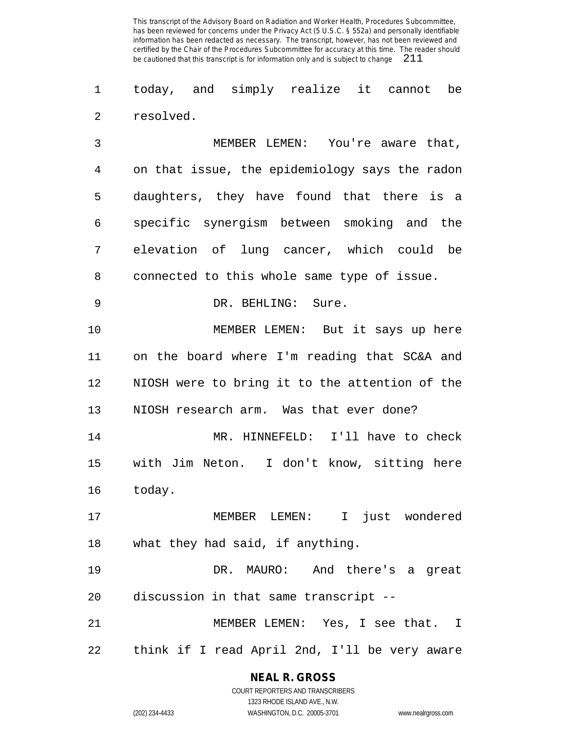today, and simply realize it cannot be resolved.

MEMBER LEMEN: You're aware that, on that issue, the epidemiology says the radon daughters, they have found that there is a specific synergism between smoking and the elevation of lung cancer, which could be connected to this whole same type of issue.

DR. BEHLING: Sure.

MEMBER LEMEN: But it says up here on the board where I'm reading that SC&A and NIOSH were to bring it to the attention of the NIOSH research arm. Was that ever done?

MR. HINNEFELD: I'll have to check with Jim Neton. I don't know, sitting here today.

MEMBER LEMEN: I just wondered what they had said, if anything.

DR. MAURO: And there's a great discussion in that same transcript --

MEMBER LEMEN: Yes, I see that. I think if I read April 2nd, I'll be very aware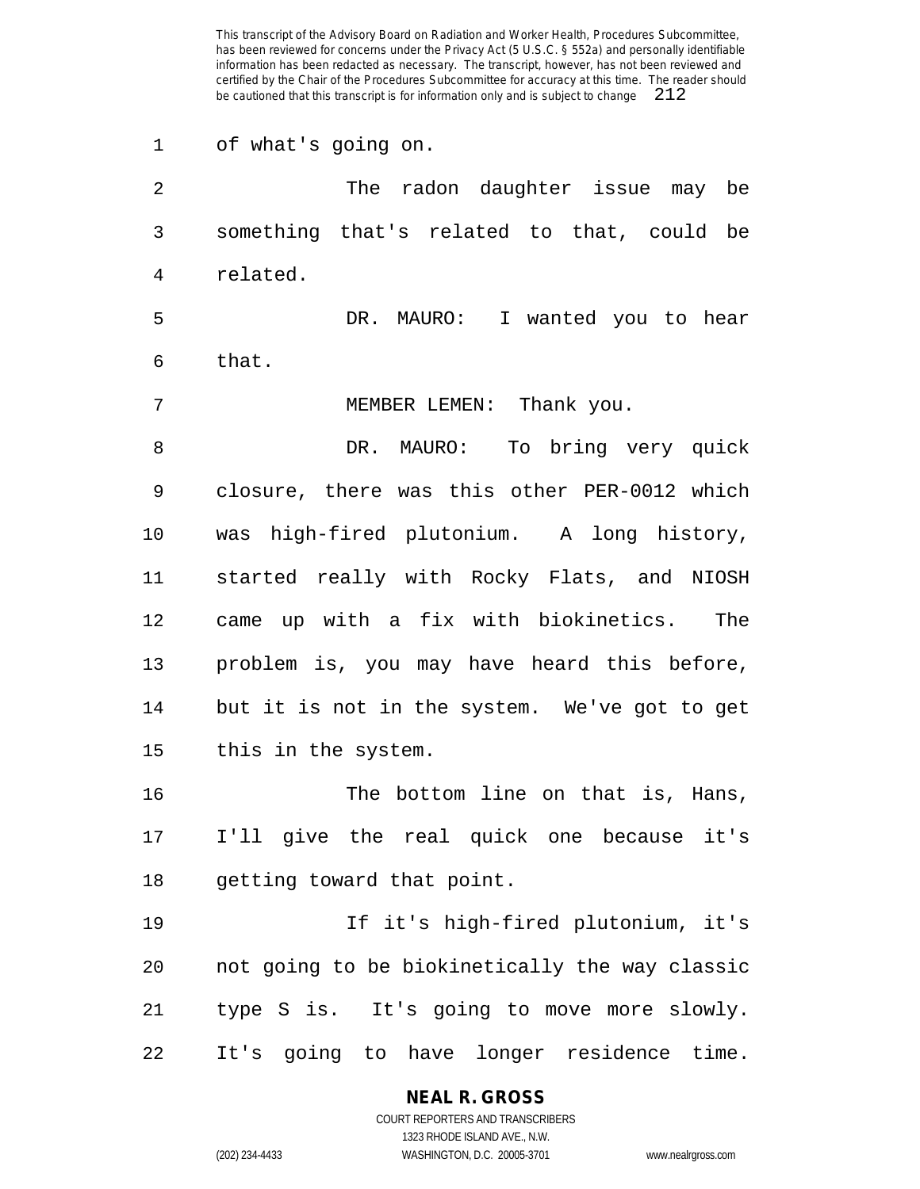of what's going on.

The radon daughter issue may be something that's related to that, could be related.

DR. MAURO: I wanted you to hear that.

MEMBER LEMEN: Thank you.

DR. MAURO: To bring very quick closure, there was this other PER-0012 which was high-fired plutonium. A long history, started really with Rocky Flats, and NIOSH came up with a fix with biokinetics. The problem is, you may have heard this before, but it is not in the system. We've got to get this in the system.

The bottom line on that is, Hans, I'll give the real quick one because it's getting toward that point.

If it's high-fired plutonium, it's not going to be biokinetically the way classic type S is. It's going to move more slowly. It's going to have longer residence time.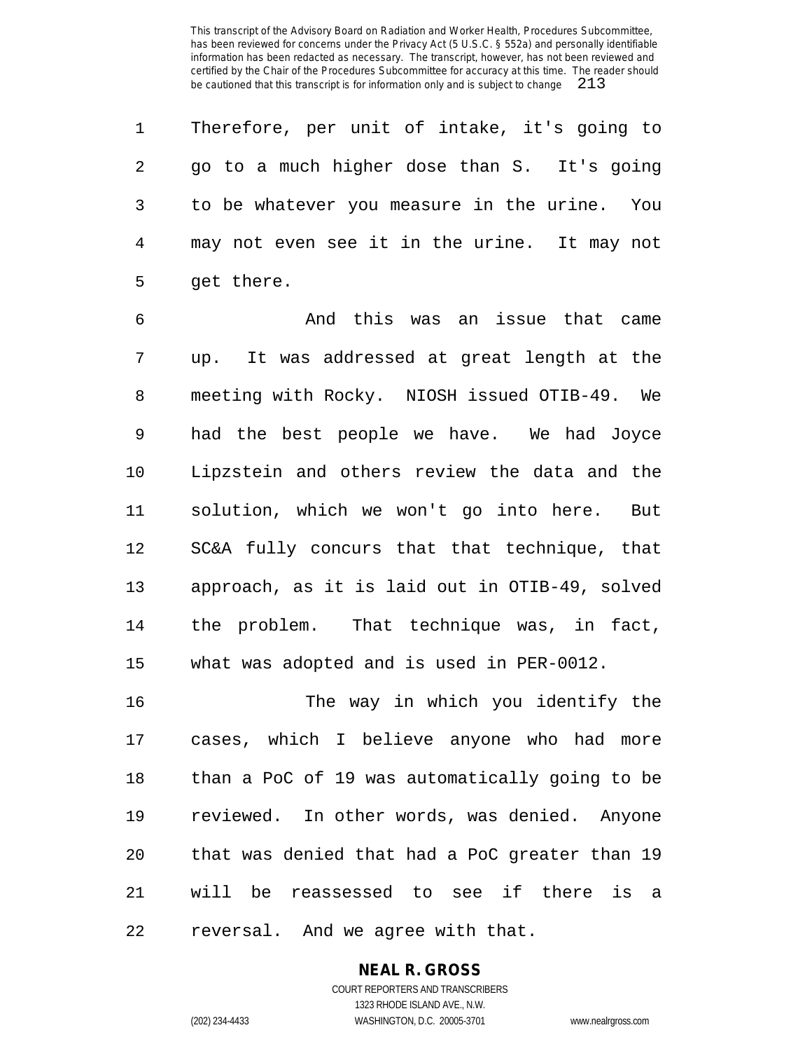Therefore, per unit of intake, it's going to go to a much higher dose than S. It's going to be whatever you measure in the urine. You may not even see it in the urine. It may not get there.

And this was an issue that came up. It was addressed at great length at the meeting with Rocky. NIOSH issued OTIB-49. We had the best people we have. We had Joyce Lipzstein and others review the data and the solution, which we won't go into here. But SC&A fully concurs that that technique, that approach, as it is laid out in OTIB-49, solved the problem. That technique was, in fact, what was adopted and is used in PER-0012.

The way in which you identify the cases, which I believe anyone who had more than a PoC of 19 was automatically going to be reviewed. In other words, was denied. Anyone that was denied that had a PoC greater than 19 will be reassessed to see if there is a reversal. And we agree with that.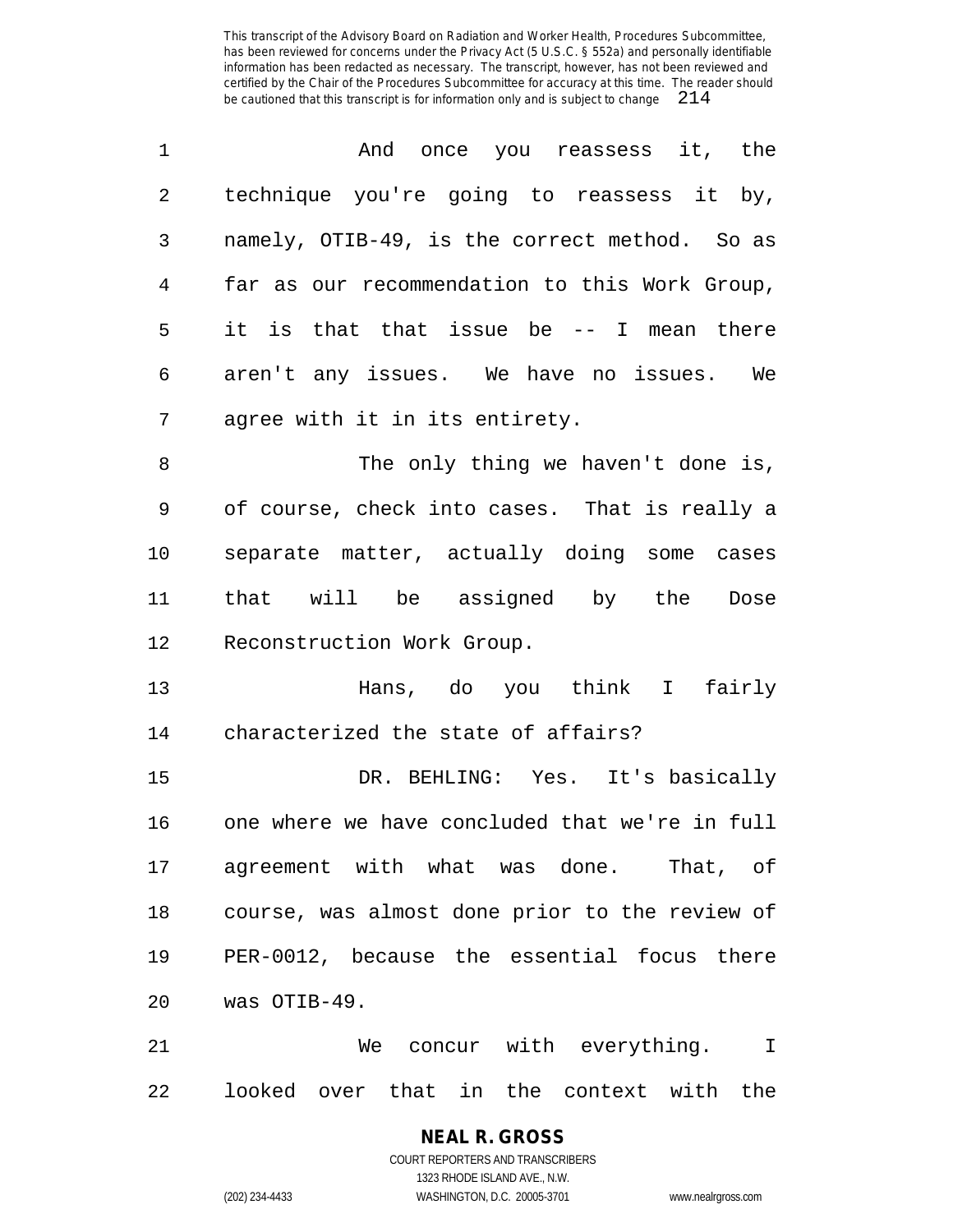And once you reassess it, the technique you're going to reassess it by, namely, OTIB-49, is the correct method. So as far as our recommendation to this Work Group, it is that that issue be -- I mean there aren't any issues. We have no issues. We agree with it in its entirety.

The only thing we haven't done is, of course, check into cases. That is really a separate matter, actually doing some cases that will be assigned by the Dose Reconstruction Work Group.

Hans, do you think I fairly characterized the state of affairs?

DR. BEHLING: Yes. It's basically one where we have concluded that we're in full agreement with what was done. That, of course, was almost done prior to the review of PER-0012, because the essential focus there was OTIB-49.

We concur with everything. I looked over that in the context with the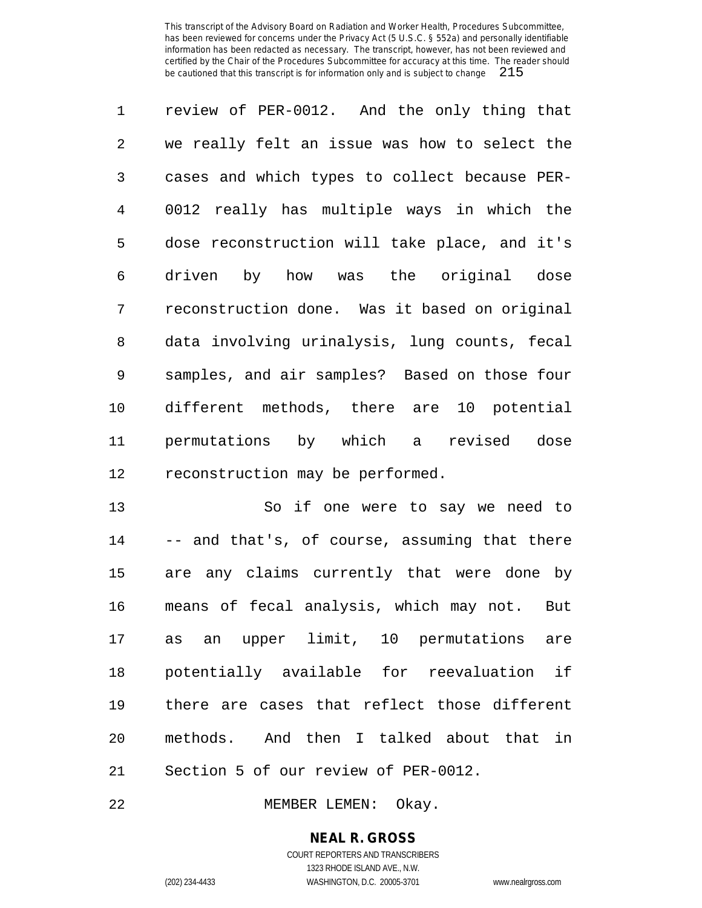review of PER-0012. And the only thing that we really felt an issue was how to select the cases and which types to collect because PER-0012 really has multiple ways in which the dose reconstruction will take place, and it's driven by how was the original dose reconstruction done. Was it based on original data involving urinalysis, lung counts, fecal samples, and air samples? Based on those four different methods, there are 10 potential permutations by which a revised dose reconstruction may be performed.

So if one were to say we need to -- and that's, of course, assuming that there are any claims currently that were done by means of fecal analysis, which may not. But as an upper limit, 10 permutations are potentially available for reevaluation if there are cases that reflect those different methods. And then I talked about that in Section 5 of our review of PER-0012.

MEMBER LEMEN: Okay.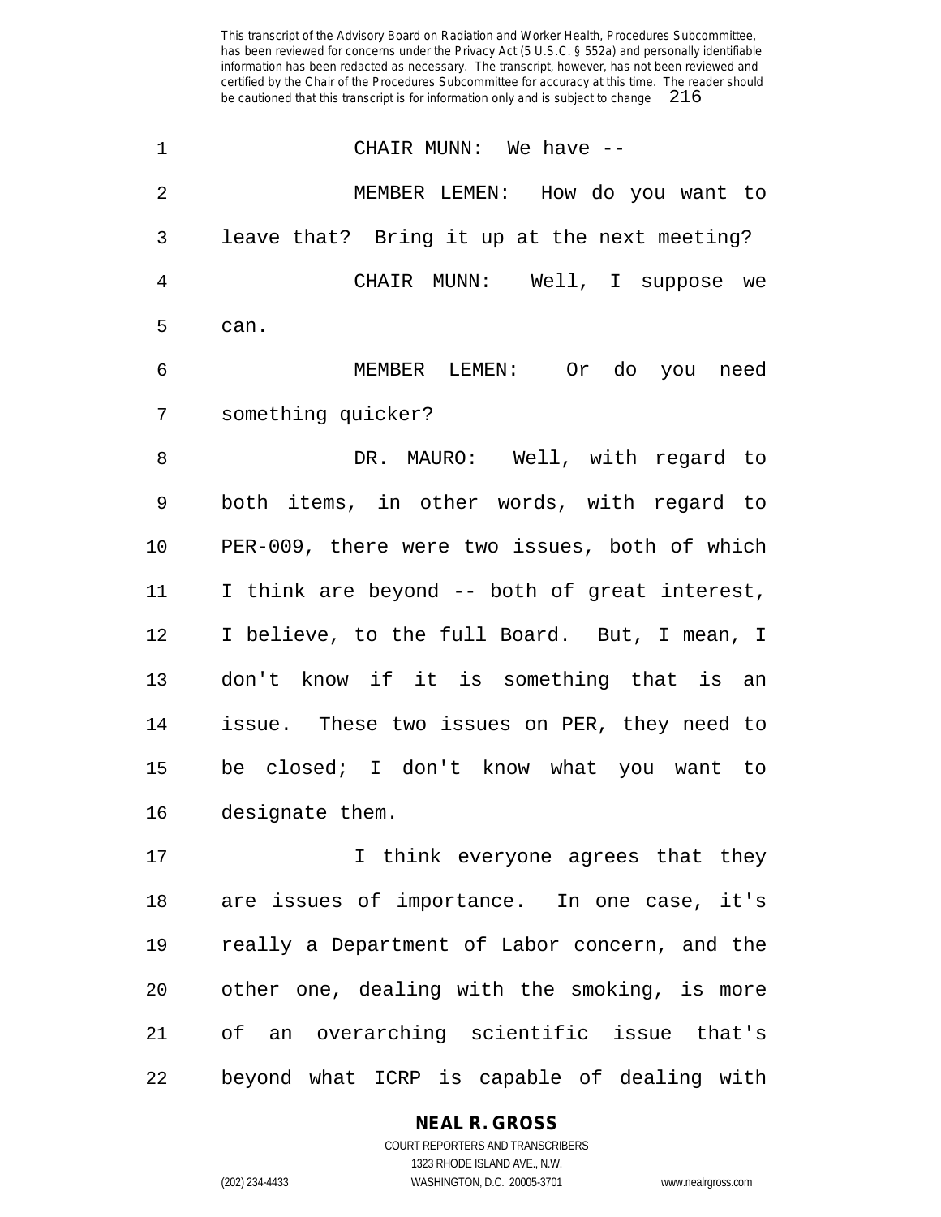CHAIR MUNN: We have --

MEMBER LEMEN: How do you want to leave that? Bring it up at the next meeting?

CHAIR MUNN: Well, I suppose we can.

MEMBER LEMEN: Or do you need something quicker?

DR. MAURO: Well, with regard to both items, in other words, with regard to PER-009, there were two issues, both of which I think are beyond -- both of great interest, I believe, to the full Board. But, I mean, I don't know if it is something that is an issue. These two issues on PER, they need to be closed; I don't know what you want to designate them.

I think everyone agrees that they are issues of importance. In one case, it's really a Department of Labor concern, and the other one, dealing with the smoking, is more of an overarching scientific issue that's beyond what ICRP is capable of dealing with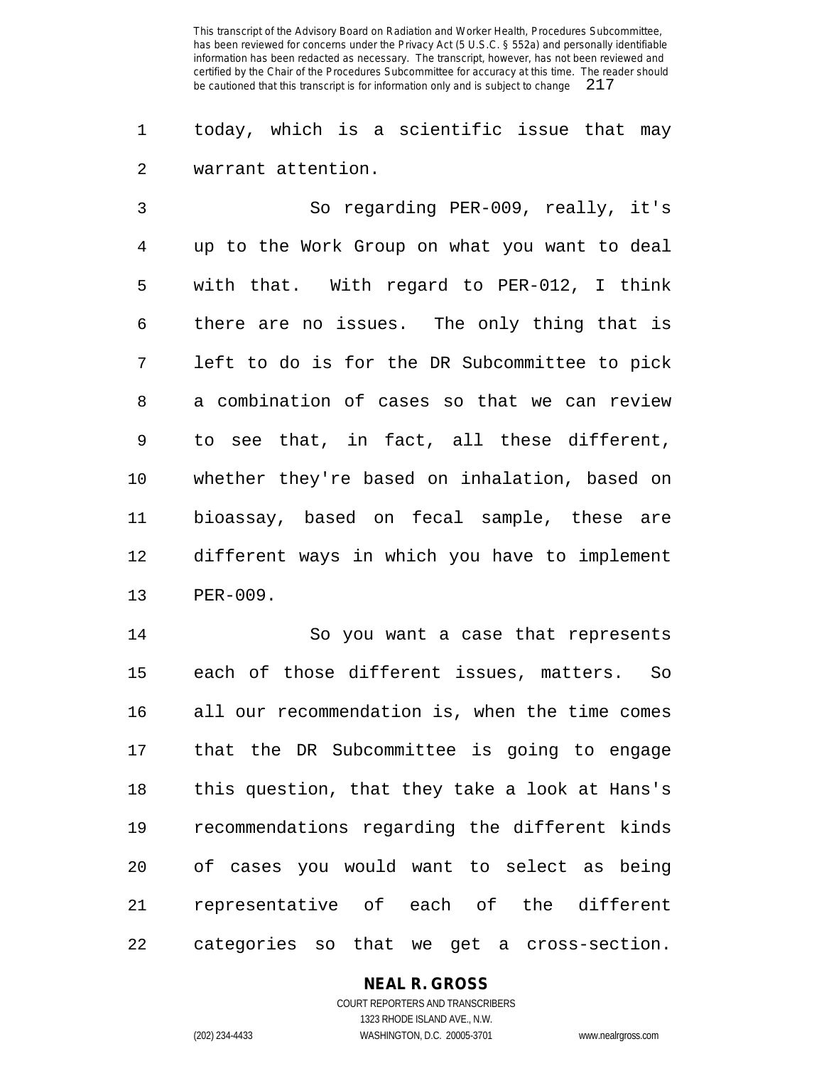today, which is a scientific issue that may warrant attention.

So regarding PER-009, really, it's up to the Work Group on what you want to deal with that. With regard to PER-012, I think there are no issues. The only thing that is left to do is for the DR Subcommittee to pick a combination of cases so that we can review to see that, in fact, all these different, whether they're based on inhalation, based on bioassay, based on fecal sample, these are different ways in which you have to implement PER-009.

So you want a case that represents each of those different issues, matters. So all our recommendation is, when the time comes that the DR Subcommittee is going to engage this question, that they take a look at Hans's recommendations regarding the different kinds of cases you would want to select as being representative of each of the different categories so that we get a cross-section.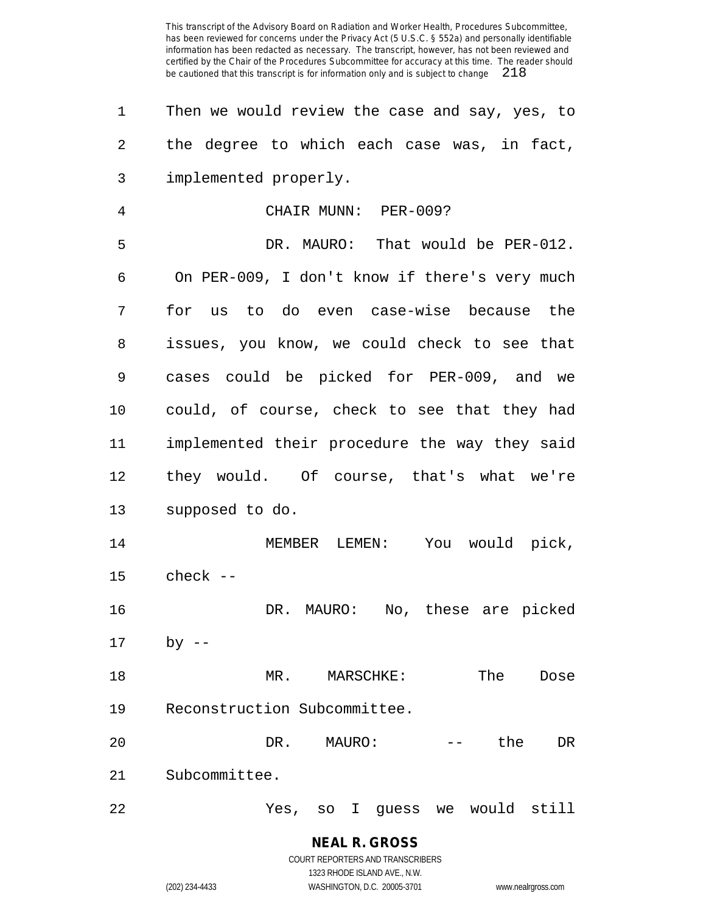Then we would review the case and say, yes, to the degree to which each case was, in fact, implemented properly.

CHAIR MUNN: PER-009?

DR. MAURO: That would be PER-012. On PER-009, I don't know if there's very much for us to do even case-wise because the issues, you know, we could check to see that cases could be picked for PER-009, and we could, of course, check to see that they had implemented their procedure the way they said they would. Of course, that's what we're supposed to do.

MEMBER LEMEN: You would pick, check --

DR. MAURO: No, these are picked by --

MR. MARSCHKE: The Dose Reconstruction Subcommittee.

DR. MAURO: -- the DR Subcommittee.

Yes, so I guess we would still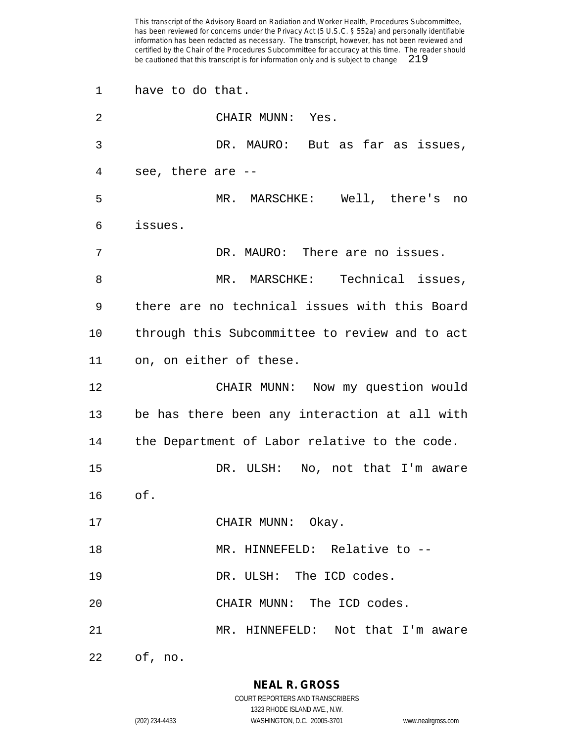have to do that.

CHAIR MUNN: Yes.

DR. MAURO: But as far as issues, see, there are --

MR. MARSCHKE: Well, there's no issues.

DR. MAURO: There are no issues.

MR. MARSCHKE: Technical issues, there are no technical issues with this Board through this Subcommittee to review and to act on, on either of these.

CHAIR MUNN: Now my question would be has there been any interaction at all with the Department of Labor relative to the code.

DR. ULSH: No, not that I'm aware of.

CHAIR MUNN: Okay.

MR. HINNEFELD: Relative to --

DR. ULSH: The ICD codes.

CHAIR MUNN: The ICD codes.

MR. HINNEFELD: Not that I'm aware of, no.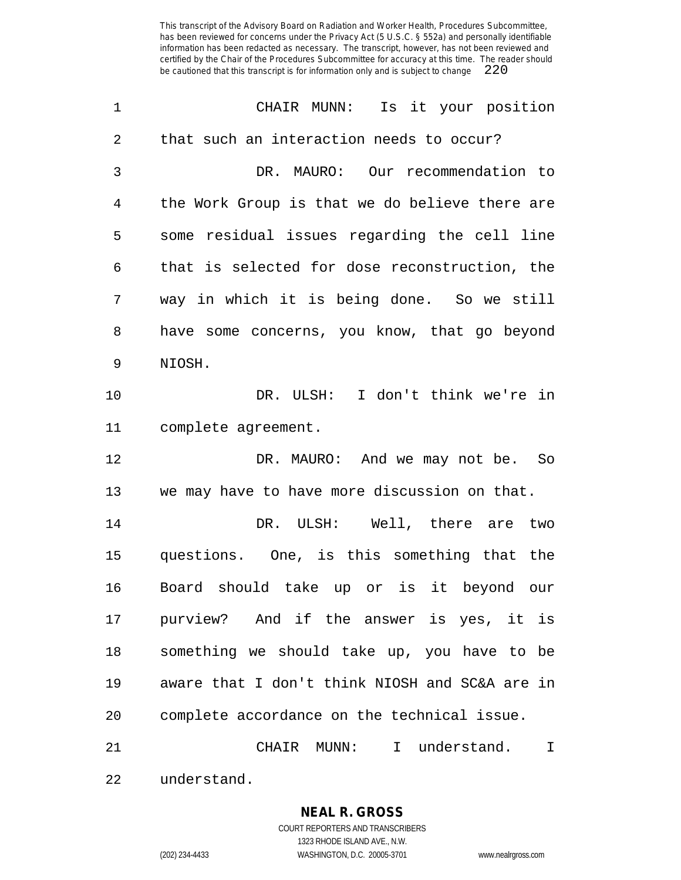CHAIR MUNN: Is it your position that such an interaction needs to occur?

DR. MAURO: Our recommendation to the Work Group is that we do believe there are some residual issues regarding the cell line that is selected for dose reconstruction, the way in which it is being done. So we still have some concerns, you know, that go beyond NIOSH.

DR. ULSH: I don't think we're in complete agreement.

DR. MAURO: And we may not be. So we may have to have more discussion on that.

DR. ULSH: Well, there are two questions. One, is this something that the Board should take up or is it beyond our purview? And if the answer is yes, it is something we should take up, you have to be aware that I don't think NIOSH and SC&A are in complete accordance on the technical issue.

CHAIR MUNN: I understand. I understand.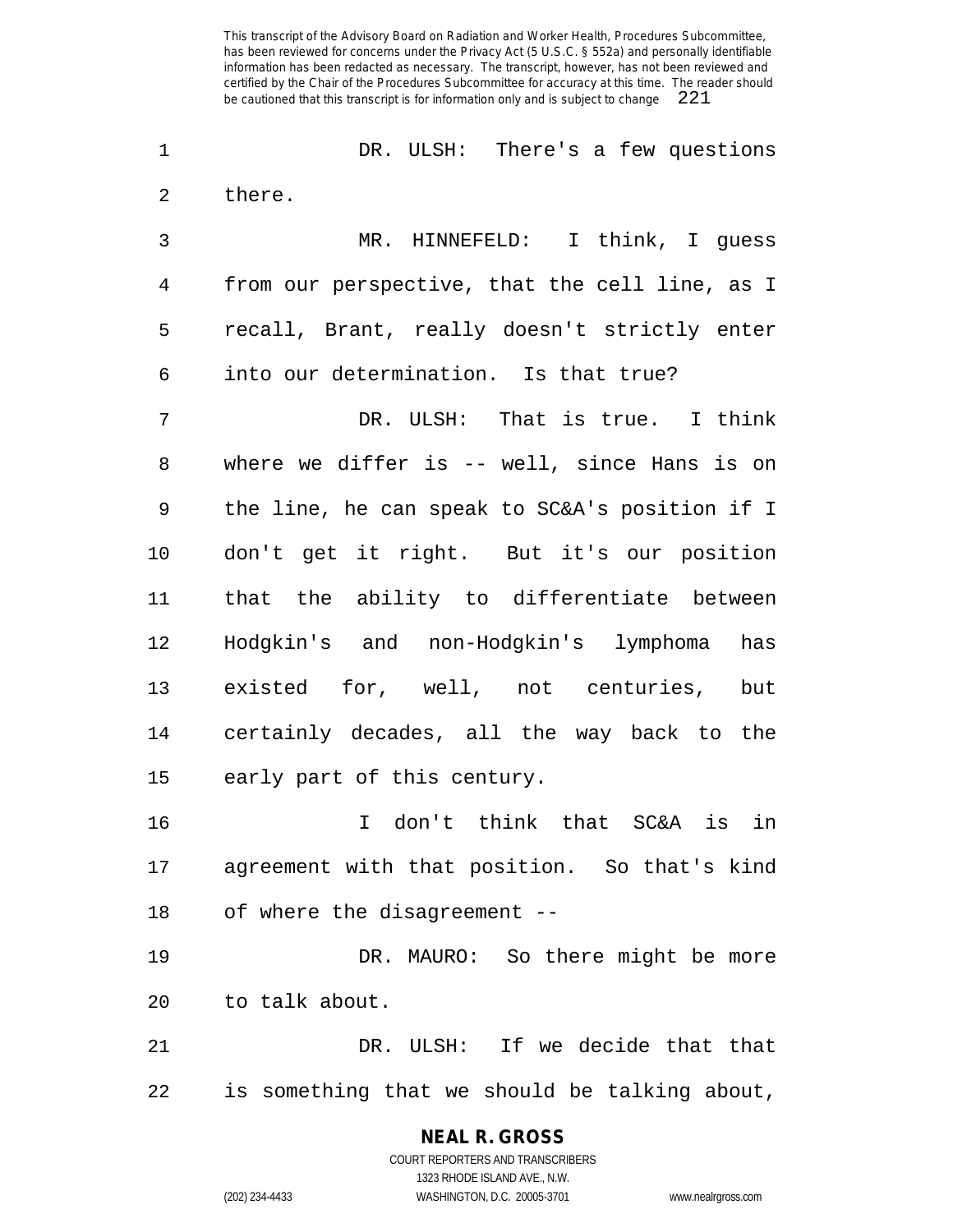DR. ULSH: There's a few questions there.

MR. HINNEFELD: I think, I guess from our perspective, that the cell line, as I recall, Brant, really doesn't strictly enter into our determination. Is that true?

DR. ULSH: That is true. I think where we differ is -- well, since Hans is on the line, he can speak to SC&A's position if I don't get it right. But it's our position that the ability to differentiate between Hodgkin's and non-Hodgkin's lymphoma has existed for, well, not centuries, but certainly decades, all the way back to the early part of this century.

I don't think that SC&A is in agreement with that position. So that's kind of where the disagreement --

DR. MAURO: So there might be more to talk about.

DR. ULSH: If we decide that that is something that we should be talking about,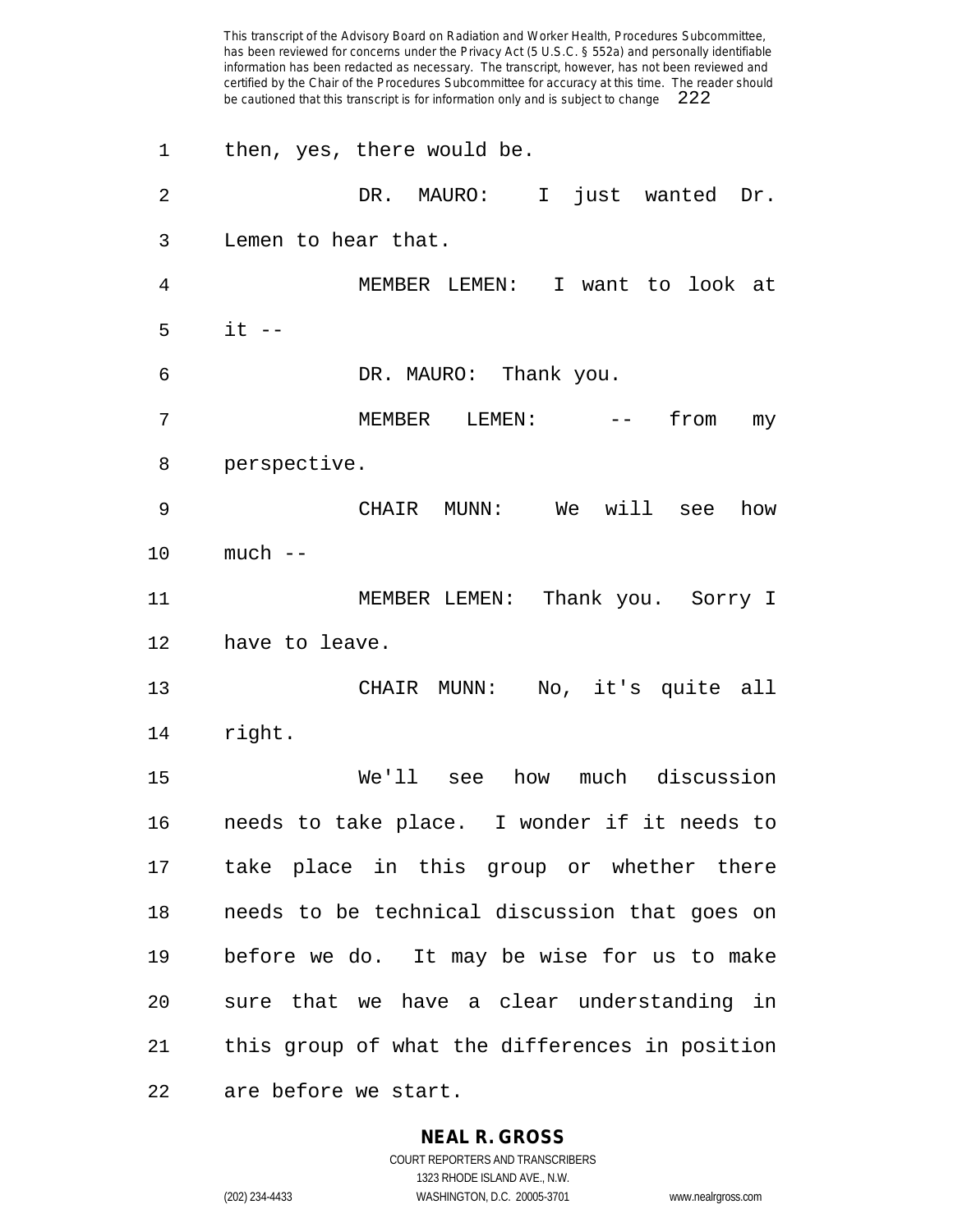then, yes, there would be.

DR. MAURO: I just wanted Dr. Lemen to hear that.

MEMBER LEMEN: I want to look at it --

DR. MAURO: Thank you.

MEMBER LEMEN: -- from my perspective.

CHAIR MUNN: We will see how much --

MEMBER LEMEN: Thank you. Sorry I have to leave.

CHAIR MUNN: No, it's quite all right.

We'll see how much discussion needs to take place. I wonder if it needs to take place in this group or whether there needs to be technical discussion that goes on before we do. It may be wise for us to make sure that we have a clear understanding in this group of what the differences in position are before we start.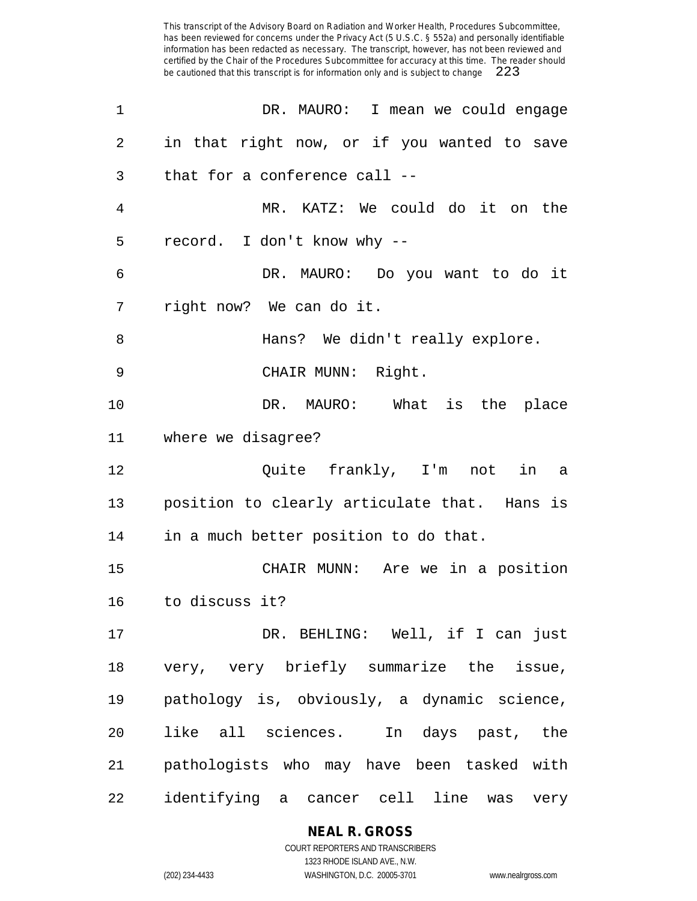DR. MAURO: I mean we could engage in that right now, or if you wanted to save that for a conference call --

MR. KATZ: We could do it on the record. I don't know why --

DR. MAURO: Do you want to do it right now? We can do it.

Hans? We didn't really explore.

CHAIR MUNN: Right.

DR. MAURO: What is the place where we disagree?

Quite frankly, I'm not in a position to clearly articulate that. Hans is in a much better position to do that.

CHAIR MUNN: Are we in a position to discuss it?

DR. BEHLING: Well, if I can just very, very briefly summarize the issue, pathology is, obviously, a dynamic science, like all sciences. In days past, the pathologists who may have been tasked with identifying a cancer cell line was very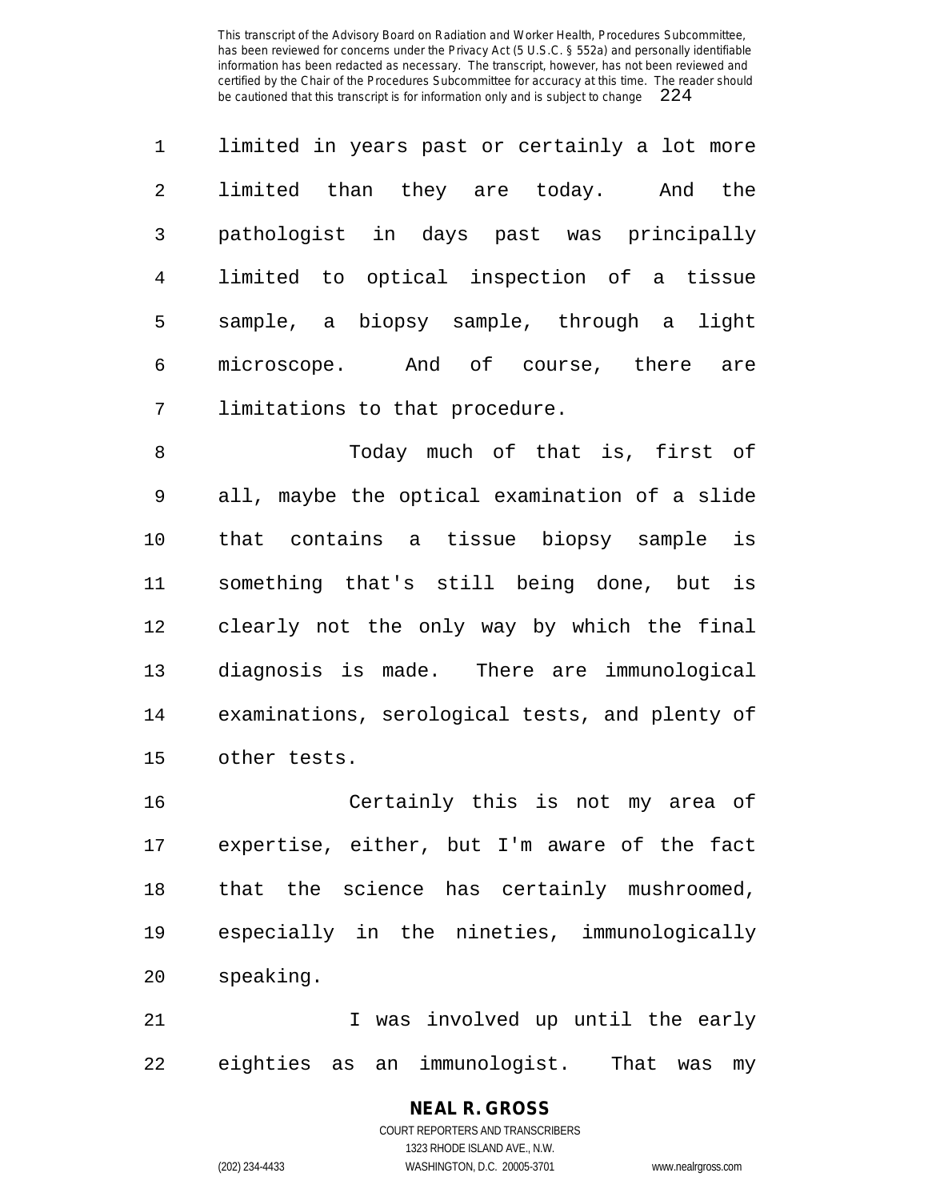limited in years past or certainly a lot more limited than they are today. And the pathologist in days past was principally limited to optical inspection of a tissue sample, a biopsy sample, through a light microscope. And of course, there are limitations to that procedure.

Today much of that is, first of all, maybe the optical examination of a slide that contains a tissue biopsy sample is something that's still being done, but is clearly not the only way by which the final diagnosis is made. There are immunological examinations, serological tests, and plenty of other tests.

Certainly this is not my area of expertise, either, but I'm aware of the fact that the science has certainly mushroomed, especially in the nineties, immunologically speaking.

I was involved up until the early eighties as an immunologist. That was my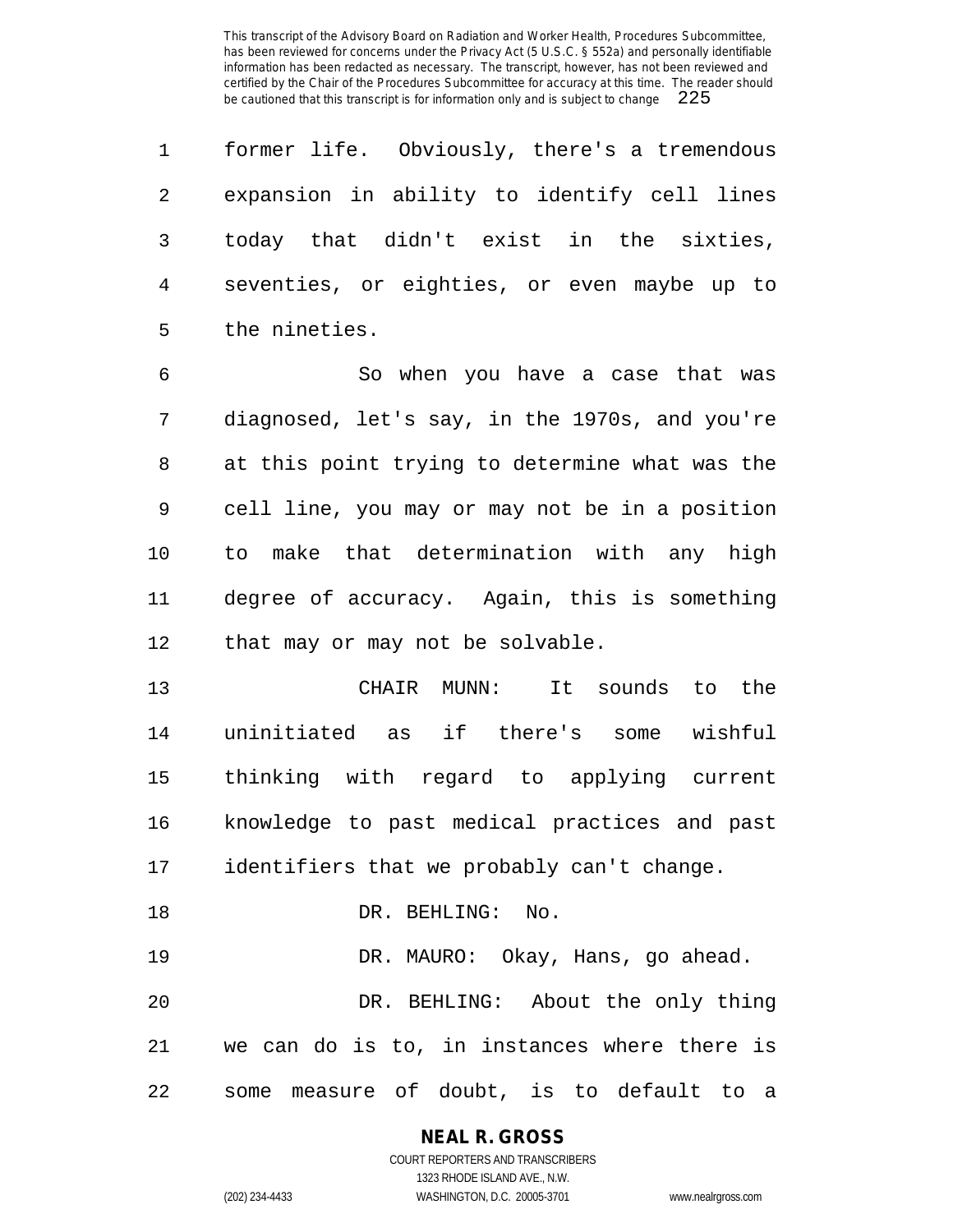former life. Obviously, there's a tremendous expansion in ability to identify cell lines today that didn't exist in the sixties, seventies, or eighties, or even maybe up to the nineties.

So when you have a case that was diagnosed, let's say, in the 1970s, and you're at this point trying to determine what was the cell line, you may or may not be in a position to make that determination with any high degree of accuracy. Again, this is something that may or may not be solvable.

CHAIR MUNN: It sounds to the uninitiated as if there's some wishful thinking with regard to applying current knowledge to past medical practices and past identifiers that we probably can't change.

DR. BEHLING: No.

DR. MAURO: Okay, Hans, go ahead.

DR. BEHLING: About the only thing we can do is to, in instances where there is some measure of doubt, is to default to a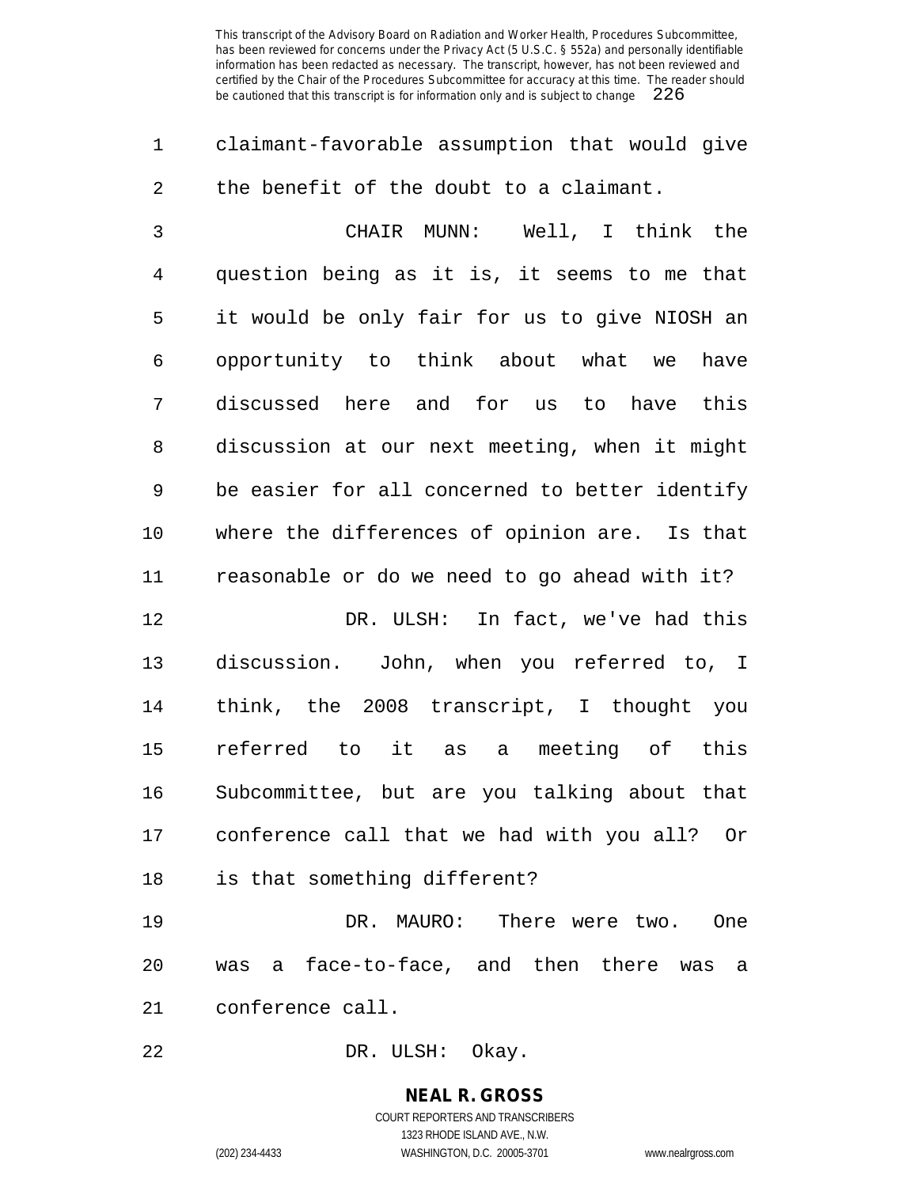claimant-favorable assumption that would give the benefit of the doubt to a claimant.

CHAIR MUNN: Well, I think the question being as it is, it seems to me that it would be only fair for us to give NIOSH an opportunity to think about what we have discussed here and for us to have this discussion at our next meeting, when it might be easier for all concerned to better identify where the differences of opinion are. Is that reasonable or do we need to go ahead with it?

DR. ULSH: In fact, we've had this discussion. John, when you referred to, I think, the 2008 transcript, I thought you referred to it as a meeting of this Subcommittee, but are you talking about that conference call that we had with you all? Or is that something different?

DR. MAURO: There were two. One was a face-to-face, and then there was a conference call.

DR. ULSH: Okay.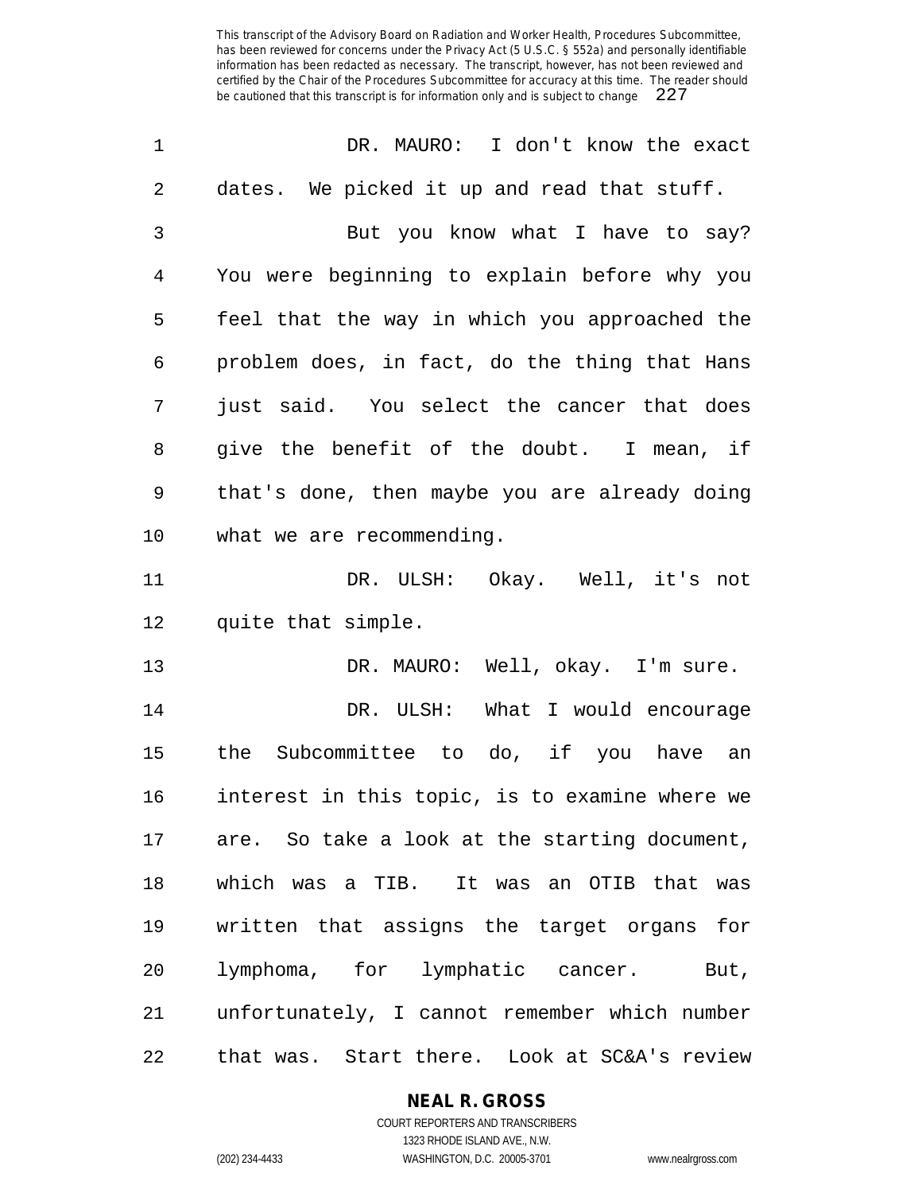DR. MAURO: I don't know the exact dates. We picked it up and read that stuff.

But you know what I have to say? You were beginning to explain before why you feel that the way in which you approached the problem does, in fact, do the thing that Hans just said. You select the cancer that does give the benefit of the doubt. I mean, if that's done, then maybe you are already doing what we are recommending.

DR. ULSH: Okay. Well, it's not quite that simple.

DR. MAURO: Well, okay. I'm sure.

DR. ULSH: What I would encourage the Subcommittee to do, if you have an interest in this topic, is to examine where we are. So take a look at the starting document, which was a TIB. It was an OTIB that was written that assigns the target organs for lymphoma, for lymphatic cancer. But, unfortunately, I cannot remember which number that was. Start there. Look at SC&A's review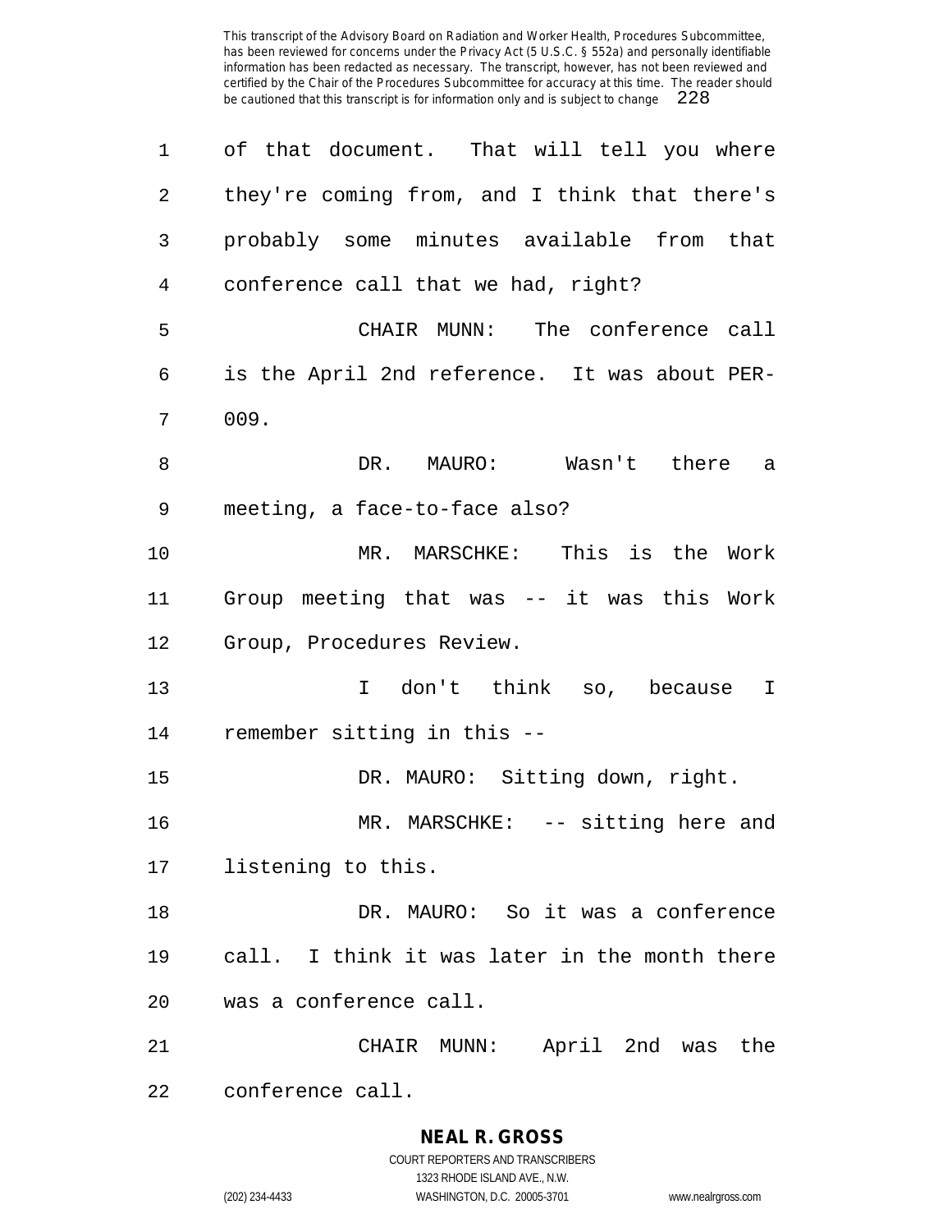of that document. That will tell you where they're coming from, and I think that there's probably some minutes available from that conference call that we had, right?

CHAIR MUNN: The conference call is the April 2nd reference. It was about PER-009.

DR. MAURO: Wasn't there a meeting, a face-to-face also?

MR. MARSCHKE: This is the Work Group meeting that was -- it was this Work Group, Procedures Review.

I don't think so, because I remember sitting in this --

DR. MAURO: Sitting down, right.

MR. MARSCHKE: -- sitting here and listening to this.

DR. MAURO: So it was a conference call. I think it was later in the month there was a conference call.

CHAIR MUNN: April 2nd was the conference call.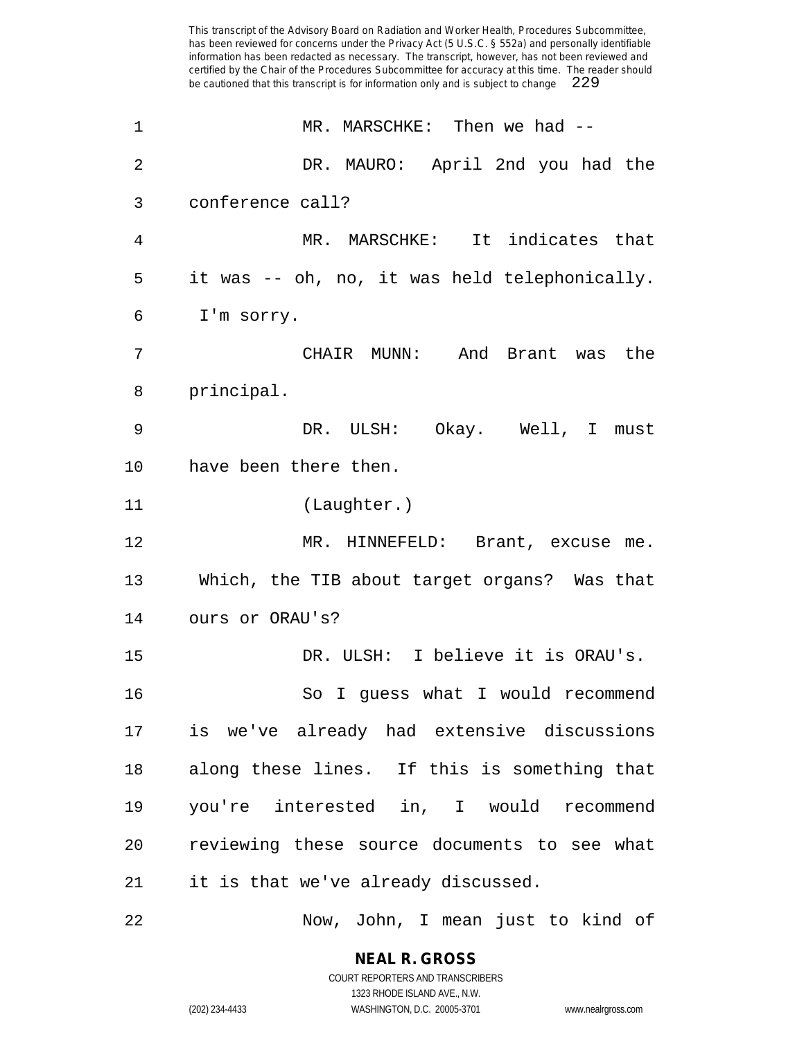MR. MARSCHKE: Then we had --

DR. MAURO: April 2nd you had the conference call?

MR. MARSCHKE: It indicates that it was -- oh, no, it was held telephonically. I'm sorry.

CHAIR MUNN: And Brant was the principal.

DR. ULSH: Okay. Well, I must have been there then.

(Laughter.)

MR. HINNEFELD: Brant, excuse me. Which, the TIB about target organs? Was that ours or ORAU's?

DR. ULSH: I believe it is ORAU's.

So I guess what I would recommend is we've already had extensive discussions along these lines. If this is something that you're interested in, I would recommend reviewing these source documents to see what it is that we've already discussed.

Now, John, I mean just to kind of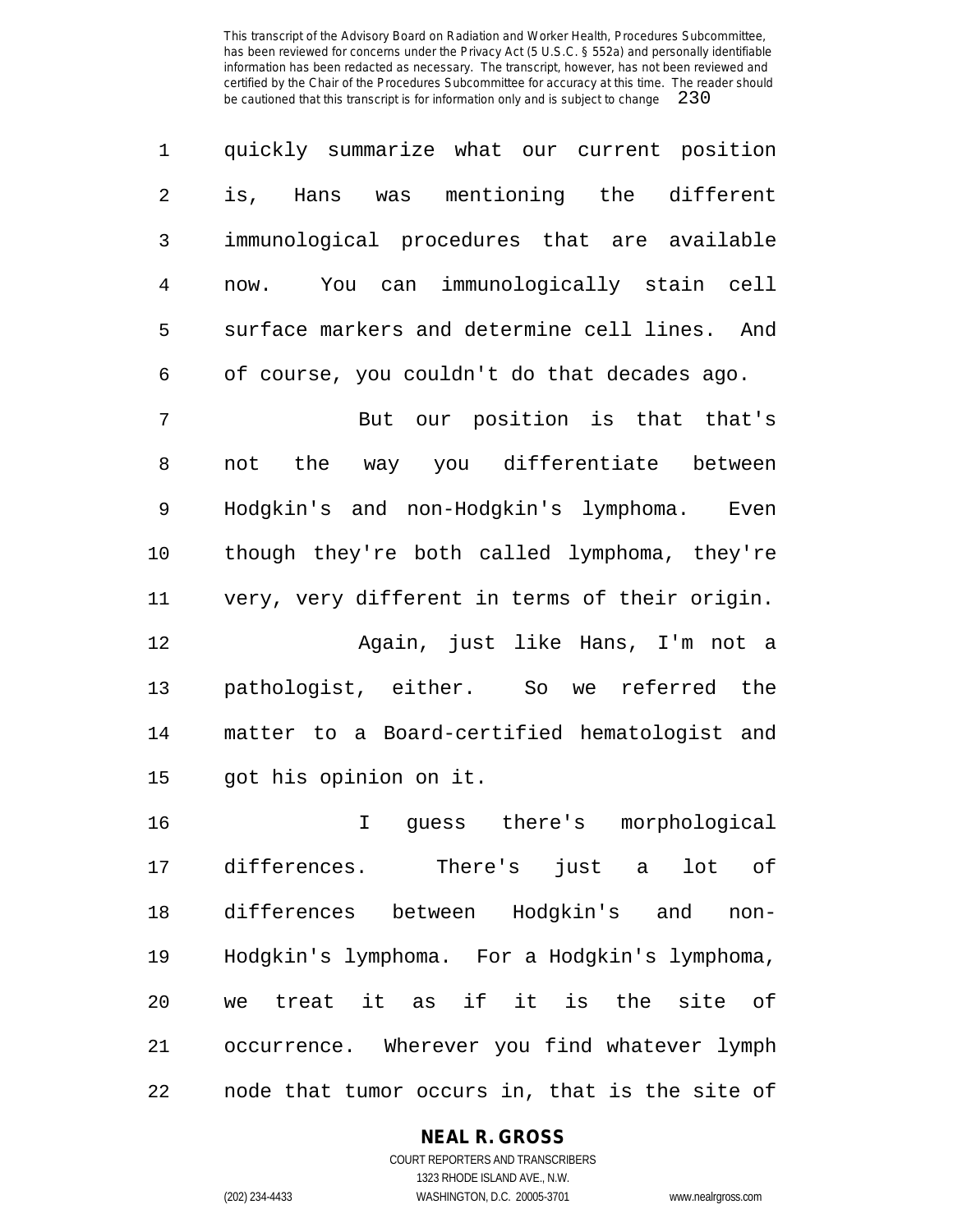quickly summarize what our current position is, Hans was mentioning the different immunological procedures that are available now. You can immunologically stain cell surface markers and determine cell lines. And of course, you couldn't do that decades ago.

But our position is that that's not the way you differentiate between Hodgkin's and non-Hodgkin's lymphoma. Even though they're both called lymphoma, they're very, very different in terms of their origin.

Again, just like Hans, I'm not a pathologist, either. So we referred the matter to a Board-certified hematologist and got his opinion on it.

I guess there's morphological differences. There's just a lot of differences between Hodgkin's and non-Hodgkin's lymphoma. For a Hodgkin's lymphoma, we treat it as if it is the site of occurrence. Wherever you find whatever lymph node that tumor occurs in, that is the site of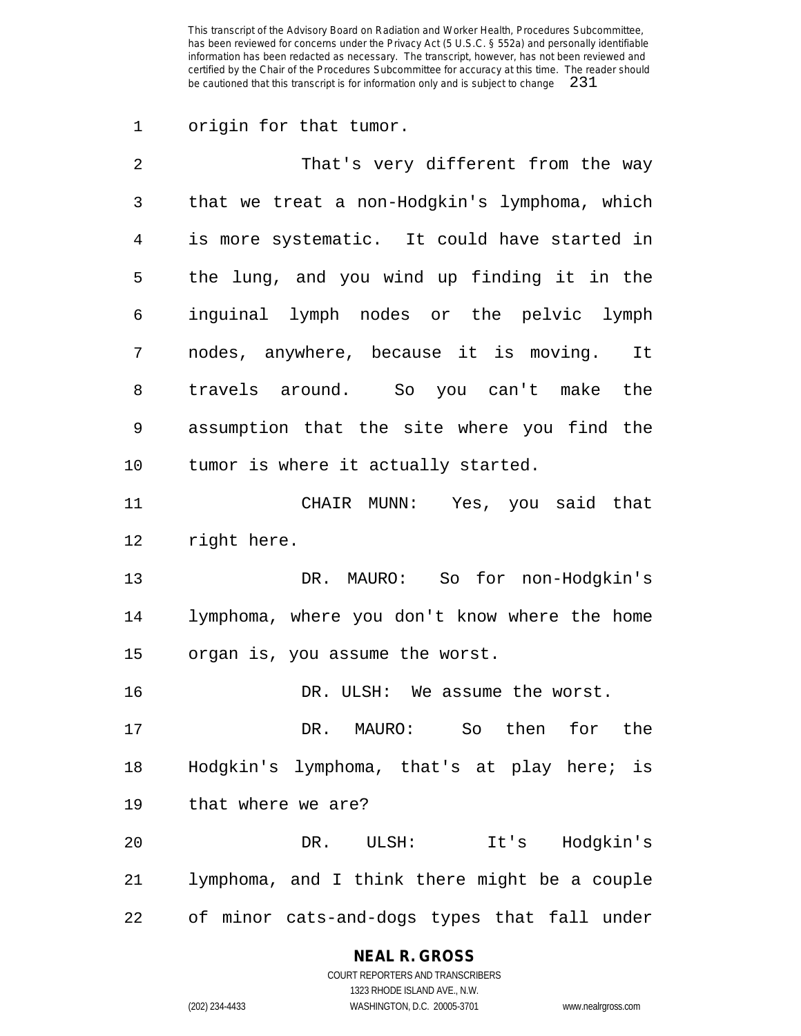origin for that tumor.

That's very different from the way that we treat a non-Hodgkin's lymphoma, which is more systematic. It could have started in the lung, and you wind up finding it in the inguinal lymph nodes or the pelvic lymph nodes, anywhere, because it is moving. It travels around. So you can't make the assumption that the site where you find the tumor is where it actually started.

CHAIR MUNN: Yes, you said that right here.

DR. MAURO: So for non-Hodgkin's lymphoma, where you don't know where the home organ is, you assume the worst.

DR. ULSH: We assume the worst.

DR. MAURO: So then for the Hodgkin's lymphoma, that's at play here; is that where we are?

DR. ULSH: It's Hodgkin's lymphoma, and I think there might be a couple of minor cats-and-dogs types that fall under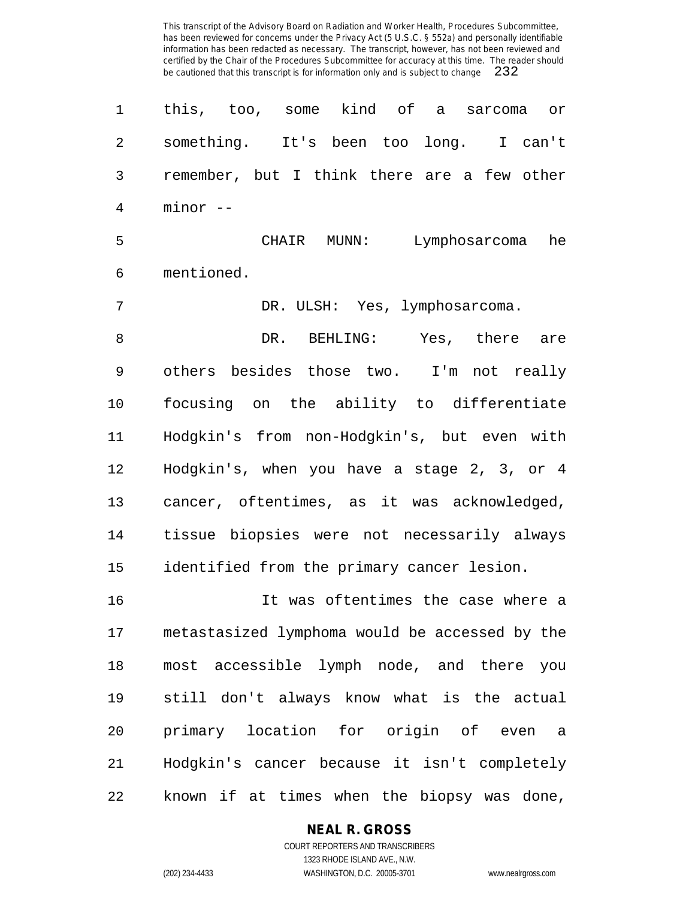this, too, some kind of a sarcoma or something. It's been too long. I can't remember, but I think there are a few other minor --

CHAIR MUNN: Lymphosarcoma he mentioned.

DR. ULSH: Yes, lymphosarcoma.

DR. BEHLING: Yes, there are others besides those two. I'm not really focusing on the ability to differentiate Hodgkin's from non-Hodgkin's, but even with Hodgkin's, when you have a stage 2, 3, or 4 cancer, oftentimes, as it was acknowledged, tissue biopsies were not necessarily always identified from the primary cancer lesion.

It was oftentimes the case where a metastasized lymphoma would be accessed by the most accessible lymph node, and there you still don't always know what is the actual primary location for origin of even a Hodgkin's cancer because it isn't completely known if at times when the biopsy was done,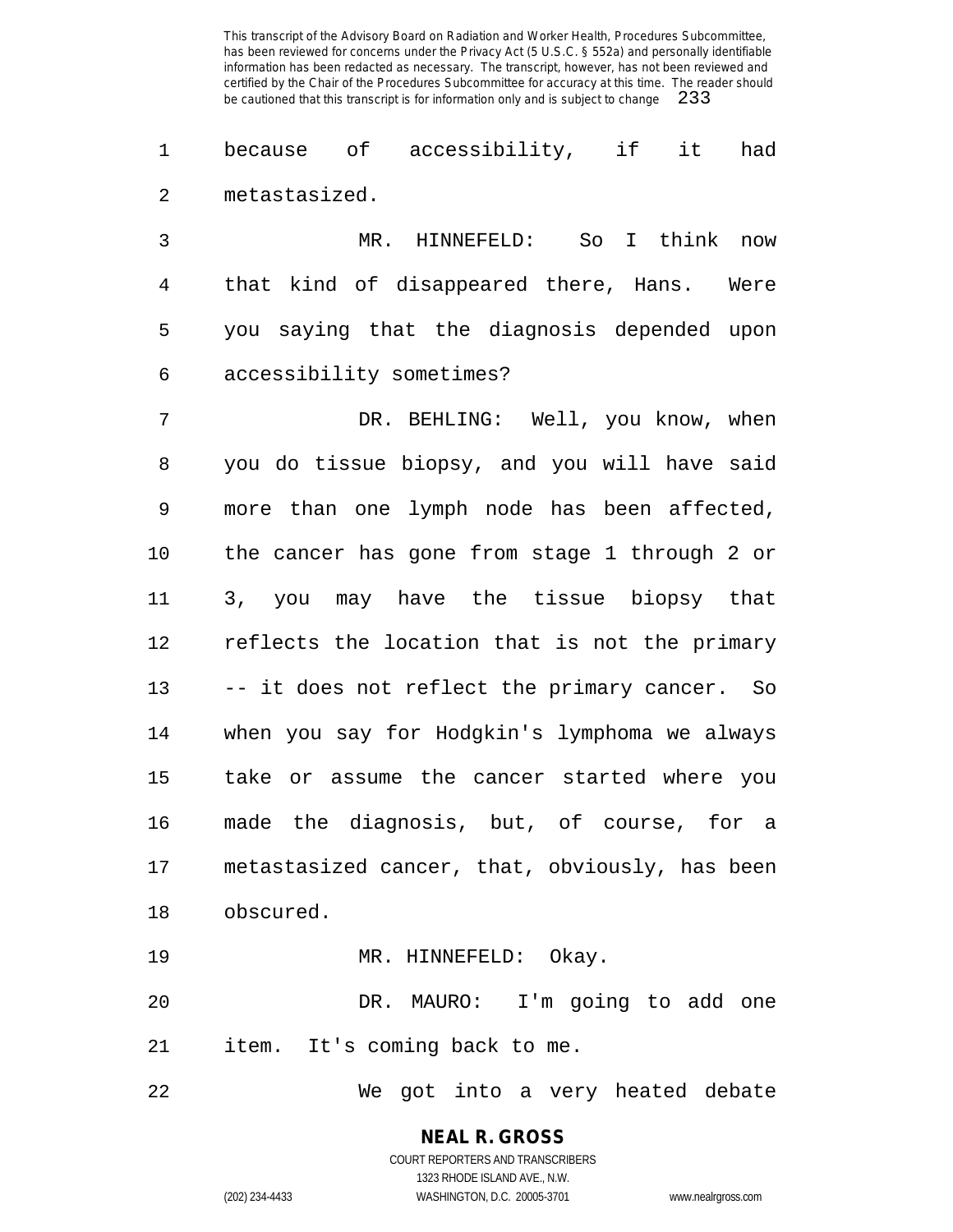because of accessibility, if it had metastasized.

MR. HINNEFELD: So I think now that kind of disappeared there, Hans. Were you saying that the diagnosis depended upon accessibility sometimes?

DR. BEHLING: Well, you know, when you do tissue biopsy, and you will have said more than one lymph node has been affected, the cancer has gone from stage 1 through 2 or 3, you may have the tissue biopsy that reflects the location that is not the primary -- it does not reflect the primary cancer. So when you say for Hodgkin's lymphoma we always take or assume the cancer started where you made the diagnosis, but, of course, for a metastasized cancer, that, obviously, has been obscured.

MR. HINNEFELD: Okay.

DR. MAURO: I'm going to add one item. It's coming back to me.

We got into a very heated debate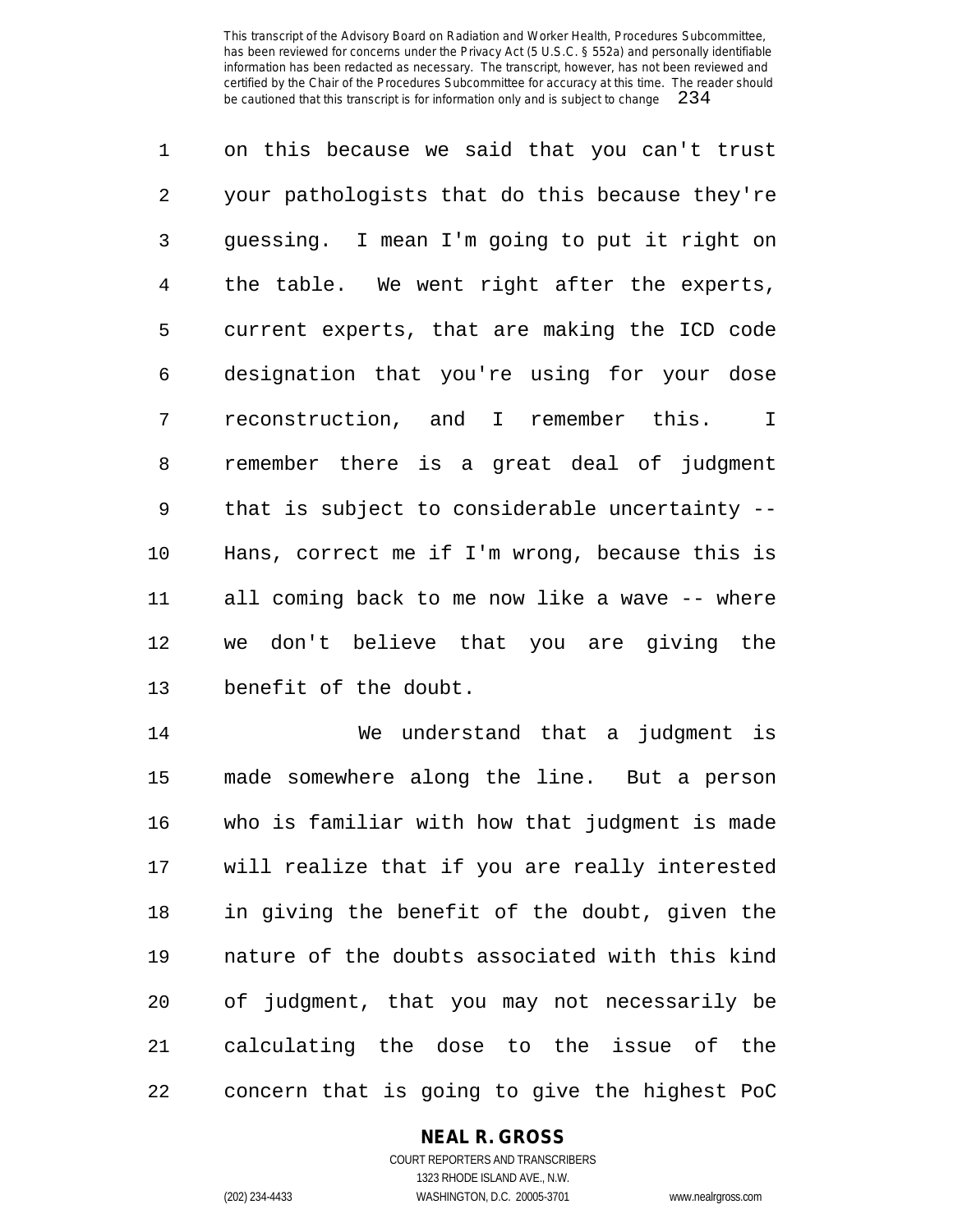on this because we said that you can't trust your pathologists that do this because they're guessing. I mean I'm going to put it right on the table. We went right after the experts, current experts, that are making the ICD code designation that you're using for your dose reconstruction, and I remember this. I remember there is a great deal of judgment that is subject to considerable uncertainty -- Hans, correct me if I'm wrong, because this is all coming back to me now like a wave -- where we don't believe that you are giving the benefit of the doubt.

We understand that a judgment is made somewhere along the line. But a person who is familiar with how that judgment is made will realize that if you are really interested in giving the benefit of the doubt, given the nature of the doubts associated with this kind of judgment, that you may not necessarily be calculating the dose to the issue of the concern that is going to give the highest PoC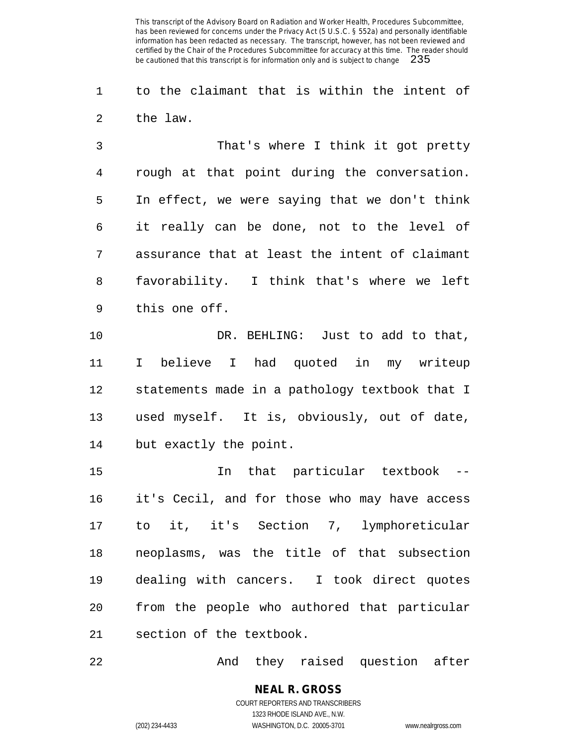to the claimant that is within the intent of the law.

That's where I think it got pretty rough at that point during the conversation. In effect, we were saying that we don't think it really can be done, not to the level of assurance that at least the intent of claimant favorability. I think that's where we left this one off.

DR. BEHLING: Just to add to that, I believe I had quoted in my writeup statements made in a pathology textbook that I used myself. It is, obviously, out of date, but exactly the point.

In that particular textbook -- it's Cecil, and for those who may have access to it, it's Section 7, lymphoreticular neoplasms, was the title of that subsection dealing with cancers. I took direct quotes from the people who authored that particular section of the textbook.

And they raised question after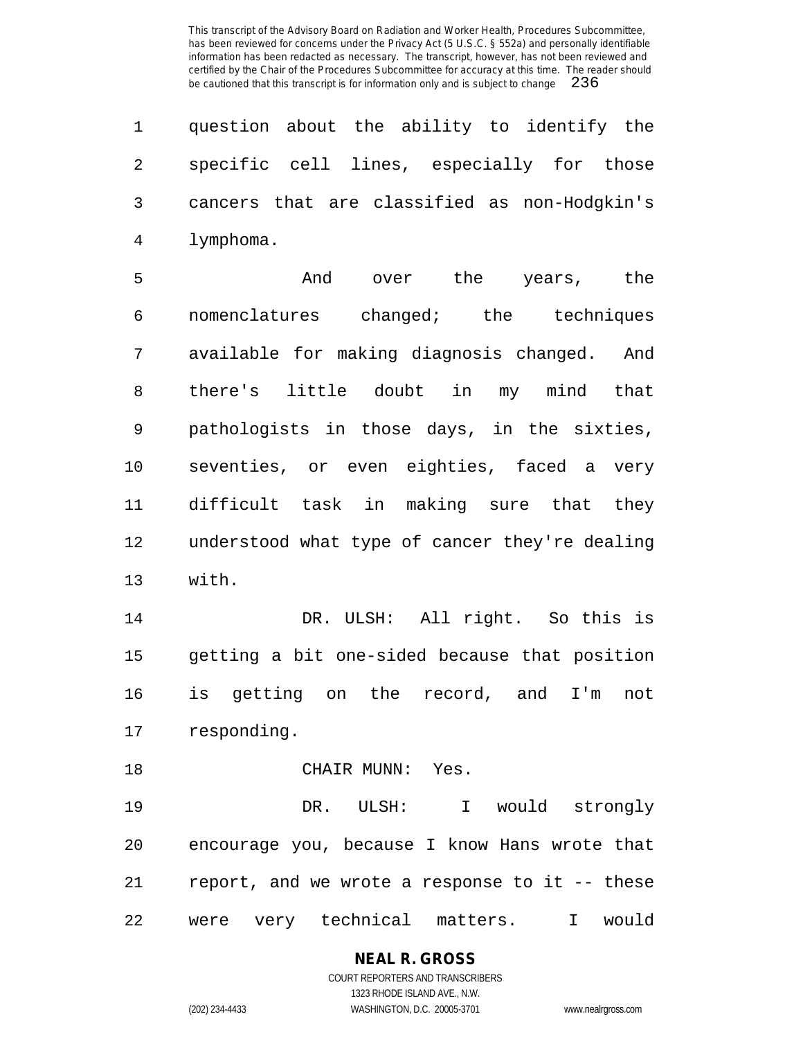question about the ability to identify the specific cell lines, especially for those cancers that are classified as non-Hodgkin's lymphoma.

And over the years, the nomenclatures changed; the techniques available for making diagnosis changed. And there's little doubt in my mind that pathologists in those days, in the sixties, seventies, or even eighties, faced a very difficult task in making sure that they understood what type of cancer they're dealing with.

DR. ULSH: All right. So this is getting a bit one-sided because that position is getting on the record, and I'm not responding.

CHAIR MUNN: Yes.

DR. ULSH: I would strongly encourage you, because I know Hans wrote that report, and we wrote a response to it -- these were very technical matters. I would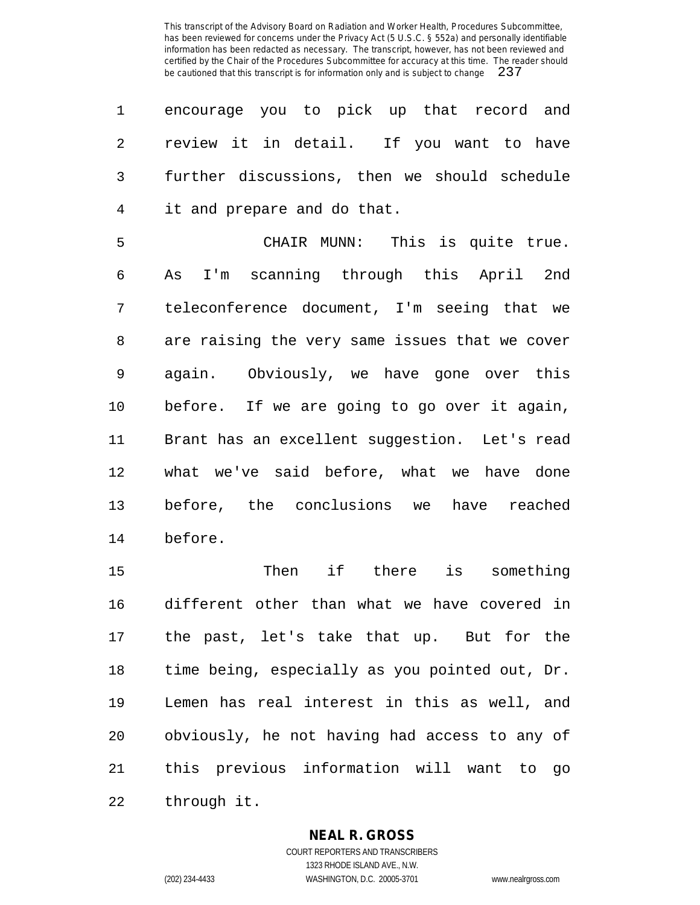encourage you to pick up that record and review it in detail. If you want to have further discussions, then we should schedule it and prepare and do that.

CHAIR MUNN: This is quite true. As I'm scanning through this April 2nd teleconference document, I'm seeing that we are raising the very same issues that we cover again. Obviously, we have gone over this before. If we are going to go over it again, Brant has an excellent suggestion. Let's read what we've said before, what we have done before, the conclusions we have reached before.

Then if there is something different other than what we have covered in the past, let's take that up. But for the time being, especially as you pointed out, Dr. Lemen has real interest in this as well, and obviously, he not having had access to any of this previous information will want to go through it.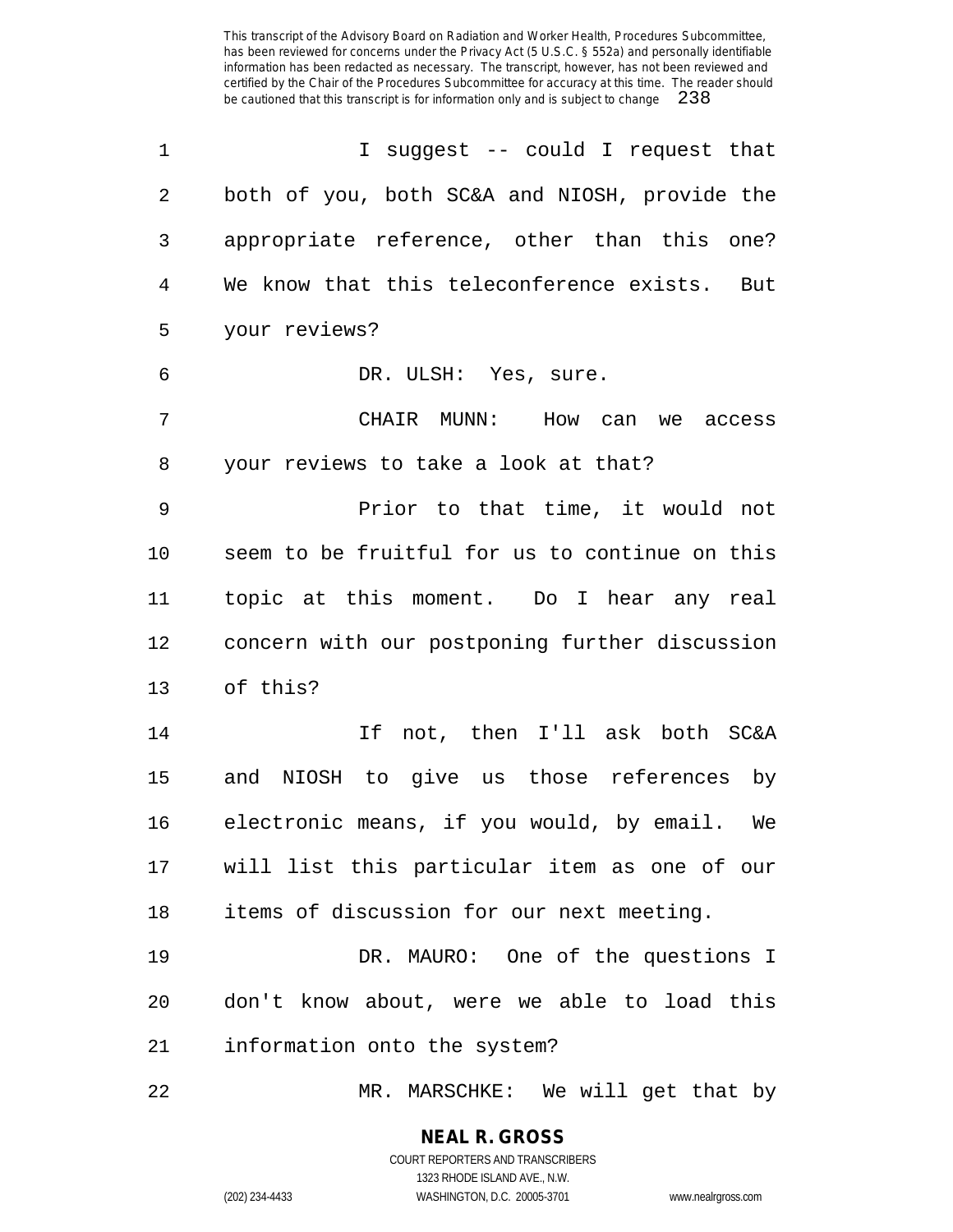I suggest -- could I request that both of you, both SC&A and NIOSH, provide the appropriate reference, other than this one? We know that this teleconference exists. But your reviews?

DR. ULSH: Yes, sure.

CHAIR MUNN: How can we access your reviews to take a look at that?

Prior to that time, it would not seem to be fruitful for us to continue on this topic at this moment. Do I hear any real concern with our postponing further discussion of this?

If not, then I'll ask both SC&A and NIOSH to give us those references by electronic means, if you would, by email. We will list this particular item as one of our items of discussion for our next meeting.

DR. MAURO: One of the questions I don't know about, were we able to load this information onto the system?

MR. MARSCHKE: We will get that by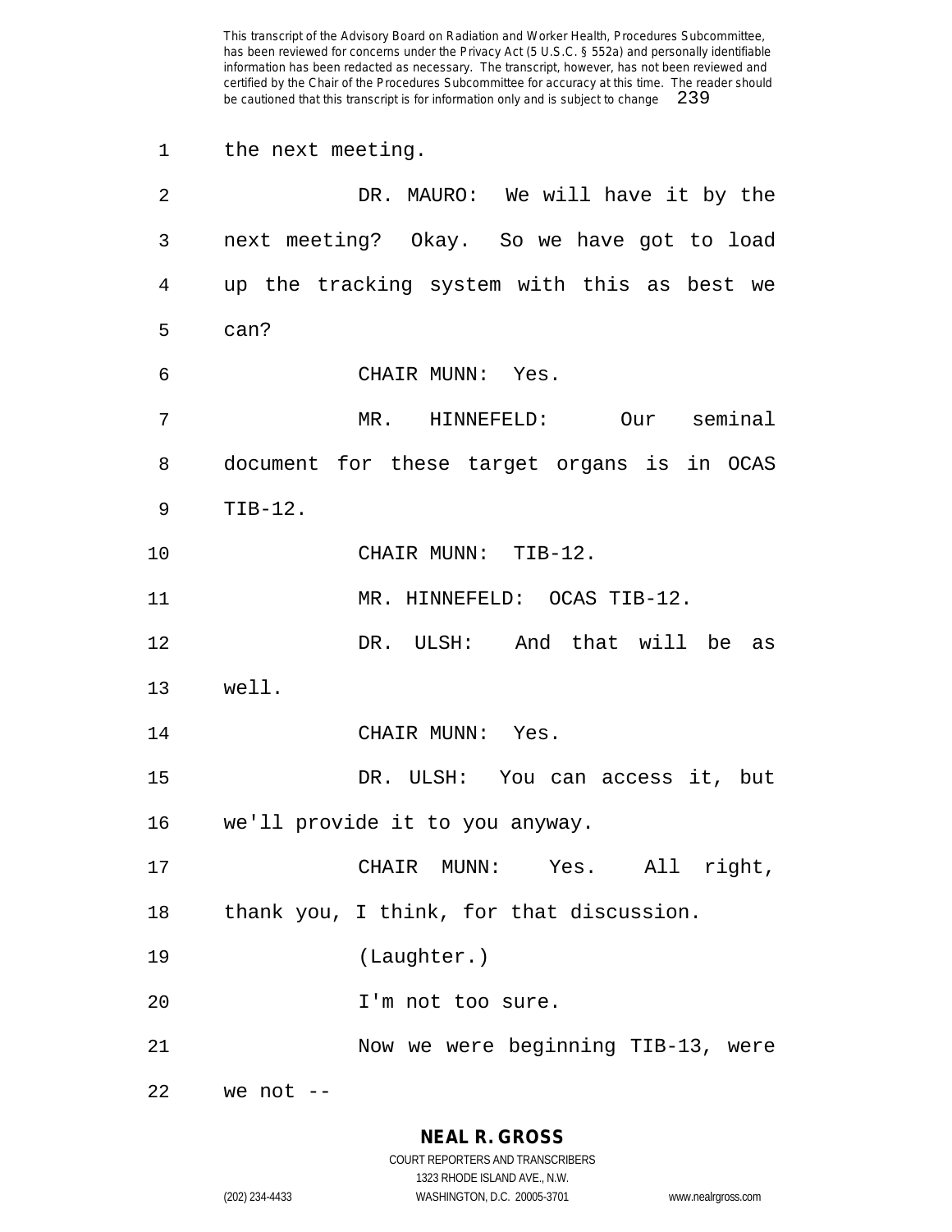the next meeting.

DR. MAURO: We will have it by the next meeting? Okay. So we have got to load up the tracking system with this as best we can?

CHAIR MUNN: Yes.

MR. HINNEFELD: Our seminal document for these target organs is in OCAS TIB-12.

CHAIR MUNN: TIB-12.

MR. HINNEFELD: OCAS TIB-12.

DR. ULSH: And that will be as well.

CHAIR MUNN: Yes.

DR. ULSH: You can access it, but we'll provide it to you anyway.

CHAIR MUNN: Yes. All right, thank you, I think, for that discussion.

(Laughter.)

I'm not too sure.

Now we were beginning TIB-13, were we not --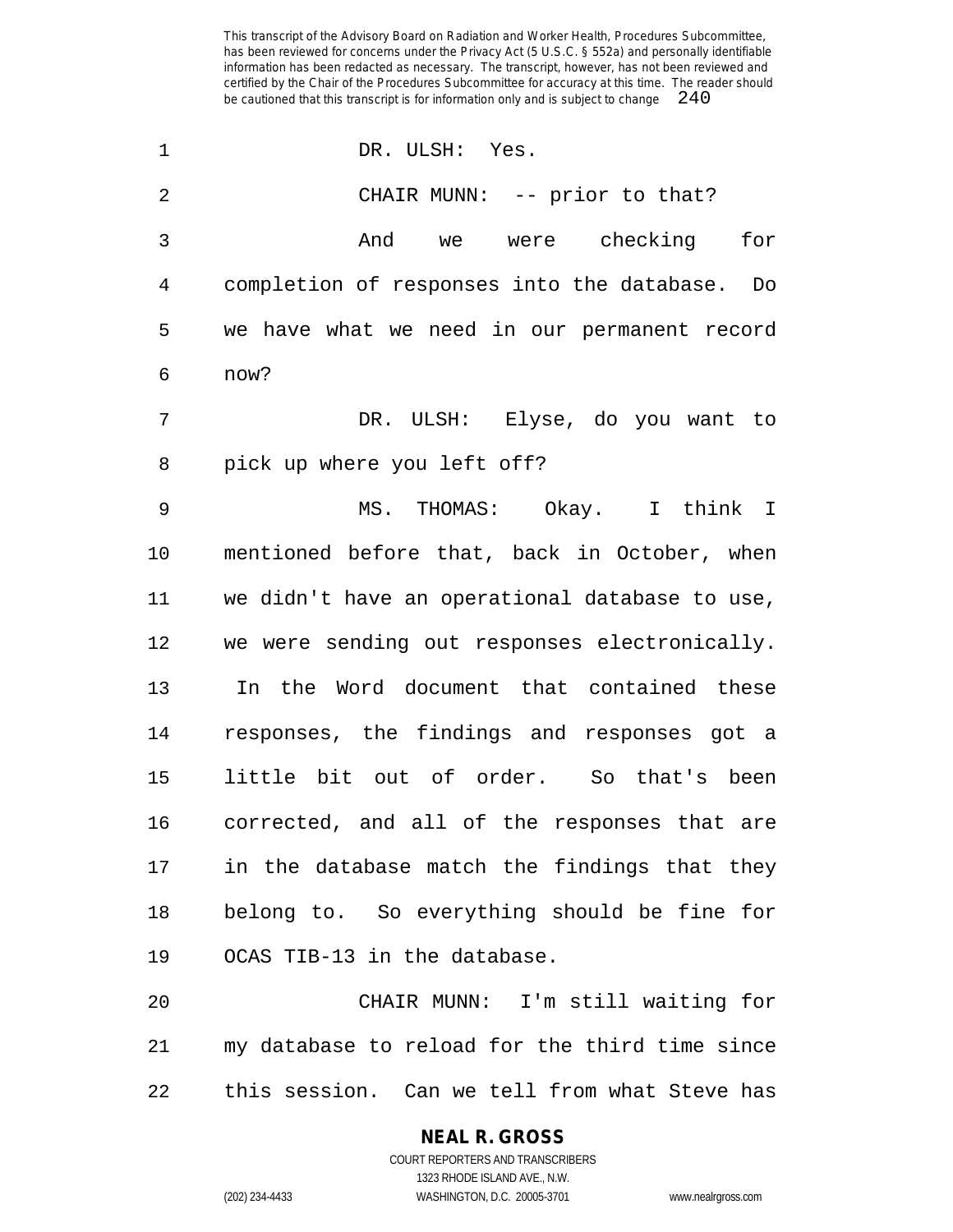DR. ULSH: Yes.

CHAIR MUNN: -- prior to that?

And we were checking for completion of responses into the database. Do we have what we need in our permanent record now?

DR. ULSH: Elyse, do you want to pick up where you left off?

MS. THOMAS: Okay. I think I mentioned before that, back in October, when we didn't have an operational database to use, we were sending out responses electronically. In the Word document that contained these responses, the findings and responses got a little bit out of order. So that's been corrected, and all of the responses that are in the database match the findings that they belong to. So everything should be fine for OCAS TIB-13 in the database.

CHAIR MUNN: I'm still waiting for my database to reload for the third time since this session. Can we tell from what Steve has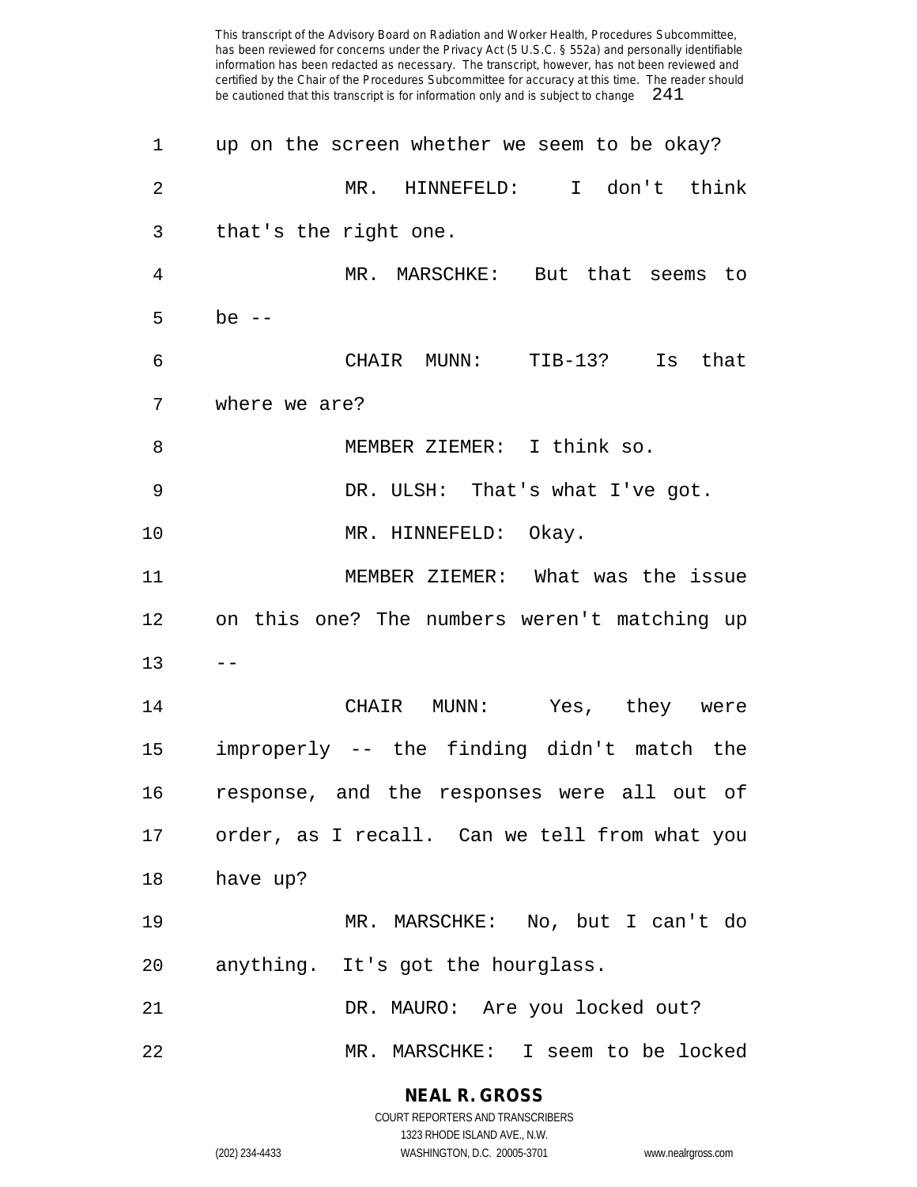up on the screen whether we seem to be okay?

MR. HINNEFELD: I don't think that's the right one.

MR. MARSCHKE: But that seems to be --

CHAIR MUNN: TIB-13? Is that where we are?

MEMBER ZIEMER: I think so.

DR. ULSH: That's what I've got.

MR. HINNEFELD: Okay.

MEMBER ZIEMER: What was the issue on this one? The numbers weren't matching up --

CHAIR MUNN: Yes, they were improperly -- the finding didn't match the response, and the responses were all out of order, as I recall. Can we tell from what you have up?

MR. MARSCHKE: No, but I can't do anything. It's got the hourglass.

DR. MAURO: Are you locked out?

MR. MARSCHKE: I seem to be locked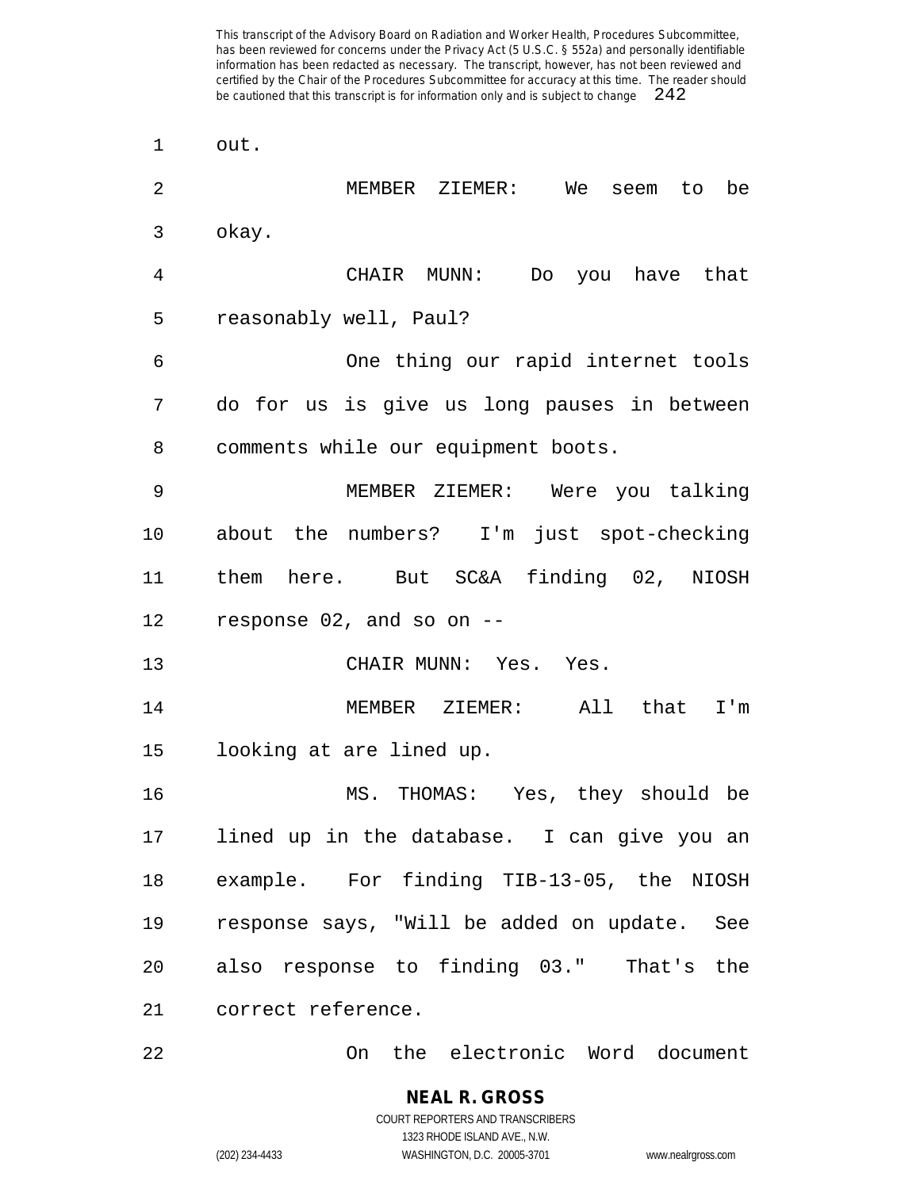out.

MEMBER ZIEMER: We seem to be okay.

CHAIR MUNN: Do you have that reasonably well, Paul?

One thing our rapid internet tools do for us is give us long pauses in between comments while our equipment boots.

MEMBER ZIEMER: Were you talking about the numbers? I'm just spot-checking them here. But SC&A finding 02, NIOSH response 02, and so on --

CHAIR MUNN: Yes. Yes.

MEMBER ZIEMER: All that I'm looking at are lined up.

MS. THOMAS: Yes, they should be lined up in the database. I can give you an example. For finding TIB-13-05, the NIOSH response says, "Will be added on update. See also response to finding 03." That's the correct reference.

On the electronic Word document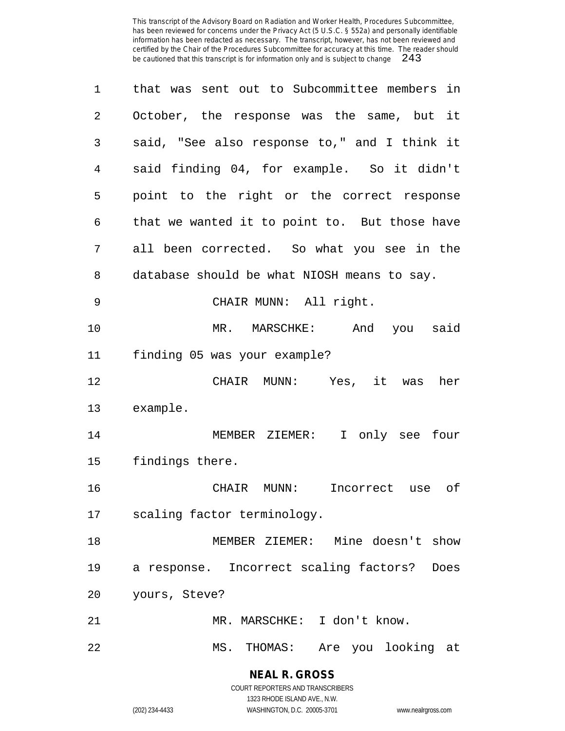that was sent out to Subcommittee members in October, the response was the same, but it said, "See also response to," and I think it said finding 04, for example. So it didn't point to the right or the correct response that we wanted it to point to. But those have all been corrected. So what you see in the database should be what NIOSH means to say.

CHAIR MUNN: All right.

MR. MARSCHKE: And you said finding 05 was your example?

CHAIR MUNN: Yes, it was her example.

MEMBER ZIEMER: I only see four findings there.

CHAIR MUNN: Incorrect use of scaling factor terminology.

MEMBER ZIEMER: Mine doesn't show a response. Incorrect scaling factors? Does yours, Steve?

MR. MARSCHKE: I don't know.

MS. THOMAS: Are you looking at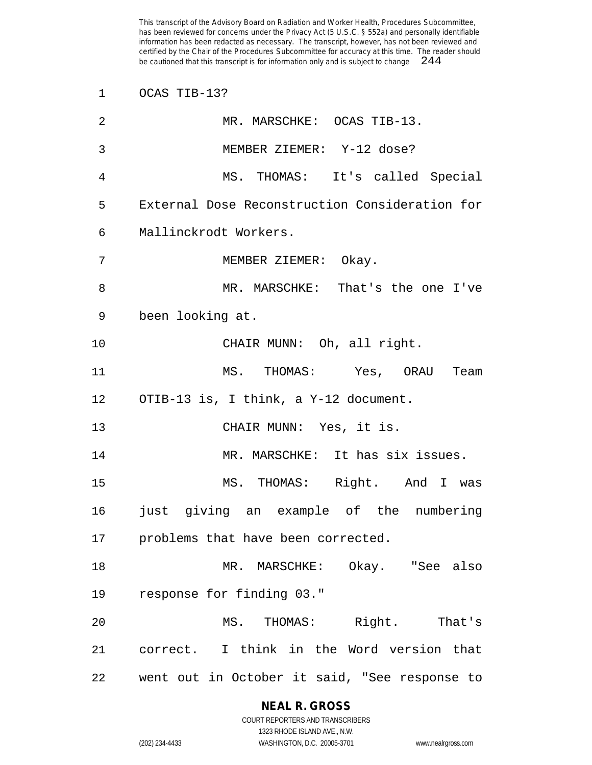OCAS TIB-13?

MR. MARSCHKE: OCAS TIB-13.

MEMBER ZIEMER: Y-12 dose?

MS. THOMAS: It's called Special External Dose Reconstruction Consideration for Mallinckrodt Workers.

MEMBER ZIEMER: Okay.

MR. MARSCHKE: That's the one I've been looking at.

CHAIR MUNN: Oh, all right.

MS. THOMAS: Yes, ORAU Team OTIB-13 is, I think, a Y-12 document.

CHAIR MUNN: Yes, it is.

MR. MARSCHKE: It has six issues.

MS. THOMAS: Right. And I was just giving an example of the numbering problems that have been corrected.

MR. MARSCHKE: Okay. "See also response for finding 03."

MS. THOMAS: Right. That's correct. I think in the Word version that went out in October it said, "See response to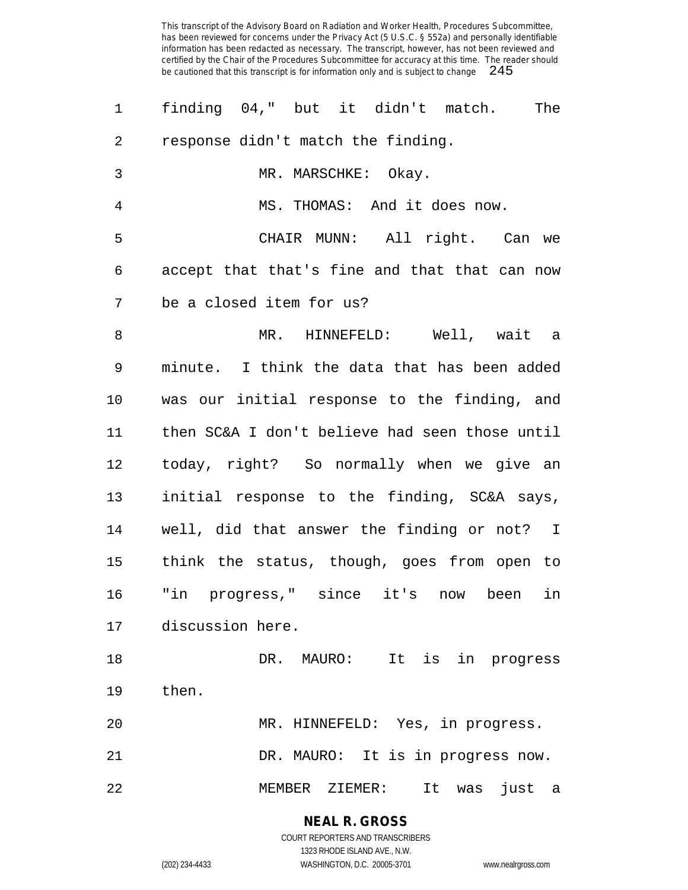finding 04," but it didn't match. The response didn't match the finding.

MR. MARSCHKE: Okay.

MS. THOMAS: And it does now.

CHAIR MUNN: All right. Can we accept that that's fine and that that can now be a closed item for us?

MR. HINNEFELD: Well, wait a minute. I think the data that has been added was our initial response to the finding, and then SC&A I don't believe had seen those until today, right? So normally when we give an initial response to the finding, SC&A says, well, did that answer the finding or not? I think the status, though, goes from open to "in progress," since it's now been in discussion here.

DR. MAURO: It is in progress then.

MR. HINNEFELD: Yes, in progress.

DR. MAURO: It is in progress now.

MEMBER ZIEMER: It was just a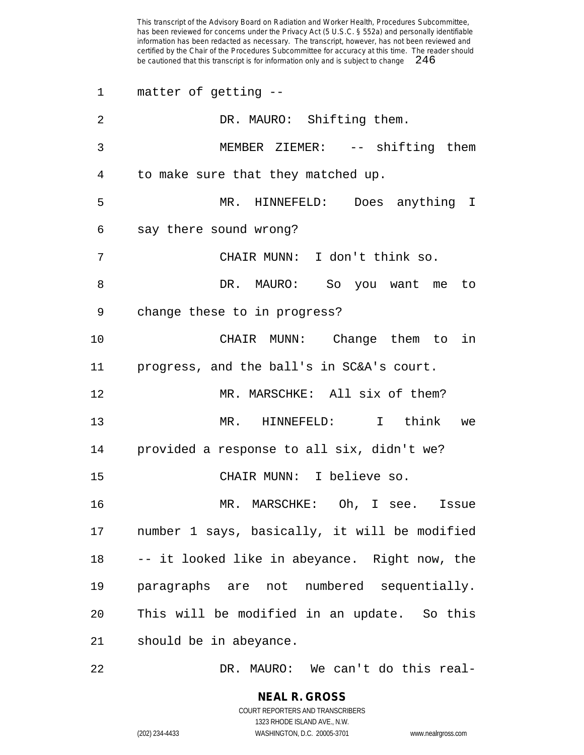matter of getting --

DR. MAURO: Shifting them.

MEMBER ZIEMER: -- shifting them to make sure that they matched up.

MR. HINNEFELD: Does anything I say there sound wrong?

CHAIR MUNN: I don't think so.

DR. MAURO: So you want me to change these to in progress?

CHAIR MUNN: Change them to in progress, and the ball's in SC&A's court.

MR. MARSCHKE: All six of them?

MR. HINNEFELD: I think we provided a response to all six, didn't we?

CHAIR MUNN: I believe so.

MR. MARSCHKE: Oh, I see. Issue number 1 says, basically, it will be modified -- it looked like in abeyance. Right now, the paragraphs are not numbered sequentially. This will be modified in an update. So this should be in abeyance.

DR. MAURO: We can't do this real-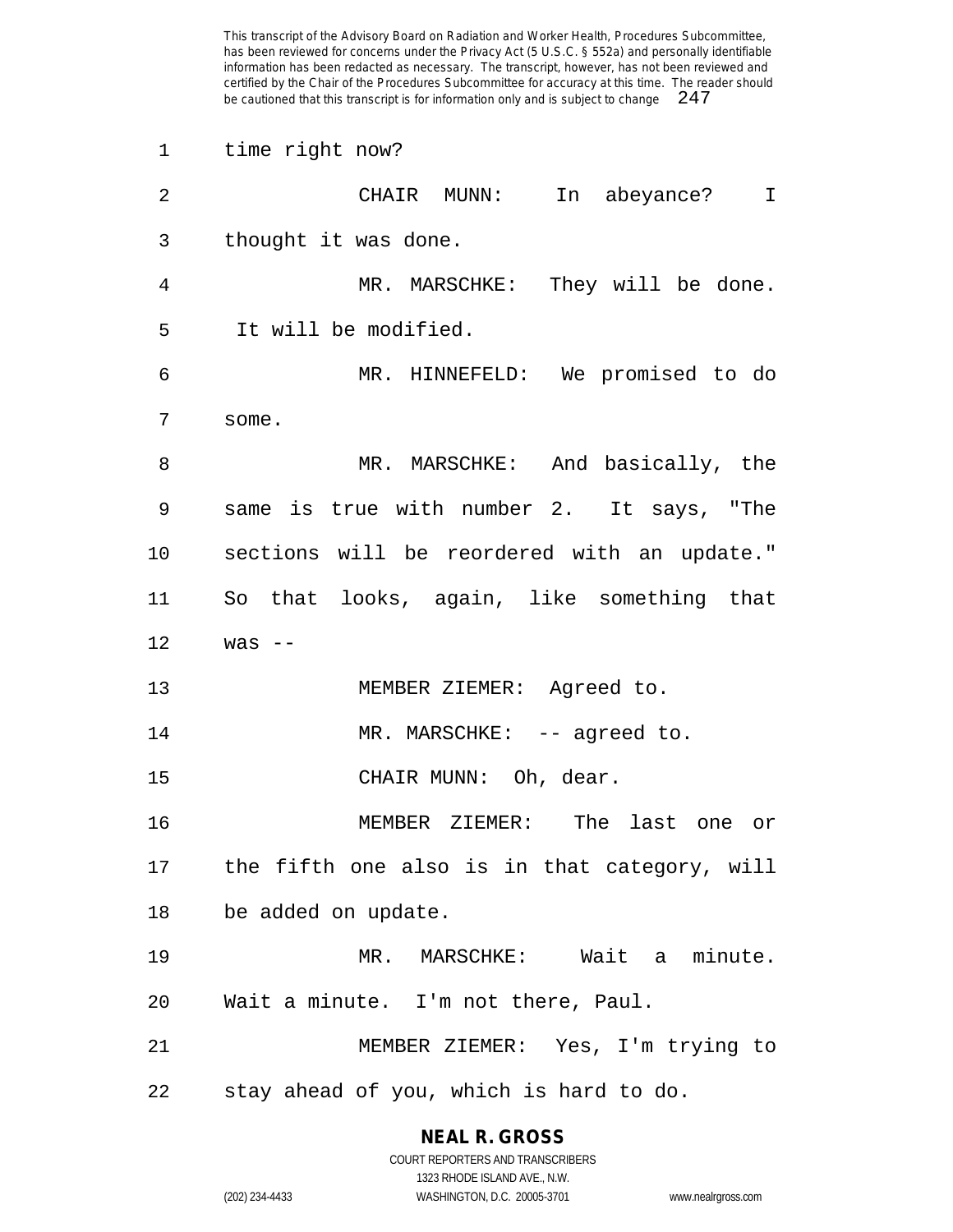time right now?

CHAIR MUNN: In abeyance? I thought it was done.

MR. MARSCHKE: They will be done. It will be modified.

MR. HINNEFELD: We promised to do some.

MR. MARSCHKE: And basically, the same is true with number 2. It says, "The sections will be reordered with an update." So that looks, again, like something that was --

MEMBER ZIEMER: Agreed to.

MR. MARSCHKE: -- agreed to.

CHAIR MUNN: Oh, dear.

MEMBER ZIEMER: The last one or the fifth one also is in that category, will be added on update.

MR. MARSCHKE: Wait a minute. Wait a minute. I'm not there, Paul.

MEMBER ZIEMER: Yes, I'm trying to stay ahead of you, which is hard to do.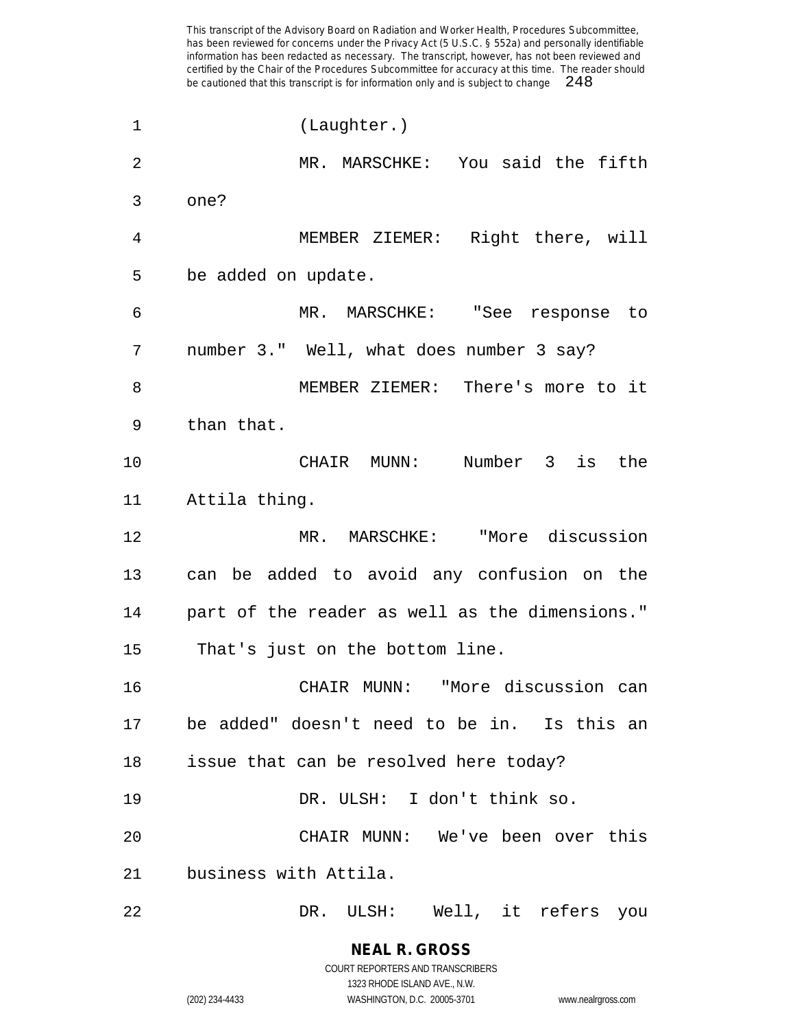(Laughter.)

MR. MARSCHKE: You said the fifth one?

MEMBER ZIEMER: Right there, will be added on update.

MR. MARSCHKE: "See response to number 3." Well, what does number 3 say?

MEMBER ZIEMER: There's more to it than that.

CHAIR MUNN: Number 3 is the Attila thing.

MR. MARSCHKE: "More discussion can be added to avoid any confusion on the part of the reader as well as the dimensions." That's just on the bottom line.

CHAIR MUNN: "More discussion can be added" doesn't need to be in. Is this an issue that can be resolved here today?

DR. ULSH: I don't think so.

CHAIR MUNN: We've been over this business with Attila.

DR. ULSH: Well, it refers you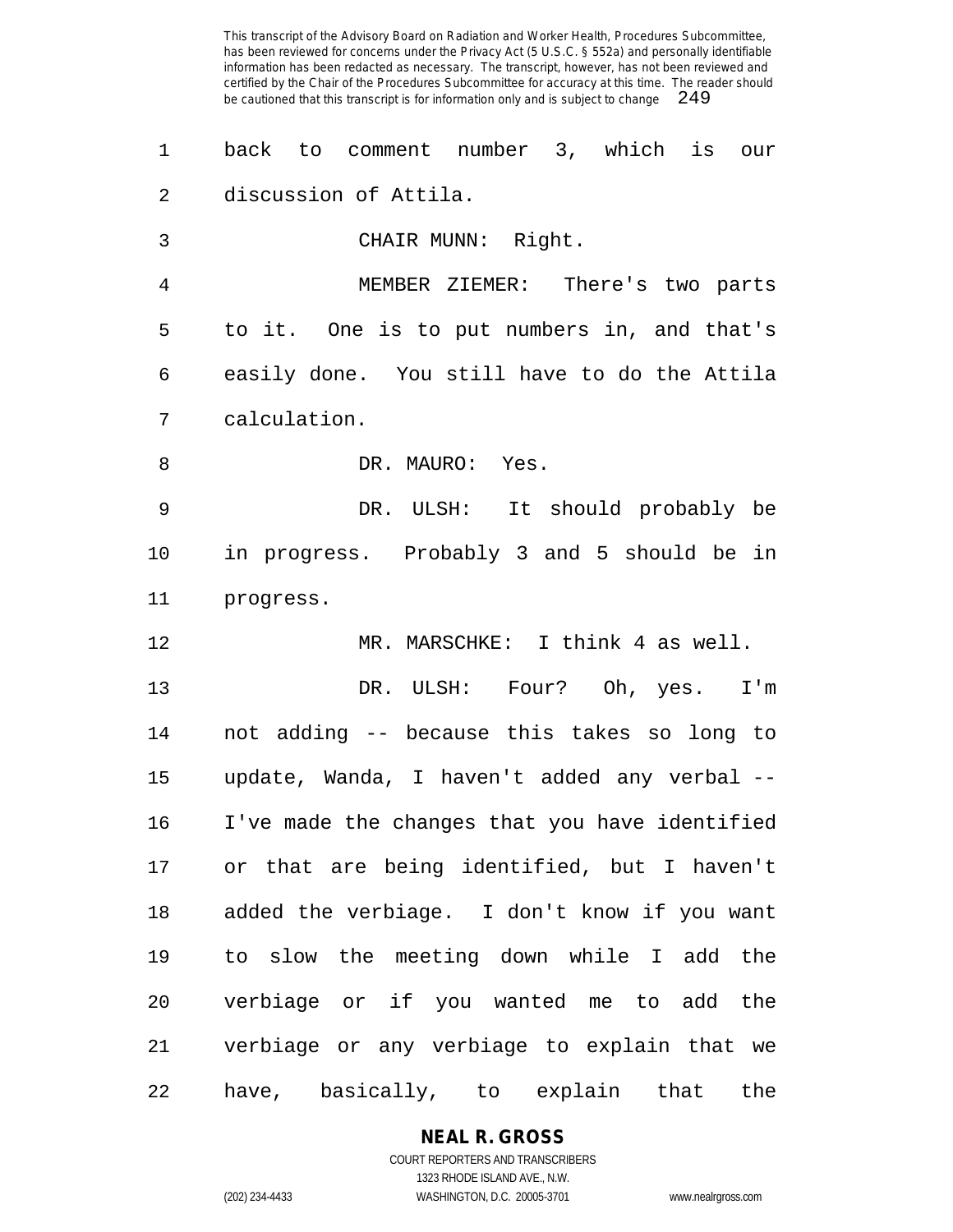back to comment number 3, which is our discussion of Attila.

CHAIR MUNN: Right.

MEMBER ZIEMER: There's two parts to it. One is to put numbers in, and that's easily done. You still have to do the Attila calculation.

DR. MAURO: Yes.

DR. ULSH: It should probably be in progress. Probably 3 and 5 should be in progress.

MR. MARSCHKE: I think 4 as well.

DR. ULSH: Four? Oh, yes. I'm not adding -- because this takes so long to update, Wanda, I haven't added any verbal -- I've made the changes that you have identified or that are being identified, but I haven't added the verbiage. I don't know if you want to slow the meeting down while I add the verbiage or if you wanted me to add the verbiage or any verbiage to explain that we have, basically, to explain that the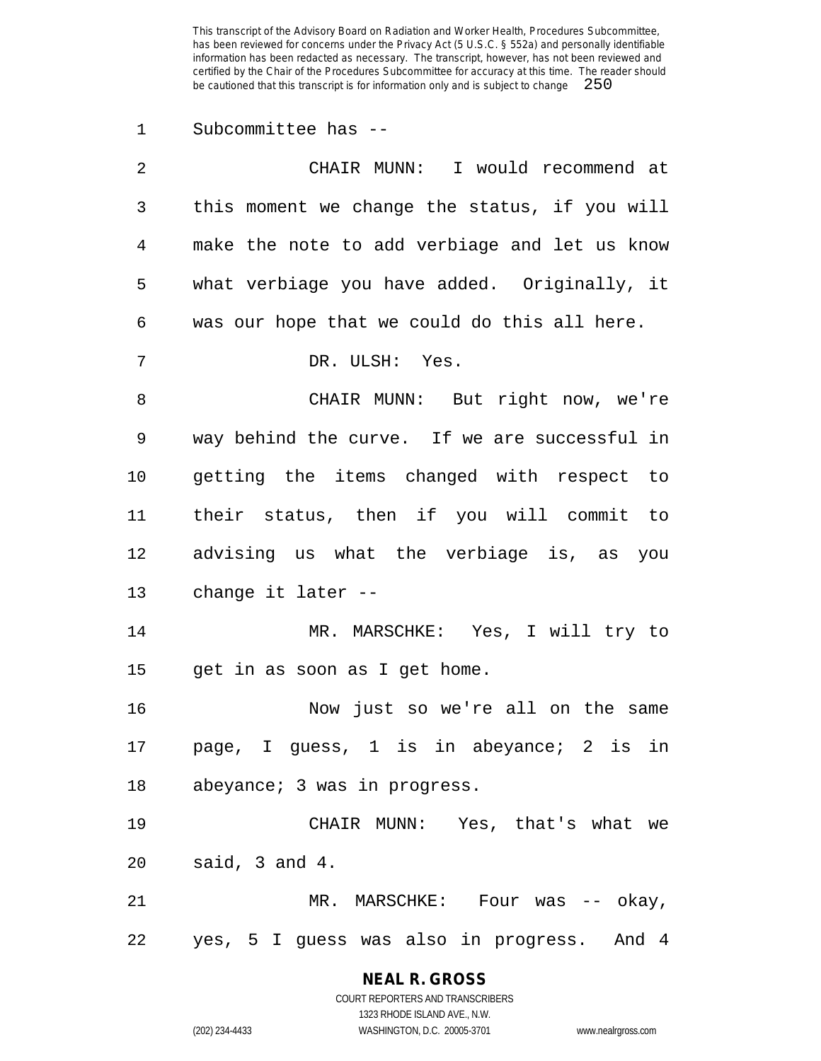Subcommittee has --

CHAIR MUNN: I would recommend at this moment we change the status, if you will make the note to add verbiage and let us know what verbiage you have added. Originally, it was our hope that we could do this all here.

DR. ULSH: Yes.

CHAIR MUNN: But right now, we're way behind the curve. If we are successful in getting the items changed with respect to their status, then if you will commit to advising us what the verbiage is, as you change it later --

MR. MARSCHKE: Yes, I will try to get in as soon as I get home.

Now just so we're all on the same page, I guess, 1 is in abeyance; 2 is in abeyance; 3 was in progress.

CHAIR MUNN: Yes, that's what we said, 3 and 4.

MR. MARSCHKE: Four was -- okay, yes, 5 I guess was also in progress. And 4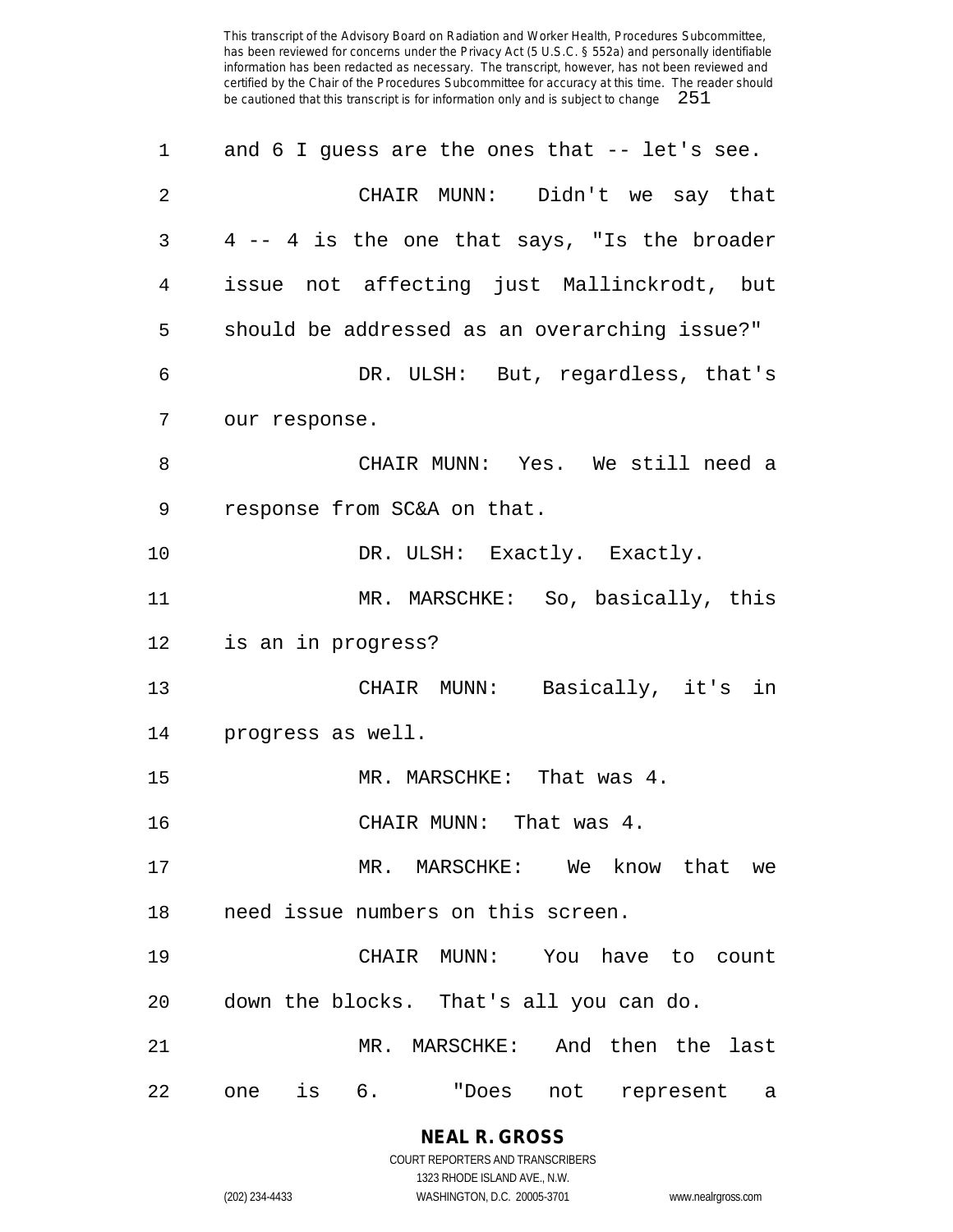and 6 I guess are the ones that -- let's see.

CHAIR MUNN: Didn't we say that 4 -- 4 is the one that says, "Is the broader issue not affecting just Mallinckrodt, but should be addressed as an overarching issue?"

DR. ULSH: But, regardless, that's our response.

CHAIR MUNN: Yes. We still need a response from SC&A on that.

DR. ULSH: Exactly. Exactly.

MR. MARSCHKE: So, basically, this is an in progress?

CHAIR MUNN: Basically, it's in progress as well.

MR. MARSCHKE: That was 4.

CHAIR MUNN: That was 4.

MR. MARSCHKE: We know that we need issue numbers on this screen.

CHAIR MUNN: You have to count down the blocks. That's all you can do.

MR. MARSCHKE: And then the last one is 6. "Does not represent a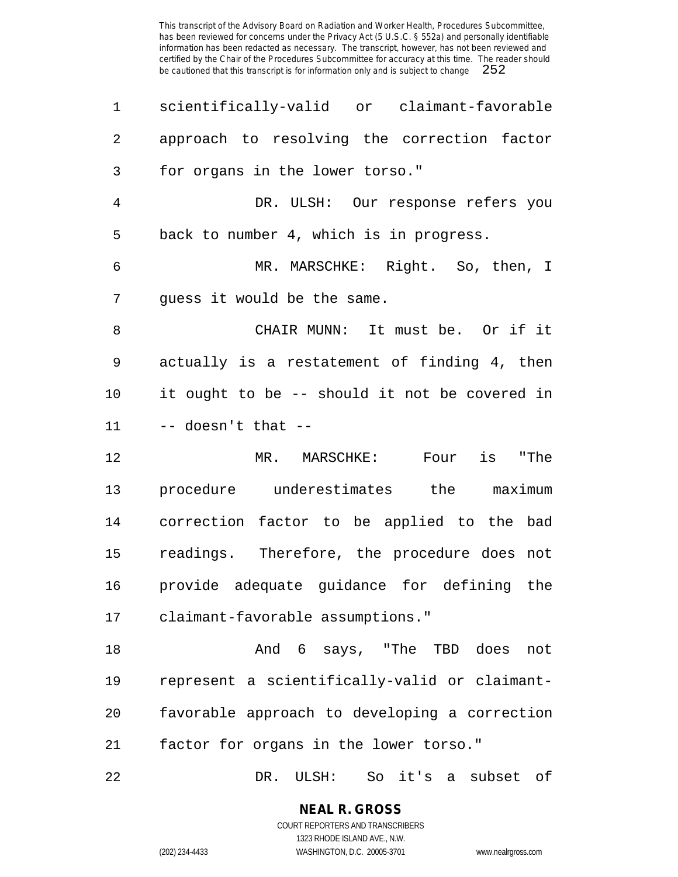scientifically-valid or claimant-favorable approach to resolving the correction factor for organs in the lower torso."

DR. ULSH: Our response refers you back to number 4, which is in progress.

MR. MARSCHKE: Right. So, then, I guess it would be the same.

CHAIR MUNN: It must be. Or if it actually is a restatement of finding 4, then it ought to be -- should it not be covered in -- doesn't that --

MR. MARSCHKE: Four is "The procedure underestimates the maximum correction factor to be applied to the bad readings. Therefore, the procedure does not provide adequate guidance for defining the claimant-favorable assumptions."

And 6 says, "The TBD does not represent a scientifically-valid or claimant-favorable approach to developing a correction factor for organs in the lower torso."

DR. ULSH: So it's a subset of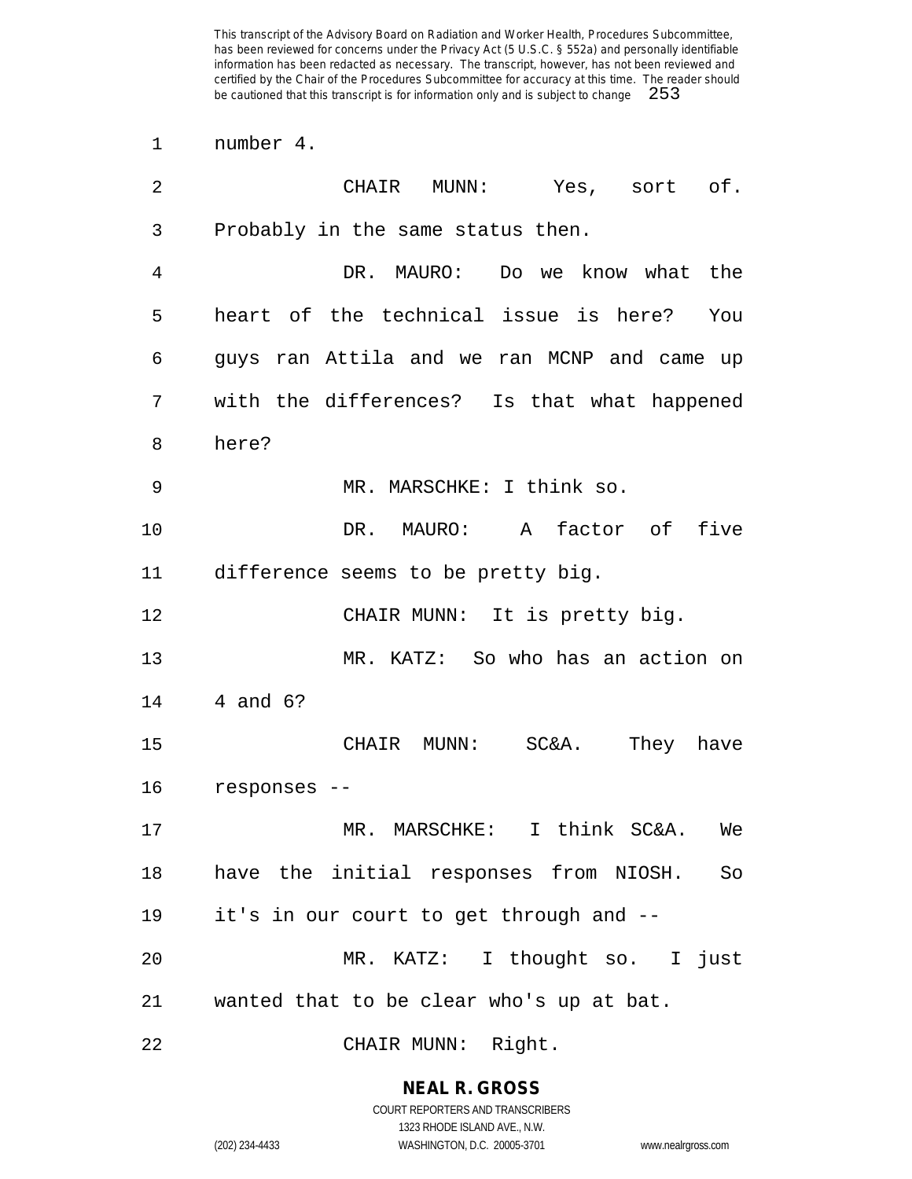number 4.

CHAIR MUNN: Yes, sort of. Probably in the same status then.

DR. MAURO: Do we know what the heart of the technical issue is here? You guys ran Attila and we ran MCNP and came up with the differences? Is that what happened here?

MR. MARSCHKE: I think so.

DR. MAURO: A factor of five difference seems to be pretty big.

CHAIR MUNN: It is pretty big.

MR. KATZ: So who has an action on 4 and 6?

CHAIR MUNN: SC&A. They have responses --

MR. MARSCHKE: I think SC&A. We have the initial responses from NIOSH. So it's in our court to get through and --

MR. KATZ: I thought so. I just wanted that to be clear who's up at bat.

CHAIR MUNN: Right.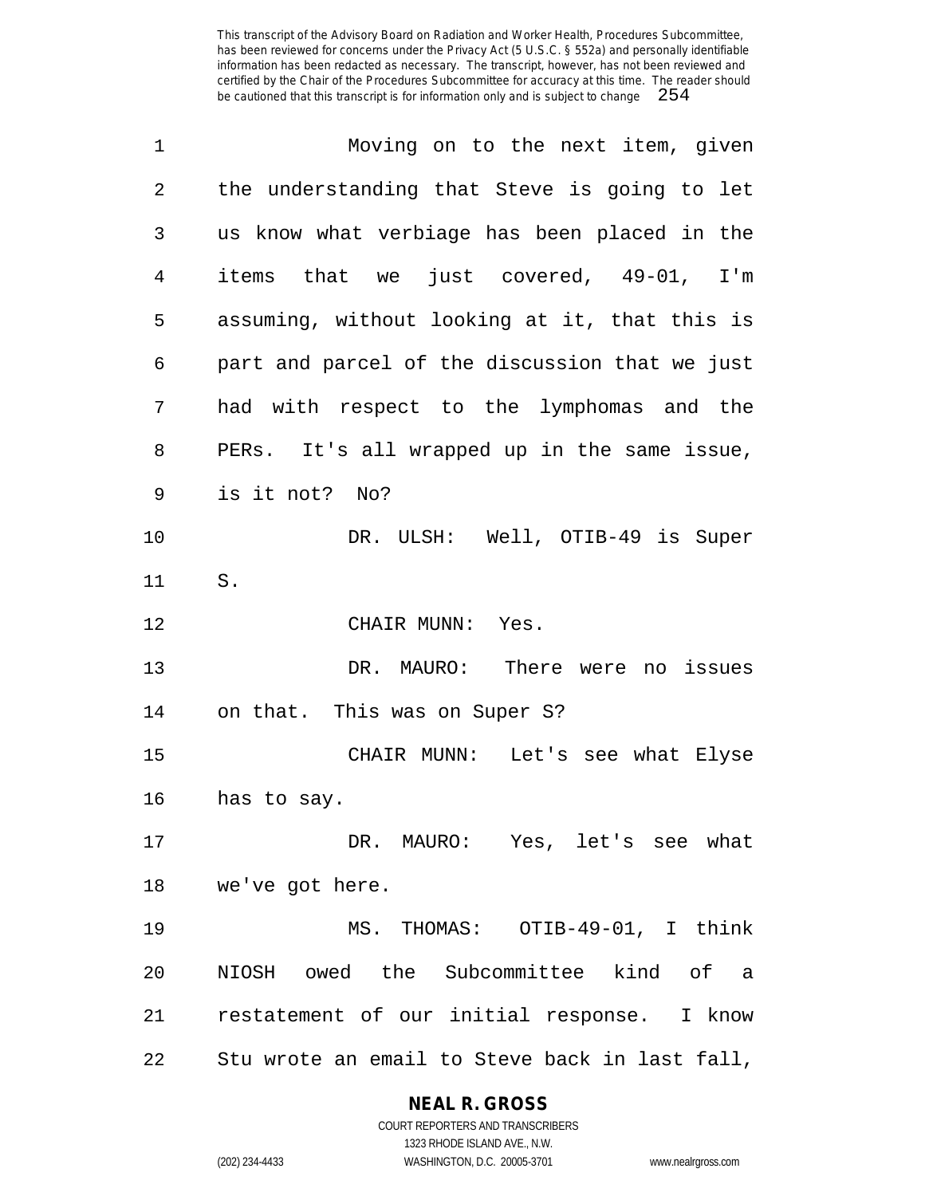Moving on to the next item, given the understanding that Steve is going to let us know what verbiage has been placed in the items that we just covered, 49-01, I'm assuming, without looking at it, that this is part and parcel of the discussion that we just had with respect to the lymphomas and the PERs. It's all wrapped up in the same issue, is it not? No?

DR. ULSH: Well, OTIB-49 is Super S.

CHAIR MUNN: Yes.

DR. MAURO: There were no issues on that. This was on Super S?

CHAIR MUNN: Let's see what Elyse has to say.

DR. MAURO: Yes, let's see what we've got here.

MS. THOMAS: OTIB-49-01, I think NIOSH owed the Subcommittee kind of a restatement of our initial response. I know Stu wrote an email to Steve back in last fall,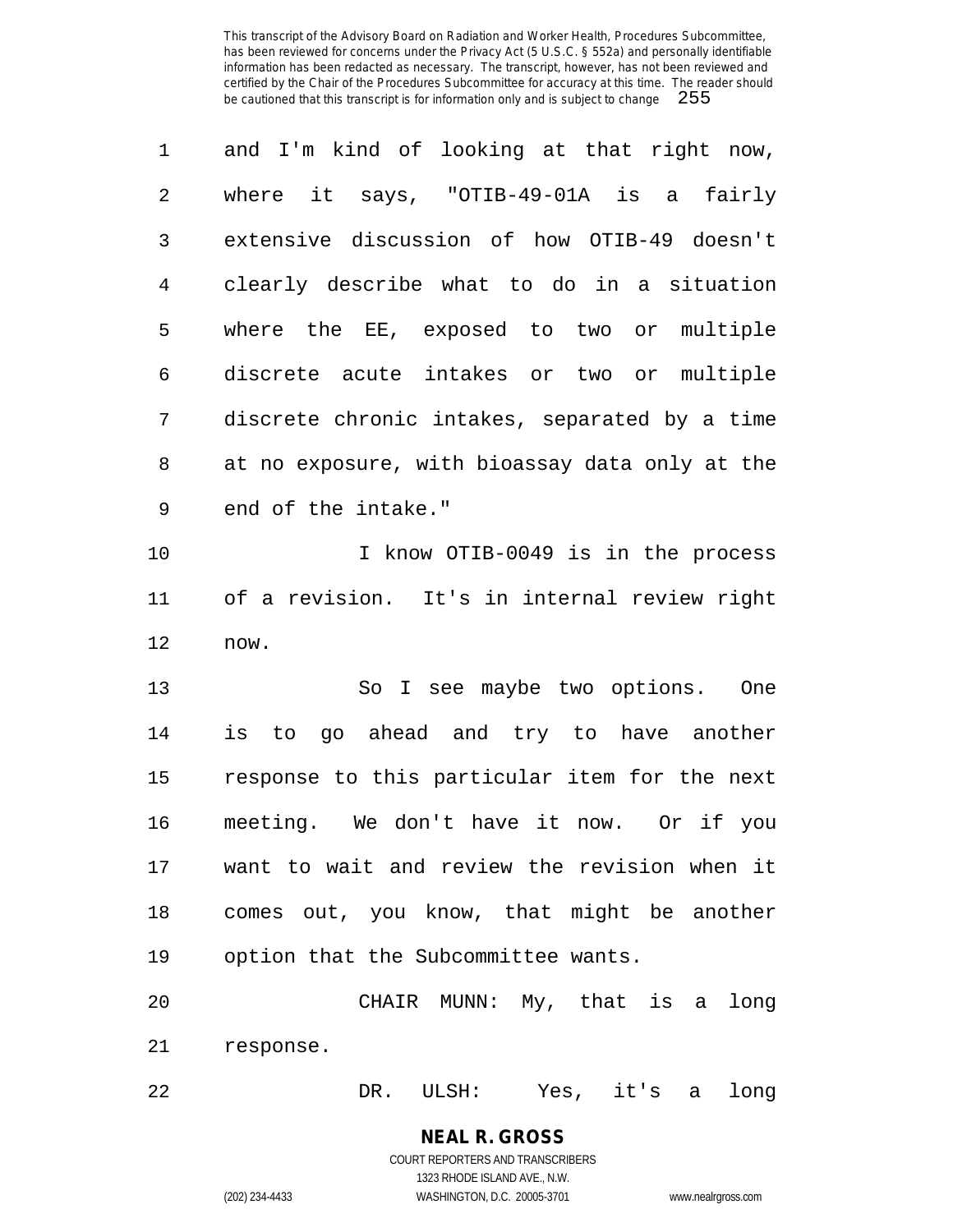and I'm kind of looking at that right now, where it says, "OTIB-49-01A is a fairly extensive discussion of how OTIB-49 doesn't clearly describe what to do in a situation where the EE, exposed to two or multiple discrete acute intakes or two or multiple discrete chronic intakes, separated by a time at no exposure, with bioassay data only at the end of the intake."

I know OTIB-0049 is in the process of a revision. It's in internal review right now.

So I see maybe two options. One is to go ahead and try to have another response to this particular item for the next meeting. We don't have it now. Or if you want to wait and review the revision when it comes out, you know, that might be another option that the Subcommittee wants.

CHAIR MUNN: My, that is a long response.

DR. ULSH: Yes, it's a long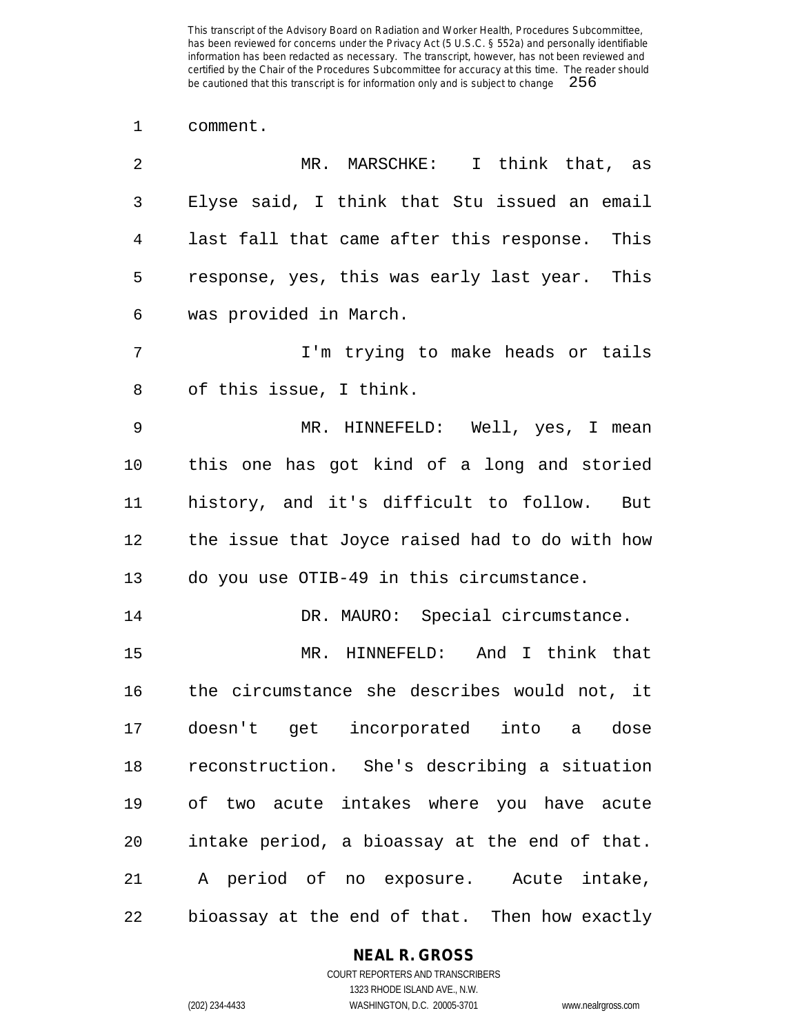comment.

MR. MARSCHKE: I think that, as Elyse said, I think that Stu issued an email last fall that came after this response. This response, yes, this was early last year. This was provided in March.

I'm trying to make heads or tails of this issue, I think.

MR. HINNEFELD: Well, yes, I mean this one has got kind of a long and storied history, and it's difficult to follow. But the issue that Joyce raised had to do with how do you use OTIB-49 in this circumstance.

DR. MAURO: Special circumstance.

MR. HINNEFELD: And I think that the circumstance she describes would not, it doesn't get incorporated into a dose reconstruction. She's describing a situation of two acute intakes where you have acute intake period, a bioassay at the end of that. A period of no exposure. Acute intake, bioassay at the end of that. Then how exactly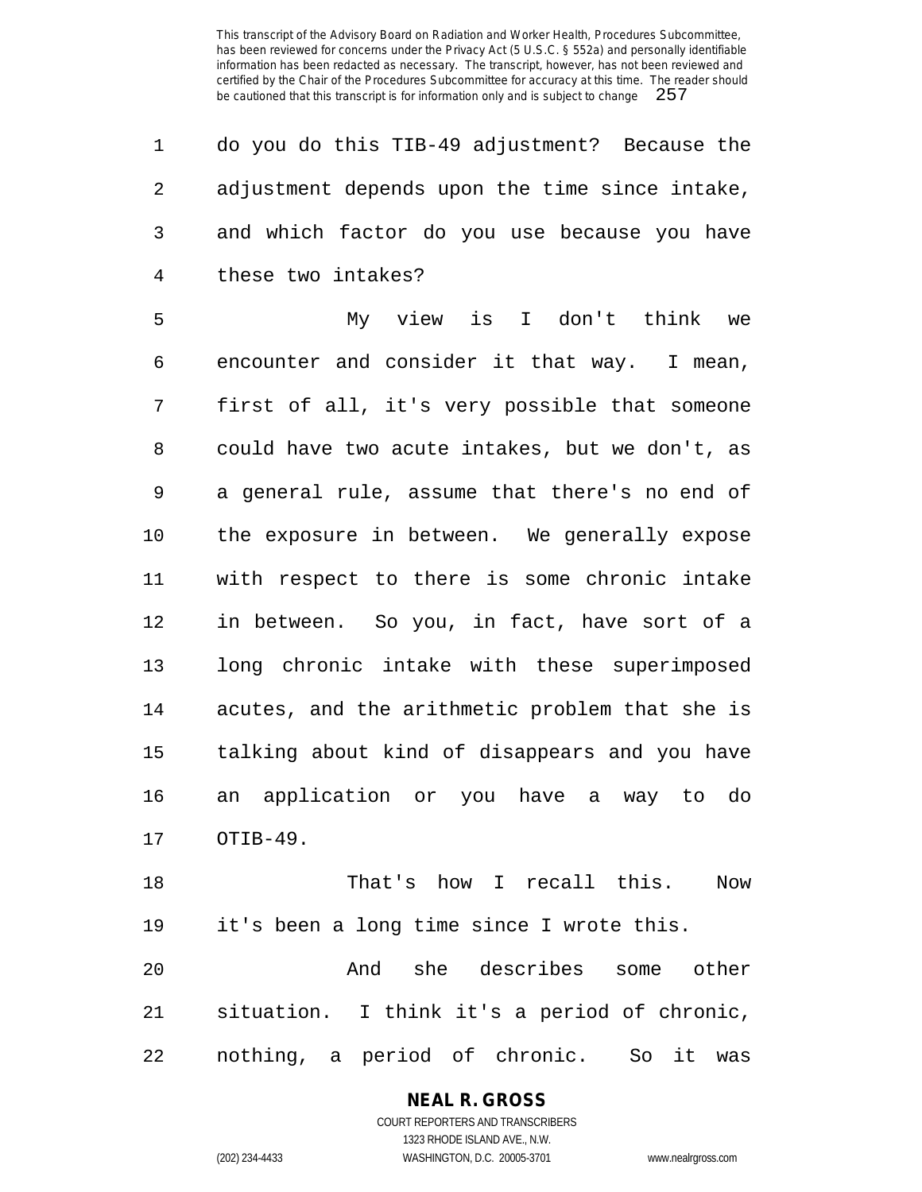do you do this TIB-49 adjustment? Because the adjustment depends upon the time since intake, and which factor do you use because you have these two intakes?

My view is I don't think we encounter and consider it that way. I mean, first of all, it's very possible that someone could have two acute intakes, but we don't, as a general rule, assume that there's no end of the exposure in between. We generally expose with respect to there is some chronic intake in between. So you, in fact, have sort of a long chronic intake with these superimposed acutes, and the arithmetic problem that she is talking about kind of disappears and you have an application or you have a way to do OTIB-49.

That's how I recall this. Now it's been a long time since I wrote this.

And she describes some other situation. I think it's a period of chronic, nothing, a period of chronic. So it was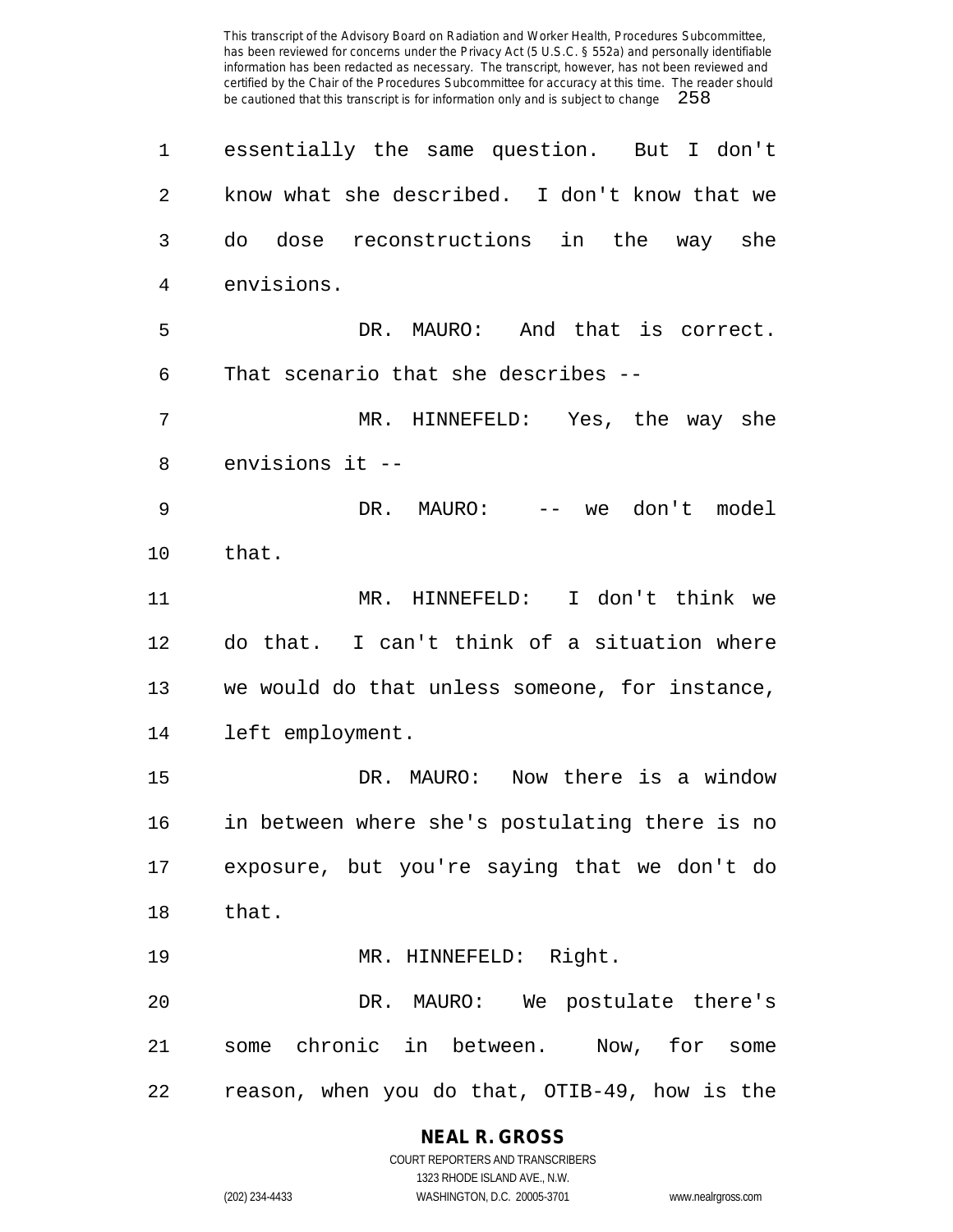essentially the same question. But I don't know what she described. I don't know that we do dose reconstructions in the way she envisions.

DR. MAURO: And that is correct. That scenario that she describes --

MR. HINNEFELD: Yes, the way she envisions it --

DR. MAURO: -- we don't model that.

MR. HINNEFELD: I don't think we do that. I can't think of a situation where we would do that unless someone, for instance, left employment.

DR. MAURO: Now there is a window in between where she's postulating there is no exposure, but you're saying that we don't do that.

MR. HINNEFELD: Right.

DR. MAURO: We postulate there's some chronic in between. Now, for some reason, when you do that, OTIB-49, how is the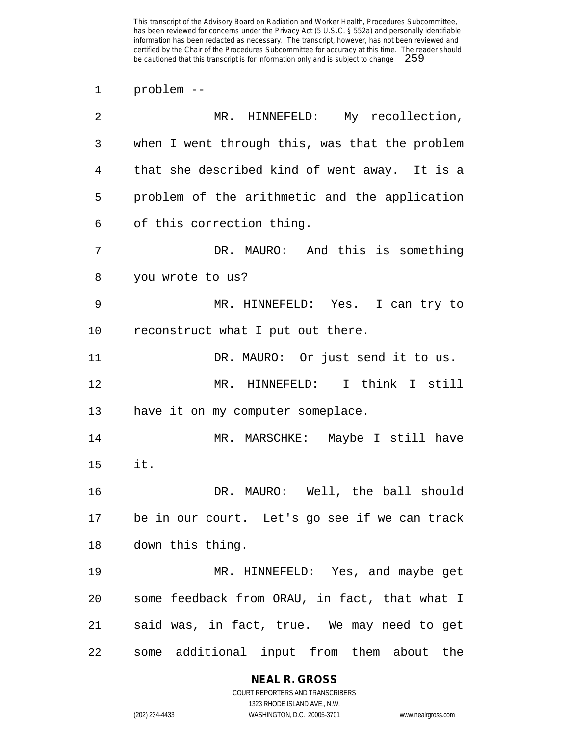problem --

MR. HINNEFELD: My recollection, when I went through this, was that the problem that she described kind of went away. It is a problem of the arithmetic and the application of this correction thing.

DR. MAURO: And this is something you wrote to us?

MR. HINNEFELD: Yes. I can try to reconstruct what I put out there.

DR. MAURO: Or just send it to us.

MR. HINNEFELD: I think I still have it on my computer someplace.

MR. MARSCHKE: Maybe I still have it.

DR. MAURO: Well, the ball should be in our court. Let's go see if we can track down this thing.

MR. HINNEFELD: Yes, and maybe get some feedback from ORAU, in fact, that what I said was, in fact, true. We may need to get some additional input from them about the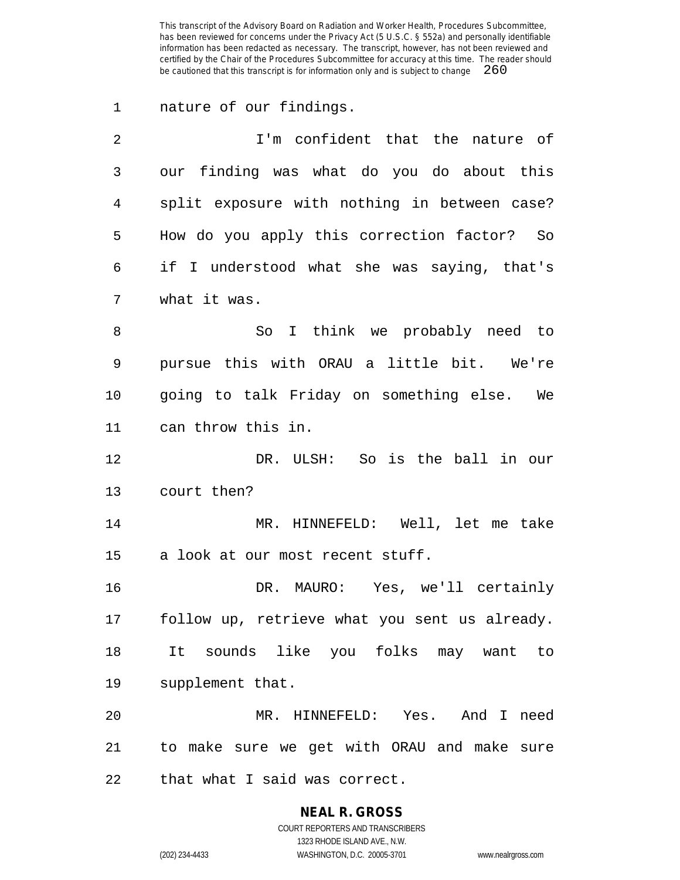nature of our findings.

I'm confident that the nature of our finding was what do you do about this split exposure with nothing in between case? How do you apply this correction factor? So if I understood what she was saying, that's what it was.

So I think we probably need to pursue this with ORAU a little bit. We're going to talk Friday on something else. We can throw this in.

DR. ULSH: So is the ball in our court then?

MR. HINNEFELD: Well, let me take a look at our most recent stuff.

DR. MAURO: Yes, we'll certainly follow up, retrieve what you sent us already. It sounds like you folks may want to supplement that.

MR. HINNEFELD: Yes. And I need to make sure we get with ORAU and make sure that what I said was correct.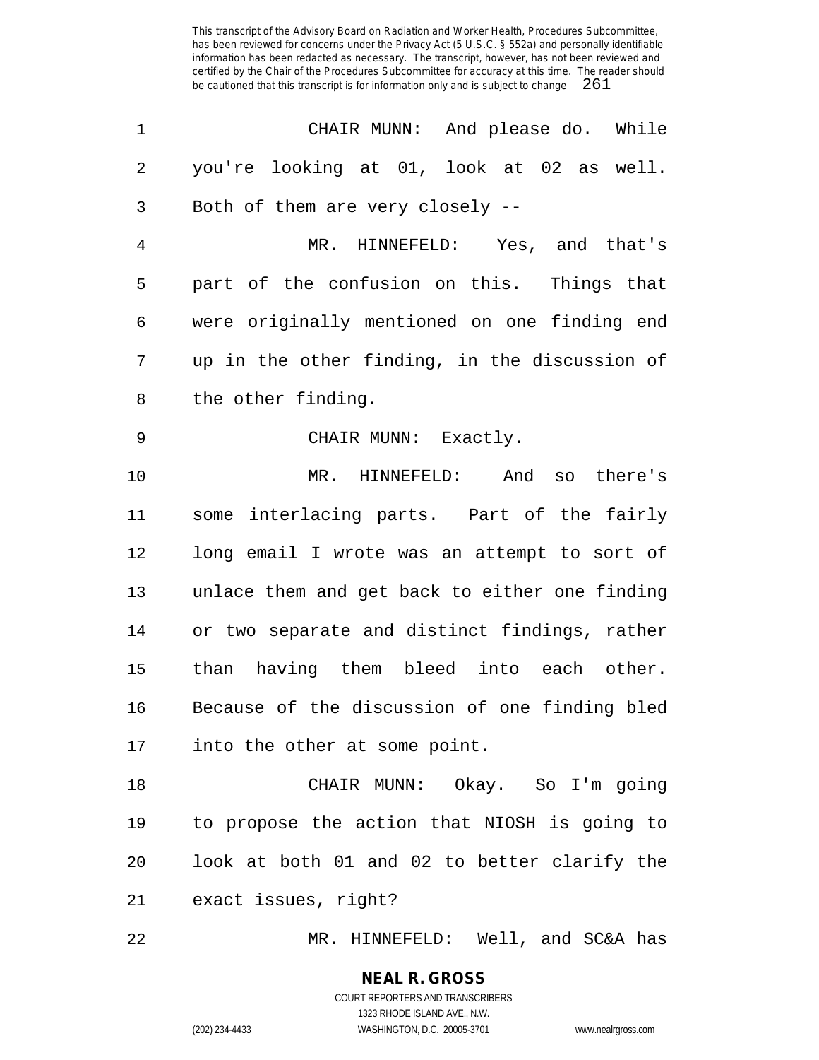CHAIR MUNN: And please do. While you're looking at 01, look at 02 as well. Both of them are very closely --

MR. HINNEFELD: Yes, and that's part of the confusion on this. Things that were originally mentioned on one finding end up in the other finding, in the discussion of the other finding.

CHAIR MUNN: Exactly.

MR. HINNEFELD: And so there's some interlacing parts. Part of the fairly long email I wrote was an attempt to sort of unlace them and get back to either one finding or two separate and distinct findings, rather than having them bleed into each other. Because of the discussion of one finding bled into the other at some point.

CHAIR MUNN: Okay. So I'm going to propose the action that NIOSH is going to look at both 01 and 02 to better clarify the exact issues, right?

MR. HINNEFELD: Well, and SC&A has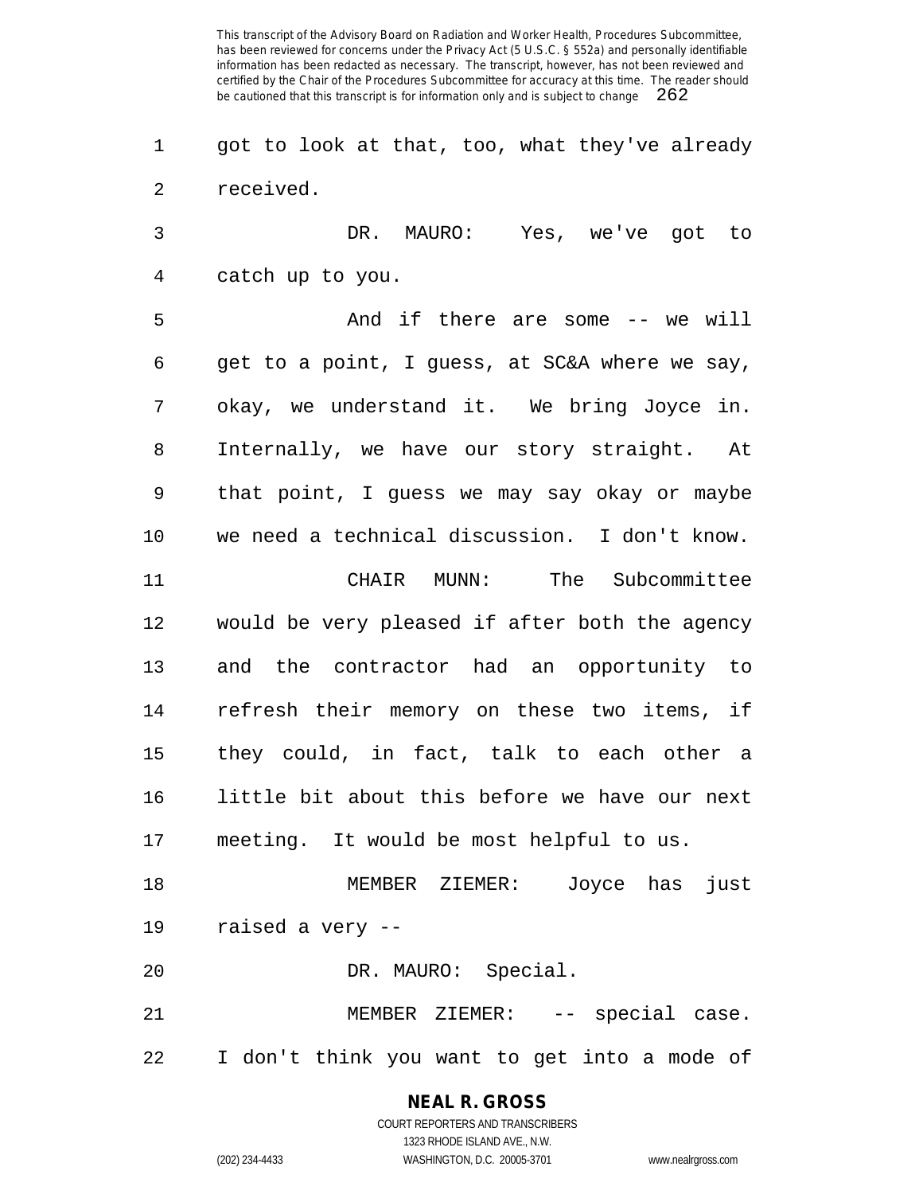got to look at that, too, what they've already received.

DR. MAURO: Yes, we've got to catch up to you.

And if there are some -- we will get to a point, I guess, at SC&A where we say, okay, we understand it. We bring Joyce in. Internally, we have our story straight. At that point, I guess we may say okay or maybe we need a technical discussion. I don't know.

CHAIR MUNN: The Subcommittee would be very pleased if after both the agency and the contractor had an opportunity to refresh their memory on these two items, if they could, in fact, talk to each other a little bit about this before we have our next meeting. It would be most helpful to us.

MEMBER ZIEMER: Joyce has just raised a very --

DR. MAURO: Special.

MEMBER ZIEMER: -- special case. I don't think you want to get into a mode of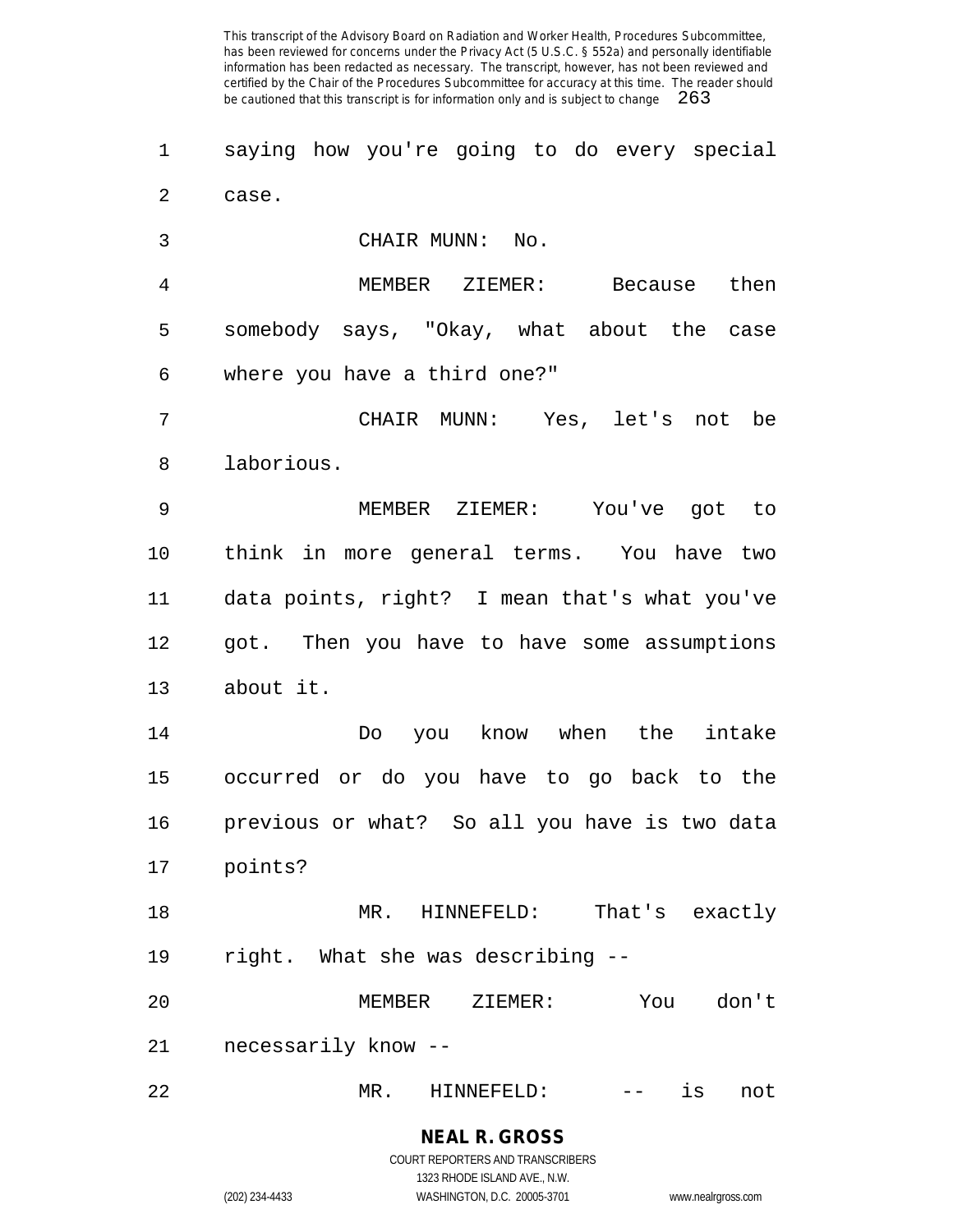saying how you're going to do every special case.

CHAIR MUNN: No.

MEMBER ZIEMER: Because then somebody says, "Okay, what about the case where you have a third one?"

CHAIR MUNN: Yes, let's not be laborious.

MEMBER ZIEMER: You've got to think in more general terms. You have two data points, right? I mean that's what you've got. Then you have to have some assumptions about it.

Do you know when the intake occurred or do you have to go back to the previous or what? So all you have is two data points?

MR. HINNEFELD: That's exactly right. What she was describing --

MEMBER ZIEMER: You don't necessarily know --

MR. HINNEFELD: -- is not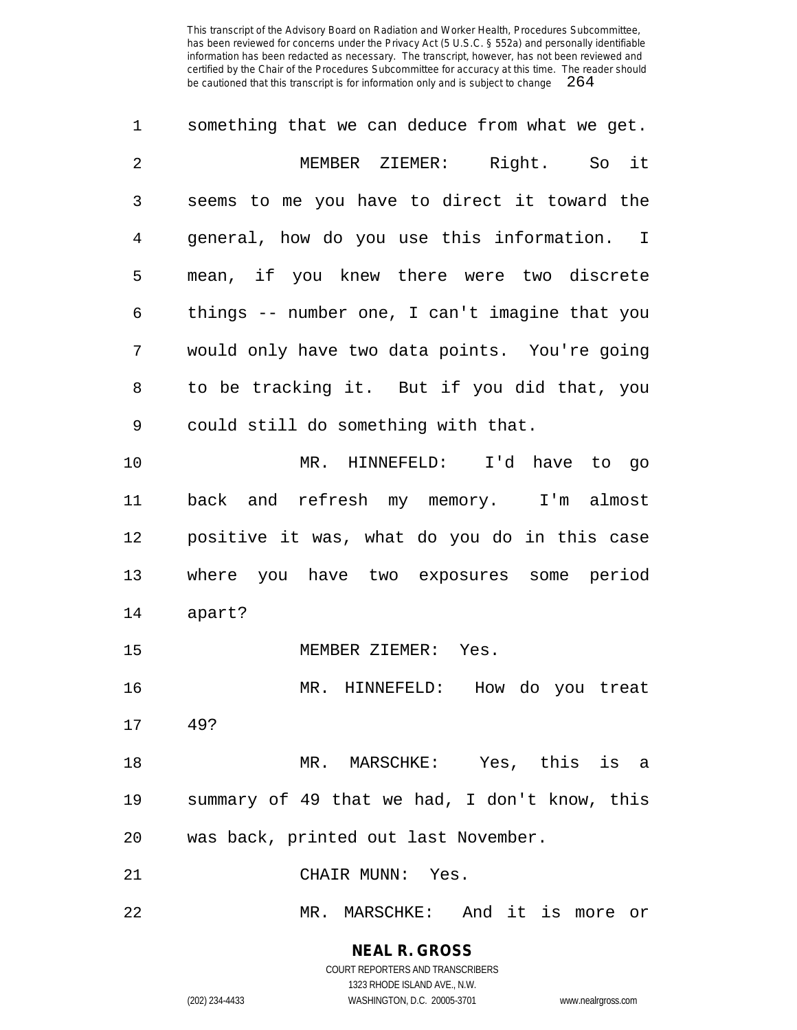something that we can deduce from what we get.

MEMBER ZIEMER: Right. So it seems to me you have to direct it toward the general, how do you use this information. I mean, if you knew there were two discrete things -- number one, I can't imagine that you would only have two data points. You're going to be tracking it. But if you did that, you could still do something with that.

MR. HINNEFELD: I'd have to go back and refresh my memory. I'm almost positive it was, what do you do in this case where you have two exposures some period apart?

MEMBER ZIEMER: Yes.

MR. HINNEFELD: How do you treat 49?

MR. MARSCHKE: Yes, this is a summary of 49 that we had, I don't know, this was back, printed out last November.

CHAIR MUNN: Yes.

MR. MARSCHKE: And it is more or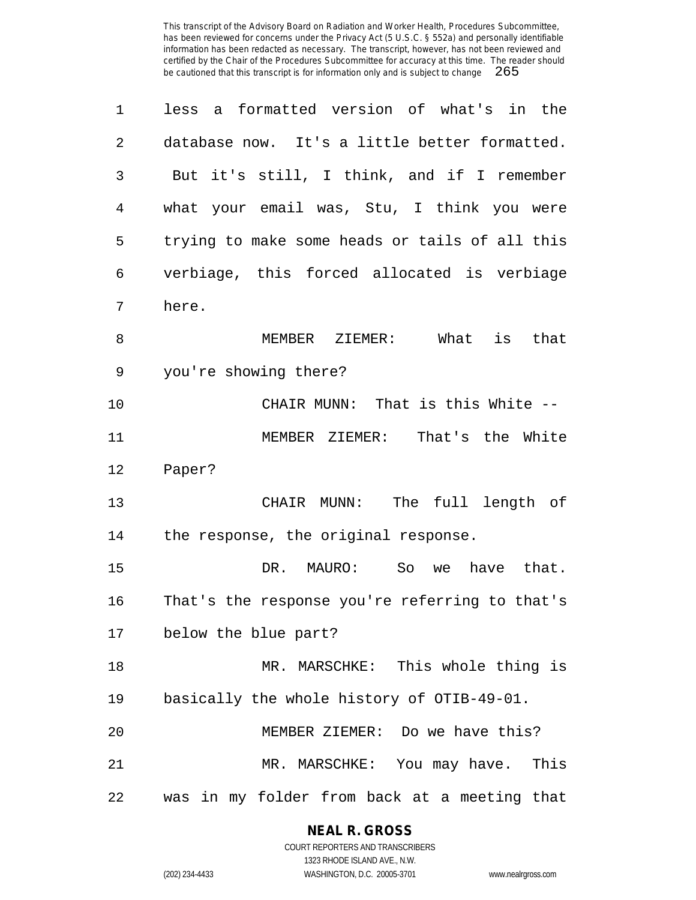less a formatted version of what's in the database now. It's a little better formatted. But it's still, I think, and if I remember what your email was, Stu, I think you were trying to make some heads or tails of all this verbiage, this forced allocated is verbiage here.

MEMBER ZIEMER: What is that you're showing there?

CHAIR MUNN: That is this White --

MEMBER ZIEMER: That's the White Paper?

CHAIR MUNN: The full length of the response, the original response.

DR. MAURO: So we have that. That's the response you're referring to that's below the blue part?

MR. MARSCHKE: This whole thing is basically the whole history of OTIB-49-01.

MEMBER ZIEMER: Do we have this?

MR. MARSCHKE: You may have. This was in my folder from back at a meeting that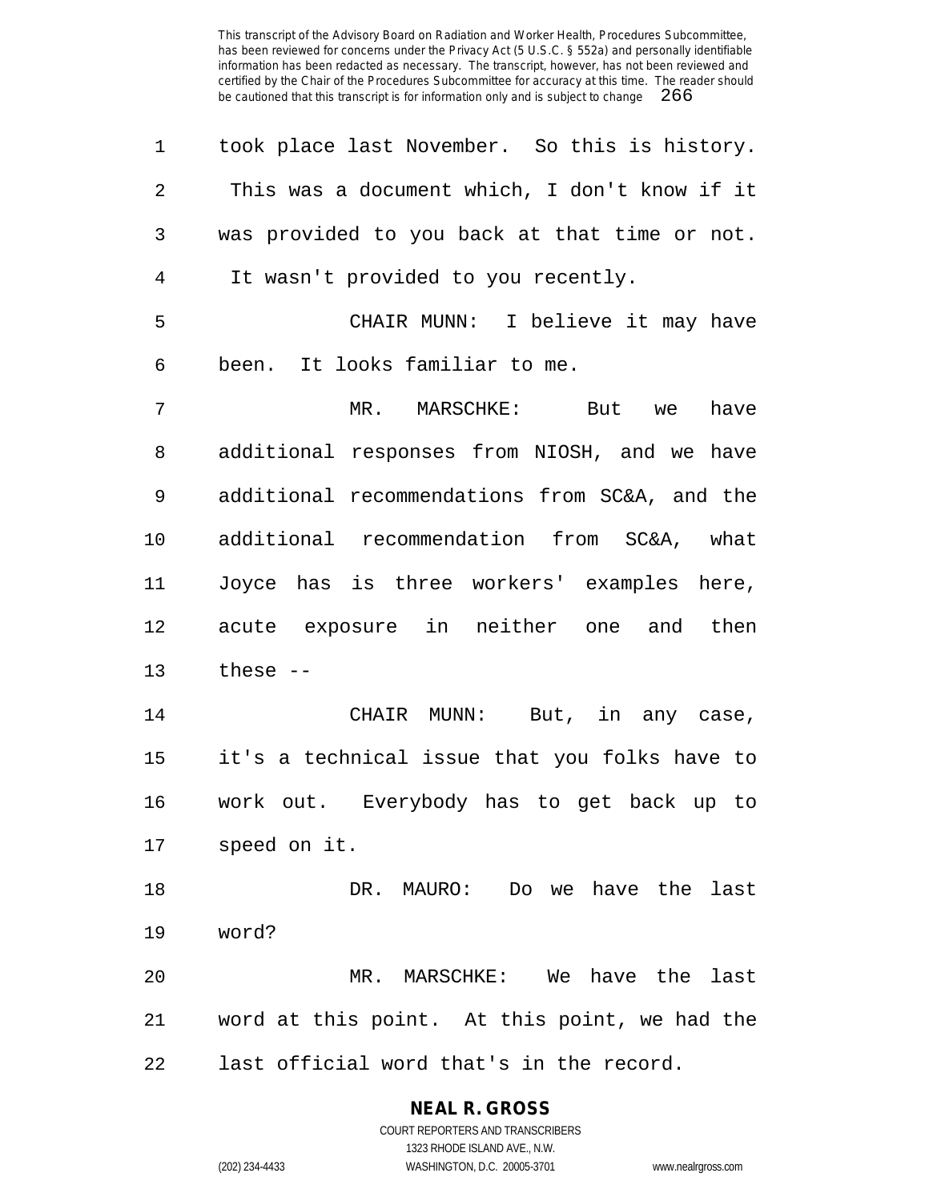took place last November. So this is history. This was a document which, I don't know if it was provided to you back at that time or not. It wasn't provided to you recently.

CHAIR MUNN: I believe it may have been. It looks familiar to me.

MR. MARSCHKE: But we have additional responses from NIOSH, and we have additional recommendations from SC&A, and the additional recommendation from SC&A, what Joyce has is three workers' examples here, acute exposure in neither one and then these --

CHAIR MUNN: But, in any case, it's a technical issue that you folks have to work out. Everybody has to get back up to speed on it.

DR. MAURO: Do we have the last word?

MR. MARSCHKE: We have the last word at this point. At this point, we had the last official word that's in the record.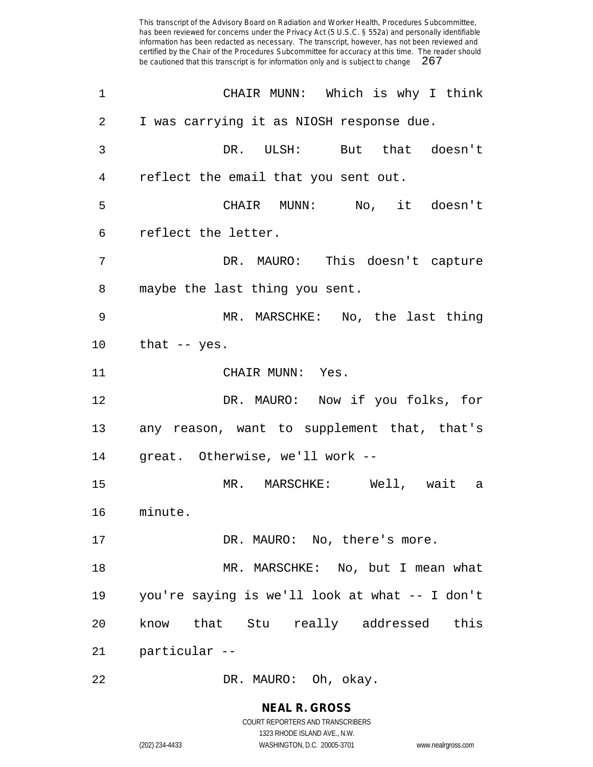CHAIR MUNN: Which is why I think I was carrying it as NIOSH response due.

DR. ULSH: But that doesn't reflect the email that you sent out.

CHAIR MUNN: No, it doesn't reflect the letter.

DR. MAURO: This doesn't capture maybe the last thing you sent.

MR. MARSCHKE: No, the last thing that -- yes.

CHAIR MUNN: Yes.

DR. MAURO: Now if you folks, for any reason, want to supplement that, that's great. Otherwise, we'll work --

MR. MARSCHKE: Well, wait a minute.

DR. MAURO: No, there's more.

MR. MARSCHKE: No, but I mean what you're saying is we'll look at what -- I don't know that Stu really addressed this particular --

DR. MAURO: Oh, okay.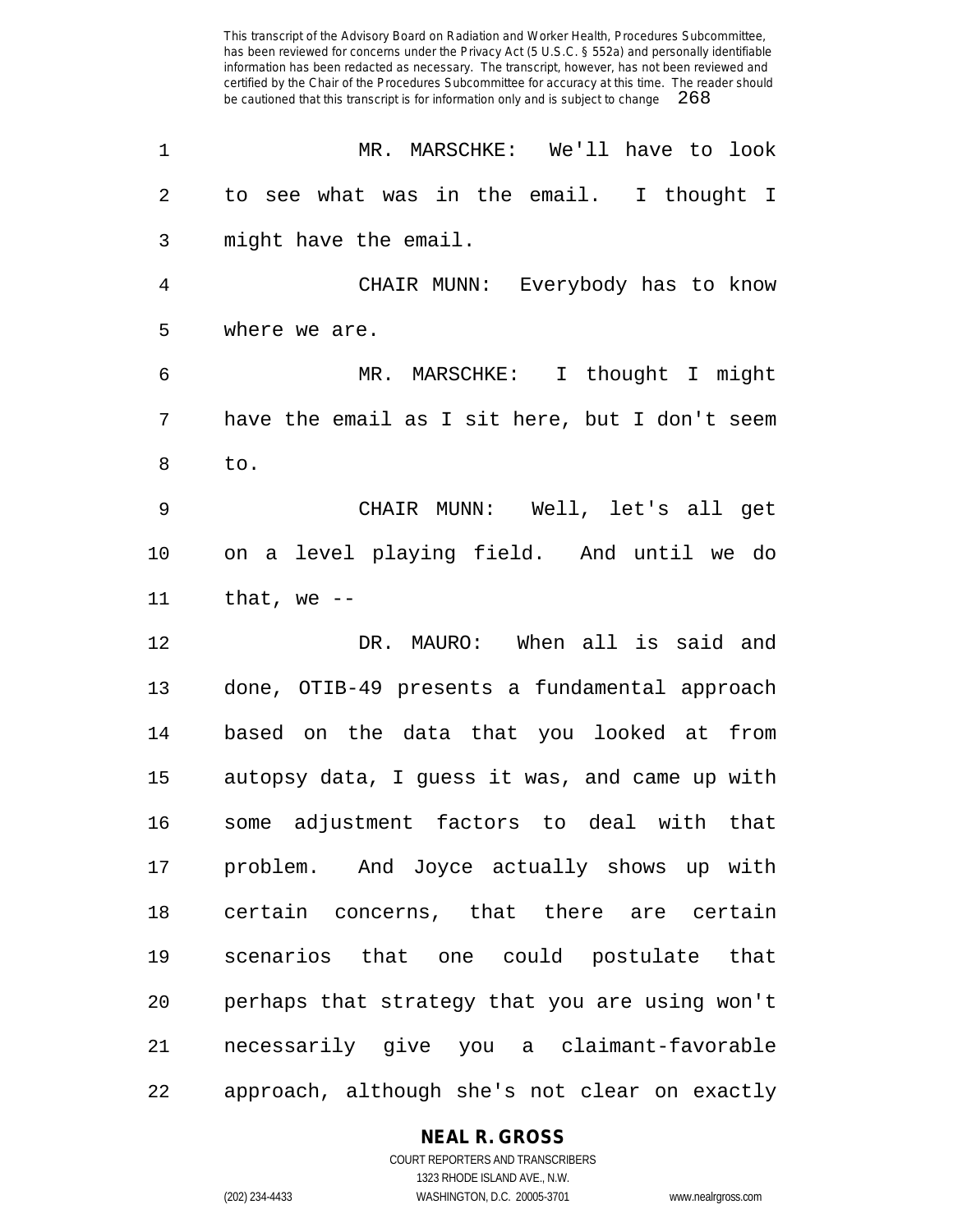MR. MARSCHKE: We'll have to look to see what was in the email. I thought I might have the email.

CHAIR MUNN: Everybody has to know where we are.

MR. MARSCHKE: I thought I might have the email as I sit here, but I don't seem to.

CHAIR MUNN: Well, let's all get on a level playing field. And until we do that, we --

DR. MAURO: When all is said and done, OTIB-49 presents a fundamental approach based on the data that you looked at from autopsy data, I guess it was, and came up with some adjustment factors to deal with that problem. And Joyce actually shows up with certain concerns, that there are certain scenarios that one could postulate that perhaps that strategy that you are using won't necessarily give you a claimant-favorable approach, although she's not clear on exactly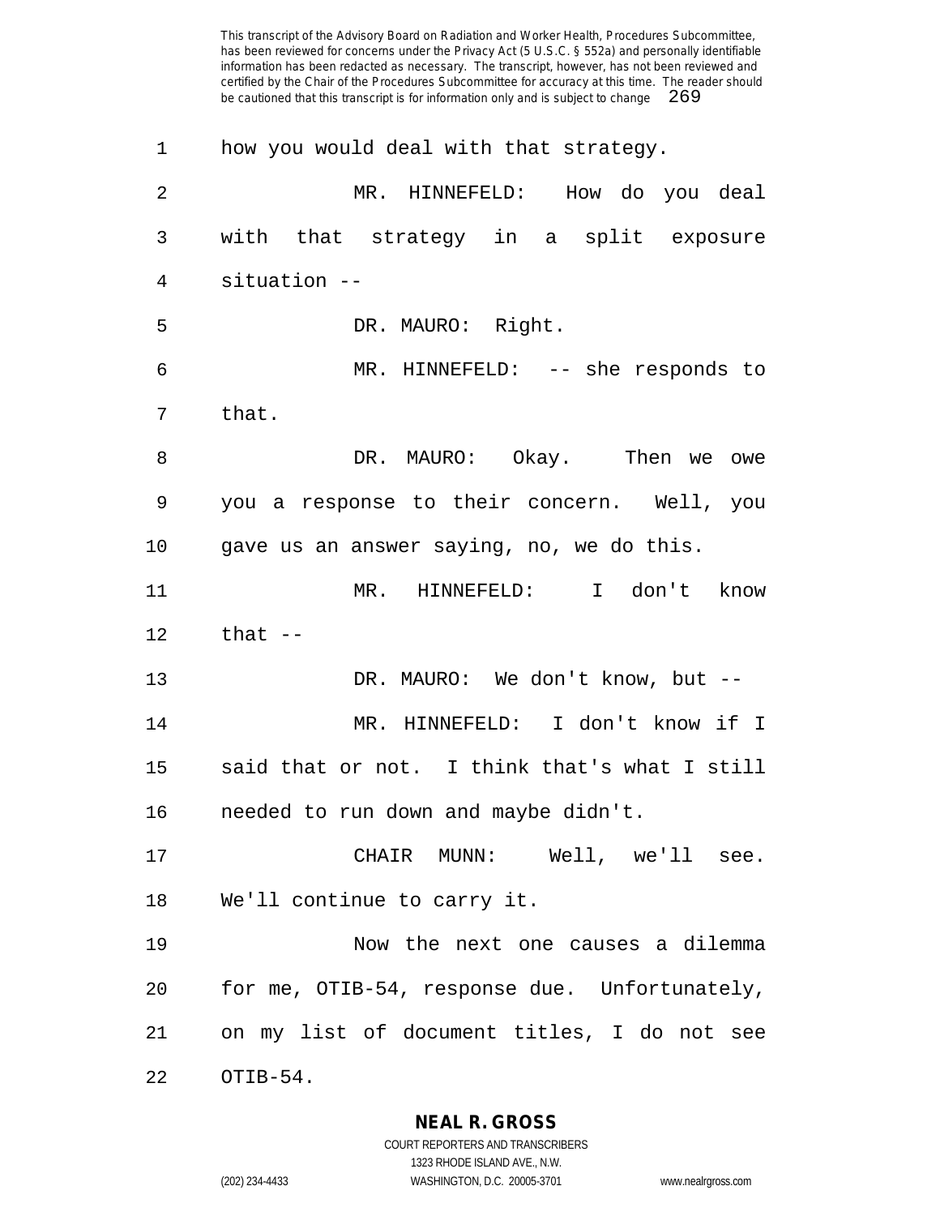how you would deal with that strategy.

MR. HINNEFELD: How do you deal with that strategy in a split exposure situation --

DR. MAURO: Right.

MR. HINNEFELD: -- she responds to that.

DR. MAURO: Okay. Then we owe you a response to their concern. Well, you gave us an answer saying, no, we do this.

MR. HINNEFELD: I don't know that --

DR. MAURO: We don't know, but --

MR. HINNEFELD: I don't know if I said that or not. I think that's what I still needed to run down and maybe didn't.

CHAIR MUNN: Well, we'll see. We'll continue to carry it.

Now the next one causes a dilemma for me, OTIB-54, response due. Unfortunately, on my list of document titles, I do not see OTIB-54.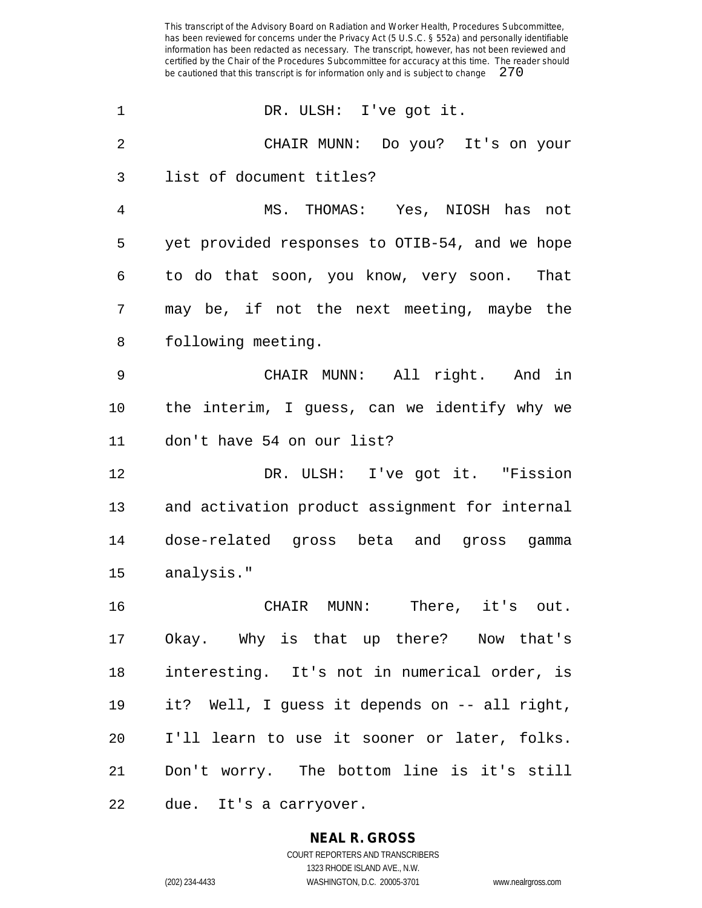DR. ULSH: I've got it.

CHAIR MUNN: Do you? It's on your list of document titles?

MS. THOMAS: Yes, NIOSH has not yet provided responses to OTIB-54, and we hope to do that soon, you know, very soon. That may be, if not the next meeting, maybe the following meeting.

CHAIR MUNN: All right. And in the interim, I guess, can we identify why we don't have 54 on our list?

DR. ULSH: I've got it. "Fission and activation product assignment for internal dose-related gross beta and gross gamma analysis."

CHAIR MUNN: There, it's out. Okay. Why is that up there? Now that's interesting. It's not in numerical order, is it? Well, I guess it depends on -- all right, I'll learn to use it sooner or later, folks. Don't worry. The bottom line is it's still due. It's a carryover.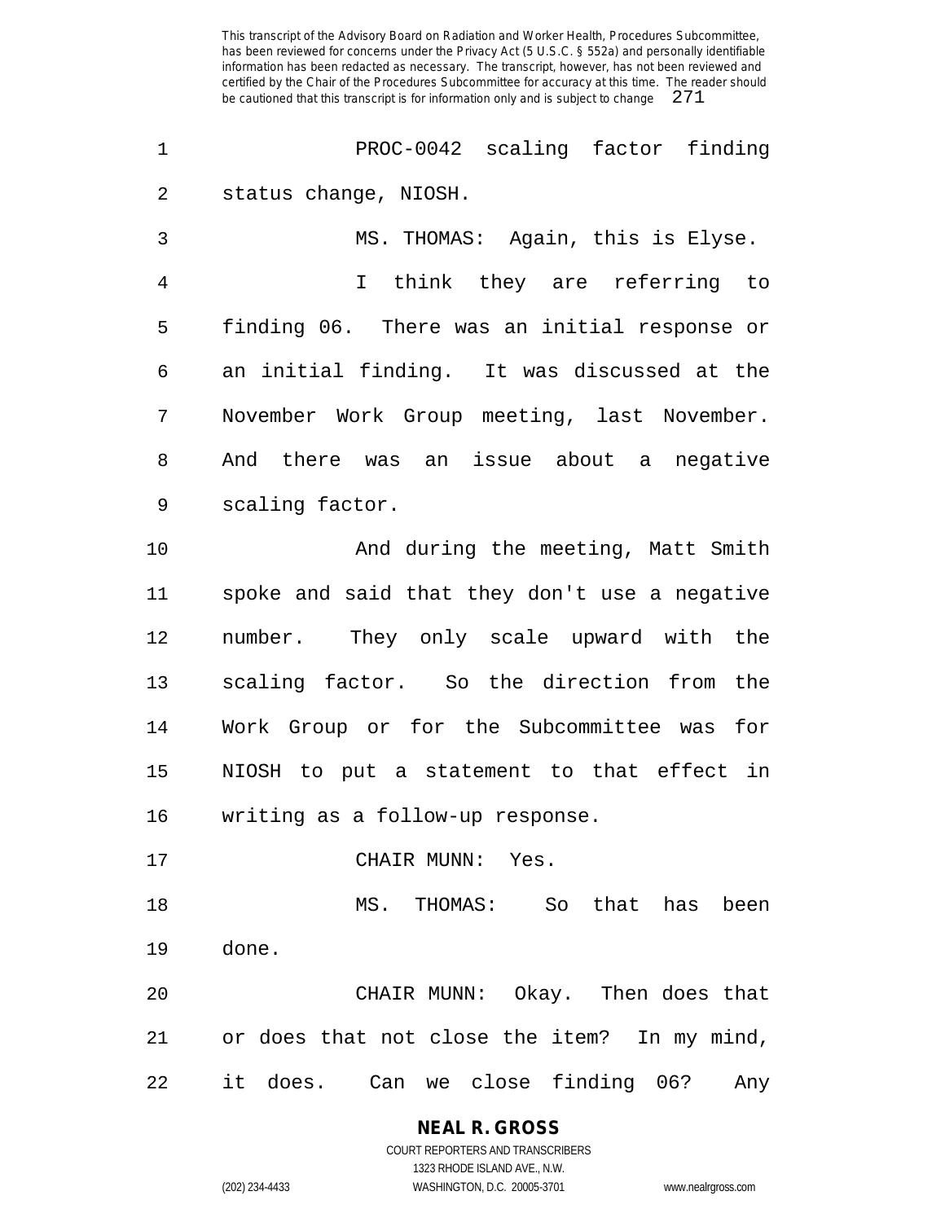PROC-0042 scaling factor finding status change, NIOSH.

MS. THOMAS: Again, this is Elyse.

I think they are referring to finding 06. There was an initial response or an initial finding. It was discussed at the November Work Group meeting, last November. And there was an issue about a negative scaling factor.

And during the meeting, Matt Smith spoke and said that they don't use a negative number. They only scale upward with the scaling factor. So the direction from the Work Group or for the Subcommittee was for NIOSH to put a statement to that effect in writing as a follow-up response.

CHAIR MUNN: Yes.

MS. THOMAS: So that has been done.

CHAIR MUNN: Okay. Then does that or does that not close the item? In my mind, it does. Can we close finding 06? Any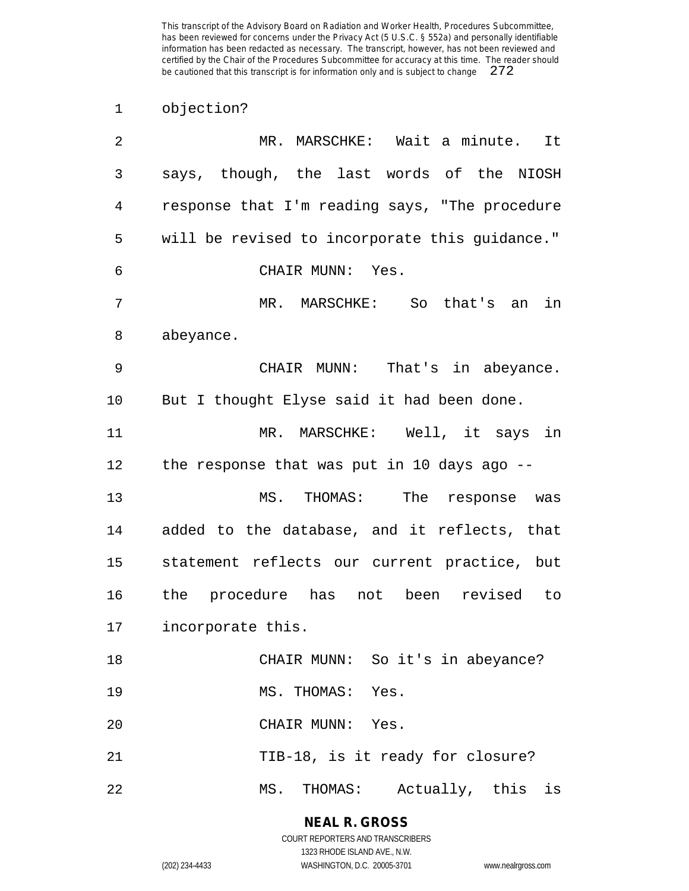objection?

MR. MARSCHKE: Wait a minute. It says, though, the last words of the NIOSH response that I'm reading says, "The procedure will be revised to incorporate this guidance."

CHAIR MUNN: Yes.

MR. MARSCHKE: So that's an in abeyance.

CHAIR MUNN: That's in abeyance. But I thought Elyse said it had been done.

MR. MARSCHKE: Well, it says in the response that was put in 10 days ago --

MS. THOMAS: The response was added to the database, and it reflects, that statement reflects our current practice, but the procedure has not been revised to incorporate this.

CHAIR MUNN: So it's in abeyance?

MS. THOMAS: Yes.

CHAIR MUNN: Yes.

TIB-18, is it ready for closure?

MS. THOMAS: Actually, this is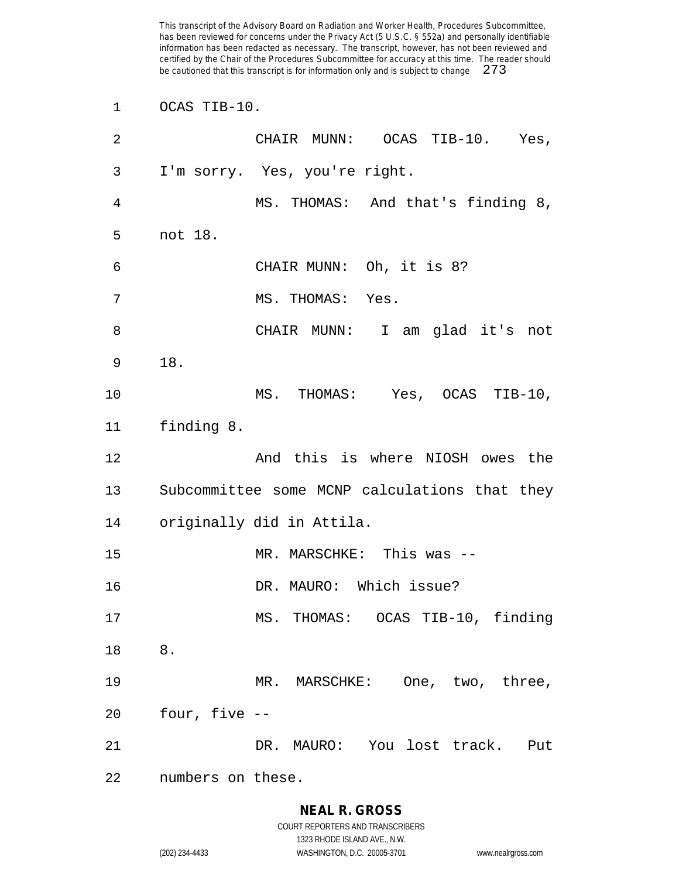OCAS TIB-10.

CHAIR MUNN: OCAS TIB-10. Yes, I'm sorry. Yes, you're right.

MS. THOMAS: And that's finding 8, not 18.

CHAIR MUNN: Oh, it is 8?

MS. THOMAS: Yes.

CHAIR MUNN: I am glad it's not 18.

MS. THOMAS: Yes, OCAS TIB-10, finding 8.

And this is where NIOSH owes the Subcommittee some MCNP calculations that they originally did in Attila.

MR. MARSCHKE: This was --

DR. MAURO: Which issue?

MS. THOMAS: OCAS TIB-10, finding 8.

MR. MARSCHKE: One, two, three, four, five --

DR. MAURO: You lost track. Put numbers on these.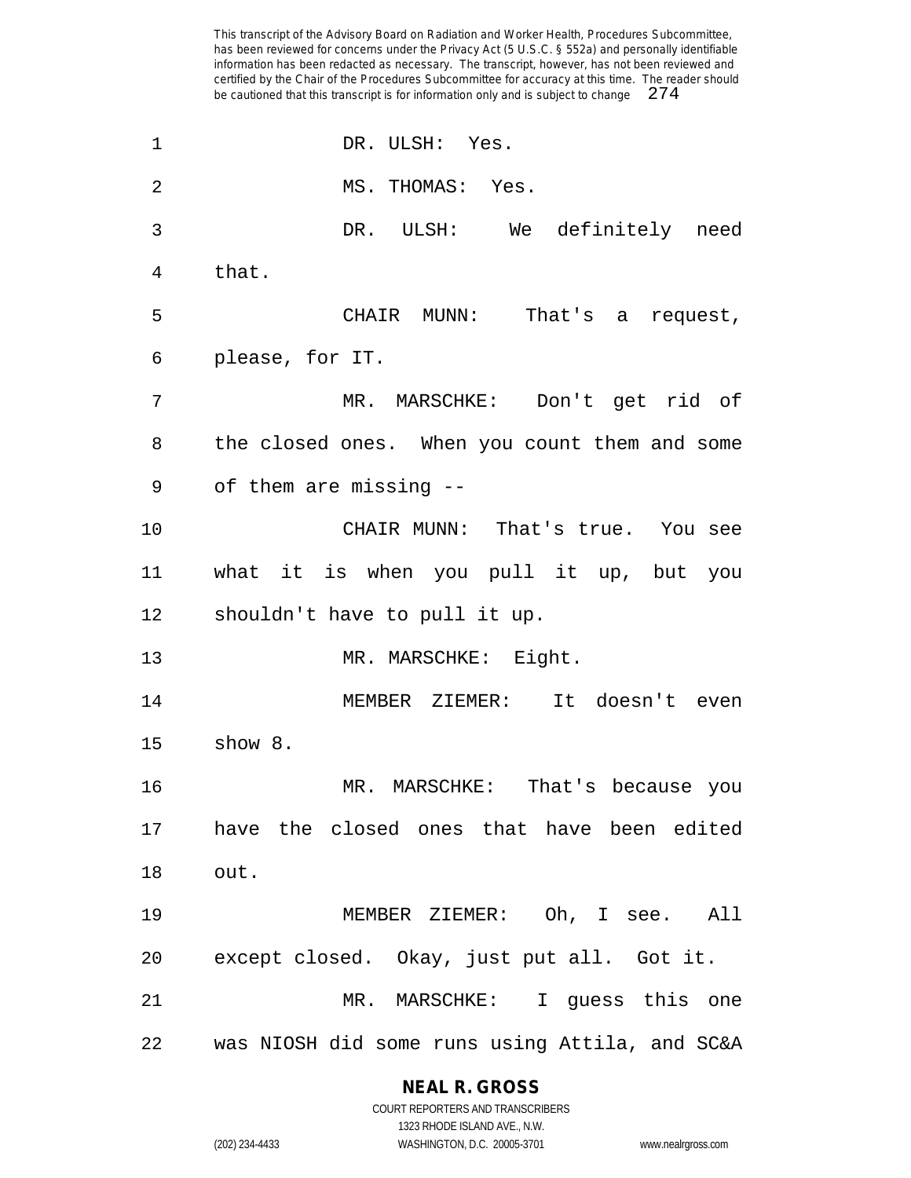DR. ULSH: Yes.

MS. THOMAS: Yes.

DR. ULSH: We definitely need that.

CHAIR MUNN: That's a request, please, for IT.

MR. MARSCHKE: Don't get rid of the closed ones. When you count them and some of them are missing --

CHAIR MUNN: That's true. You see what it is when you pull it up, but you shouldn't have to pull it up.

MR. MARSCHKE: Eight.

MEMBER ZIEMER: It doesn't even show 8.

MR. MARSCHKE: That's because you have the closed ones that have been edited out.

MEMBER ZIEMER: Oh, I see. All except closed. Okay, just put all. Got it.

MR. MARSCHKE: I guess this one was NIOSH did some runs using Attila, and SC&A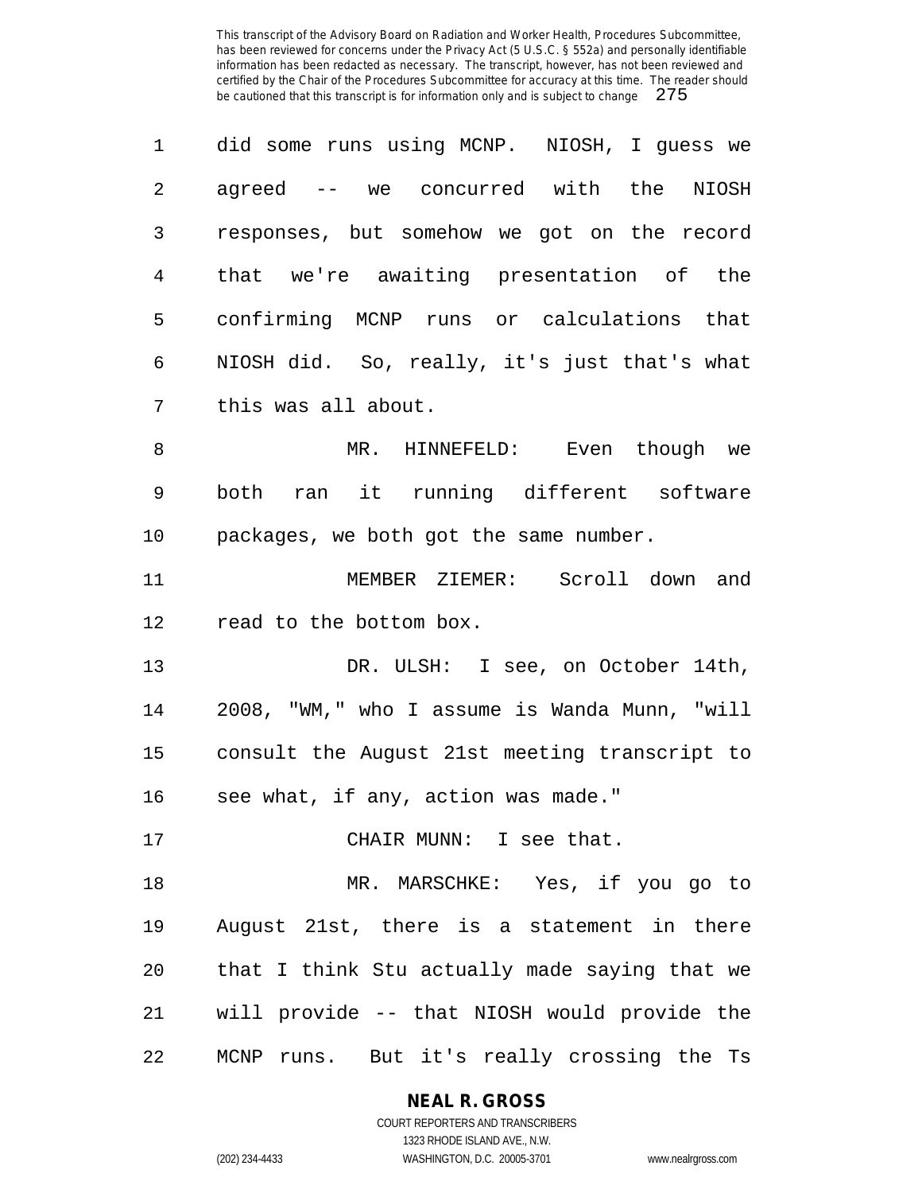did some runs using MCNP. NIOSH, I guess we agreed -- we concurred with the NIOSH responses, but somehow we got on the record that we're awaiting presentation of the confirming MCNP runs or calculations that NIOSH did. So, really, it's just that's what this was all about.

MR. HINNEFELD: Even though we both ran it running different software packages, we both got the same number.

MEMBER ZIEMER: Scroll down and read to the bottom box.

DR. ULSH: I see, on October 14th, 2008, "WM," who I assume is Wanda Munn, "will consult the August 21st meeting transcript to see what, if any, action was made."

CHAIR MUNN: I see that.

MR. MARSCHKE: Yes, if you go to August 21st, there is a statement in there that I think Stu actually made saying that we will provide -- that NIOSH would provide the MCNP runs. But it's really crossing the Ts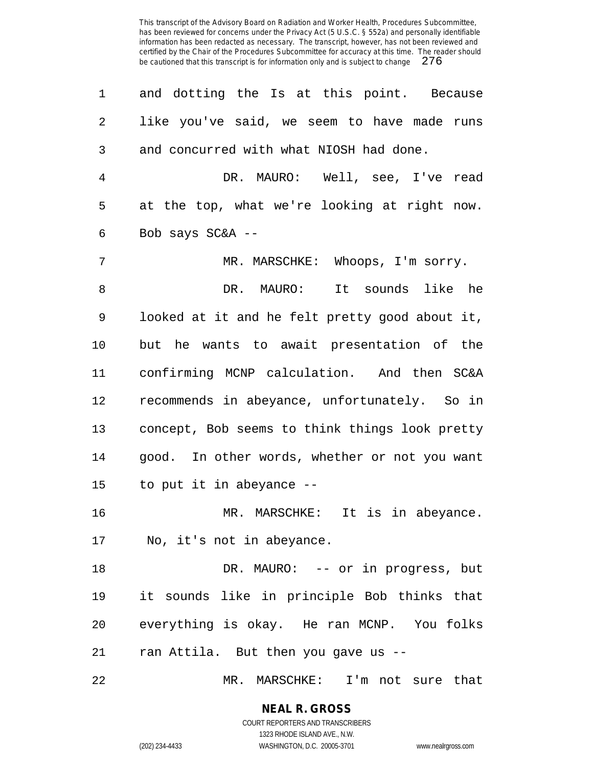and dotting the Is at this point. Because like you've said, we seem to have made runs and concurred with what NIOSH had done.

DR. MAURO: Well, see, I've read at the top, what we're looking at right now. Bob says SC&A --

MR. MARSCHKE: Whoops, I'm sorry.

DR. MAURO: It sounds like he looked at it and he felt pretty good about it, but he wants to await presentation of the confirming MCNP calculation. And then SC&A recommends in abeyance, unfortunately. So in concept, Bob seems to think things look pretty good. In other words, whether or not you want to put it in abeyance --

MR. MARSCHKE: It is in abeyance. No, it's not in abeyance.

DR. MAURO: -- or in progress, but it sounds like in principle Bob thinks that everything is okay. He ran MCNP. You folks ran Attila. But then you gave us --

MR. MARSCHKE: I'm not sure that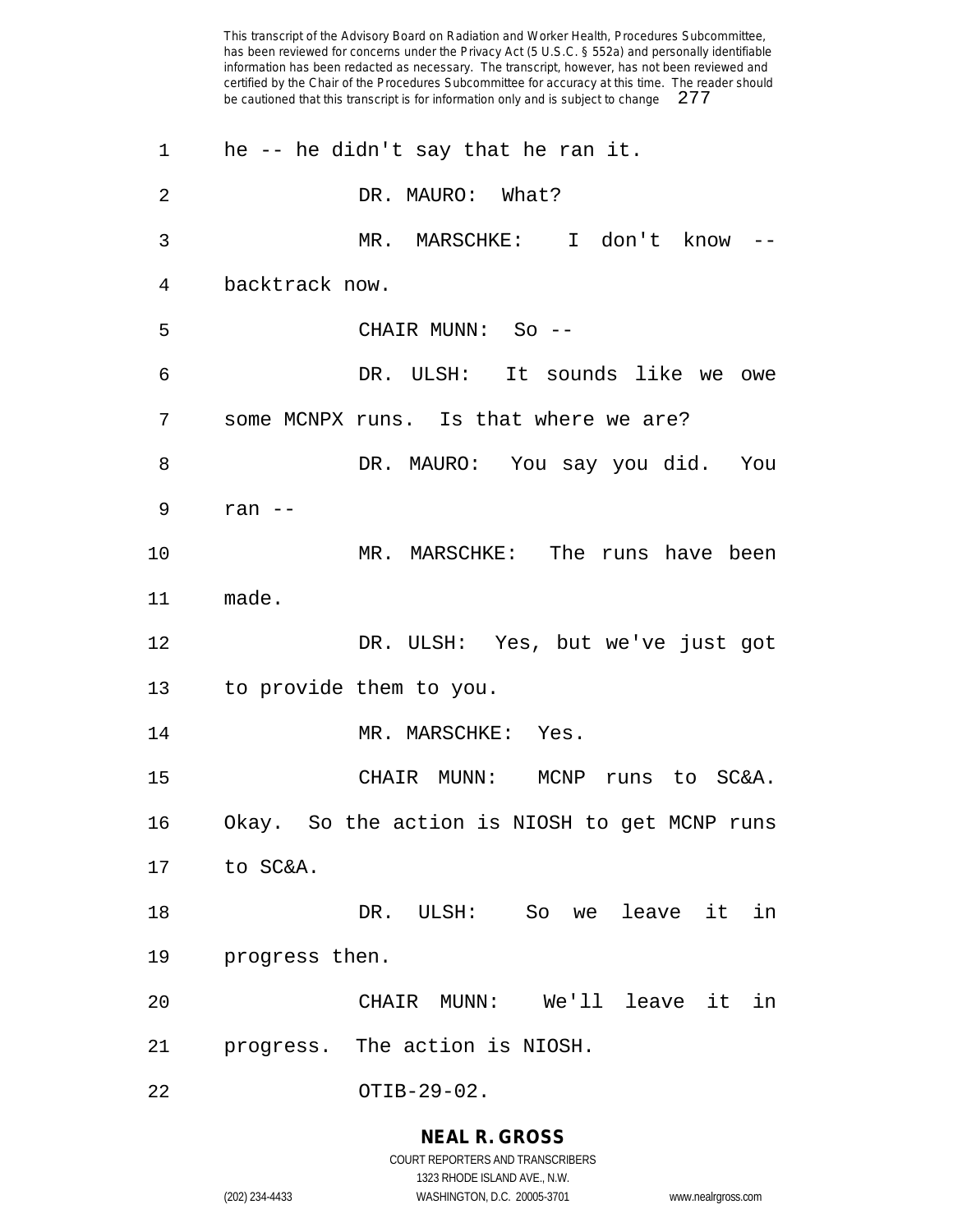he -- he didn't say that he ran it.

DR. MAURO: What?

MR. MARSCHKE: I don't know -- backtrack now.

CHAIR MUNN: So --

DR. ULSH: It sounds like we owe some MCNPX runs. Is that where we are?

DR. MAURO: You say you did. You ran --

MR. MARSCHKE: The runs have been made.

DR. ULSH: Yes, but we've just got to provide them to you.

MR. MARSCHKE: Yes.

CHAIR MUNN: MCNP runs to SC&A. Okay. So the action is NIOSH to get MCNP runs to SC&A.

DR. ULSH: So we leave it in progress then.

CHAIR MUNN: We'll leave it in progress. The action is NIOSH.

OTIB-29-02.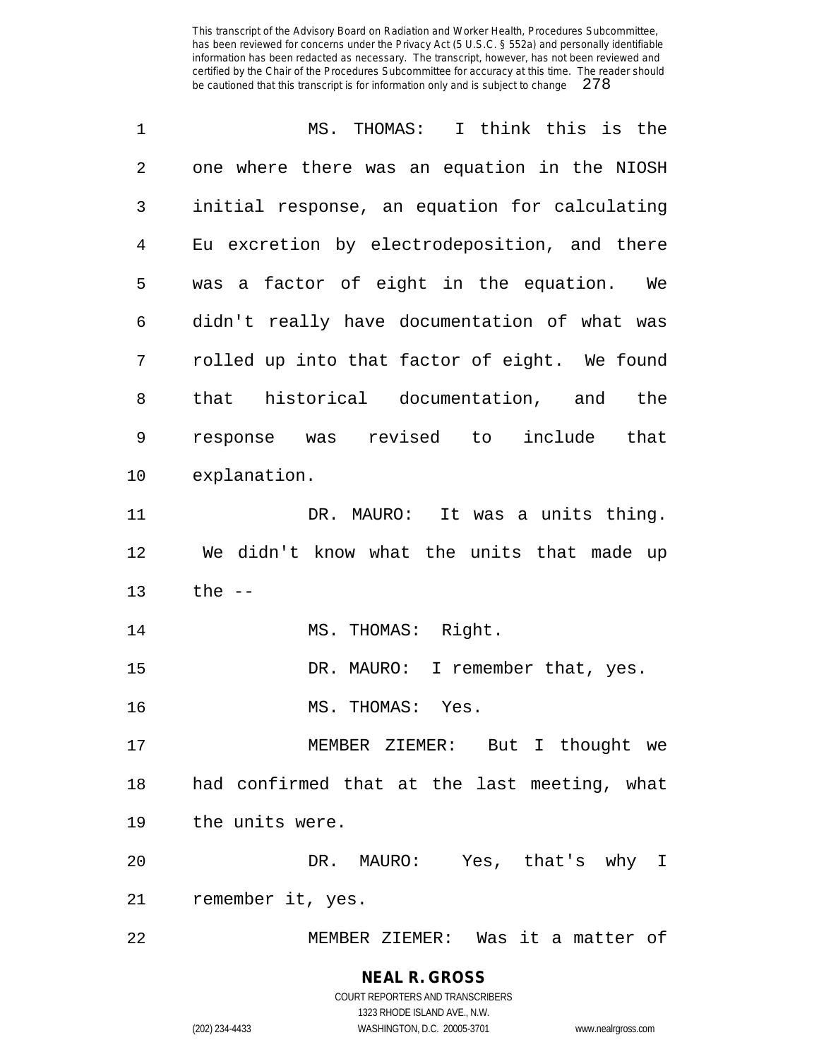MS. THOMAS: I think this is the one where there was an equation in the NIOSH initial response, an equation for calculating Eu excretion by electrodeposition, and there was a factor of eight in the equation. We didn't really have documentation of what was rolled up into that factor of eight. We found that historical documentation, and the response was revised to include that explanation.

DR. MAURO: It was a units thing. We didn't know what the units that made up the --

MS. THOMAS: Right.

DR. MAURO: I remember that, yes.

MS. THOMAS: Yes.

MEMBER ZIEMER: But I thought we had confirmed that at the last meeting, what the units were.

DR. MAURO: Yes, that's why I remember it, yes.

MEMBER ZIEMER: Was it a matter of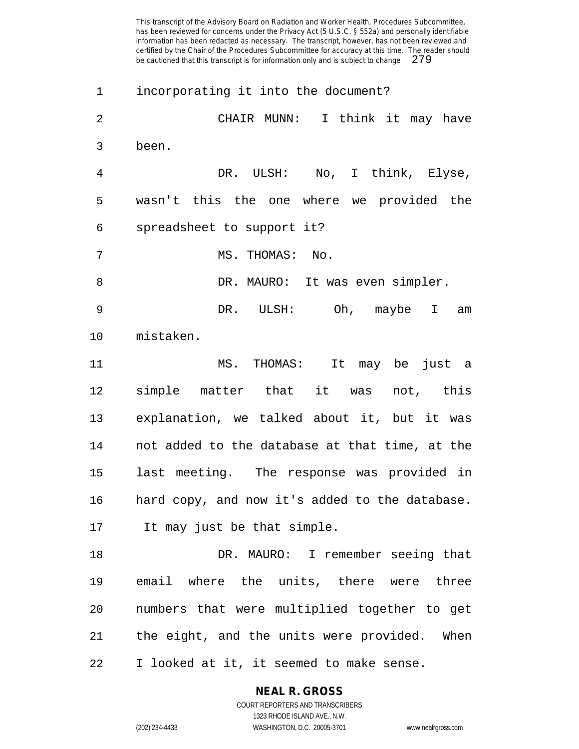incorporating it into the document?

CHAIR MUNN: I think it may have been.

DR. ULSH: No, I think, Elyse, wasn't this the one where we provided the spreadsheet to support it?

MS. THOMAS: No.

DR. MAURO: It was even simpler.

DR. ULSH: Oh, maybe I am mistaken.

MS. THOMAS: It may be just a simple matter that it was not, this explanation, we talked about it, but it was not added to the database at that time, at the last meeting. The response was provided in hard copy, and now it's added to the database. It may just be that simple.

DR. MAURO: I remember seeing that email where the units, there were three numbers that were multiplied together to get the eight, and the units were provided. When I looked at it, it seemed to make sense.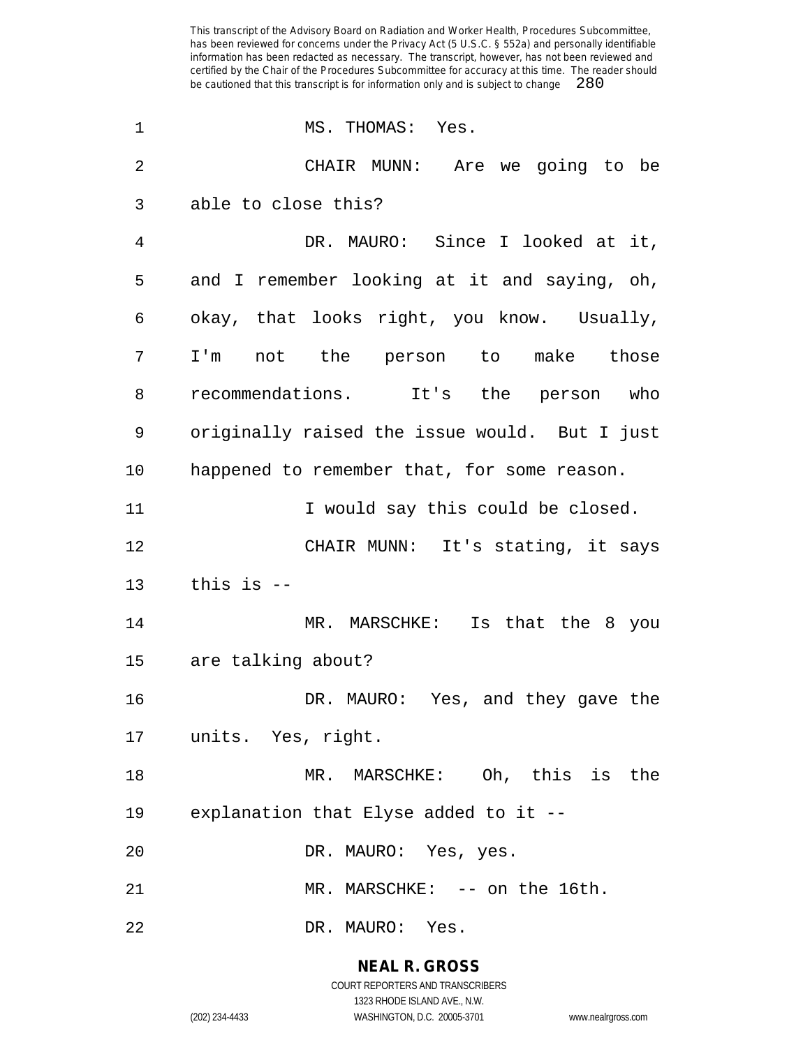MS. THOMAS: Yes.

CHAIR MUNN: Are we going to be able to close this?

DR. MAURO: Since I looked at it, and I remember looking at it and saying, oh, okay, that looks right, you know. Usually, I'm not the person to make those recommendations. It's the person who originally raised the issue would. But I just happened to remember that, for some reason.

I would say this could be closed.

CHAIR MUNN: It's stating, it says this is --

MR. MARSCHKE: Is that the 8 you are talking about?

DR. MAURO: Yes, and they gave the units. Yes, right.

MR. MARSCHKE: Oh, this is the explanation that Elyse added to it --

DR. MAURO: Yes, yes.

MR. MARSCHKE: -- on the 16th.

DR. MAURO: Yes.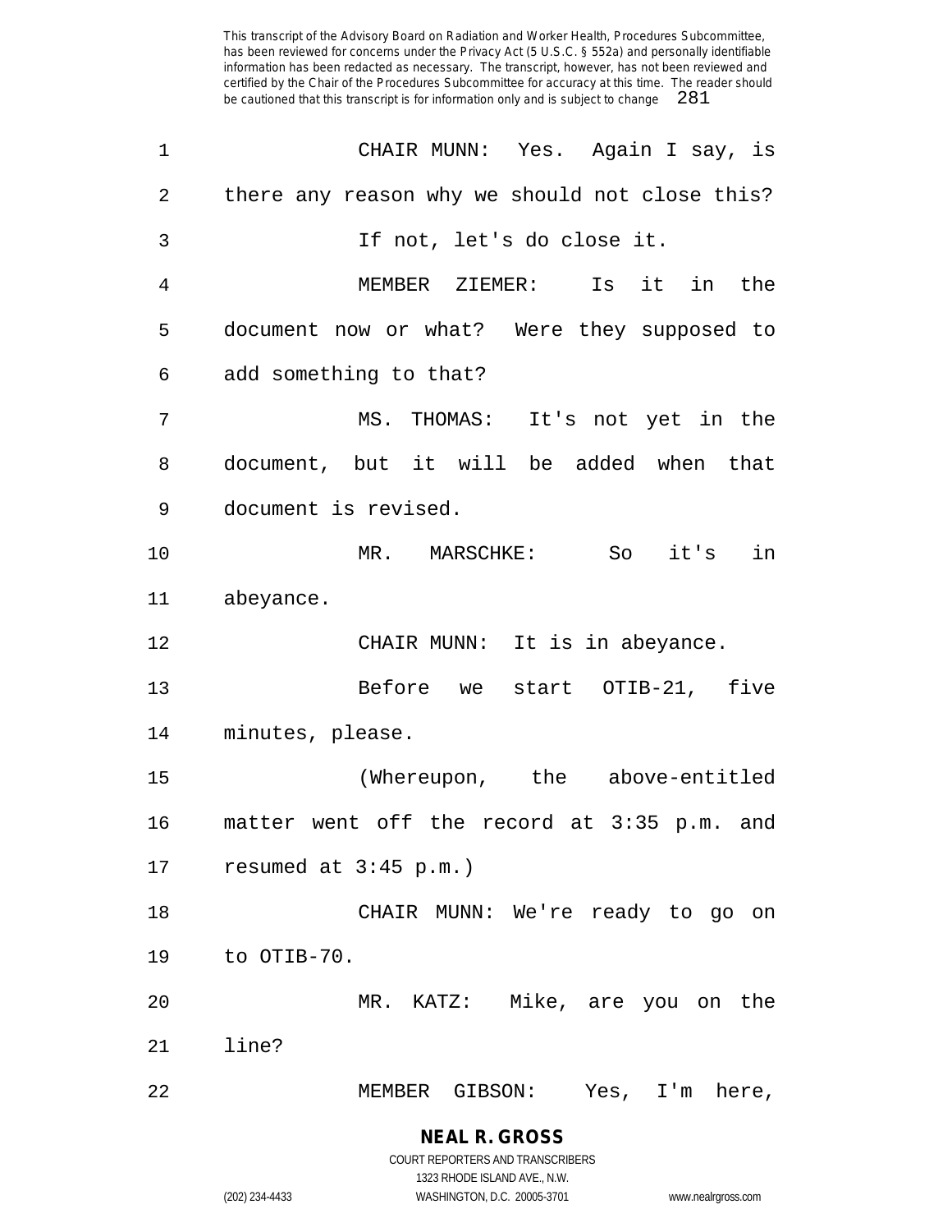CHAIR MUNN: Yes. Again I say, is there any reason why we should not close this?

If not, let's do close it.

MEMBER ZIEMER: Is it in the document now or what? Were they supposed to add something to that?

MS. THOMAS: It's not yet in the document, but it will be added when that document is revised.

MR. MARSCHKE: So it's in abeyance.

CHAIR MUNN: It is in abeyance.

Before we start OTIB-21, five minutes, please.

(Whereupon, the above-entitled matter went off the record at 3:35 p.m. and resumed at 3:45 p.m.)

CHAIR MUNN: We're ready to go on to OTIB-70.

MR. KATZ: Mike, are you on the line?

MEMBER GIBSON: Yes, I'm here,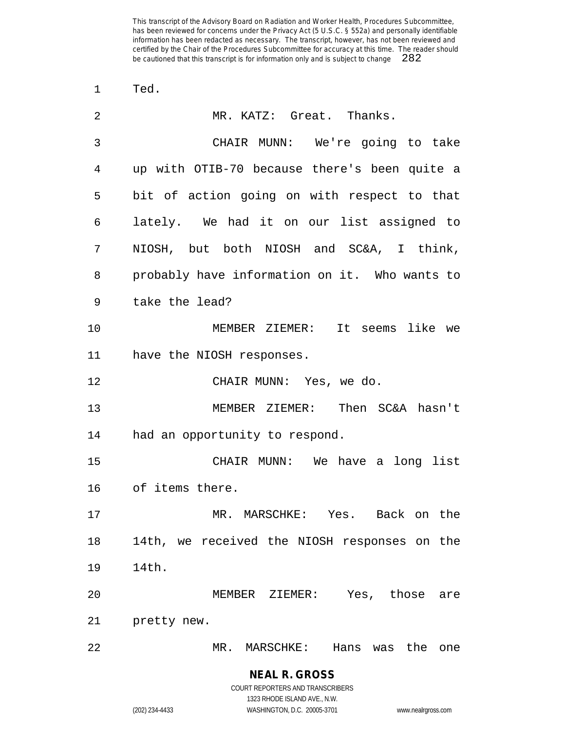Ted.

MR. KATZ: Great. Thanks.

CHAIR MUNN: We're going to take up with OTIB-70 because there's been quite a bit of action going on with respect to that lately. We had it on our list assigned to NIOSH, but both NIOSH and SC&A, I think, probably have information on it. Who wants to take the lead?

MEMBER ZIEMER: It seems like we have the NIOSH responses.

CHAIR MUNN: Yes, we do.

MEMBER ZIEMER: Then SC&A hasn't had an opportunity to respond.

CHAIR MUNN: We have a long list of items there.

MR. MARSCHKE: Yes. Back on the 14th, we received the NIOSH responses on the 14th.

MEMBER ZIEMER: Yes, those are pretty new.

MR. MARSCHKE: Hans was the one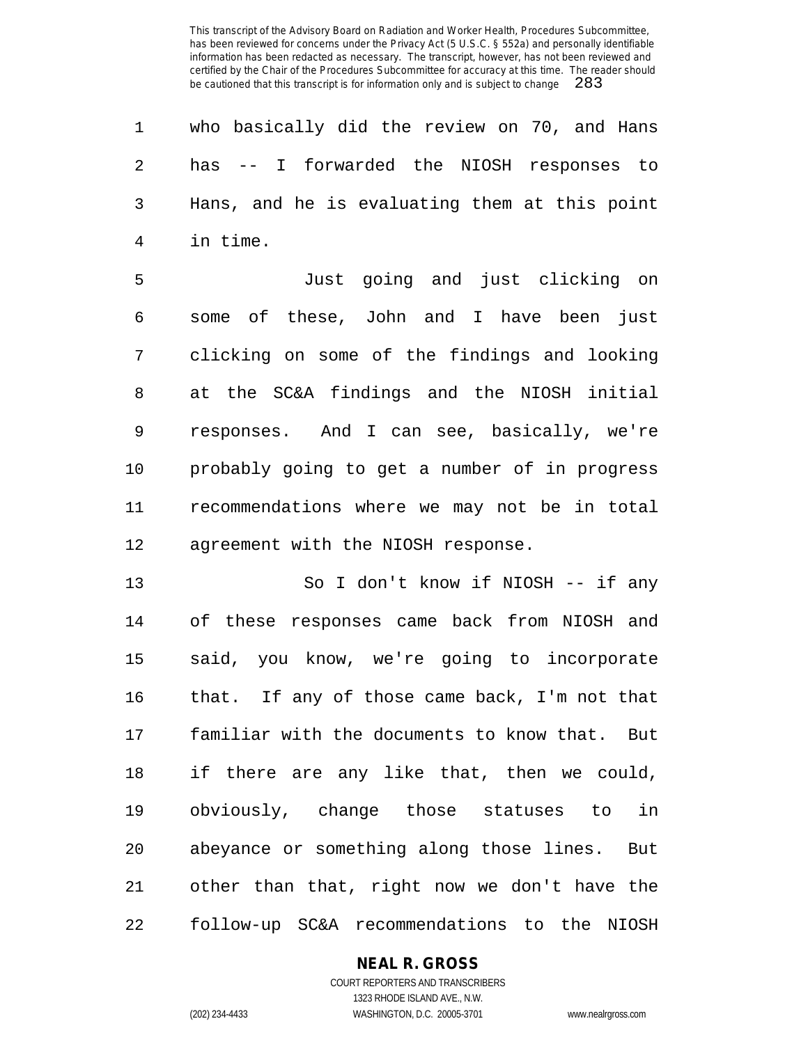who basically did the review on 70, and Hans has -- I forwarded the NIOSH responses to Hans, and he is evaluating them at this point in time.

Just going and just clicking on some of these, John and I have been just clicking on some of the findings and looking at the SC&A findings and the NIOSH initial responses. And I can see, basically, we're probably going to get a number of in progress recommendations where we may not be in total agreement with the NIOSH response.

So I don't know if NIOSH -- if any of these responses came back from NIOSH and said, you know, we're going to incorporate that. If any of those came back, I'm not that familiar with the documents to know that. But if there are any like that, then we could, obviously, change those statuses to in abeyance or something along those lines. But other than that, right now we don't have the follow-up SC&A recommendations to the NIOSH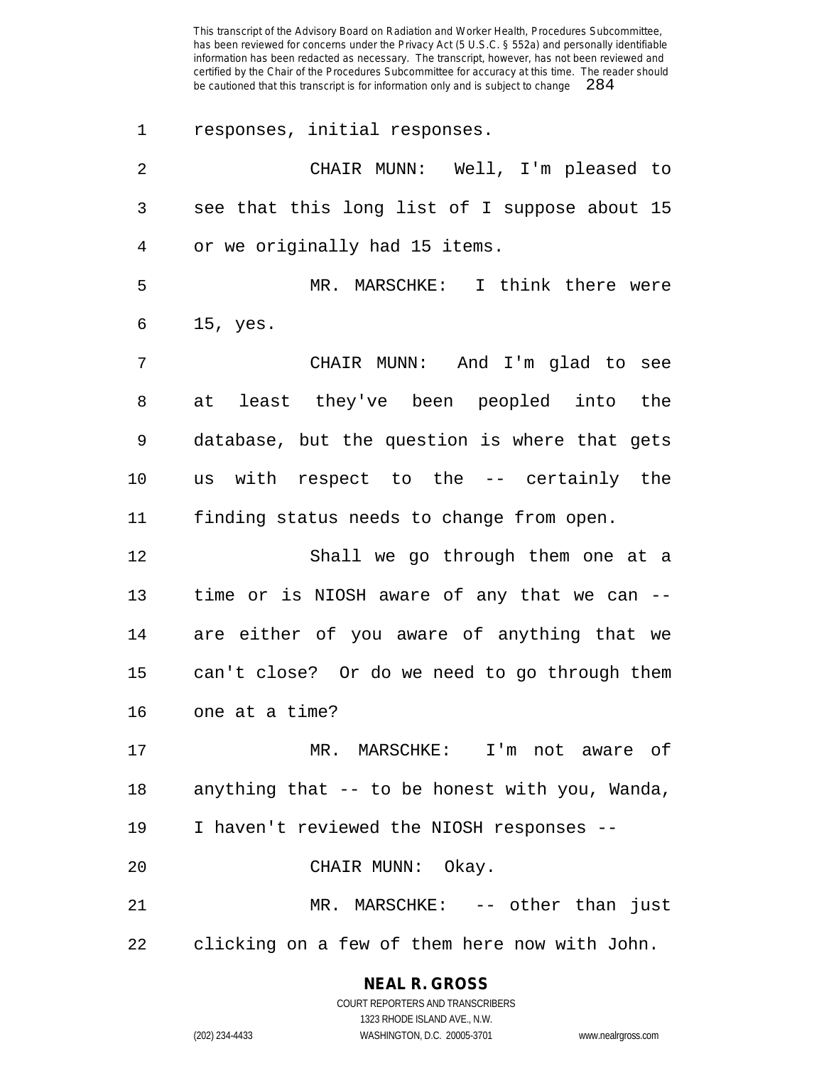responses, initial responses.

CHAIR MUNN: Well, I'm pleased to see that this long list of I suppose about 15 or we originally had 15 items.

MR. MARSCHKE: I think there were 15, yes.

CHAIR MUNN: And I'm glad to see at least they've been peopled into the database, but the question is where that gets us with respect to the -- certainly the finding status needs to change from open.

Shall we go through them one at a time or is NIOSH aware of any that we can -- are either of you aware of anything that we can't close? Or do we need to go through them one at a time?

MR. MARSCHKE: I'm not aware of anything that -- to be honest with you, Wanda, I haven't reviewed the NIOSH responses --

CHAIR MUNN: Okay.

MR. MARSCHKE: -- other than just clicking on a few of them here now with John.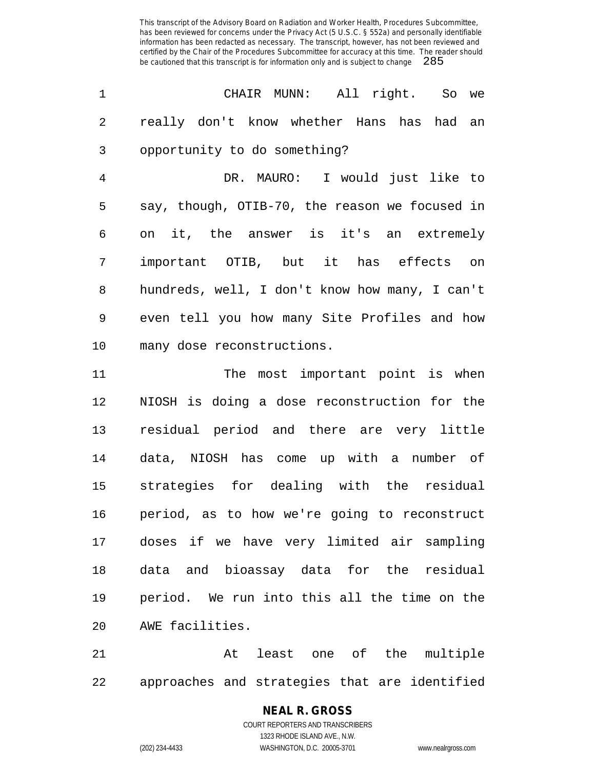CHAIR MUNN: All right. So we really don't know whether Hans has had an opportunity to do something?

DR. MAURO: I would just like to say, though, OTIB-70, the reason we focused in on it, the answer is it's an extremely important OTIB, but it has effects on hundreds, well, I don't know how many, I can't even tell you how many Site Profiles and how many dose reconstructions.

The most important point is when NIOSH is doing a dose reconstruction for the residual period and there are very little data, NIOSH has come up with a number of strategies for dealing with the residual period, as to how we're going to reconstruct doses if we have very limited air sampling data and bioassay data for the residual period. We run into this all the time on the AWE facilities.

At least one of the multiple approaches and strategies that are identified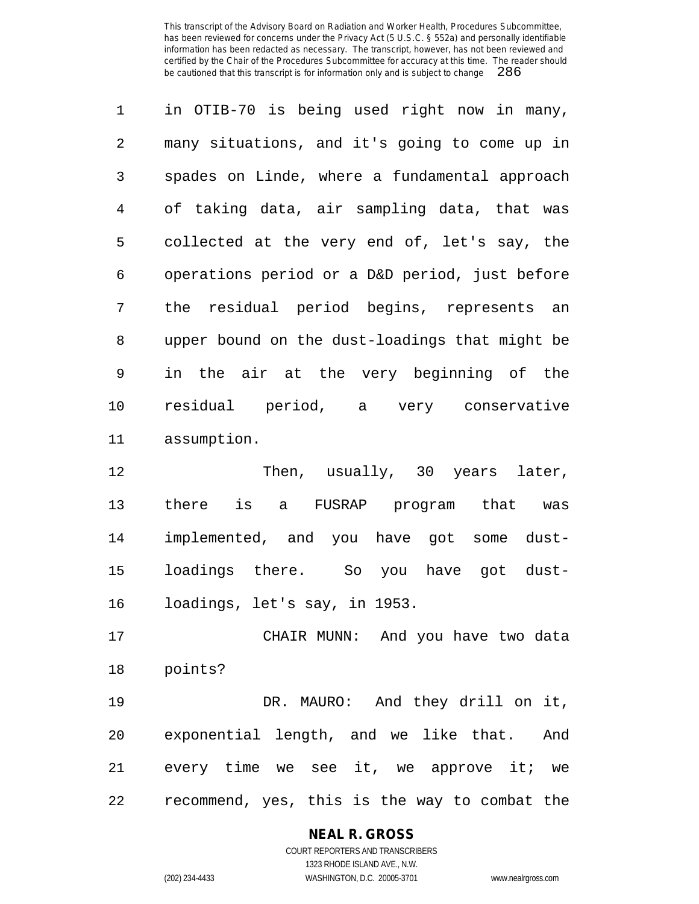in OTIB-70 is being used right now in many, many situations, and it's going to come up in spades on Linde, where a fundamental approach of taking data, air sampling data, that was collected at the very end of, let's say, the operations period or a D&D period, just before the residual period begins, represents an upper bound on the dust-loadings that might be in the air at the very beginning of the residual period, a very conservative assumption.

Then, usually, 30 years later, there is a FUSRAP program that was implemented, and you have got some dust-loadings there. So you have got dust-loadings, let's say, in 1953.

CHAIR MUNN: And you have two data points?

DR. MAURO: And they drill on it, exponential length, and we like that. And every time we see it, we approve it; we recommend, yes, this is the way to combat the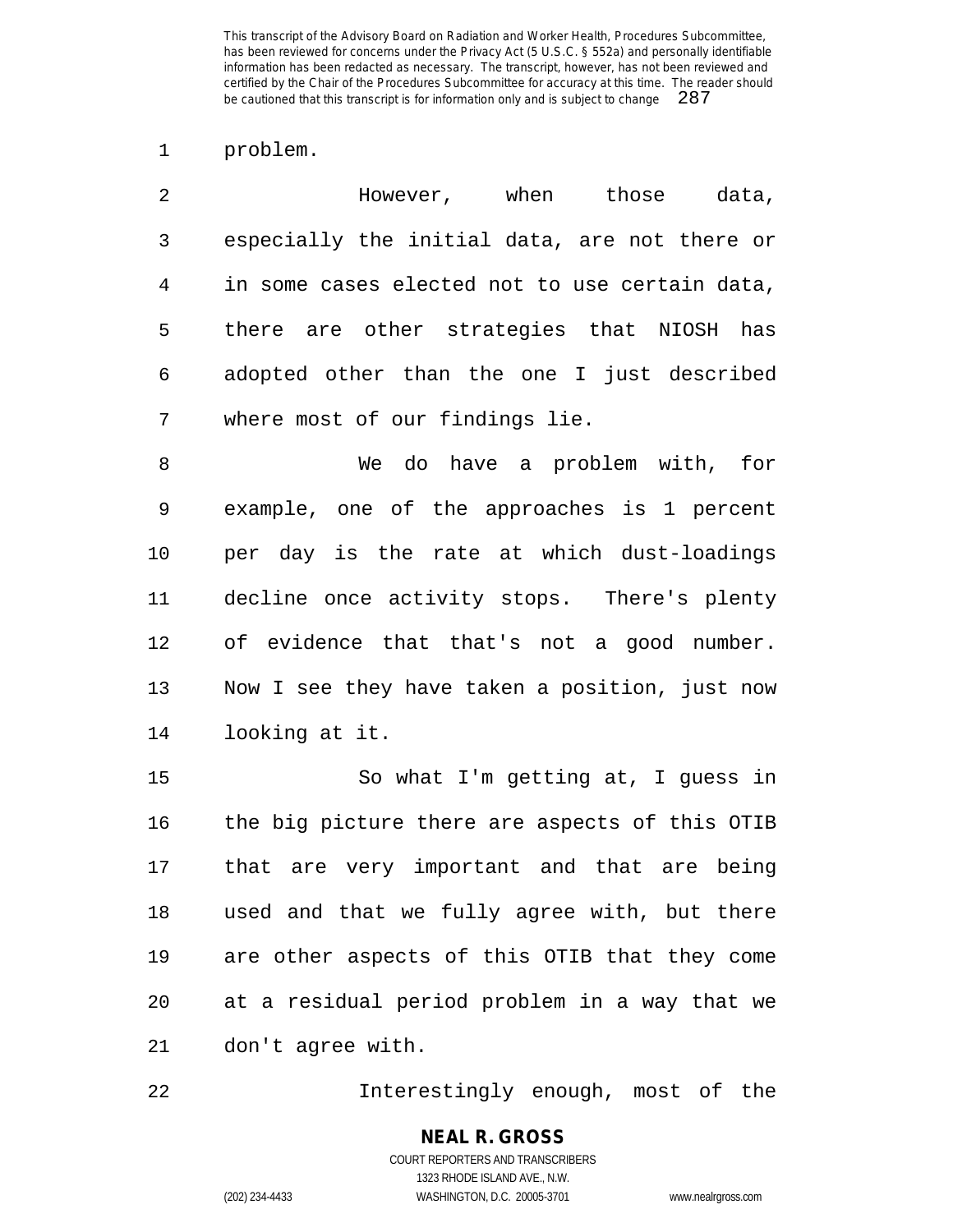problem.

However, when those data, especially the initial data, are not there or in some cases elected not to use certain data, there are other strategies that NIOSH has adopted other than the one I just described where most of our findings lie.

We do have a problem with, for example, one of the approaches is 1 percent per day is the rate at which dust-loadings decline once activity stops. There's plenty of evidence that that's not a good number. Now I see they have taken a position, just now looking at it.

So what I'm getting at, I guess in the big picture there are aspects of this OTIB that are very important and that are being used and that we fully agree with, but there are other aspects of this OTIB that they come at a residual period problem in a way that we don't agree with.

Interestingly enough, most of the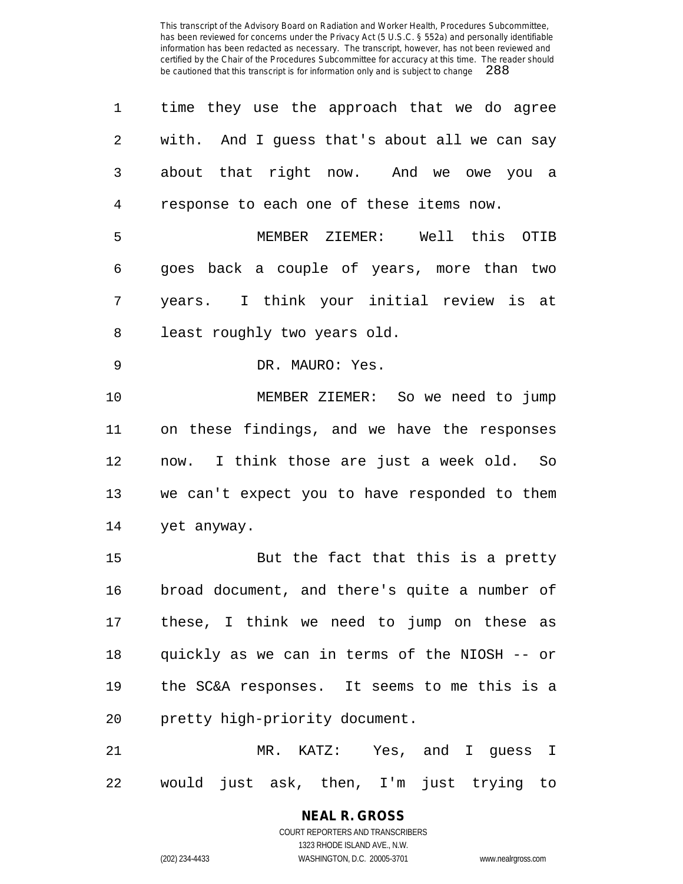time they use the approach that we do agree with. And I guess that's about all we can say about that right now. And we owe you a response to each one of these items now.

MEMBER ZIEMER: Well this OTIB goes back a couple of years, more than two years. I think your initial review is at least roughly two years old.

DR. MAURO: Yes.

MEMBER ZIEMER: So we need to jump on these findings, and we have the responses now. I think those are just a week old. So we can't expect you to have responded to them yet anyway.

But the fact that this is a pretty broad document, and there's quite a number of these, I think we need to jump on these as quickly as we can in terms of the NIOSH -- or the SC&A responses. It seems to me this is a pretty high-priority document.

MR. KATZ: Yes, and I guess I would just ask, then, I'm just trying to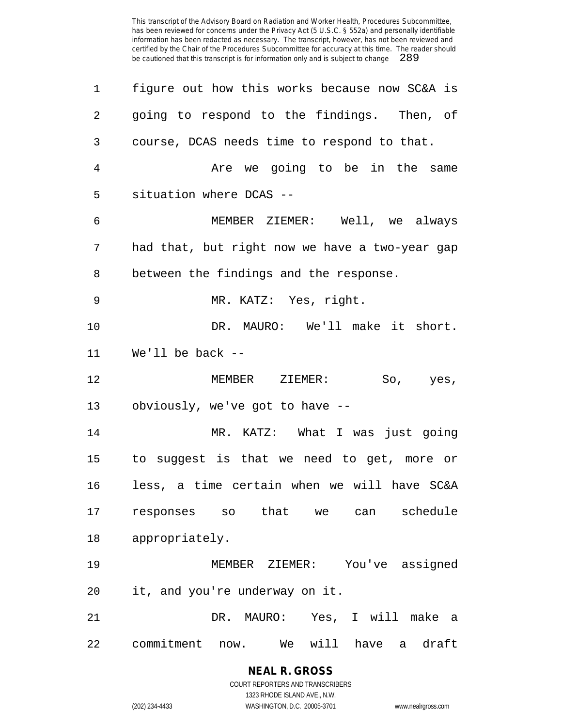figure out how this works because now SC&A is going to respond to the findings. Then, of course, DCAS needs time to respond to that.

Are we going to be in the same situation where DCAS --

MEMBER ZIEMER: Well, we always had that, but right now we have a two-year gap between the findings and the response.

MR. KATZ: Yes, right.

DR. MAURO: We'll make it short. We'll be back --

MEMBER ZIEMER: So, yes, obviously, we've got to have --

MR. KATZ: What I was just going to suggest is that we need to get, more or less, a time certain when we will have SC&A responses so that we can schedule appropriately.

MEMBER ZIEMER: You've assigned it, and you're underway on it.

DR. MAURO: Yes, I will make a commitment now. We will have a draft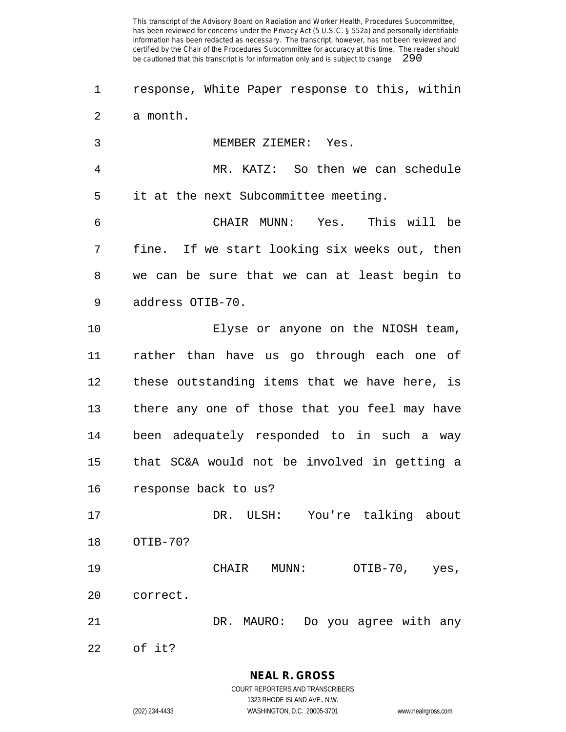response, White Paper response to this, within a month.

MEMBER ZIEMER: Yes.

MR. KATZ: So then we can schedule it at the next Subcommittee meeting.

CHAIR MUNN: Yes. This will be fine. If we start looking six weeks out, then we can be sure that we can at least begin to address OTIB-70.

Elyse or anyone on the NIOSH team, rather than have us go through each one of these outstanding items that we have here, is there any one of those that you feel may have been adequately responded to in such a way that SC&A would not be involved in getting a response back to us?

DR. ULSH: You're talking about OTIB-70?

CHAIR MUNN: OTIB-70, yes, correct.

DR. MAURO: Do you agree with any of it?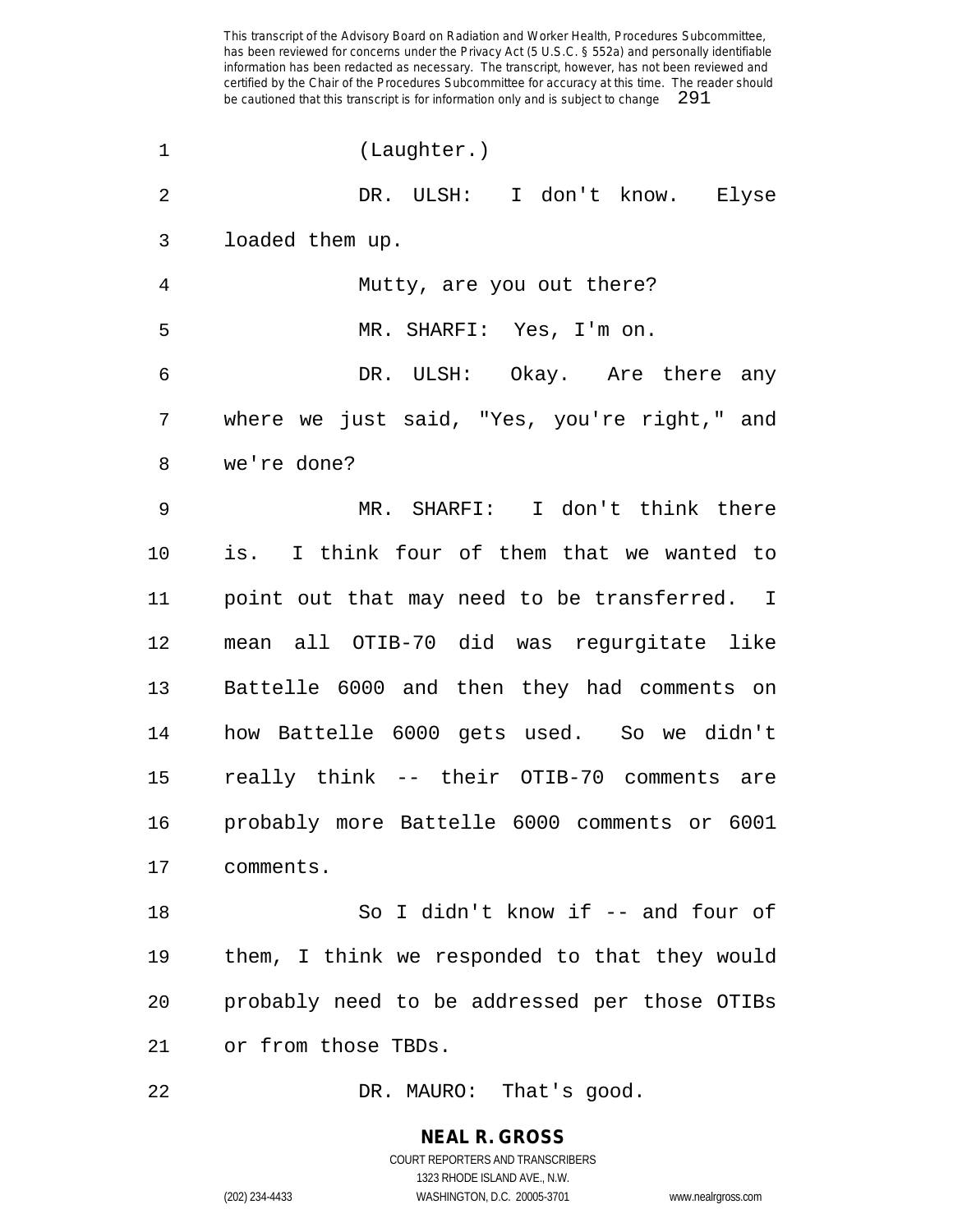(Laughter.)

DR. ULSH: I don't know. Elyse loaded them up.

Mutty, are you out there?

MR. SHARFI: Yes, I'm on.

DR. ULSH: Okay. Are there any where we just said, "Yes, you're right," and we're done?

MR. SHARFI: I don't think there is. I think four of them that we wanted to point out that may need to be transferred. I mean all OTIB-70 did was regurgitate like Battelle 6000 and then they had comments on how Battelle 6000 gets used. So we didn't really think -- their OTIB-70 comments are probably more Battelle 6000 comments or 6001 comments.

So I didn't know if -- and four of them, I think we responded to that they would probably need to be addressed per those OTIBs or from those TBDs.

DR. MAURO: That's good.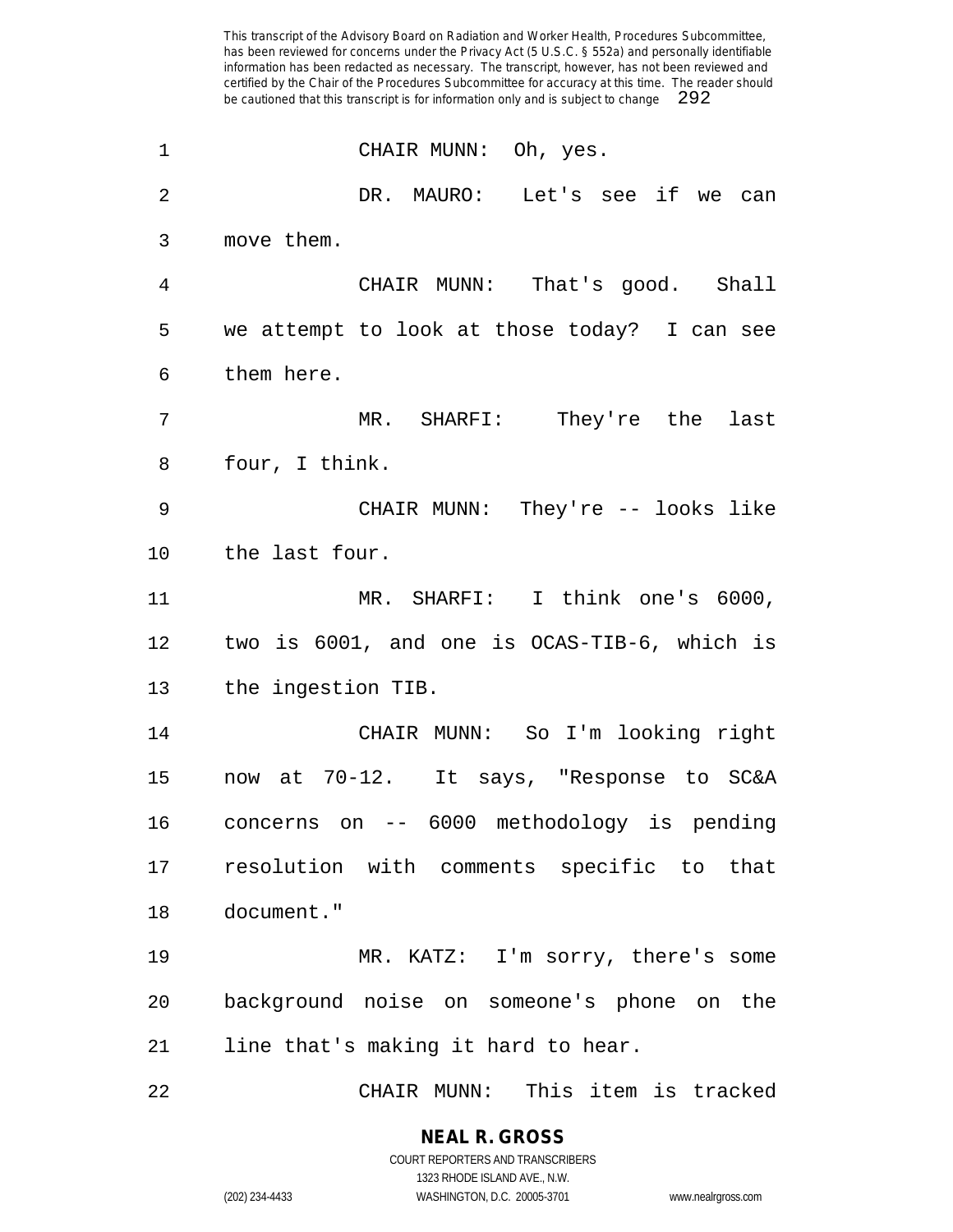CHAIR MUNN: Oh, yes.

DR. MAURO: Let's see if we can move them.

CHAIR MUNN: That's good. Shall we attempt to look at those today? I can see them here.

MR. SHARFI: They're the last four, I think.

CHAIR MUNN: They're -- looks like the last four.

MR. SHARFI: I think one's 6000, two is 6001, and one is OCAS-TIB-6, which is the ingestion TIB.

CHAIR MUNN: So I'm looking right now at 70-12. It says, "Response to SC&A concerns on -- 6000 methodology is pending resolution with comments specific to that document."

MR. KATZ: I'm sorry, there's some background noise on someone's phone on the line that's making it hard to hear.

CHAIR MUNN: This item is tracked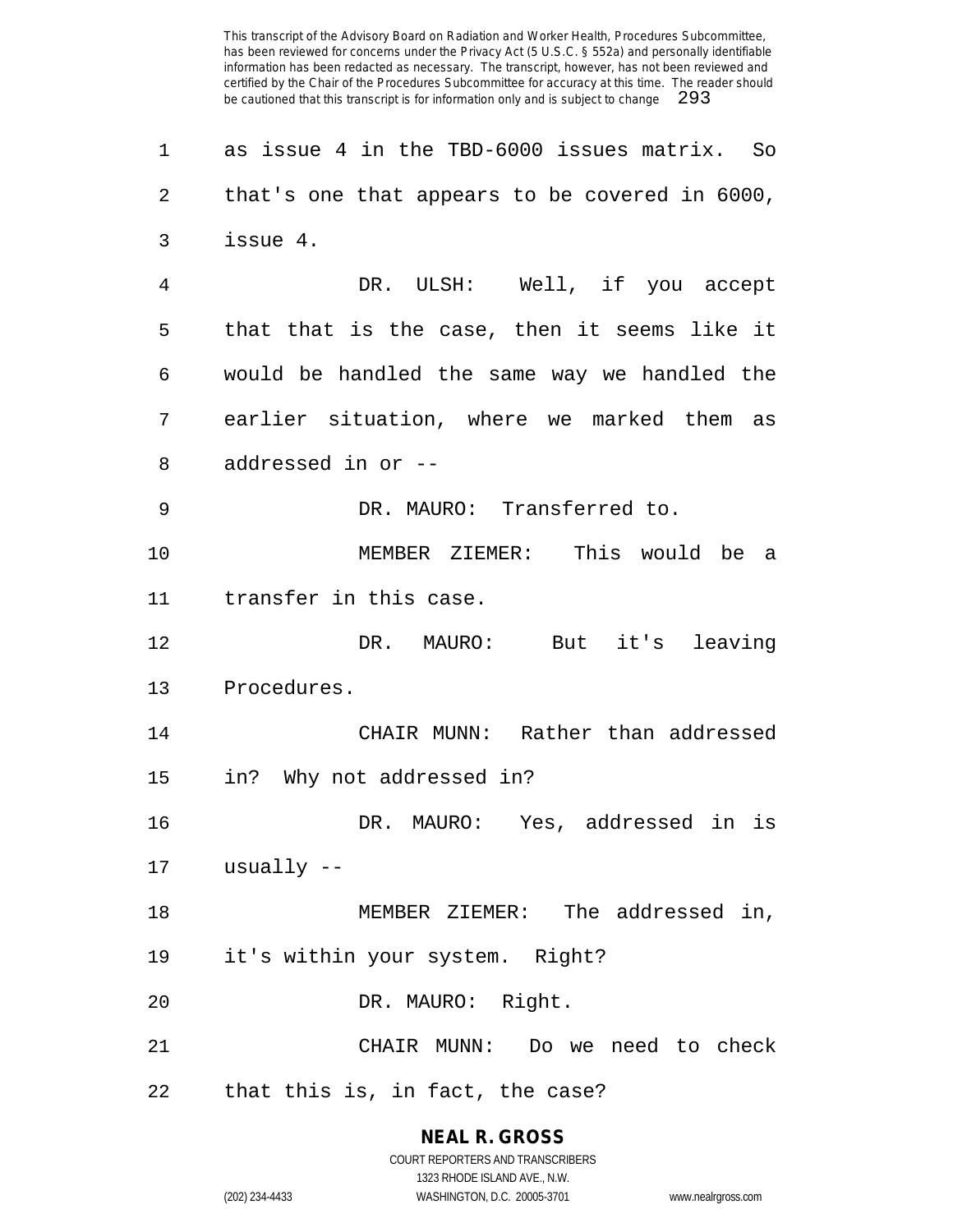as issue 4 in the TBD-6000 issues matrix. So that's one that appears to be covered in 6000, issue 4.

DR. ULSH: Well, if you accept that that is the case, then it seems like it would be handled the same way we handled the earlier situation, where we marked them as addressed in or --

DR. MAURO: Transferred to.

MEMBER ZIEMER: This would be a transfer in this case.

DR. MAURO: But it's leaving Procedures.

CHAIR MUNN: Rather than addressed in? Why not addressed in?

DR. MAURO: Yes, addressed in is usually --

MEMBER ZIEMER: The addressed in, it's within your system. Right?

DR. MAURO: Right.

CHAIR MUNN: Do we need to check that this is, in fact, the case?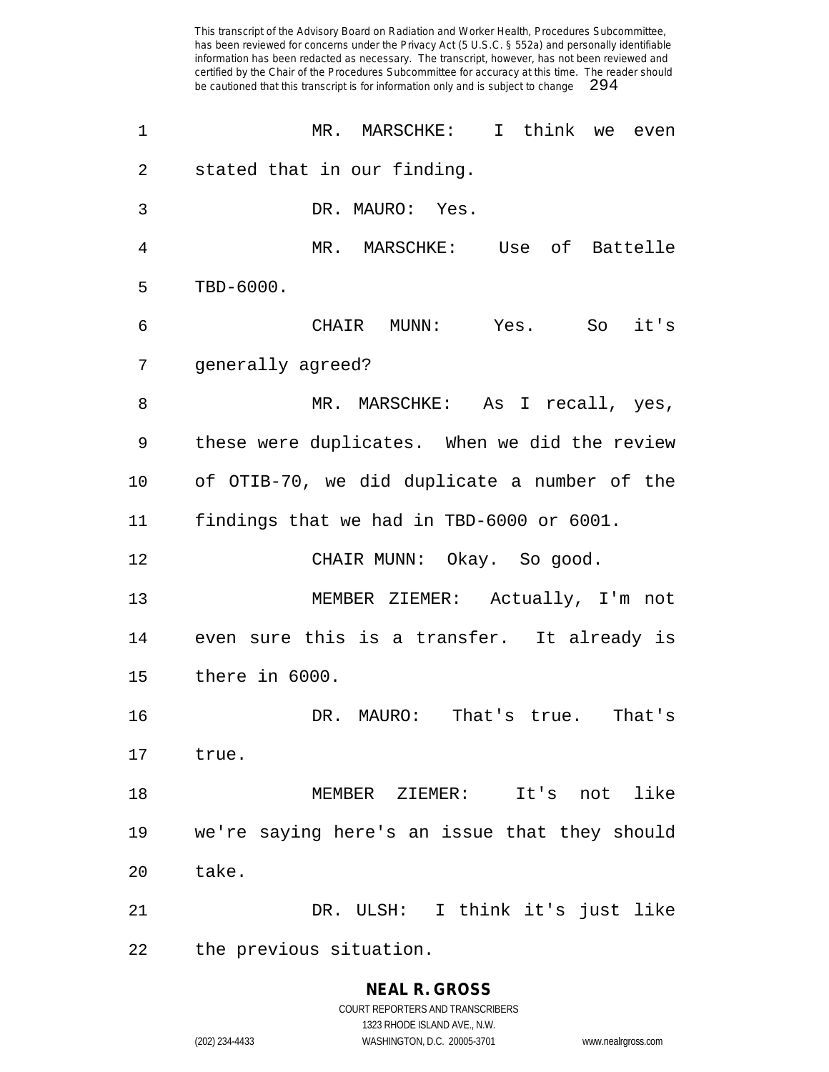MR. MARSCHKE: I think we even stated that in our finding.

DR. MAURO: Yes.

MR. MARSCHKE: Use of Battelle TBD-6000.

CHAIR MUNN: Yes. So it's generally agreed?

MR. MARSCHKE: As I recall, yes, these were duplicates. When we did the review of OTIB-70, we did duplicate a number of the findings that we had in TBD-6000 or 6001.

CHAIR MUNN: Okay. So good.

MEMBER ZIEMER: Actually, I'm not even sure this is a transfer. It already is there in 6000.

DR. MAURO: That's true. That's true.

MEMBER ZIEMER: It's not like we're saying here's an issue that they should take.

DR. ULSH: I think it's just like the previous situation.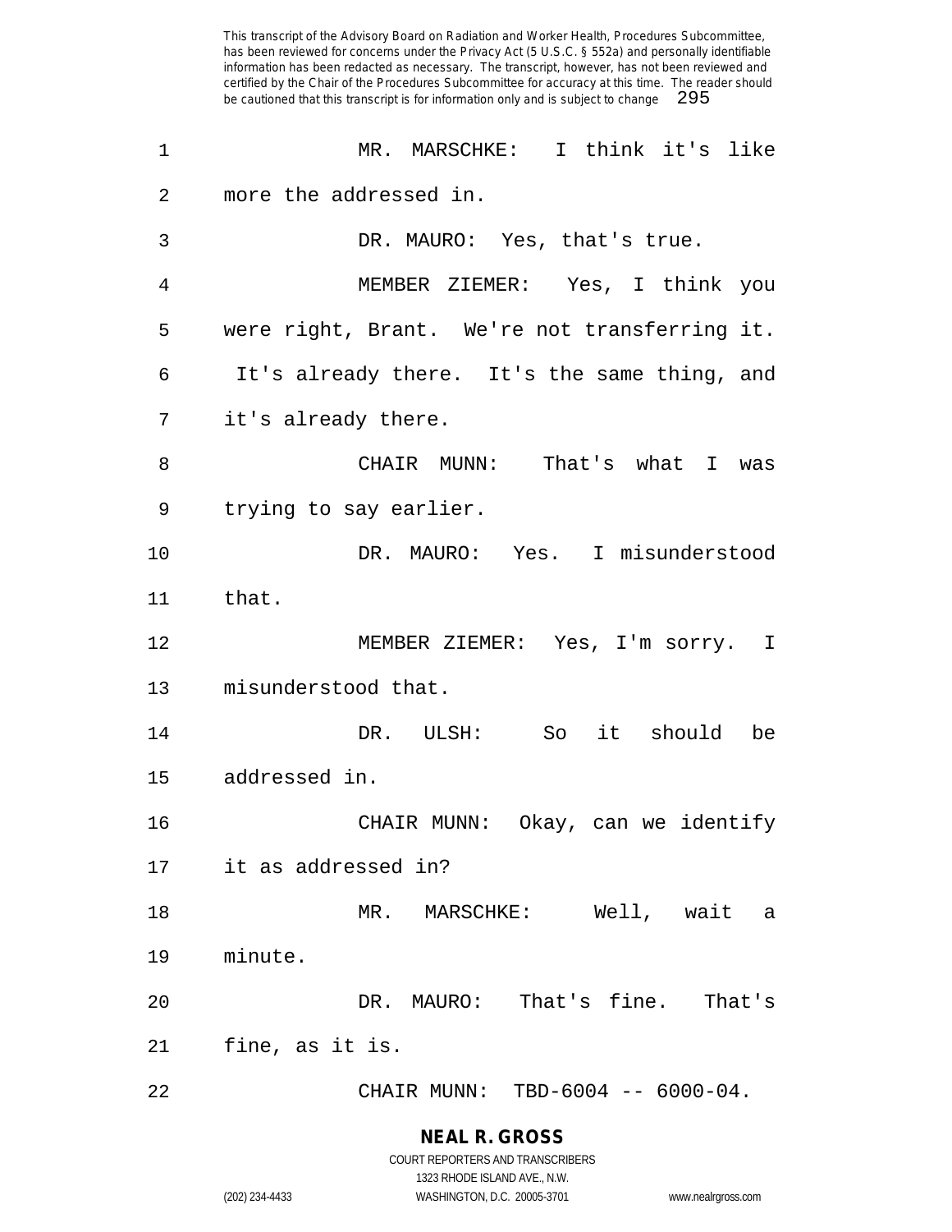MR. MARSCHKE: I think it's like more the addressed in.

DR. MAURO: Yes, that's true.

MEMBER ZIEMER: Yes, I think you were right, Brant. We're not transferring it. It's already there. It's the same thing, and it's already there.

CHAIR MUNN: That's what I was trying to say earlier.

DR. MAURO: Yes. I misunderstood that.

MEMBER ZIEMER: Yes, I'm sorry. I misunderstood that.

DR. ULSH: So it should be addressed in.

CHAIR MUNN: Okay, can we identify it as addressed in?

MR. MARSCHKE: Well, wait a minute.

DR. MAURO: That's fine. That's fine, as it is.

CHAIR MUNN: TBD-6004 -- 6000-04.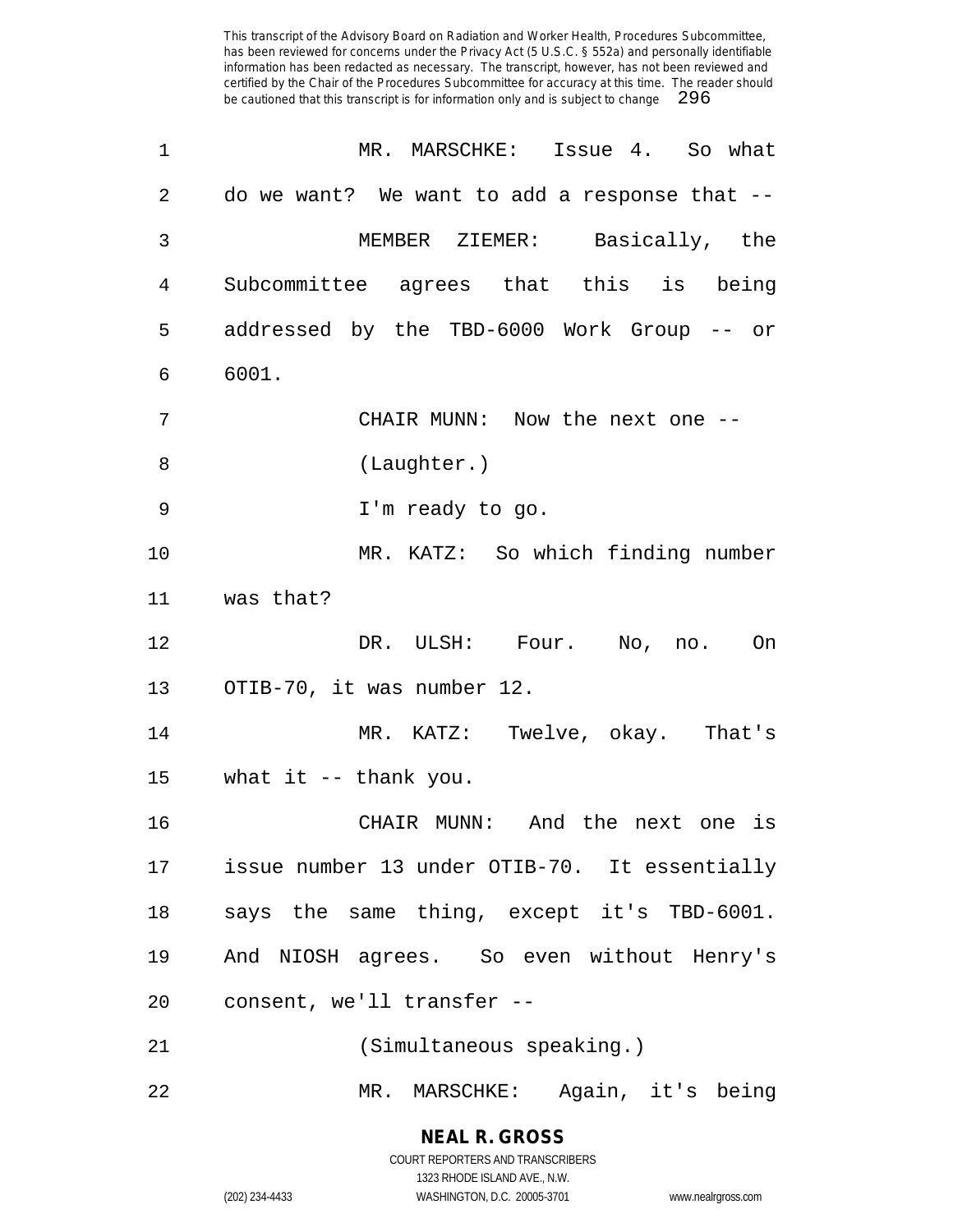MR. MARSCHKE: Issue 4. So what do we want? We want to add a response that --

MEMBER ZIEMER: Basically, the Subcommittee agrees that this is being addressed by the TBD-6000 Work Group -- or 6001.

CHAIR MUNN: Now the next one --

(Laughter.)

I'm ready to go.

MR. KATZ: So which finding number was that?

DR. ULSH: Four. No, no. On OTIB-70, it was number 12.

MR. KATZ: Twelve, okay. That's what it -- thank you.

CHAIR MUNN: And the next one is issue number 13 under OTIB-70. It essentially says the same thing, except it's TBD-6001. And NIOSH agrees. So even without Henry's consent, we'll transfer --

(Simultaneous speaking.)

MR. MARSCHKE: Again, it's being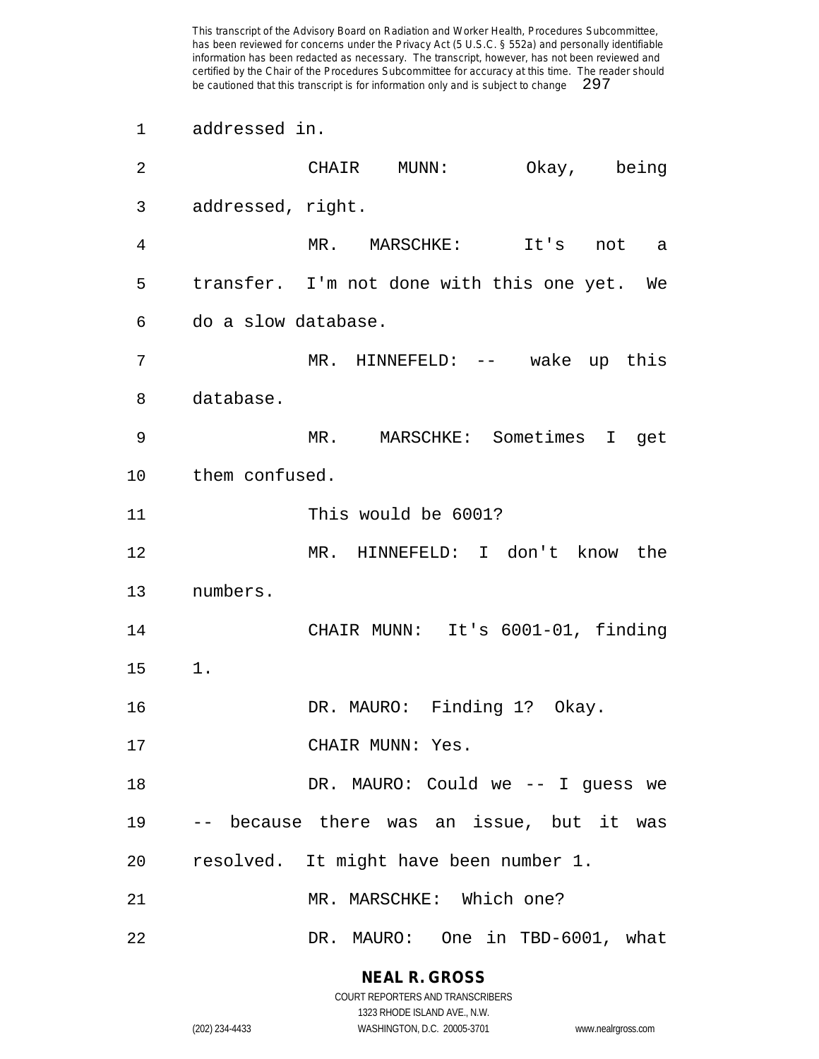addressed in.

CHAIR MUNN: Okay, being addressed, right.

MR. MARSCHKE: It's not a transfer. I'm not done with this one yet. We do a slow database.

MR. HINNEFELD: -- wake up this database.

MR. MARSCHKE: Sometimes I get them confused.

This would be 6001?

MR. HINNEFELD: I don't know the numbers.

CHAIR MUNN: It's 6001-01, finding 1.

DR. MAURO: Finding 1? Okay.

CHAIR MUNN: Yes.

DR. MAURO: Could we -- I guess we -- because there was an issue, but it was resolved. It might have been number 1.

MR. MARSCHKE: Which one?

DR. MAURO: One in TBD-6001, what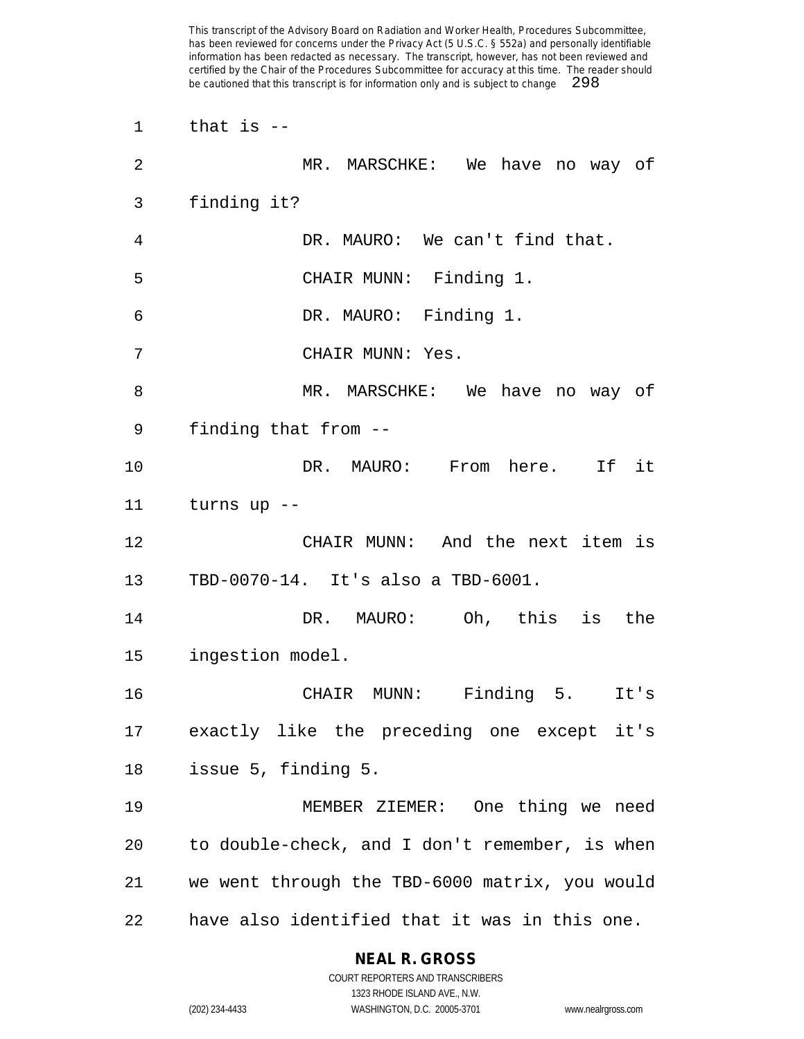that is --

MR. MARSCHKE: We have no way of finding it?

DR. MAURO: We can't find that.

CHAIR MUNN: Finding 1.

DR. MAURO: Finding 1.

CHAIR MUNN: Yes.

MR. MARSCHKE: We have no way of finding that from --

DR. MAURO: From here. If it turns up --

CHAIR MUNN: And the next item is TBD-0070-14. It's also a TBD-6001.

DR. MAURO: Oh, this is the ingestion model.

CHAIR MUNN: Finding 5. It's exactly like the preceding one except it's issue 5, finding 5.

MEMBER ZIEMER: One thing we need to double-check, and I don't remember, is when we went through the TBD-6000 matrix, you would have also identified that it was in this one.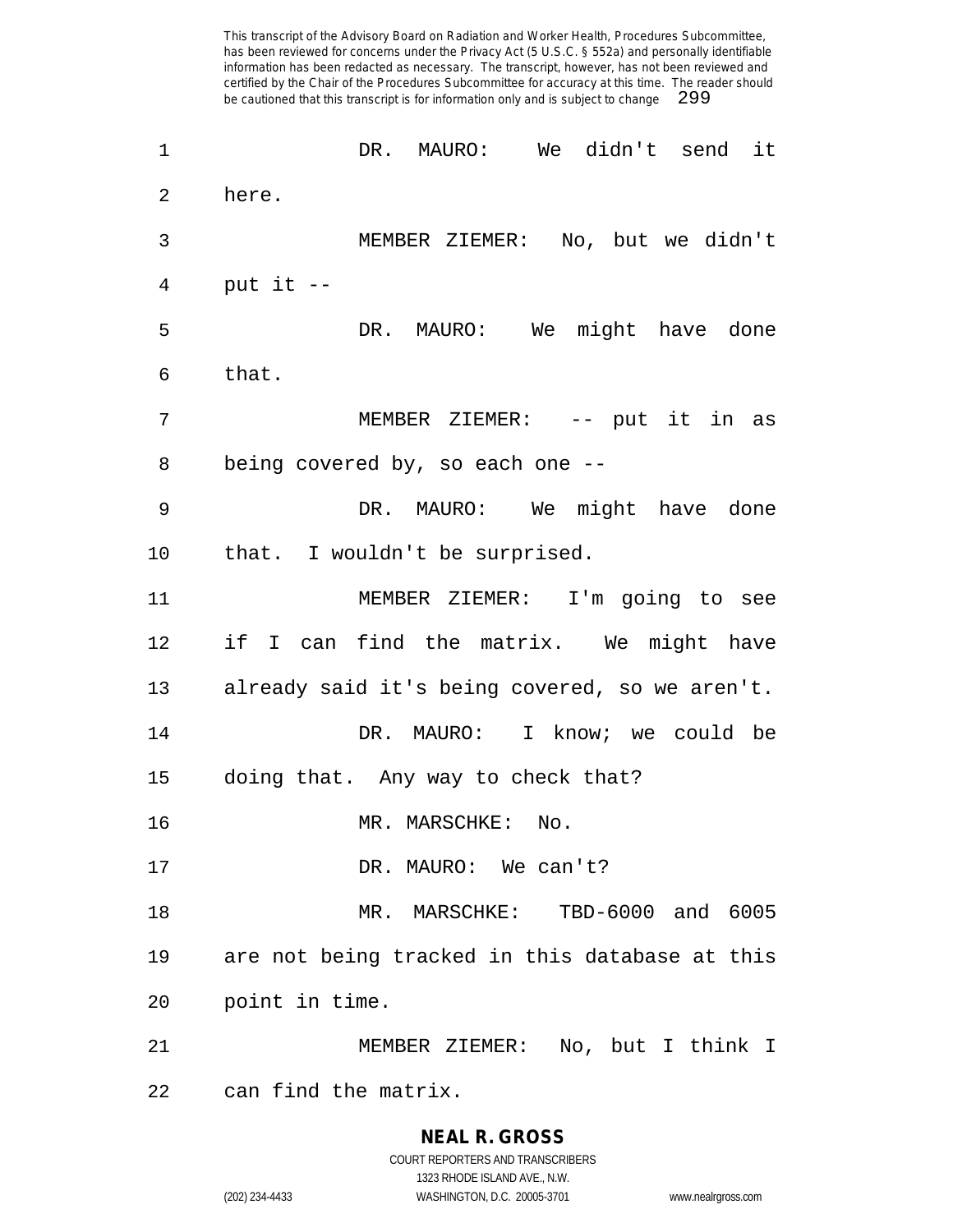DR. MAURO: We didn't send it here.

MEMBER ZIEMER: No, but we didn't put it --

DR. MAURO: We might have done that.

MEMBER ZIEMER: -- put it in as being covered by, so each one --

DR. MAURO: We might have done that. I wouldn't be surprised.

MEMBER ZIEMER: I'm going to see if I can find the matrix. We might have already said it's being covered, so we aren't.

DR. MAURO: I know; we could be doing that. Any way to check that?

MR. MARSCHKE: No.

DR. MAURO: We can't?

MR. MARSCHKE: TBD-6000 and 6005 are not being tracked in this database at this point in time.

MEMBER ZIEMER: No, but I think I can find the matrix.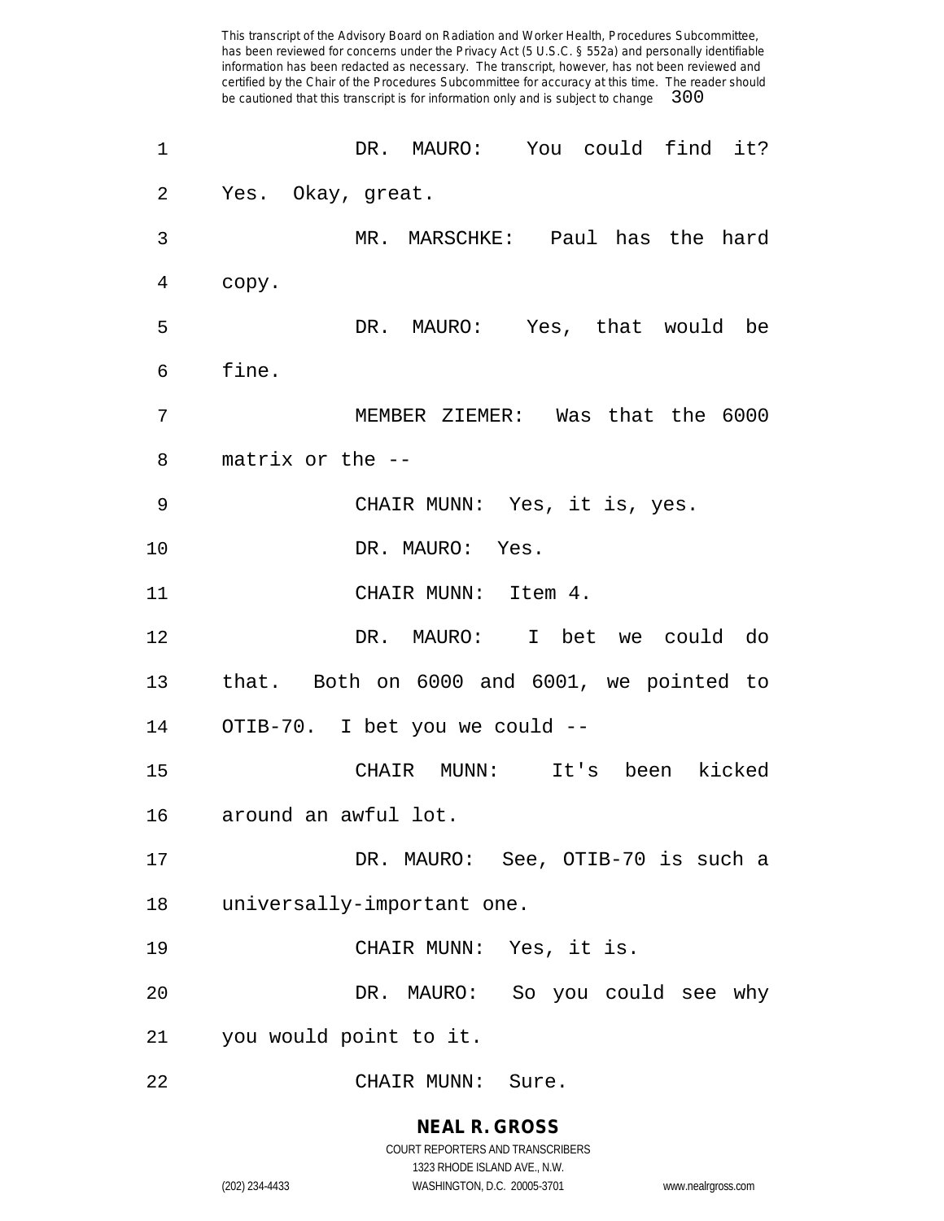DR. MAURO: You could find it? Yes. Okay, great.

MR. MARSCHKE: Paul has the hard copy.

DR. MAURO: Yes, that would be fine.

MEMBER ZIEMER: Was that the 6000 matrix or the --

CHAIR MUNN: Yes, it is, yes.

DR. MAURO: Yes.

CHAIR MUNN: Item 4.

DR. MAURO: I bet we could do that. Both on 6000 and 6001, we pointed to OTIB-70. I bet you we could --

CHAIR MUNN: It's been kicked around an awful lot.

DR. MAURO: See, OTIB-70 is such a universally-important one.

CHAIR MUNN: Yes, it is.

DR. MAURO: So you could see why you would point to it.

CHAIR MUNN: Sure.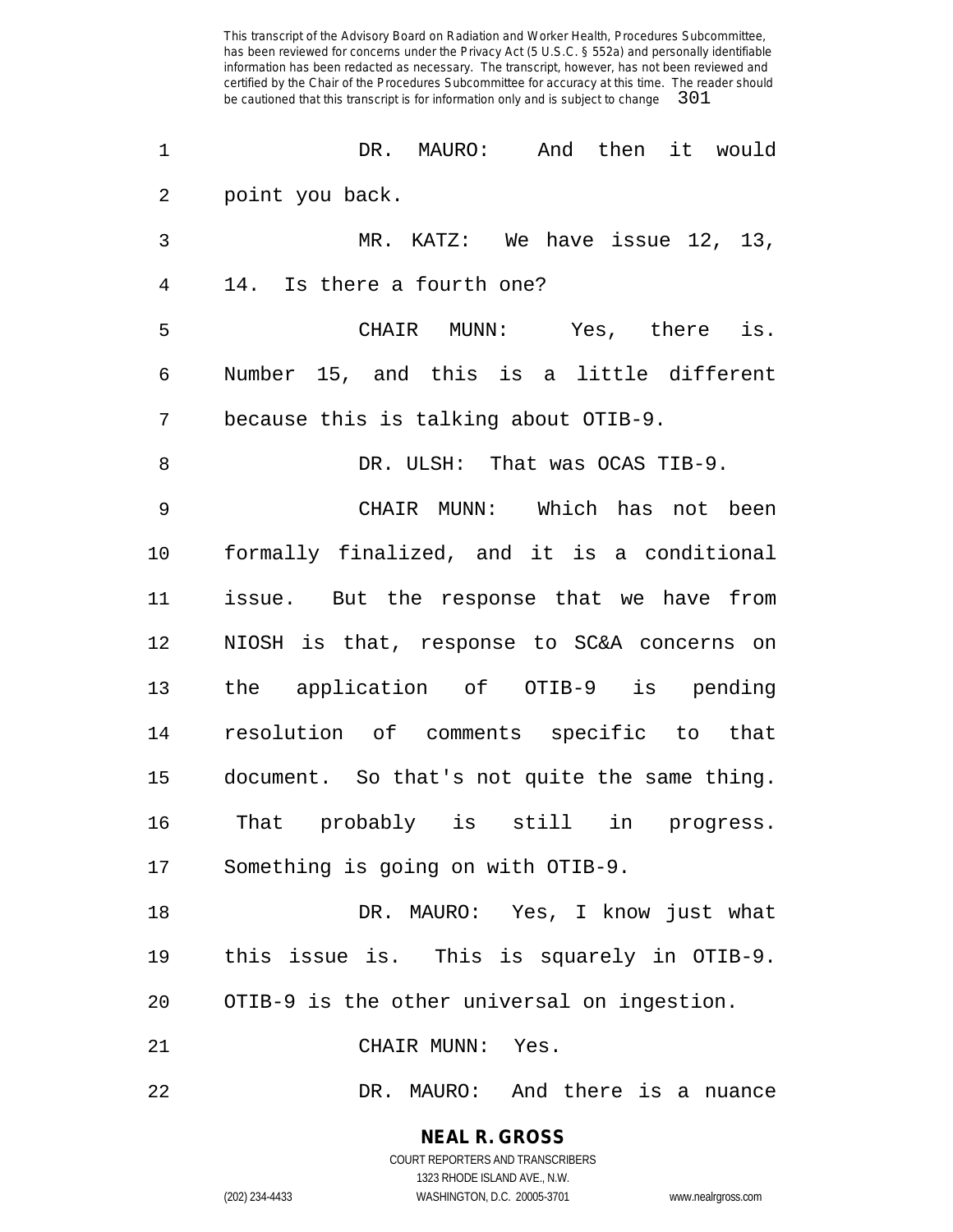DR. MAURO: And then it would point you back.

MR. KATZ: We have issue 12, 13, 14. Is there a fourth one?

CHAIR MUNN: Yes, there is. Number 15, and this is a little different because this is talking about OTIB-9.

DR. ULSH: That was OCAS TIB-9.

CHAIR MUNN: Which has not been formally finalized, and it is a conditional issue. But the response that we have from NIOSH is that, response to SC&A concerns on the application of OTIB-9 is pending resolution of comments specific to that document. So that's not quite the same thing. That probably is still in progress. Something is going on with OTIB-9.

DR. MAURO: Yes, I know just what this issue is. This is squarely in OTIB-9. OTIB-9 is the other universal on ingestion.

CHAIR MUNN: Yes.

DR. MAURO: And there is a nuance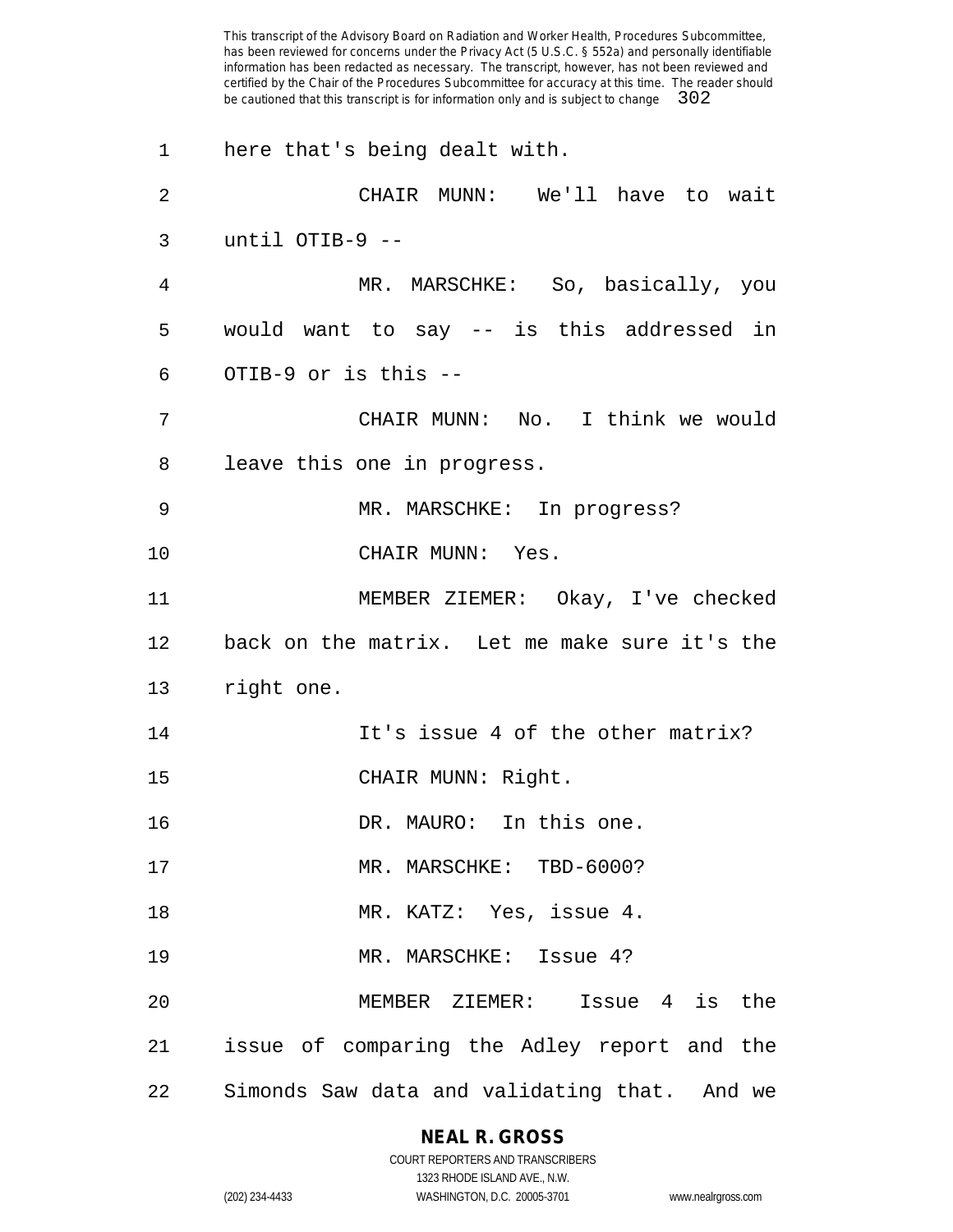here that's being dealt with.

CHAIR MUNN: We'll have to wait until OTIB-9 --

MR. MARSCHKE: So, basically, you would want to say -- is this addressed in OTIB-9 or is this --

CHAIR MUNN: No. I think we would leave this one in progress.

MR. MARSCHKE: In progress?

CHAIR MUNN: Yes.

MEMBER ZIEMER: Okay, I've checked back on the matrix. Let me make sure it's the right one.

It's issue 4 of the other matrix?

CHAIR MUNN: Right.

DR. MAURO: In this one.

MR. MARSCHKE: TBD-6000?

MR. KATZ: Yes, issue 4.

MR. MARSCHKE: Issue 4?

MEMBER ZIEMER: Issue 4 is the issue of comparing the Adley report and the Simonds Saw data and validating that. And we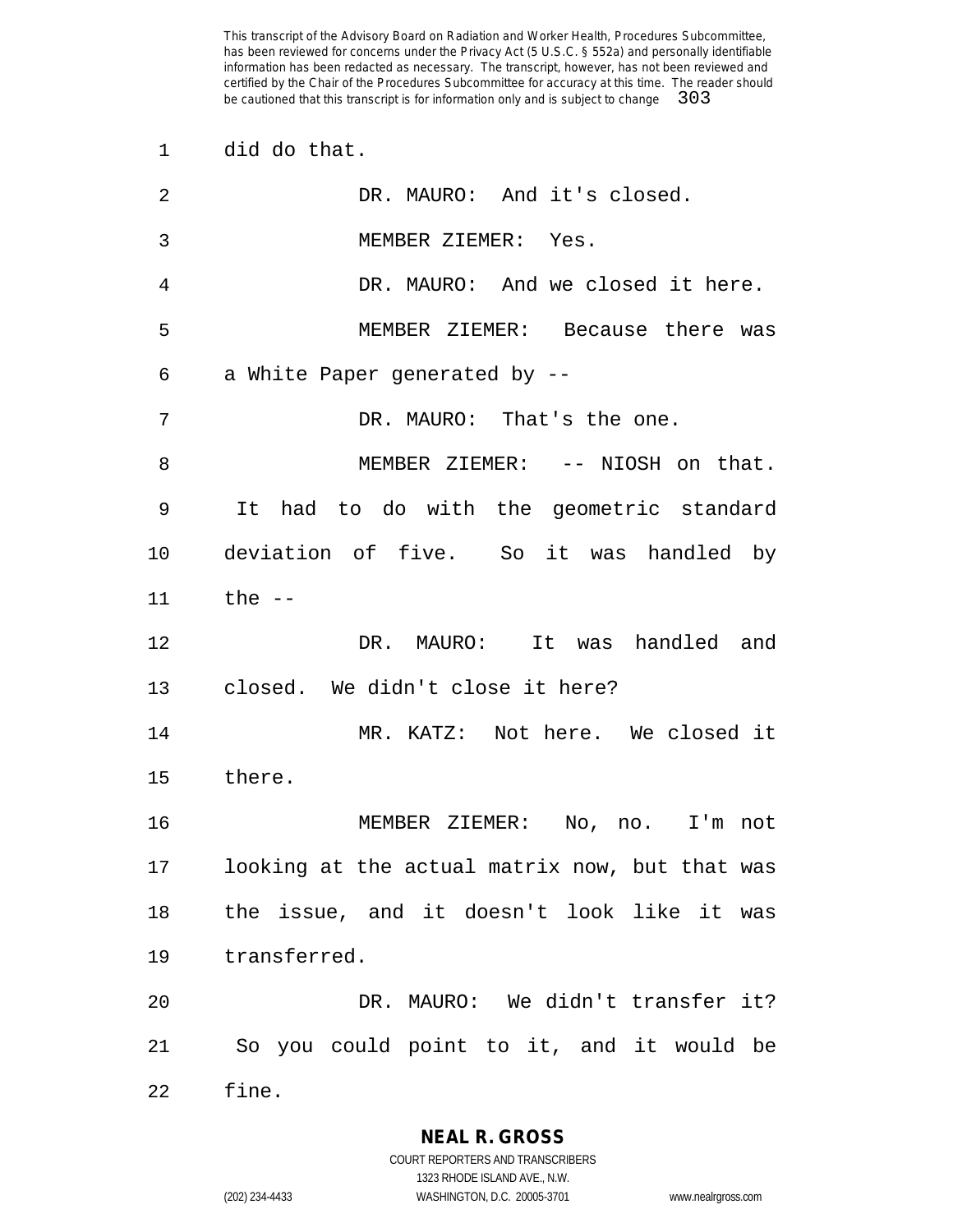did do that.

DR. MAURO: And it's closed.

MEMBER ZIEMER: Yes.

DR. MAURO: And we closed it here.

MEMBER ZIEMER: Because there was a White Paper generated by --

DR. MAURO: That's the one.

MEMBER ZIEMER: -- NIOSH on that. It had to do with the geometric standard deviation of five. So it was handled by the --

DR. MAURO: It was handled and closed. We didn't close it here?

MR. KATZ: Not here. We closed it there.

MEMBER ZIEMER: No, no. I'm not looking at the actual matrix now, but that was the issue, and it doesn't look like it was transferred.

DR. MAURO: We didn't transfer it? So you could point to it, and it would be fine.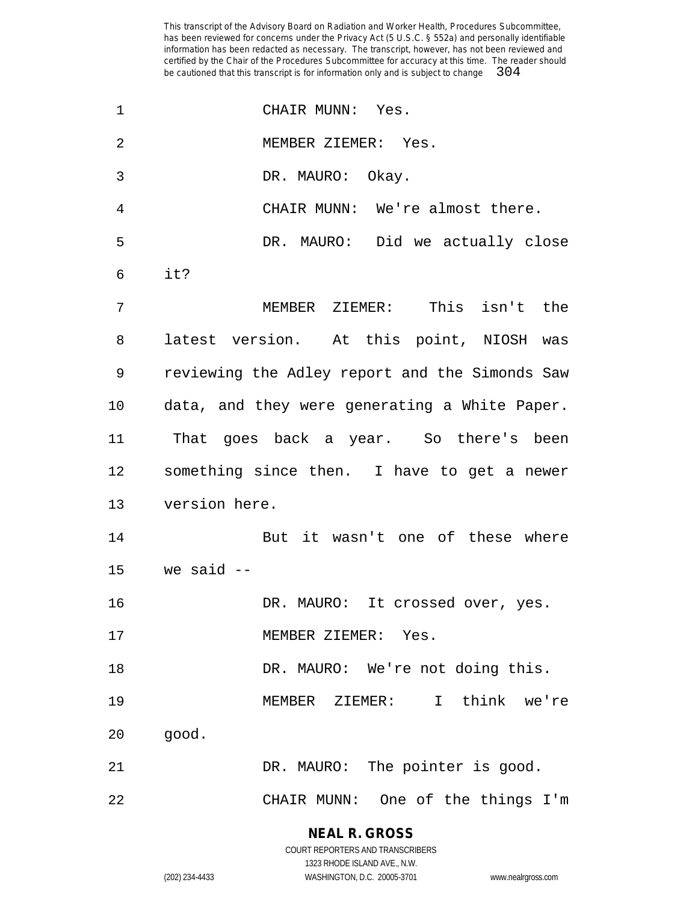CHAIR MUNN: Yes.

MEMBER ZIEMER: Yes.

DR. MAURO: Okay.

CHAIR MUNN: We're almost there.

DR. MAURO: Did we actually close it?

MEMBER ZIEMER: This isn't the latest version. At this point, NIOSH was reviewing the Adley report and the Simonds Saw data, and they were generating a White Paper. That goes back a year. So there's been something since then. I have to get a newer version here.

But it wasn't one of these where we said --

DR. MAURO: It crossed over, yes.

MEMBER ZIEMER: Yes.

DR. MAURO: We're not doing this.

MEMBER ZIEMER: I think we're good.

DR. MAURO: The pointer is good.

CHAIR MUNN: One of the things I'm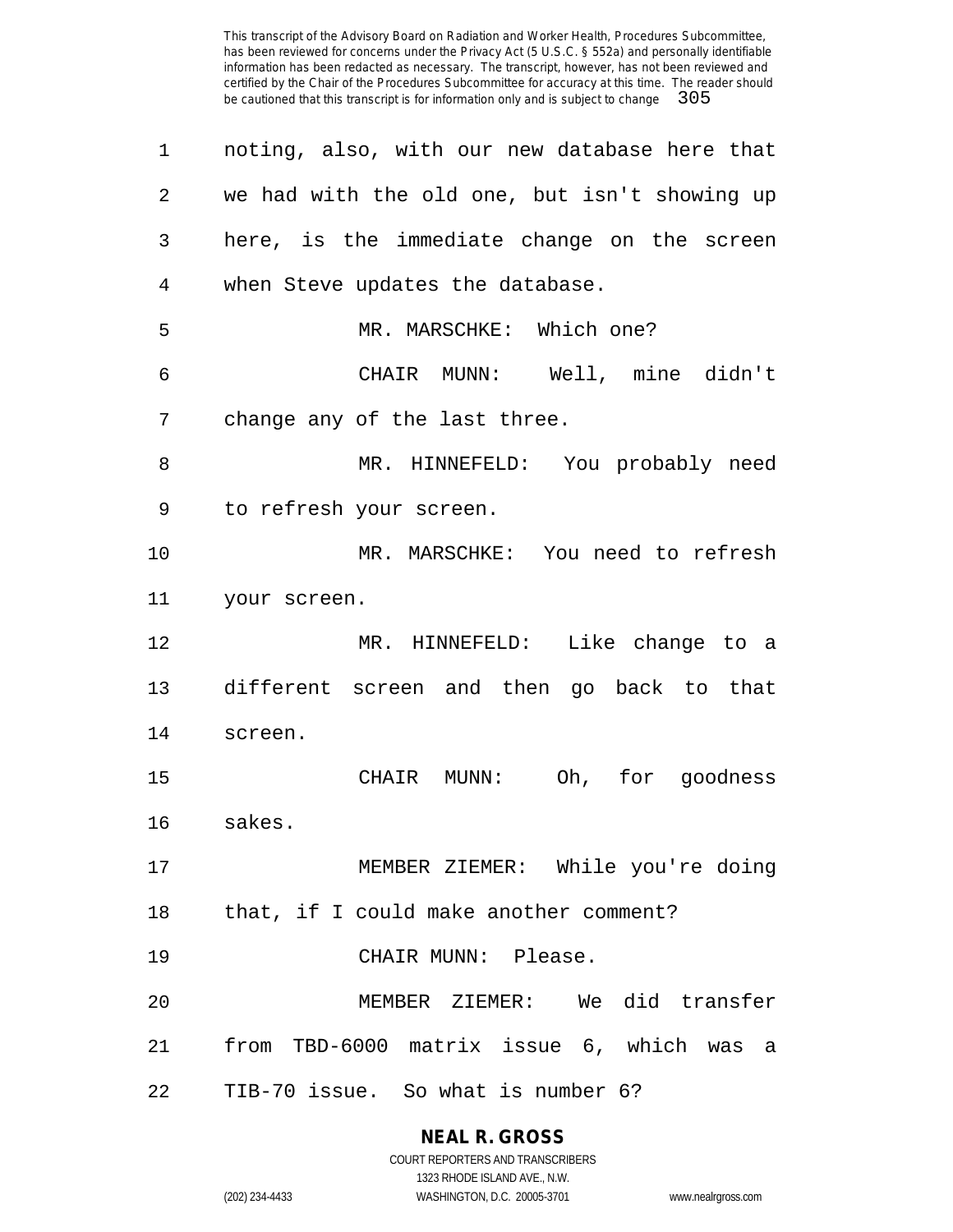noting, also, with our new database here that we had with the old one, but isn't showing up here, is the immediate change on the screen when Steve updates the database.

MR. MARSCHKE: Which one?

CHAIR MUNN: Well, mine didn't change any of the last three.

MR. HINNEFELD: You probably need to refresh your screen.

MR. MARSCHKE: You need to refresh your screen.

MR. HINNEFELD: Like change to a different screen and then go back to that screen.

CHAIR MUNN: Oh, for goodness sakes.

MEMBER ZIEMER: While you're doing that, if I could make another comment?

CHAIR MUNN: Please.

MEMBER ZIEMER: We did transfer from TBD-6000 matrix issue 6, which was a TIB-70 issue. So what is number 6?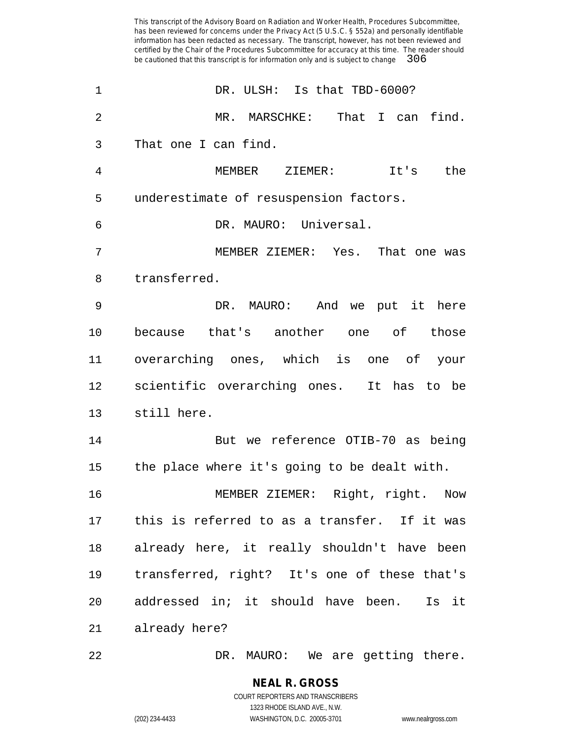DR. ULSH: Is that TBD-6000?

MR. MARSCHKE: That I can find. That one I can find.

MEMBER ZIEMER: It's the underestimate of resuspension factors.

DR. MAURO: Universal.

MEMBER ZIEMER: Yes. That one was transferred.

DR. MAURO: And we put it here because that's another one of those overarching ones, which is one of your scientific overarching ones. It has to be still here.

But we reference OTIB-70 as being the place where it's going to be dealt with.

MEMBER ZIEMER: Right, right. Now this is referred to as a transfer. If it was already here, it really shouldn't have been transferred, right? It's one of these that's addressed in; it should have been. Is it already here?

DR. MAURO: We are getting there.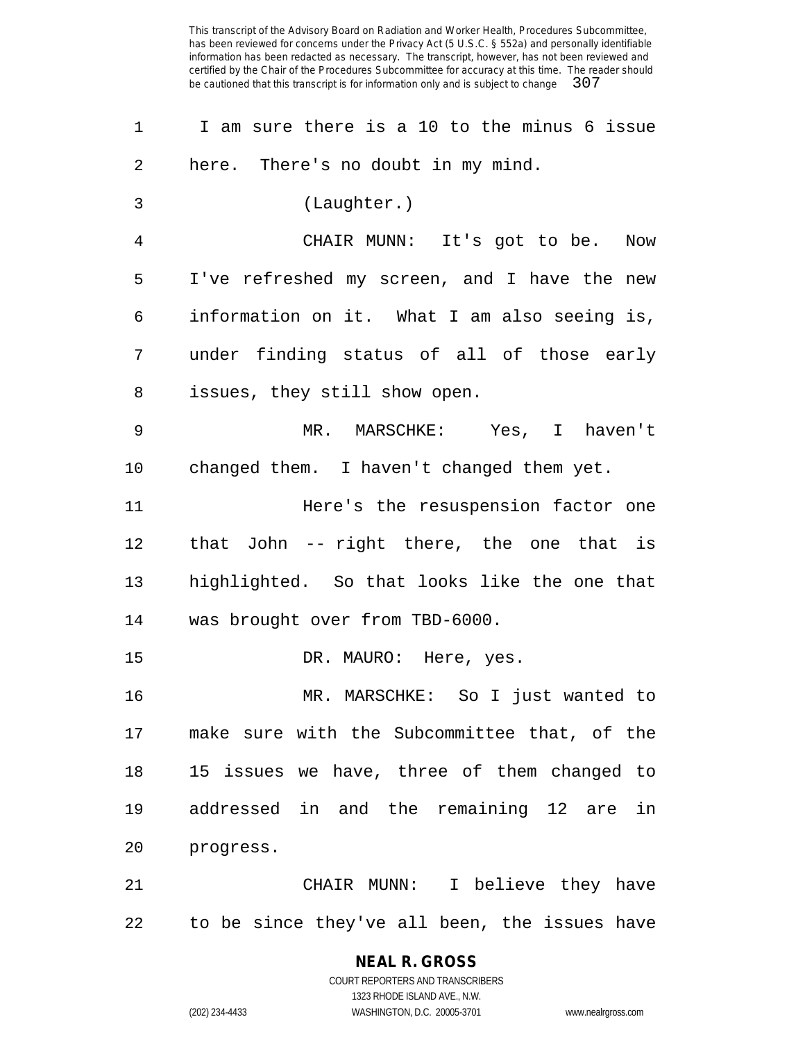I am sure there is a 10 to the minus 6 issue here. There's no doubt in my mind.

(Laughter.)

CHAIR MUNN: It's got to be. Now I've refreshed my screen, and I have the new information on it. What I am also seeing is, under finding status of all of those early issues, they still show open.

MR. MARSCHKE: Yes, I haven't changed them. I haven't changed them yet.

Here's the resuspension factor one that John -- right there, the one that is highlighted. So that looks like the one that was brought over from TBD-6000.

DR. MAURO: Here, yes.

MR. MARSCHKE: So I just wanted to make sure with the Subcommittee that, of the 15 issues we have, three of them changed to addressed in and the remaining 12 are in progress.

CHAIR MUNN: I believe they have to be since they've all been, the issues have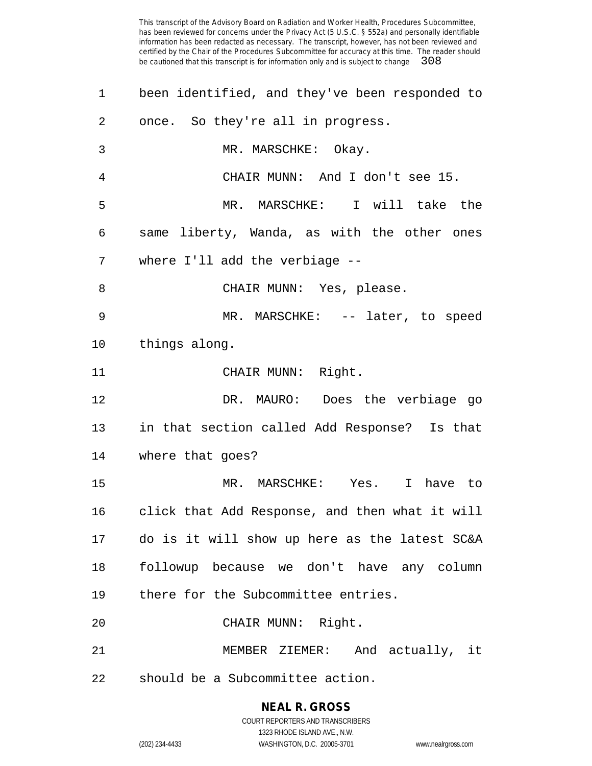been identified, and they've been responded to once. So they're all in progress.

MR. MARSCHKE: Okay.

CHAIR MUNN: And I don't see 15.

MR. MARSCHKE: I will take the same liberty, Wanda, as with the other ones where I'll add the verbiage --

CHAIR MUNN: Yes, please.

MR. MARSCHKE: -- later, to speed things along.

CHAIR MUNN: Right.

DR. MAURO: Does the verbiage go in that section called Add Response? Is that where that goes?

MR. MARSCHKE: Yes. I have to click that Add Response, and then what it will do is it will show up here as the latest SC&A followup because we don't have any column there for the Subcommittee entries.

CHAIR MUNN: Right.

MEMBER ZIEMER: And actually, it should be a Subcommittee action.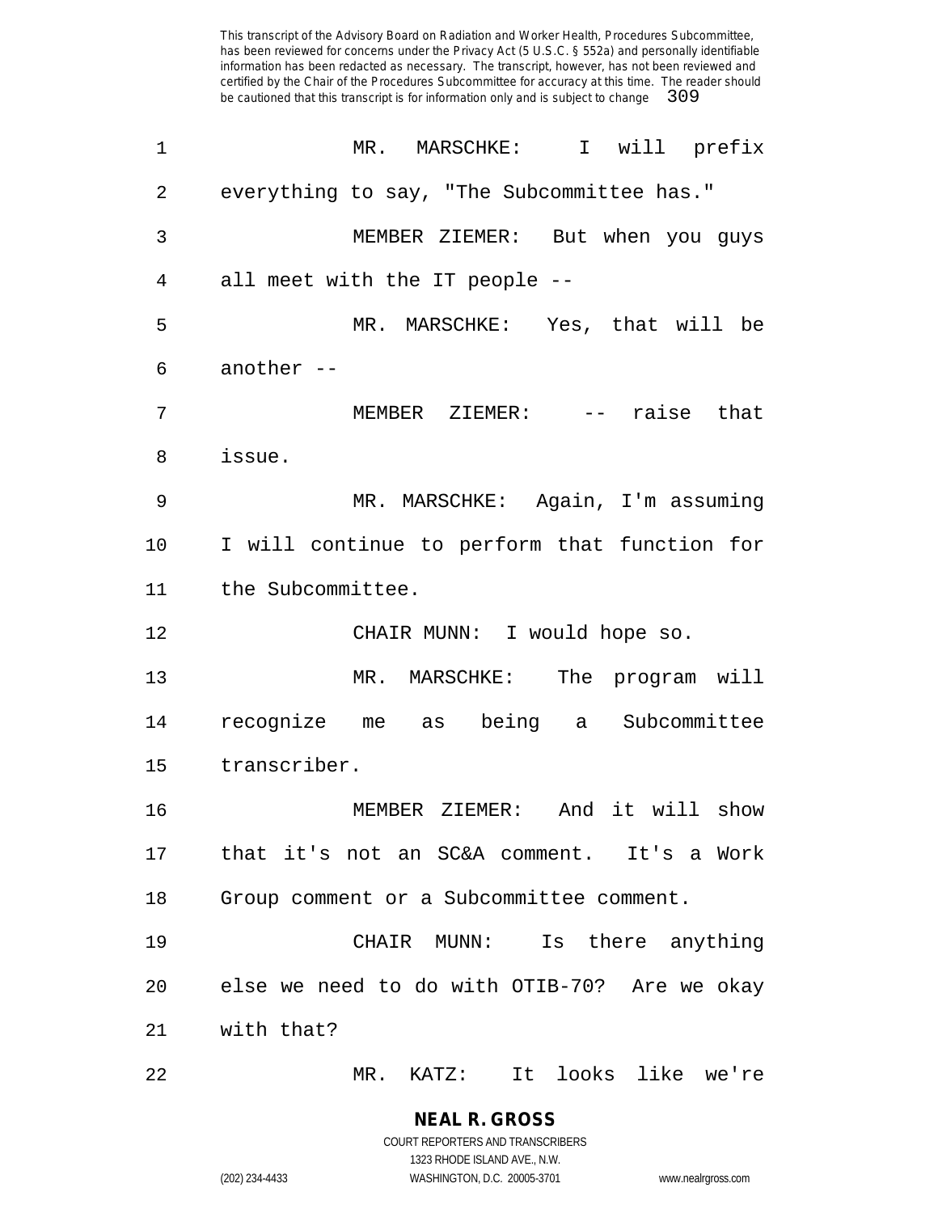MR. MARSCHKE: I will prefix everything to say, "The Subcommittee has."

MEMBER ZIEMER: But when you guys all meet with the IT people --

MR. MARSCHKE: Yes, that will be another --

MEMBER ZIEMER: -- raise that issue.

MR. MARSCHKE: Again, I'm assuming I will continue to perform that function for the Subcommittee.

CHAIR MUNN: I would hope so.

MR. MARSCHKE: The program will recognize me as being a Subcommittee transcriber.

MEMBER ZIEMER: And it will show that it's not an SC&A comment. It's a Work Group comment or a Subcommittee comment.

CHAIR MUNN: Is there anything else we need to do with OTIB-70? Are we okay with that?

MR. KATZ: It looks like we're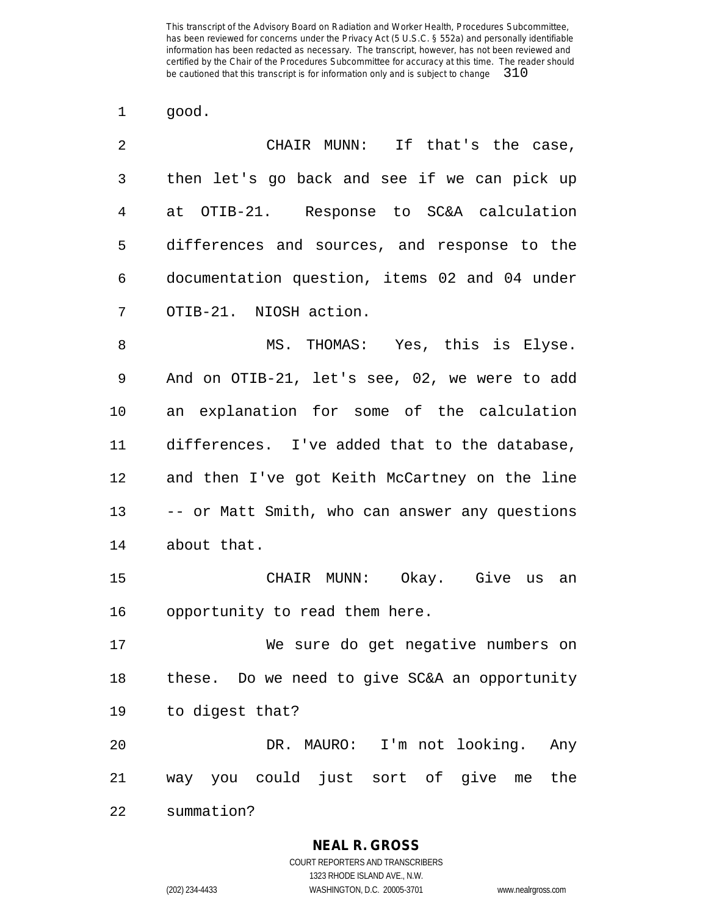good.

CHAIR MUNN: If that's the case, then let's go back and see if we can pick up at OTIB-21. Response to SC&A calculation differences and sources, and response to the documentation question, items 02 and 04 under OTIB-21. NIOSH action.

MS. THOMAS: Yes, this is Elyse. And on OTIB-21, let's see, 02, we were to add an explanation for some of the calculation differences. I've added that to the database, and then I've got Keith McCartney on the line -- or Matt Smith, who can answer any questions about that.

CHAIR MUNN: Okay. Give us an opportunity to read them here.

We sure do get negative numbers on these. Do we need to give SC&A an opportunity to digest that?

DR. MAURO: I'm not looking. Any way you could just sort of give me the summation?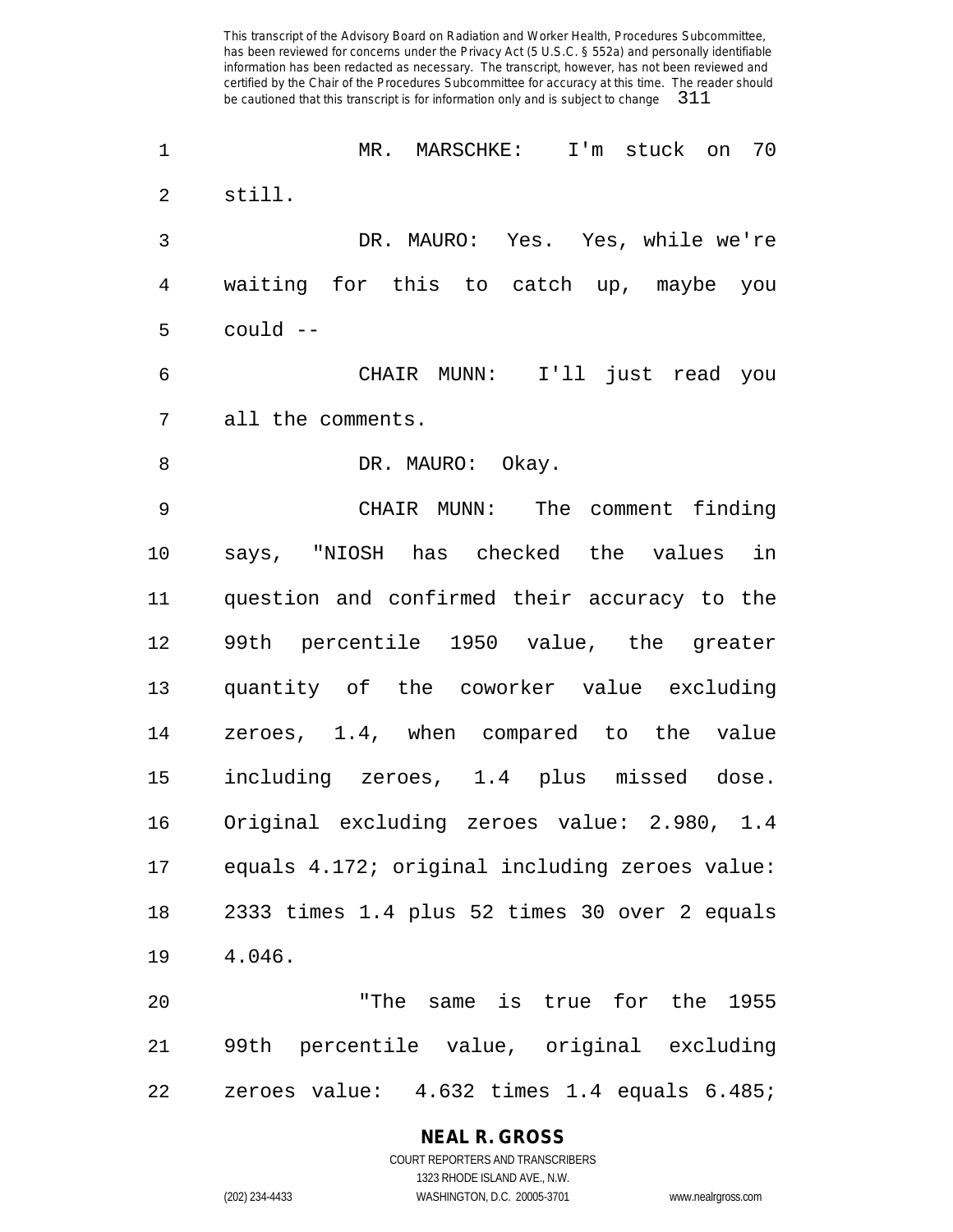MR. MARSCHKE: I'm stuck on 70 still.

DR. MAURO: Yes. Yes, while we're waiting for this to catch up, maybe you could --

CHAIR MUNN: I'll just read you all the comments.

DR. MAURO: Okay.

CHAIR MUNN: The comment finding says, "NIOSH has checked the values in question and confirmed their accuracy to the 99th percentile 1950 value, the greater quantity of the coworker value excluding zeroes, 1.4, when compared to the value including zeroes, 1.4 plus missed dose. Original excluding zeroes value: 2.980, 1.4 equals 4.172; original including zeroes value: 2333 times 1.4 plus 52 times 30 over 2 equals 4.046.

"The same is true for the 1955 99th percentile value, original excluding zeroes value: 4.632 times 1.4 equals 6.485;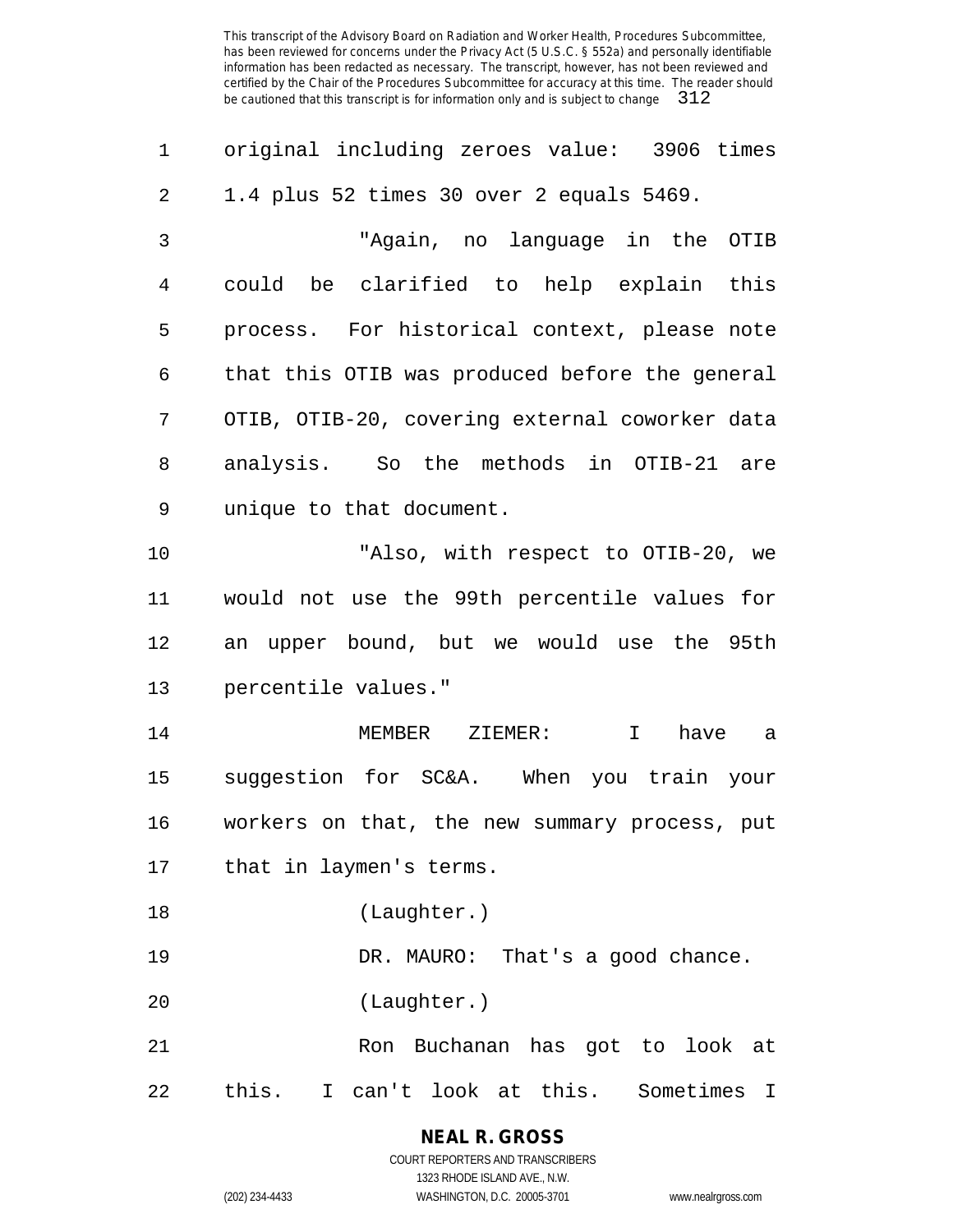original including zeroes value: 3906 times 1.4 plus 52 times 30 over 2 equals 5469.

"Again, no language in the OTIB could be clarified to help explain this process. For historical context, please note that this OTIB was produced before the general OTIB, OTIB-20, covering external coworker data analysis. So the methods in OTIB-21 are unique to that document.

"Also, with respect to OTIB-20, we would not use the 99th percentile values for an upper bound, but we would use the 95th percentile values."

MEMBER ZIEMER: I have a suggestion for SC&A. When you train your workers on that, the new summary process, put that in laymen's terms.

(Laughter.)

DR. MAURO: That's a good chance.

(Laughter.)

Ron Buchanan has got to look at this. I can't look at this. Sometimes I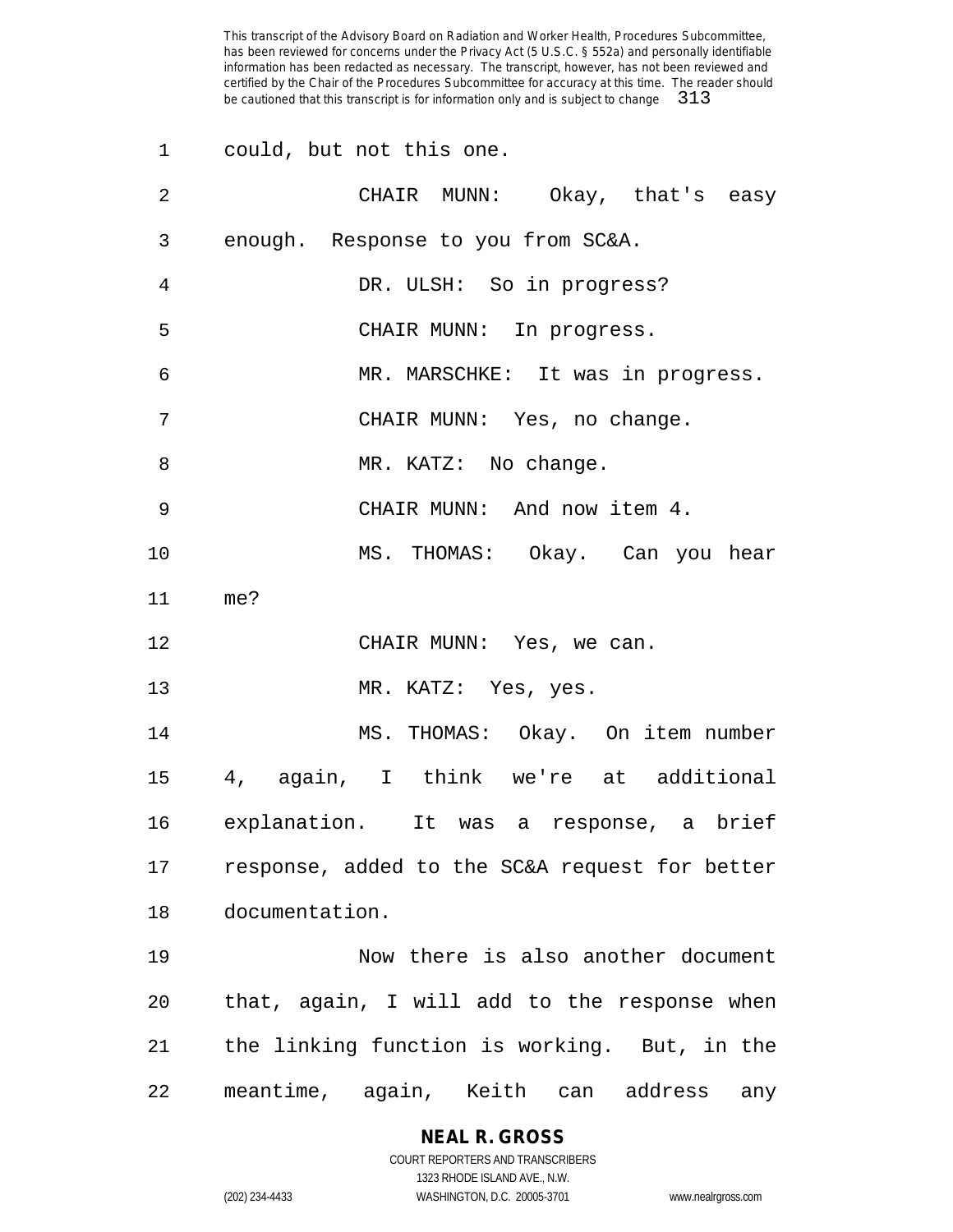could, but not this one.

CHAIR MUNN: Okay, that's easy enough. Response to you from SC&A.

DR. ULSH: So in progress?

CHAIR MUNN: In progress.

MR. MARSCHKE: It was in progress.

CHAIR MUNN: Yes, no change.

MR. KATZ: No change.

CHAIR MUNN: And now item 4.

MS. THOMAS: Okay. Can you hear me?

CHAIR MUNN: Yes, we can.

MR. KATZ: Yes, yes.

MS. THOMAS: Okay. On item number 4, again, I think we're at additional explanation. It was a response, a brief response, added to the SC&A request for better documentation.

Now there is also another document that, again, I will add to the response when the linking function is working. But, in the meantime, again, Keith can address any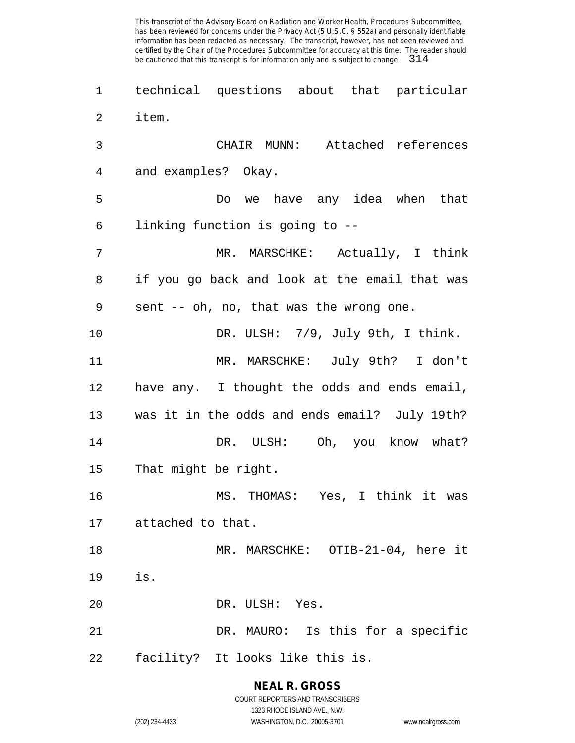technical questions about that particular item.

CHAIR MUNN: Attached references and examples? Okay.

Do we have any idea when that linking function is going to --

MR. MARSCHKE: Actually, I think if you go back and look at the email that was sent -- oh, no, that was the wrong one.

DR. ULSH: 7/9, July 9th, I think.

MR. MARSCHKE: July 9th? I don't have any. I thought the odds and ends email, was it in the odds and ends email? July 19th?

DR. ULSH: Oh, you know what? That might be right.

MS. THOMAS: Yes, I think it was attached to that.

MR. MARSCHKE: OTIB-21-04, here it is.

DR. ULSH: Yes.

DR. MAURO: Is this for a specific facility? It looks like this is.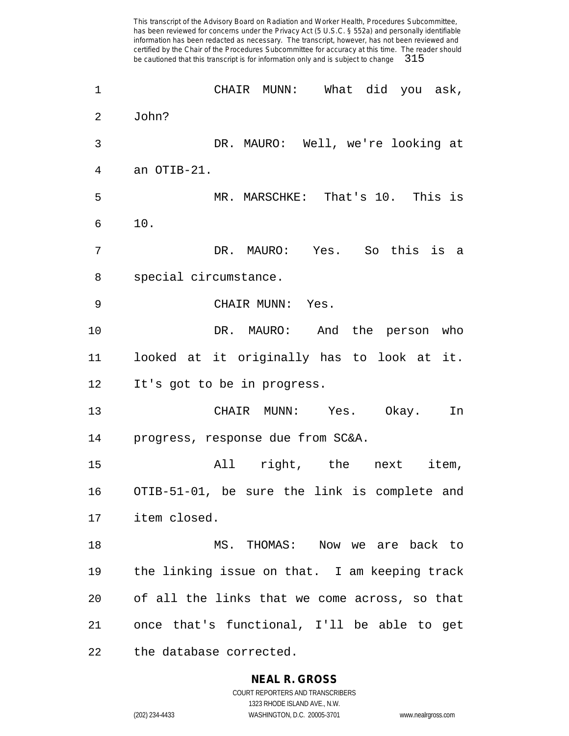CHAIR MUNN: What did you ask, John?

DR. MAURO: Well, we're looking at an OTIB-21.

MR. MARSCHKE: That's 10. This is 10.

DR. MAURO: Yes. So this is a special circumstance.

CHAIR MUNN: Yes.

DR. MAURO: And the person who looked at it originally has to look at it. It's got to be in progress.

CHAIR MUNN: Yes. Okay. In progress, response due from SC&A.

All right, the next item, OTIB-51-01, be sure the link is complete and item closed.

MS. THOMAS: Now we are back to the linking issue on that. I am keeping track of all the links that we come across, so that once that's functional, I'll be able to get the database corrected.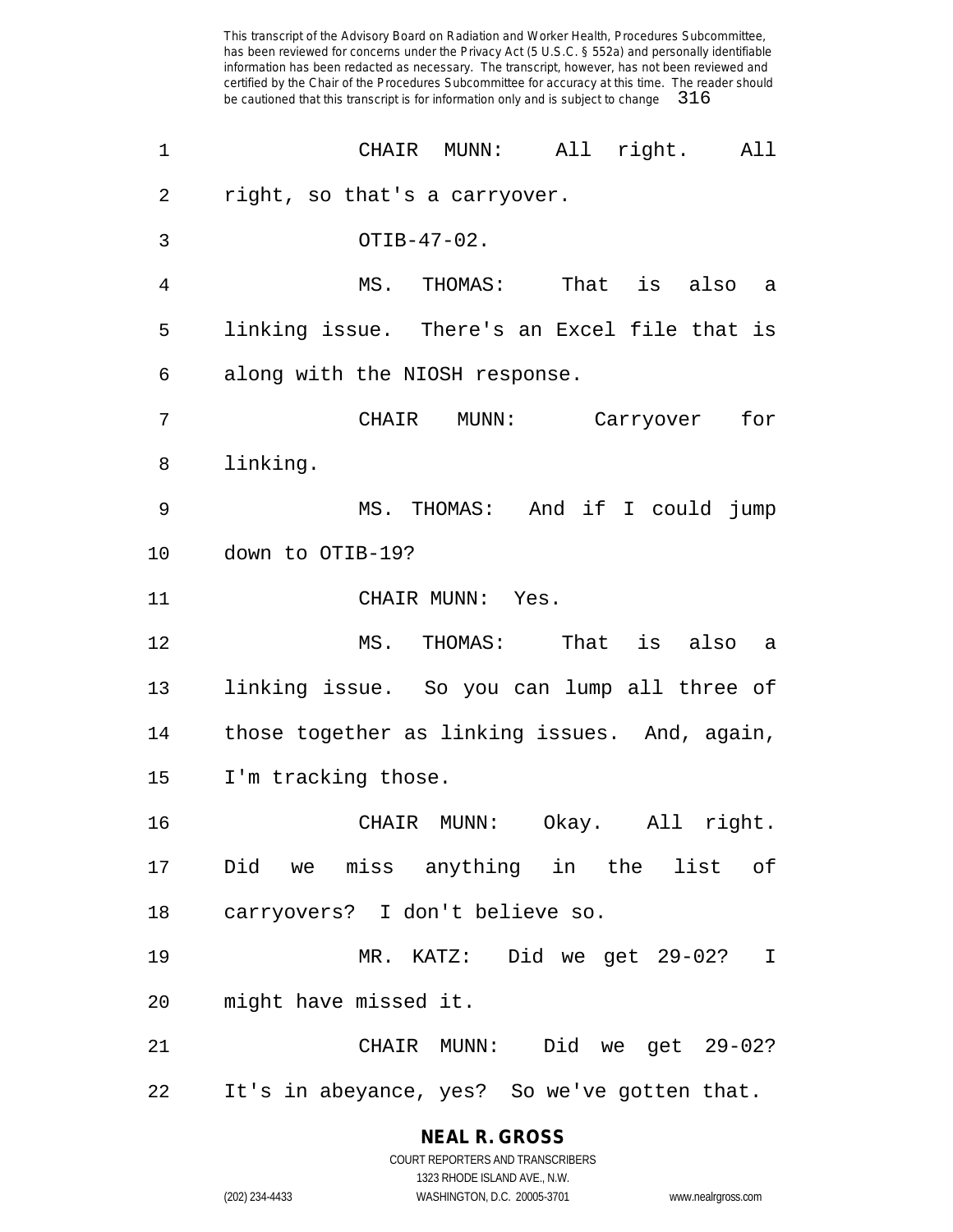CHAIR MUNN: All right. All right, so that's a carryover.

OTIB-47-02.

MS. THOMAS: That is also a linking issue. There's an Excel file that is along with the NIOSH response.

CHAIR MUNN: Carryover for linking.

MS. THOMAS: And if I could jump down to OTIB-19?

CHAIR MUNN: Yes.

MS. THOMAS: That is also a linking issue. So you can lump all three of those together as linking issues. And, again, I'm tracking those.

CHAIR MUNN: Okay. All right. Did we miss anything in the list of carryovers? I don't believe so.

MR. KATZ: Did we get 29-02? I might have missed it.

CHAIR MUNN: Did we get 29-02? It's in abeyance, yes? So we've gotten that.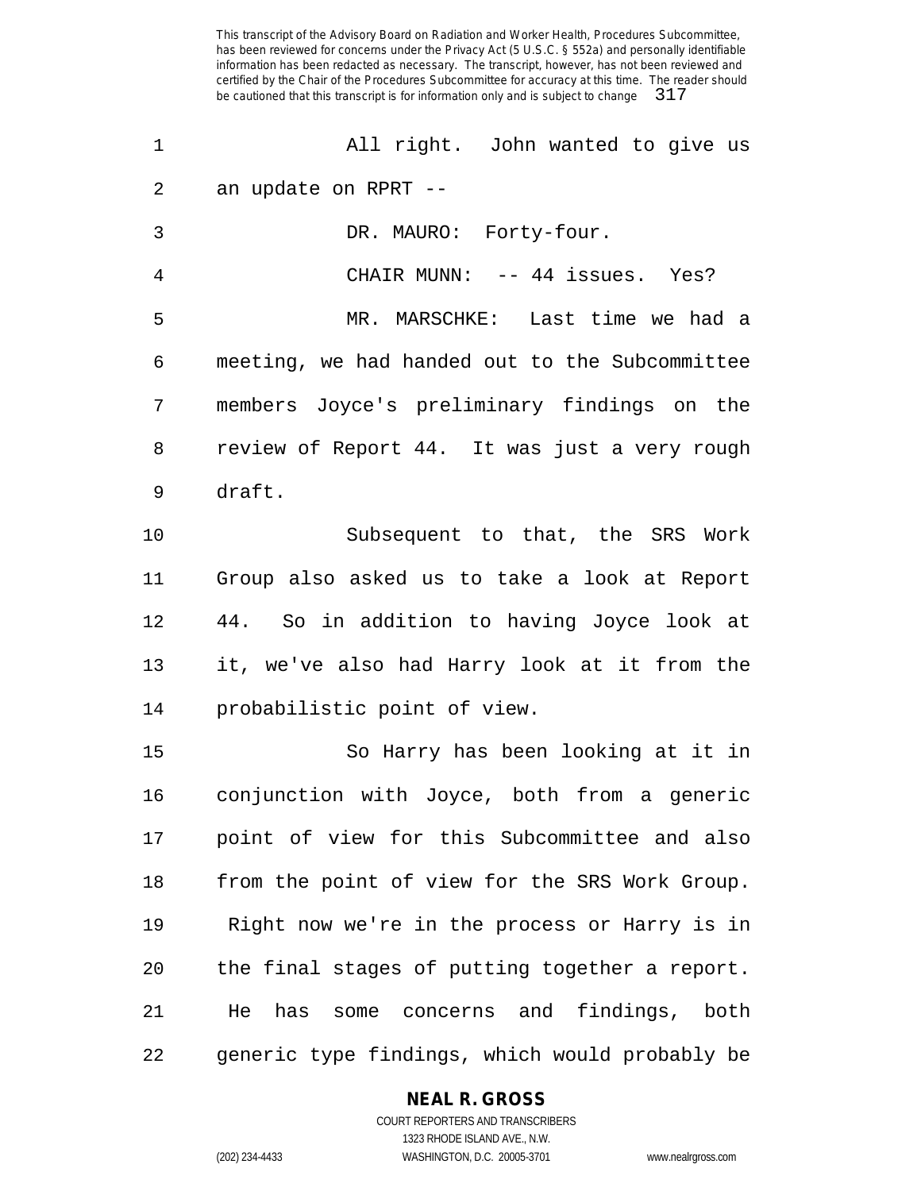All right. John wanted to give us an update on RPRT --

DR. MAURO: Forty-four.

CHAIR MUNN: -- 44 issues. Yes?

MR. MARSCHKE: Last time we had a meeting, we had handed out to the Subcommittee members Joyce's preliminary findings on the review of Report 44. It was just a very rough draft.

Subsequent to that, the SRS Work Group also asked us to take a look at Report 44. So in addition to having Joyce look at it, we've also had Harry look at it from the probabilistic point of view.

So Harry has been looking at it in conjunction with Joyce, both from a generic point of view for this Subcommittee and also from the point of view for the SRS Work Group. Right now we're in the process or Harry is in the final stages of putting together a report. He has some concerns and findings, both generic type findings, which would probably be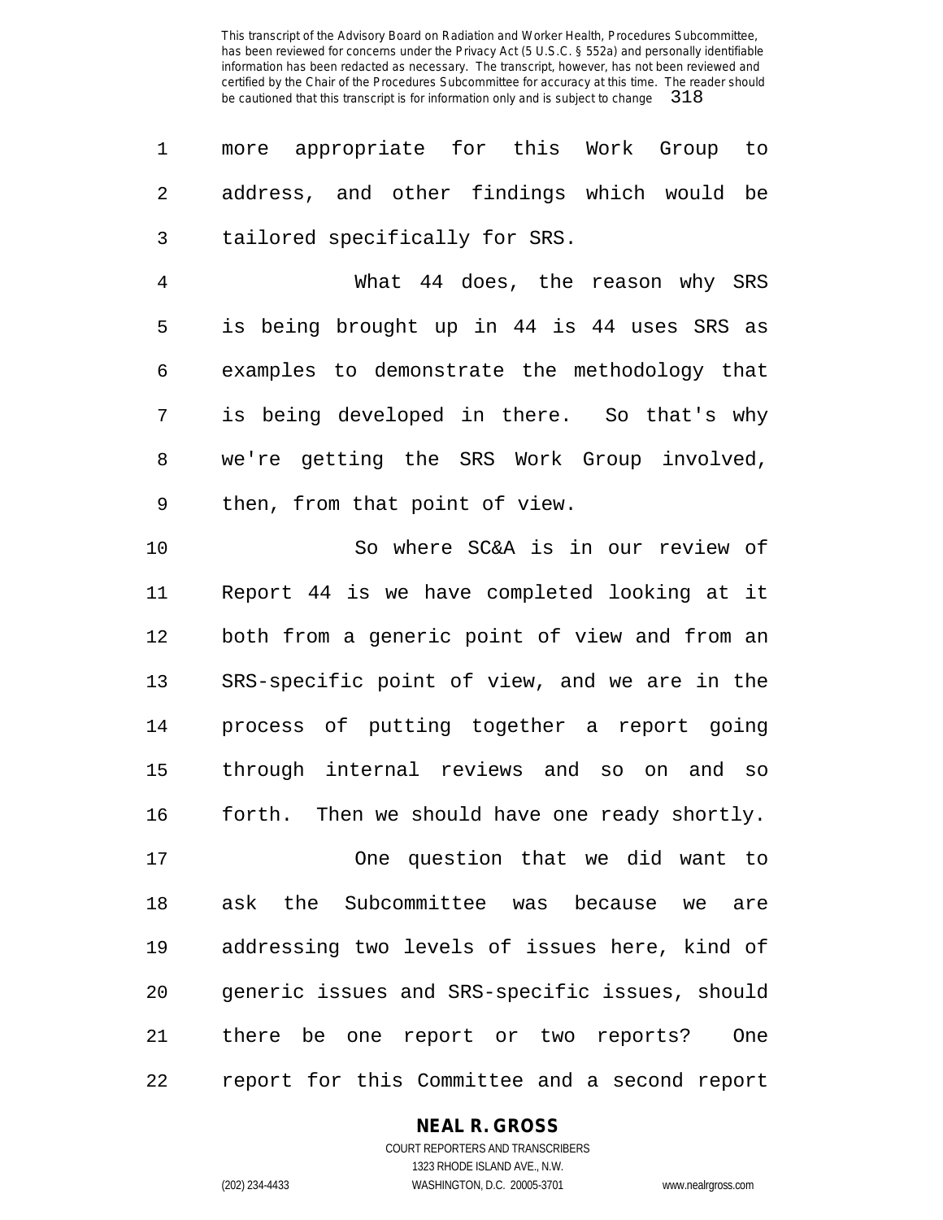more appropriate for this Work Group to address, and other findings which would be tailored specifically for SRS.

What 44 does, the reason why SRS is being brought up in 44 is 44 uses SRS as examples to demonstrate the methodology that is being developed in there. So that's why we're getting the SRS Work Group involved, then, from that point of view.

So where SC&A is in our review of Report 44 is we have completed looking at it both from a generic point of view and from an SRS-specific point of view, and we are in the process of putting together a report going through internal reviews and so on and so forth. Then we should have one ready shortly.

One question that we did want to ask the Subcommittee was because we are addressing two levels of issues here, kind of generic issues and SRS-specific issues, should there be one report or two reports? One report for this Committee and a second report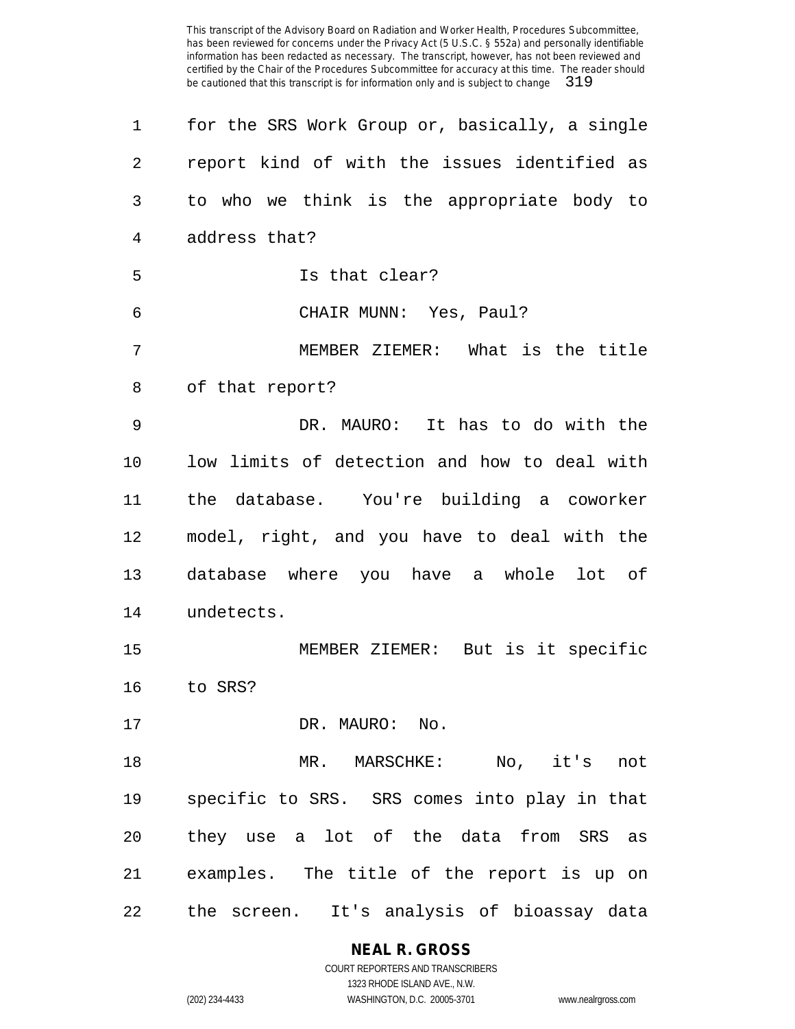for the SRS Work Group or, basically, a single report kind of with the issues identified as to who we think is the appropriate body to address that?

Is that clear?

CHAIR MUNN: Yes, Paul?

MEMBER ZIEMER: What is the title of that report?

DR. MAURO: It has to do with the low limits of detection and how to deal with the database. You're building a coworker model, right, and you have to deal with the database where you have a whole lot of undetects.

MEMBER ZIEMER: But is it specific to SRS?

DR. MAURO: No.

MR. MARSCHKE: No, it's not specific to SRS. SRS comes into play in that they use a lot of the data from SRS as examples. The title of the report is up on the screen. It's analysis of bioassay data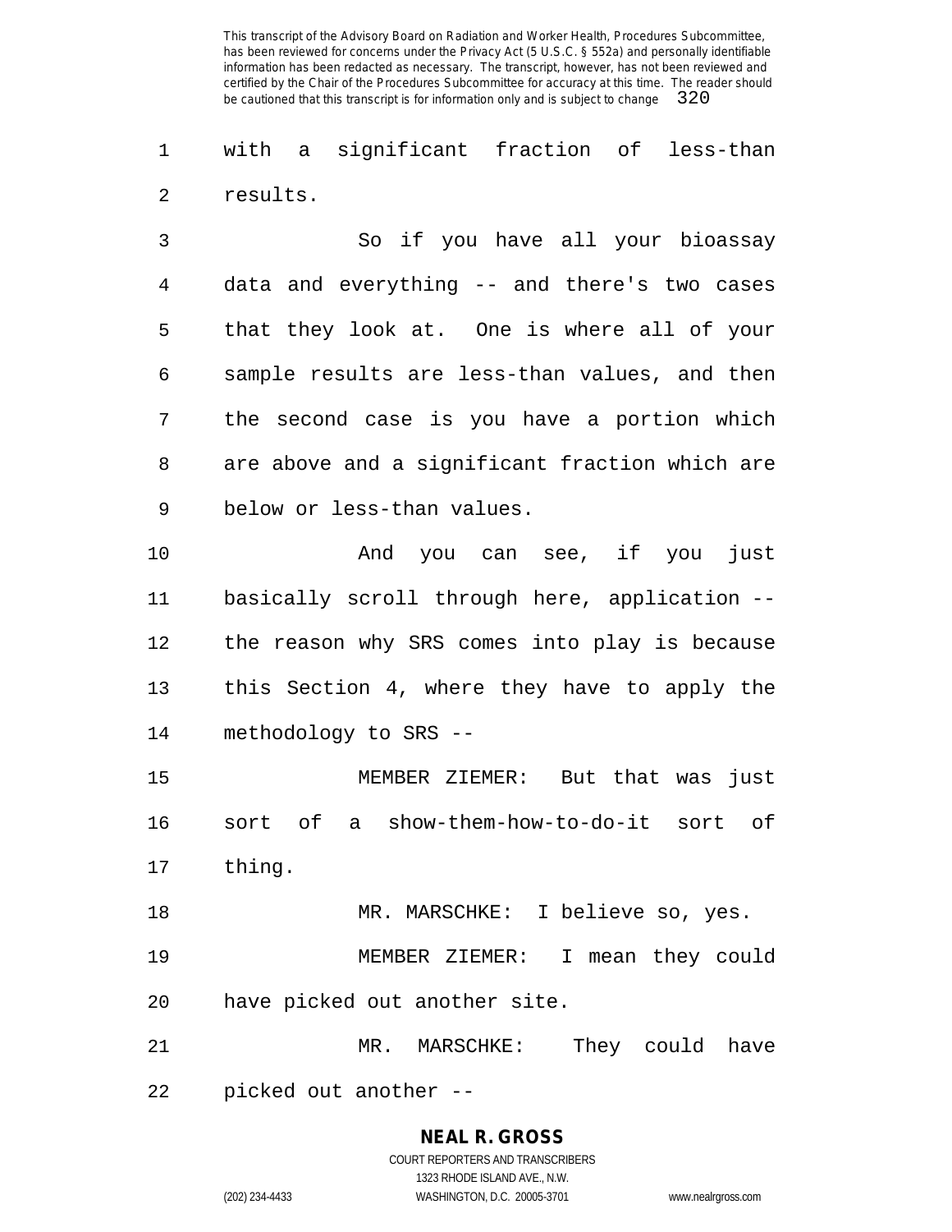with a significant fraction of less-than results.

So if you have all your bioassay data and everything -- and there's two cases that they look at. One is where all of your sample results are less-than values, and then the second case is you have a portion which are above and a significant fraction which are below or less-than values.

And you can see, if you just basically scroll through here, application -- the reason why SRS comes into play is because this Section 4, where they have to apply the methodology to SRS --

MEMBER ZIEMER: But that was just sort of a show-them-how-to-do-it sort of thing.

MR. MARSCHKE: I believe so, yes.

MEMBER ZIEMER: I mean they could have picked out another site.

MR. MARSCHKE: They could have picked out another --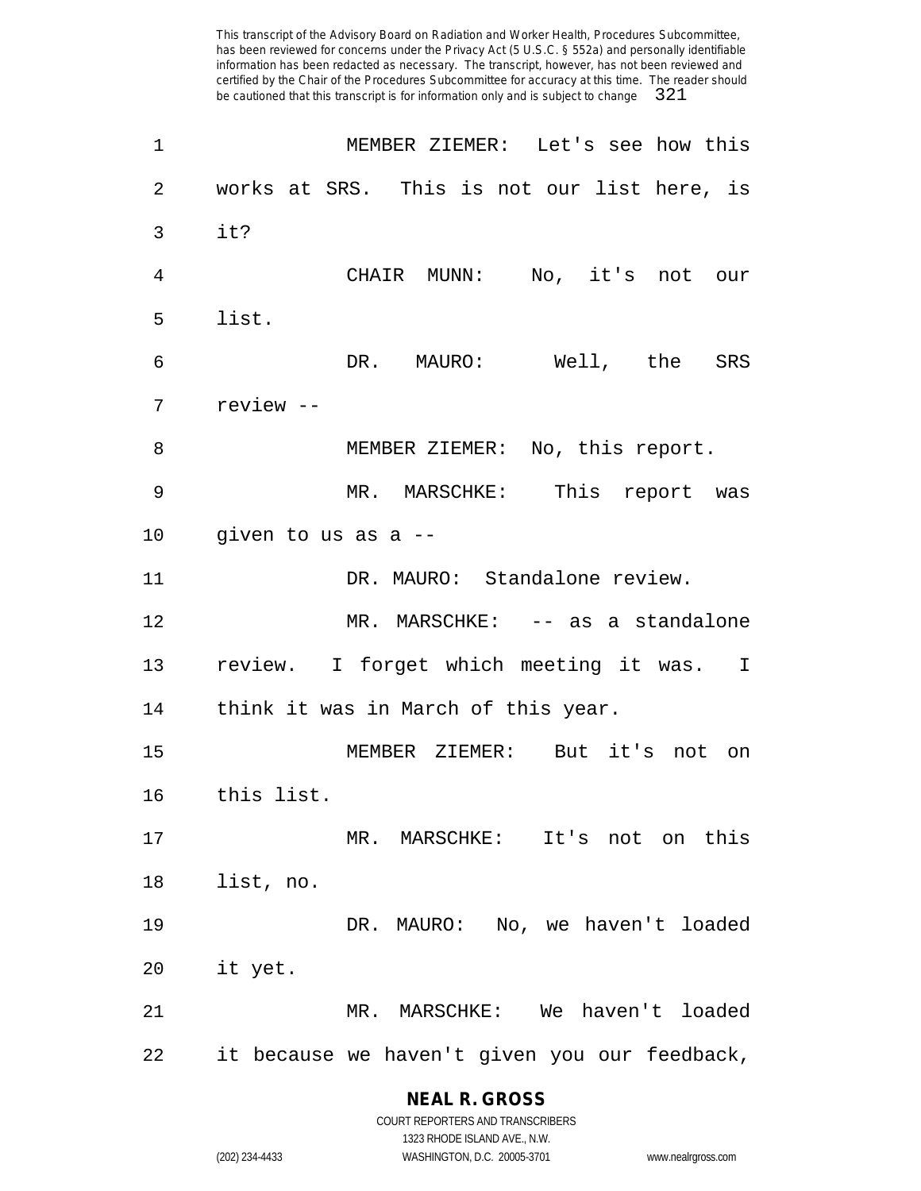MEMBER ZIEMER: Let's see how this works at SRS. This is not our list here, is it?

CHAIR MUNN: No, it's not our list.

DR. MAURO: Well, the SRS review --

MEMBER ZIEMER: No, this report.

MR. MARSCHKE: This report was given to us as a --

DR. MAURO: Standalone review.

MR. MARSCHKE: -- as a standalone review. I forget which meeting it was. I think it was in March of this year.

MEMBER ZIEMER: But it's not on this list.

MR. MARSCHKE: It's not on this list, no.

DR. MAURO: No, we haven't loaded it yet.

MR. MARSCHKE: We haven't loaded it because we haven't given you our feedback,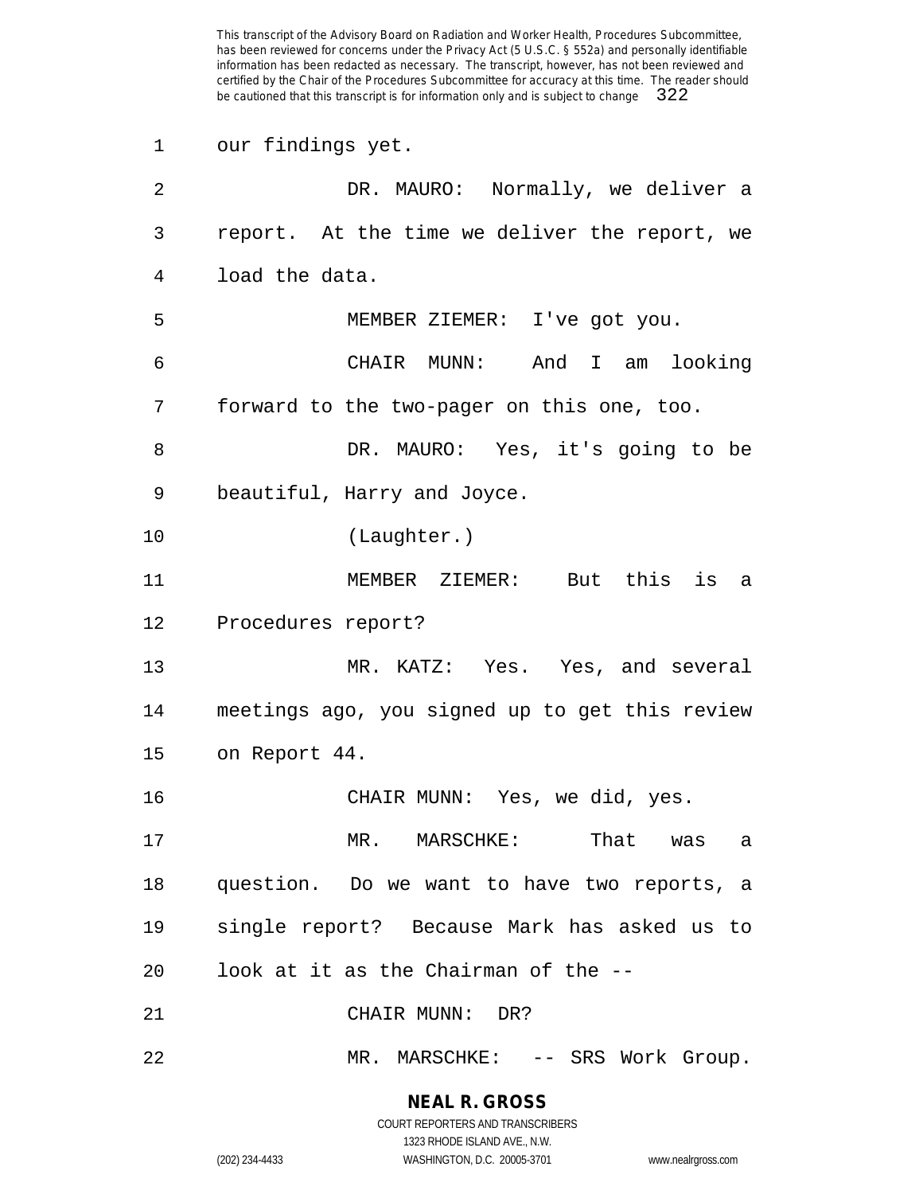our findings yet.

DR. MAURO: Normally, we deliver a report. At the time we deliver the report, we load the data.

MEMBER ZIEMER: I've got you.

CHAIR MUNN: And I am looking forward to the two-pager on this one, too.

DR. MAURO: Yes, it's going to be beautiful, Harry and Joyce.

(Laughter.)

MEMBER ZIEMER: But this is a Procedures report?

MR. KATZ: Yes. Yes, and several meetings ago, you signed up to get this review on Report 44.

CHAIR MUNN: Yes, we did, yes.

MR. MARSCHKE: That was a question. Do we want to have two reports, a single report? Because Mark has asked us to look at it as the Chairman of the --

CHAIR MUNN: DR?

MR. MARSCHKE: -- SRS Work Group.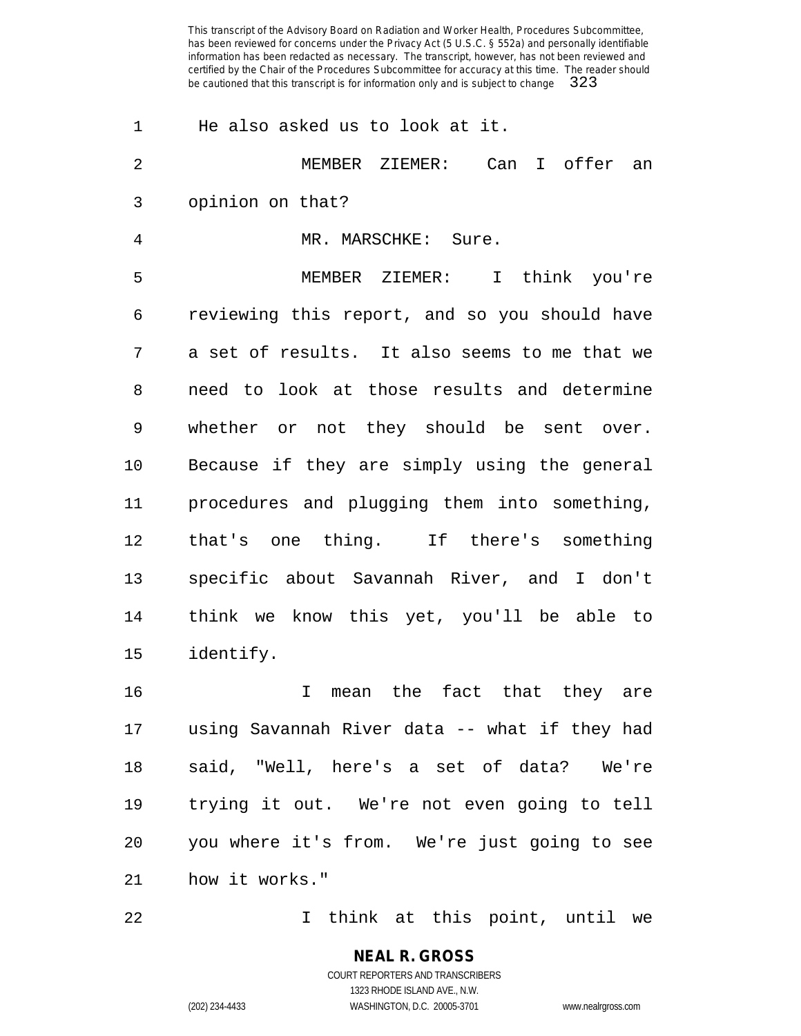He also asked us to look at it.

MEMBER ZIEMER: Can I offer an opinion on that?

MR. MARSCHKE: Sure.

MEMBER ZIEMER: I think you're reviewing this report, and so you should have a set of results. It also seems to me that we need to look at those results and determine whether or not they should be sent over. Because if they are simply using the general procedures and plugging them into something, that's one thing. If there's something specific about Savannah River, and I don't think we know this yet, you'll be able to identify.

I mean the fact that they are using Savannah River data -- what if they had said, "Well, here's a set of data? We're trying it out. We're not even going to tell you where it's from. We're just going to see how it works."

I think at this point, until we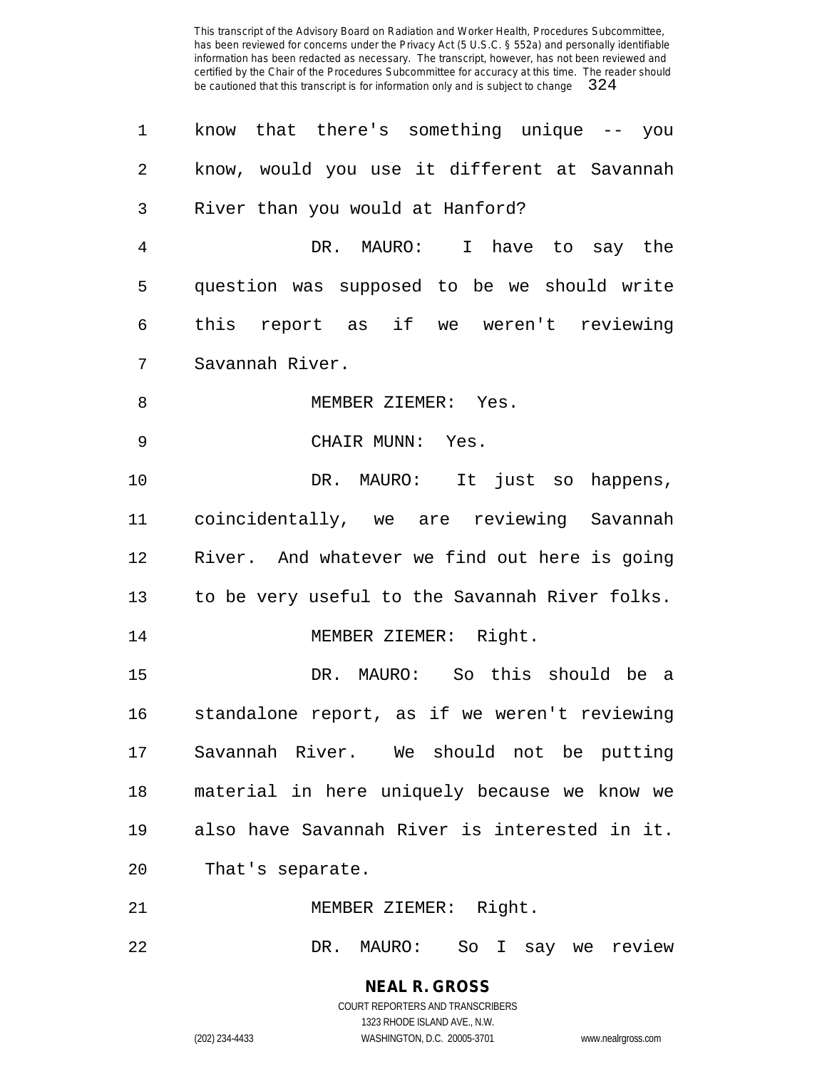know that there's something unique -- you know, would you use it different at Savannah River than you would at Hanford?

DR. MAURO: I have to say the question was supposed to be we should write this report as if we weren't reviewing Savannah River.

MEMBER ZIEMER: Yes.

CHAIR MUNN: Yes.

DR. MAURO: It just so happens, coincidentally, we are reviewing Savannah River. And whatever we find out here is going to be very useful to the Savannah River folks.

MEMBER ZIEMER: Right.

DR. MAURO: So this should be a standalone report, as if we weren't reviewing Savannah River. We should not be putting material in here uniquely because we know we also have Savannah River is interested in it. That's separate.

MEMBER ZIEMER: Right.

DR. MAURO: So I say we review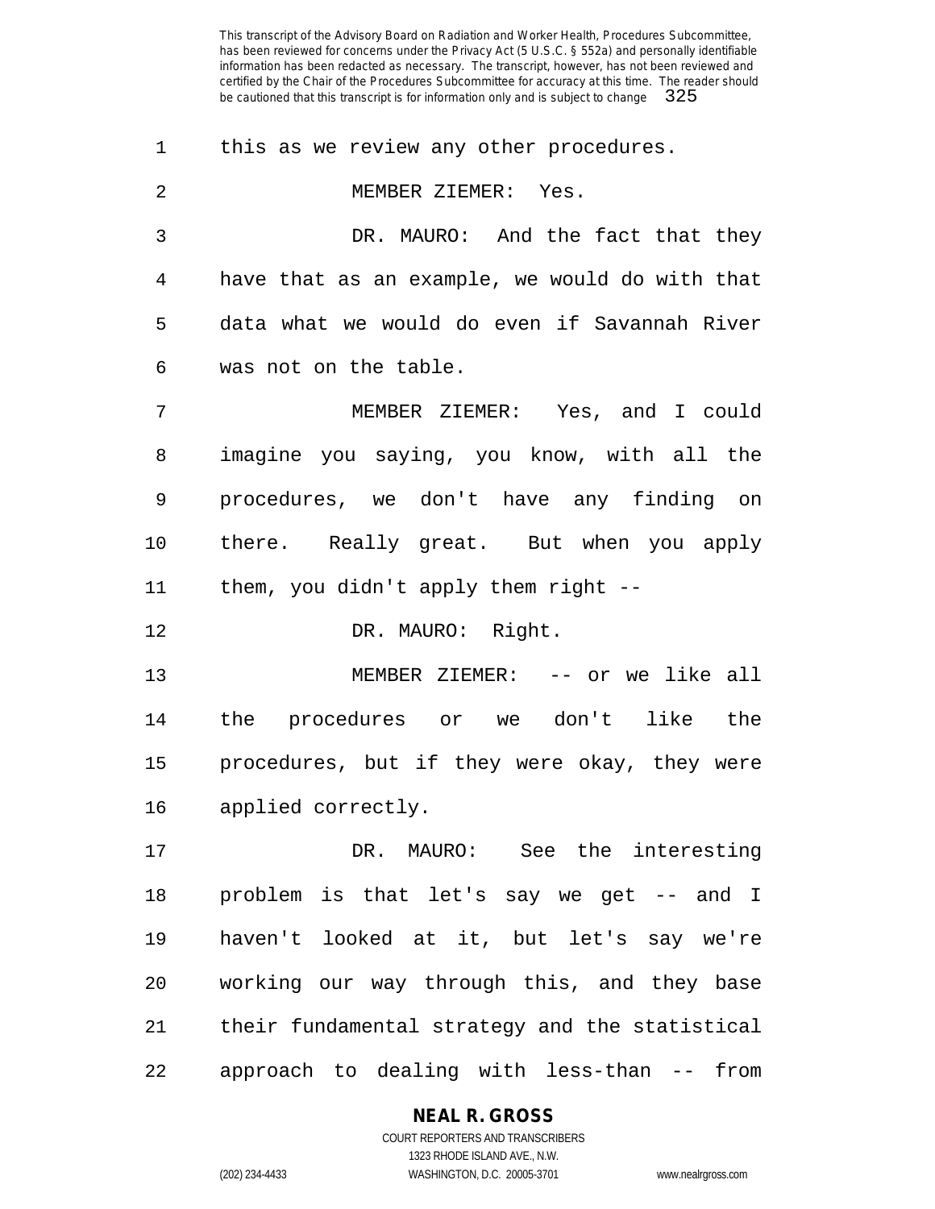this as we review any other procedures.

MEMBER ZIEMER: Yes.

DR. MAURO: And the fact that they have that as an example, we would do with that data what we would do even if Savannah River was not on the table.

MEMBER ZIEMER: Yes, and I could imagine you saying, you know, with all the procedures, we don't have any finding on there. Really great. But when you apply them, you didn't apply them right --

DR. MAURO: Right.

MEMBER ZIEMER: -- or we like all the procedures or we don't like the procedures, but if they were okay, they were applied correctly.

DR. MAURO: See the interesting problem is that let's say we get -- and I haven't looked at it, but let's say we're working our way through this, and they base their fundamental strategy and the statistical approach to dealing with less-than -- from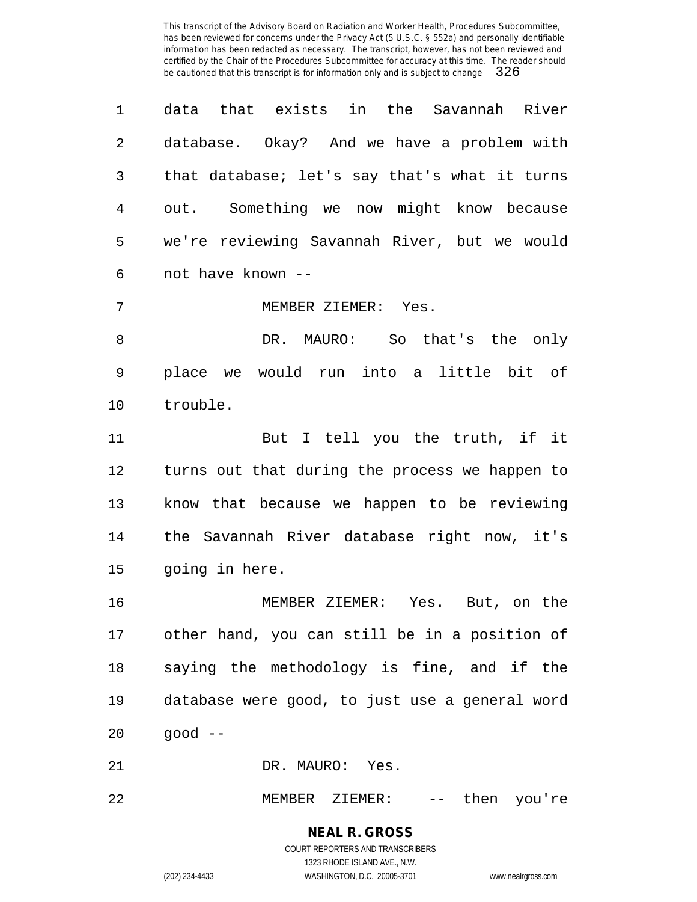data that exists in the Savannah River database. Okay? And we have a problem with that database; let's say that's what it turns out. Something we now might know because we're reviewing Savannah River, but we would not have known --

MEMBER ZIEMER: Yes.

DR. MAURO: So that's the only place we would run into a little bit of trouble.

But I tell you the truth, if it turns out that during the process we happen to know that because we happen to be reviewing the Savannah River database right now, it's going in here.

MEMBER ZIEMER: Yes. But, on the other hand, you can still be in a position of saying the methodology is fine, and if the database were good, to just use a general word good --

DR. MAURO: Yes.

MEMBER ZIEMER: -- then you're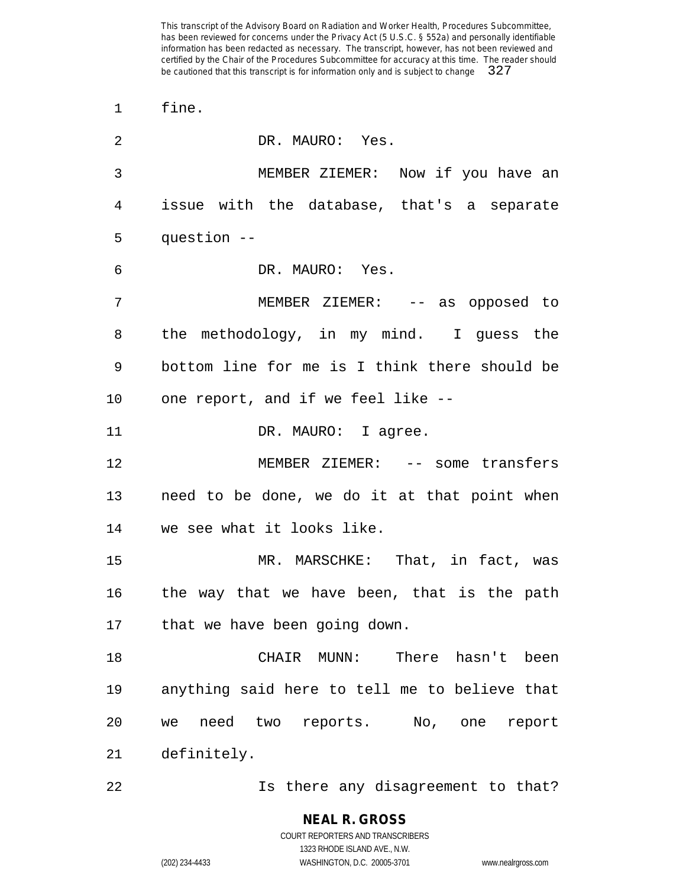fine.

DR. MAURO: Yes.

MEMBER ZIEMER: Now if you have an issue with the database, that's a separate question --

DR. MAURO: Yes.

MEMBER ZIEMER: -- as opposed to the methodology, in my mind. I guess the bottom line for me is I think there should be one report, and if we feel like --

DR. MAURO: I agree.

MEMBER ZIEMER: -- some transfers need to be done, we do it at that point when we see what it looks like.

MR. MARSCHKE: That, in fact, was the way that we have been, that is the path that we have been going down.

CHAIR MUNN: There hasn't been anything said here to tell me to believe that we need two reports. No, one report definitely.

Is there any disagreement to that?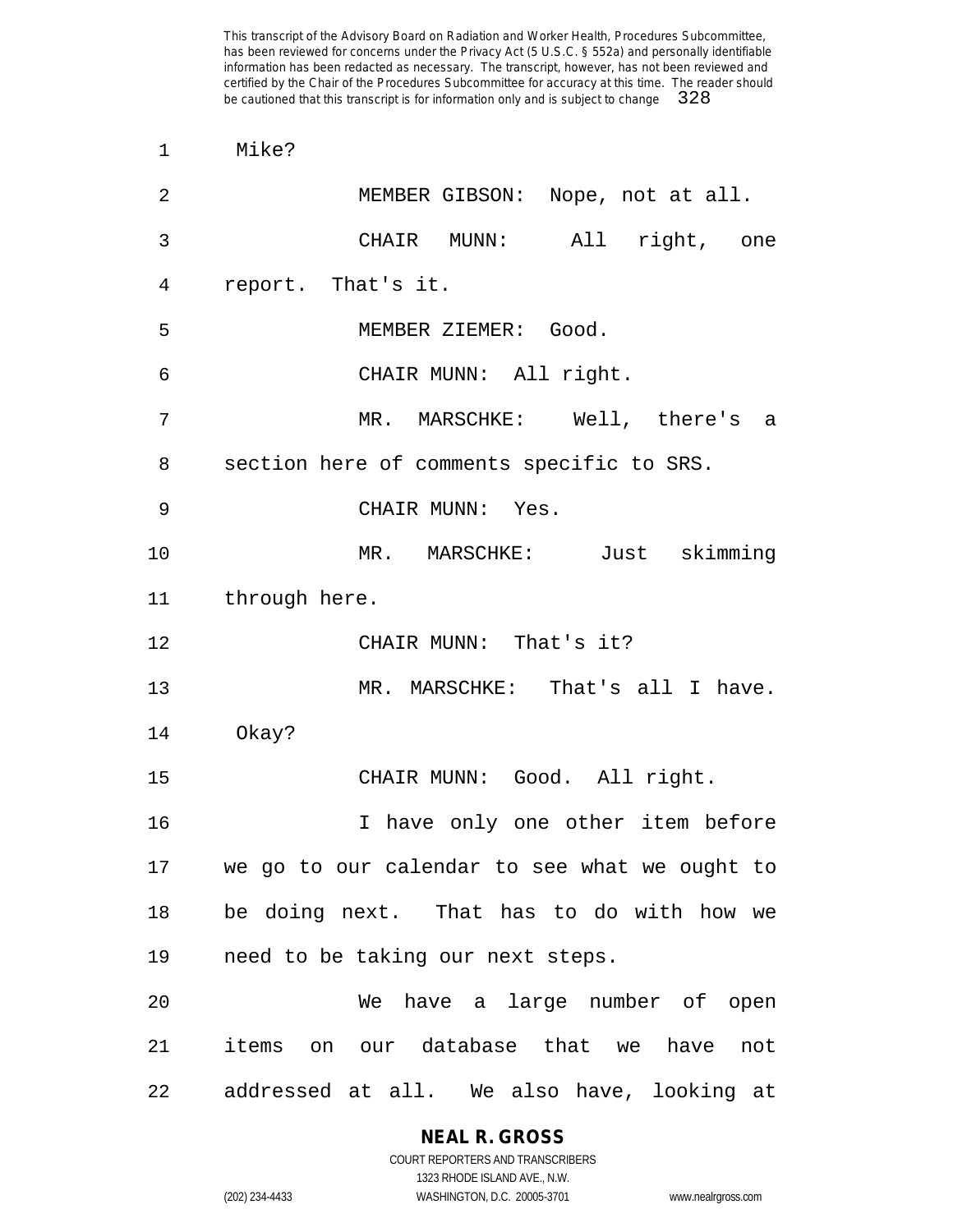Mike?

MEMBER GIBSON: Nope, not at all.

CHAIR MUNN: All right, one report. That's it.

MEMBER ZIEMER: Good.

CHAIR MUNN: All right.

MR. MARSCHKE: Well, there's a section here of comments specific to SRS.

CHAIR MUNN: Yes.

MR. MARSCHKE: Just skimming through here.

CHAIR MUNN: That's it?

MR. MARSCHKE: That's all I have. Okay?

CHAIR MUNN: Good. All right.

I have only one other item before we go to our calendar to see what we ought to be doing next. That has to do with how we need to be taking our next steps.

We have a large number of open items on our database that we have not addressed at all. We also have, looking at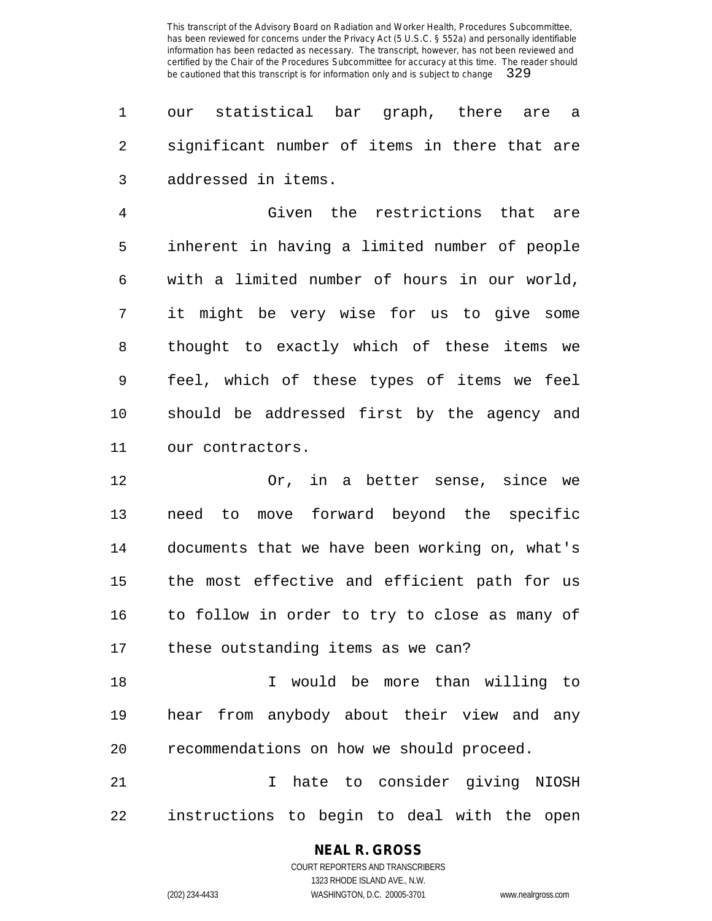our statistical bar graph, there are a significant number of items in there that are addressed in items.

Given the restrictions that are inherent in having a limited number of people with a limited number of hours in our world, it might be very wise for us to give some thought to exactly which of these items we feel, which of these types of items we feel should be addressed first by the agency and our contractors.

Or, in a better sense, since we need to move forward beyond the specific documents that we have been working on, what's the most effective and efficient path for us to follow in order to try to close as many of these outstanding items as we can?

I would be more than willing to hear from anybody about their view and any recommendations on how we should proceed.

I hate to consider giving NIOSH instructions to begin to deal with the open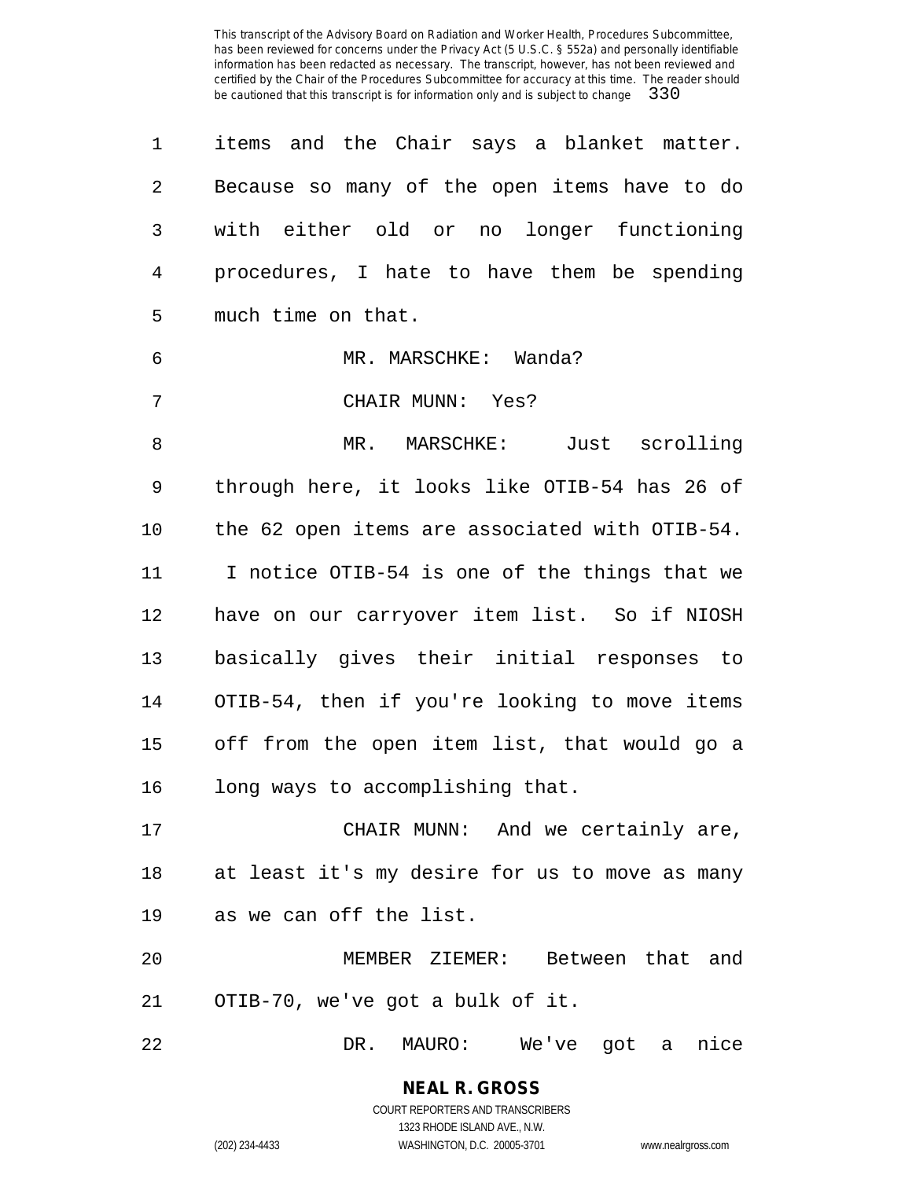items and the Chair says a blanket matter. Because so many of the open items have to do with either old or no longer functioning procedures, I hate to have them be spending much time on that.

MR. MARSCHKE: Wanda?

CHAIR MUNN: Yes?

MR. MARSCHKE: Just scrolling through here, it looks like OTIB-54 has 26 of the 62 open items are associated with OTIB-54. I notice OTIB-54 is one of the things that we have on our carryover item list. So if NIOSH basically gives their initial responses to OTIB-54, then if you're looking to move items off from the open item list, that would go a long ways to accomplishing that.

CHAIR MUNN: And we certainly are, at least it's my desire for us to move as many as we can off the list.

MEMBER ZIEMER: Between that and OTIB-70, we've got a bulk of it.

DR. MAURO: We've got a nice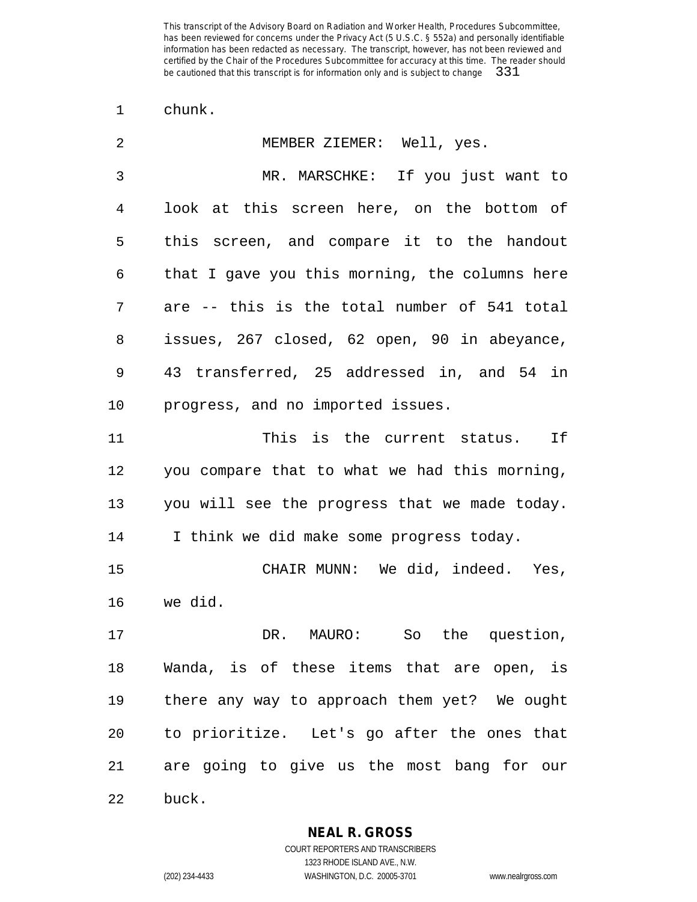chunk.

MEMBER ZIEMER: Well, yes.

MR. MARSCHKE: If you just want to look at this screen here, on the bottom of this screen, and compare it to the handout that I gave you this morning, the columns here are -- this is the total number of 541 total issues, 267 closed, 62 open, 90 in abeyance, 43 transferred, 25 addressed in, and 54 in progress, and no imported issues.

This is the current status. If you compare that to what we had this morning, you will see the progress that we made today. I think we did make some progress today.

CHAIR MUNN: We did, indeed. Yes, we did.

DR. MAURO: So the question, Wanda, is of these items that are open, is there any way to approach them yet? We ought to prioritize. Let's go after the ones that are going to give us the most bang for our buck.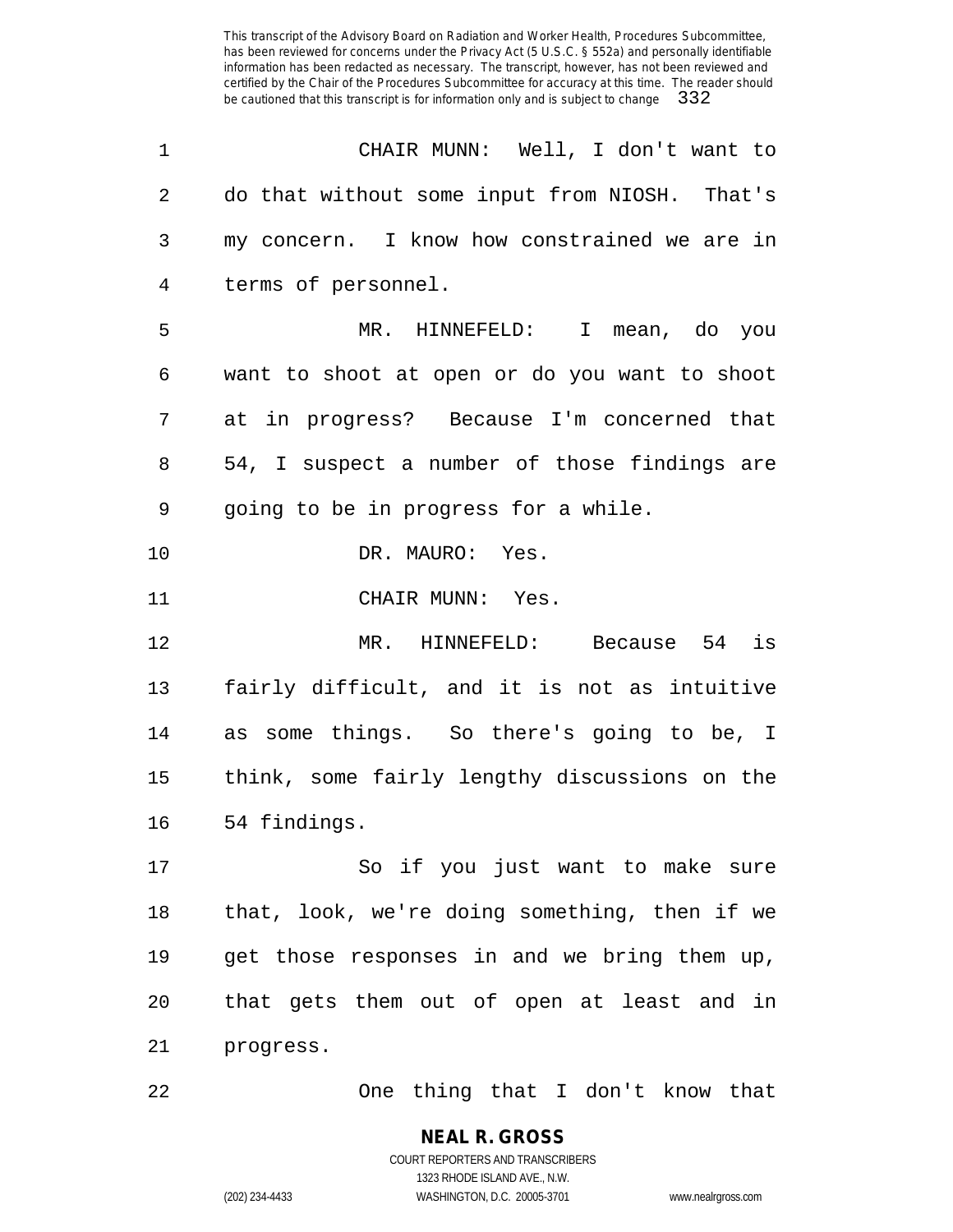CHAIR MUNN: Well, I don't want to do that without some input from NIOSH. That's my concern. I know how constrained we are in terms of personnel.

MR. HINNEFELD: I mean, do you want to shoot at open or do you want to shoot at in progress? Because I'm concerned that 54, I suspect a number of those findings are going to be in progress for a while.

DR. MAURO: Yes.

CHAIR MUNN: Yes.

MR. HINNEFELD: Because 54 is fairly difficult, and it is not as intuitive as some things. So there's going to be, I think, some fairly lengthy discussions on the 54 findings.

So if you just want to make sure that, look, we're doing something, then if we get those responses in and we bring them up, that gets them out of open at least and in progress.

One thing that I don't know that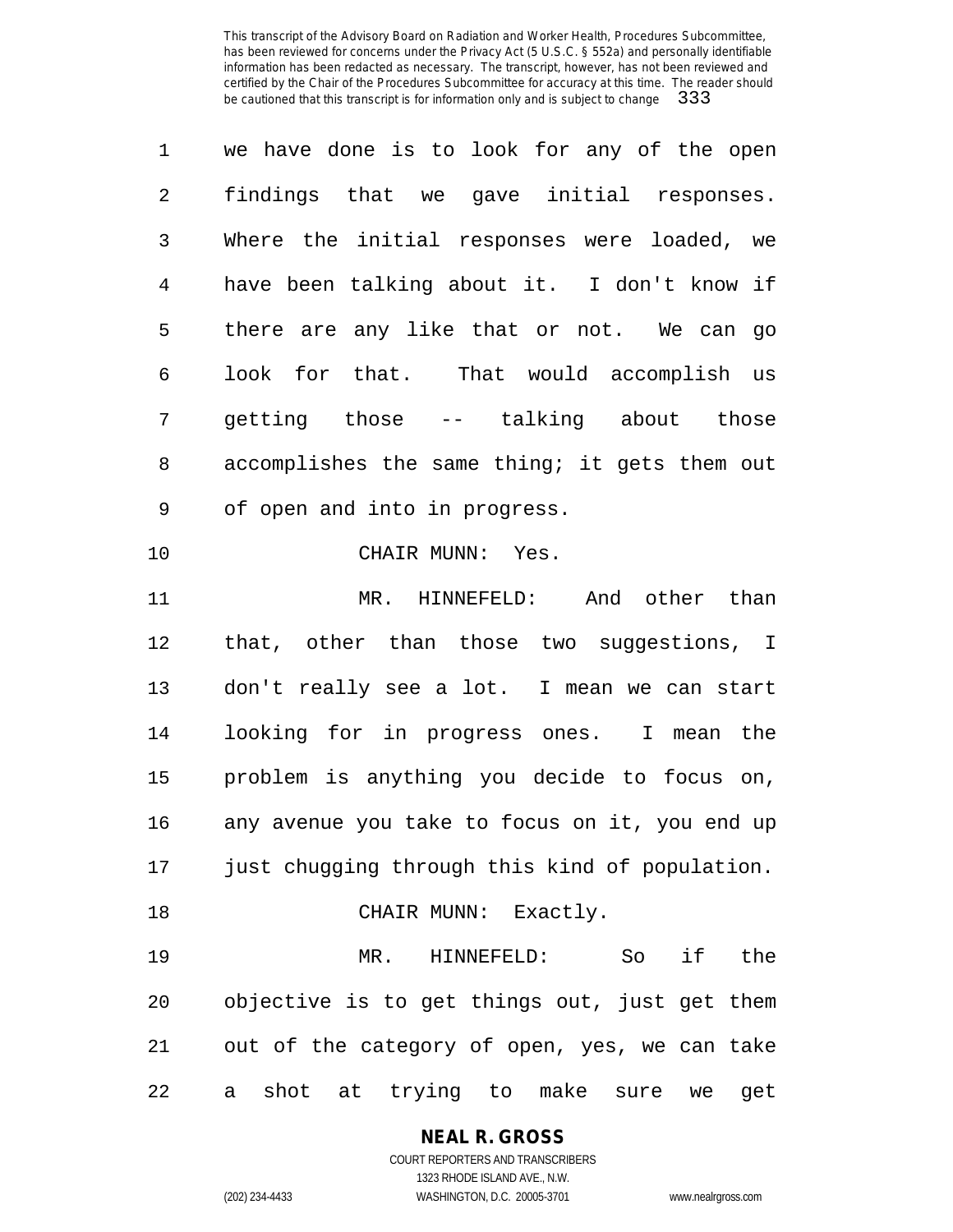we have done is to look for any of the open findings that we gave initial responses. Where the initial responses were loaded, we have been talking about it. I don't know if there are any like that or not. We can go look for that. That would accomplish us getting those -- talking about those accomplishes the same thing; it gets them out of open and into in progress.

CHAIR MUNN: Yes.

MR. HINNEFELD: And other than that, other than those two suggestions, I don't really see a lot. I mean we can start looking for in progress ones. I mean the problem is anything you decide to focus on, any avenue you take to focus on it, you end up just chugging through this kind of population.

CHAIR MUNN: Exactly.

MR. HINNEFELD: So if the objective is to get things out, just get them out of the category of open, yes, we can take a shot at trying to make sure we get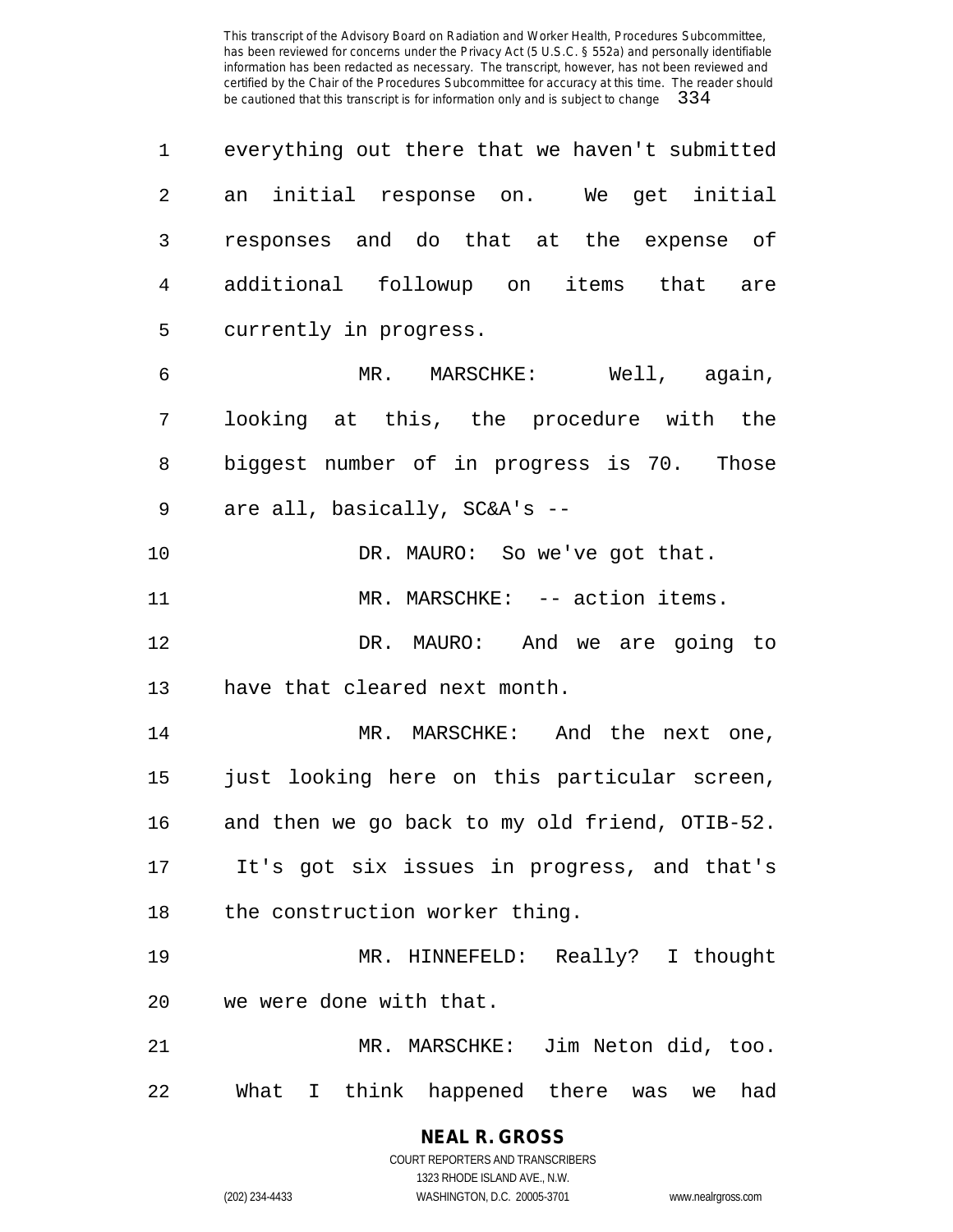everything out there that we haven't submitted an initial response on. We get initial responses and do that at the expense of additional followup on items that are currently in progress.

MR. MARSCHKE: Well, again, looking at this, the procedure with the biggest number of in progress is 70. Those are all, basically, SC&A's --

DR. MAURO: So we've got that.

MR. MARSCHKE: -- action items.

DR. MAURO: And we are going to have that cleared next month.

MR. MARSCHKE: And the next one, just looking here on this particular screen, and then we go back to my old friend, OTIB-52. It's got six issues in progress, and that's the construction worker thing.

MR. HINNEFELD: Really? I thought we were done with that.

MR. MARSCHKE: Jim Neton did, too. What I think happened there was we had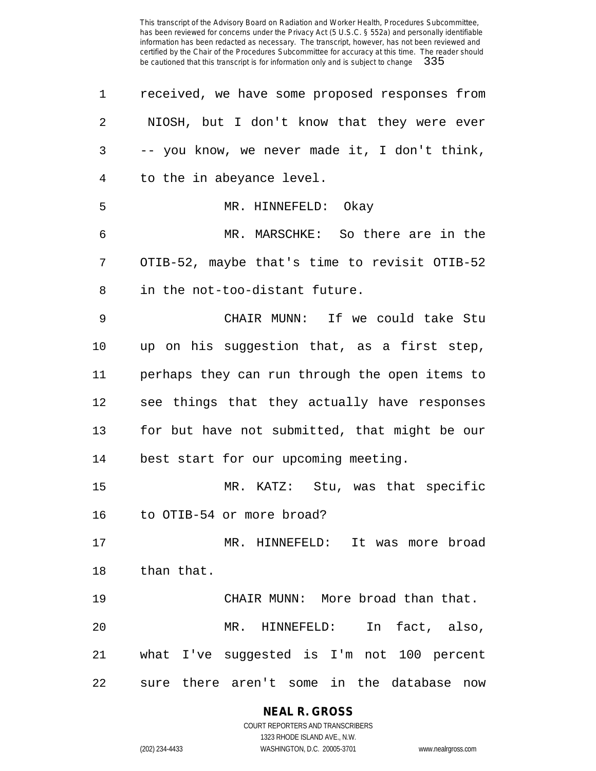received, we have some proposed responses from NIOSH, but I don't know that they were ever -- you know, we never made it, I don't think, to the in abeyance level.

MR. HINNEFELD: Okay

MR. MARSCHKE: So there are in the OTIB-52, maybe that's time to revisit OTIB-52 in the not-too-distant future.

CHAIR MUNN: If we could take Stu up on his suggestion that, as a first step, perhaps they can run through the open items to see things that they actually have responses for but have not submitted, that might be our best start for our upcoming meeting.

MR. KATZ: Stu, was that specific to OTIB-54 or more broad?

MR. HINNEFELD: It was more broad than that.

CHAIR MUNN: More broad than that.

MR. HINNEFELD: In fact, also, what I've suggested is I'm not 100 percent sure there aren't some in the database now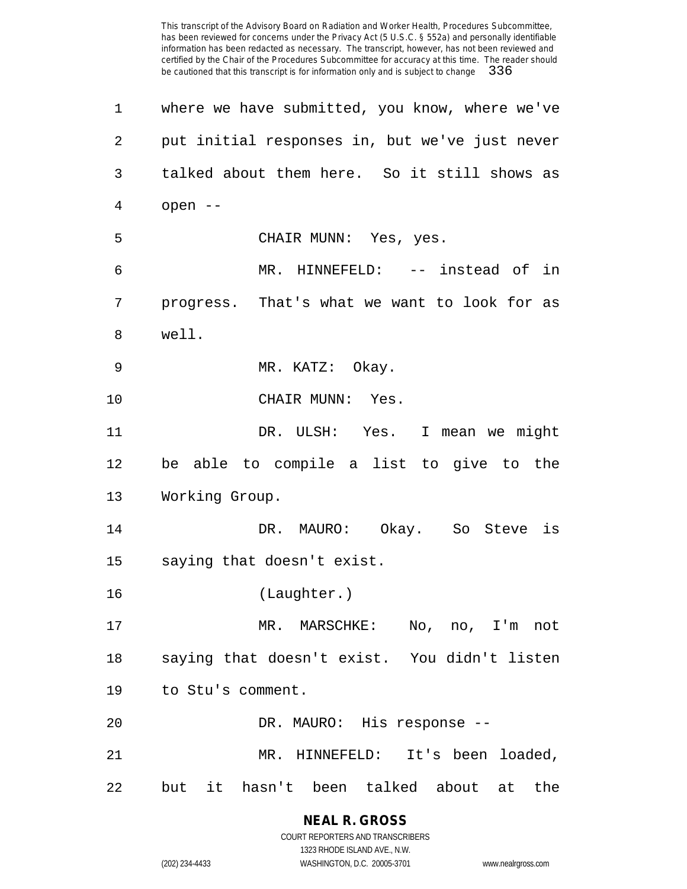where we have submitted, you know, where we've put initial responses in, but we've just never talked about them here. So it still shows as open --

CHAIR MUNN: Yes, yes.

MR. HINNEFELD: -- instead of in progress. That's what we want to look for as well.

MR. KATZ: Okay.

CHAIR MUNN: Yes.

DR. ULSH: Yes. I mean we might be able to compile a list to give to the Working Group.

DR. MAURO: Okay. So Steve is saying that doesn't exist.

(Laughter.)

MR. MARSCHKE: No, no, I'm not saying that doesn't exist. You didn't listen to Stu's comment.

DR. MAURO: His response --

MR. HINNEFELD: It's been loaded, but it hasn't been talked about at the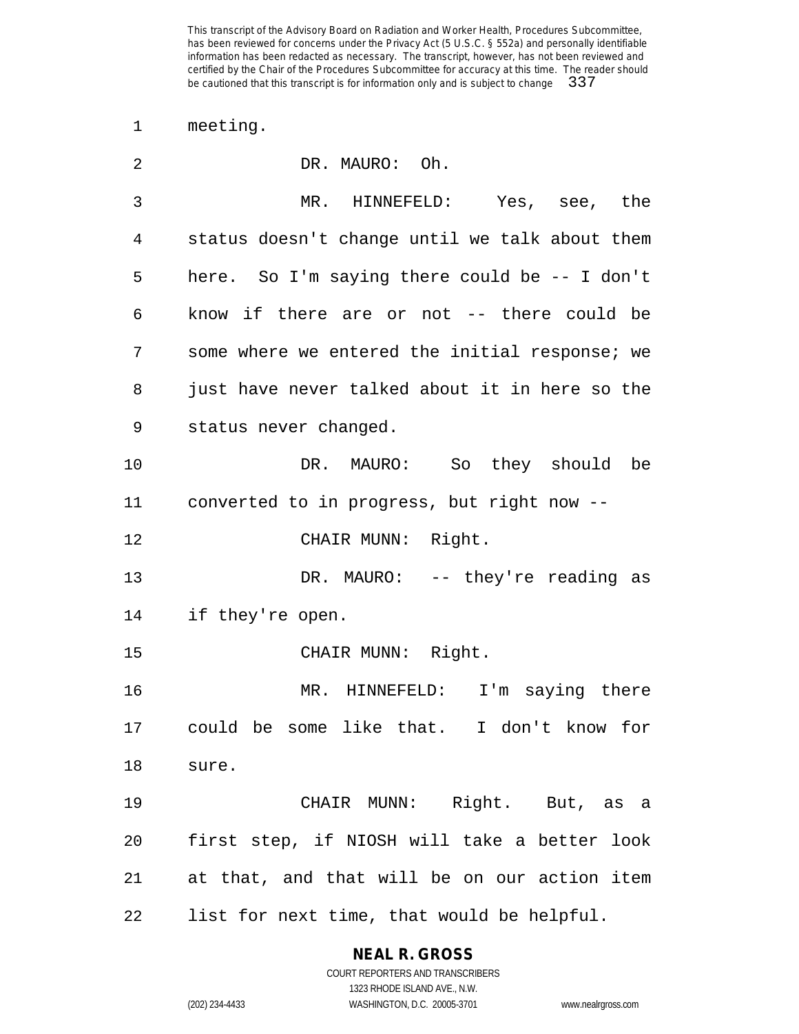meeting.

DR. MAURO: Oh.

MR. HINNEFELD: Yes, see, the status doesn't change until we talk about them here. So I'm saying there could be -- I don't know if there are or not -- there could be some where we entered the initial response; we just have never talked about it in here so the status never changed.

DR. MAURO: So they should be converted to in progress, but right now --

CHAIR MUNN: Right.

DR. MAURO: -- they're reading as if they're open.

CHAIR MUNN: Right.

MR. HINNEFELD: I'm saying there could be some like that. I don't know for sure.

CHAIR MUNN: Right. But, as a first step, if NIOSH will take a better look at that, and that will be on our action item list for next time, that would be helpful.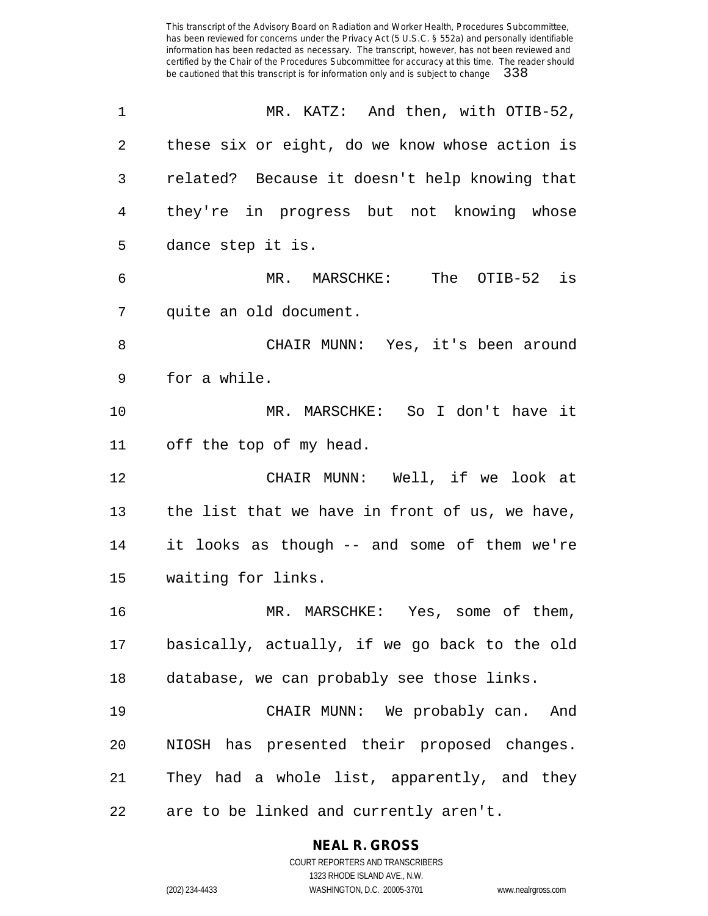MR. KATZ: And then, with OTIB-52, these six or eight, do we know whose action is related? Because it doesn't help knowing that they're in progress but not knowing whose dance step it is.

MR. MARSCHKE: The OTIB-52 is quite an old document.

CHAIR MUNN: Yes, it's been around for a while.

MR. MARSCHKE: So I don't have it off the top of my head.

CHAIR MUNN: Well, if we look at the list that we have in front of us, we have, it looks as though -- and some of them we're waiting for links.

MR. MARSCHKE: Yes, some of them, basically, actually, if we go back to the old database, we can probably see those links.

CHAIR MUNN: We probably can. And NIOSH has presented their proposed changes. They had a whole list, apparently, and they are to be linked and currently aren't.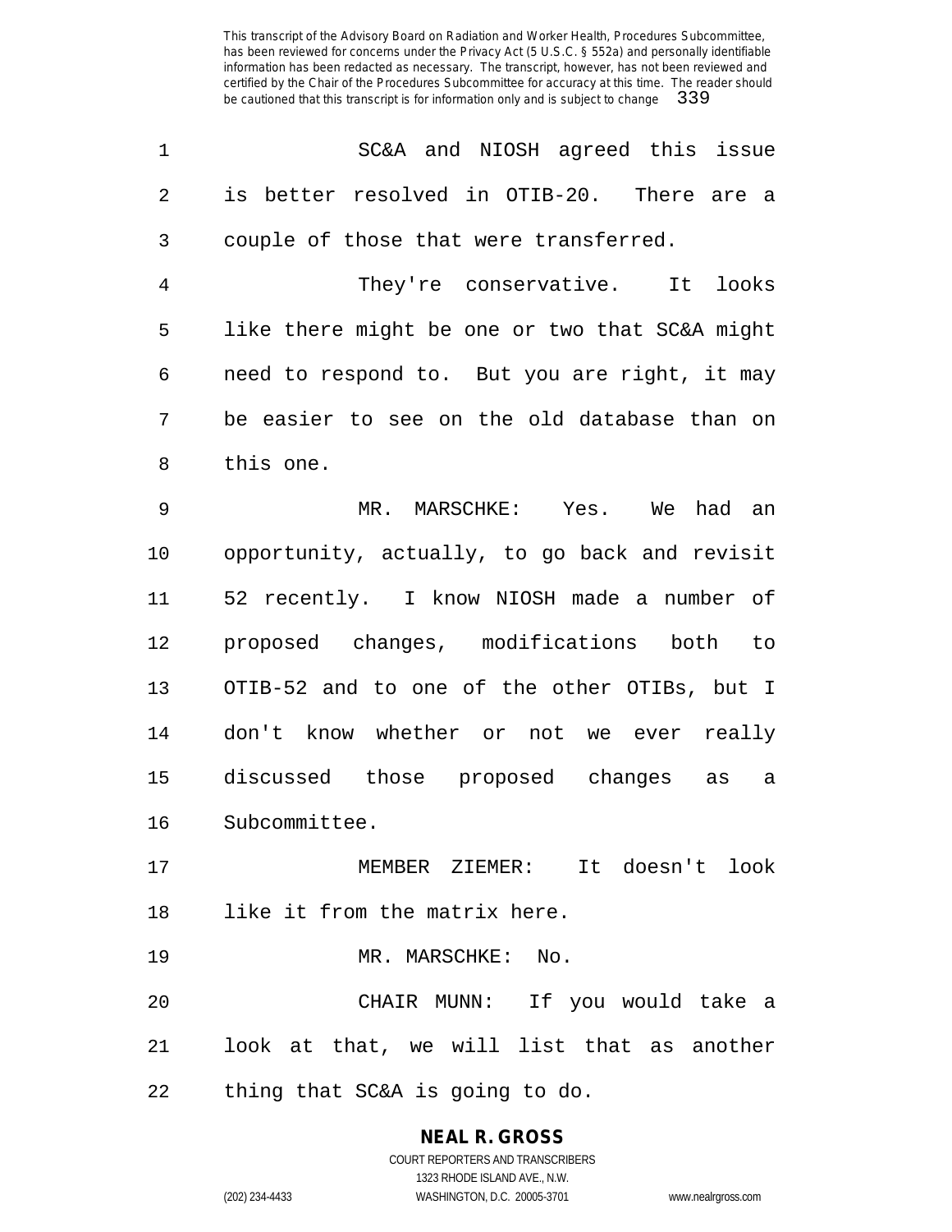SC&A and NIOSH agreed this issue is better resolved in OTIB-20. There are a couple of those that were transferred.

They're conservative. It looks like there might be one or two that SC&A might need to respond to. But you are right, it may be easier to see on the old database than on this one.

MR. MARSCHKE: Yes. We had an opportunity, actually, to go back and revisit 52 recently. I know NIOSH made a number of proposed changes, modifications both to OTIB-52 and to one of the other OTIBs, but I don't know whether or not we ever really discussed those proposed changes as a Subcommittee.

MEMBER ZIEMER: It doesn't look like it from the matrix here.

MR. MARSCHKE: No.

CHAIR MUNN: If you would take a look at that, we will list that as another thing that SC&A is going to do.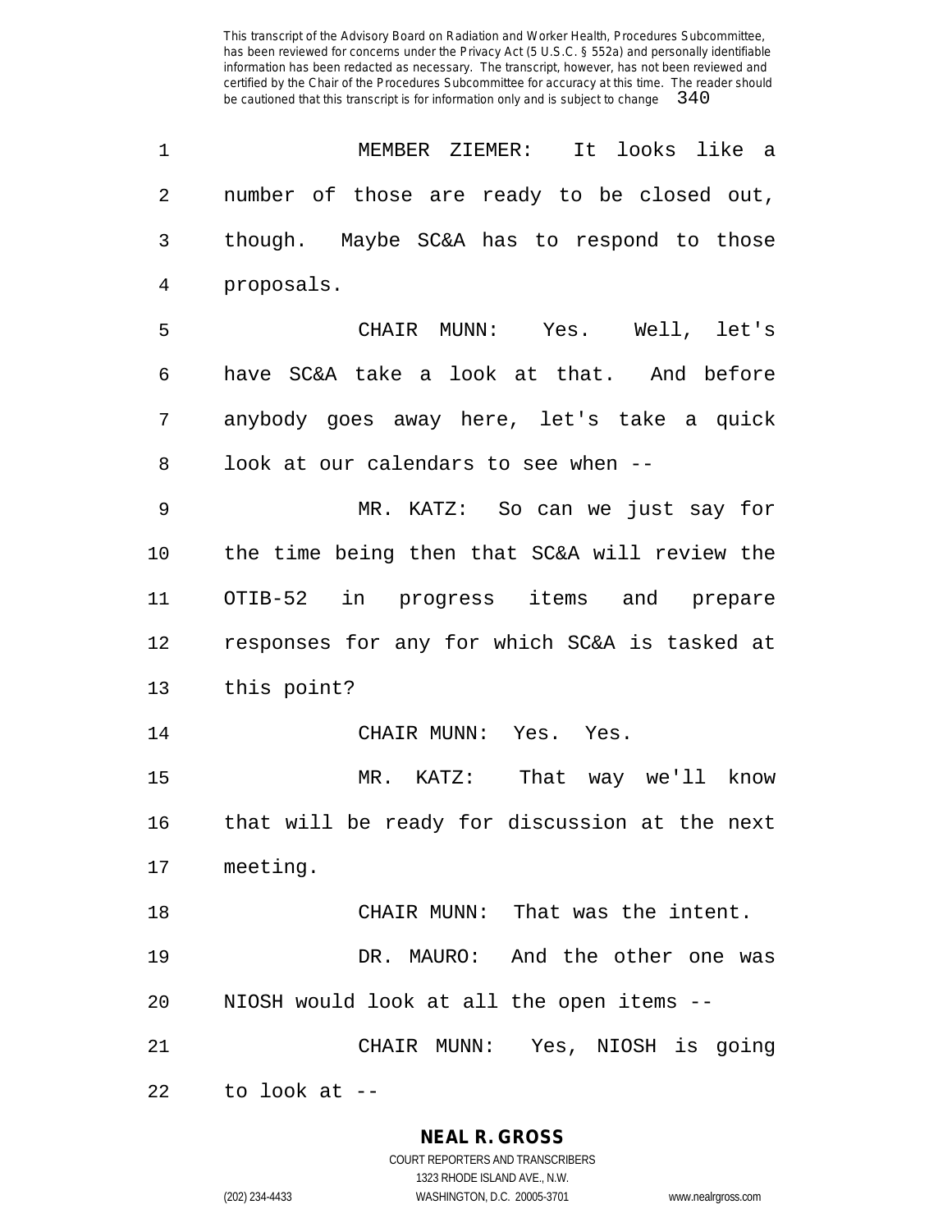MEMBER ZIEMER: It looks like a number of those are ready to be closed out, though. Maybe SC&A has to respond to those proposals.

CHAIR MUNN: Yes. Well, let's have SC&A take a look at that. And before anybody goes away here, let's take a quick look at our calendars to see when --

MR. KATZ: So can we just say for the time being then that SC&A will review the OTIB-52 in progress items and prepare responses for any for which SC&A is tasked at this point?

CHAIR MUNN: Yes. Yes.

MR. KATZ: That way we'll know that will be ready for discussion at the next meeting.

CHAIR MUNN: That was the intent.

DR. MAURO: And the other one was NIOSH would look at all the open items --

CHAIR MUNN: Yes, NIOSH is going to look at --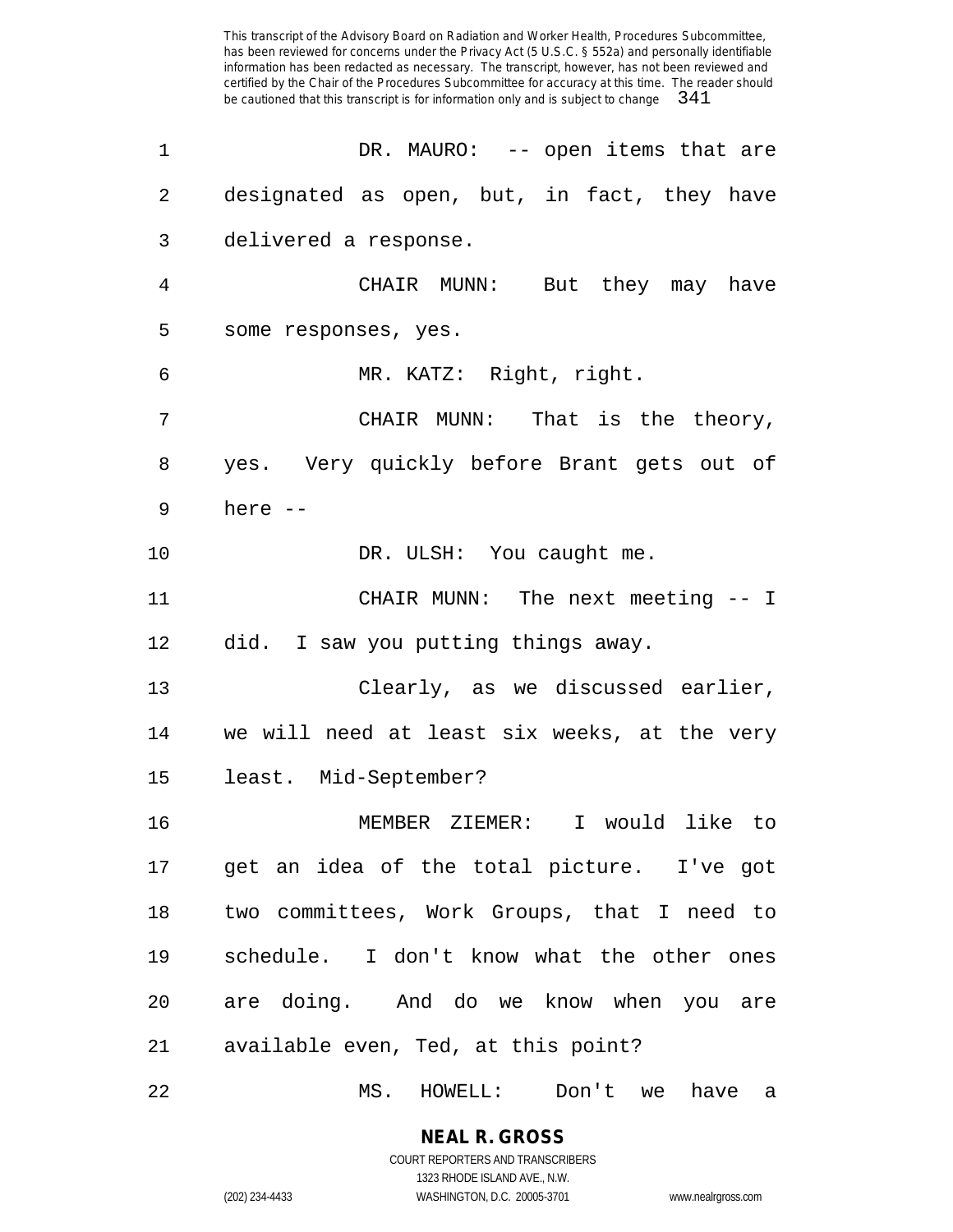DR. MAURO: -- open items that are designated as open, but, in fact, they have delivered a response.

CHAIR MUNN: But they may have some responses, yes.

MR. KATZ: Right, right.

CHAIR MUNN: That is the theory, yes. Very quickly before Brant gets out of here --

DR. ULSH: You caught me.

CHAIR MUNN: The next meeting -- I did. I saw you putting things away.

Clearly, as we discussed earlier, we will need at least six weeks, at the very least. Mid-September?

MEMBER ZIEMER: I would like to get an idea of the total picture. I've got two committees, Work Groups, that I need to schedule. I don't know what the other ones are doing. And do we know when you are available even, Ted, at this point?

MS. HOWELL: Don't we have a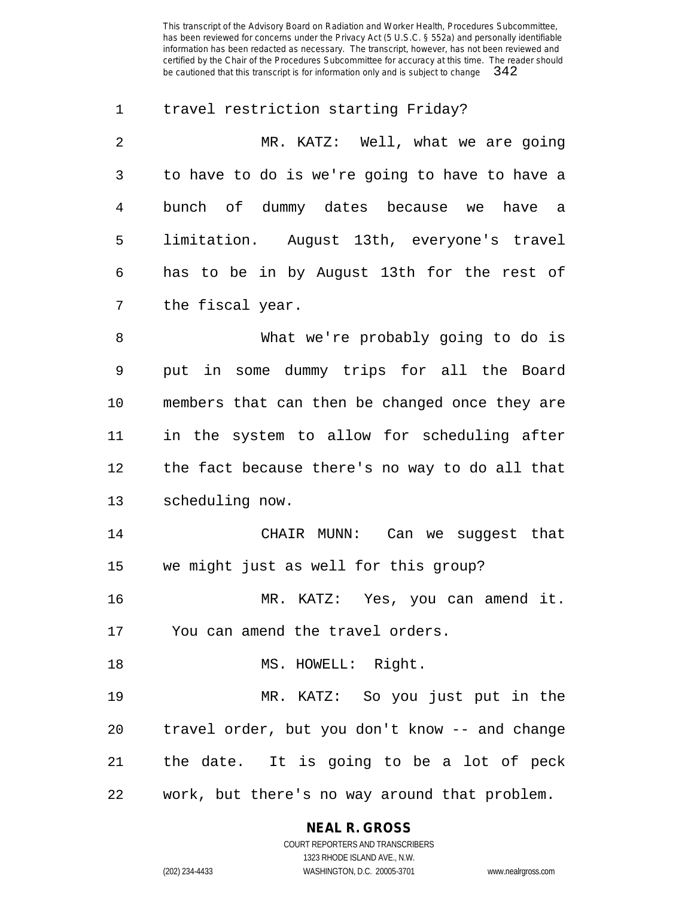travel restriction starting Friday?

MR. KATZ: Well, what we are going to have to do is we're going to have to have a bunch of dummy dates because we have a limitation. August 13th, everyone's travel has to be in by August 13th for the rest of the fiscal year.

What we're probably going to do is put in some dummy trips for all the Board members that can then be changed once they are in the system to allow for scheduling after the fact because there's no way to do all that scheduling now.

CHAIR MUNN: Can we suggest that we might just as well for this group?

MR. KATZ: Yes, you can amend it. You can amend the travel orders.

MS. HOWELL: Right.

MR. KATZ: So you just put in the travel order, but you don't know -- and change the date. It is going to be a lot of peck work, but there's no way around that problem.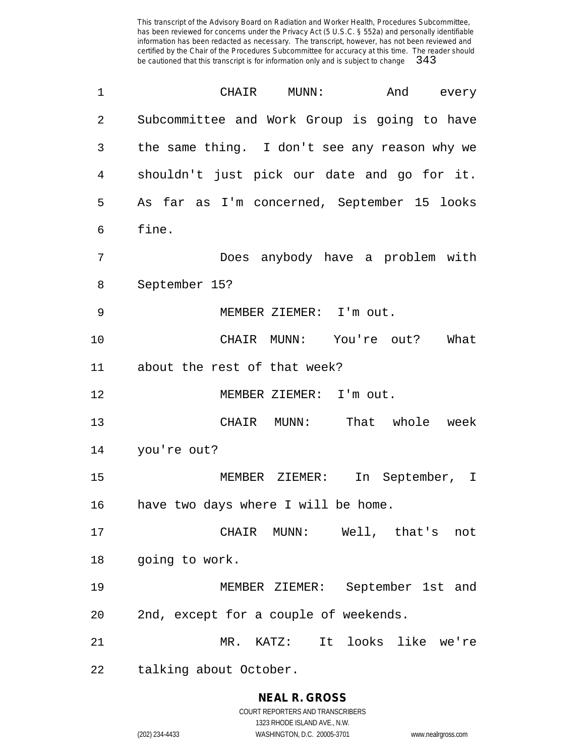CHAIR MUNN: And every Subcommittee and Work Group is going to have the same thing. I don't see any reason why we shouldn't just pick our date and go for it. As far as I'm concerned, September 15 looks fine.

Does anybody have a problem with September 15?

MEMBER ZIEMER: I'm out.

CHAIR MUNN: You're out? What about the rest of that week?

MEMBER ZIEMER: I'm out.

CHAIR MUNN: That whole week you're out?

MEMBER ZIEMER: In September, I have two days where I will be home.

CHAIR MUNN: Well, that's not going to work.

MEMBER ZIEMER: September 1st and 2nd, except for a couple of weekends.

MR. KATZ: It looks like we're talking about October.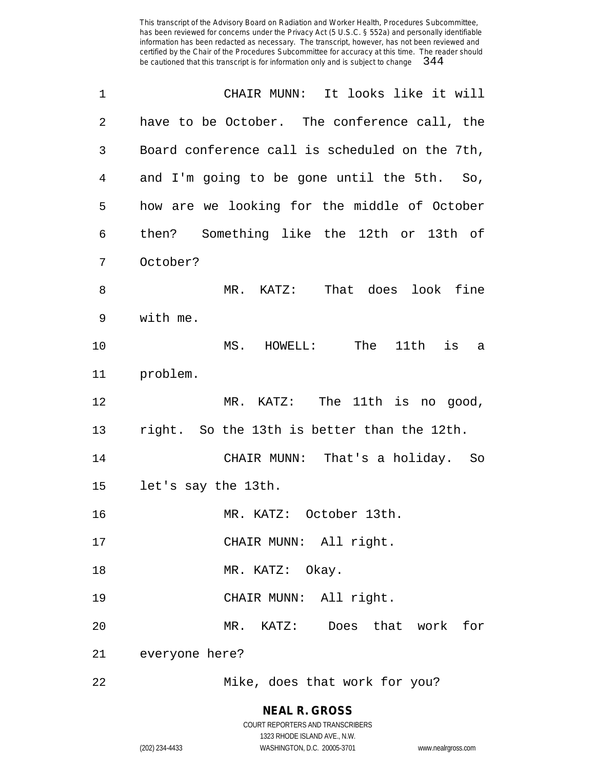CHAIR MUNN: It looks like it will have to be October. The conference call, the Board conference call is scheduled on the 7th, and I'm going to be gone until the 5th. So, how are we looking for the middle of October then? Something like the 12th or 13th of October?

MR. KATZ: That does look fine with me.

MS. HOWELL: The 11th is a problem.

MR. KATZ: The 11th is no good, right. So the 13th is better than the 12th.

CHAIR MUNN: That's a holiday. So let's say the 13th.

MR. KATZ: October 13th.

CHAIR MUNN: All right.

MR. KATZ: Okay.

CHAIR MUNN: All right.

MR. KATZ: Does that work for everyone here?

Mike, does that work for you?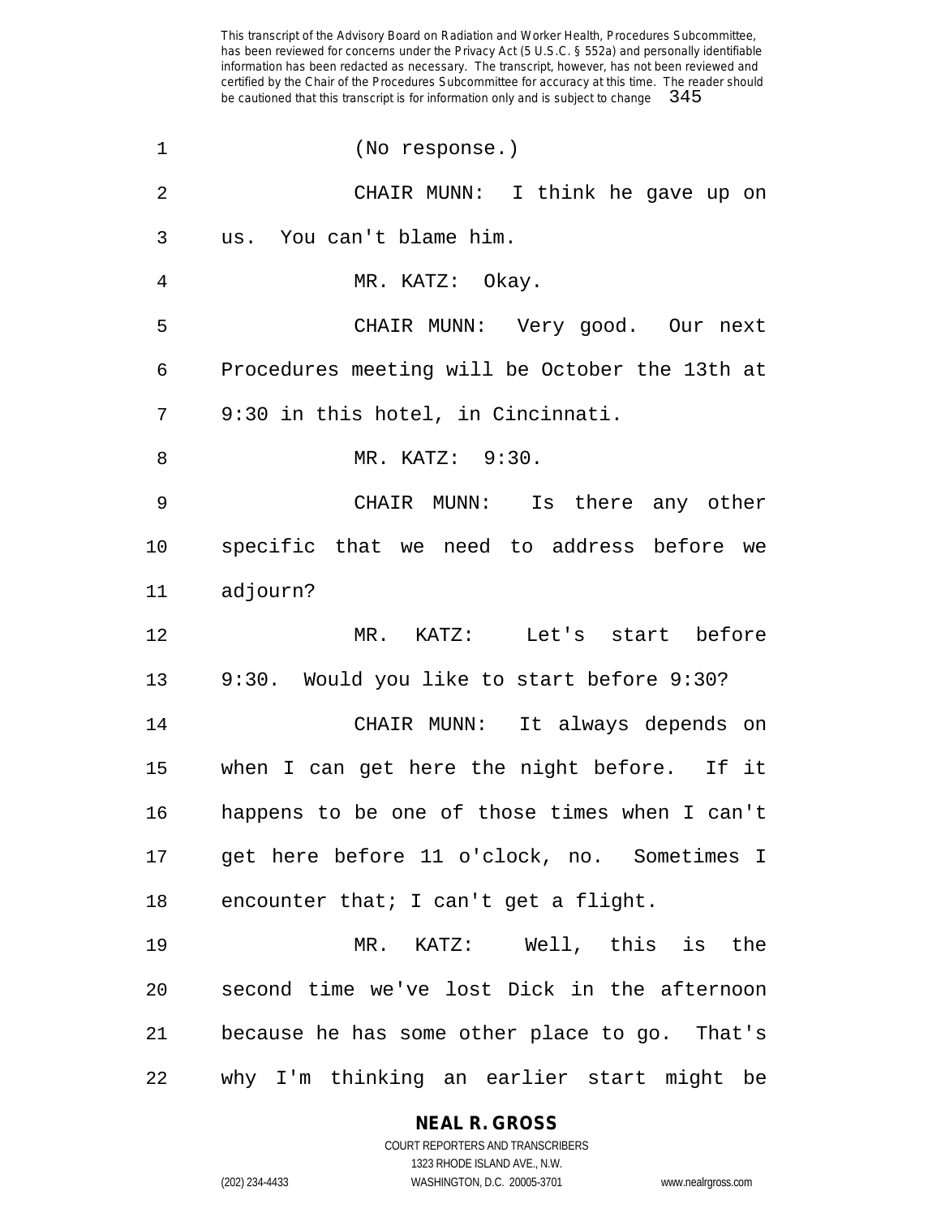(No response.)

CHAIR MUNN: I think he gave up on us. You can't blame him.

MR. KATZ: Okay.

CHAIR MUNN: Very good. Our next Procedures meeting will be October the 13th at 9:30 in this hotel, in Cincinnati.

MR. KATZ: 9:30.

CHAIR MUNN: Is there any other specific that we need to address before we adjourn?

MR. KATZ: Let's start before 9:30. Would you like to start before 9:30?

CHAIR MUNN: It always depends on when I can get here the night before. If it happens to be one of those times when I can't get here before 11 o'clock, no. Sometimes I encounter that; I can't get a flight.

MR. KATZ: Well, this is the second time we've lost Dick in the afternoon because he has some other place to go. That's why I'm thinking an earlier start might be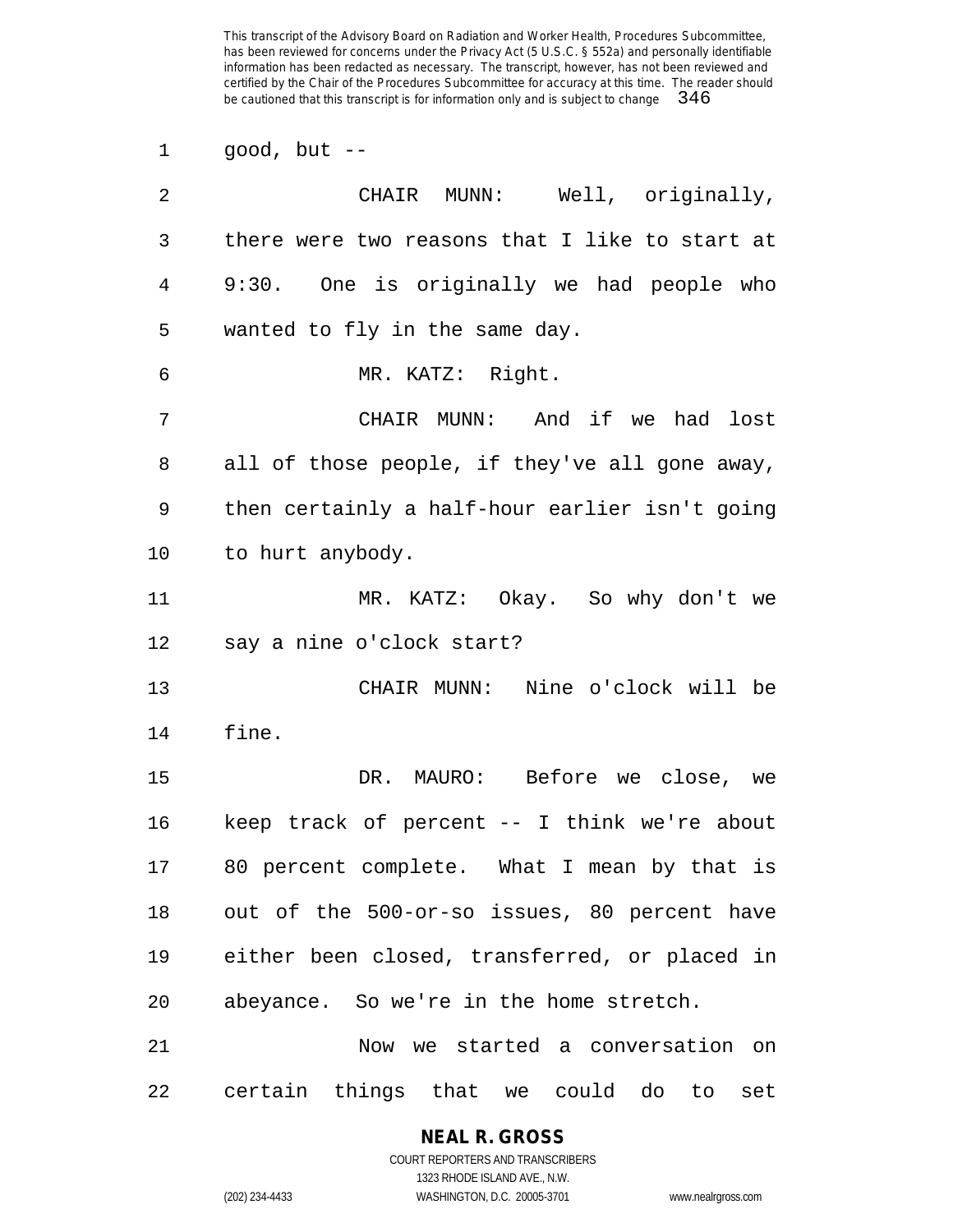good, but --

CHAIR MUNN: Well, originally, there were two reasons that I like to start at 9:30. One is originally we had people who wanted to fly in the same day.

MR. KATZ: Right.

CHAIR MUNN: And if we had lost all of those people, if they've all gone away, then certainly a half-hour earlier isn't going to hurt anybody.

MR. KATZ: Okay. So why don't we say a nine o'clock start?

CHAIR MUNN: Nine o'clock will be fine.

DR. MAURO: Before we close, we keep track of percent -- I think we're about 80 percent complete. What I mean by that is out of the 500-or-so issues, 80 percent have either been closed, transferred, or placed in abeyance. So we're in the home stretch.

Now we started a conversation on certain things that we could do to set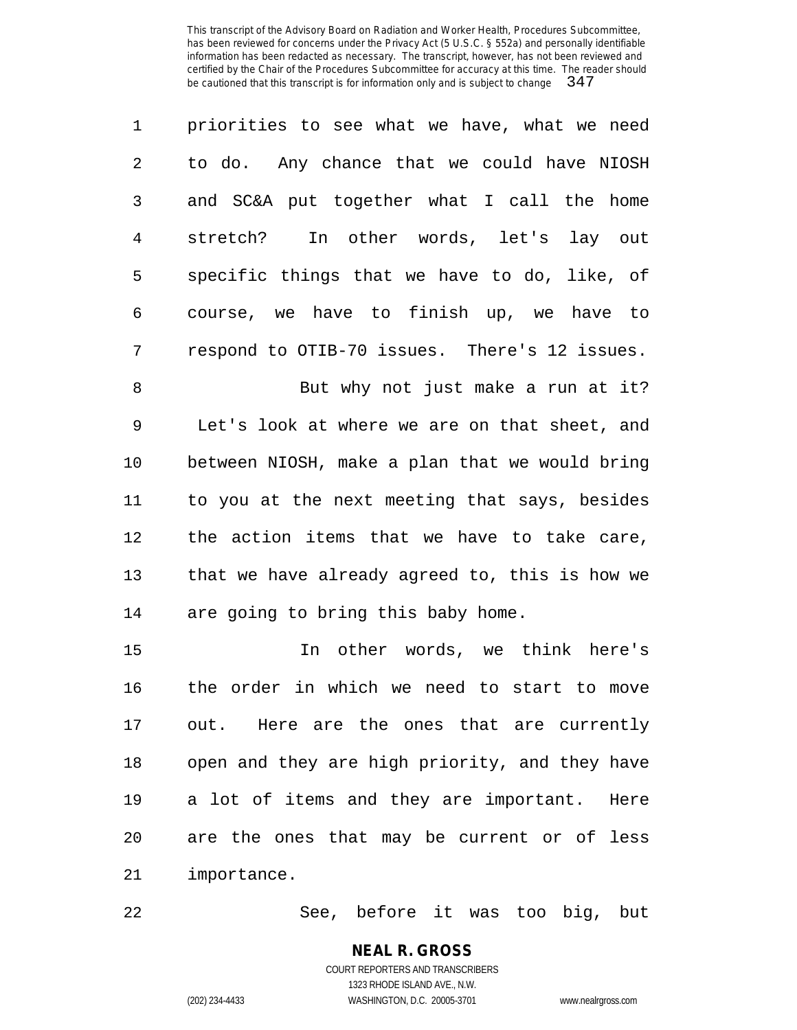priorities to see what we have, what we need to do. Any chance that we could have NIOSH and SC&A put together what I call the home stretch? In other words, let's lay out specific things that we have to do, like, of course, we have to finish up, we have to respond to OTIB-70 issues. There's 12 issues.

But why not just make a run at it? Let's look at where we are on that sheet, and between NIOSH, make a plan that we would bring to you at the next meeting that says, besides the action items that we have to take care, that we have already agreed to, this is how we are going to bring this baby home.

In other words, we think here's the order in which we need to start to move out. Here are the ones that are currently open and they are high priority, and they have a lot of items and they are important. Here are the ones that may be current or of less importance.

See, before it was too big, but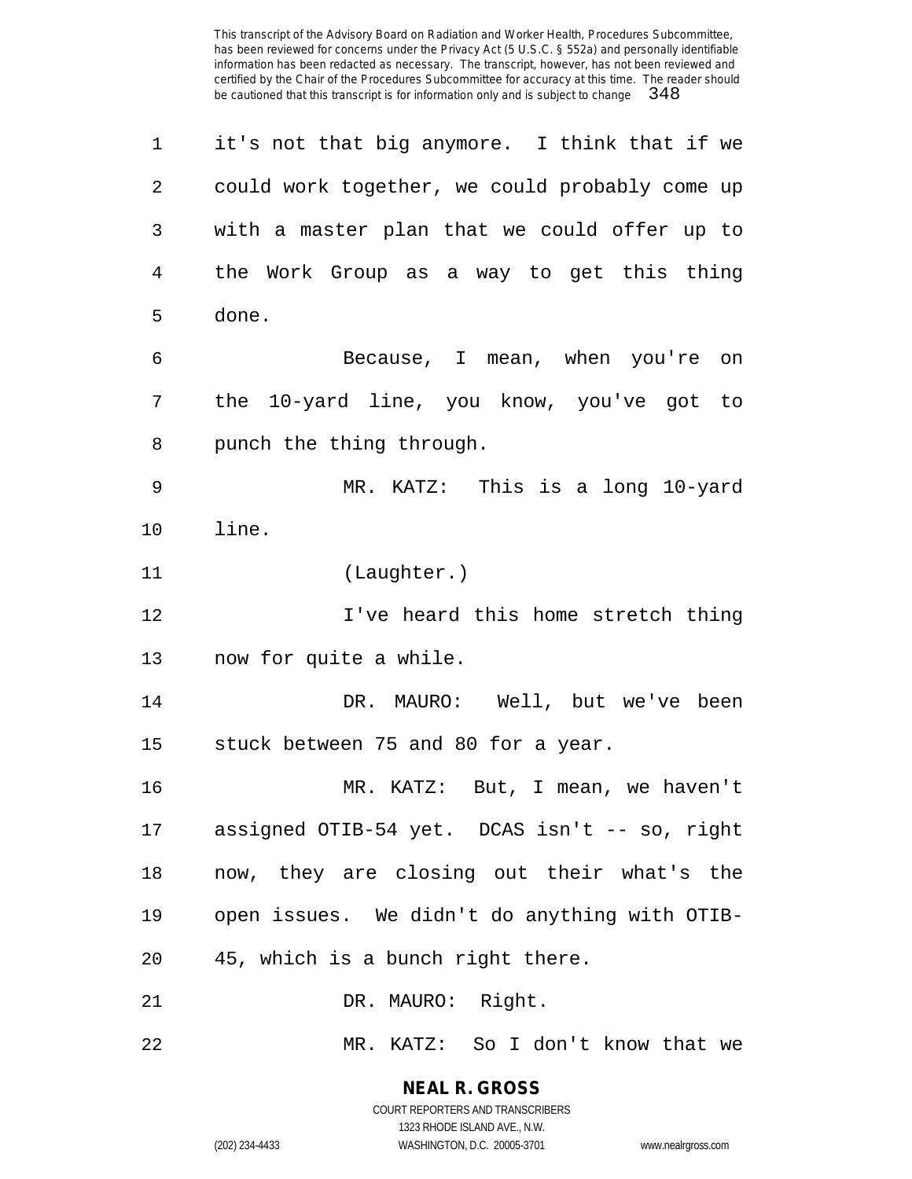it's not that big anymore. I think that if we could work together, we could probably come up with a master plan that we could offer up to the Work Group as a way to get this thing done.

Because, I mean, when you're on the 10-yard line, you know, you've got to punch the thing through.

MR. KATZ: This is a long 10-yard line.

(Laughter.)

I've heard this home stretch thing now for quite a while.

DR. MAURO: Well, but we've been stuck between 75 and 80 for a year.

MR. KATZ: But, I mean, we haven't assigned OTIB-54 yet. DCAS isn't -- so, right now, they are closing out their what's the open issues. We didn't do anything with OTIB-45, which is a bunch right there.

DR. MAURO: Right.

MR. KATZ: So I don't know that we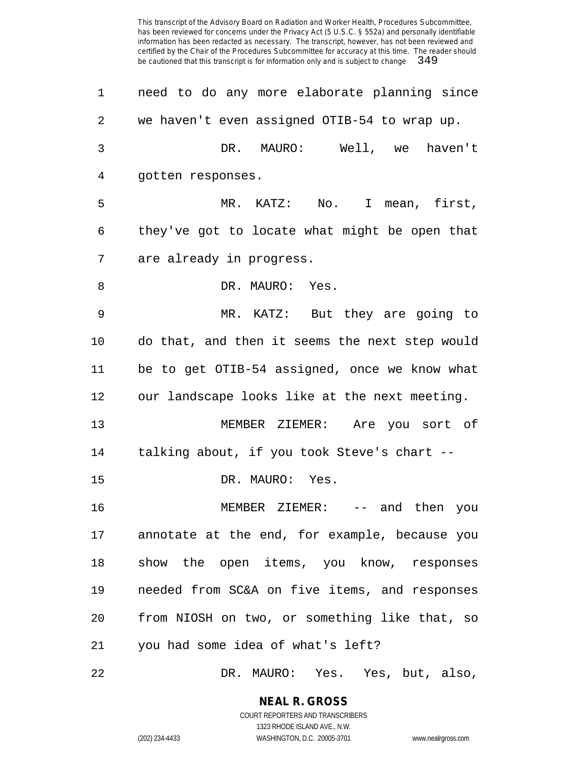need to do any more elaborate planning since we haven't even assigned OTIB-54 to wrap up.

DR. MAURO: Well, we haven't gotten responses.

MR. KATZ: No. I mean, first, they've got to locate what might be open that are already in progress.

DR. MAURO: Yes.

MR. KATZ: But they are going to do that, and then it seems the next step would be to get OTIB-54 assigned, once we know what our landscape looks like at the next meeting.

MEMBER ZIEMER: Are you sort of talking about, if you took Steve's chart --

DR. MAURO: Yes.

MEMBER ZIEMER: -- and then you annotate at the end, for example, because you show the open items, you know, responses needed from SC&A on five items, and responses from NIOSH on two, or something like that, so you had some idea of what's left?

DR. MAURO: Yes. Yes, but, also,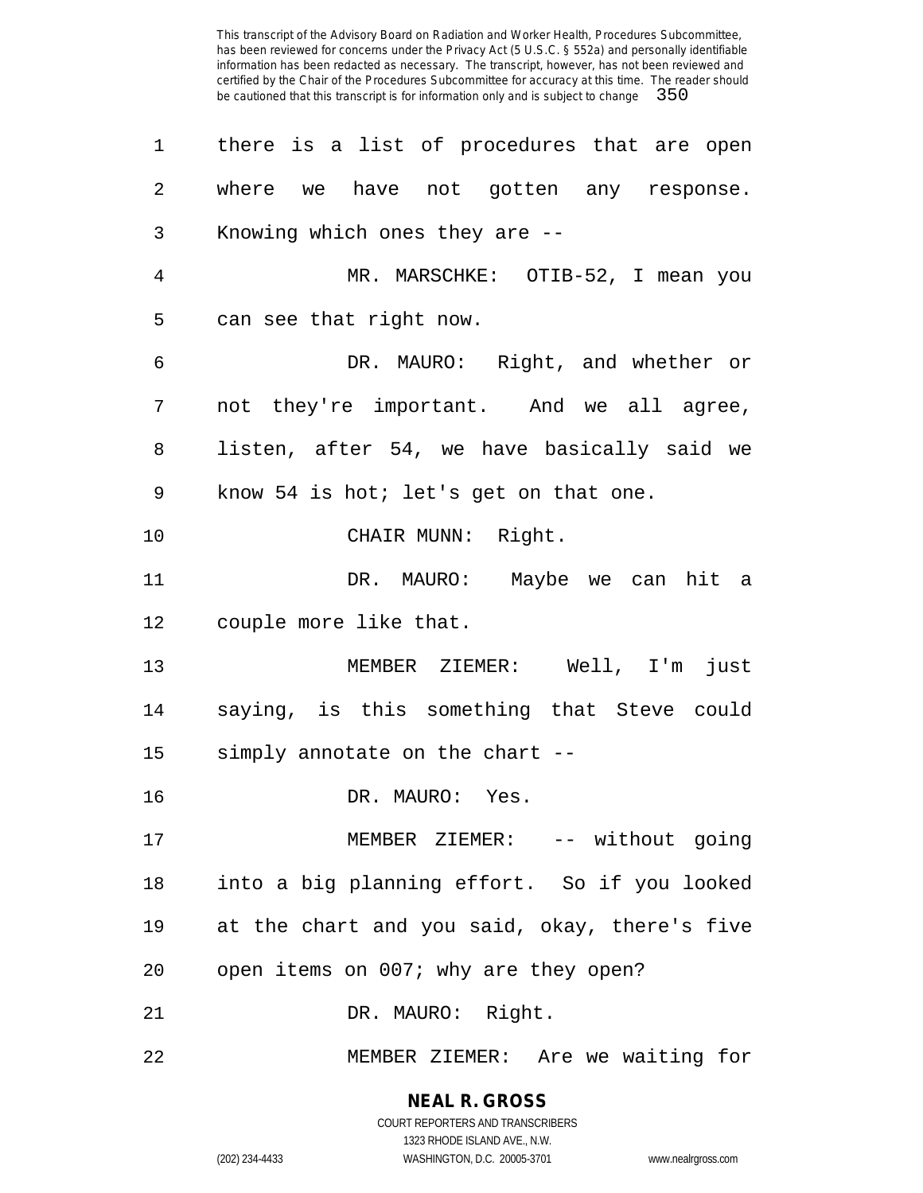there is a list of procedures that are open where we have not gotten any response. Knowing which ones they are --

MR. MARSCHKE: OTIB-52, I mean you can see that right now.

DR. MAURO: Right, and whether or not they're important. And we all agree, listen, after 54, we have basically said we know 54 is hot; let's get on that one.

CHAIR MUNN: Right.

DR. MAURO: Maybe we can hit a couple more like that.

MEMBER ZIEMER: Well, I'm just saying, is this something that Steve could simply annotate on the chart --

DR. MAURO: Yes.

MEMBER ZIEMER: -- without going into a big planning effort. So if you looked at the chart and you said, okay, there's five open items on 007; why are they open?

DR. MAURO: Right.

MEMBER ZIEMER: Are we waiting for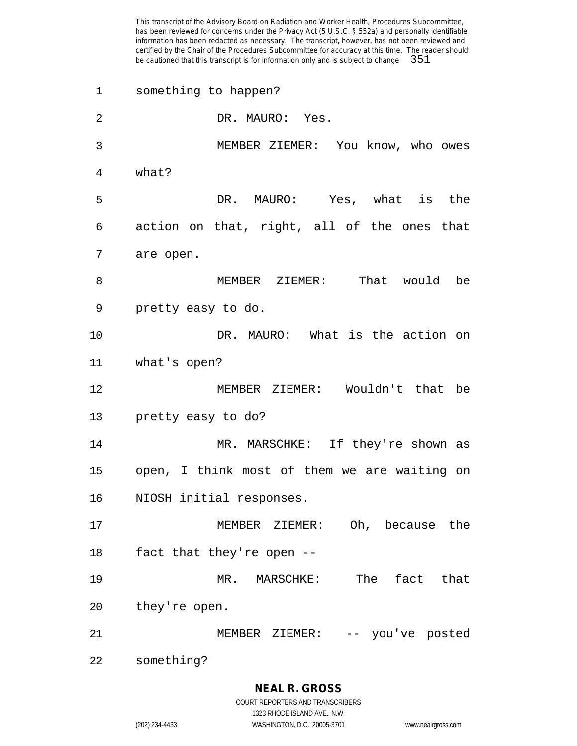something to happen?

DR. MAURO: Yes.

MEMBER ZIEMER: You know, who owes what?

DR. MAURO: Yes, what is the action on that, right, all of the ones that are open.

MEMBER ZIEMER: That would be pretty easy to do.

DR. MAURO: What is the action on what's open?

MEMBER ZIEMER: Wouldn't that be pretty easy to do?

MR. MARSCHKE: If they're shown as open, I think most of them we are waiting on NIOSH initial responses.

MEMBER ZIEMER: Oh, because the fact that they're open --

MR. MARSCHKE: The fact that they're open.

MEMBER ZIEMER: -- you've posted something?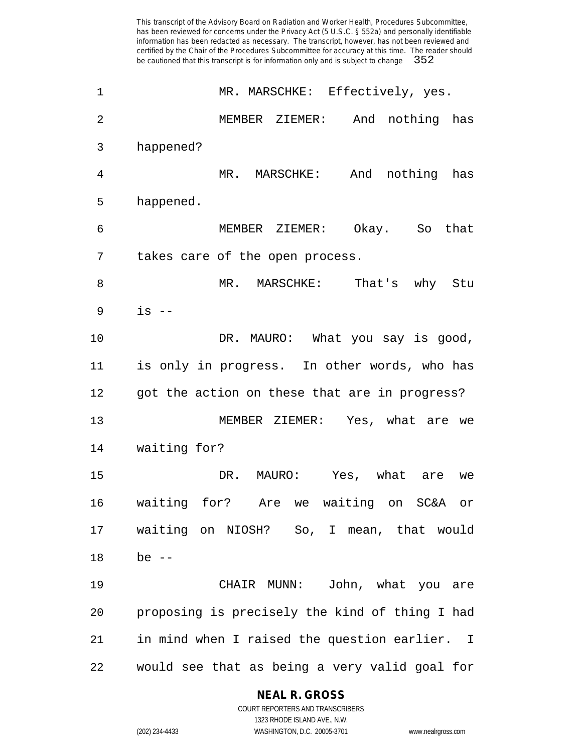MR. MARSCHKE: Effectively, yes.

MEMBER ZIEMER: And nothing has happened?

MR. MARSCHKE: And nothing has happened.

MEMBER ZIEMER: Okay. So that takes care of the open process.

MR. MARSCHKE: That's why Stu is --

DR. MAURO: What you say is good, is only in progress. In other words, who has got the action on these that are in progress?

MEMBER ZIEMER: Yes, what are we waiting for?

DR. MAURO: Yes, what are we waiting for? Are we waiting on SC&A or waiting on NIOSH? So, I mean, that would be --

CHAIR MUNN: John, what you are proposing is precisely the kind of thing I had in mind when I raised the question earlier. I would see that as being a very valid goal for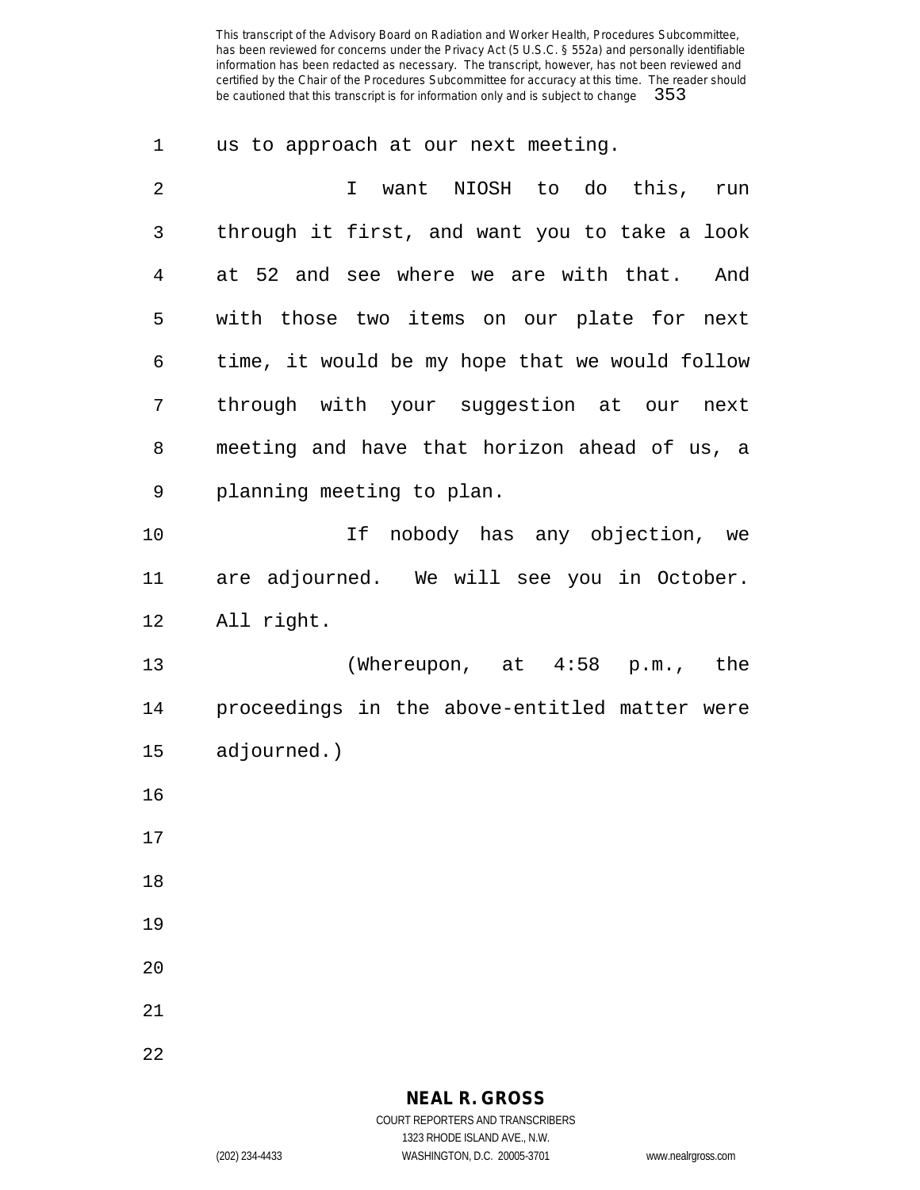us to approach at our next meeting.

I want NIOSH to do this, run through it first, and want you to take a look at 52 and see where we are with that. And with those two items on our plate for next time, it would be my hope that we would follow through with your suggestion at our next meeting and have that horizon ahead of us, a planning meeting to plan.

If nobody has any objection, we are adjourned. We will see you in October. All right.

(Whereupon, at 4:58 p.m., the proceedings in the above-entitled matter were adjourned.)